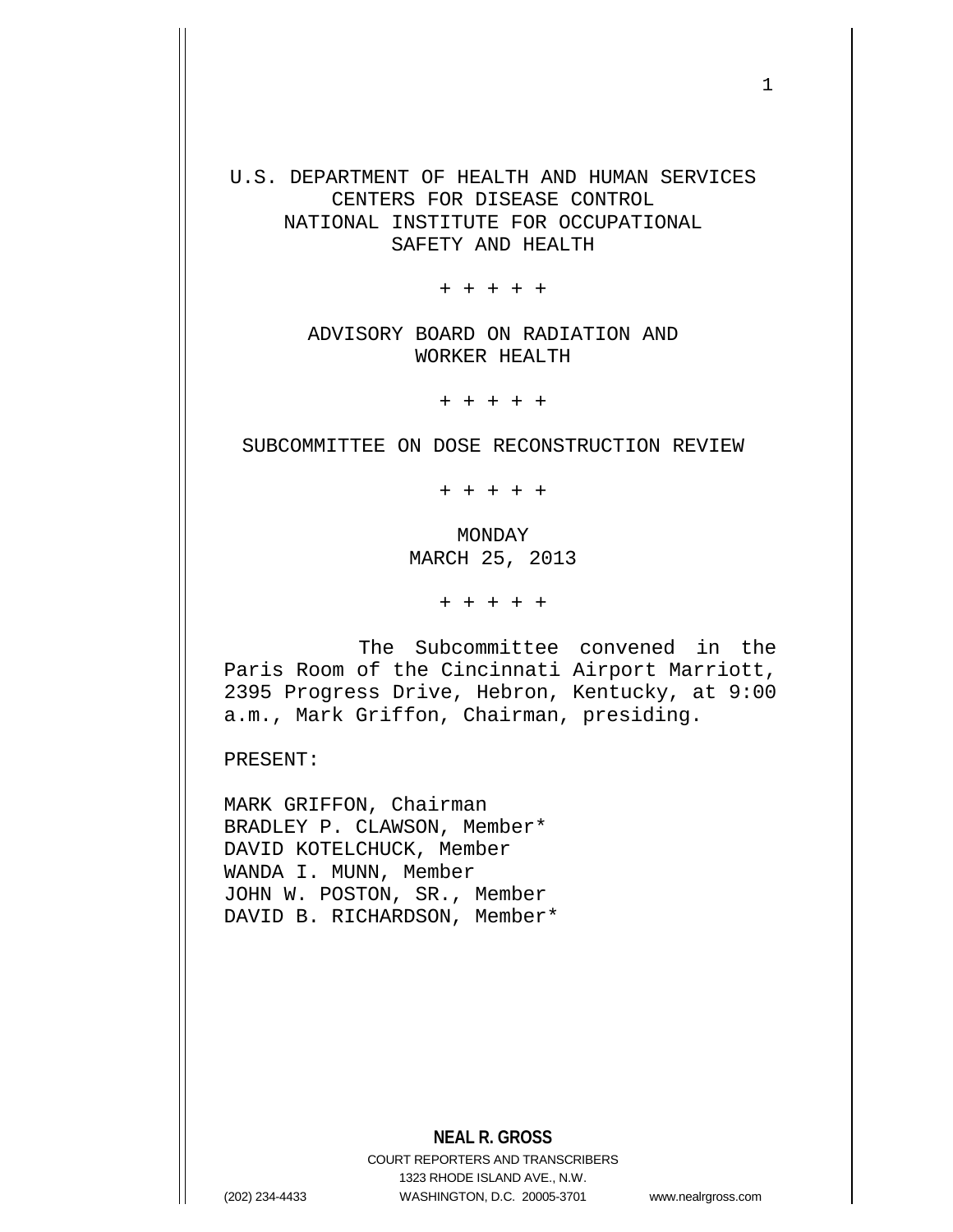U.S. DEPARTMENT OF HEALTH AND HUMAN SERVICES
CENTERS FOR DISEASE CONTROL
NATIONAL INSTITUTE FOR OCCUPATIONAL
SAFETY AND HEALTH

\+ + + + +

ADVISORY BOARD ON RADIATION AND
WORKER HEALTH

\+ + + + +

SUBCOMMITTEE ON DOSE RECONSTRUCTION REVIEW

\+ + + + +

MONDAY
MARCH 25, 2013

\+ + + + +

The Subcommittee convened in the Paris Room of the Cincinnati Airport Marriott, 2395 Progress Drive, Hebron, Kentucky, at 9:00 a.m., Mark Griffon, Chairman, presiding.

PRESENT:

MARK GRIFFON, Chairman
BRADLEY P. CLAWSON, Member*
DAVID KOTELCHUCK, Member
WANDA I. MUNN, Member
JOHN W. POSTON, SR., Member
DAVID B. RICHARDSON, Member*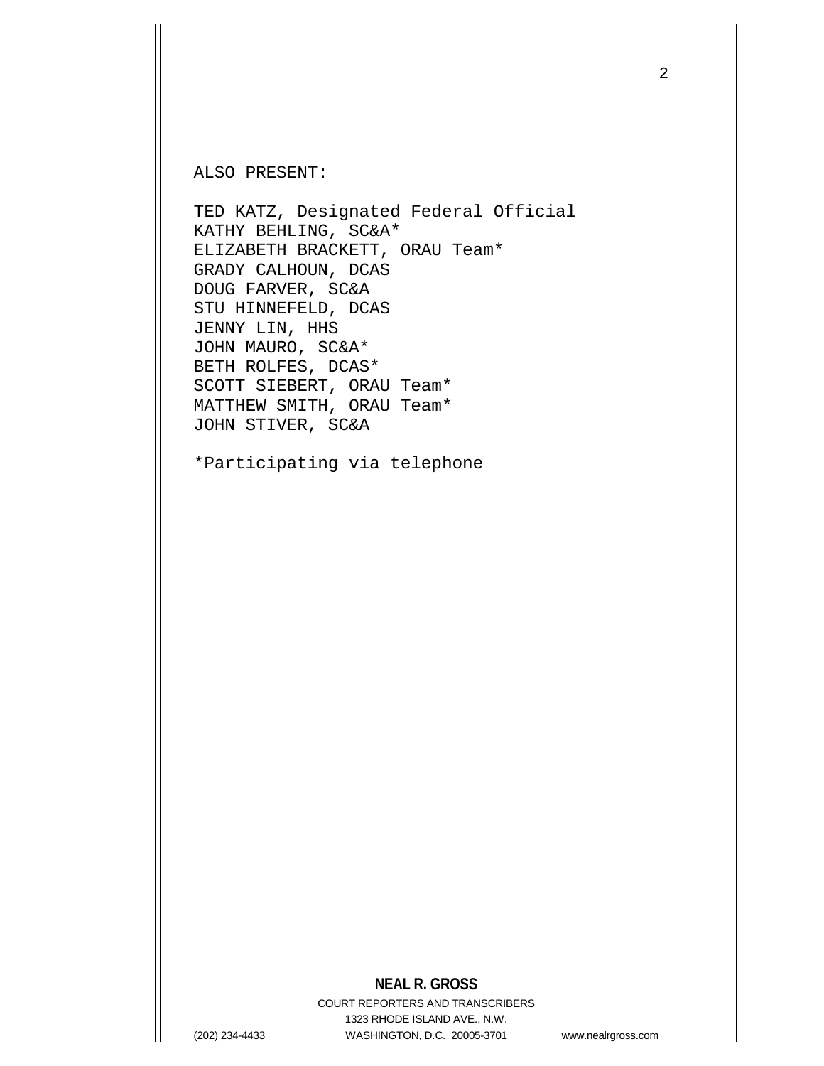ALSO PRESENT:

TED KATZ, Designated Federal Official
KATHY BEHLING, SC&A*
ELIZABETH BRACKETT, ORAU Team*
GRADY CALHOUN, DCAS
DOUG FARVER, SC&A
STU HINNEFELD, DCAS
JENNY LIN, HHS
JOHN MAURO, SC&A*
BETH ROLFES, DCAS*
SCOTT SIEBERT, ORAU Team*
MATTHEW SMITH, ORAU Team*
JOHN STIVER, SC&A

*Participating via telephone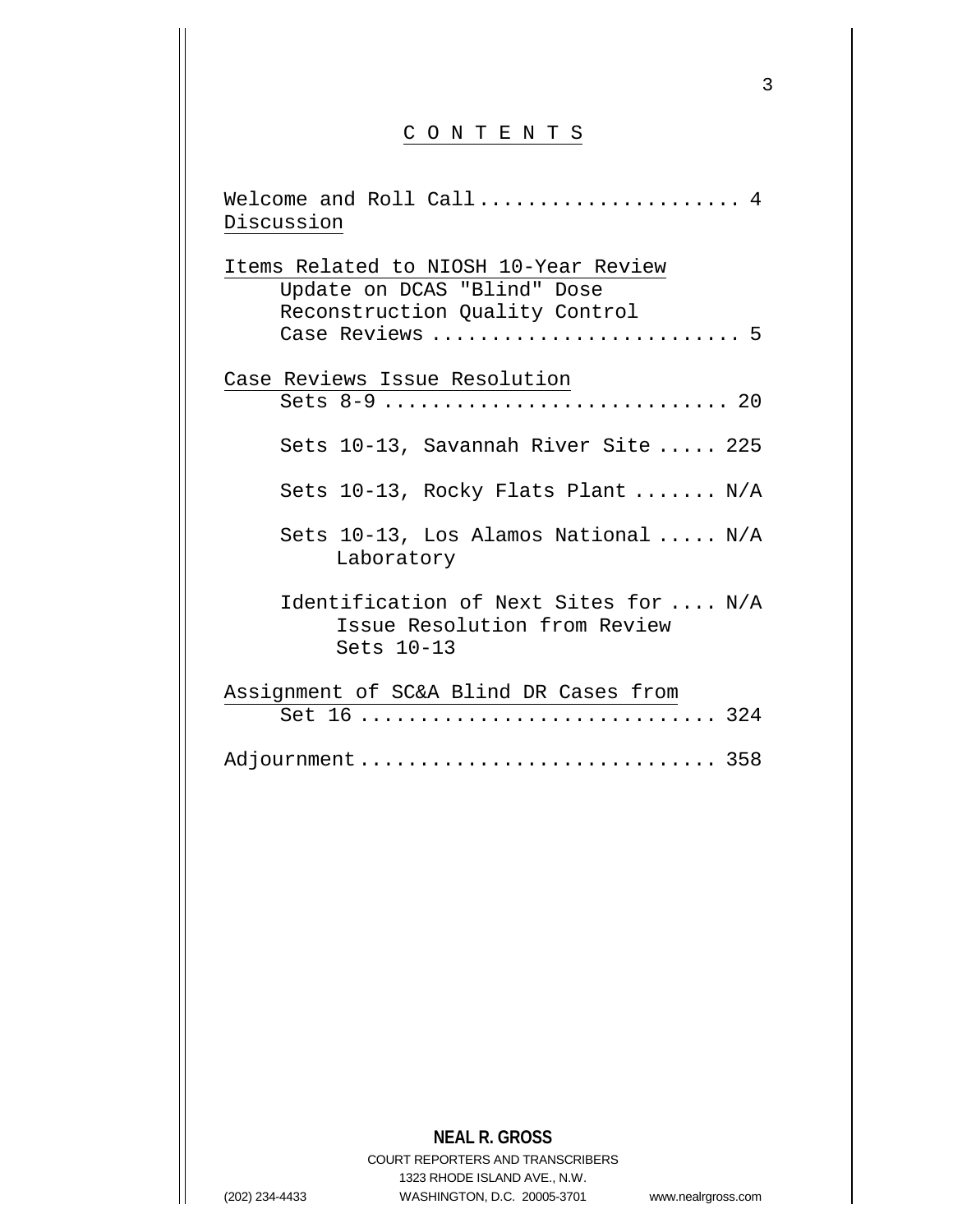# C O N T E N T S

Welcome and Roll Call ..................... 4
Discussion

Items Related to NIOSH 10-Year Review
- Update on DCAS "Blind" Dose Reconstruction Quality Control Case Reviews ......................... 5

Case Reviews Issue Resolution
- Sets 8-9 ............................ 20
- Sets 10-13, Savannah River Site ..... 225
- Sets 10-13, Rocky Flats Plant ....... N/A
- Sets 10-13, Los Alamos National Laboratory ..... N/A
- Identification of Next Sites for Issue Resolution from Review Sets 10-13 .... N/A

Assignment of SC&A Blind DR Cases from
- Set 16 ............................. 324

Adjournment ............................. 358

**NEAL R. GROSS**
COURT REPORTERS AND TRANSCRIBERS
1323 RHODE ISLAND AVE., N.W.
(202) 234-4433 WASHINGTON, D.C. 20005-3701 www.nealrgross.com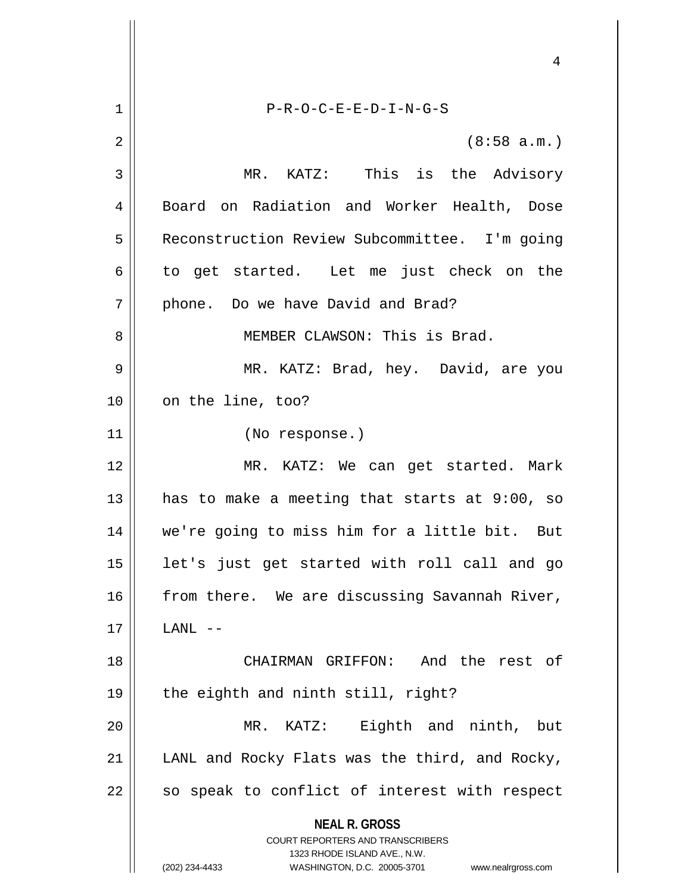P-R-O-C-E-E-D-I-N-G-S

(8:58 a.m.)

MR. KATZ: This is the Advisory Board on Radiation and Worker Health, Dose Reconstruction Review Subcommittee. I'm going to get started. Let me just check on the phone. Do we have David and Brad?

MEMBER CLAWSON: This is Brad.

MR. KATZ: Brad, hey. David, are you on the line, too?

(No response.)

MR. KATZ: We can get started. Mark has to make a meeting that starts at 9:00, so we're going to miss him for a little bit. But let's just get started with roll call and go from there. We are discussing Savannah River, LANL --

CHAIRMAN GRIFFON: And the rest of the eighth and ninth still, right?

MR. KATZ: Eighth and ninth, but LANL and Rocky Flats was the third, and Rocky, so speak to conflict of interest with respect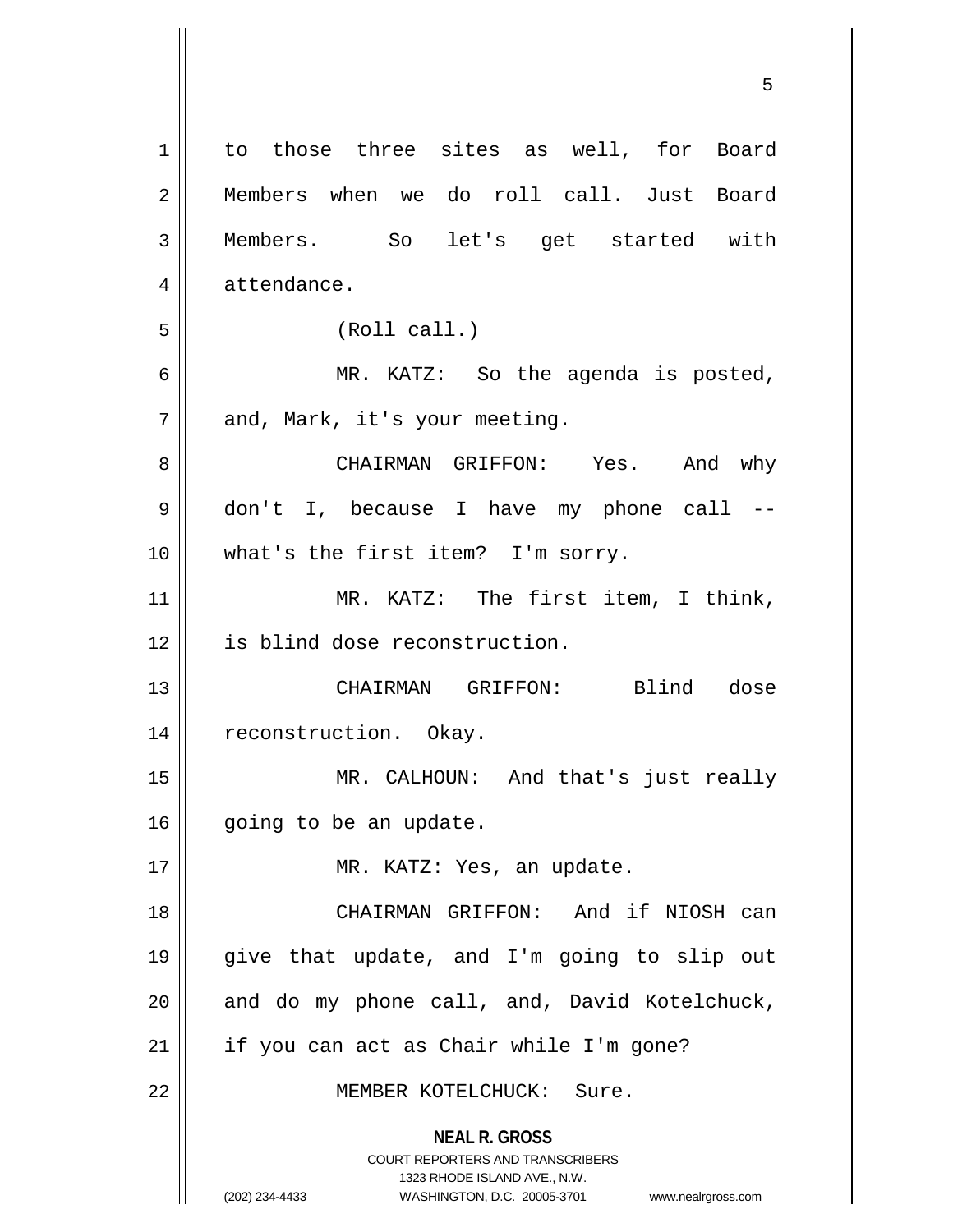to those three sites as well, for Board Members when we do roll call. Just Board Members. So let's get started with attendance.

(Roll call.)

MR. KATZ: So the agenda is posted, and, Mark, it's your meeting.

CHAIRMAN GRIFFON: Yes. And why don't I, because I have my phone call -- what's the first item? I'm sorry.

MR. KATZ: The first item, I think, is blind dose reconstruction.

CHAIRMAN GRIFFON: Blind dose reconstruction. Okay.

MR. CALHOUN: And that's just really going to be an update.

MR. KATZ: Yes, an update.

CHAIRMAN GRIFFON: And if NIOSH can give that update, and I'm going to slip out and do my phone call, and, David Kotelchuck, if you can act as Chair while I'm gone?

MEMBER KOTELCHUCK: Sure.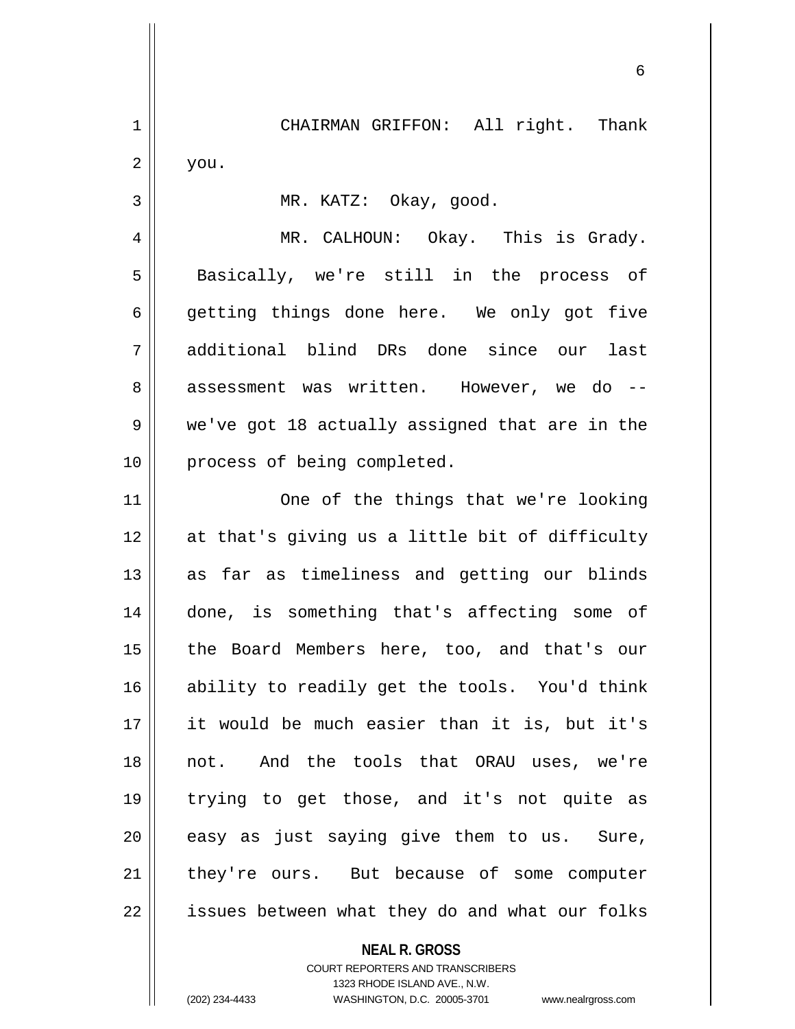CHAIRMAN GRIFFON: All right. Thank you.

MR. KATZ: Okay, good.

MR. CALHOUN: Okay. This is Grady. Basically, we're still in the process of getting things done here. We only got five additional blind DRs done since our last assessment was written. However, we do -- we've got 18 actually assigned that are in the process of being completed.

One of the things that we're looking at that's giving us a little bit of difficulty as far as timeliness and getting our blinds done, is something that's affecting some of the Board Members here, too, and that's our ability to readily get the tools. You'd think it would be much easier than it is, but it's not. And the tools that ORAU uses, we're trying to get those, and it's not quite as easy as just saying give them to us. Sure, they're ours. But because of some computer issues between what they do and what our folks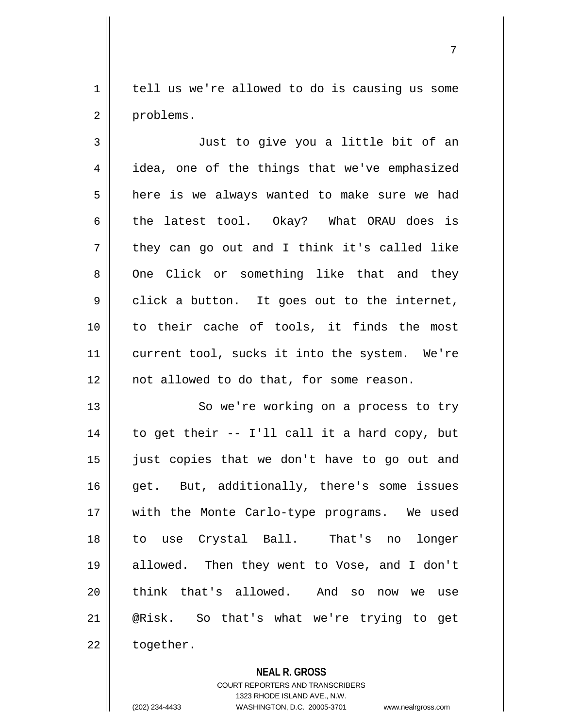tell us we're allowed to do is causing us some problems.

Just to give you a little bit of an idea, one of the things that we've emphasized here is we always wanted to make sure we had the latest tool. Okay? What ORAU does is they can go out and I think it's called like One Click or something like that and they click a button. It goes out to the internet, to their cache of tools, it finds the most current tool, sucks it into the system. We're not allowed to do that, for some reason.

So we're working on a process to try to get their -- I'll call it a hard copy, but just copies that we don't have to go out and get. But, additionally, there's some issues with the Monte Carlo-type programs. We used to use Crystal Ball. That's no longer allowed. Then they went to Vose, and I don't think that's allowed. And so now we use @Risk. So that's what we're trying to get together.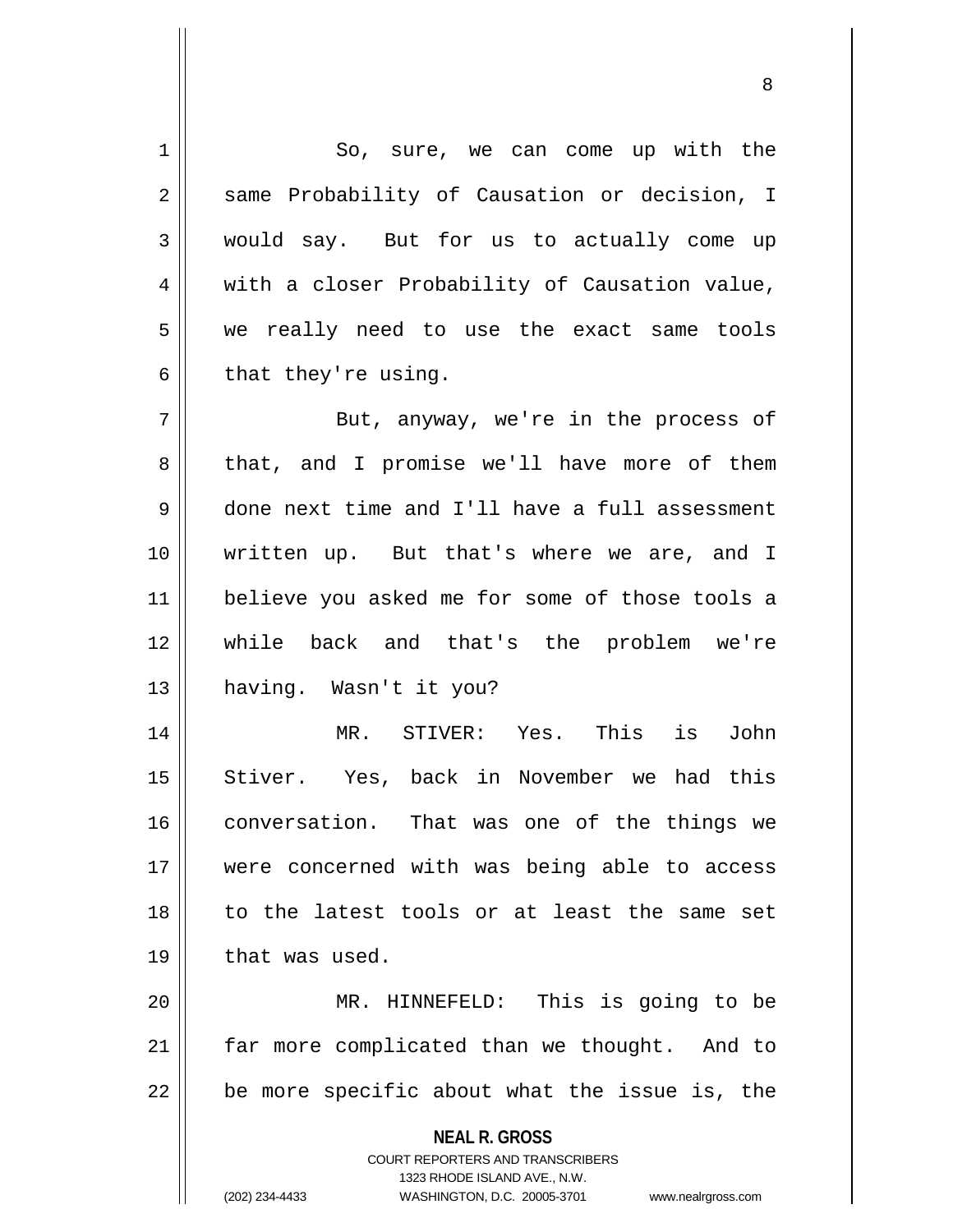So, sure, we can come up with the same Probability of Causation or decision, I would say. But for us to actually come up with a closer Probability of Causation value, we really need to use the exact same tools that they're using.

But, anyway, we're in the process of that, and I promise we'll have more of them done next time and I'll have a full assessment written up. But that's where we are, and I believe you asked me for some of those tools a while back and that's the problem we're having. Wasn't it you?

MR. STIVER: Yes. This is John Stiver. Yes, back in November we had this conversation. That was one of the things we were concerned with was being able to access to the latest tools or at least the same set that was used.

MR. HINNEFELD: This is going to be far more complicated than we thought. And to be more specific about what the issue is, the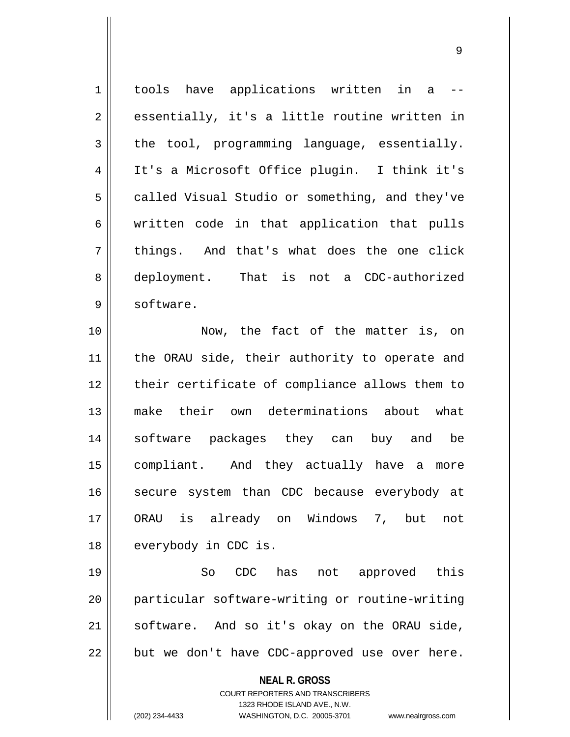tools have applications written in a -- essentially, it's a little routine written in the tool, programming language, essentially. It's a Microsoft Office plugin. I think it's called Visual Studio or something, and they've written code in that application that pulls things. And that's what does the one click deployment. That is not a CDC-authorized software.

Now, the fact of the matter is, on the ORAU side, their authority to operate and their certificate of compliance allows them to make their own determinations about what software packages they can buy and be compliant. And they actually have a more secure system than CDC because everybody at ORAU is already on Windows 7, but not everybody in CDC is.

So CDC has not approved this particular software-writing or routine-writing software. And so it's okay on the ORAU side, but we don't have CDC-approved use over here.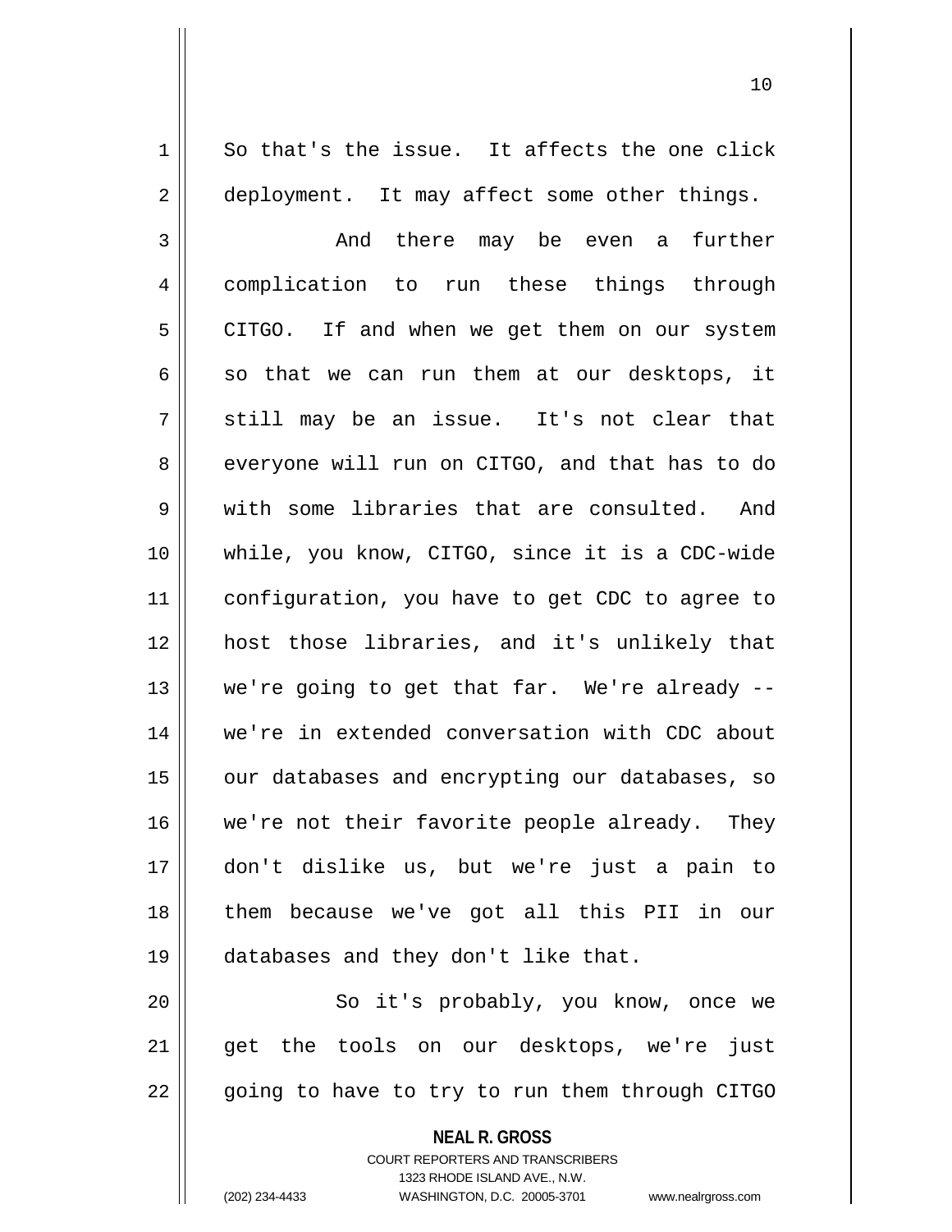So that's the issue. It affects the one click deployment. It may affect some other things.

And there may be even a further complication to run these things through CITGO. If and when we get them on our system so that we can run them at our desktops, it still may be an issue. It's not clear that everyone will run on CITGO, and that has to do with some libraries that are consulted. And while, you know, CITGO, since it is a CDC-wide configuration, you have to get CDC to agree to host those libraries, and it's unlikely that we're going to get that far. We're already -- we're in extended conversation with CDC about our databases and encrypting our databases, so we're not their favorite people already. They don't dislike us, but we're just a pain to them because we've got all this PII in our databases and they don't like that.

So it's probably, you know, once we get the tools on our desktops, we're just going to have to try to run them through CITGO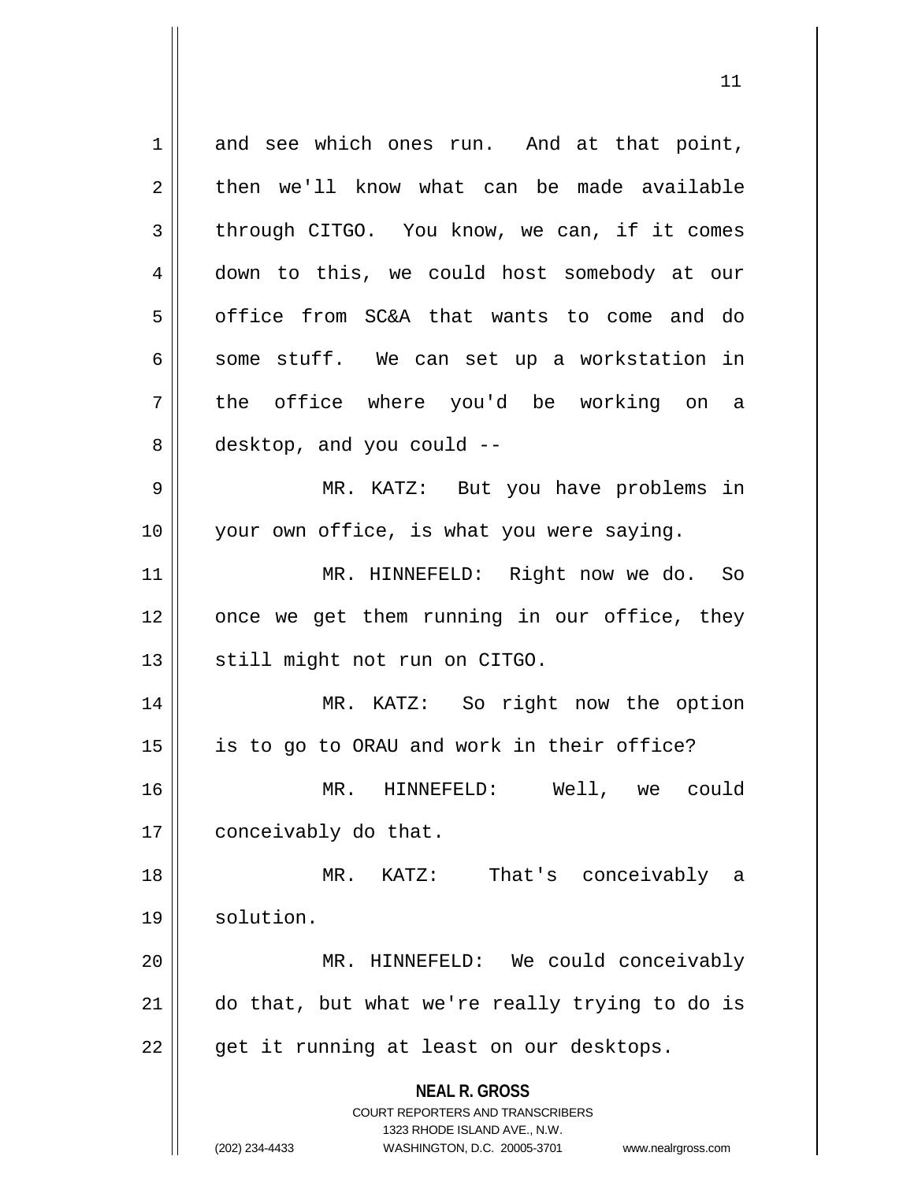and see which ones run. And at that point, then we'll know what can be made available through CITGO. You know, we can, if it comes down to this, we could host somebody at our office from SC&A that wants to come and do some stuff. We can set up a workstation in the office where you'd be working on a desktop, and you could --

MR. KATZ: But you have problems in your own office, is what you were saying.

MR. HINNEFELD: Right now we do. So once we get them running in our office, they still might not run on CITGO.

MR. KATZ: So right now the option is to go to ORAU and work in their office?

MR. HINNEFELD: Well, we could conceivably do that.

MR. KATZ: That's conceivably a solution.

MR. HINNEFELD: We could conceivably do that, but what we're really trying to do is get it running at least on our desktops.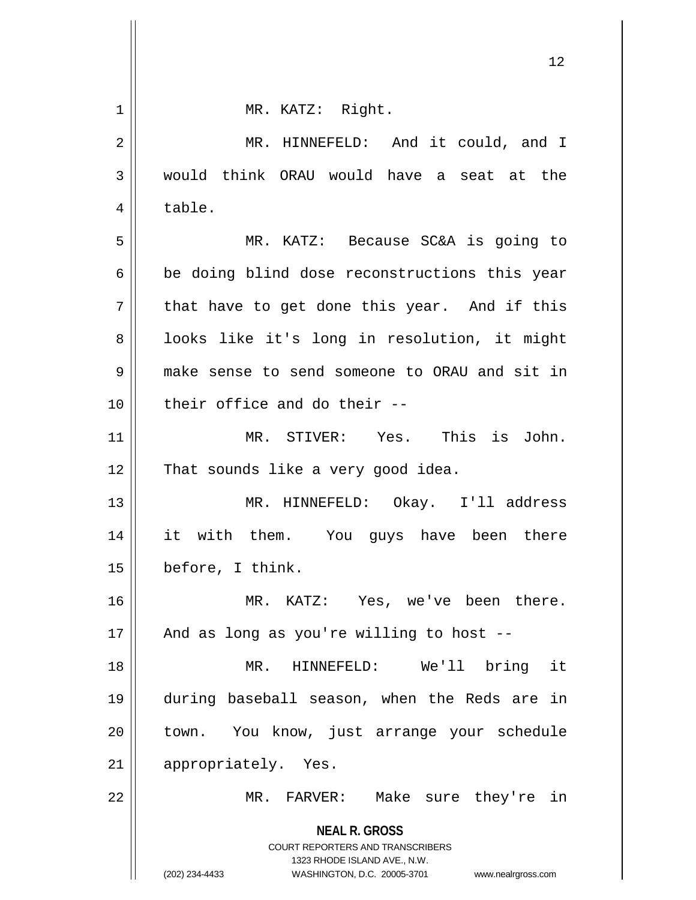MR. KATZ: Right.

MR. HINNEFELD: And it could, and I would think ORAU would have a seat at the table.

MR. KATZ: Because SC&A is going to be doing blind dose reconstructions this year that have to get done this year. And if this looks like it's long in resolution, it might make sense to send someone to ORAU and sit in their office and do their --

MR. STIVER: Yes. This is John. That sounds like a very good idea.

MR. HINNEFELD: Okay. I'll address it with them. You guys have been there before, I think.

MR. KATZ: Yes, we've been there. And as long as you're willing to host --

MR. HINNEFELD: We'll bring it during baseball season, when the Reds are in town. You know, just arrange your schedule appropriately. Yes.

MR. FARVER: Make sure they're in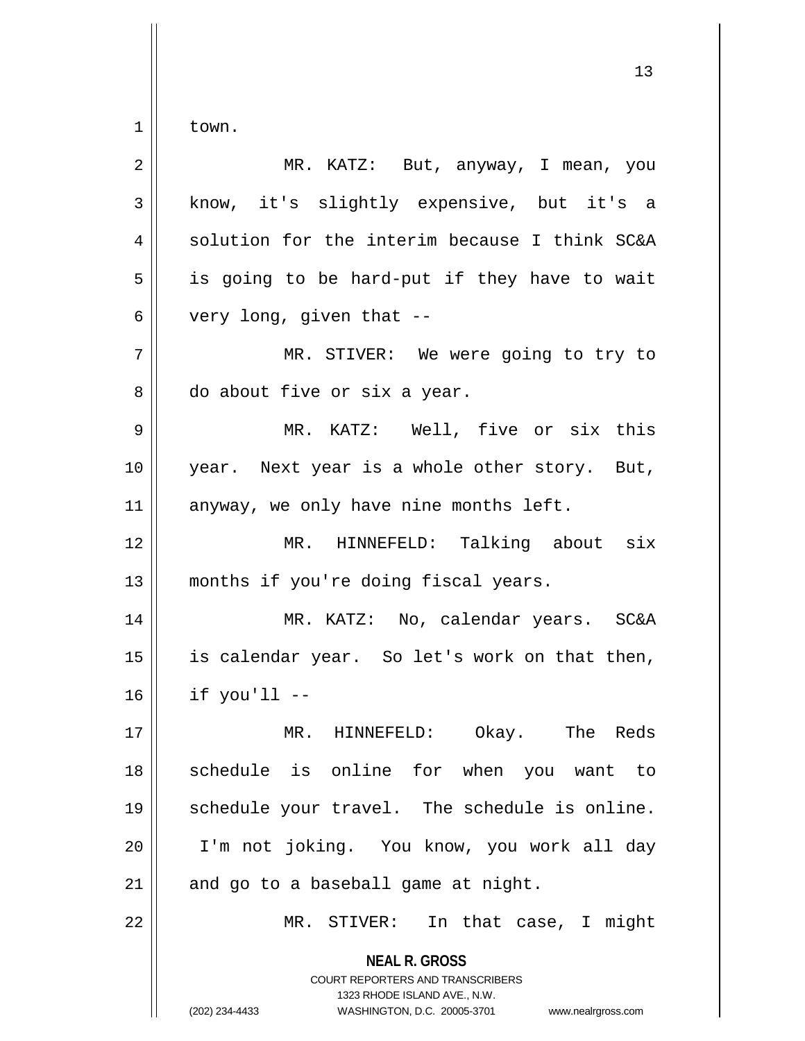town.

MR. KATZ: But, anyway, I mean, you know, it's slightly expensive, but it's a solution for the interim because I think SC&A is going to be hard-put if they have to wait very long, given that --

MR. STIVER: We were going to try to do about five or six a year.

MR. KATZ: Well, five or six this year. Next year is a whole other story. But, anyway, we only have nine months left.

MR. HINNEFELD: Talking about six months if you're doing fiscal years.

MR. KATZ: No, calendar years. SC&A is calendar year. So let's work on that then, if you'll --

MR. HINNEFELD: Okay. The Reds schedule is online for when you want to schedule your travel. The schedule is online. I'm not joking. You know, you work all day and go to a baseball game at night.

MR. STIVER: In that case, I might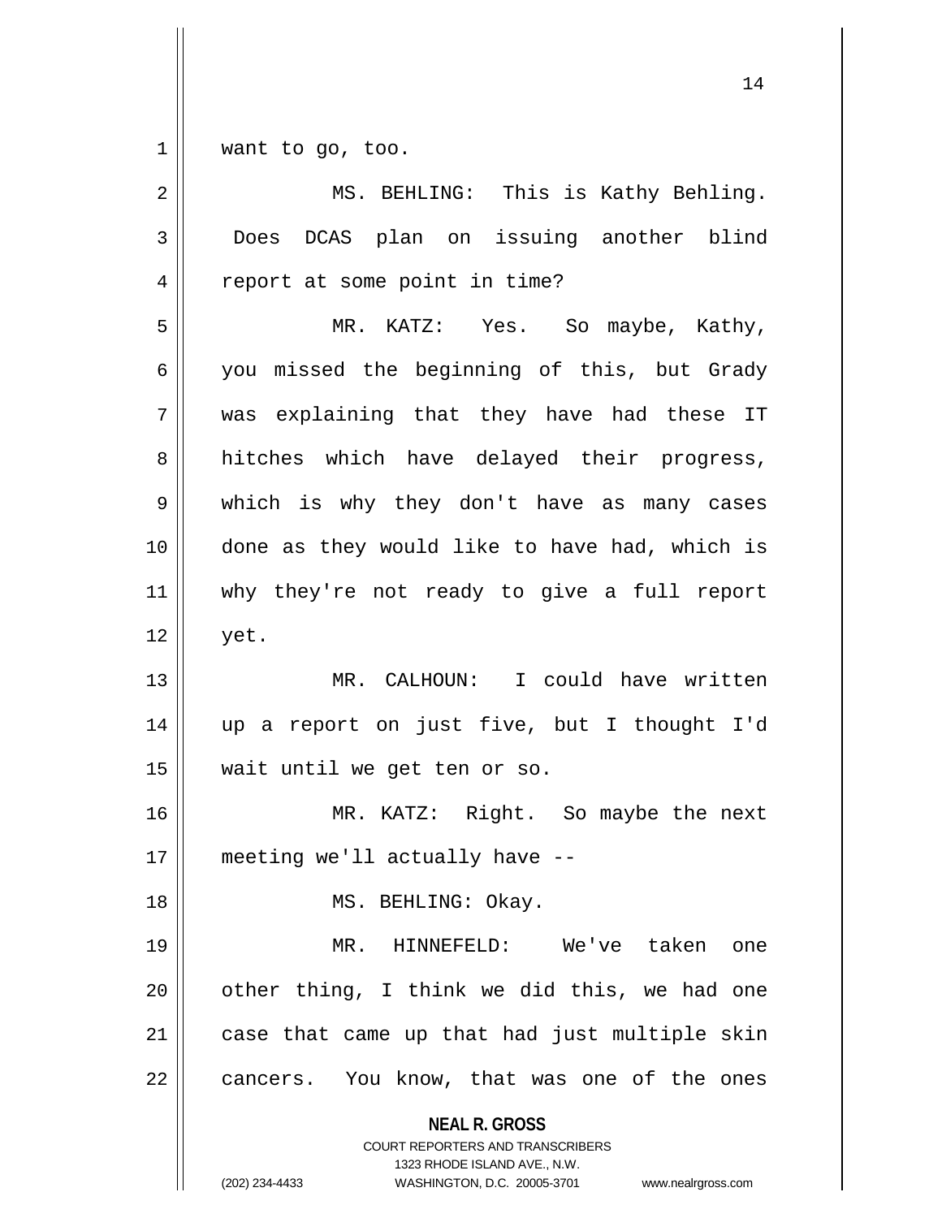want to go, too.

MS. BEHLING: This is Kathy Behling. Does DCAS plan on issuing another blind report at some point in time?

MR. KATZ: Yes. So maybe, Kathy, you missed the beginning of this, but Grady was explaining that they have had these IT hitches which have delayed their progress, which is why they don't have as many cases done as they would like to have had, which is why they're not ready to give a full report yet.

MR. CALHOUN: I could have written up a report on just five, but I thought I'd wait until we get ten or so.

MR. KATZ: Right. So maybe the next meeting we'll actually have --

MS. BEHLING: Okay.

MR. HINNEFELD: We've taken one other thing, I think we did this, we had one case that came up that had just multiple skin cancers. You know, that was one of the ones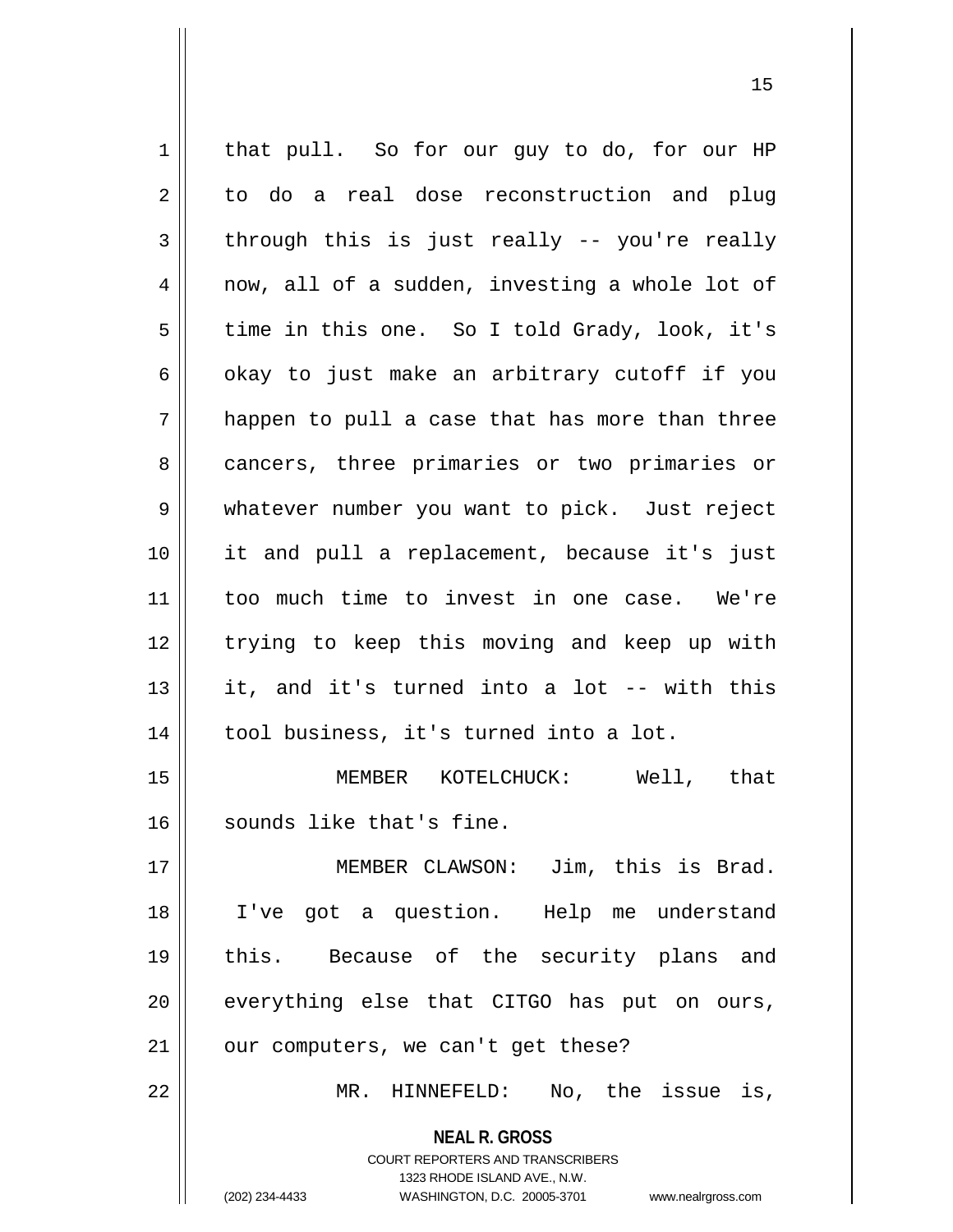that pull. So for our guy to do, for our HP to do a real dose reconstruction and plug through this is just really -- you're really now, all of a sudden, investing a whole lot of time in this one. So I told Grady, look, it's okay to just make an arbitrary cutoff if you happen to pull a case that has more than three cancers, three primaries or two primaries or whatever number you want to pick. Just reject it and pull a replacement, because it's just too much time to invest in one case. We're trying to keep this moving and keep up with it, and it's turned into a lot -- with this tool business, it's turned into a lot.

MEMBER KOTELCHUCK: Well, that sounds like that's fine.

MEMBER CLAWSON: Jim, this is Brad. I've got a question. Help me understand this. Because of the security plans and everything else that CITGO has put on ours, our computers, we can't get these?

MR. HINNEFELD: No, the issue is,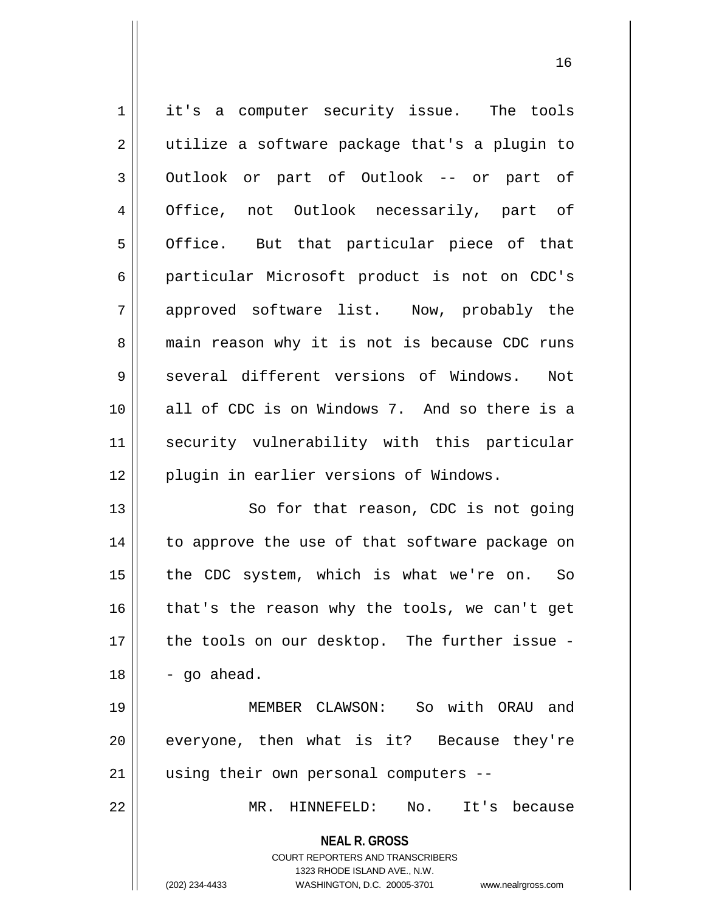it's a computer security issue. The tools utilize a software package that's a plugin to Outlook or part of Outlook -- or part of Office, not Outlook necessarily, part of Office. But that particular piece of that particular Microsoft product is not on CDC's approved software list. Now, probably the main reason why it is not is because CDC runs several different versions of Windows. Not all of CDC is on Windows 7. And so there is a security vulnerability with this particular plugin in earlier versions of Windows.

So for that reason, CDC is not going to approve the use of that software package on the CDC system, which is what we're on. So that's the reason why the tools, we can't get the tools on our desktop. The further issue -- go ahead.

MEMBER CLAWSON: So with ORAU and everyone, then what is it? Because they're using their own personal computers --

MR. HINNEFELD: No. It's because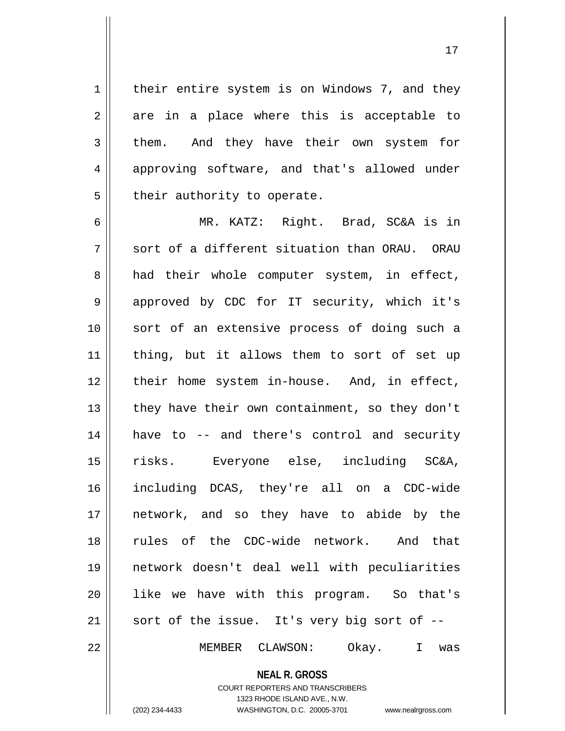their entire system is on Windows 7, and they are in a place where this is acceptable to them. And they have their own system for approving software, and that's allowed under their authority to operate.

MR. KATZ: Right. Brad, SC&A is in sort of a different situation than ORAU. ORAU had their whole computer system, in effect, approved by CDC for IT security, which it's sort of an extensive process of doing such a thing, but it allows them to sort of set up their home system in-house. And, in effect, they have their own containment, so they don't have to -- and there's control and security risks. Everyone else, including SC&A, including DCAS, they're all on a CDC-wide network, and so they have to abide by the rules of the CDC-wide network. And that network doesn't deal well with peculiarities like we have with this program. So that's sort of the issue. It's very big sort of --

MEMBER CLAWSON: Okay. I was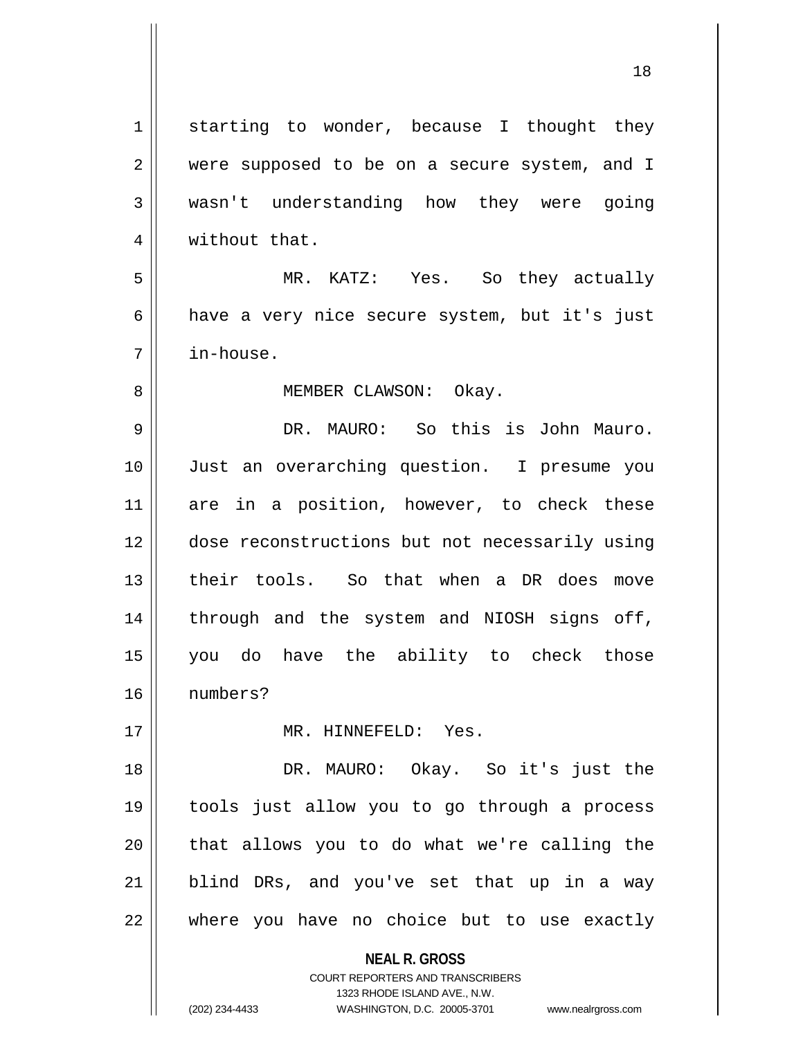starting to wonder, because I thought they were supposed to be on a secure system, and I wasn't understanding how they were going without that.

MR. KATZ: Yes. So they actually have a very nice secure system, but it's just in-house.

MEMBER CLAWSON: Okay.

DR. MAURO: So this is John Mauro. Just an overarching question. I presume you are in a position, however, to check these dose reconstructions but not necessarily using their tools. So that when a DR does move through and the system and NIOSH signs off, you do have the ability to check those numbers?

MR. HINNEFELD: Yes.

DR. MAURO: Okay. So it's just the tools just allow you to go through a process that allows you to do what we're calling the blind DRs, and you've set that up in a way where you have no choice but to use exactly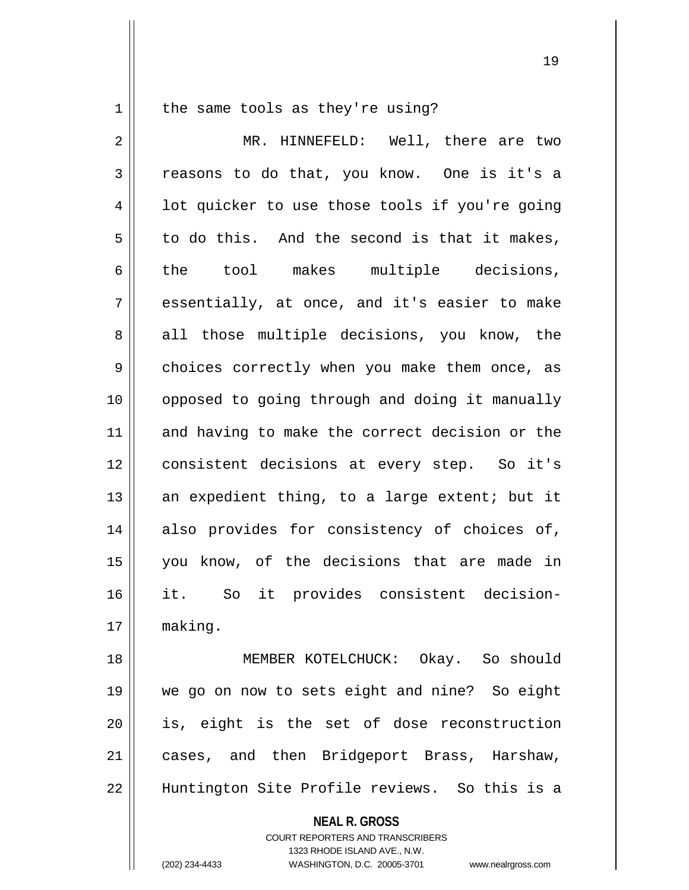the same tools as they're using?

MR. HINNEFELD: Well, there are two reasons to do that, you know. One is it's a lot quicker to use those tools if you're going to do this. And the second is that it makes, the tool makes multiple decisions, essentially, at once, and it's easier to make all those multiple decisions, you know, the choices correctly when you make them once, as opposed to going through and doing it manually and having to make the correct decision or the consistent decisions at every step. So it's an expedient thing, to a large extent; but it also provides for consistency of choices of, you know, of the decisions that are made in it. So it provides consistent decision-making.

MEMBER KOTELCHUCK: Okay. So should we go on now to sets eight and nine? So eight is, eight is the set of dose reconstruction cases, and then Bridgeport Brass, Harshaw, Huntington Site Profile reviews. So this is a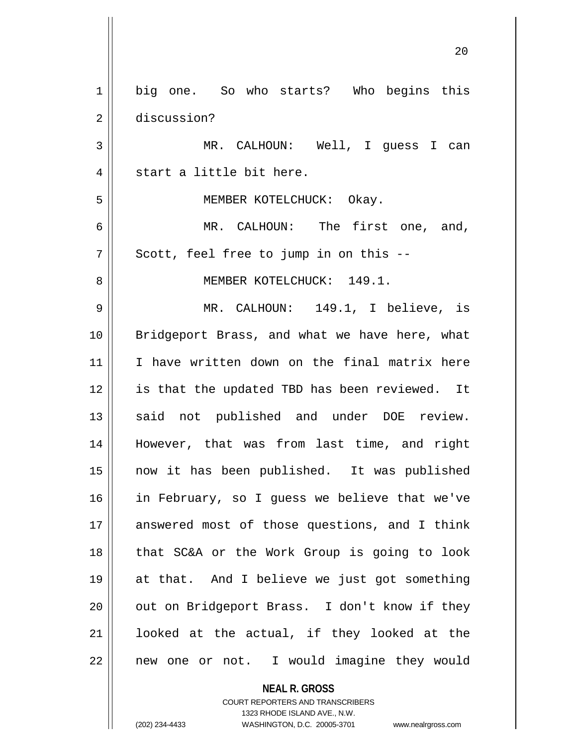big one. So who starts? Who begins this discussion?

MR. CALHOUN: Well, I guess I can start a little bit here.

MEMBER KOTELCHUCK: Okay.

MR. CALHOUN: The first one, and, Scott, feel free to jump in on this --

MEMBER KOTELCHUCK: 149.1.

MR. CALHOUN: 149.1, I believe, is Bridgeport Brass, and what we have here, what I have written down on the final matrix here is that the updated TBD has been reviewed. It said not published and under DOE review. However, that was from last time, and right now it has been published. It was published in February, so I guess we believe that we've answered most of those questions, and I think that SC&A or the Work Group is going to look at that. And I believe we just got something out on Bridgeport Brass. I don't know if they looked at the actual, if they looked at the new one or not. I would imagine they would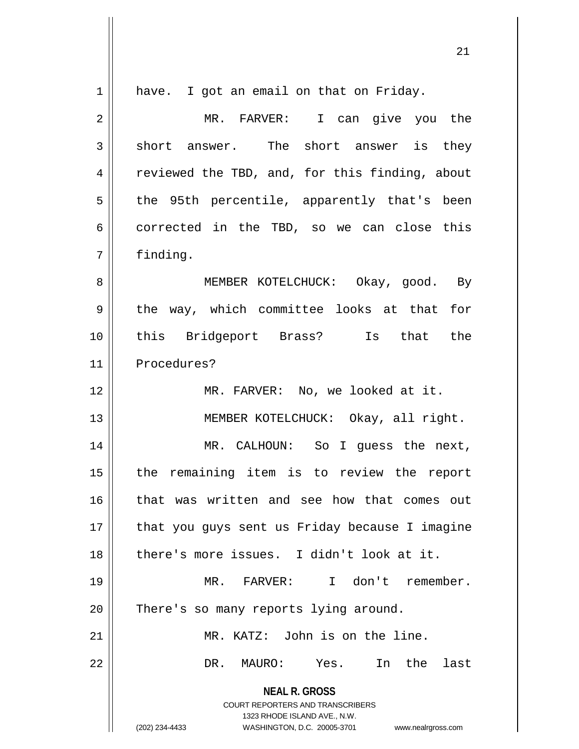have. I got an email on that on Friday.

MR. FARVER: I can give you the short answer. The short answer is they reviewed the TBD, and, for this finding, about the 95th percentile, apparently that's been corrected in the TBD, so we can close this finding.

MEMBER KOTELCHUCK: Okay, good. By the way, which committee looks at that for this Bridgeport Brass? Is that the Procedures?

MR. FARVER: No, we looked at it.

MEMBER KOTELCHUCK: Okay, all right.

MR. CALHOUN: So I guess the next, the remaining item is to review the report that was written and see how that comes out that you guys sent us Friday because I imagine there's more issues. I didn't look at it.

MR. FARVER: I don't remember. There's so many reports lying around.

MR. KATZ: John is on the line.

DR. MAURO: Yes. In the last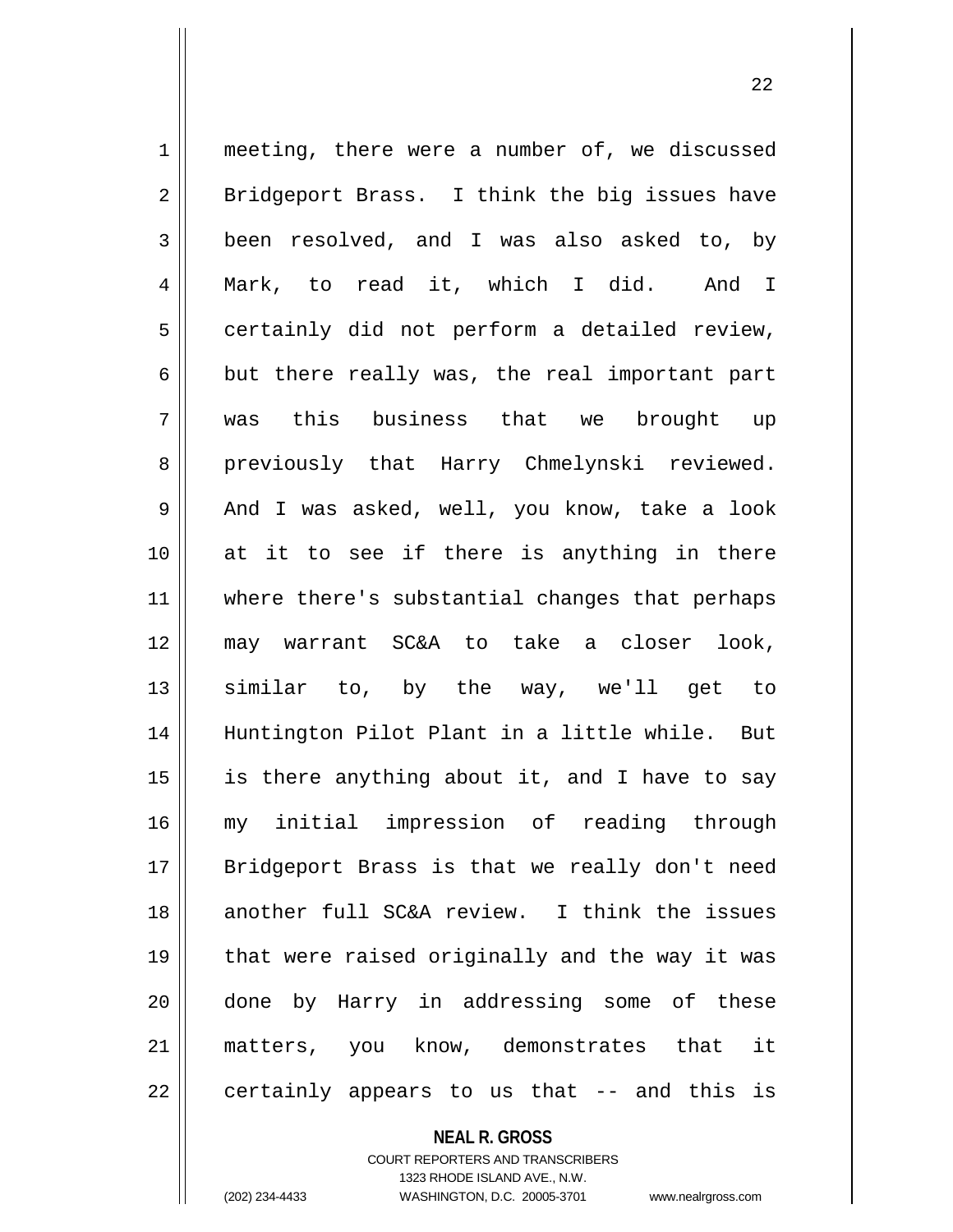meeting, there were a number of, we discussed Bridgeport Brass. I think the big issues have been resolved, and I was also asked to, by Mark, to read it, which I did. And I certainly did not perform a detailed review, but there really was, the real important part was this business that we brought up previously that Harry Chmelynski reviewed. And I was asked, well, you know, take a look at it to see if there is anything in there where there's substantial changes that perhaps may warrant SC&A to take a closer look, similar to, by the way, we'll get to Huntington Pilot Plant in a little while. But is there anything about it, and I have to say my initial impression of reading through Bridgeport Brass is that we really don't need another full SC&A review. I think the issues that were raised originally and the way it was done by Harry in addressing some of these matters, you know, demonstrates that it certainly appears to us that -- and this is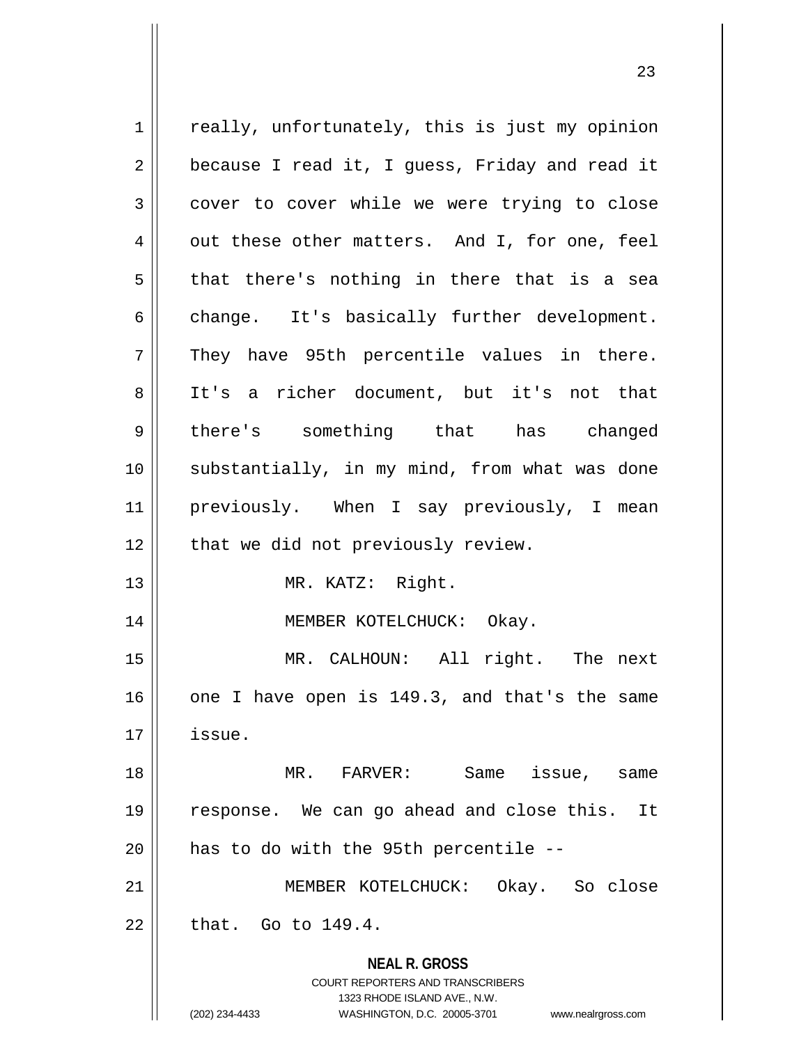really, unfortunately, this is just my opinion because I read it, I guess, Friday and read it cover to cover while we were trying to close out these other matters. And I, for one, feel that there's nothing in there that is a sea change. It's basically further development. They have 95th percentile values in there. It's a richer document, but it's not that there's something that has changed substantially, in my mind, from what was done previously. When I say previously, I mean that we did not previously review.

MR. KATZ: Right.

MEMBER KOTELCHUCK: Okay.

MR. CALHOUN: All right. The next one I have open is 149.3, and that's the same issue.

MR. FARVER: Same issue, same response. We can go ahead and close this. It has to do with the 95th percentile --

MEMBER KOTELCHUCK: Okay. So close that. Go to 149.4.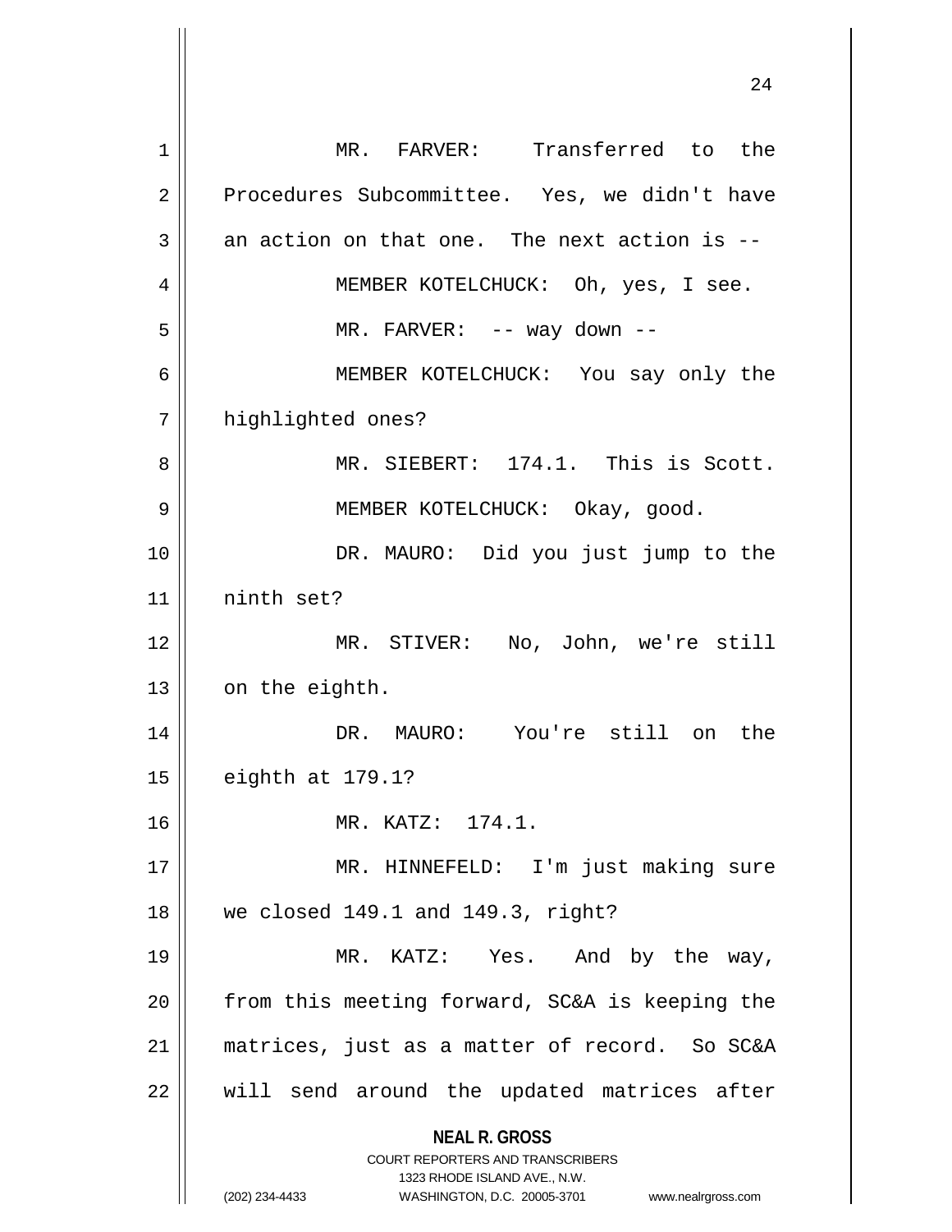MR. FARVER: Transferred to the Procedures Subcommittee. Yes, we didn't have an action on that one. The next action is --

MEMBER KOTELCHUCK: Oh, yes, I see.

MR. FARVER: -- way down --

MEMBER KOTELCHUCK: You say only the highlighted ones?

MR. SIEBERT: 174.1. This is Scott.

MEMBER KOTELCHUCK: Okay, good.

DR. MAURO: Did you just jump to the ninth set?

MR. STIVER: No, John, we're still on the eighth.

DR. MAURO: You're still on the eighth at 179.1?

MR. KATZ: 174.1.

MR. HINNEFELD: I'm just making sure we closed 149.1 and 149.3, right?

MR. KATZ: Yes. And by the way, from this meeting forward, SC&A is keeping the matrices, just as a matter of record. So SC&A will send around the updated matrices after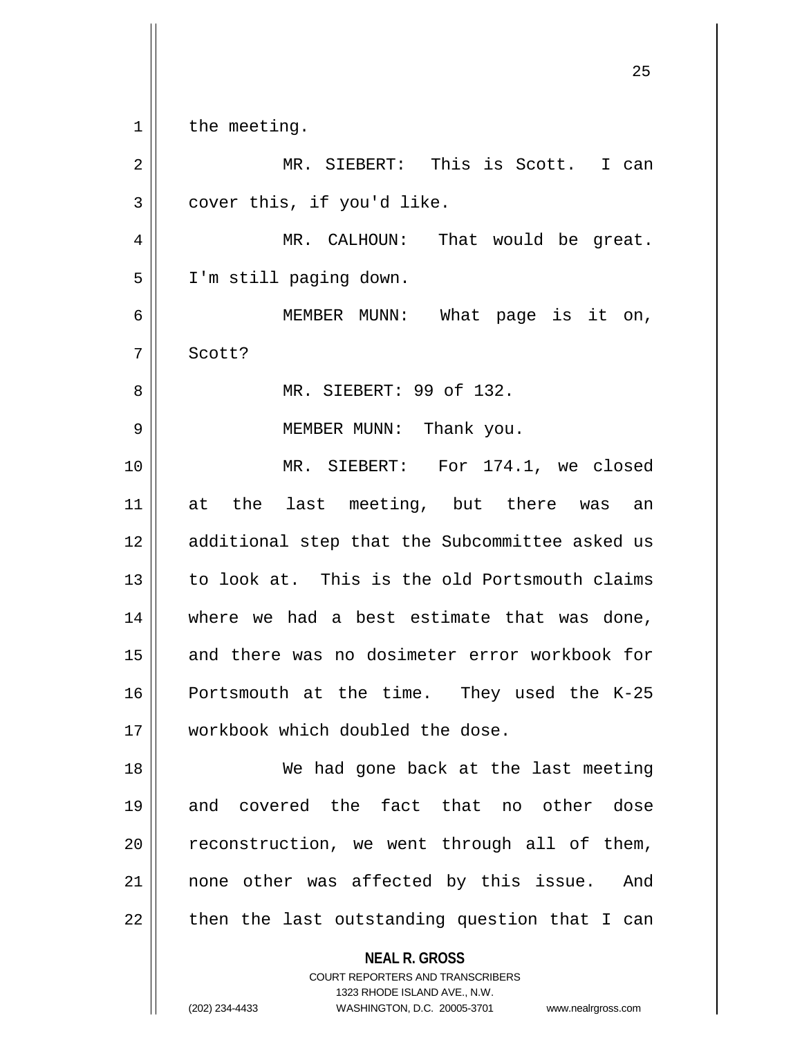the meeting.

MR. SIEBERT: This is Scott. I can cover this, if you'd like.

MR. CALHOUN: That would be great. I'm still paging down.

MEMBER MUNN: What page is it on, Scott?

MR. SIEBERT: 99 of 132.

MEMBER MUNN: Thank you.

MR. SIEBERT: For 174.1, we closed at the last meeting, but there was an additional step that the Subcommittee asked us to look at. This is the old Portsmouth claims where we had a best estimate that was done, and there was no dosimeter error workbook for Portsmouth at the time. They used the K-25 workbook which doubled the dose.

We had gone back at the last meeting and covered the fact that no other dose reconstruction, we went through all of them, none other was affected by this issue. And then the last outstanding question that I can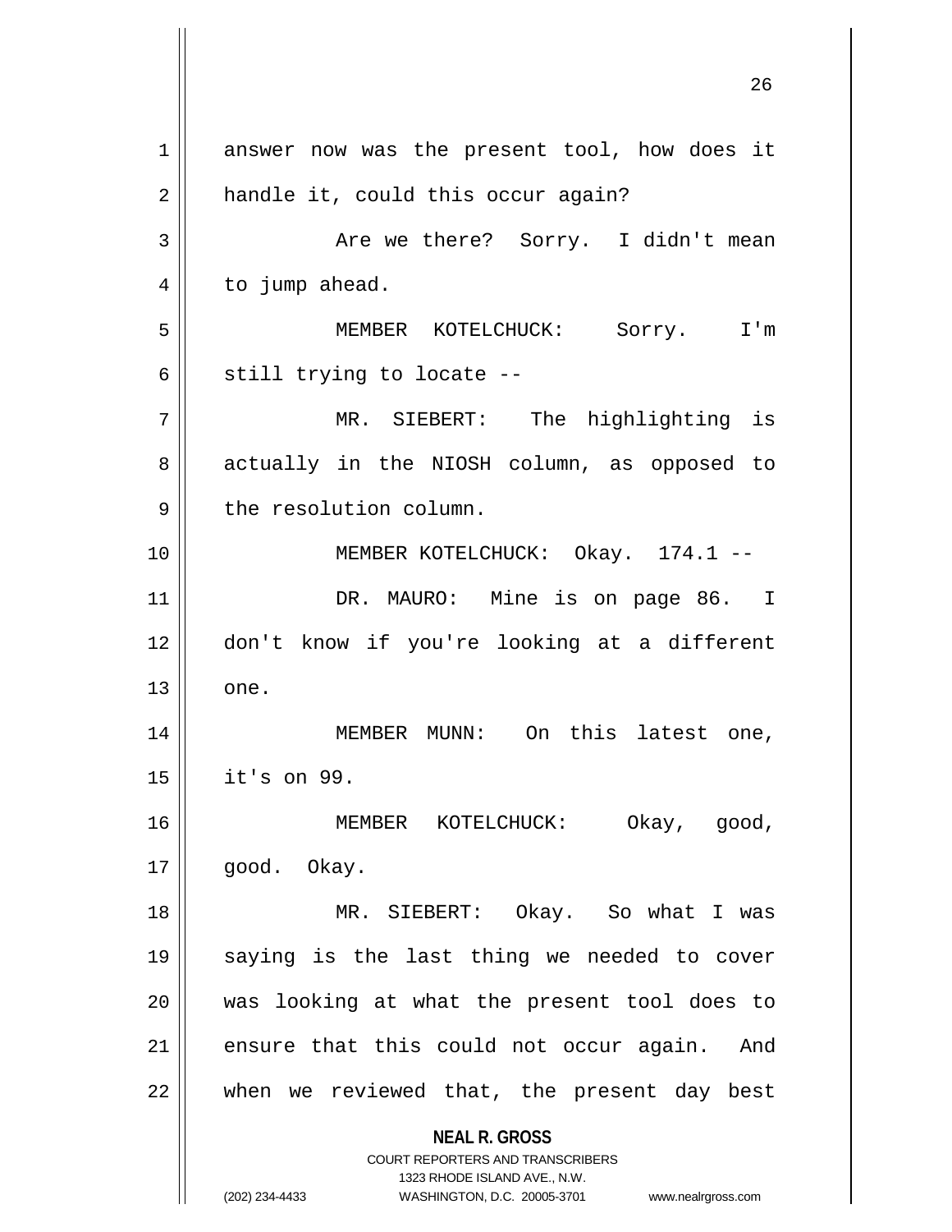answer now was the present tool, how does it handle it, could this occur again?

Are we there? Sorry. I didn't mean to jump ahead.

MEMBER KOTELCHUCK: Sorry. I'm still trying to locate --

MR. SIEBERT: The highlighting is actually in the NIOSH column, as opposed to the resolution column.

MEMBER KOTELCHUCK: Okay. 174.1 --

DR. MAURO: Mine is on page 86. I don't know if you're looking at a different one.

MEMBER MUNN: On this latest one, it's on 99.

MEMBER KOTELCHUCK: Okay, good, good. Okay.

MR. SIEBERT: Okay. So what I was saying is the last thing we needed to cover was looking at what the present tool does to ensure that this could not occur again. And when we reviewed that, the present day best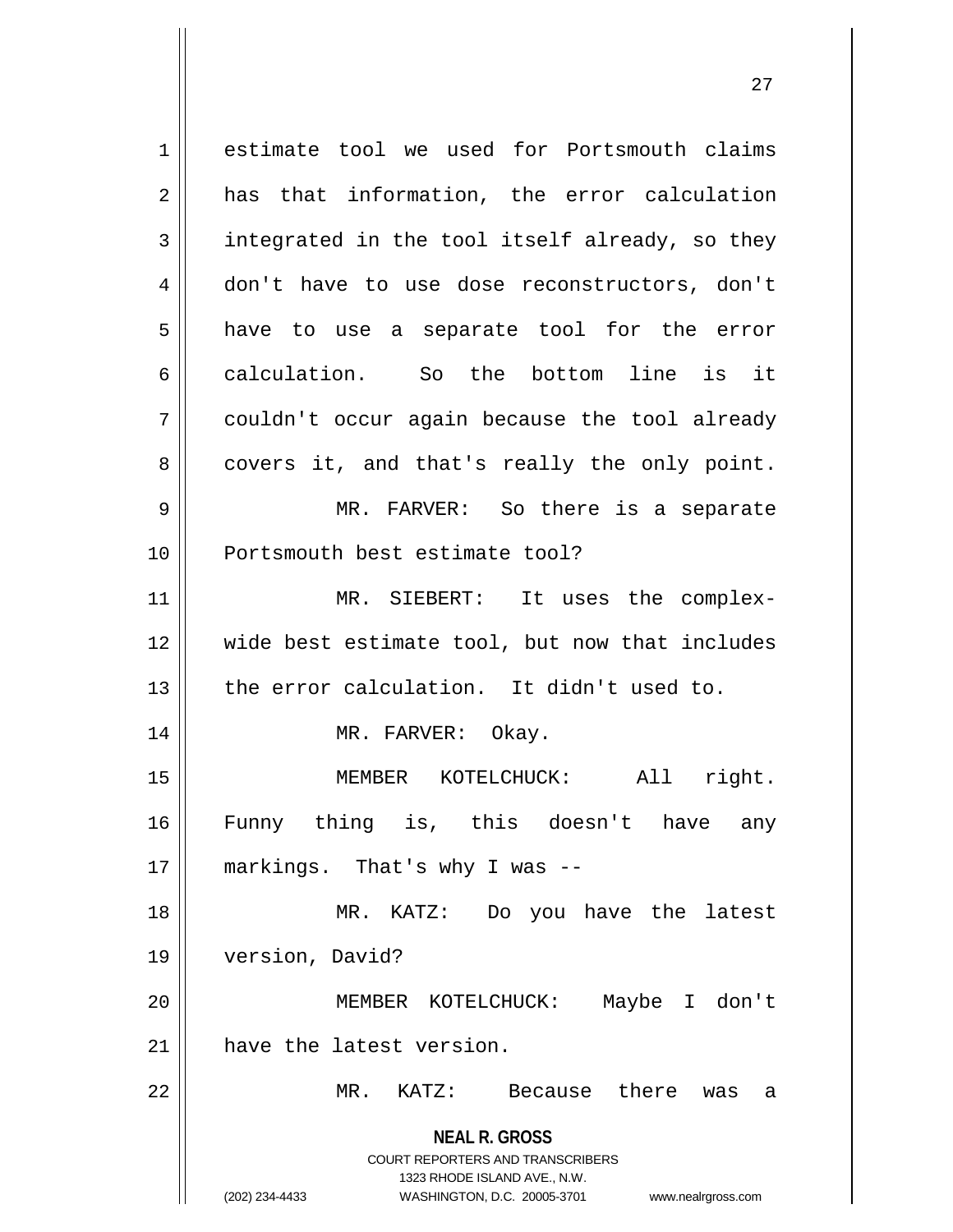estimate tool we used for Portsmouth claims has that information, the error calculation integrated in the tool itself already, so they don't have to use dose reconstructors, don't have to use a separate tool for the error calculation. So the bottom line is it couldn't occur again because the tool already covers it, and that's really the only point.

MR. FARVER: So there is a separate Portsmouth best estimate tool?

MR. SIEBERT: It uses the complex-wide best estimate tool, but now that includes the error calculation. It didn't used to.

MR. FARVER: Okay.

MEMBER KOTELCHUCK: All right. Funny thing is, this doesn't have any markings. That's why I was --

MR. KATZ: Do you have the latest version, David?

MEMBER KOTELCHUCK: Maybe I don't have the latest version.

MR. KATZ: Because there was a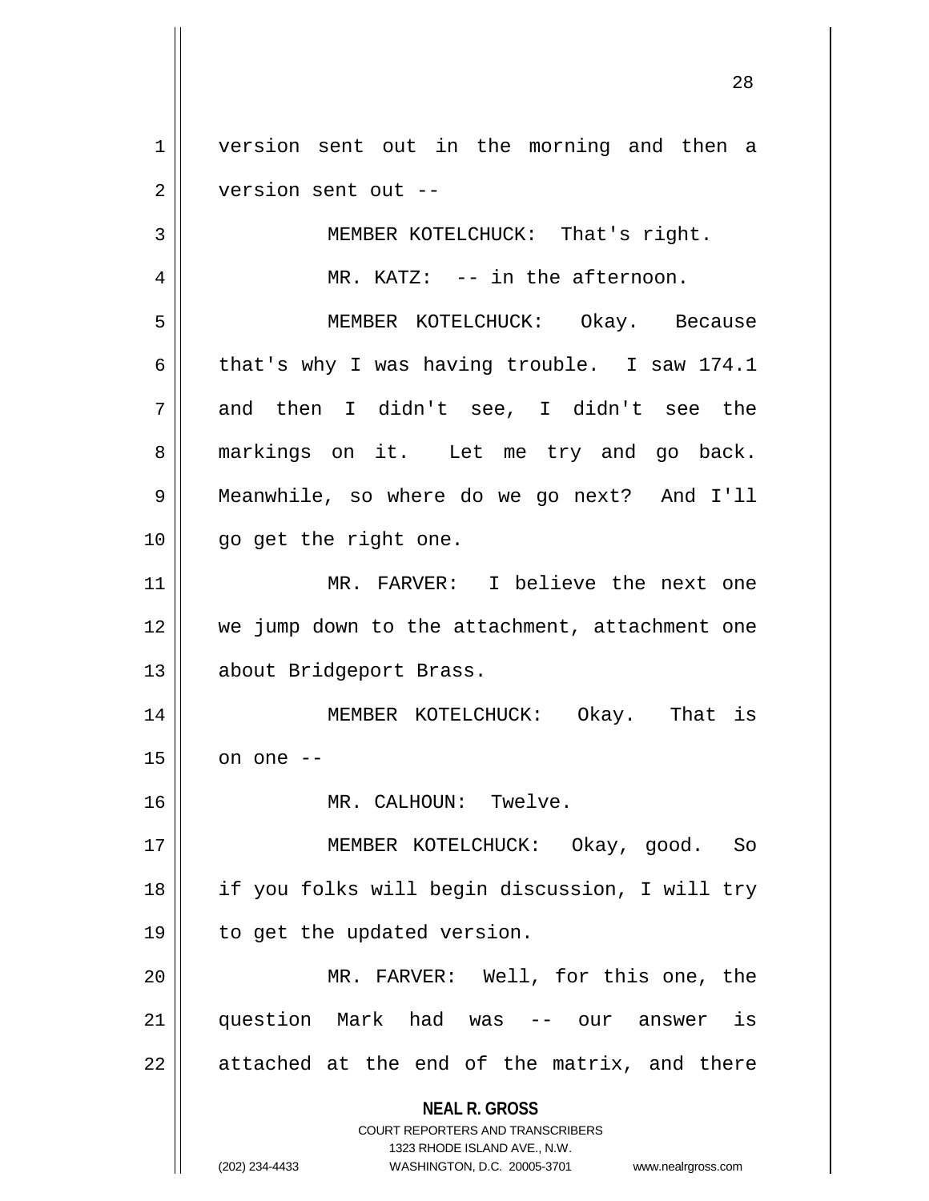version sent out in the morning and then a version sent out --

MEMBER KOTELCHUCK: That's right.

MR. KATZ: -- in the afternoon.

MEMBER KOTELCHUCK: Okay. Because that's why I was having trouble. I saw 174.1 and then I didn't see, I didn't see the markings on it. Let me try and go back. Meanwhile, so where do we go next? And I'll go get the right one.

MR. FARVER: I believe the next one we jump down to the attachment, attachment one about Bridgeport Brass.

MEMBER KOTELCHUCK: Okay. That is on one --

MR. CALHOUN: Twelve.

MEMBER KOTELCHUCK: Okay, good. So if you folks will begin discussion, I will try to get the updated version.

MR. FARVER: Well, for this one, the question Mark had was -- our answer is attached at the end of the matrix, and there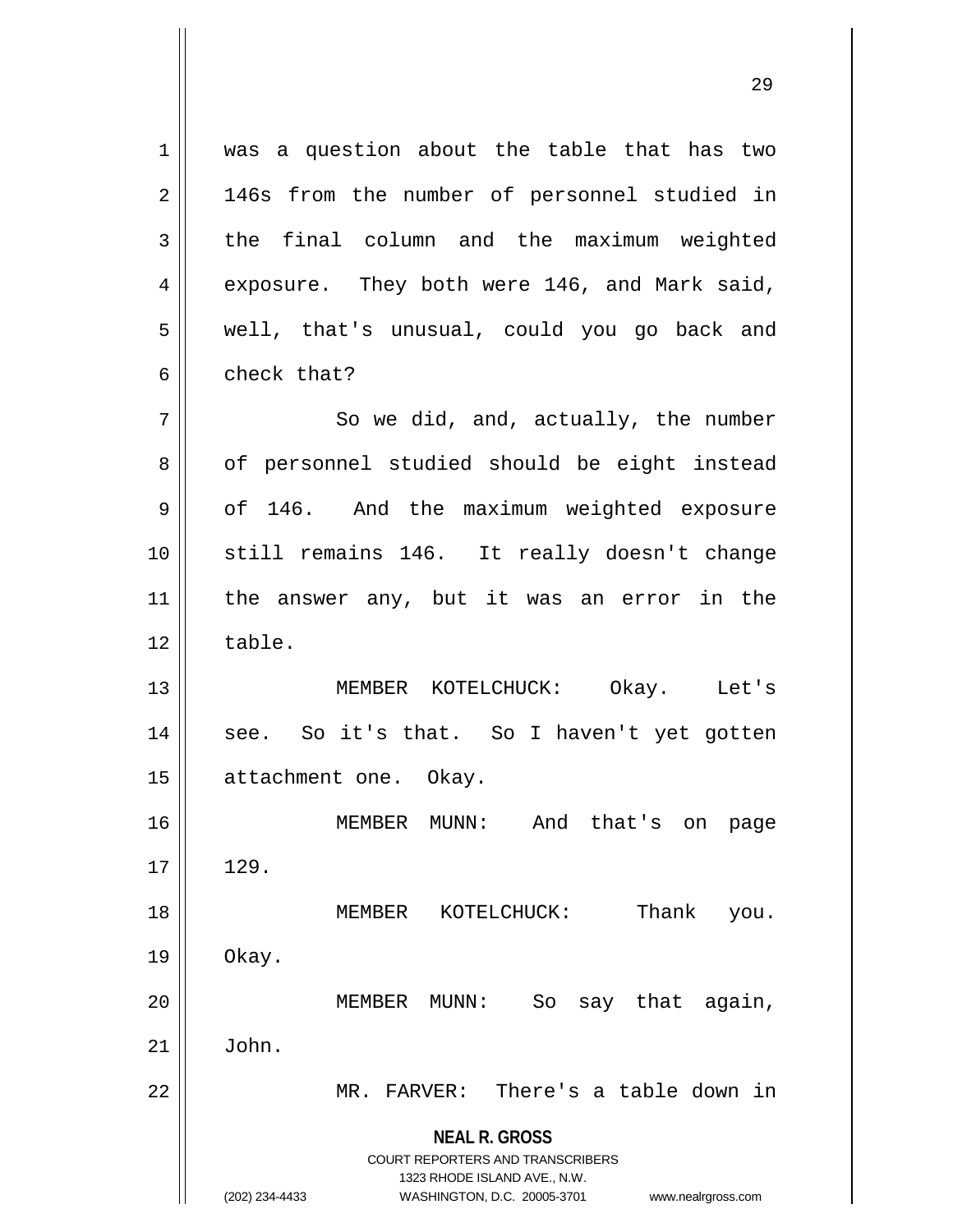was a question about the table that has two 146s from the number of personnel studied in the final column and the maximum weighted exposure. They both were 146, and Mark said, well, that's unusual, could you go back and check that?

So we did, and, actually, the number of personnel studied should be eight instead of 146. And the maximum weighted exposure still remains 146. It really doesn't change the answer any, but it was an error in the table.

MEMBER KOTELCHUCK: Okay. Let's see. So it's that. So I haven't yet gotten attachment one. Okay.

MEMBER MUNN: And that's on page 129.

MEMBER KOTELCHUCK: Thank you. Okay.

MEMBER MUNN: So say that again, John.

MR. FARVER: There's a table down in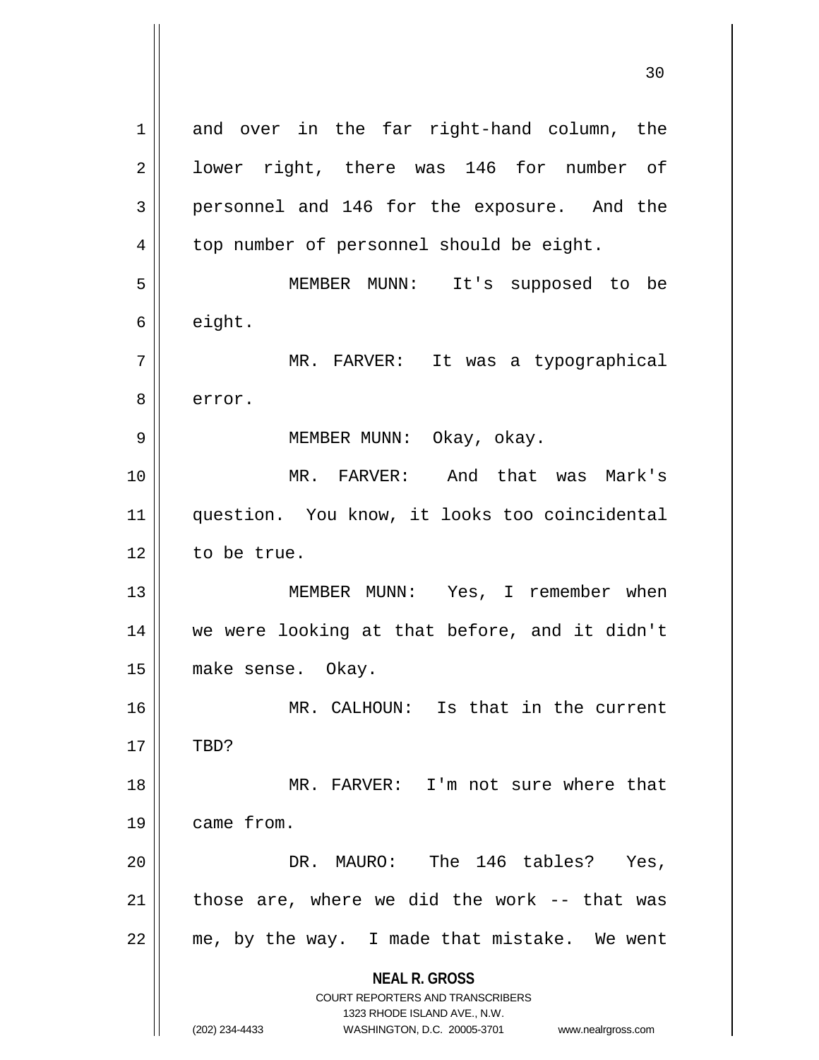and over in the far right-hand column, the lower right, there was 146 for number of personnel and 146 for the exposure. And the top number of personnel should be eight.

MEMBER MUNN: It's supposed to be eight.

MR. FARVER: It was a typographical error.

MEMBER MUNN: Okay, okay.

MR. FARVER: And that was Mark's question. You know, it looks too coincidental to be true.

MEMBER MUNN: Yes, I remember when we were looking at that before, and it didn't make sense. Okay.

MR. CALHOUN: Is that in the current TBD?

MR. FARVER: I'm not sure where that came from.

DR. MAURO: The 146 tables? Yes, those are, where we did the work -- that was me, by the way. I made that mistake. We went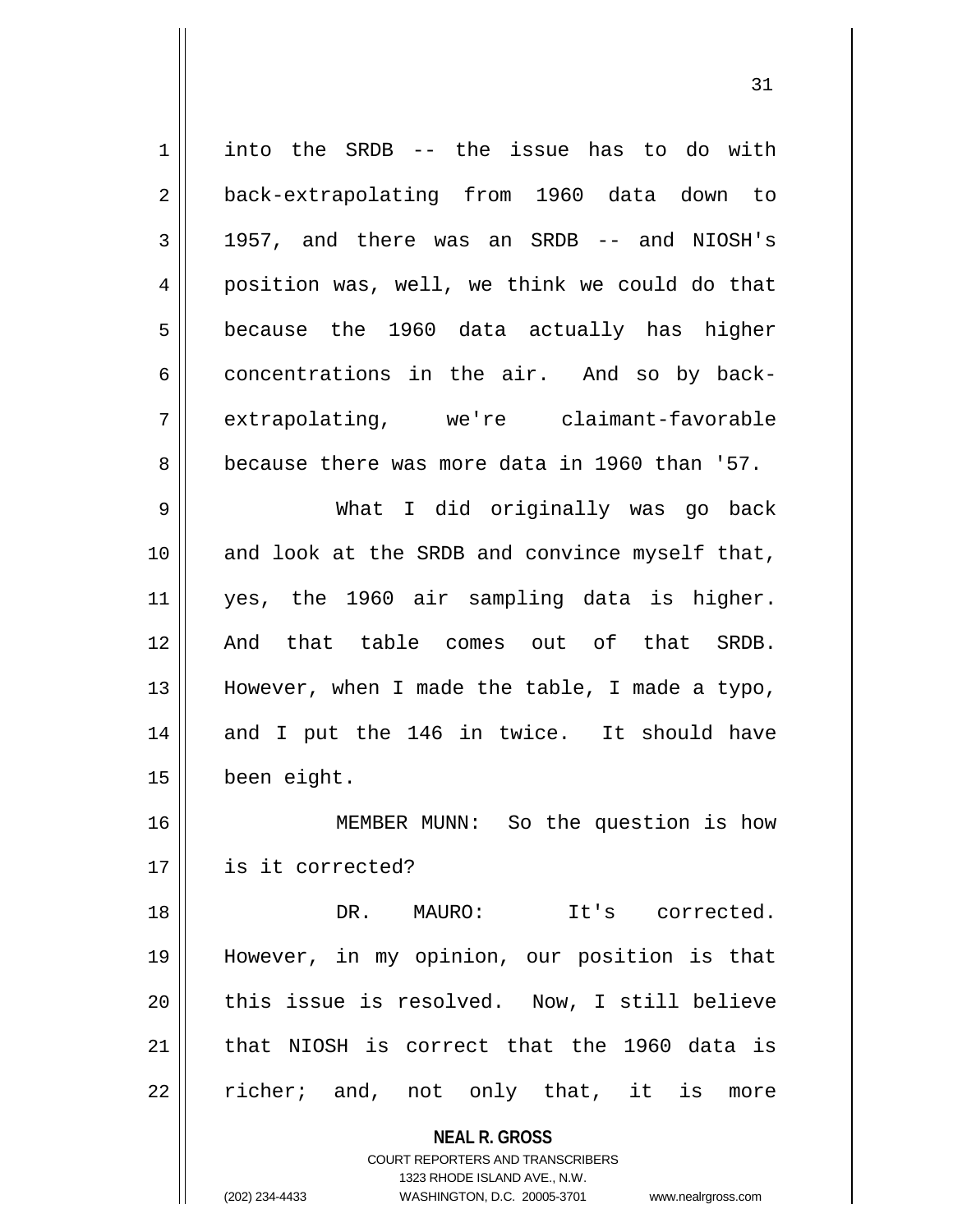into the SRDB -- the issue has to do with back-extrapolating from 1960 data down to 1957, and there was an SRDB -- and NIOSH's position was, well, we think we could do that because the 1960 data actually has higher concentrations in the air. And so by back-extrapolating, we're claimant-favorable because there was more data in 1960 than '57.

What I did originally was go back and look at the SRDB and convince myself that, yes, the 1960 air sampling data is higher. And that table comes out of that SRDB. However, when I made the table, I made a typo, and I put the 146 in twice. It should have been eight.

MEMBER MUNN: So the question is how is it corrected?

DR. MAURO: It's corrected. However, in my opinion, our position is that this issue is resolved. Now, I still believe that NIOSH is correct that the 1960 data is richer; and, not only that, it is more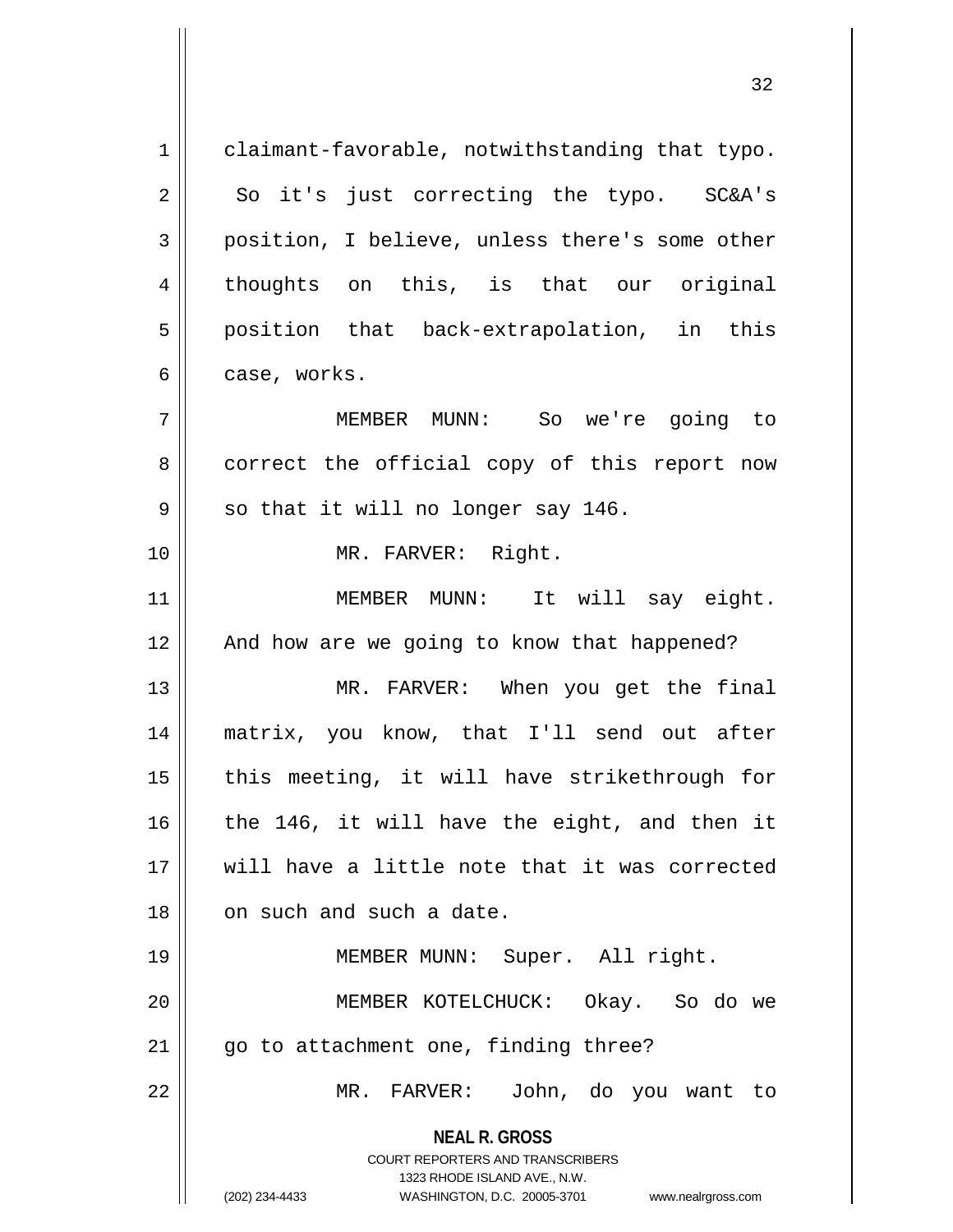claimant-favorable, notwithstanding that typo. So it's just correcting the typo. SC&A's position, I believe, unless there's some other thoughts on this, is that our original position that back-extrapolation, in this case, works.

MEMBER MUNN: So we're going to correct the official copy of this report now so that it will no longer say 146.

MR. FARVER: Right.

MEMBER MUNN: It will say eight. And how are we going to know that happened?

MR. FARVER: When you get the final matrix, you know, that I'll send out after this meeting, it will have strikethrough for the 146, it will have the eight, and then it will have a little note that it was corrected on such and such a date.

MEMBER MUNN: Super. All right.

MEMBER KOTELCHUCK: Okay. So do we go to attachment one, finding three?

MR. FARVER: John, do you want to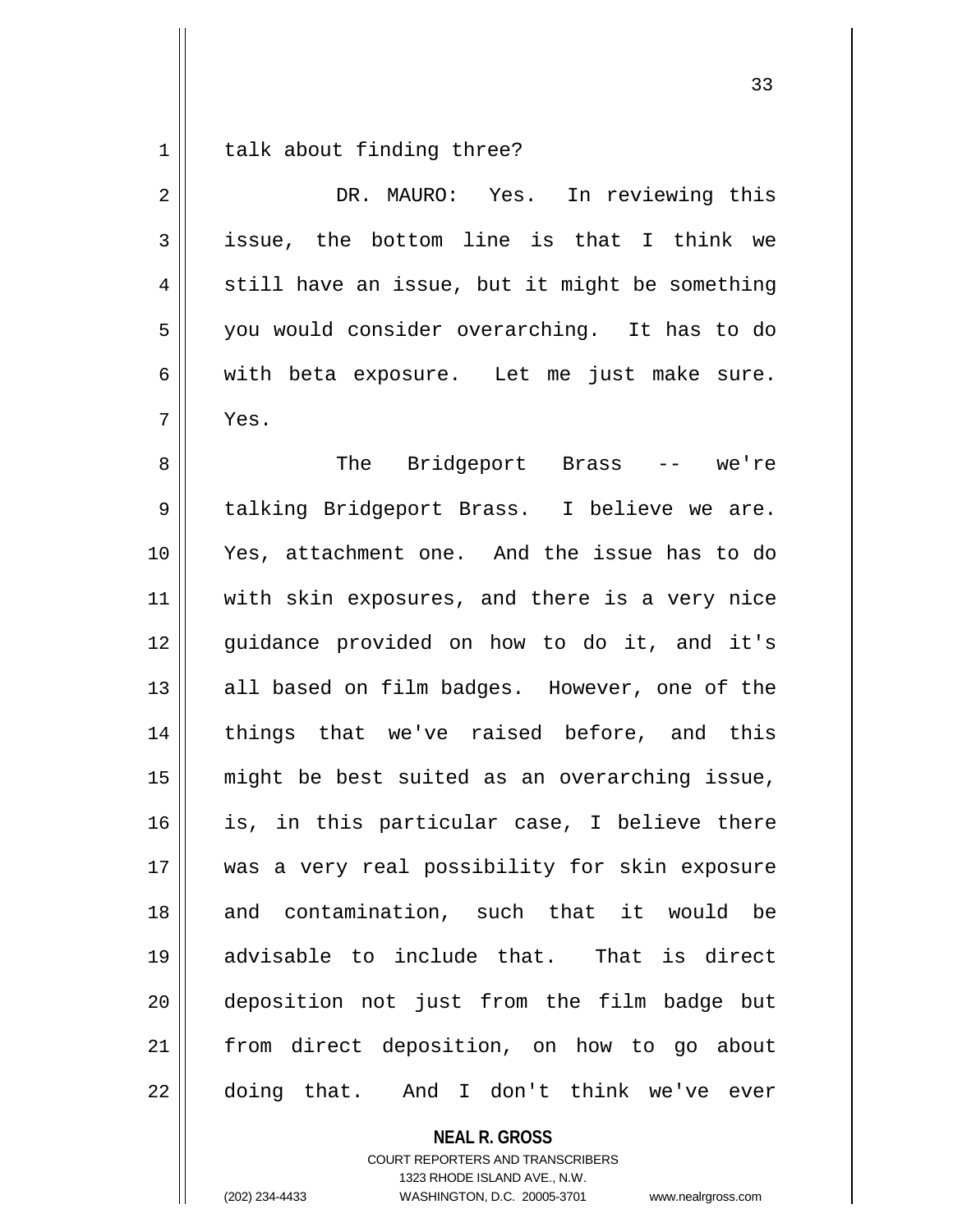talk about finding three?

DR. MAURO: Yes. In reviewing this issue, the bottom line is that I think we still have an issue, but it might be something you would consider overarching. It has to do with beta exposure. Let me just make sure. Yes.

The Bridgeport Brass -- we're talking Bridgeport Brass. I believe we are. Yes, attachment one. And the issue has to do with skin exposures, and there is a very nice guidance provided on how to do it, and it's all based on film badges. However, one of the things that we've raised before, and this might be best suited as an overarching issue, is, in this particular case, I believe there was a very real possibility for skin exposure and contamination, such that it would be advisable to include that. That is direct deposition not just from the film badge but from direct deposition, on how to go about doing that. And I don't think we've ever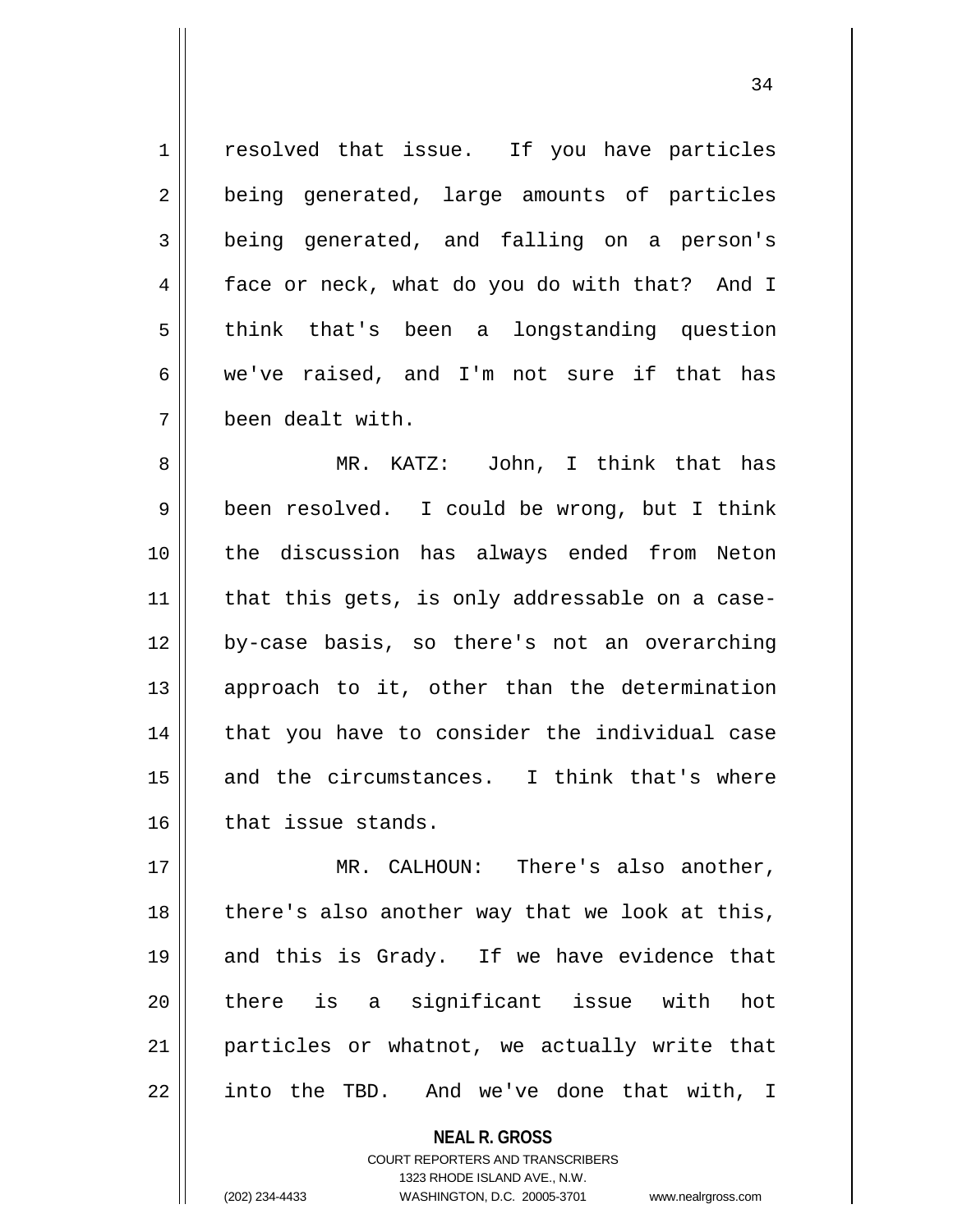resolved that issue. If you have particles being generated, large amounts of particles being generated, and falling on a person's face or neck, what do you do with that? And I think that's been a longstanding question we've raised, and I'm not sure if that has been dealt with.

MR. KATZ: John, I think that has been resolved. I could be wrong, but I think the discussion has always ended from Neton that this gets, is only addressable on a case-by-case basis, so there's not an overarching approach to it, other than the determination that you have to consider the individual case and the circumstances. I think that's where that issue stands.

MR. CALHOUN: There's also another, there's also another way that we look at this, and this is Grady. If we have evidence that there is a significant issue with hot particles or whatnot, we actually write that into the TBD. And we've done that with, I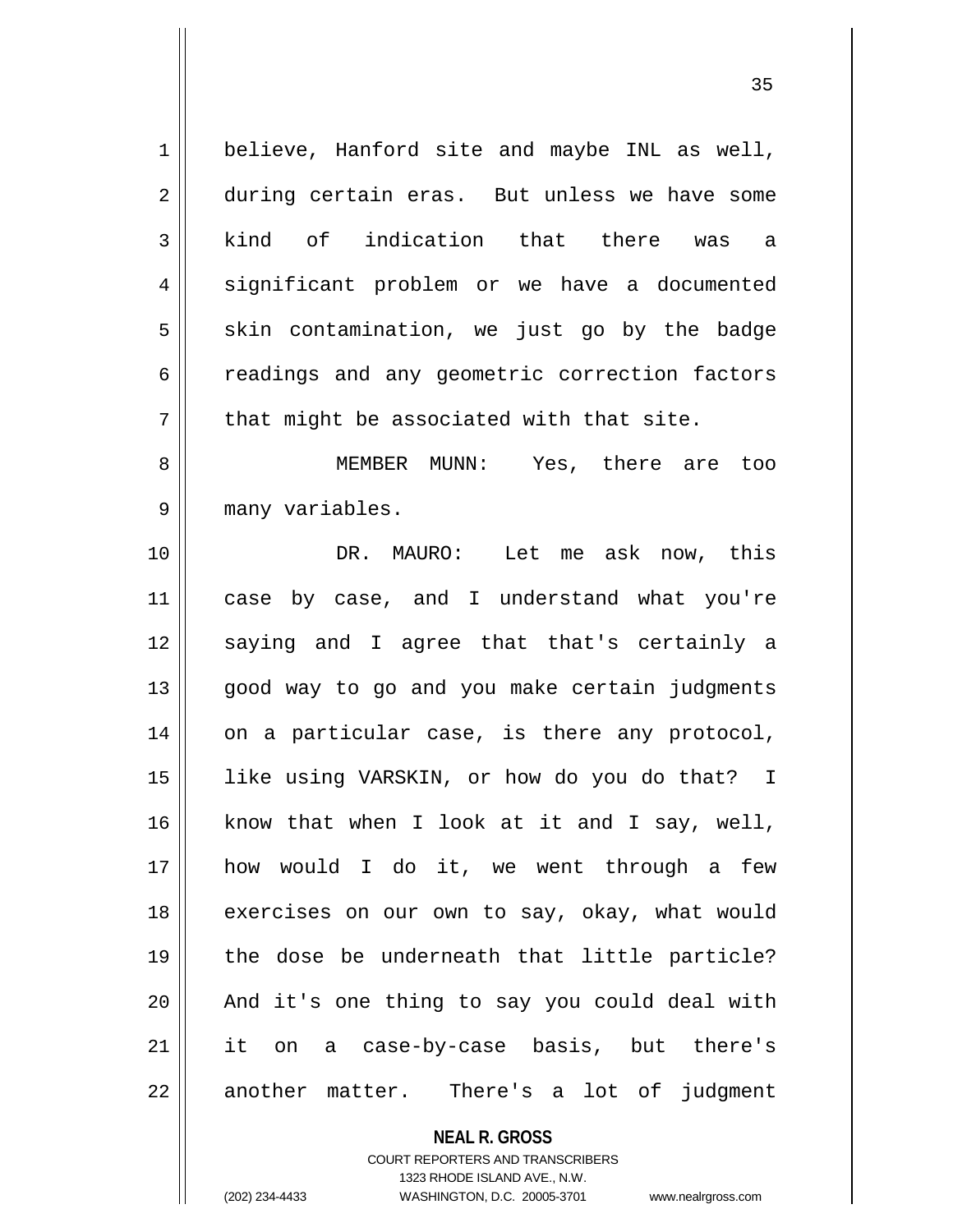believe, Hanford site and maybe INL as well, during certain eras. But unless we have some kind of indication that there was a significant problem or we have a documented skin contamination, we just go by the badge readings and any geometric correction factors that might be associated with that site.

MEMBER MUNN: Yes, there are too many variables.

DR. MAURO: Let me ask now, this case by case, and I understand what you're saying and I agree that that's certainly a good way to go and you make certain judgments on a particular case, is there any protocol, like using VARSKIN, or how do you do that? I know that when I look at it and I say, well, how would I do it, we went through a few exercises on our own to say, okay, what would the dose be underneath that little particle? And it's one thing to say you could deal with it on a case-by-case basis, but there's another matter. There's a lot of judgment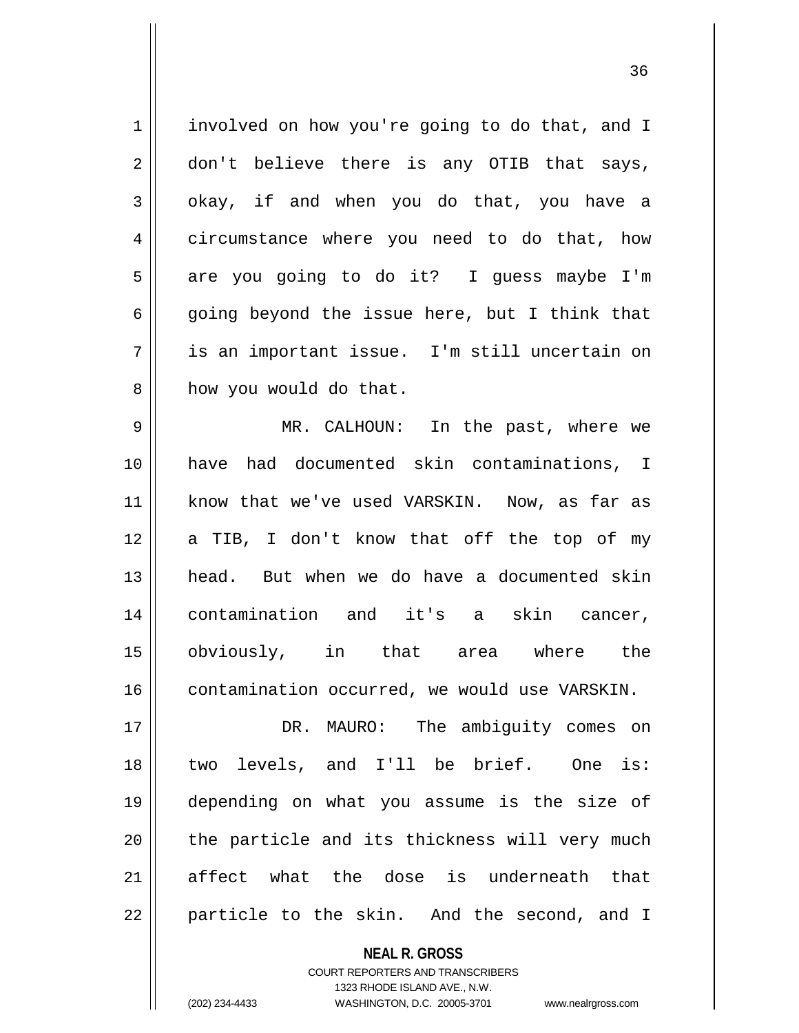involved on how you're going to do that, and I don't believe there is any OTIB that says, okay, if and when you do that, you have a circumstance where you need to do that, how are you going to do it? I guess maybe I'm going beyond the issue here, but I think that is an important issue. I'm still uncertain on how you would do that.

MR. CALHOUN: In the past, where we have had documented skin contaminations, I know that we've used VARSKIN. Now, as far as a TIB, I don't know that off the top of my head. But when we do have a documented skin contamination and it's a skin cancer, obviously, in that area where the contamination occurred, we would use VARSKIN.

DR. MAURO: The ambiguity comes on two levels, and I'll be brief. One is: depending on what you assume is the size of the particle and its thickness will very much affect what the dose is underneath that particle to the skin. And the second, and I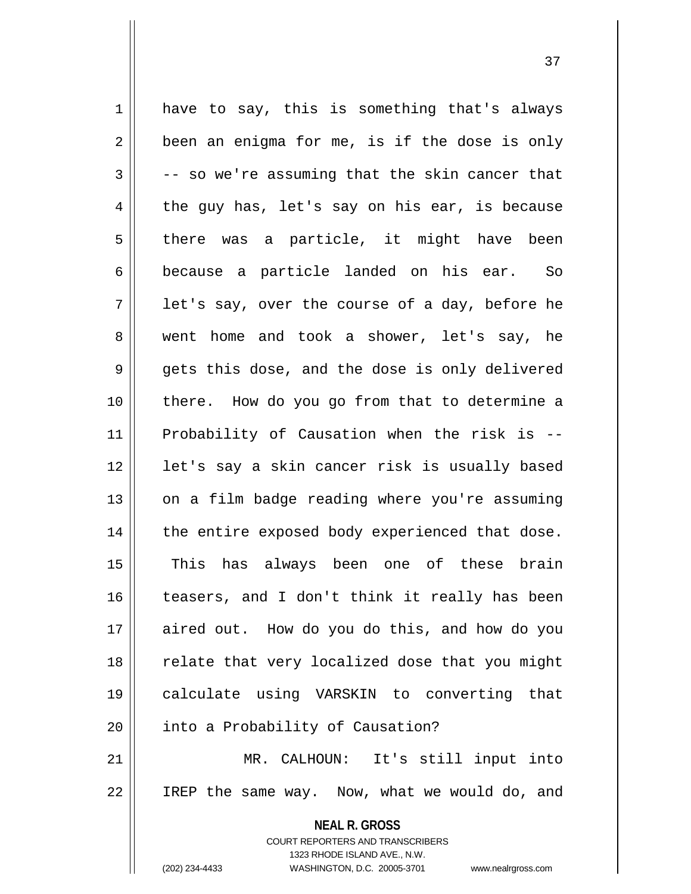have to say, this is something that's always been an enigma for me, is if the dose is only -- so we're assuming that the skin cancer that the guy has, let's say on his ear, is because there was a particle, it might have been because a particle landed on his ear. So let's say, over the course of a day, before he went home and took a shower, let's say, he gets this dose, and the dose is only delivered there. How do you go from that to determine a Probability of Causation when the risk is -- let's say a skin cancer risk is usually based on a film badge reading where you're assuming the entire exposed body experienced that dose. This has always been one of these brain teasers, and I don't think it really has been aired out. How do you do this, and how do you relate that very localized dose that you might calculate using VARSKIN to converting that into a Probability of Causation?

MR. CALHOUN: It's still input into IREP the same way. Now, what we would do, and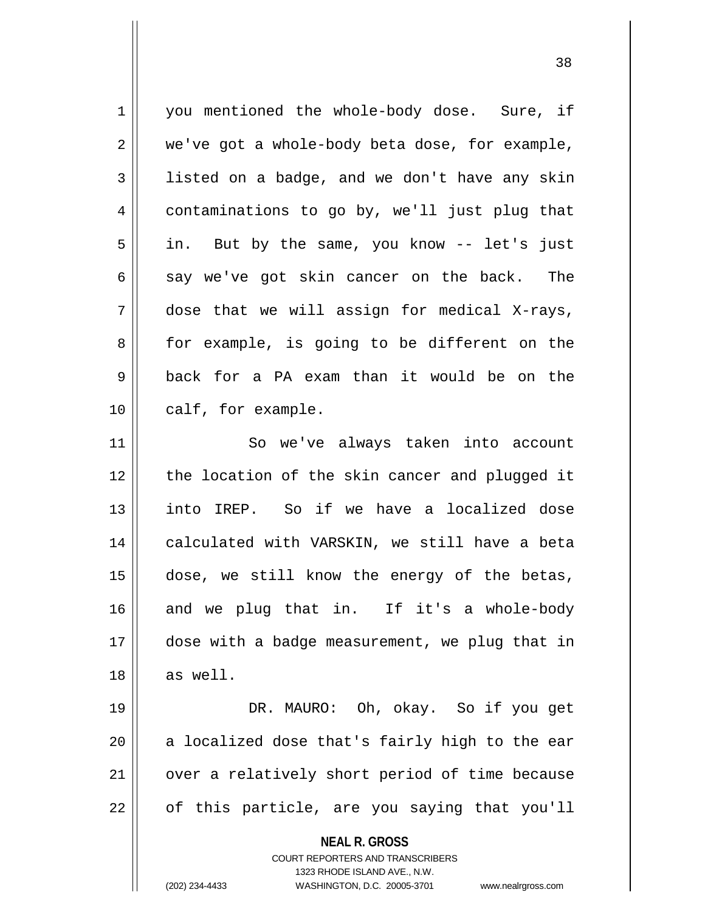you mentioned the whole-body dose. Sure, if we've got a whole-body beta dose, for example, listed on a badge, and we don't have any skin contaminations to go by, we'll just plug that in. But by the same, you know -- let's just say we've got skin cancer on the back. The dose that we will assign for medical X-rays, for example, is going to be different on the back for a PA exam than it would be on the calf, for example.

So we've always taken into account the location of the skin cancer and plugged it into IREP. So if we have a localized dose calculated with VARSKIN, we still have a beta dose, we still know the energy of the betas, and we plug that in. If it's a whole-body dose with a badge measurement, we plug that in as well.

DR. MAURO: Oh, okay. So if you get a localized dose that's fairly high to the ear over a relatively short period of time because of this particle, are you saying that you'll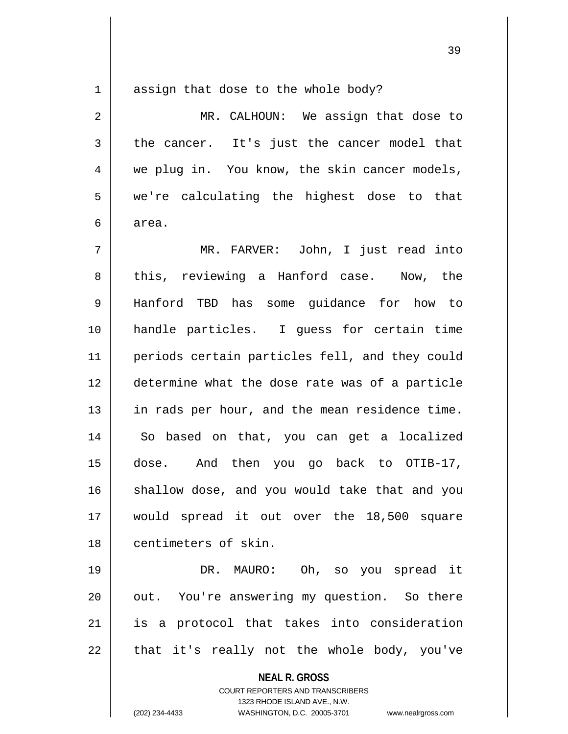assign that dose to the whole body?

MR. CALHOUN: We assign that dose to the cancer. It's just the cancer model that we plug in. You know, the skin cancer models, we're calculating the highest dose to that area.

MR. FARVER: John, I just read into this, reviewing a Hanford case. Now, the Hanford TBD has some guidance for how to handle particles. I guess for certain time periods certain particles fell, and they could determine what the dose rate was of a particle in rads per hour, and the mean residence time. So based on that, you can get a localized dose. And then you go back to OTIB-17, shallow dose, and you would take that and you would spread it out over the 18,500 square centimeters of skin.

DR. MAURO: Oh, so you spread it out. You're answering my question. So there is a protocol that takes into consideration that it's really not the whole body, you've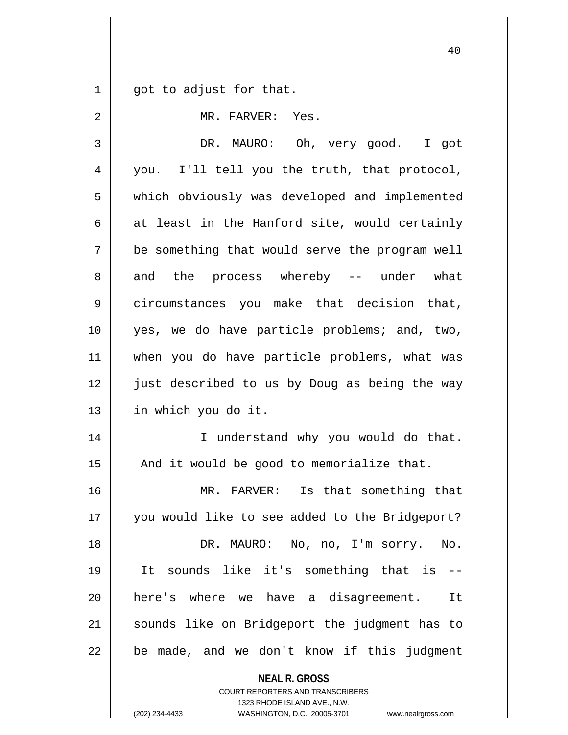got to adjust for that.

MR. FARVER: Yes.

DR. MAURO: Oh, very good. I got you. I'll tell you the truth, that protocol, which obviously was developed and implemented at least in the Hanford site, would certainly be something that would serve the program well and the process whereby -- under what circumstances you make that decision that, yes, we do have particle problems; and, two, when you do have particle problems, what was just described to us by Doug as being the way in which you do it.

I understand why you would do that. And it would be good to memorialize that.

MR. FARVER: Is that something that you would like to see added to the Bridgeport?

DR. MAURO: No, no, I'm sorry. No. It sounds like it's something that is -- here's where we have a disagreement. It sounds like on Bridgeport the judgment has to be made, and we don't know if this judgment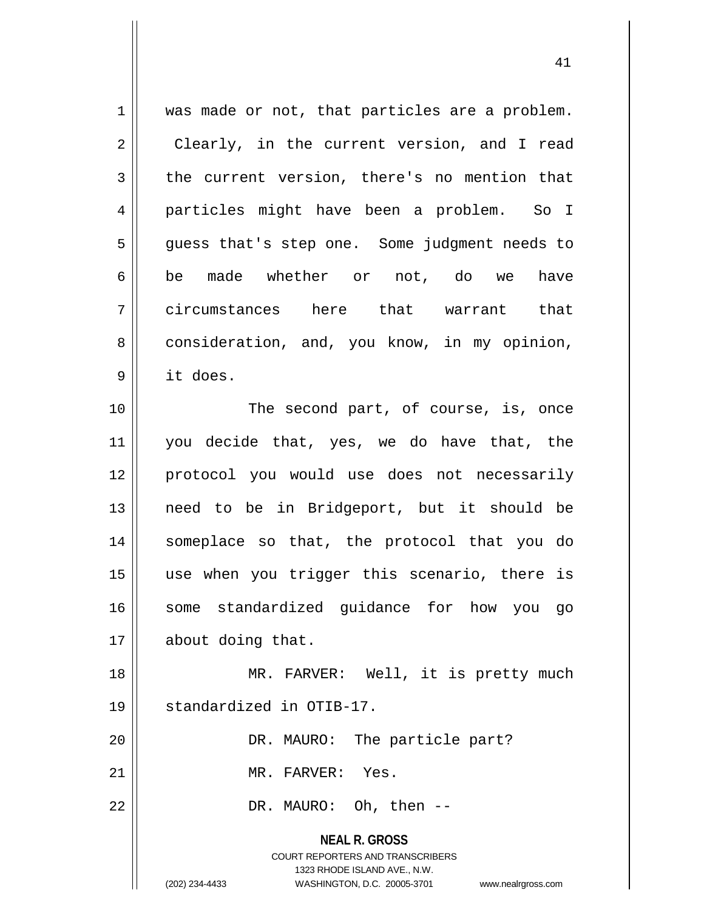was made or not, that particles are a problem. Clearly, in the current version, and I read the current version, there's no mention that particles might have been a problem. So I guess that's step one. Some judgment needs to be made whether or not, do we have circumstances here that warrant that consideration, and, you know, in my opinion, it does.

The second part, of course, is, once you decide that, yes, we do have that, the protocol you would use does not necessarily need to be in Bridgeport, but it should be someplace so that, the protocol that you do use when you trigger this scenario, there is some standardized guidance for how you go about doing that.

MR. FARVER: Well, it is pretty much standardized in OTIB-17.

DR. MAURO: The particle part?

MR. FARVER: Yes.

DR. MAURO: Oh, then --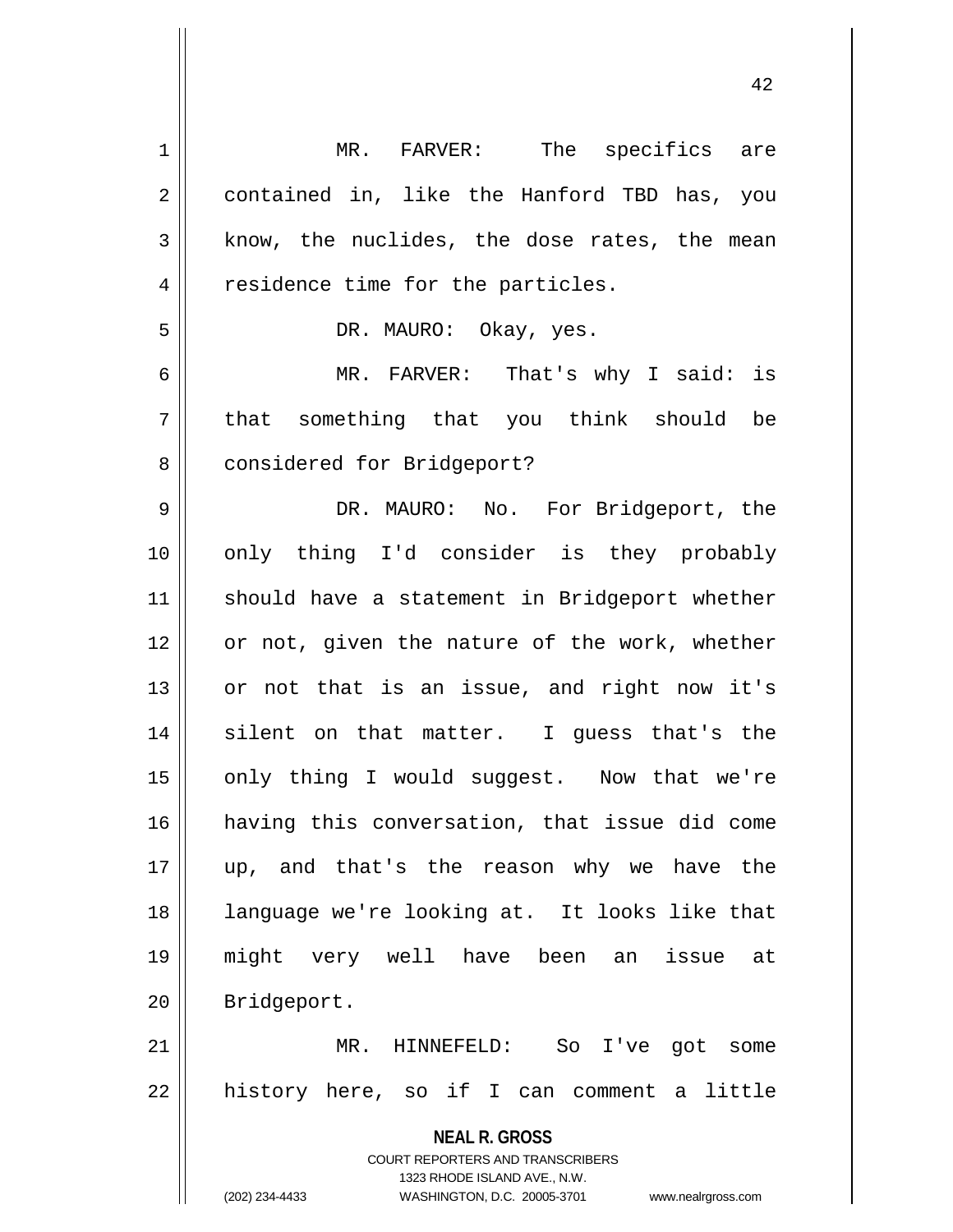MR. FARVER: The specifics are contained in, like the Hanford TBD has, you know, the nuclides, the dose rates, the mean residence time for the particles.

DR. MAURO: Okay, yes.

MR. FARVER: That's why I said: is that something that you think should be considered for Bridgeport?

DR. MAURO: No. For Bridgeport, the only thing I'd consider is they probably should have a statement in Bridgeport whether or not, given the nature of the work, whether or not that is an issue, and right now it's silent on that matter. I guess that's the only thing I would suggest. Now that we're having this conversation, that issue did come up, and that's the reason why we have the language we're looking at. It looks like that might very well have been an issue at Bridgeport.

MR. HINNEFELD: So I've got some history here, so if I can comment a little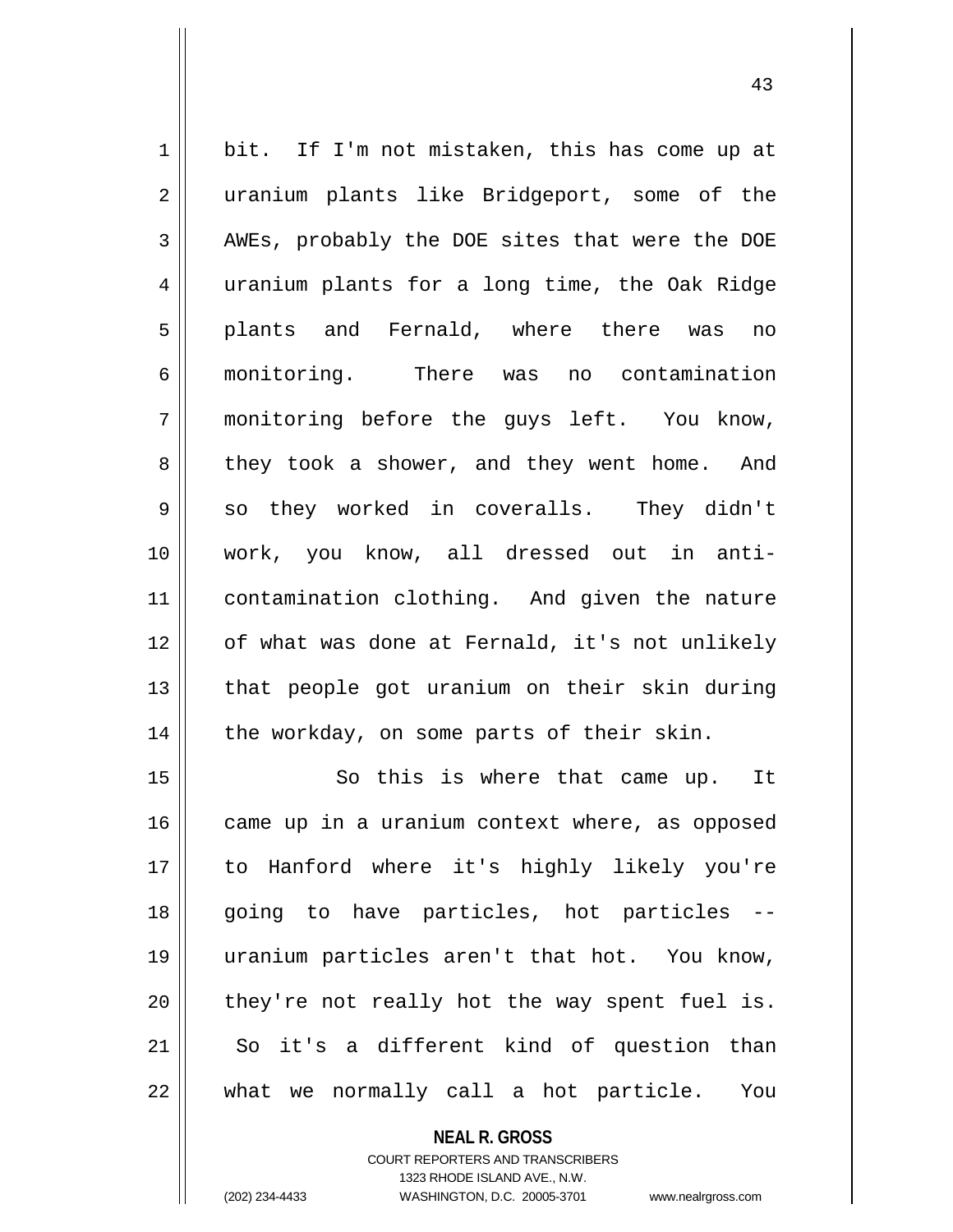bit. If I'm not mistaken, this has come up at uranium plants like Bridgeport, some of the AWEs, probably the DOE sites that were the DOE uranium plants for a long time, the Oak Ridge plants and Fernald, where there was no monitoring. There was no contamination monitoring before the guys left. You know, they took a shower, and they went home. And so they worked in coveralls. They didn't work, you know, all dressed out in anti-contamination clothing. And given the nature of what was done at Fernald, it's not unlikely that people got uranium on their skin during the workday, on some parts of their skin.

So this is where that came up. It came up in a uranium context where, as opposed to Hanford where it's highly likely you're going to have particles, hot particles -- uranium particles aren't that hot. You know, they're not really hot the way spent fuel is. So it's a different kind of question than what we normally call a hot particle. You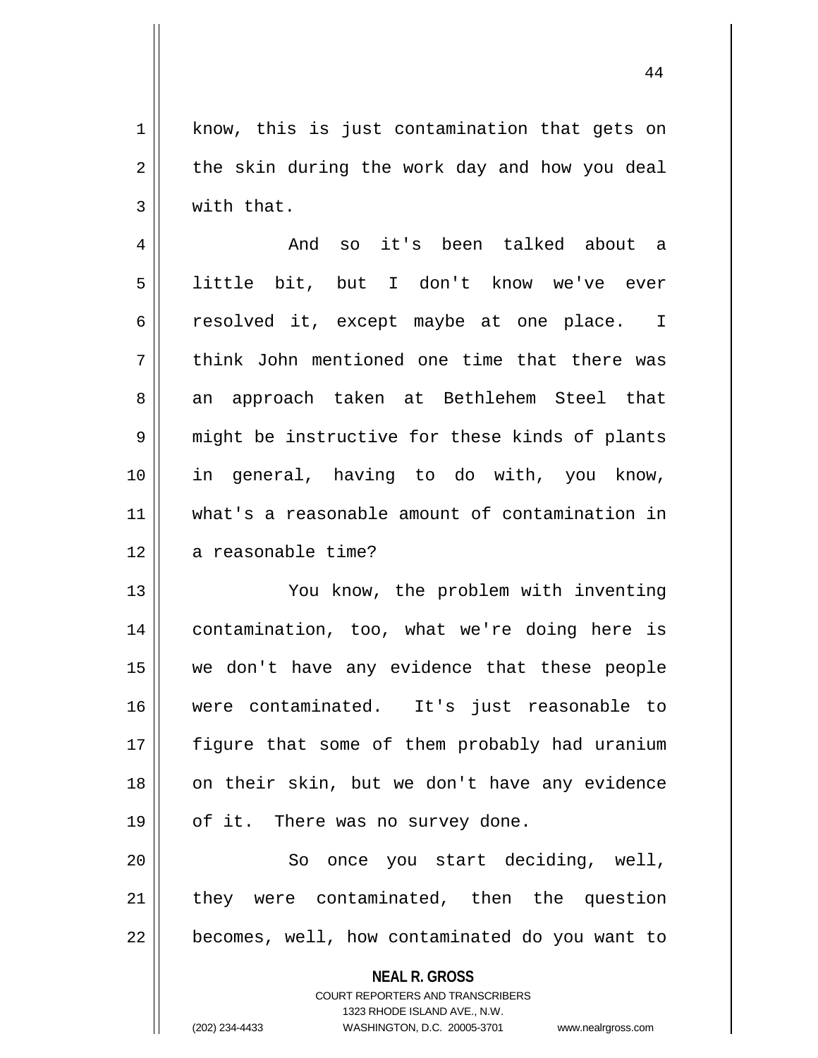know, this is just contamination that gets on the skin during the work day and how you deal with that.

And so it's been talked about a little bit, but I don't know we've ever resolved it, except maybe at one place. I think John mentioned one time that there was an approach taken at Bethlehem Steel that might be instructive for these kinds of plants in general, having to do with, you know, what's a reasonable amount of contamination in a reasonable time?

You know, the problem with inventing contamination, too, what we're doing here is we don't have any evidence that these people were contaminated. It's just reasonable to figure that some of them probably had uranium on their skin, but we don't have any evidence of it. There was no survey done.

So once you start deciding, well, they were contaminated, then the question becomes, well, how contaminated do you want to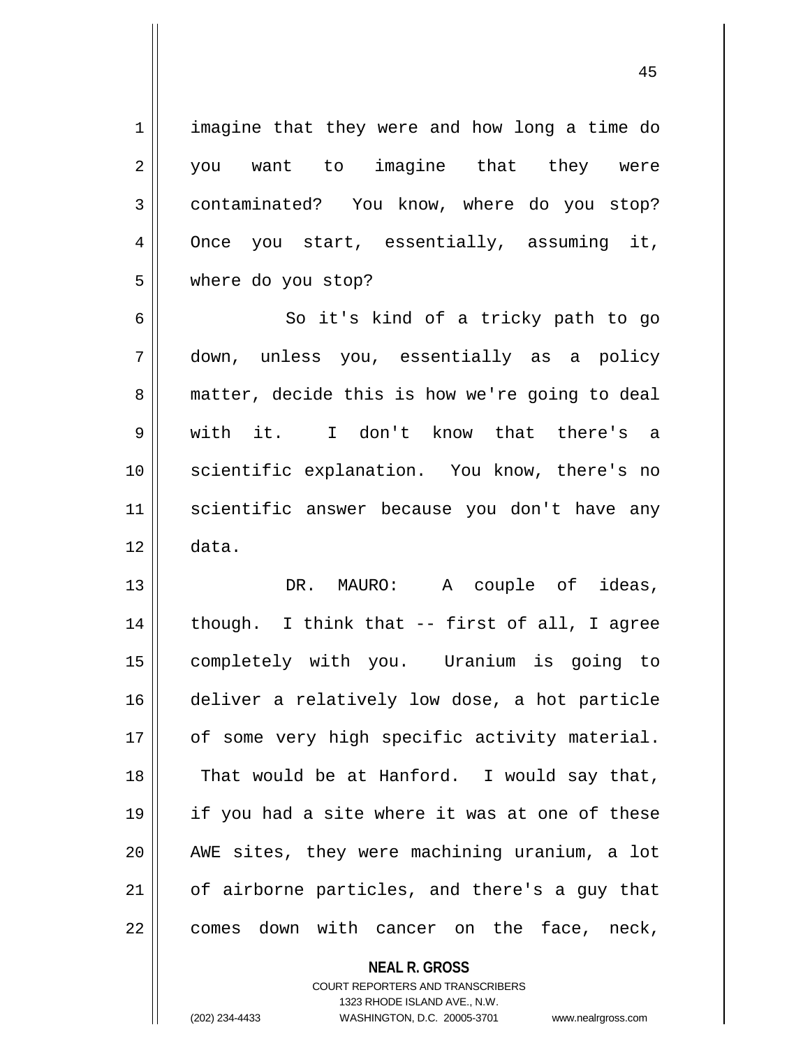imagine that they were and how long a time do you want to imagine that they were contaminated? You know, where do you stop? Once you start, essentially, assuming it, where do you stop?

So it's kind of a tricky path to go down, unless you, essentially as a policy matter, decide this is how we're going to deal with it. I don't know that there's a scientific explanation. You know, there's no scientific answer because you don't have any data.

DR. MAURO: A couple of ideas, though. I think that -- first of all, I agree completely with you. Uranium is going to deliver a relatively low dose, a hot particle of some very high specific activity material. That would be at Hanford. I would say that, if you had a site where it was at one of these AWE sites, they were machining uranium, a lot of airborne particles, and there's a guy that comes down with cancer on the face, neck,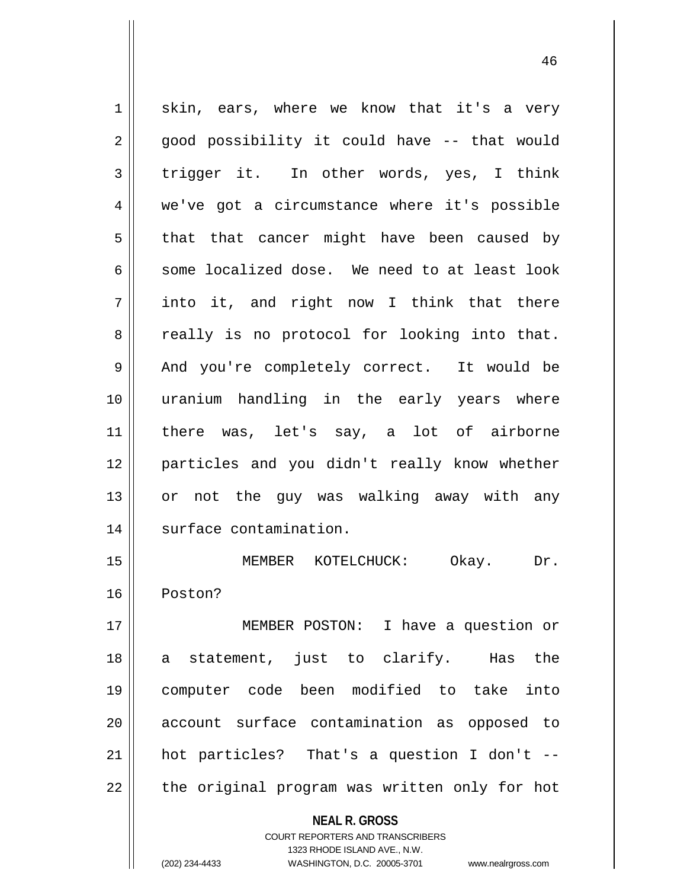skin, ears, where we know that it's a very good possibility it could have -- that would trigger it. In other words, yes, I think we've got a circumstance where it's possible that that cancer might have been caused by some localized dose. We need to at least look into it, and right now I think that there really is no protocol for looking into that. And you're completely correct. It would be uranium handling in the early years where there was, let's say, a lot of airborne particles and you didn't really know whether or not the guy was walking away with any surface contamination.

MEMBER KOTELCHUCK: Okay. Dr. Poston?

MEMBER POSTON: I have a question or a statement, just to clarify. Has the computer code been modified to take into account surface contamination as opposed to hot particles? That's a question I don't -- the original program was written only for hot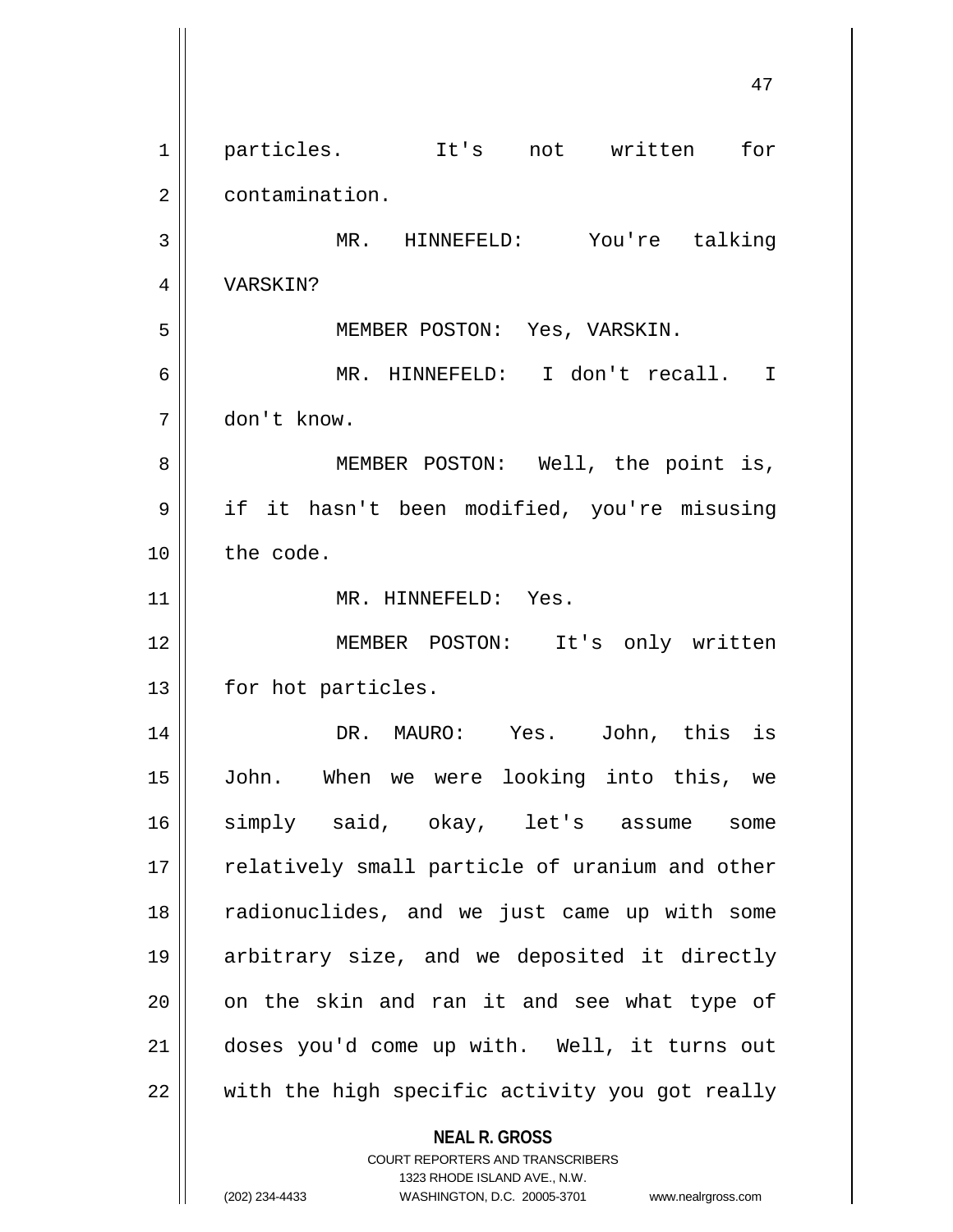particles. It's not written for contamination.

MR. HINNEFELD: You're talking VARSKIN?

MEMBER POSTON: Yes, VARSKIN.

MR. HINNEFELD: I don't recall. I don't know.

MEMBER POSTON: Well, the point is, if it hasn't been modified, you're misusing the code.

MR. HINNEFELD: Yes.

MEMBER POSTON: It's only written for hot particles.

DR. MAURO: Yes. John, this is John. When we were looking into this, we simply said, okay, let's assume some relatively small particle of uranium and other radionuclides, and we just came up with some arbitrary size, and we deposited it directly on the skin and ran it and see what type of doses you'd come up with. Well, it turns out with the high specific activity you got really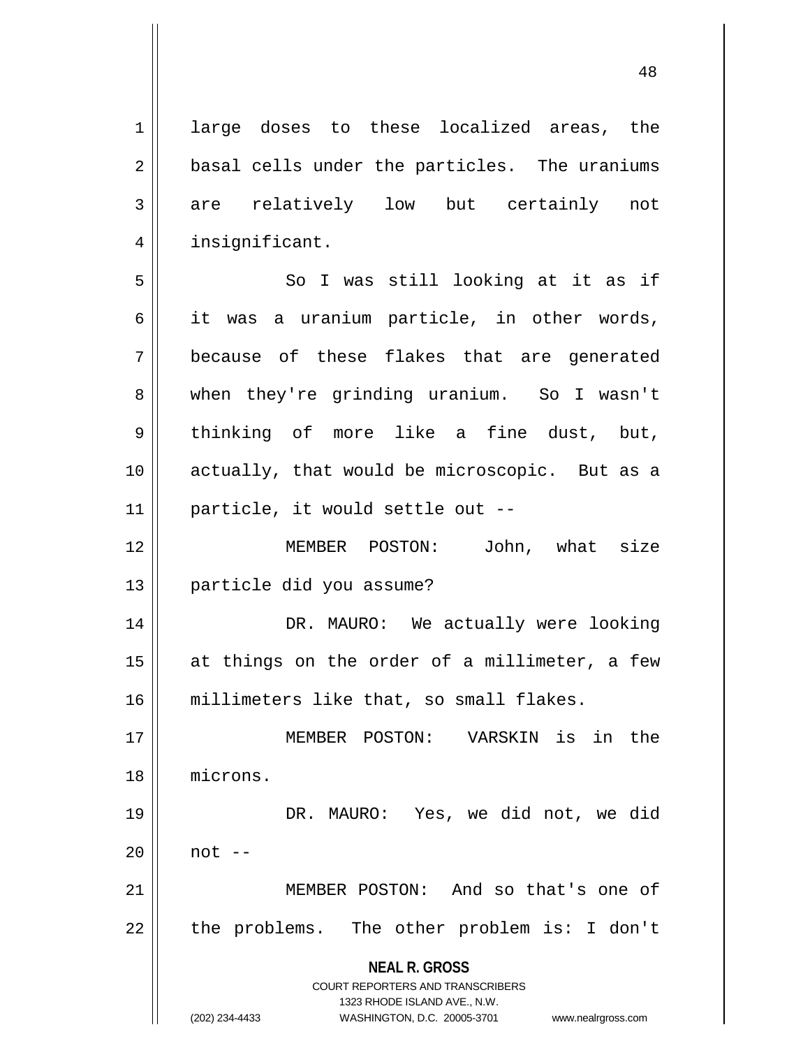large doses to these localized areas, the basal cells under the particles. The uraniums are relatively low but certainly not insignificant.

So I was still looking at it as if it was a uranium particle, in other words, because of these flakes that are generated when they're grinding uranium. So I wasn't thinking of more like a fine dust, but, actually, that would be microscopic. But as a particle, it would settle out --

MEMBER POSTON: John, what size particle did you assume?

DR. MAURO: We actually were looking at things on the order of a millimeter, a few millimeters like that, so small flakes.

MEMBER POSTON: VARSKIN is in the microns.

DR. MAURO: Yes, we did not, we did not --

MEMBER POSTON: And so that's one of the problems. The other problem is: I don't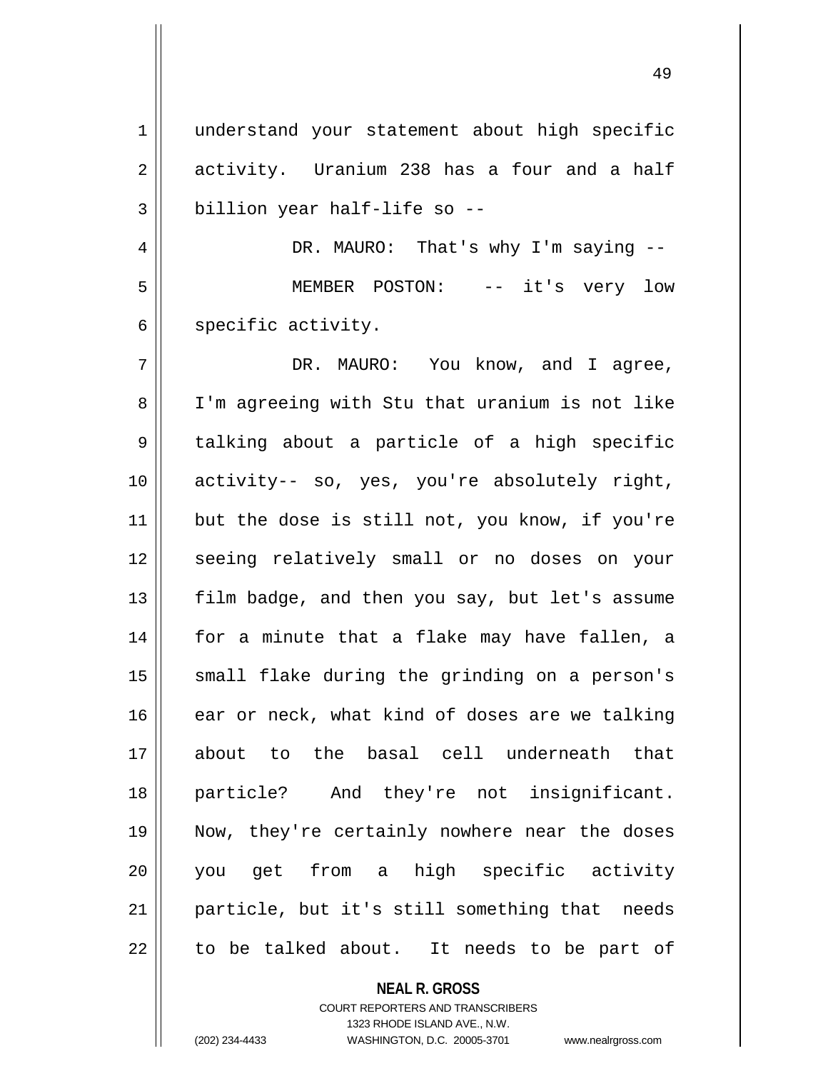understand your statement about high specific activity. Uranium 238 has a four and a half billion year half-life so --

DR. MAURO: That's why I'm saying --

MEMBER POSTON: -- it's very low specific activity.

DR. MAURO: You know, and I agree, I'm agreeing with Stu that uranium is not like talking about a particle of a high specific activity-- so, yes, you're absolutely right, but the dose is still not, you know, if you're seeing relatively small or no doses on your film badge, and then you say, but let's assume for a minute that a flake may have fallen, a small flake during the grinding on a person's ear or neck, what kind of doses are we talking about to the basal cell underneath that particle? And they're not insignificant. Now, they're certainly nowhere near the doses you get from a high specific activity particle, but it's still something that needs to be talked about. It needs to be part of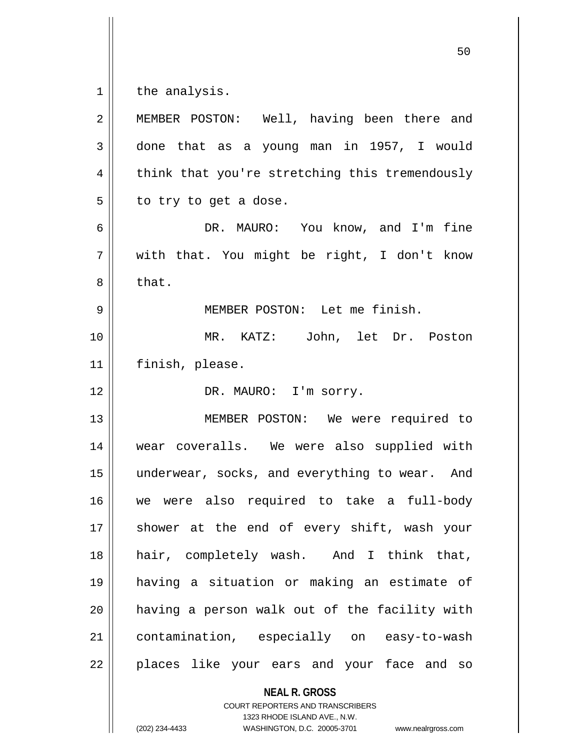the analysis.

MEMBER POSTON: Well, having been there and done that as a young man in 1957, I would think that you're stretching this tremendously to try to get a dose.

DR. MAURO: You know, and I'm fine with that. You might be right, I don't know that.

MEMBER POSTON: Let me finish.

MR. KATZ: John, let Dr. Poston finish, please.

DR. MAURO: I'm sorry.

MEMBER POSTON: We were required to wear coveralls. We were also supplied with underwear, socks, and everything to wear. And we were also required to take a full-body shower at the end of every shift, wash your hair, completely wash. And I think that, having a situation or making an estimate of having a person walk out of the facility with contamination, especially on easy-to-wash places like your ears and your face and so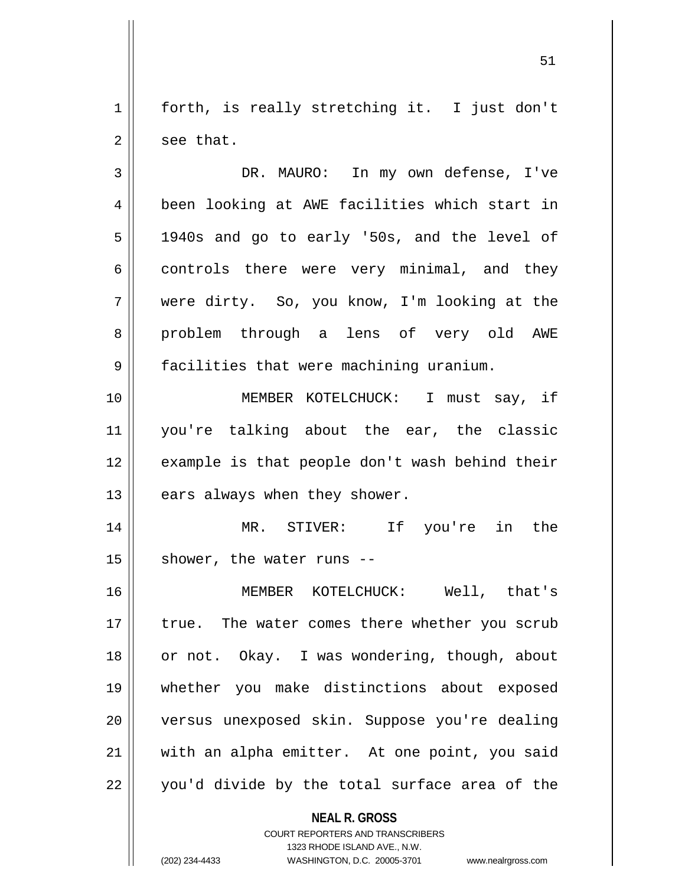forth, is really stretching it. I just don't see that.

DR. MAURO: In my own defense, I've been looking at AWE facilities which start in 1940s and go to early '50s, and the level of controls there were very minimal, and they were dirty. So, you know, I'm looking at the problem through a lens of very old AWE facilities that were machining uranium.

MEMBER KOTELCHUCK: I must say, if you're talking about the ear, the classic example is that people don't wash behind their ears always when they shower.

MR. STIVER: If you're in the shower, the water runs --

MEMBER KOTELCHUCK: Well, that's true. The water comes there whether you scrub or not. Okay. I was wondering, though, about whether you make distinctions about exposed versus unexposed skin. Suppose you're dealing with an alpha emitter. At one point, you said you'd divide by the total surface area of the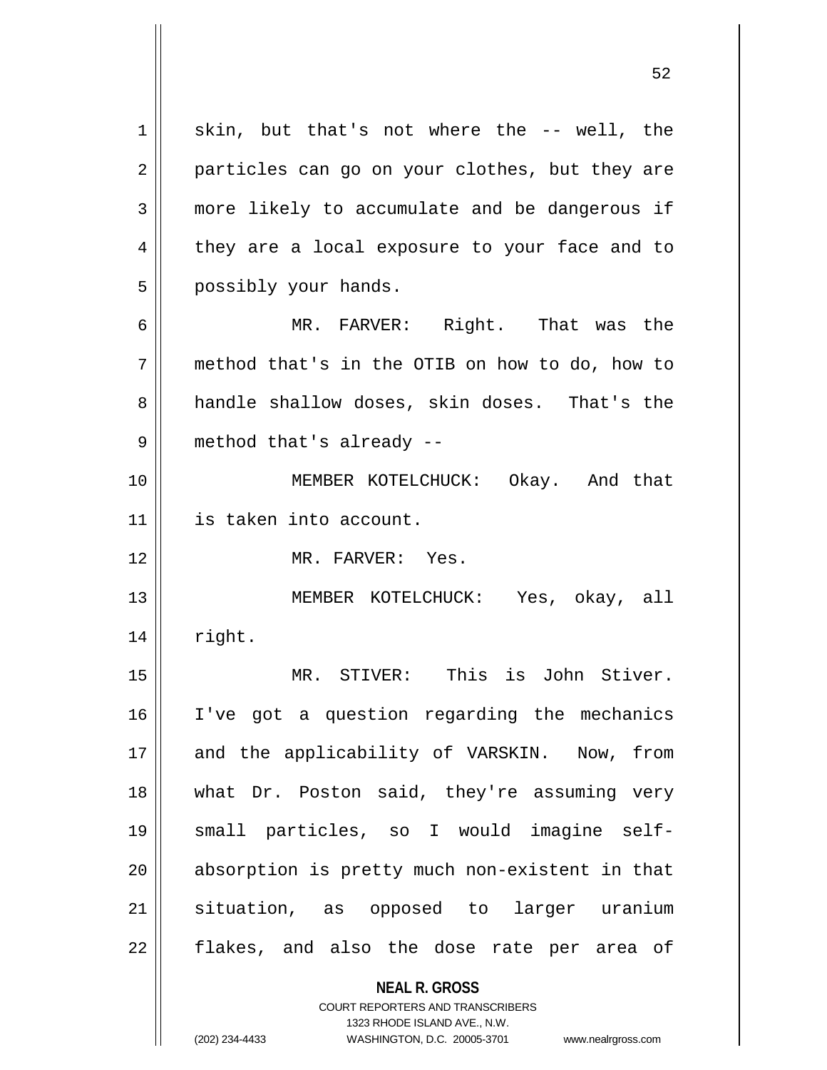skin, but that's not where the -- well, the particles can go on your clothes, but they are more likely to accumulate and be dangerous if they are a local exposure to your face and to possibly your hands.

MR. FARVER: Right. That was the method that's in the OTIB on how to do, how to handle shallow doses, skin doses. That's the method that's already --

MEMBER KOTELCHUCK: Okay. And that is taken into account.

MR. FARVER: Yes.

MEMBER KOTELCHUCK: Yes, okay, all right.

MR. STIVER: This is John Stiver. I've got a question regarding the mechanics and the applicability of VARSKIN. Now, from what Dr. Poston said, they're assuming very small particles, so I would imagine self-absorption is pretty much non-existent in that situation, as opposed to larger uranium flakes, and also the dose rate per area of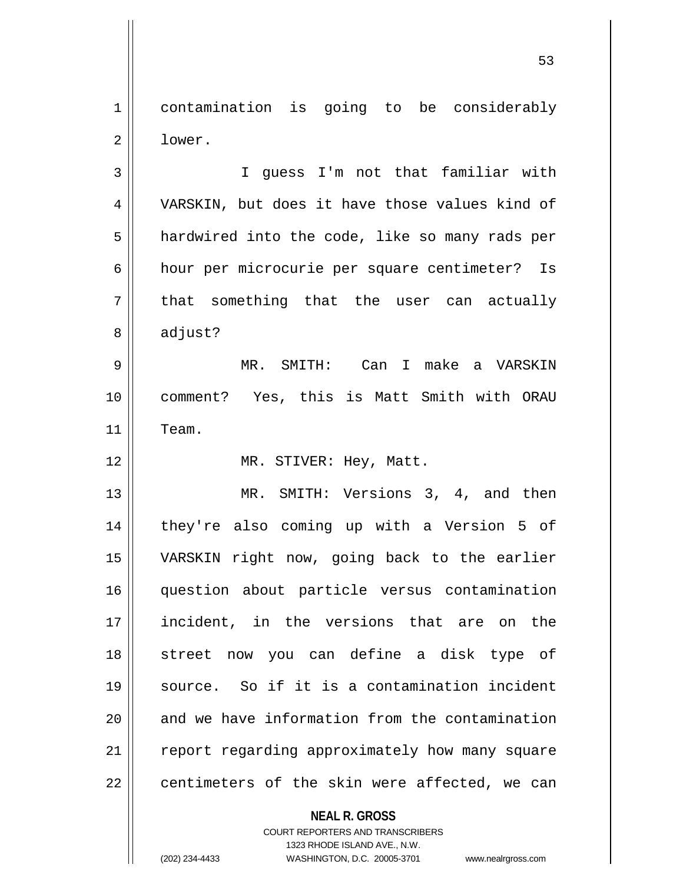contamination is going to be considerably lower.

I guess I'm not that familiar with VARSKIN, but does it have those values kind of hardwired into the code, like so many rads per hour per microcurie per square centimeter? Is that something that the user can actually adjust?

MR. SMITH: Can I make a VARSKIN comment? Yes, this is Matt Smith with ORAU Team.

MR. STIVER: Hey, Matt.

MR. SMITH: Versions 3, 4, and then they're also coming up with a Version 5 of VARSKIN right now, going back to the earlier question about particle versus contamination incident, in the versions that are on the street now you can define a disk type of source. So if it is a contamination incident and we have information from the contamination report regarding approximately how many square centimeters of the skin were affected, we can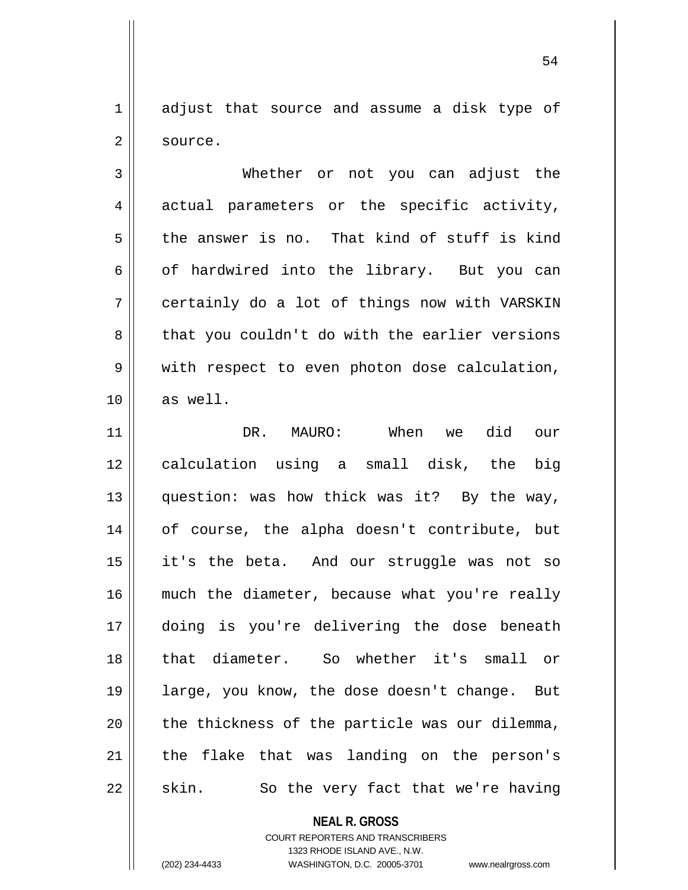adjust that source and assume a disk type of source.

Whether or not you can adjust the actual parameters or the specific activity, the answer is no. That kind of stuff is kind of hardwired into the library. But you can certainly do a lot of things now with VARSKIN that you couldn't do with the earlier versions with respect to even photon dose calculation, as well.

DR. MAURO: When we did our calculation using a small disk, the big question: was how thick was it? By the way, of course, the alpha doesn't contribute, but it's the beta. And our struggle was not so much the diameter, because what you're really doing is you're delivering the dose beneath that diameter. So whether it's small or large, you know, the dose doesn't change. But the thickness of the particle was our dilemma, the flake that was landing on the person's skin. So the very fact that we're having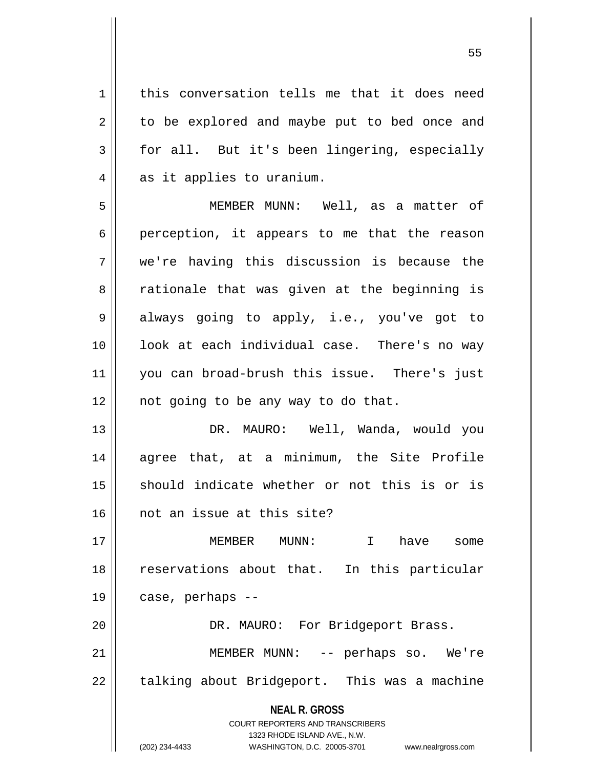this conversation tells me that it does need to be explored and maybe put to bed once and for all. But it's been lingering, especially as it applies to uranium.

MEMBER MUNN: Well, as a matter of perception, it appears to me that the reason we're having this discussion is because the rationale that was given at the beginning is always going to apply, i.e., you've got to look at each individual case. There's no way you can broad-brush this issue. There's just not going to be any way to do that.

DR. MAURO: Well, Wanda, would you agree that, at a minimum, the Site Profile should indicate whether or not this is or is not an issue at this site?

MEMBER MUNN: I have some reservations about that. In this particular case, perhaps --

DR. MAURO: For Bridgeport Brass.

MEMBER MUNN: -- perhaps so. We're talking about Bridgeport. This was a machine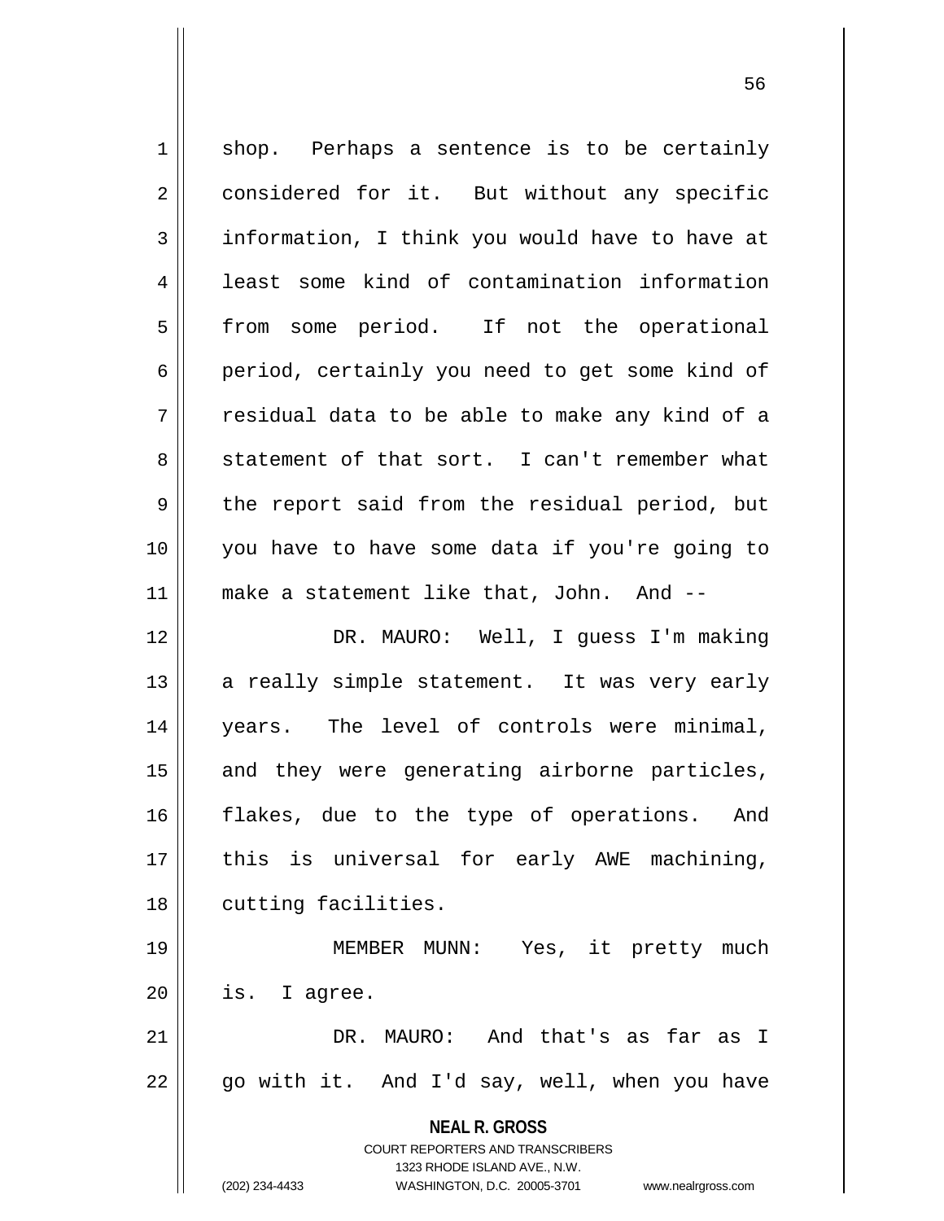shop. Perhaps a sentence is to be certainly considered for it. But without any specific information, I think you would have to have at least some kind of contamination information from some period. If not the operational period, certainly you need to get some kind of residual data to be able to make any kind of a statement of that sort. I can't remember what the report said from the residual period, but you have to have some data if you're going to make a statement like that, John. And --

DR. MAURO: Well, I guess I'm making a really simple statement. It was very early years. The level of controls were minimal, and they were generating airborne particles, flakes, due to the type of operations. And this is universal for early AWE machining, cutting facilities.

MEMBER MUNN: Yes, it pretty much is. I agree.

DR. MAURO: And that's as far as I go with it. And I'd say, well, when you have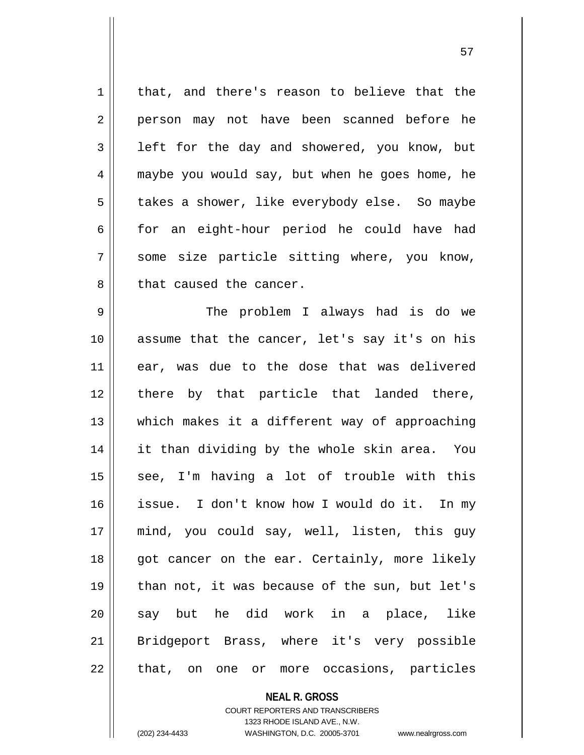that, and there's reason to believe that the person may not have been scanned before he left for the day and showered, you know, but maybe you would say, but when he goes home, he takes a shower, like everybody else. So maybe for an eight-hour period he could have had some size particle sitting where, you know, that caused the cancer.

The problem I always had is do we assume that the cancer, let's say it's on his ear, was due to the dose that was delivered there by that particle that landed there, which makes it a different way of approaching it than dividing by the whole skin area. You see, I'm having a lot of trouble with this issue. I don't know how I would do it. In my mind, you could say, well, listen, this guy got cancer on the ear. Certainly, more likely than not, it was because of the sun, but let's say but he did work in a place, like Bridgeport Brass, where it's very possible that, on one or more occasions, particles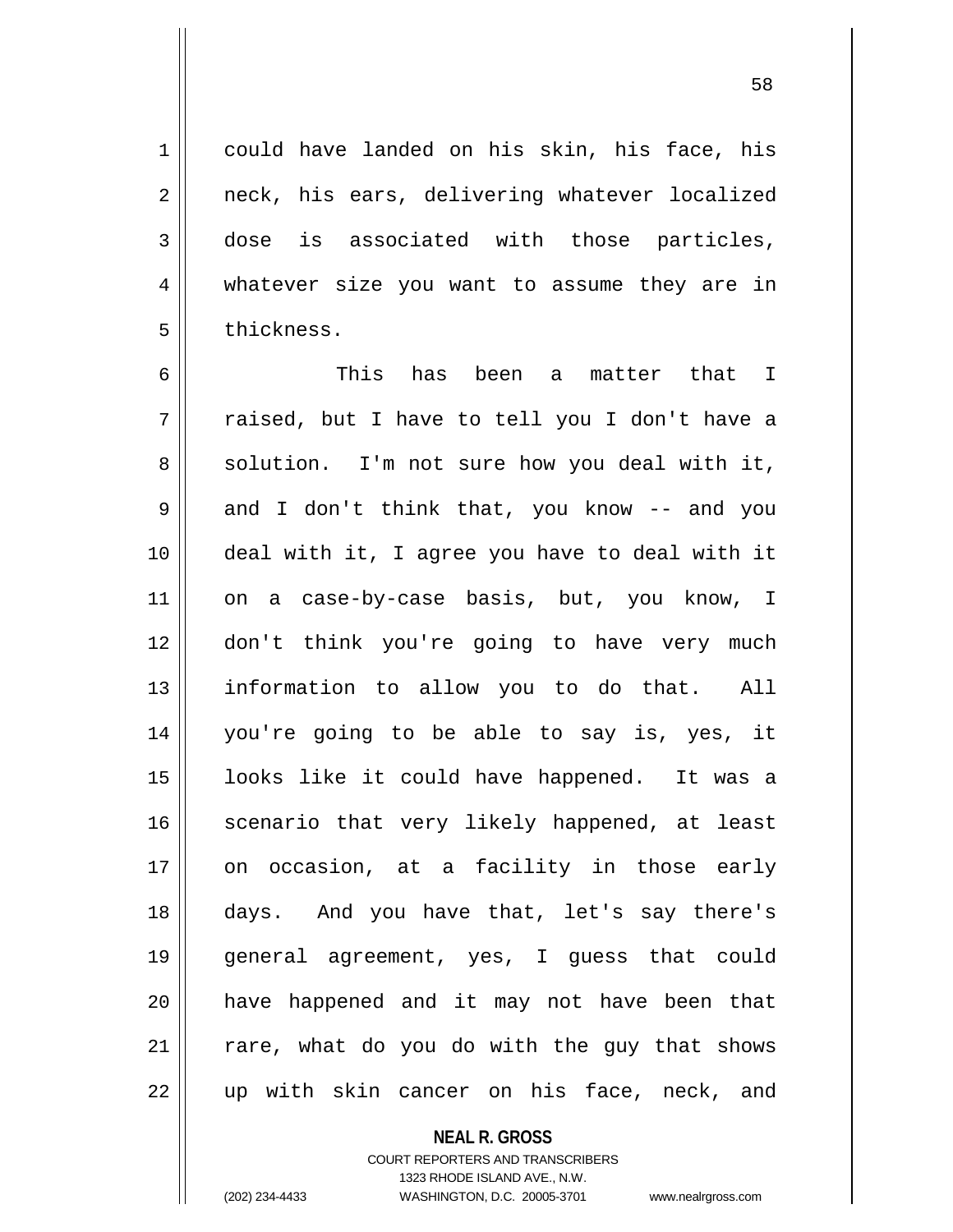could have landed on his skin, his face, his neck, his ears, delivering whatever localized dose is associated with those particles, whatever size you want to assume they are in thickness.

This has been a matter that I raised, but I have to tell you I don't have a solution. I'm not sure how you deal with it, and I don't think that, you know -- and you deal with it, I agree you have to deal with it on a case-by-case basis, but, you know, I don't think you're going to have very much information to allow you to do that. All you're going to be able to say is, yes, it looks like it could have happened. It was a scenario that very likely happened, at least on occasion, at a facility in those early days. And you have that, let's say there's general agreement, yes, I guess that could have happened and it may not have been that rare, what do you do with the guy that shows up with skin cancer on his face, neck, and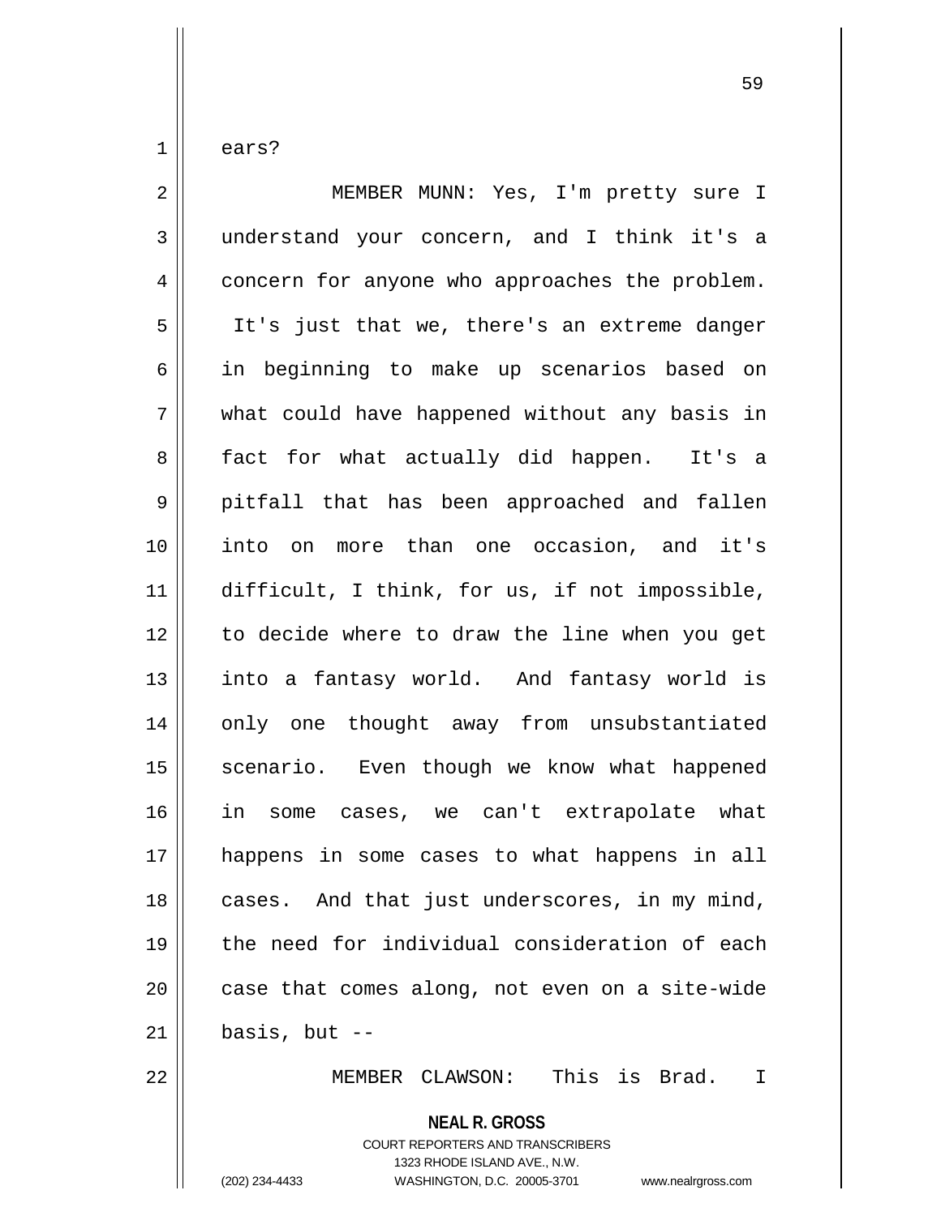ears?

MEMBER MUNN: Yes, I'm pretty sure I understand your concern, and I think it's a concern for anyone who approaches the problem. It's just that we, there's an extreme danger in beginning to make up scenarios based on what could have happened without any basis in fact for what actually did happen. It's a pitfall that has been approached and fallen into on more than one occasion, and it's difficult, I think, for us, if not impossible, to decide where to draw the line when you get into a fantasy world. And fantasy world is only one thought away from unsubstantiated scenario. Even though we know what happened in some cases, we can't extrapolate what happens in some cases to what happens in all cases. And that just underscores, in my mind, the need for individual consideration of each case that comes along, not even on a site-wide basis, but --

MEMBER CLAWSON: This is Brad. I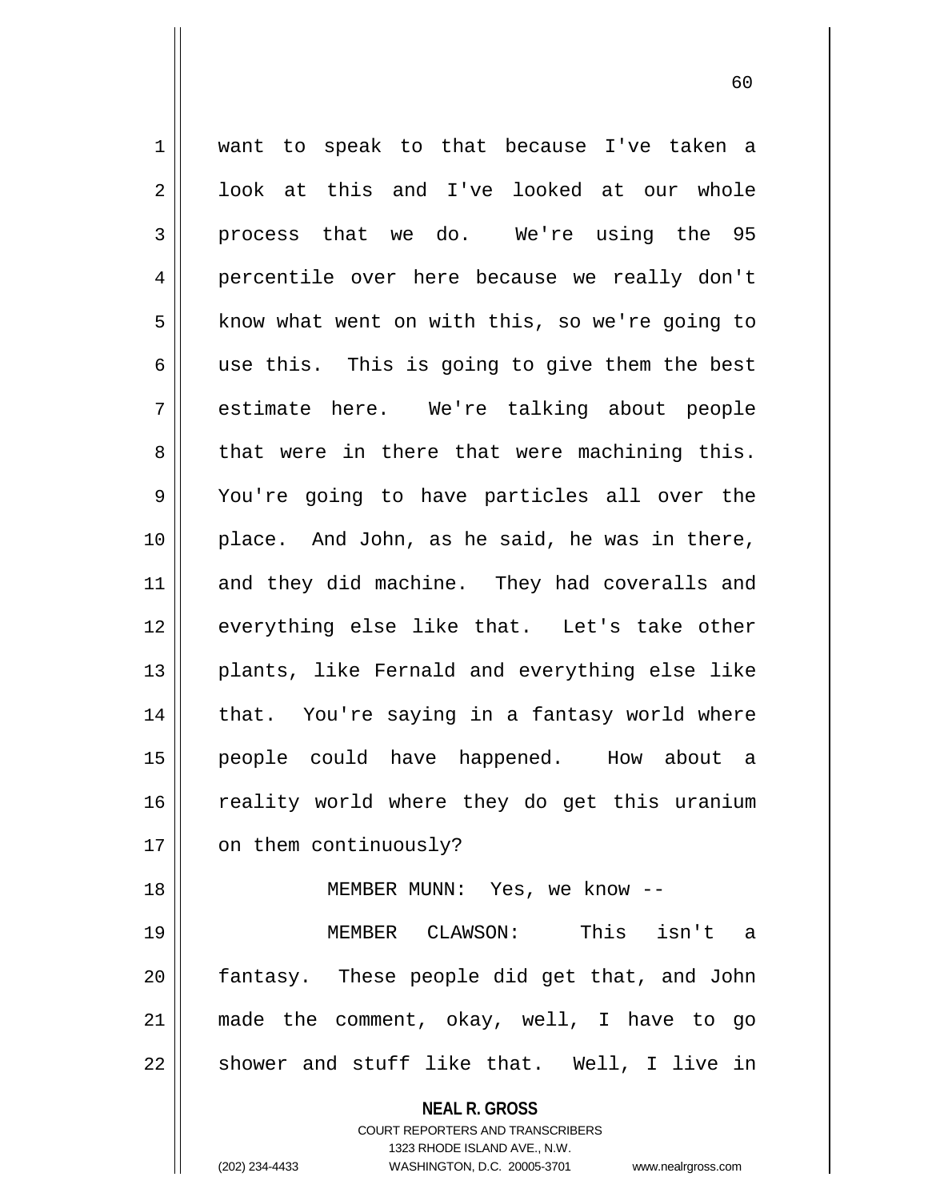want to speak to that because I've taken a look at this and I've looked at our whole process that we do. We're using the 95 percentile over here because we really don't know what went on with this, so we're going to use this. This is going to give them the best estimate here. We're talking about people that were in there that were machining this. You're going to have particles all over the place. And John, as he said, he was in there, and they did machine. They had coveralls and everything else like that. Let's take other plants, like Fernald and everything else like that. You're saying in a fantasy world where people could have happened. How about a reality world where they do get this uranium on them continuously?

MEMBER MUNN: Yes, we know --

MEMBER CLAWSON: This isn't a fantasy. These people did get that, and John made the comment, okay, well, I have to go shower and stuff like that. Well, I live in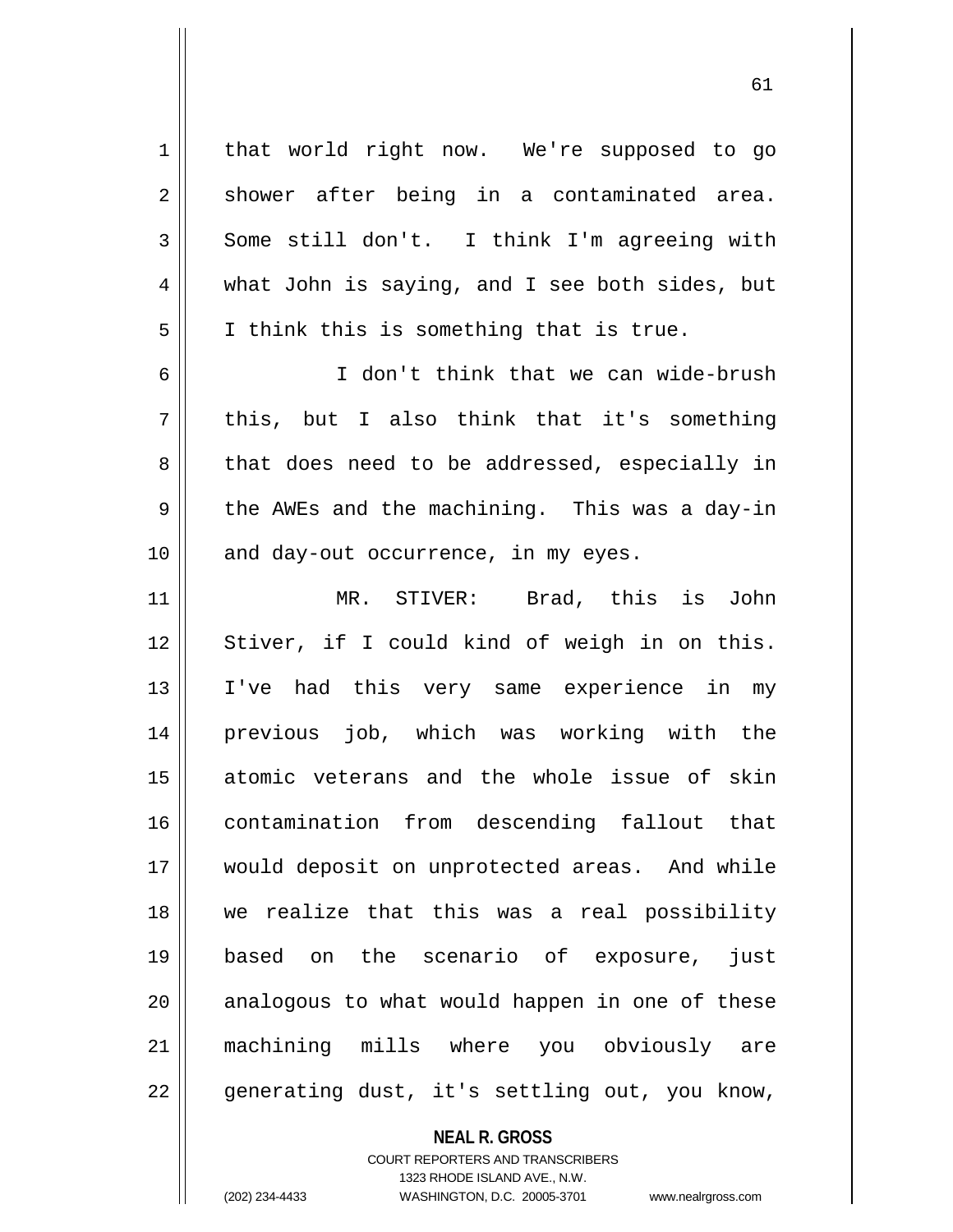that world right now. We're supposed to go shower after being in a contaminated area. Some still don't. I think I'm agreeing with what John is saying, and I see both sides, but I think this is something that is true.

I don't think that we can wide-brush this, but I also think that it's something that does need to be addressed, especially in the AWEs and the machining. This was a day-in and day-out occurrence, in my eyes.

MR. STIVER: Brad, this is John Stiver, if I could kind of weigh in on this. I've had this very same experience in my previous job, which was working with the atomic veterans and the whole issue of skin contamination from descending fallout that would deposit on unprotected areas. And while we realize that this was a real possibility based on the scenario of exposure, just analogous to what would happen in one of these machining mills where you obviously are generating dust, it's settling out, you know,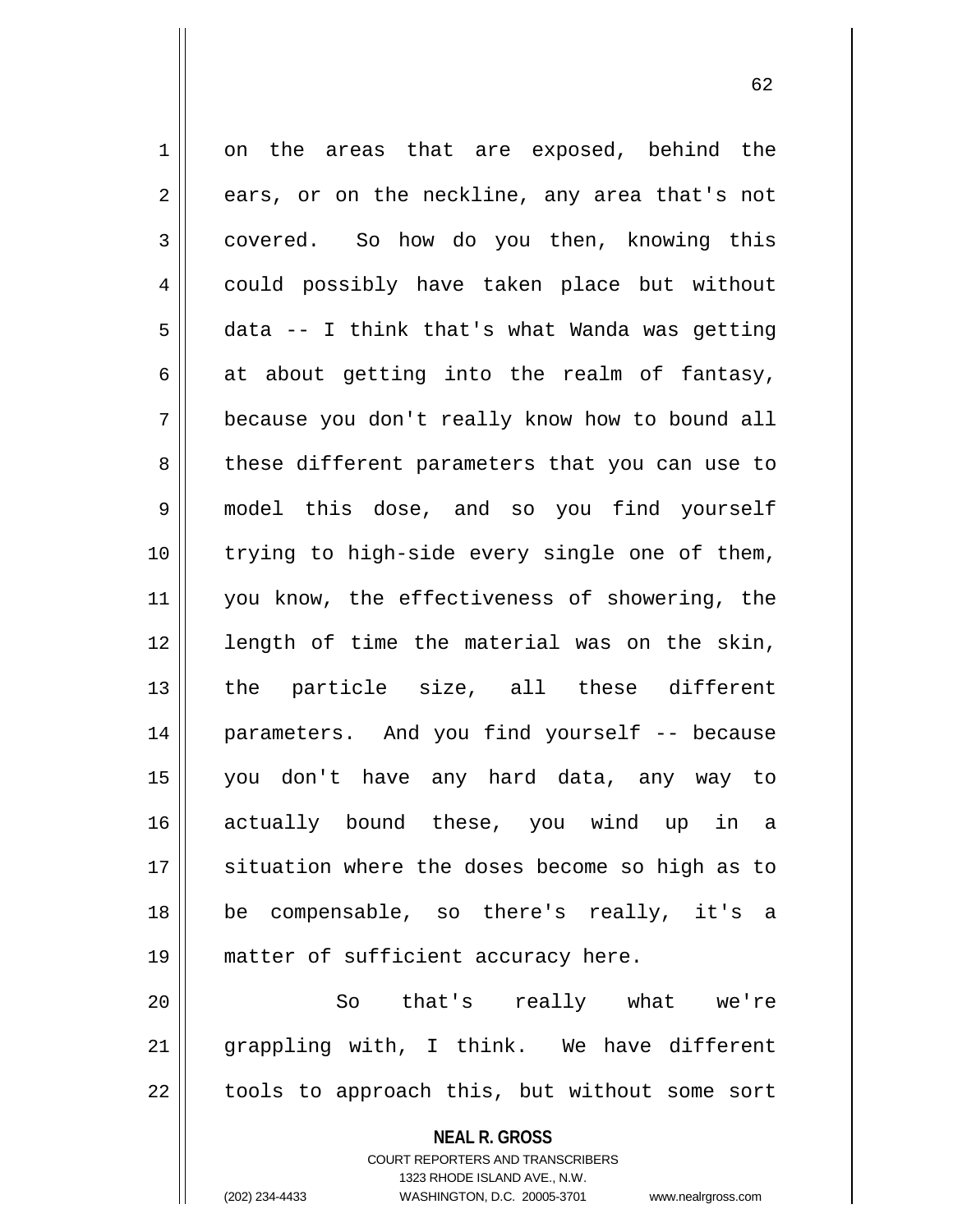on the areas that are exposed, behind the ears, or on the neckline, any area that's not covered. So how do you then, knowing this could possibly have taken place but without data -- I think that's what Wanda was getting at about getting into the realm of fantasy, because you don't really know how to bound all these different parameters that you can use to model this dose, and so you find yourself trying to high-side every single one of them, you know, the effectiveness of showering, the length of time the material was on the skin, the particle size, all these different parameters. And you find yourself -- because you don't have any hard data, any way to actually bound these, you wind up in a situation where the doses become so high as to be compensable, so there's really, it's a matter of sufficient accuracy here.

So that's really what we're grappling with, I think. We have different tools to approach this, but without some sort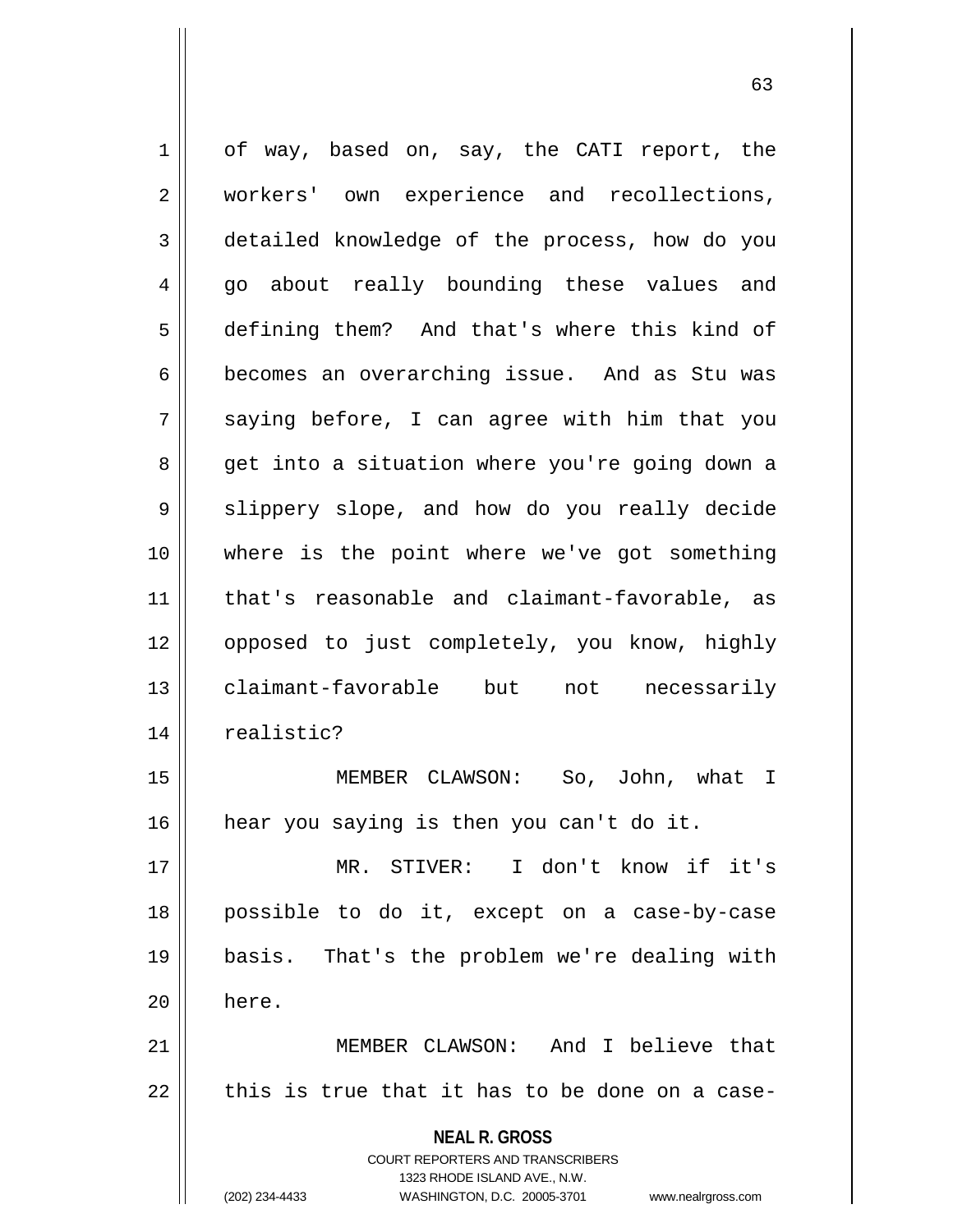of way, based on, say, the CATI report, the workers' own experience and recollections, detailed knowledge of the process, how do you go about really bounding these values and defining them? And that's where this kind of becomes an overarching issue. And as Stu was saying before, I can agree with him that you get into a situation where you're going down a slippery slope, and how do you really decide where is the point where we've got something that's reasonable and claimant-favorable, as opposed to just completely, you know, highly claimant-favorable but not necessarily realistic?

MEMBER CLAWSON: So, John, what I hear you saying is then you can't do it.

MR. STIVER: I don't know if it's possible to do it, except on a case-by-case basis. That's the problem we're dealing with here.

MEMBER CLAWSON: And I believe that this is true that it has to be done on a case-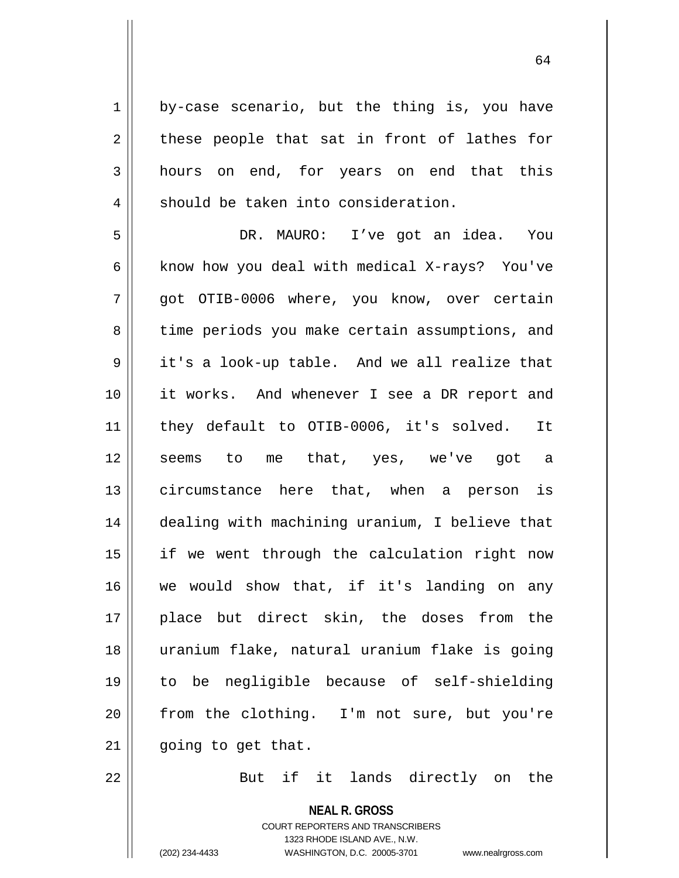by-case scenario, but the thing is, you have these people that sat in front of lathes for hours on end, for years on end that this should be taken into consideration.

DR. MAURO: I've got an idea. You know how you deal with medical X-rays? You've got OTIB-0006 where, you know, over certain time periods you make certain assumptions, and it's a look-up table. And we all realize that it works. And whenever I see a DR report and they default to OTIB-0006, it's solved. It seems to me that, yes, we've got a circumstance here that, when a person is dealing with machining uranium, I believe that if we went through the calculation right now we would show that, if it's landing on any place but direct skin, the doses from the uranium flake, natural uranium flake is going to be negligible because of self-shielding from the clothing. I'm not sure, but you're going to get that.

But if it lands directly on the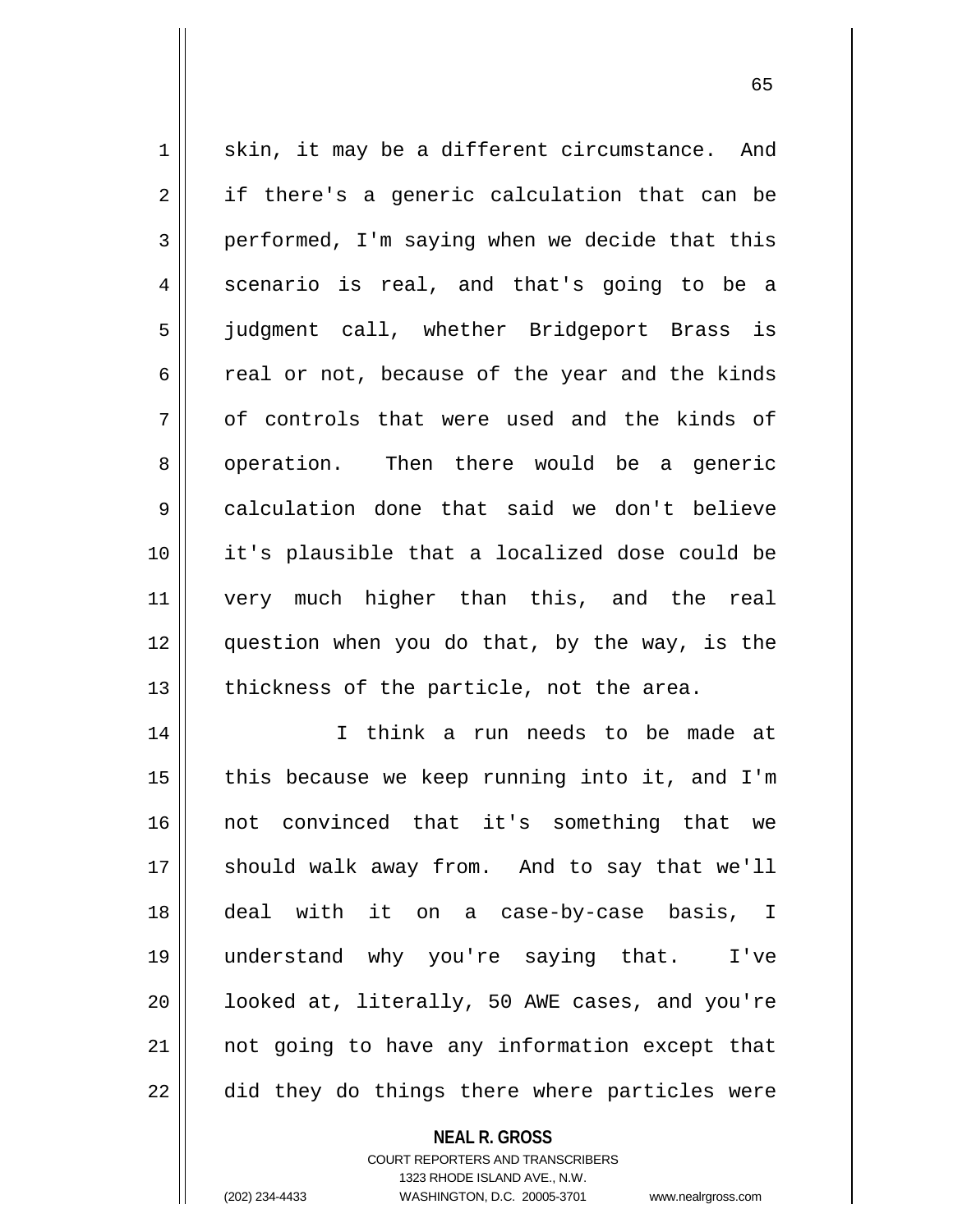skin, it may be a different circumstance. And if there's a generic calculation that can be performed, I'm saying when we decide that this scenario is real, and that's going to be a judgment call, whether Bridgeport Brass is real or not, because of the year and the kinds of controls that were used and the kinds of operation. Then there would be a generic calculation done that said we don't believe it's plausible that a localized dose could be very much higher than this, and the real question when you do that, by the way, is the thickness of the particle, not the area.

I think a run needs to be made at this because we keep running into it, and I'm not convinced that it's something that we should walk away from. And to say that we'll deal with it on a case-by-case basis, I understand why you're saying that. I've looked at, literally, 50 AWE cases, and you're not going to have any information except that did they do things there where particles were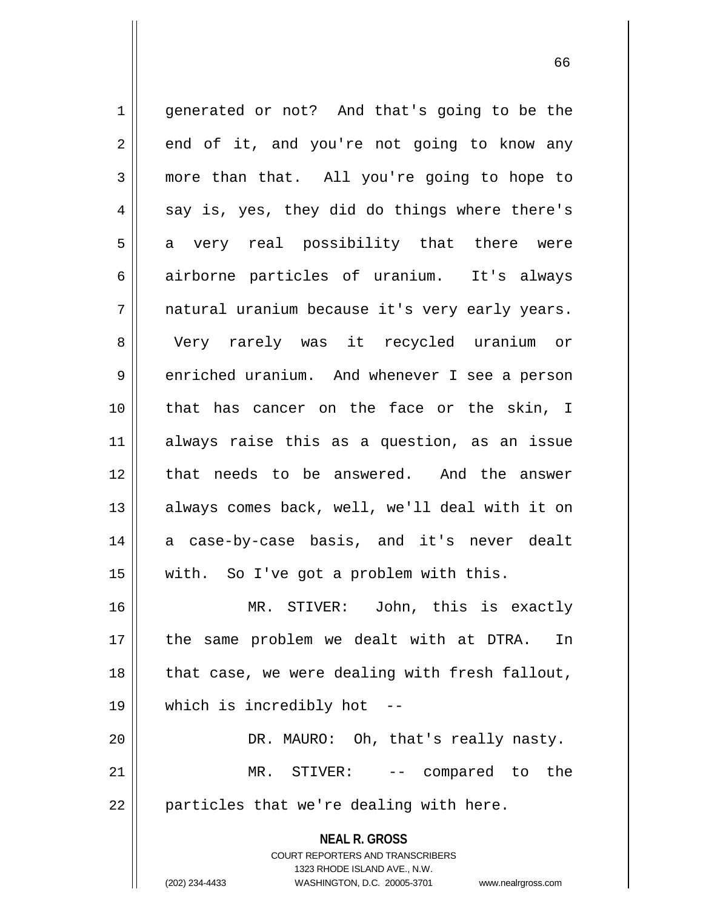generated or not? And that's going to be the end of it, and you're not going to know any more than that. All you're going to hope to say is, yes, they did do things where there's a very real possibility that there were airborne particles of uranium. It's always natural uranium because it's very early years. Very rarely was it recycled uranium or enriched uranium. And whenever I see a person that has cancer on the face or the skin, I always raise this as a question, as an issue that needs to be answered. And the answer always comes back, well, we'll deal with it on a case-by-case basis, and it's never dealt with. So I've got a problem with this.

MR. STIVER: John, this is exactly the same problem we dealt with at DTRA. In that case, we were dealing with fresh fallout, which is incredibly hot --

DR. MAURO: Oh, that's really nasty.

MR. STIVER: -- compared to the particles that we're dealing with here.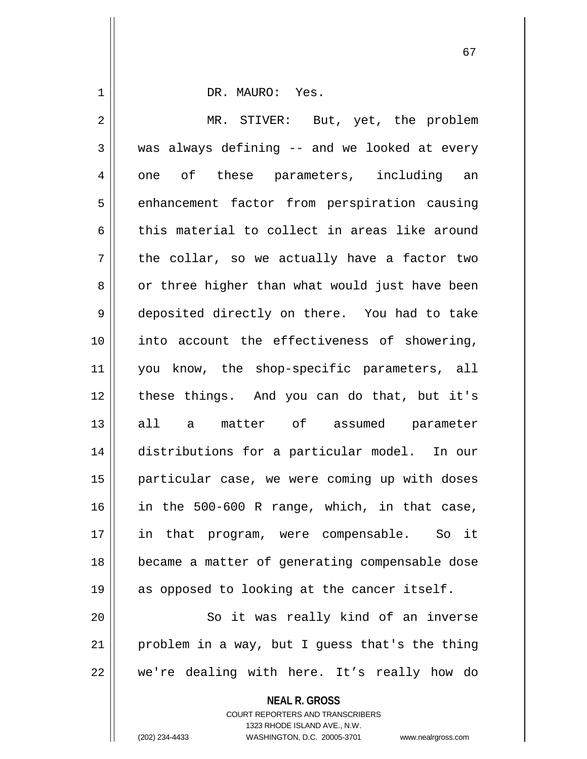DR. MAURO: Yes.

MR. STIVER: But, yet, the problem was always defining -- and we looked at every one of these parameters, including an enhancement factor from perspiration causing this material to collect in areas like around the collar, so we actually have a factor two or three higher than what would just have been deposited directly on there. You had to take into account the effectiveness of showering, you know, the shop-specific parameters, all these things. And you can do that, but it's all a matter of assumed parameter distributions for a particular model. In our particular case, we were coming up with doses in the 500-600 R range, which, in that case, in that program, were compensable. So it became a matter of generating compensable dose as opposed to looking at the cancer itself.

So it was really kind of an inverse problem in a way, but I guess that's the thing we're dealing with here. It's really how do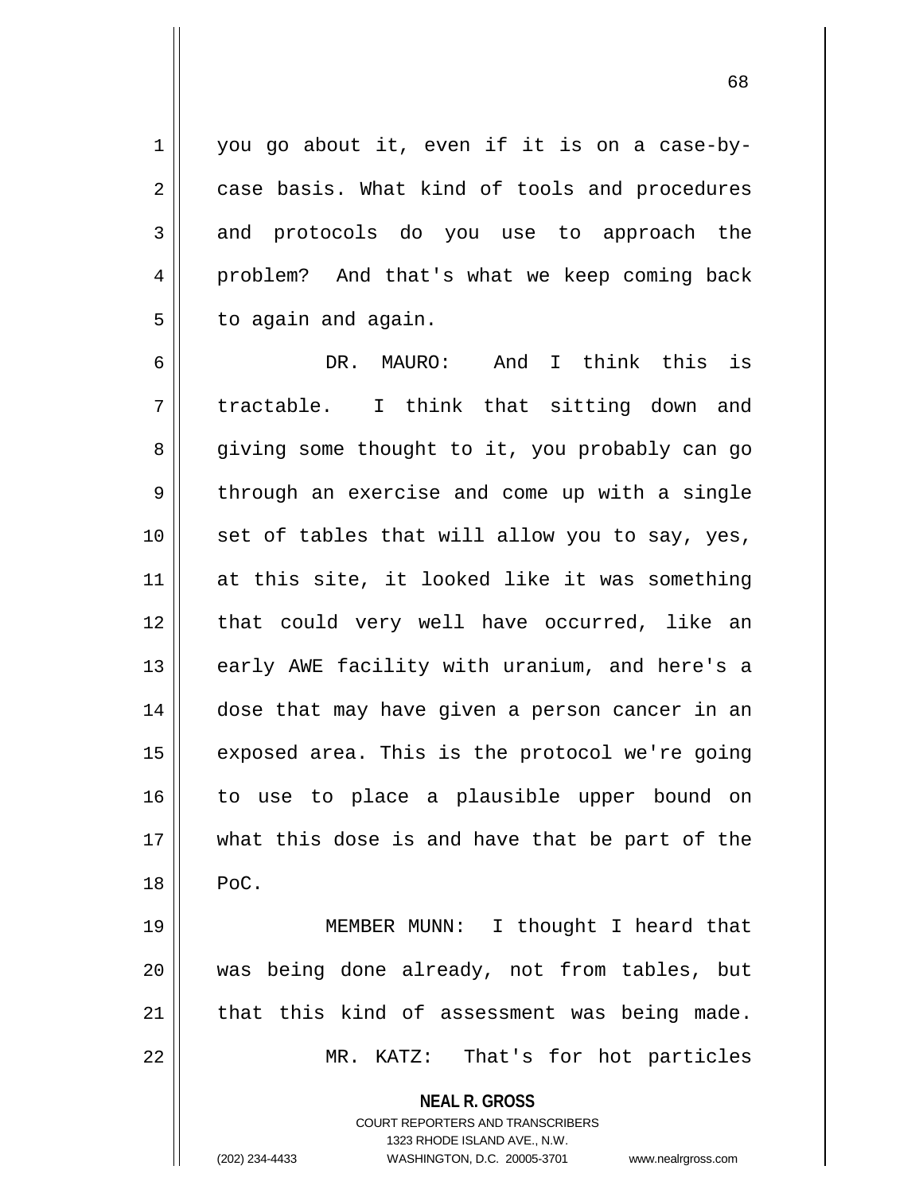you go about it, even if it is on a case-by-case basis. What kind of tools and procedures and protocols do you use to approach the problem? And that's what we keep coming back to again and again.

DR. MAURO: And I think this is tractable. I think that sitting down and giving some thought to it, you probably can go through an exercise and come up with a single set of tables that will allow you to say, yes, at this site, it looked like it was something that could very well have occurred, like an early AWE facility with uranium, and here's a dose that may have given a person cancer in an exposed area. This is the protocol we're going to use to place a plausible upper bound on what this dose is and have that be part of the PoC.

MEMBER MUNN: I thought I heard that was being done already, not from tables, but that this kind of assessment was being made.

MR. KATZ: That's for hot particles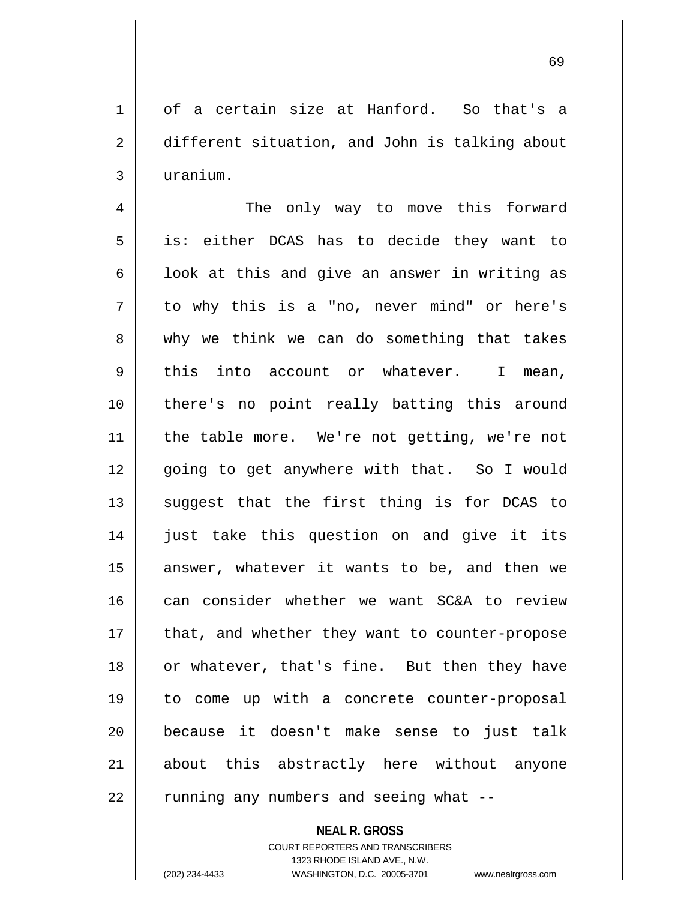of a certain size at Hanford. So that's a different situation, and John is talking about uranium.

The only way to move this forward is: either DCAS has to decide they want to look at this and give an answer in writing as to why this is a "no, never mind" or here's why we think we can do something that takes this into account or whatever. I mean, there's no point really batting this around the table more. We're not getting, we're not going to get anywhere with that. So I would suggest that the first thing is for DCAS to just take this question on and give it its answer, whatever it wants to be, and then we can consider whether we want SC&A to review that, and whether they want to counter-propose or whatever, that's fine. But then they have to come up with a concrete counter-proposal because it doesn't make sense to just talk about this abstractly here without anyone running any numbers and seeing what --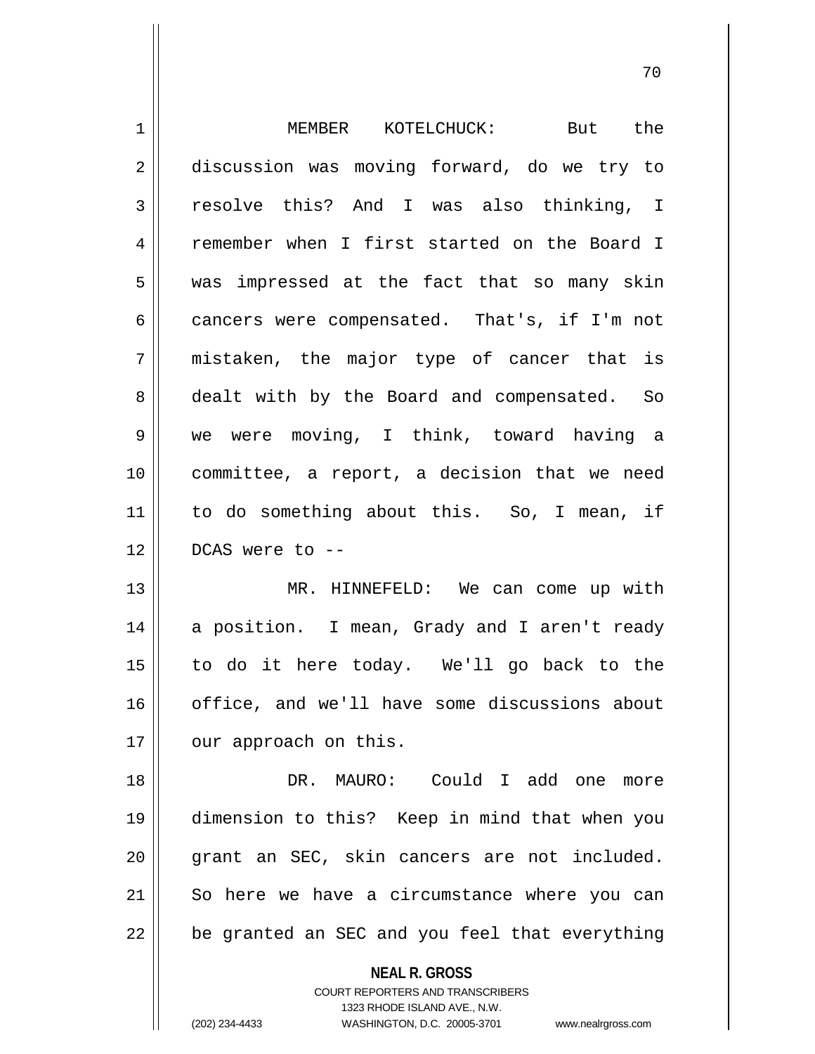MEMBER KOTELCHUCK: But the discussion was moving forward, do we try to resolve this? And I was also thinking, I remember when I first started on the Board I was impressed at the fact that so many skin cancers were compensated. That's, if I'm not mistaken, the major type of cancer that is dealt with by the Board and compensated. So we were moving, I think, toward having a committee, a report, a decision that we need to do something about this. So, I mean, if DCAS were to --

MR. HINNEFELD: We can come up with a position. I mean, Grady and I aren't ready to do it here today. We'll go back to the office, and we'll have some discussions about our approach on this.

DR. MAURO: Could I add one more dimension to this? Keep in mind that when you grant an SEC, skin cancers are not included. So here we have a circumstance where you can be granted an SEC and you feel that everything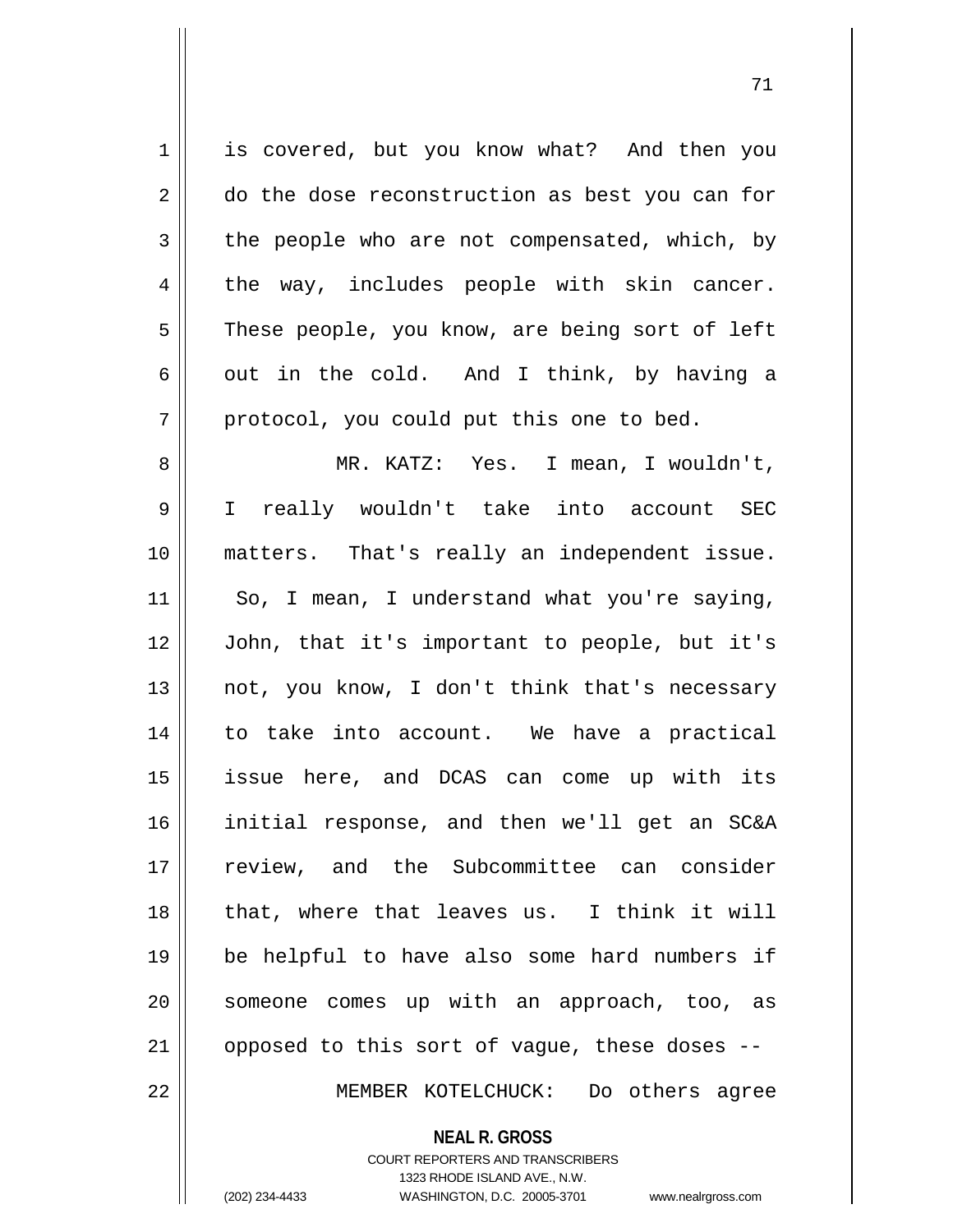is covered, but you know what? And then you do the dose reconstruction as best you can for the people who are not compensated, which, by the way, includes people with skin cancer. These people, you know, are being sort of left out in the cold. And I think, by having a protocol, you could put this one to bed.

MR. KATZ: Yes. I mean, I wouldn't, I really wouldn't take into account SEC matters. That's really an independent issue. So, I mean, I understand what you're saying, John, that it's important to people, but it's not, you know, I don't think that's necessary to take into account. We have a practical issue here, and DCAS can come up with its initial response, and then we'll get an SC&A review, and the Subcommittee can consider that, where that leaves us. I think it will be helpful to have also some hard numbers if someone comes up with an approach, too, as opposed to this sort of vague, these doses --

MEMBER KOTELCHUCK: Do others agree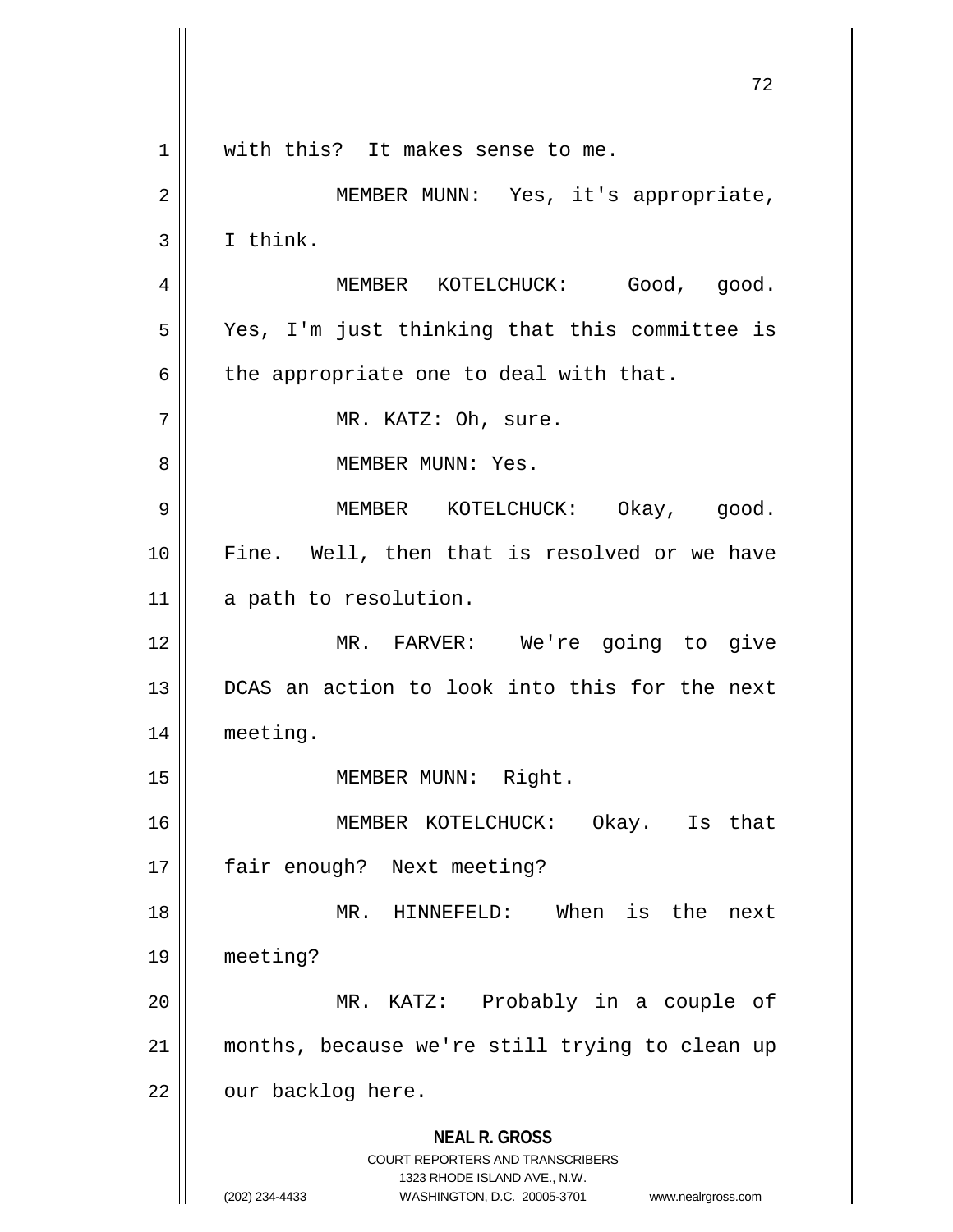with this? It makes sense to me.

MEMBER MUNN: Yes, it's appropriate, I think.

MEMBER KOTELCHUCK: Good, good. Yes, I'm just thinking that this committee is the appropriate one to deal with that.

MR. KATZ: Oh, sure.

MEMBER MUNN: Yes.

MEMBER KOTELCHUCK: Okay, good. Fine. Well, then that is resolved or we have a path to resolution.

MR. FARVER: We're going to give DCAS an action to look into this for the next meeting.

MEMBER MUNN: Right.

MEMBER KOTELCHUCK: Okay. Is that fair enough? Next meeting?

MR. HINNEFELD: When is the next meeting?

MR. KATZ: Probably in a couple of months, because we're still trying to clean up our backlog here.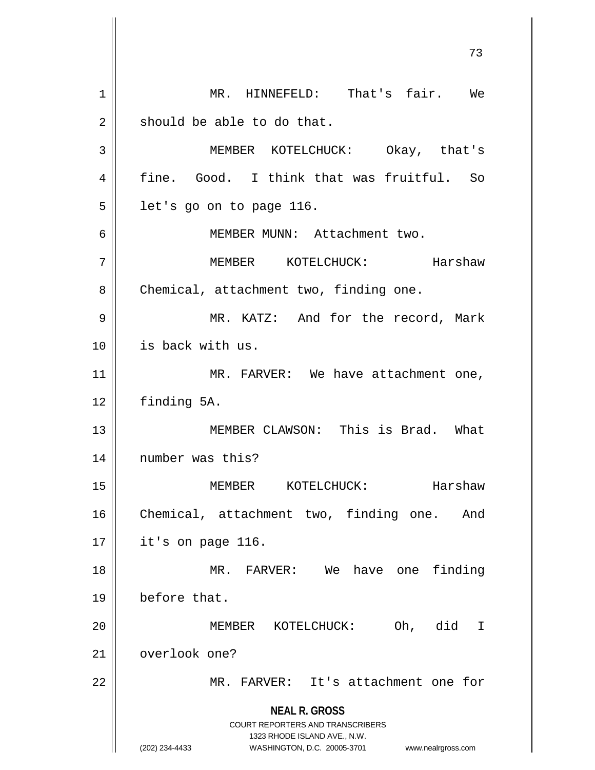MR. HINNEFELD: That's fair. We should be able to do that.

MEMBER KOTELCHUCK: Okay, that's fine. Good. I think that was fruitful. So let's go on to page 116.

MEMBER MUNN: Attachment two.

MEMBER KOTELCHUCK: Harshaw Chemical, attachment two, finding one.

MR. KATZ: And for the record, Mark is back with us.

MR. FARVER: We have attachment one, finding 5A.

MEMBER CLAWSON: This is Brad. What number was this?

MEMBER KOTELCHUCK: Harshaw Chemical, attachment two, finding one. And it's on page 116.

MR. FARVER: We have one finding before that.

MEMBER KOTELCHUCK: Oh, did I overlook one?

MR. FARVER: It's attachment one for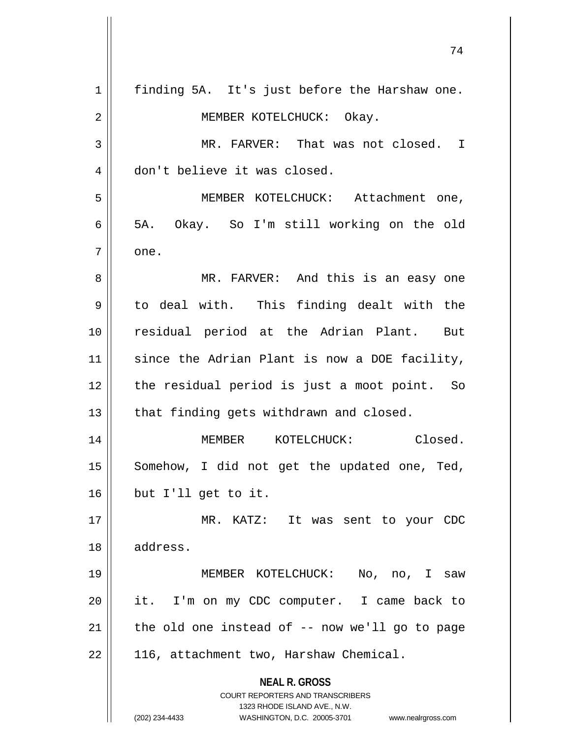finding 5A. It's just before the Harshaw one.

MEMBER KOTELCHUCK: Okay.

MR. FARVER: That was not closed. I don't believe it was closed.

MEMBER KOTELCHUCK: Attachment one, 5A. Okay. So I'm still working on the old one.

MR. FARVER: And this is an easy one to deal with. This finding dealt with the residual period at the Adrian Plant. But since the Adrian Plant is now a DOE facility, the residual period is just a moot point. So that finding gets withdrawn and closed.

MEMBER KOTELCHUCK: Closed. Somehow, I did not get the updated one, Ted, but I'll get to it.

MR. KATZ: It was sent to your CDC address.

MEMBER KOTELCHUCK: No, no, I saw it. I'm on my CDC computer. I came back to the old one instead of -- now we'll go to page 116, attachment two, Harshaw Chemical.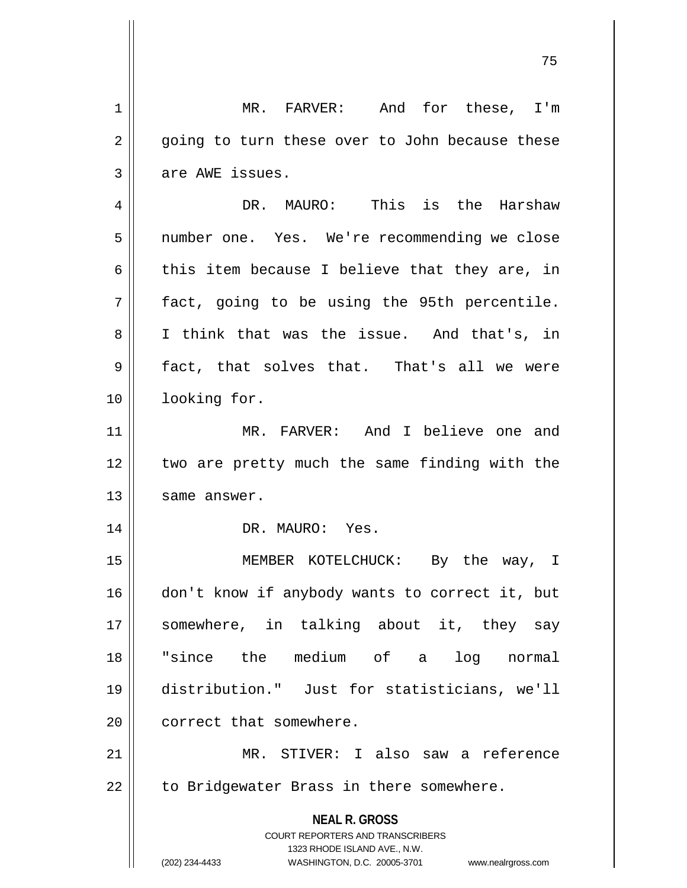MR. FARVER: And for these, I'm going to turn these over to John because these are AWE issues.

DR. MAURO: This is the Harshaw number one. Yes. We're recommending we close this item because I believe that they are, in fact, going to be using the 95th percentile. I think that was the issue. And that's, in fact, that solves that. That's all we were looking for.

MR. FARVER: And I believe one and two are pretty much the same finding with the same answer.

DR. MAURO: Yes.

MEMBER KOTELCHUCK: By the way, I don't know if anybody wants to correct it, but somewhere, in talking about it, they say "since the medium of a log normal distribution." Just for statisticians, we'll correct that somewhere.

MR. STIVER: I also saw a reference to Bridgewater Brass in there somewhere.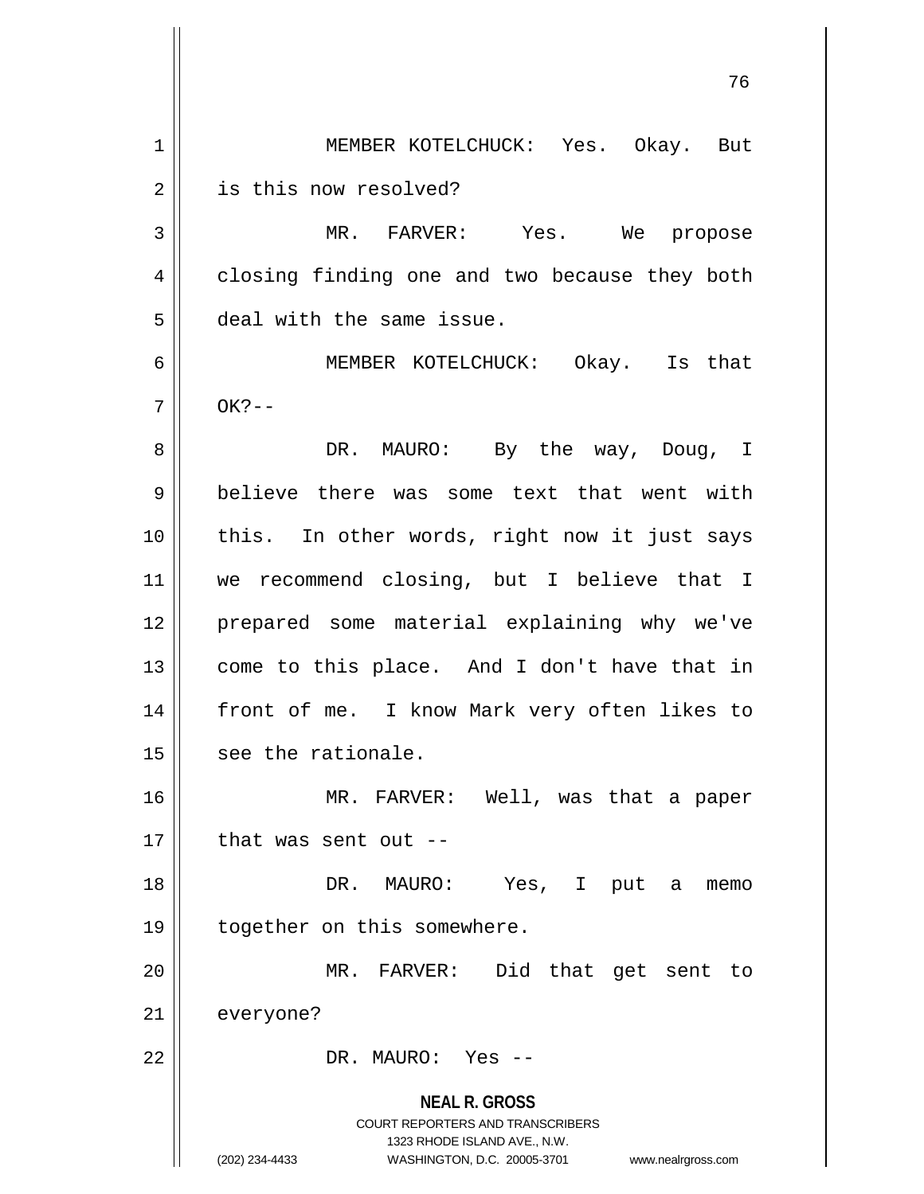MEMBER KOTELCHUCK: Yes. Okay. But is this now resolved?

MR. FARVER: Yes. We propose closing finding one and two because they both deal with the same issue.

MEMBER KOTELCHUCK: Okay. Is that OK?--

DR. MAURO: By the way, Doug, I believe there was some text that went with this. In other words, right now it just says we recommend closing, but I believe that I prepared some material explaining why we've come to this place. And I don't have that in front of me. I know Mark very often likes to see the rationale.

MR. FARVER: Well, was that a paper that was sent out --

DR. MAURO: Yes, I put a memo together on this somewhere.

MR. FARVER: Did that get sent to everyone?

DR. MAURO: Yes --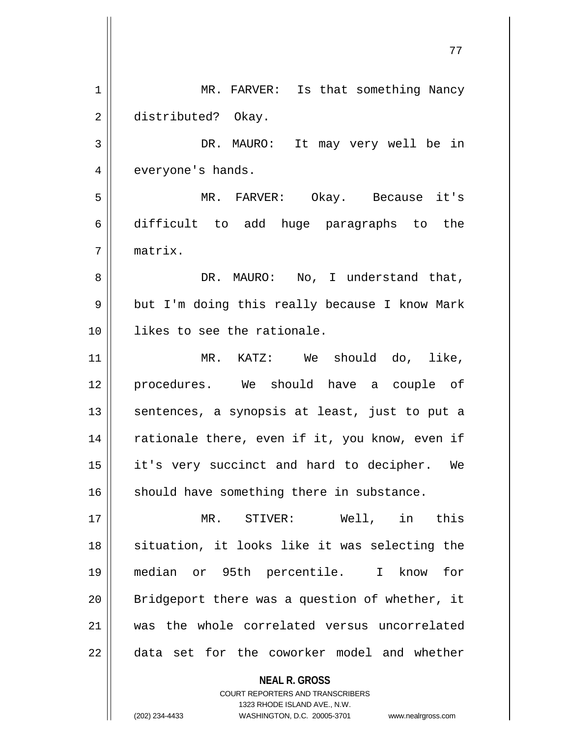MR. FARVER: Is that something Nancy distributed? Okay.

DR. MAURO: It may very well be in everyone's hands.

MR. FARVER: Okay. Because it's difficult to add huge paragraphs to the matrix.

DR. MAURO: No, I understand that, but I'm doing this really because I know Mark likes to see the rationale.

MR. KATZ: We should do, like, procedures. We should have a couple of sentences, a synopsis at least, just to put a rationale there, even if it, you know, even if it's very succinct and hard to decipher. We should have something there in substance.

MR. STIVER: Well, in this situation, it looks like it was selecting the median or 95th percentile. I know for Bridgeport there was a question of whether, it was the whole correlated versus uncorrelated data set for the coworker model and whether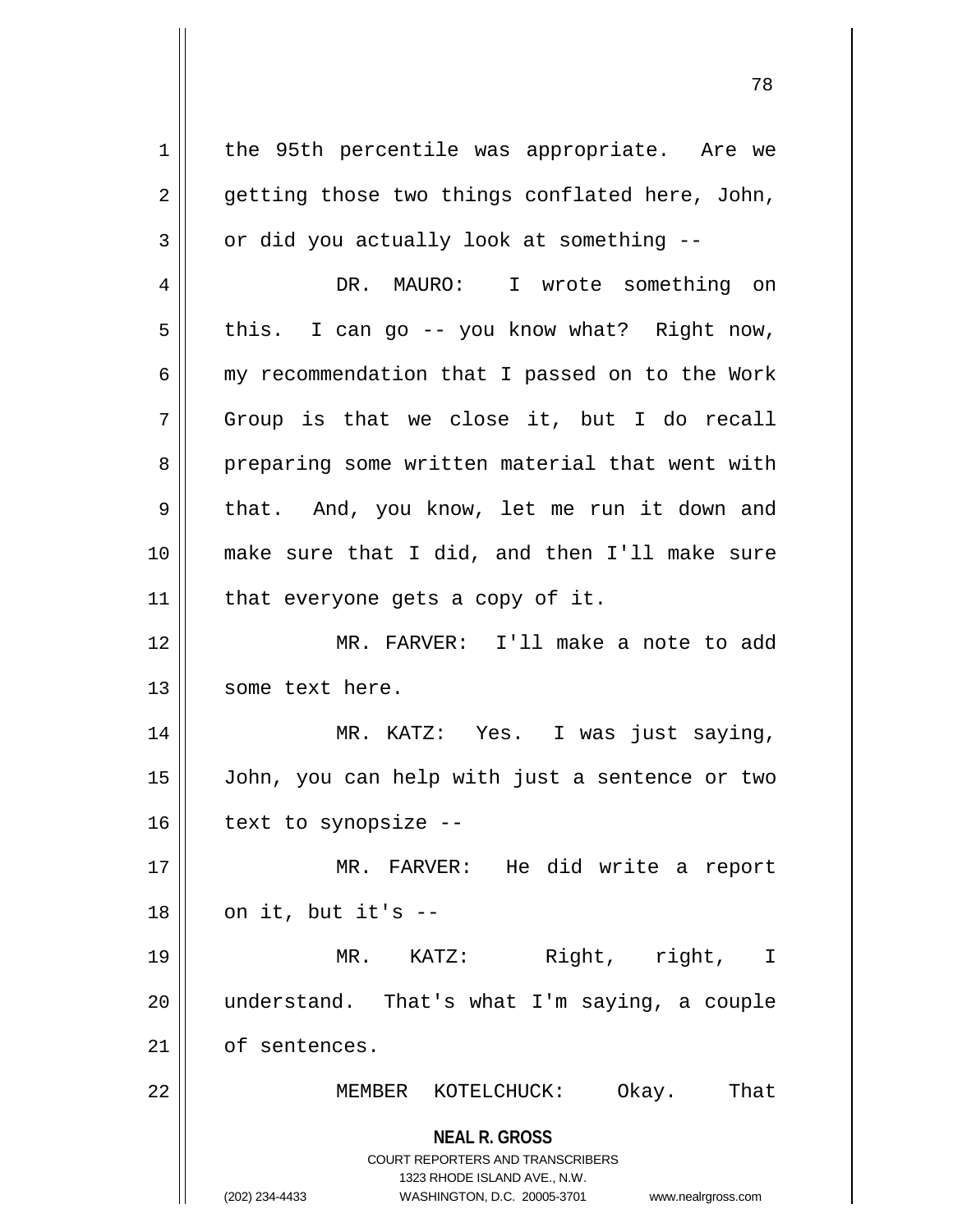the 95th percentile was appropriate. Are we getting those two things conflated here, John, or did you actually look at something --

DR. MAURO: I wrote something on this. I can go -- you know what? Right now, my recommendation that I passed on to the Work Group is that we close it, but I do recall preparing some written material that went with that. And, you know, let me run it down and make sure that I did, and then I'll make sure that everyone gets a copy of it.

MR. FARVER: I'll make a note to add some text here.

MR. KATZ: Yes. I was just saying, John, you can help with just a sentence or two text to synopsize --

MR. FARVER: He did write a report on it, but it's --

MR. KATZ: Right, right, I understand. That's what I'm saying, a couple of sentences.

MEMBER KOTELCHUCK: Okay. That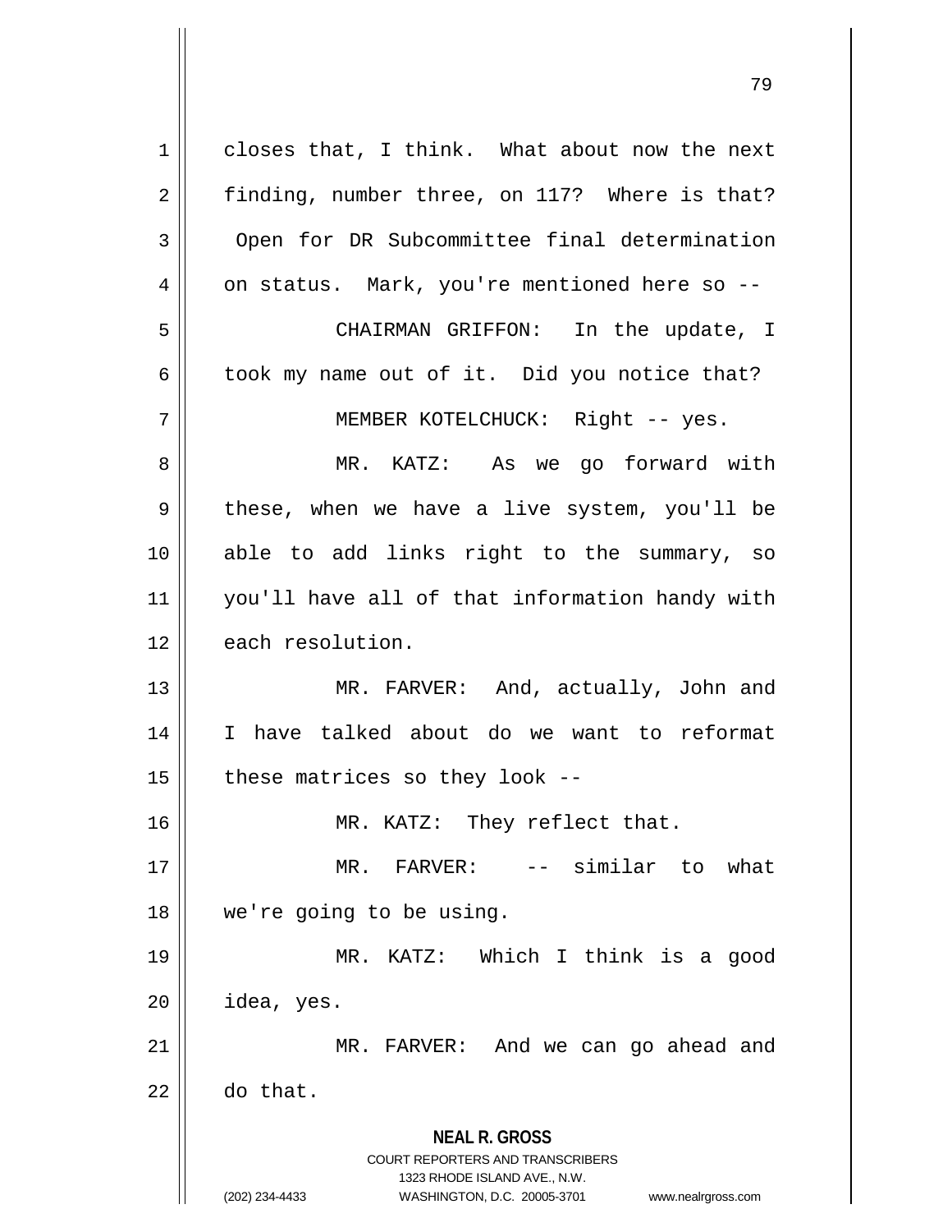closes that, I think. What about now the next finding, number three, on 117? Where is that? Open for DR Subcommittee final determination on status. Mark, you're mentioned here so --

CHAIRMAN GRIFFON: In the update, I took my name out of it. Did you notice that?

MEMBER KOTELCHUCK: Right -- yes.

MR. KATZ: As we go forward with these, when we have a live system, you'll be able to add links right to the summary, so you'll have all of that information handy with each resolution.

MR. FARVER: And, actually, John and I have talked about do we want to reformat these matrices so they look --

MR. KATZ: They reflect that.

MR. FARVER: -- similar to what we're going to be using.

MR. KATZ: Which I think is a good idea, yes.

MR. FARVER: And we can go ahead and do that.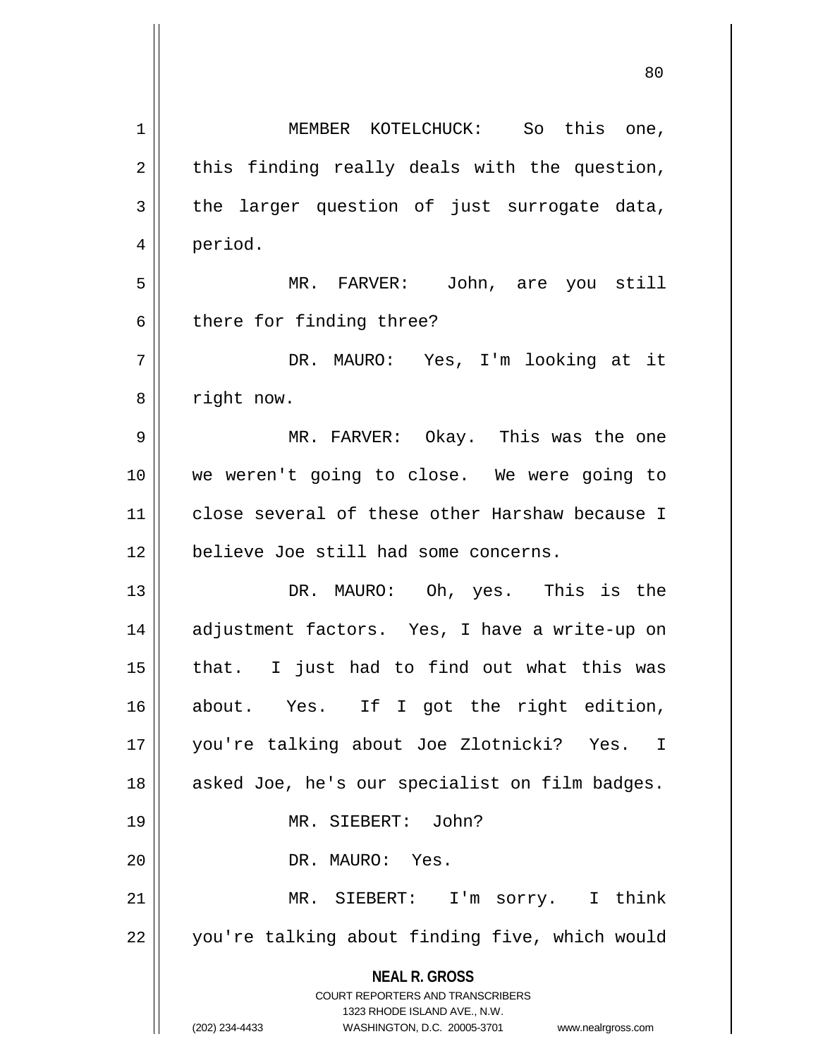MEMBER KOTELCHUCK: So this one, this finding really deals with the question, the larger question of just surrogate data, period.

MR. FARVER: John, are you still there for finding three?

DR. MAURO: Yes, I'm looking at it right now.

MR. FARVER: Okay. This was the one we weren't going to close. We were going to close several of these other Harshaw because I believe Joe still had some concerns.

DR. MAURO: Oh, yes. This is the adjustment factors. Yes, I have a write-up on that. I just had to find out what this was about. Yes. If I got the right edition, you're talking about Joe Zlotnicki? Yes. I asked Joe, he's our specialist on film badges.

MR. SIEBERT: John?

DR. MAURO: Yes.

MR. SIEBERT: I'm sorry. I think you're talking about finding five, which would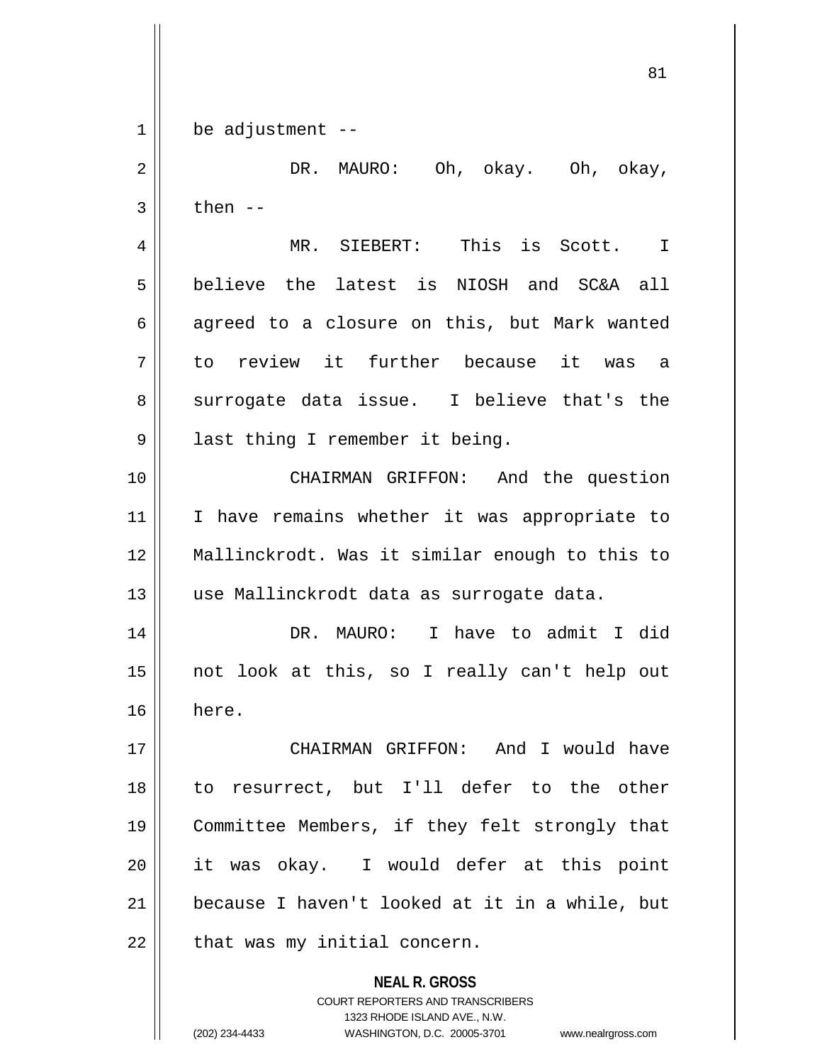be adjustment --

DR. MAURO: Oh, okay. Oh, okay, then --

MR. SIEBERT: This is Scott. I believe the latest is NIOSH and SC&A all agreed to a closure on this, but Mark wanted to review it further because it was a surrogate data issue. I believe that's the last thing I remember it being.

CHAIRMAN GRIFFON: And the question I have remains whether it was appropriate to Mallinckrodt. Was it similar enough to this to use Mallinckrodt data as surrogate data.

DR. MAURO: I have to admit I did not look at this, so I really can't help out here.

CHAIRMAN GRIFFON: And I would have to resurrect, but I'll defer to the other Committee Members, if they felt strongly that it was okay. I would defer at this point because I haven't looked at it in a while, but that was my initial concern.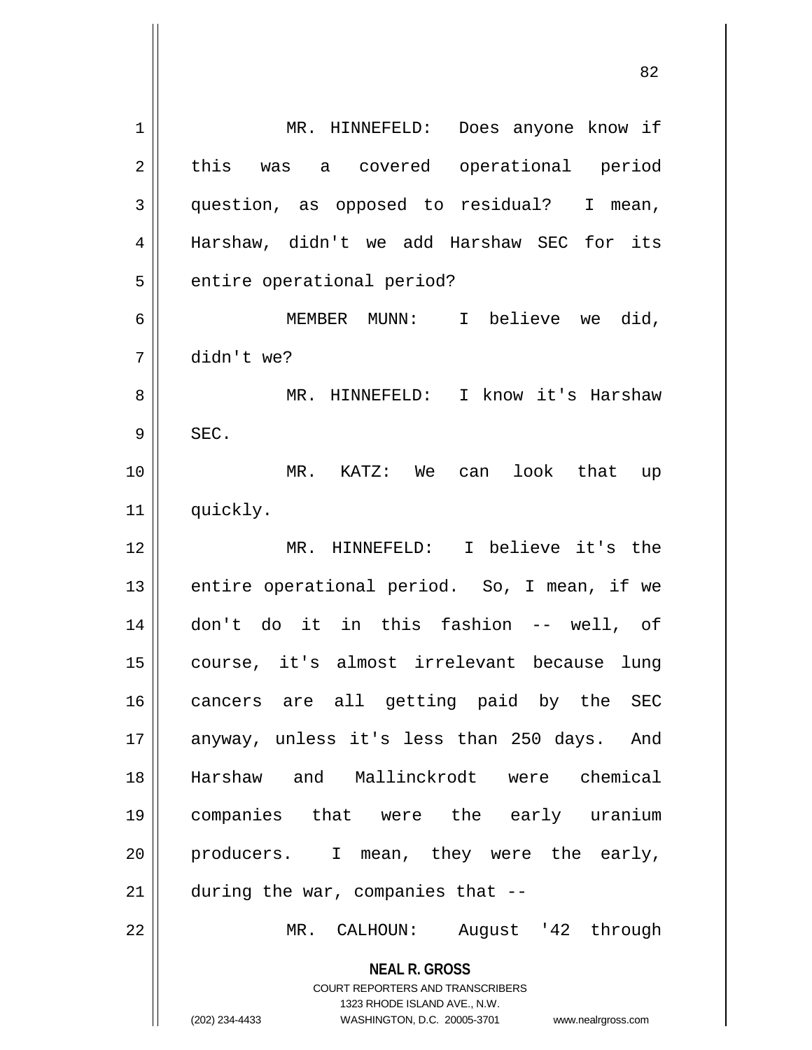MR. HINNEFELD: Does anyone know if this was a covered operational period question, as opposed to residual? I mean, Harshaw, didn't we add Harshaw SEC for its entire operational period?

MEMBER MUNN: I believe we did, didn't we?

MR. HINNEFELD: I know it's Harshaw SEC.

MR. KATZ: We can look that up quickly.

MR. HINNEFELD: I believe it's the entire operational period. So, I mean, if we don't do it in this fashion -- well, of course, it's almost irrelevant because lung cancers are all getting paid by the SEC anyway, unless it's less than 250 days. And Harshaw and Mallinckrodt were chemical companies that were the early uranium producers. I mean, they were the early, during the war, companies that --

MR. CALHOUN: August '42 through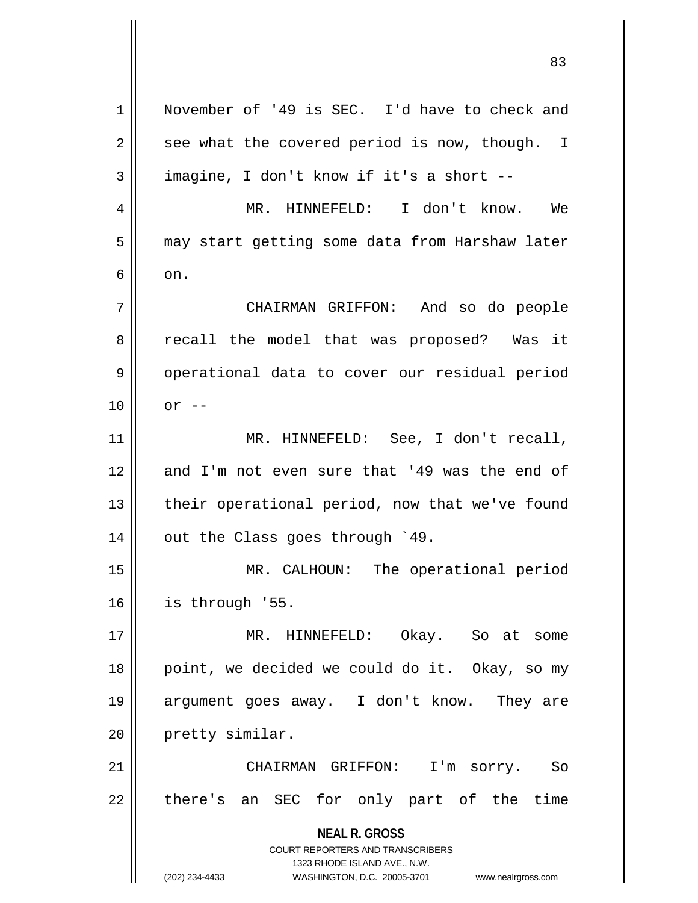November of '49 is SEC. I'd have to check and see what the covered period is now, though. I imagine, I don't know if it's a short --

MR. HINNEFELD: I don't know. We may start getting some data from Harshaw later on.

CHAIRMAN GRIFFON: And so do people recall the model that was proposed? Was it operational data to cover our residual period or --

MR. HINNEFELD: See, I don't recall, and I'm not even sure that '49 was the end of their operational period, now that we've found out the Class goes through `49.

MR. CALHOUN: The operational period is through '55.

MR. HINNEFELD: Okay. So at some point, we decided we could do it. Okay, so my argument goes away. I don't know. They are pretty similar.

CHAIRMAN GRIFFON: I'm sorry. So there's an SEC for only part of the time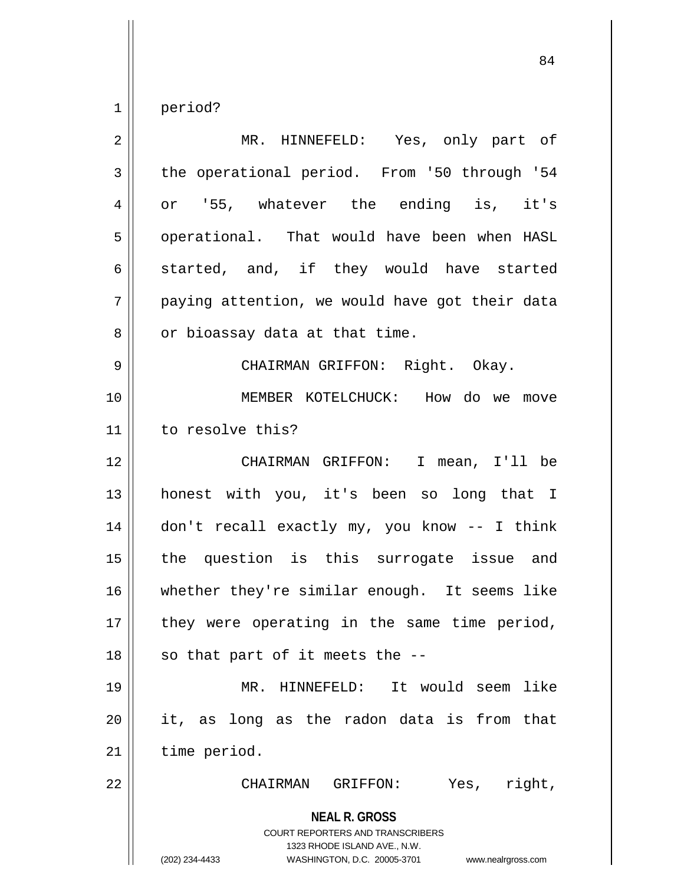period?

MR. HINNEFELD: Yes, only part of the operational period. From '50 through '54 or '55, whatever the ending is, it's operational. That would have been when HASL started, and, if they would have started paying attention, we would have got their data or bioassay data at that time.

CHAIRMAN GRIFFON: Right. Okay.

MEMBER KOTELCHUCK: How do we move to resolve this?

CHAIRMAN GRIFFON: I mean, I'll be honest with you, it's been so long that I don't recall exactly my, you know -- I think the question is this surrogate issue and whether they're similar enough. It seems like they were operating in the same time period, so that part of it meets the --

MR. HINNEFELD: It would seem like it, as long as the radon data is from that time period.

CHAIRMAN GRIFFON: Yes, right,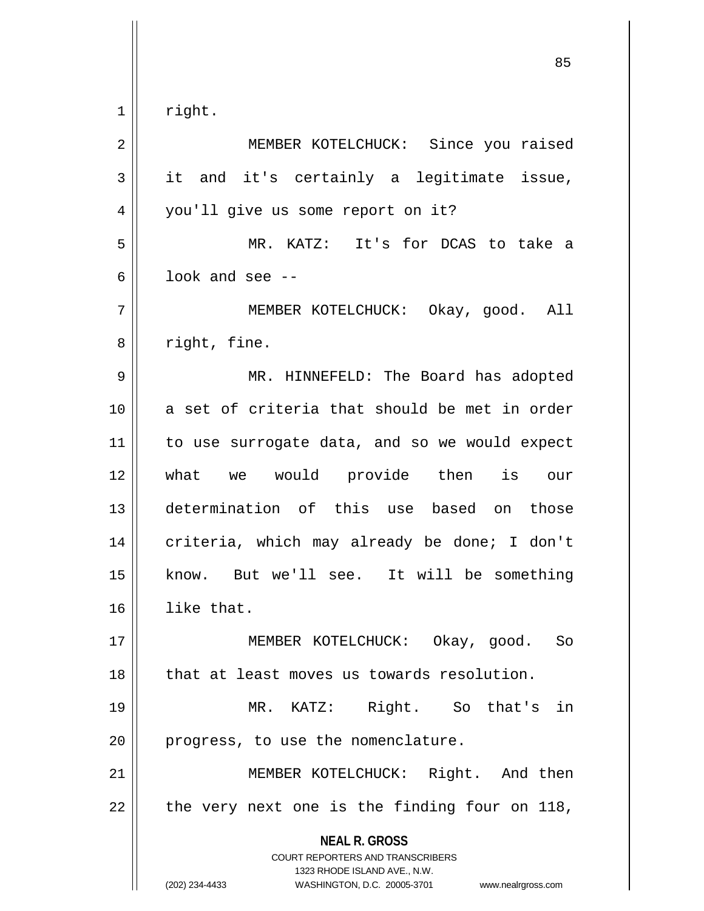right.

MEMBER KOTELCHUCK: Since you raised it and it's certainly a legitimate issue, you'll give us some report on it?

MR. KATZ: It's for DCAS to take a look and see --

MEMBER KOTELCHUCK: Okay, good. All right, fine.

MR. HINNEFELD: The Board has adopted a set of criteria that should be met in order to use surrogate data, and so we would expect what we would provide then is our determination of this use based on those criteria, which may already be done; I don't know. But we'll see. It will be something like that.

MEMBER KOTELCHUCK: Okay, good. So that at least moves us towards resolution.

MR. KATZ: Right. So that's in progress, to use the nomenclature.

MEMBER KOTELCHUCK: Right. And then the very next one is the finding four on 118,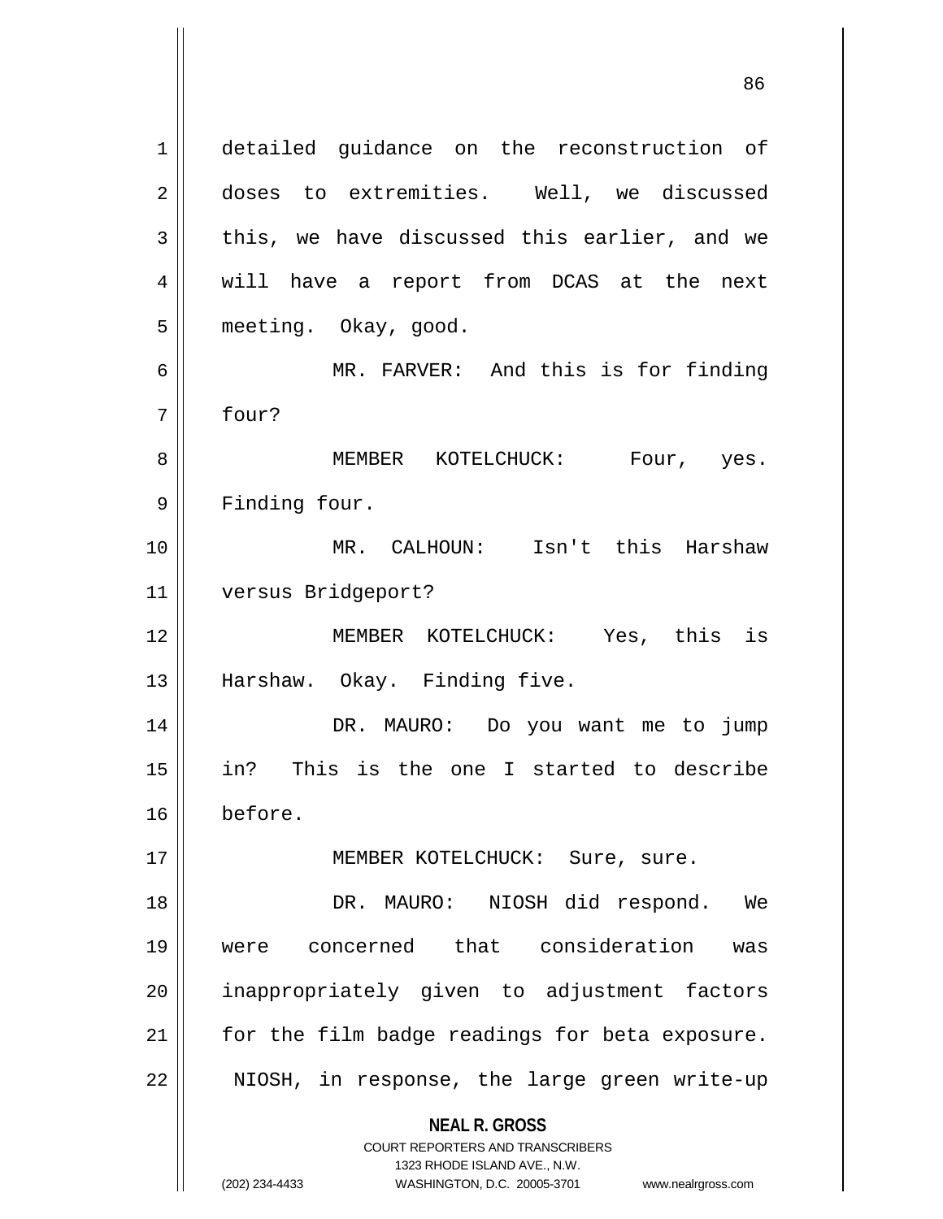detailed guidance on the reconstruction of doses to extremities. Well, we discussed this, we have discussed this earlier, and we will have a report from DCAS at the next meeting. Okay, good.

MR. FARVER: And this is for finding four?

MEMBER KOTELCHUCK: Four, yes. Finding four.

MR. CALHOUN: Isn't this Harshaw versus Bridgeport?

MEMBER KOTELCHUCK: Yes, this is Harshaw. Okay. Finding five.

DR. MAURO: Do you want me to jump in? This is the one I started to describe before.

MEMBER KOTELCHUCK: Sure, sure.

DR. MAURO: NIOSH did respond. We were concerned that consideration was inappropriately given to adjustment factors for the film badge readings for beta exposure. NIOSH, in response, the large green write-up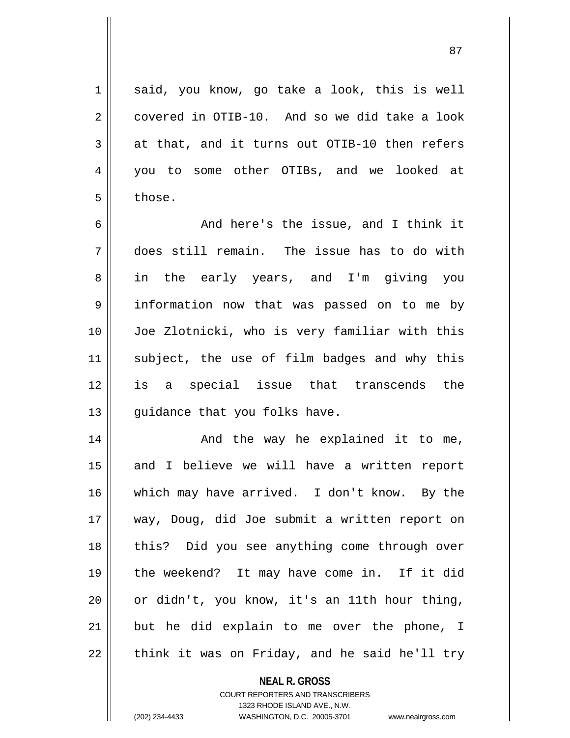said, you know, go take a look, this is well covered in OTIB-10. And so we did take a look at that, and it turns out OTIB-10 then refers you to some other OTIBs, and we looked at those.

And here's the issue, and I think it does still remain. The issue has to do with in the early years, and I'm giving you information now that was passed on to me by Joe Zlotnicki, who is very familiar with this subject, the use of film badges and why this is a special issue that transcends the guidance that you folks have.

And the way he explained it to me, and I believe we will have a written report which may have arrived. I don't know. By the way, Doug, did Joe submit a written report on this? Did you see anything come through over the weekend? It may have come in. If it did or didn't, you know, it's an 11th hour thing, but he did explain to me over the phone, I think it was on Friday, and he said he'll try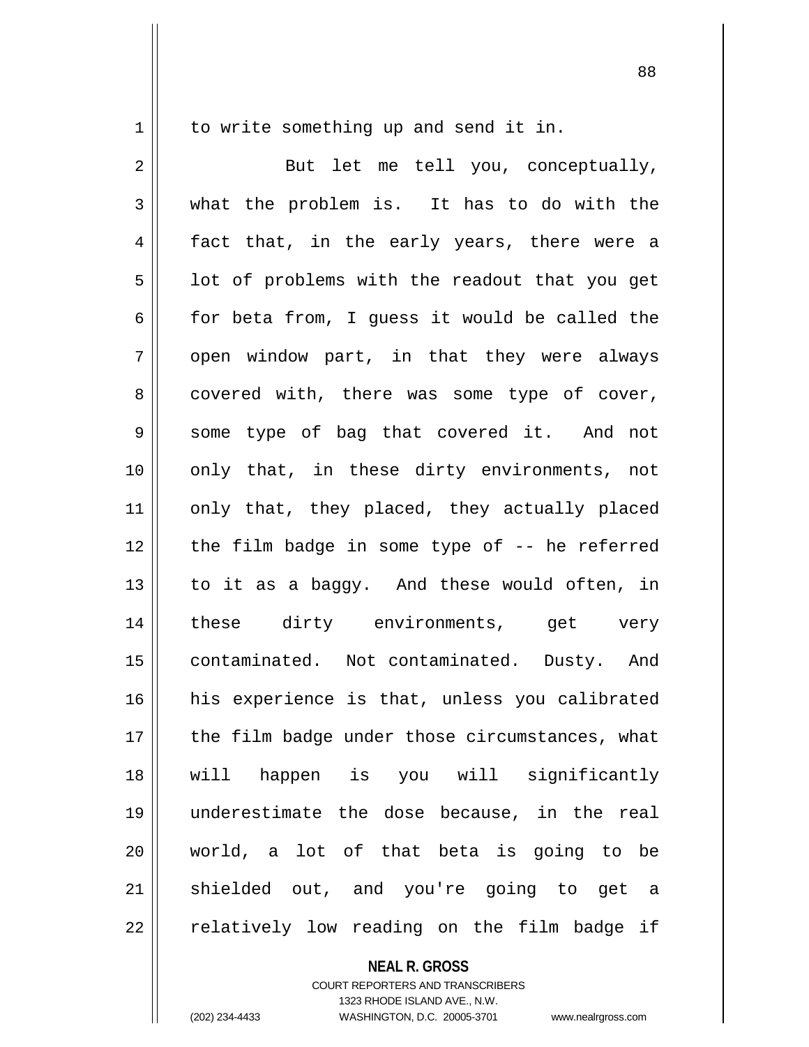to write something up and send it in.

But let me tell you, conceptually, what the problem is. It has to do with the fact that, in the early years, there were a lot of problems with the readout that you get for beta from, I guess it would be called the open window part, in that they were always covered with, there was some type of cover, some type of bag that covered it. And not only that, in these dirty environments, not only that, they placed, they actually placed the film badge in some type of -- he referred to it as a baggy. And these would often, in these dirty environments, get very contaminated. Not contaminated. Dusty. And his experience is that, unless you calibrated the film badge under those circumstances, what will happen is you will significantly underestimate the dose because, in the real world, a lot of that beta is going to be shielded out, and you're going to get a relatively low reading on the film badge if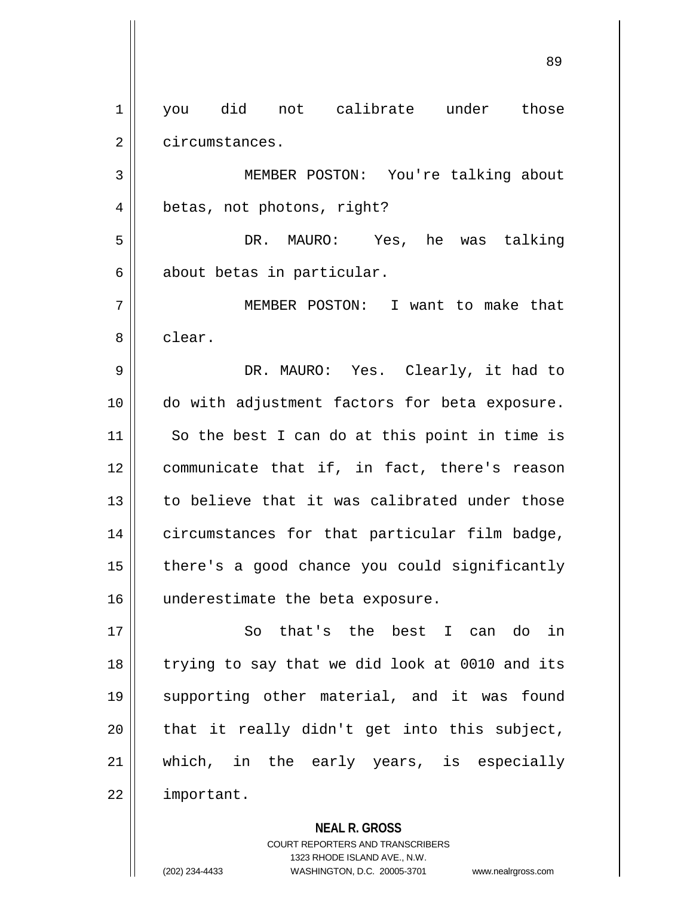you did not calibrate under those circumstances.

MEMBER POSTON: You're talking about betas, not photons, right?

DR. MAURO: Yes, he was talking about betas in particular.

MEMBER POSTON: I want to make that clear.

DR. MAURO: Yes. Clearly, it had to do with adjustment factors for beta exposure. So the best I can do at this point in time is communicate that if, in fact, there's reason to believe that it was calibrated under those circumstances for that particular film badge, there's a good chance you could significantly underestimate the beta exposure.

So that's the best I can do in trying to say that we did look at 0010 and its supporting other material, and it was found that it really didn't get into this subject, which, in the early years, is especially important.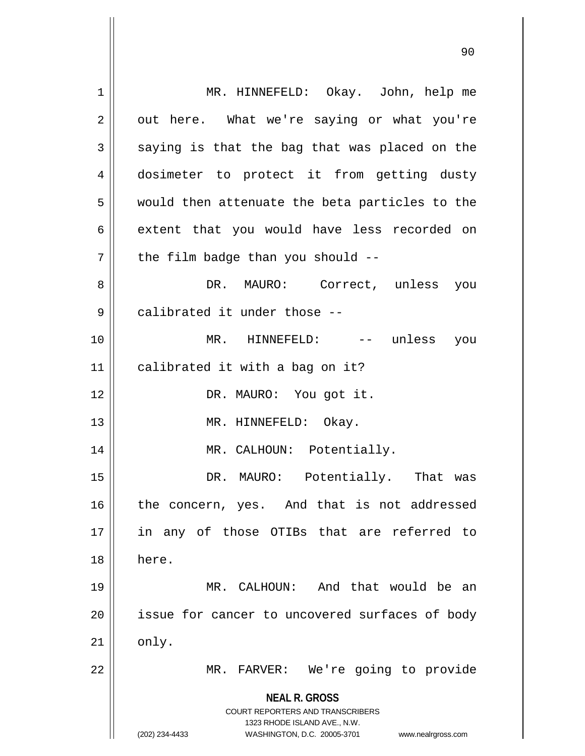MR. HINNEFELD: Okay. John, help me out here. What we're saying or what you're saying is that the bag that was placed on the dosimeter to protect it from getting dusty would then attenuate the beta particles to the extent that you would have less recorded on the film badge than you should --

DR. MAURO: Correct, unless you calibrated it under those --

MR. HINNEFELD: -- unless you calibrated it with a bag on it?

DR. MAURO: You got it.

MR. HINNEFELD: Okay.

MR. CALHOUN: Potentially.

DR. MAURO: Potentially. That was the concern, yes. And that is not addressed in any of those OTIBs that are referred to here.

MR. CALHOUN: And that would be an issue for cancer to uncovered surfaces of body only.

MR. FARVER: We're going to provide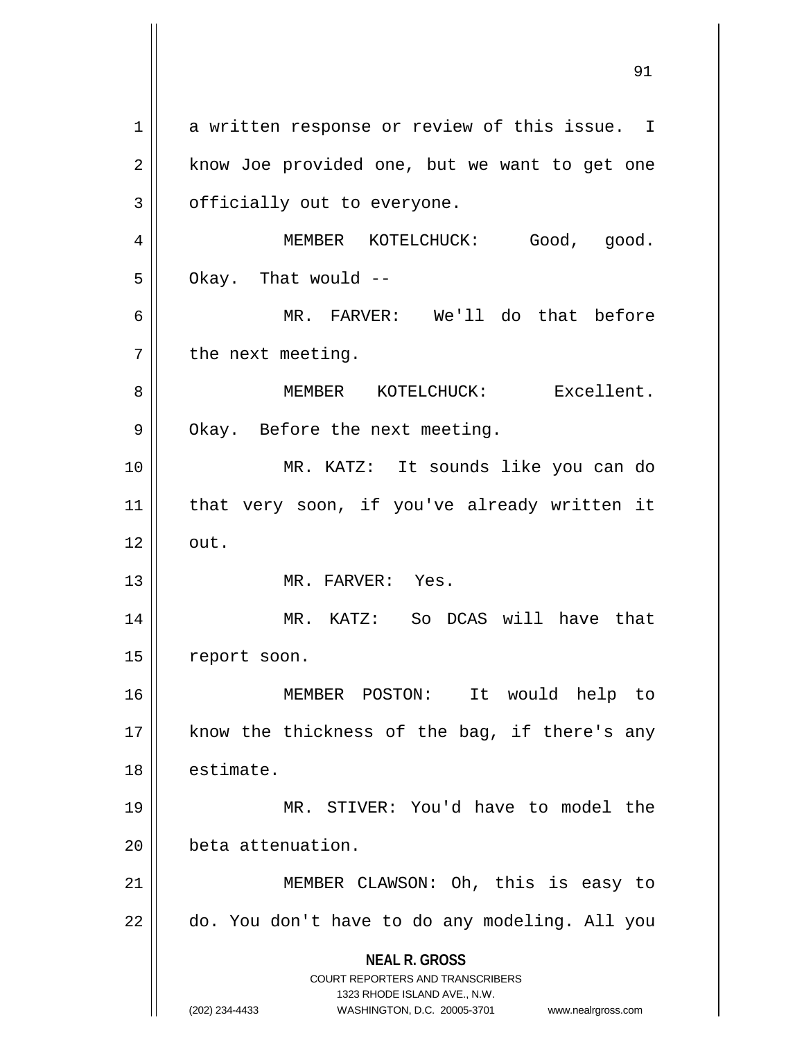a written response or review of this issue. I know Joe provided one, but we want to get one officially out to everyone.

MEMBER KOTELCHUCK: Good, good. Okay. That would --

MR. FARVER: We'll do that before the next meeting.

MEMBER KOTELCHUCK: Excellent. Okay. Before the next meeting.

MR. KATZ: It sounds like you can do that very soon, if you've already written it out.

MR. FARVER: Yes.

MR. KATZ: So DCAS will have that report soon.

MEMBER POSTON: It would help to know the thickness of the bag, if there's any estimate.

MR. STIVER: You'd have to model the beta attenuation.

MEMBER CLAWSON: Oh, this is easy to do. You don't have to do any modeling. All you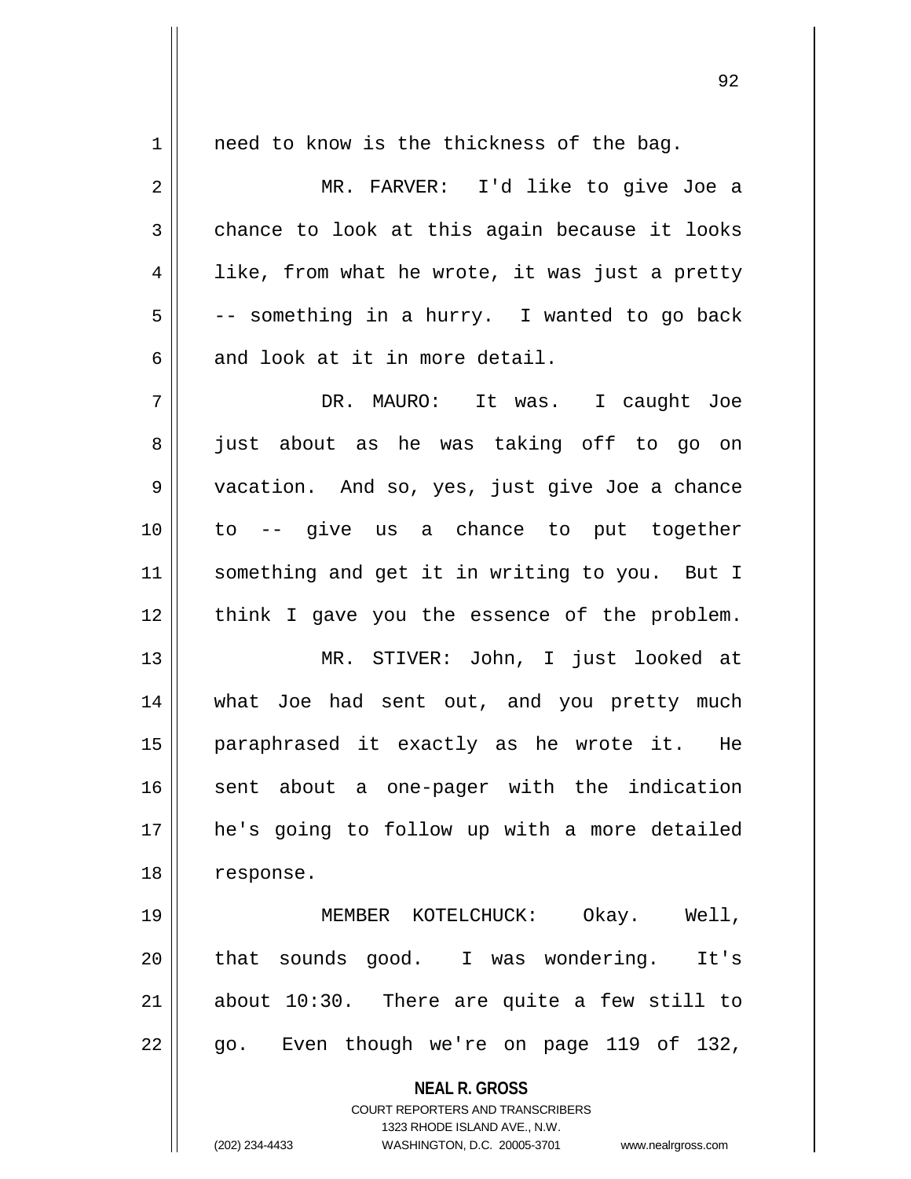need to know is the thickness of the bag.

MR. FARVER: I'd like to give Joe a chance to look at this again because it looks like, from what he wrote, it was just a pretty -- something in a hurry. I wanted to go back and look at it in more detail.

DR. MAURO: It was. I caught Joe just about as he was taking off to go on vacation. And so, yes, just give Joe a chance to -- give us a chance to put together something and get it in writing to you. But I think I gave you the essence of the problem.

MR. STIVER: John, I just looked at what Joe had sent out, and you pretty much paraphrased it exactly as he wrote it. He sent about a one-pager with the indication he's going to follow up with a more detailed response.

MEMBER KOTELCHUCK: Okay. Well, that sounds good. I was wondering. It's about 10:30. There are quite a few still to go. Even though we're on page 119 of 132,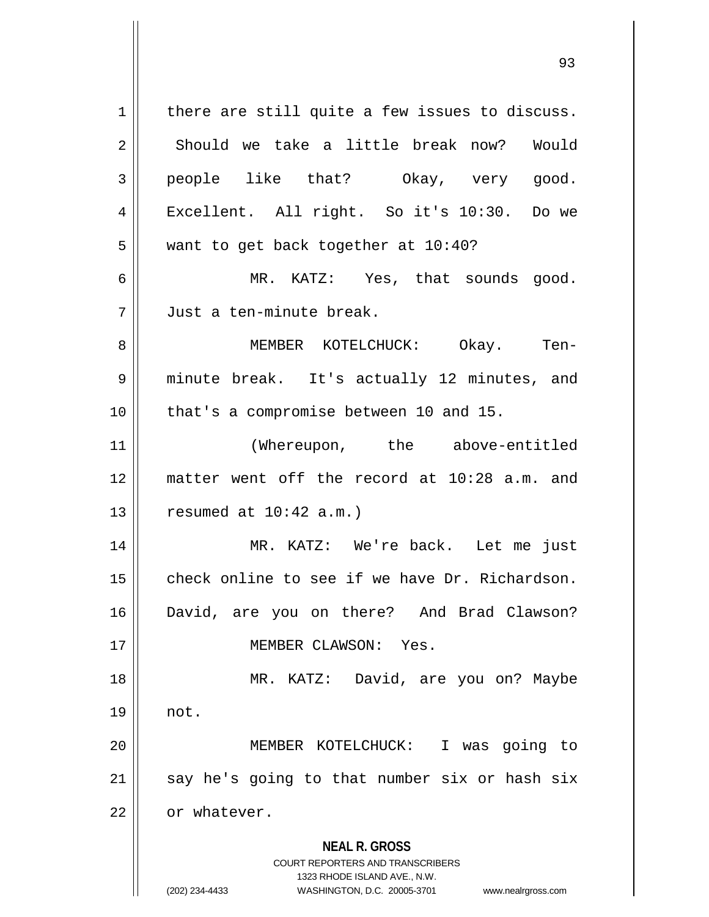there are still quite a few issues to discuss. Should we take a little break now? Would people like that? Okay, very good. Excellent. All right. So it's 10:30. Do we want to get back together at 10:40?

MR. KATZ: Yes, that sounds good. Just a ten-minute break.

MEMBER KOTELCHUCK: Okay. Ten-minute break. It's actually 12 minutes, and that's a compromise between 10 and 15.

(Whereupon, the above-entitled matter went off the record at 10:28 a.m. and resumed at 10:42 a.m.)

MR. KATZ: We're back. Let me just check online to see if we have Dr. Richardson. David, are you on there? And Brad Clawson?

MEMBER CLAWSON: Yes.

MR. KATZ: David, are you on? Maybe not.

MEMBER KOTELCHUCK: I was going to say he's going to that number six or hash six or whatever.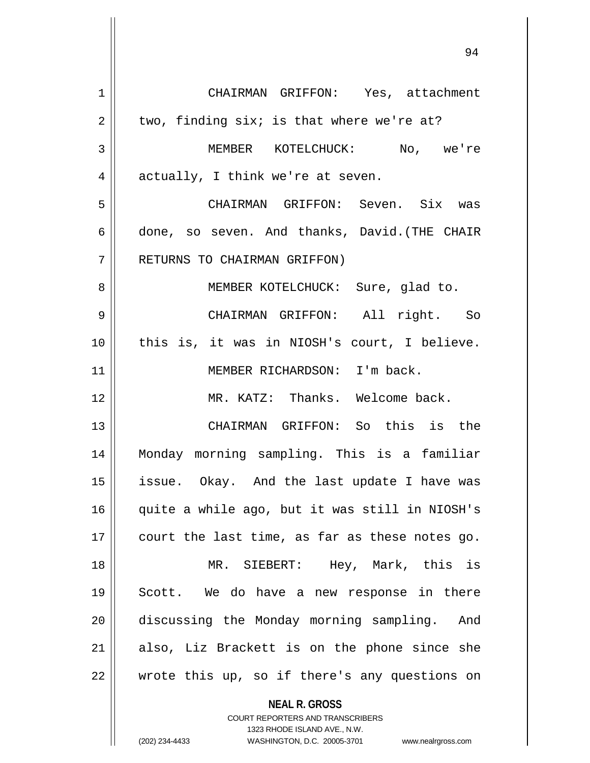CHAIRMAN GRIFFON: Yes, attachment two, finding six; is that where we're at?

MEMBER KOTELCHUCK: No, we're actually, I think we're at seven.

CHAIRMAN GRIFFON: Seven. Six was done, so seven. And thanks, David.(THE CHAIR RETURNS TO CHAIRMAN GRIFFON)

MEMBER KOTELCHUCK: Sure, glad to.

CHAIRMAN GRIFFON: All right. So this is, it was in NIOSH's court, I believe.

MEMBER RICHARDSON: I'm back.

MR. KATZ: Thanks. Welcome back.

CHAIRMAN GRIFFON: So this is the Monday morning sampling. This is a familiar issue. Okay. And the last update I have was quite a while ago, but it was still in NIOSH's court the last time, as far as these notes go.

MR. SIEBERT: Hey, Mark, this is Scott. We do have a new response in there discussing the Monday morning sampling. And also, Liz Brackett is on the phone since she wrote this up, so if there's any questions on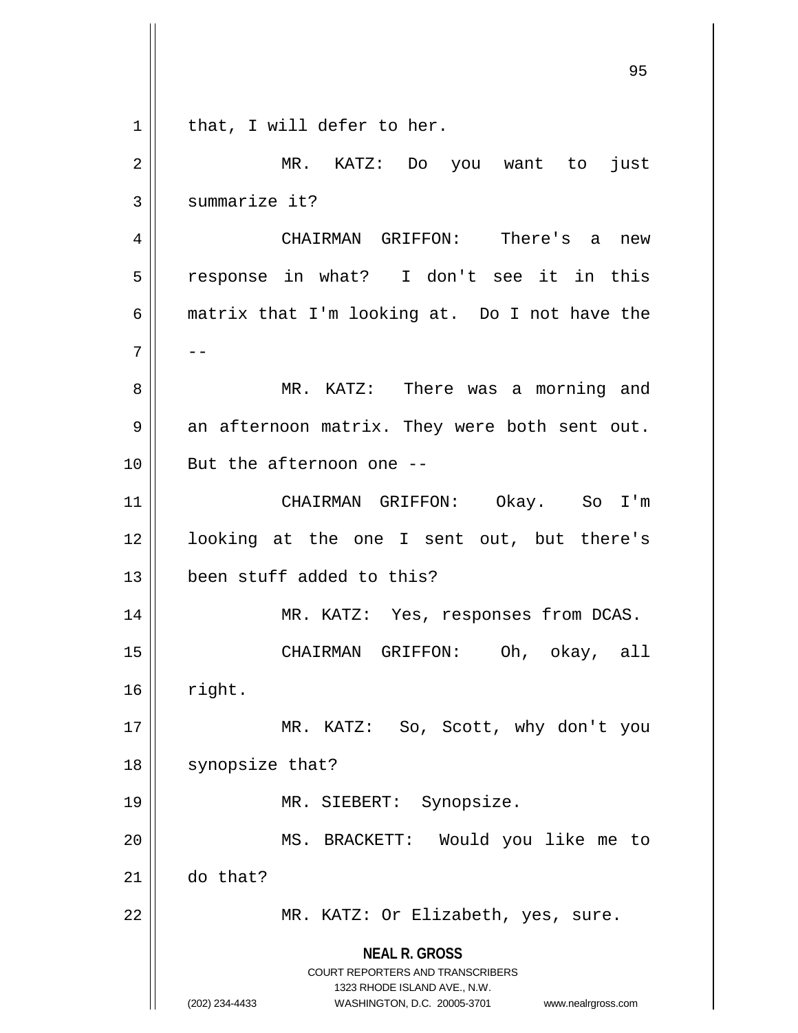that, I will defer to her.

MR. KATZ: Do you want to just summarize it?

CHAIRMAN GRIFFON: There's a new response in what? I don't see it in this matrix that I'm looking at. Do I not have the --

MR. KATZ: There was a morning and an afternoon matrix. They were both sent out. But the afternoon one --

CHAIRMAN GRIFFON: Okay. So I'm looking at the one I sent out, but there's been stuff added to this?

MR. KATZ: Yes, responses from DCAS.

CHAIRMAN GRIFFON: Oh, okay, all right.

MR. KATZ: So, Scott, why don't you synopsize that?

MR. SIEBERT: Synopsize.

MS. BRACKETT: Would you like me to do that?

MR. KATZ: Or Elizabeth, yes, sure.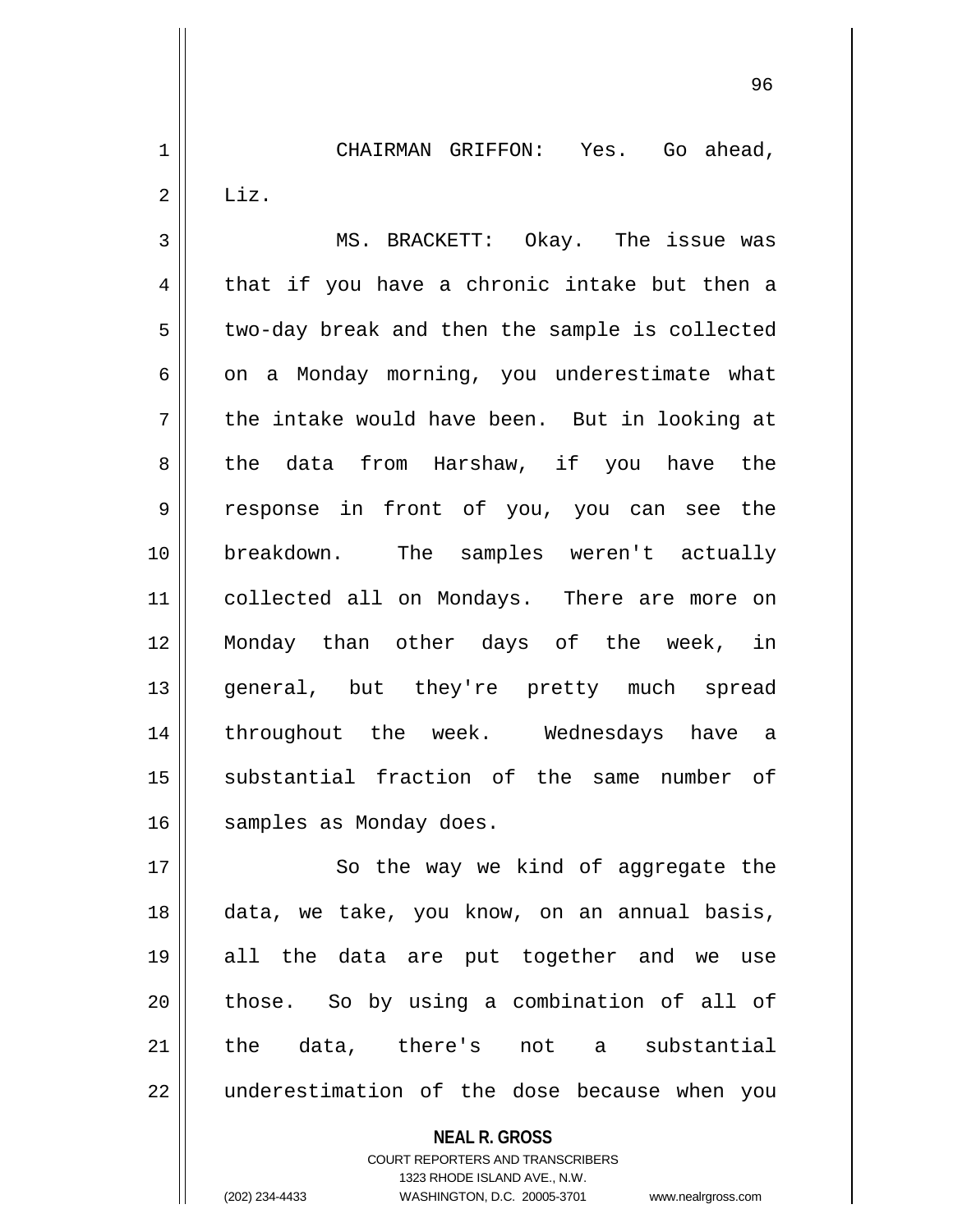CHAIRMAN GRIFFON: Yes. Go ahead, Liz.

MS. BRACKETT: Okay. The issue was that if you have a chronic intake but then a two-day break and then the sample is collected on a Monday morning, you underestimate what the intake would have been. But in looking at the data from Harshaw, if you have the response in front of you, you can see the breakdown. The samples weren't actually collected all on Mondays. There are more on Monday than other days of the week, in general, but they're pretty much spread throughout the week. Wednesdays have a substantial fraction of the same number of samples as Monday does.

So the way we kind of aggregate the data, we take, you know, on an annual basis, all the data are put together and we use those. So by using a combination of all of the data, there's not a substantial underestimation of the dose because when you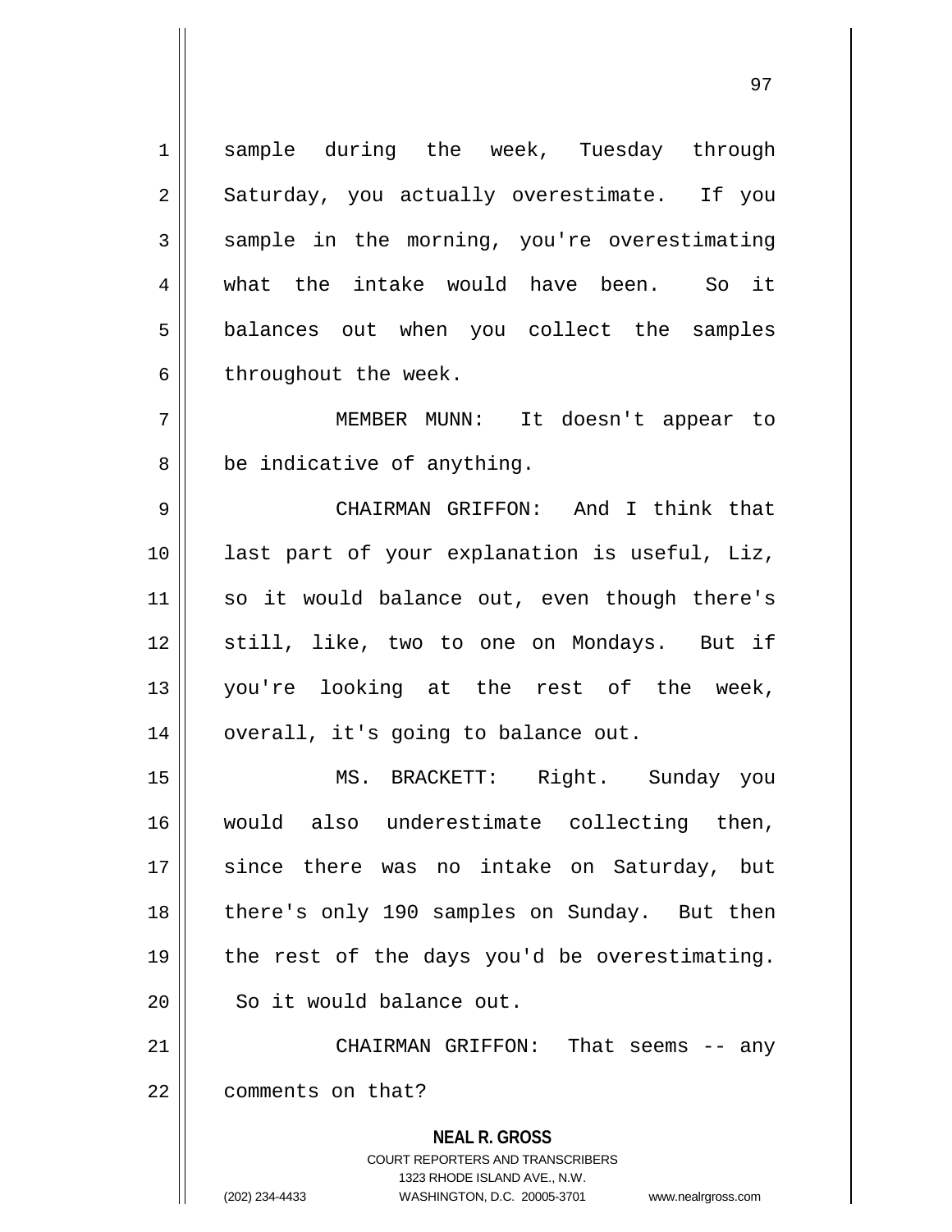sample during the week, Tuesday through Saturday, you actually overestimate. If you sample in the morning, you're overestimating what the intake would have been. So it balances out when you collect the samples throughout the week.

MEMBER MUNN: It doesn't appear to be indicative of anything.

CHAIRMAN GRIFFON: And I think that last part of your explanation is useful, Liz, so it would balance out, even though there's still, like, two to one on Mondays. But if you're looking at the rest of the week, overall, it's going to balance out.

MS. BRACKETT: Right. Sunday you would also underestimate collecting then, since there was no intake on Saturday, but there's only 190 samples on Sunday. But then the rest of the days you'd be overestimating. So it would balance out.

CHAIRMAN GRIFFON: That seems -- any comments on that?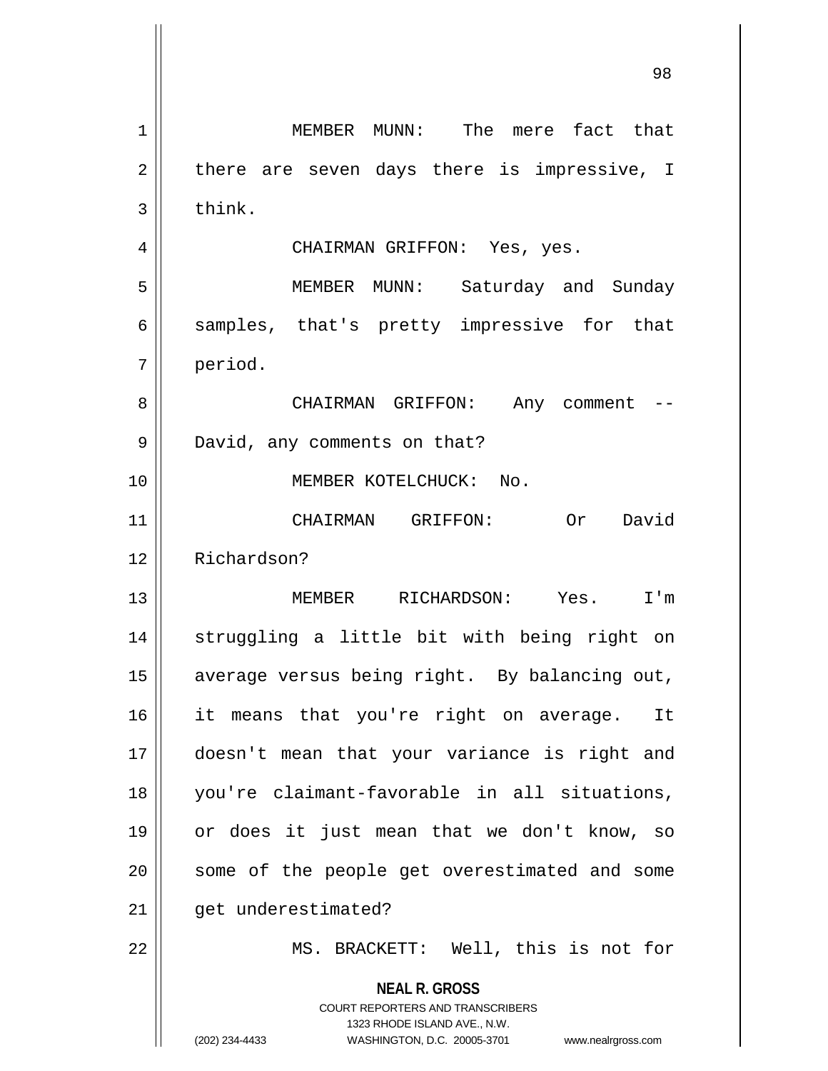MEMBER MUNN: The mere fact that there are seven days there is impressive, I think.

CHAIRMAN GRIFFON: Yes, yes.

MEMBER MUNN: Saturday and Sunday samples, that's pretty impressive for that period.

CHAIRMAN GRIFFON: Any comment -- David, any comments on that?

MEMBER KOTELCHUCK: No.

CHAIRMAN GRIFFON: Or David Richardson?

MEMBER RICHARDSON: Yes. I'm struggling a little bit with being right on average versus being right. By balancing out, it means that you're right on average. It doesn't mean that your variance is right and you're claimant-favorable in all situations, or does it just mean that we don't know, so some of the people get overestimated and some get underestimated?

MS. BRACKETT: Well, this is not for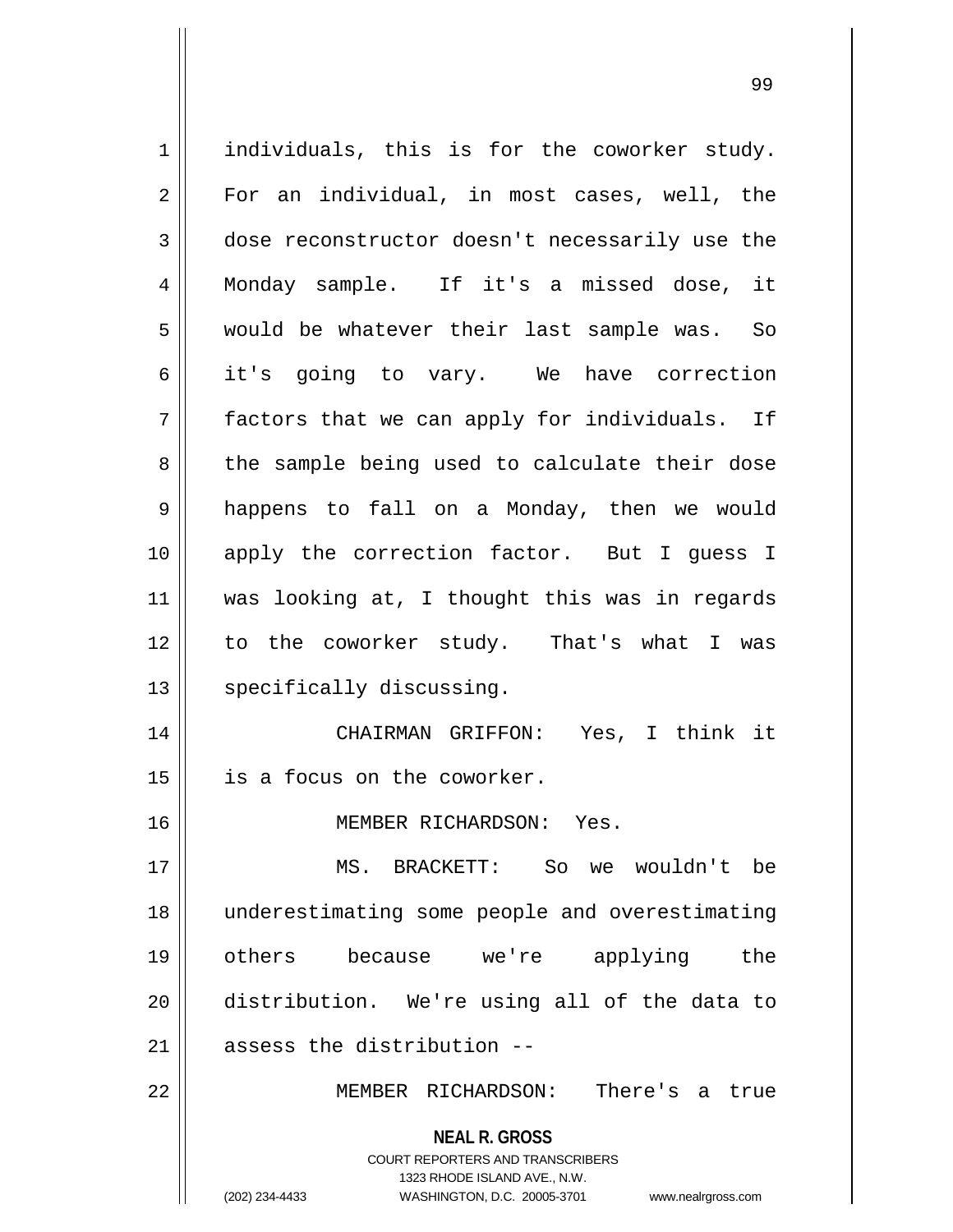individuals, this is for the coworker study. For an individual, in most cases, well, the dose reconstructor doesn't necessarily use the Monday sample. If it's a missed dose, it would be whatever their last sample was. So it's going to vary. We have correction factors that we can apply for individuals. If the sample being used to calculate their dose happens to fall on a Monday, then we would apply the correction factor. But I guess I was looking at, I thought this was in regards to the coworker study. That's what I was specifically discussing.

CHAIRMAN GRIFFON: Yes, I think it is a focus on the coworker.

MEMBER RICHARDSON: Yes.

MS. BRACKETT: So we wouldn't be underestimating some people and overestimating others because we're applying the distribution. We're using all of the data to assess the distribution --

MEMBER RICHARDSON: There's a true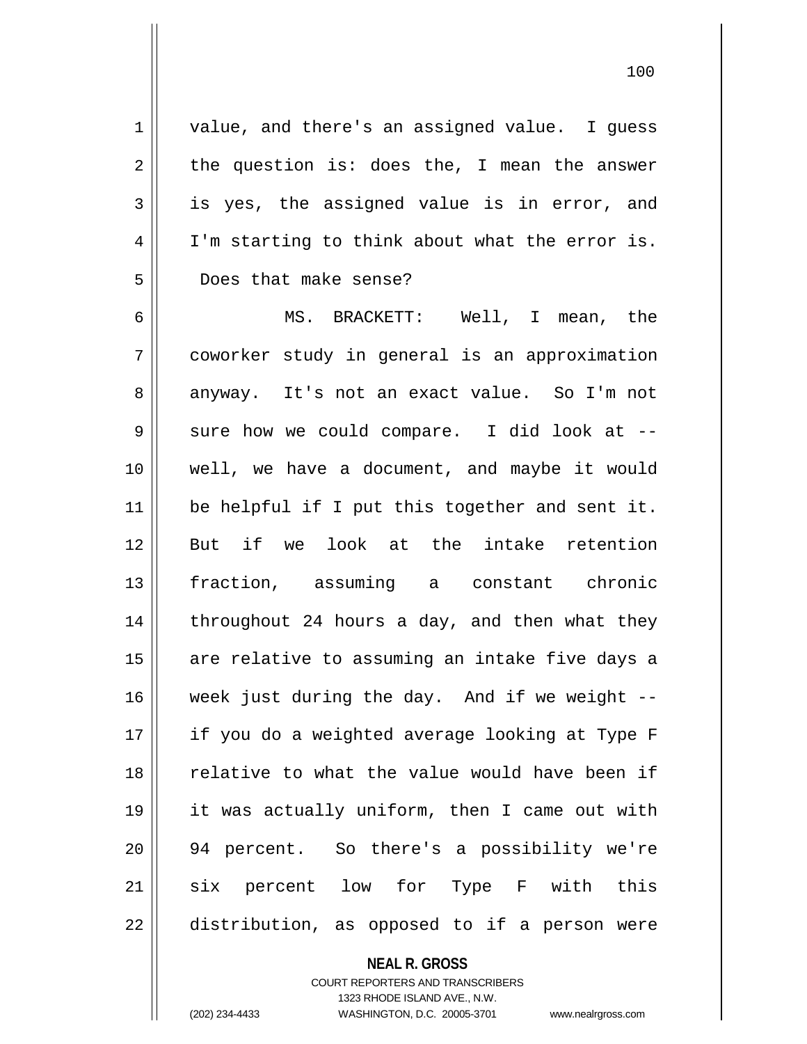value, and there's an assigned value. I guess the question is: does the, I mean the answer is yes, the assigned value is in error, and I'm starting to think about what the error is. Does that make sense?

MS. BRACKETT: Well, I mean, the coworker study in general is an approximation anyway. It's not an exact value. So I'm not sure how we could compare. I did look at -- well, we have a document, and maybe it would be helpful if I put this together and sent it. But if we look at the intake retention fraction, assuming a constant chronic throughout 24 hours a day, and then what they are relative to assuming an intake five days a week just during the day. And if we weight -- if you do a weighted average looking at Type F relative to what the value would have been if it was actually uniform, then I came out with 94 percent. So there's a possibility we're six percent low for Type F with this distribution, as opposed to if a person were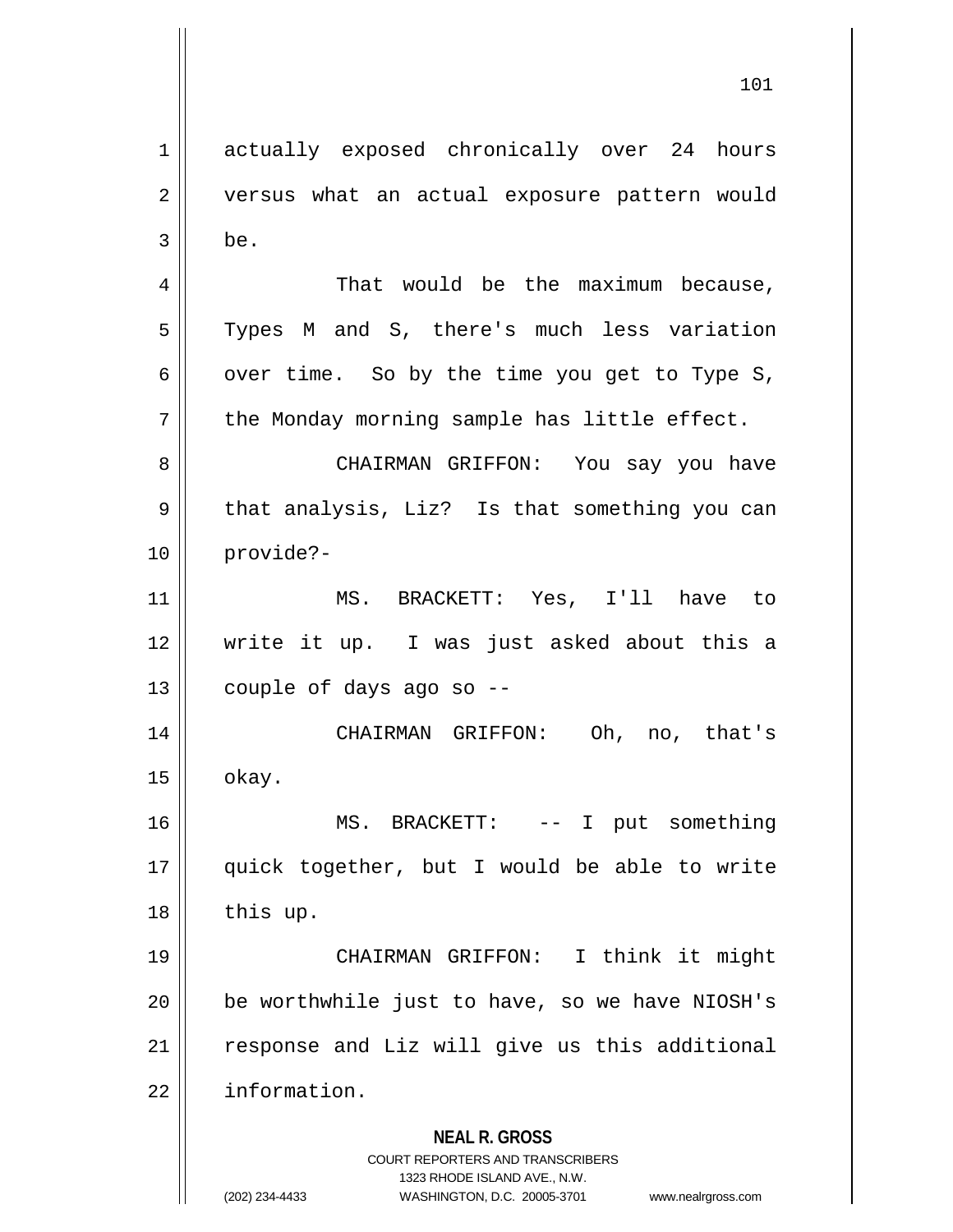actually exposed chronically over 24 hours versus what an actual exposure pattern would be.

That would be the maximum because, Types M and S, there's much less variation over time. So by the time you get to Type S, the Monday morning sample has little effect.

CHAIRMAN GRIFFON: You say you have that analysis, Liz? Is that something you can provide?-

MS. BRACKETT: Yes, I'll have to write it up. I was just asked about this a couple of days ago so --

CHAIRMAN GRIFFON: Oh, no, that's okay.

MS. BRACKETT: -- I put something quick together, but I would be able to write this up.

CHAIRMAN GRIFFON: I think it might be worthwhile just to have, so we have NIOSH's response and Liz will give us this additional information.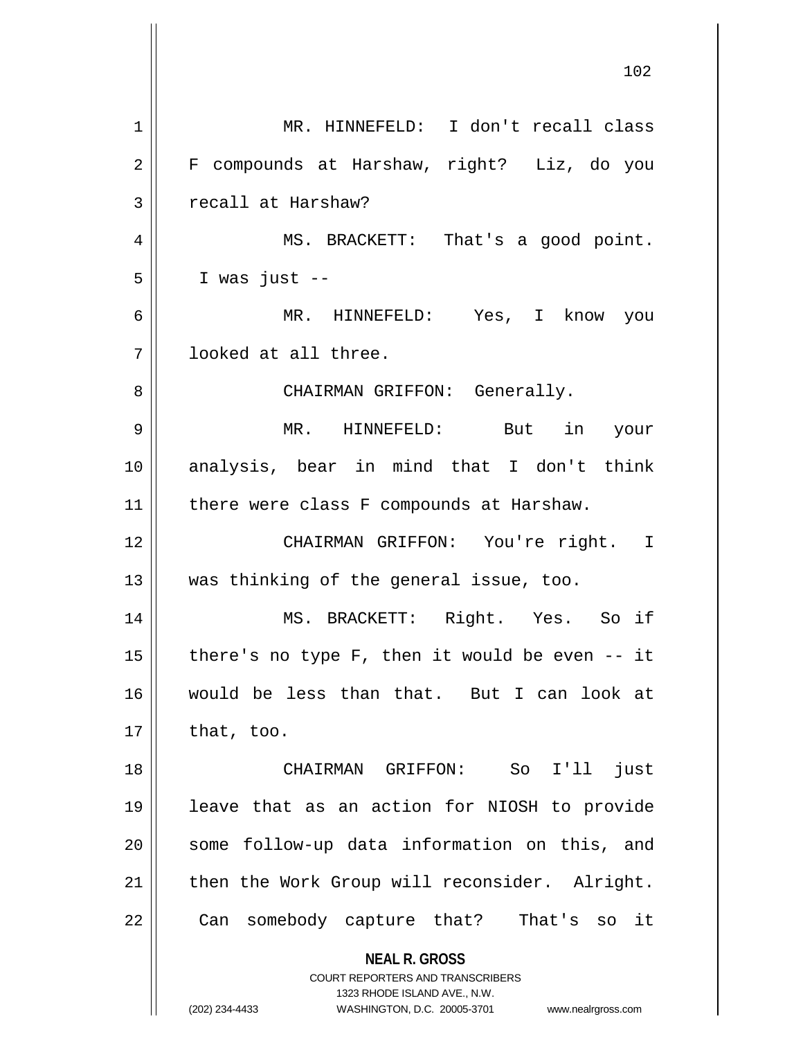MR. HINNEFELD: I don't recall class F compounds at Harshaw, right? Liz, do you recall at Harshaw?

MS. BRACKETT: That's a good point. I was just --

MR. HINNEFELD: Yes, I know you looked at all three.

CHAIRMAN GRIFFON: Generally.

MR. HINNEFELD: But in your analysis, bear in mind that I don't think there were class F compounds at Harshaw.

CHAIRMAN GRIFFON: You're right. I was thinking of the general issue, too.

MS. BRACKETT: Right. Yes. So if there's no type F, then it would be even -- it would be less than that. But I can look at that, too.

CHAIRMAN GRIFFON: So I'll just leave that as an action for NIOSH to provide some follow-up data information on this, and then the Work Group will reconsider. Alright. Can somebody capture that? That's so it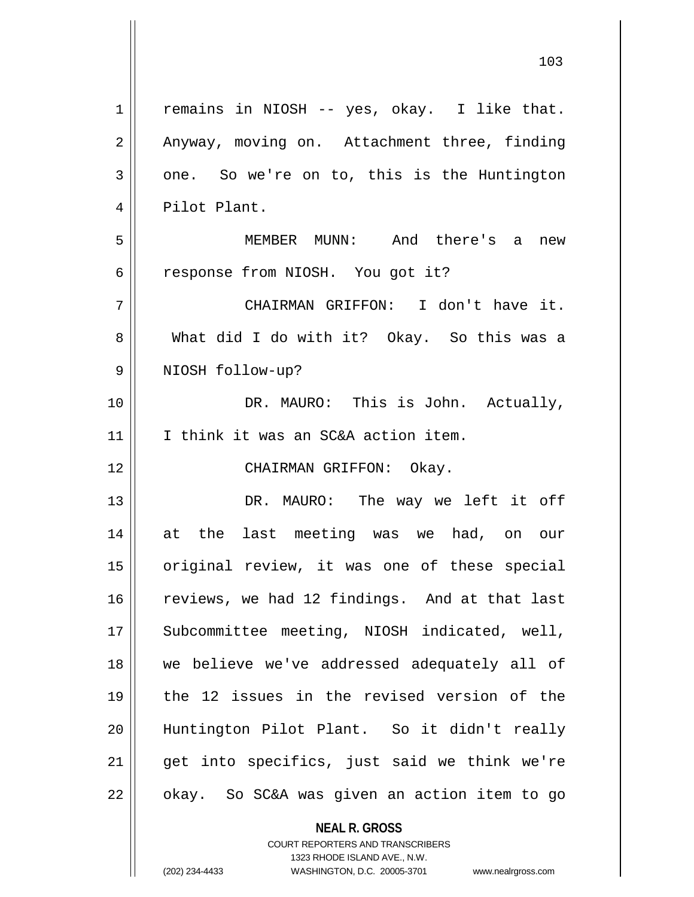remains in NIOSH -- yes, okay. I like that. Anyway, moving on. Attachment three, finding one. So we're on to, this is the Huntington Pilot Plant.

MEMBER MUNN: And there's a new response from NIOSH. You got it?

CHAIRMAN GRIFFON: I don't have it. What did I do with it? Okay. So this was a NIOSH follow-up?

DR. MAURO: This is John. Actually, I think it was an SC&A action item.

CHAIRMAN GRIFFON: Okay.

DR. MAURO: The way we left it off at the last meeting was we had, on our original review, it was one of these special reviews, we had 12 findings. And at that last Subcommittee meeting, NIOSH indicated, well, we believe we've addressed adequately all of the 12 issues in the revised version of the Huntington Pilot Plant. So it didn't really get into specifics, just said we think we're okay. So SC&A was given an action item to go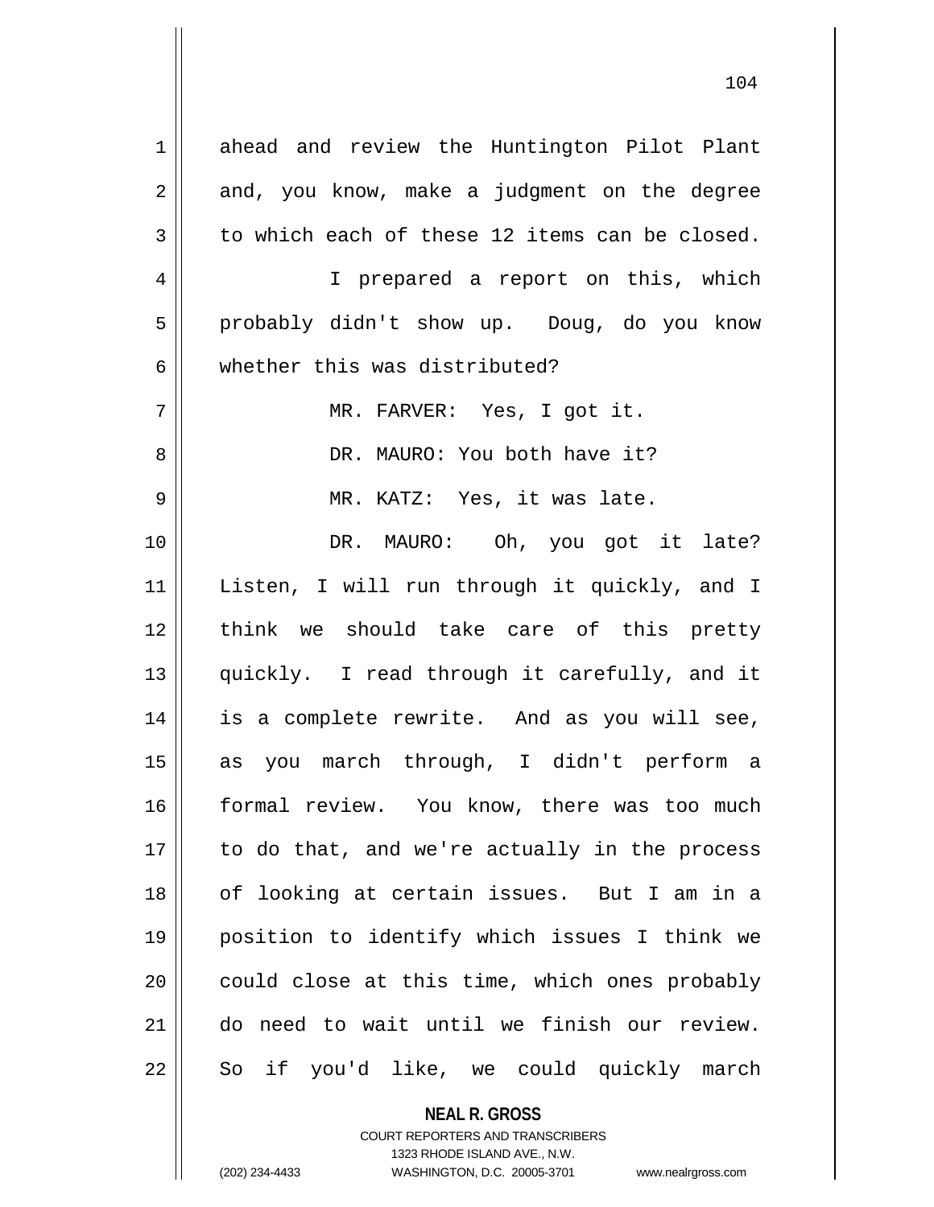ahead and review the Huntington Pilot Plant and, you know, make a judgment on the degree to which each of these 12 items can be closed.

I prepared a report on this, which probably didn't show up. Doug, do you know whether this was distributed?

MR. FARVER: Yes, I got it.

DR. MAURO: You both have it?

MR. KATZ: Yes, it was late.

DR. MAURO: Oh, you got it late? Listen, I will run through it quickly, and I think we should take care of this pretty quickly. I read through it carefully, and it is a complete rewrite. And as you will see, as you march through, I didn't perform a formal review. You know, there was too much to do that, and we're actually in the process of looking at certain issues. But I am in a position to identify which issues I think we could close at this time, which ones probably do need to wait until we finish our review. So if you'd like, we could quickly march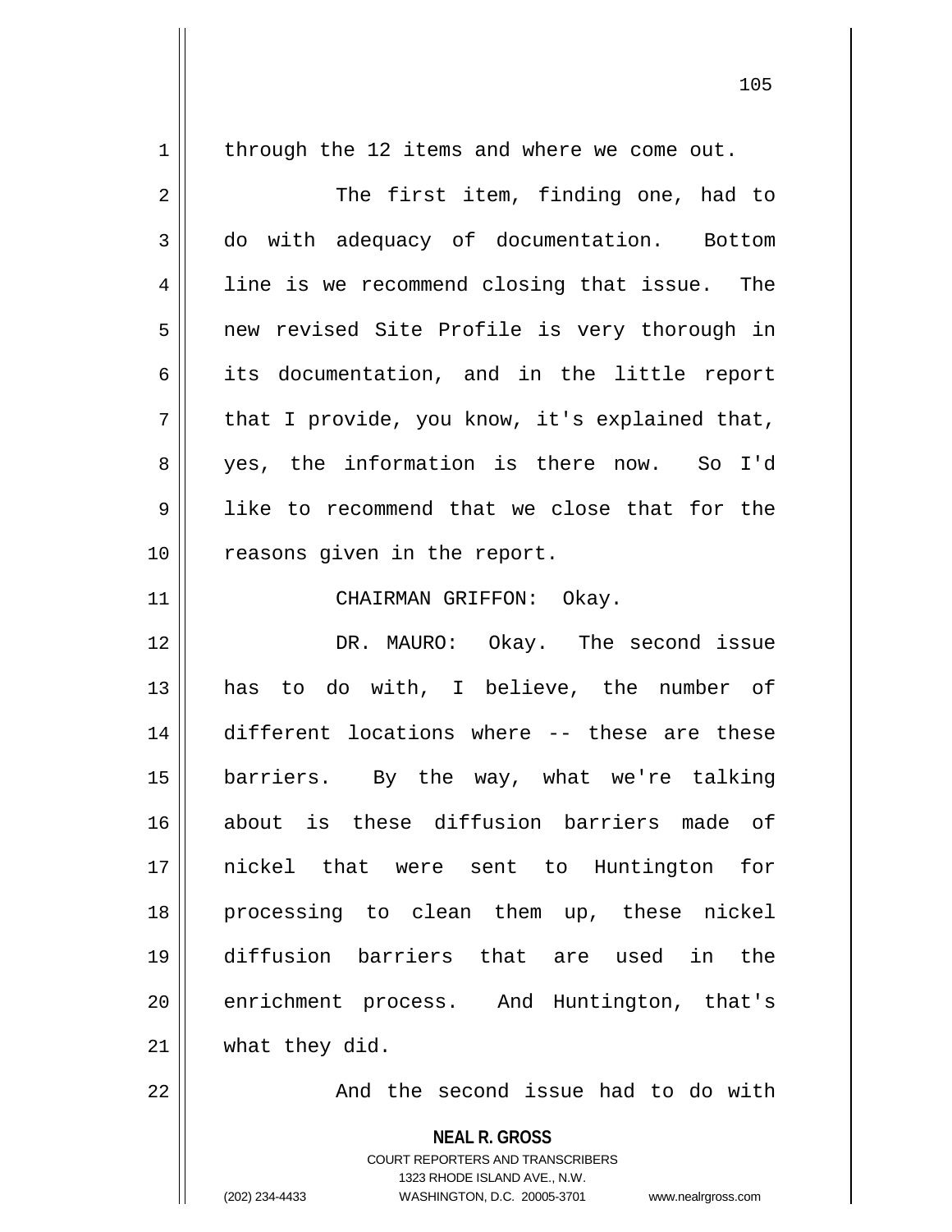through the 12 items and where we come out.

The first item, finding one, had to do with adequacy of documentation. Bottom line is we recommend closing that issue. The new revised Site Profile is very thorough in its documentation, and in the little report that I provide, you know, it's explained that, yes, the information is there now. So I'd like to recommend that we close that for the reasons given in the report.

CHAIRMAN GRIFFON: Okay.

DR. MAURO: Okay. The second issue has to do with, I believe, the number of different locations where -- these are these barriers. By the way, what we're talking about is these diffusion barriers made of nickel that were sent to Huntington for processing to clean them up, these nickel diffusion barriers that are used in the enrichment process. And Huntington, that's what they did.

And the second issue had to do with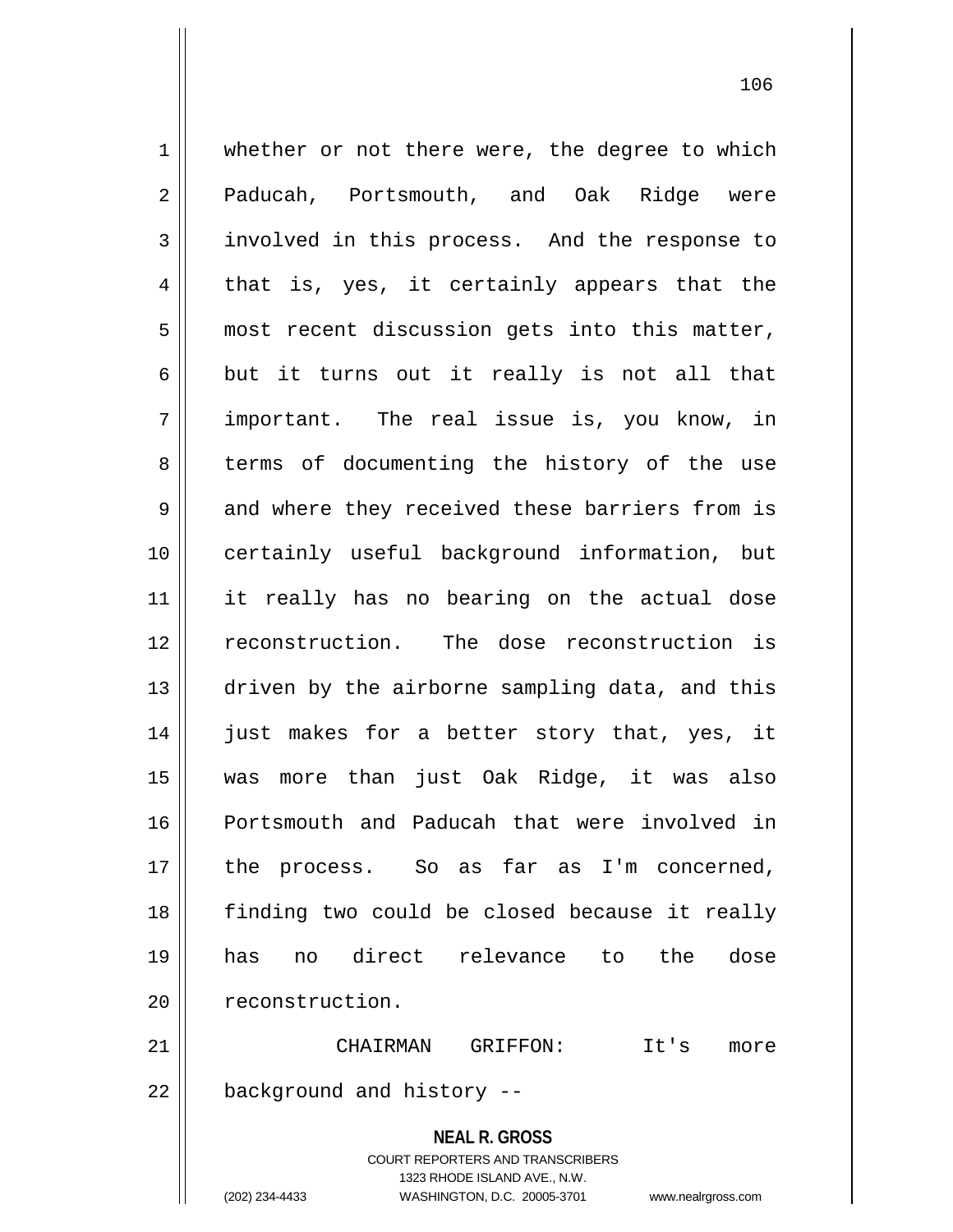whether or not there were, the degree to which Paducah, Portsmouth, and Oak Ridge were involved in this process. And the response to that is, yes, it certainly appears that the most recent discussion gets into this matter, but it turns out it really is not all that important. The real issue is, you know, in terms of documenting the history of the use and where they received these barriers from is certainly useful background information, but it really has no bearing on the actual dose reconstruction. The dose reconstruction is driven by the airborne sampling data, and this just makes for a better story that, yes, it was more than just Oak Ridge, it was also Portsmouth and Paducah that were involved in the process. So as far as I'm concerned, finding two could be closed because it really has no direct relevance to the dose reconstruction.

CHAIRMAN GRIFFON: It's more background and history --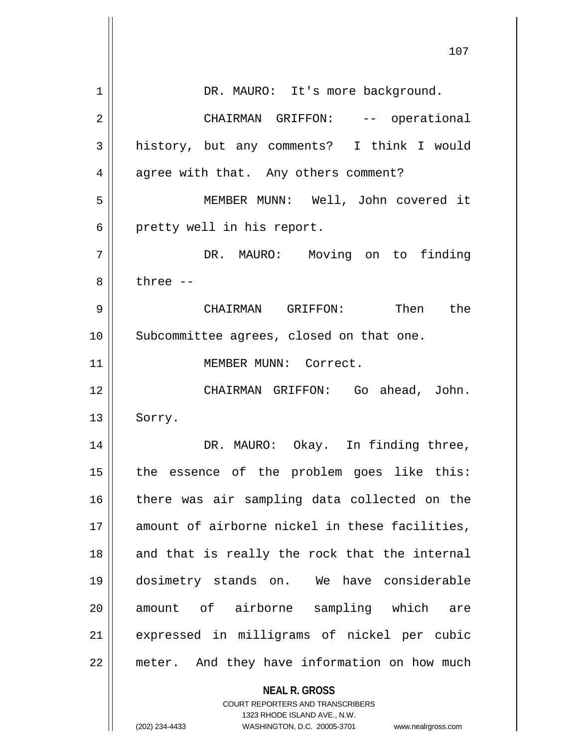DR. MAURO: It's more background.

CHAIRMAN GRIFFON: -- operational history, but any comments? I think I would agree with that. Any others comment?

MEMBER MUNN: Well, John covered it pretty well in his report.

DR. MAURO: Moving on to finding three --

CHAIRMAN GRIFFON: Then the Subcommittee agrees, closed on that one.

MEMBER MUNN: Correct.

CHAIRMAN GRIFFON: Go ahead, John. Sorry.

DR. MAURO: Okay. In finding three, the essence of the problem goes like this: there was air sampling data collected on the amount of airborne nickel in these facilities, and that is really the rock that the internal dosimetry stands on. We have considerable amount of airborne sampling which are expressed in milligrams of nickel per cubic meter. And they have information on how much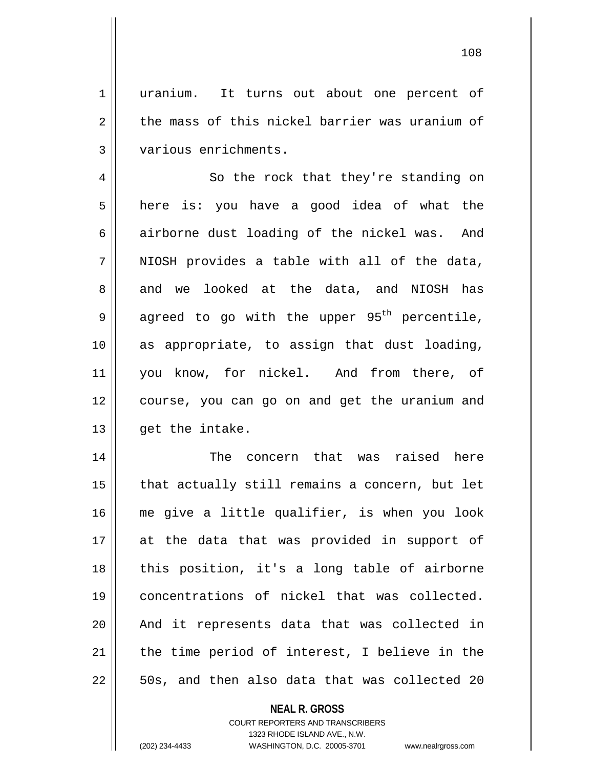uranium. It turns out about one percent of the mass of this nickel barrier was uranium of various enrichments.

So the rock that they're standing on here is: you have a good idea of what the airborne dust loading of the nickel was. And NIOSH provides a table with all of the data, and we looked at the data, and NIOSH has agreed to go with the upper $95^{th}$ percentile, as appropriate, to assign that dust loading, you know, for nickel. And from there, of course, you can go on and get the uranium and get the intake.

The concern that was raised here that actually still remains a concern, but let me give a little qualifier, is when you look at the data that was provided in support of this position, it's a long table of airborne concentrations of nickel that was collected. And it represents data that was collected in the time period of interest, I believe in the 50s, and then also data that was collected 20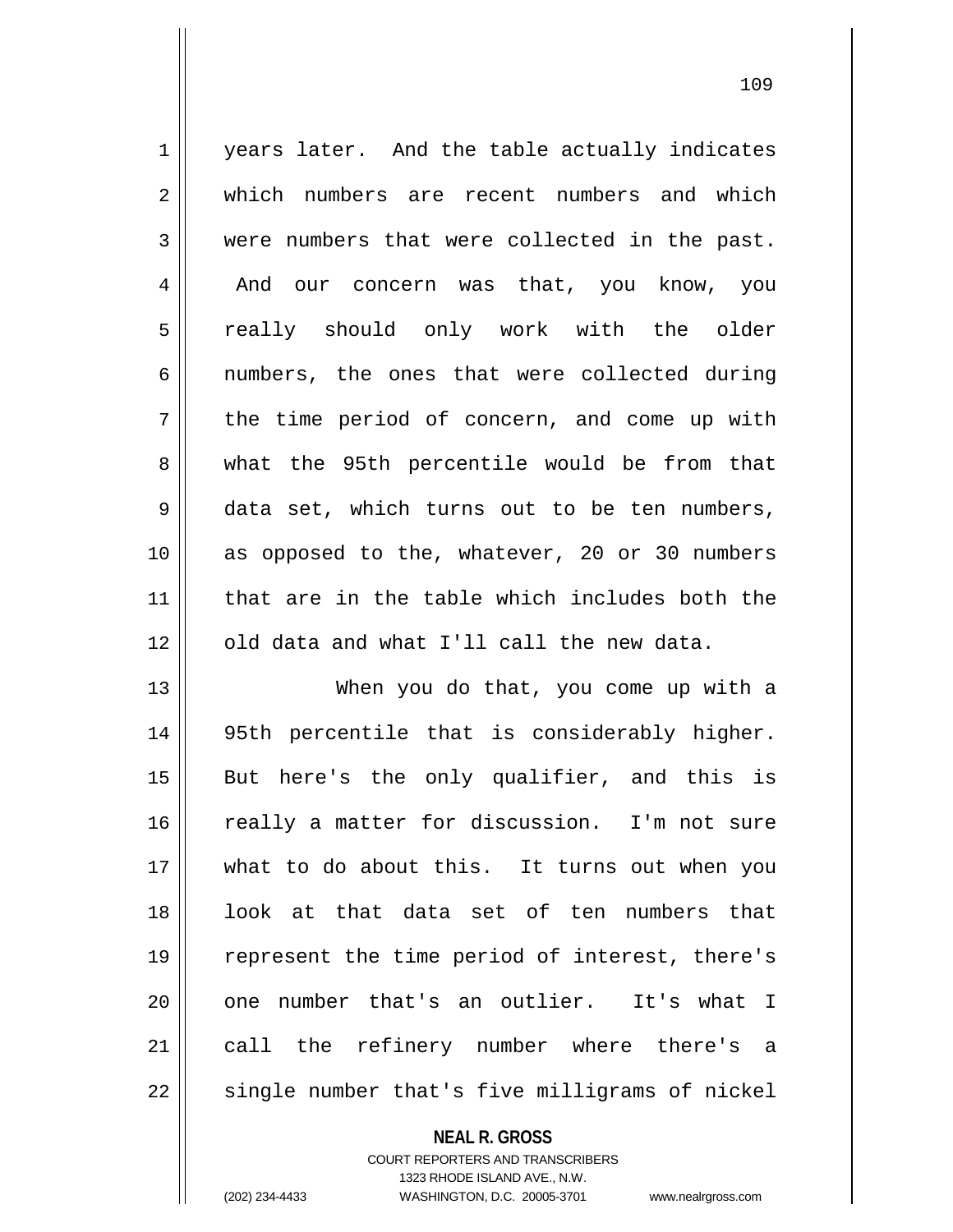years later. And the table actually indicates which numbers are recent numbers and which were numbers that were collected in the past. And our concern was that, you know, you really should only work with the older numbers, the ones that were collected during the time period of concern, and come up with what the 95th percentile would be from that data set, which turns out to be ten numbers, as opposed to the, whatever, 20 or 30 numbers that are in the table which includes both the old data and what I'll call the new data.

When you do that, you come up with a 95th percentile that is considerably higher. But here's the only qualifier, and this is really a matter for discussion. I'm not sure what to do about this. It turns out when you look at that data set of ten numbers that represent the time period of interest, there's one number that's an outlier. It's what I call the refinery number where there's a single number that's five milligrams of nickel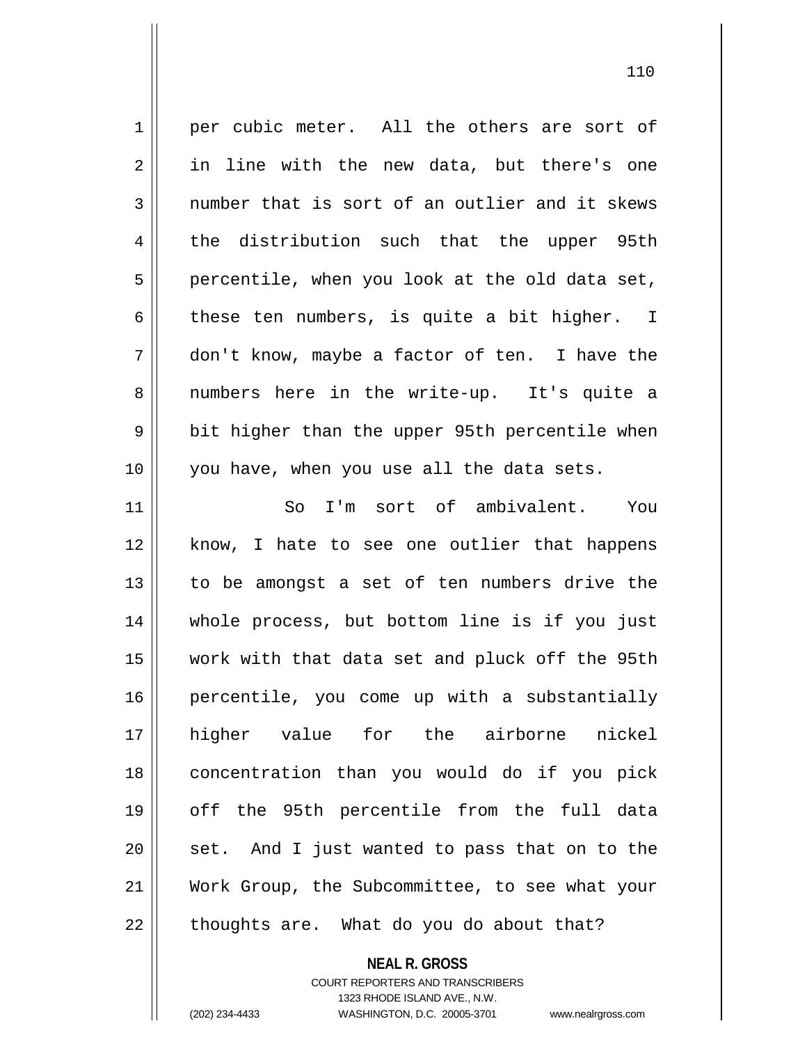per cubic meter. All the others are sort of in line with the new data, but there's one number that is sort of an outlier and it skews the distribution such that the upper 95th percentile, when you look at the old data set, these ten numbers, is quite a bit higher. I don't know, maybe a factor of ten. I have the numbers here in the write-up. It's quite a bit higher than the upper 95th percentile when you have, when you use all the data sets.

So I'm sort of ambivalent. You know, I hate to see one outlier that happens to be amongst a set of ten numbers drive the whole process, but bottom line is if you just work with that data set and pluck off the 95th percentile, you come up with a substantially higher value for the airborne nickel concentration than you would do if you pick off the 95th percentile from the full data set. And I just wanted to pass that on to the Work Group, the Subcommittee, to see what your thoughts are. What do you do about that?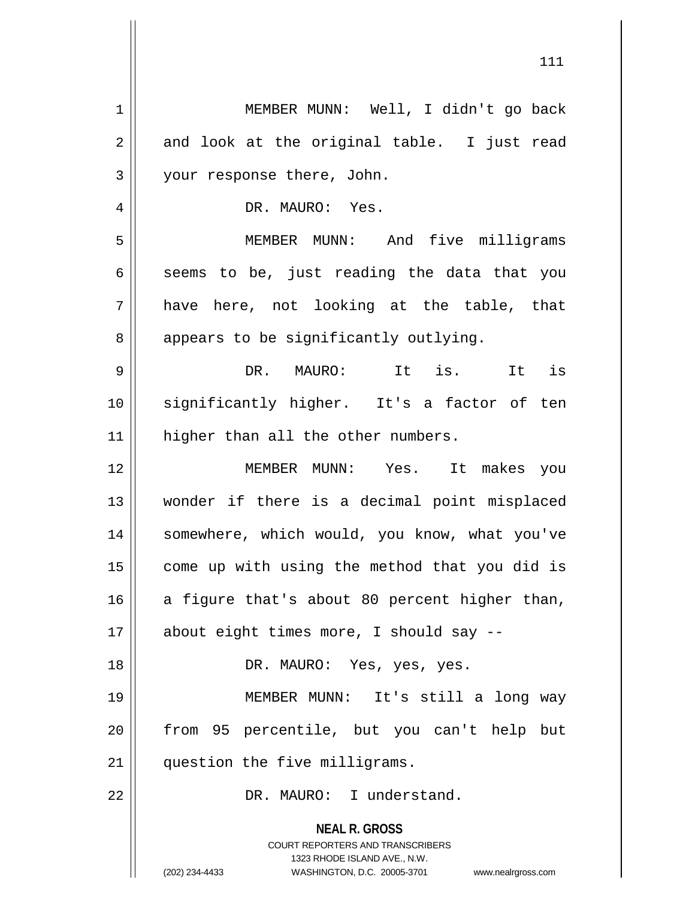MEMBER MUNN: Well, I didn't go back and look at the original table. I just read your response there, John.

DR. MAURO: Yes.

MEMBER MUNN: And five milligrams seems to be, just reading the data that you have here, not looking at the table, that appears to be significantly outlying.

DR. MAURO: It is. It is significantly higher. It's a factor of ten higher than all the other numbers.

MEMBER MUNN: Yes. It makes you wonder if there is a decimal point misplaced somewhere, which would, you know, what you've come up with using the method that you did is a figure that's about 80 percent higher than, about eight times more, I should say --

DR. MAURO: Yes, yes, yes.

MEMBER MUNN: It's still a long way from 95 percentile, but you can't help but question the five milligrams.

DR. MAURO: I understand.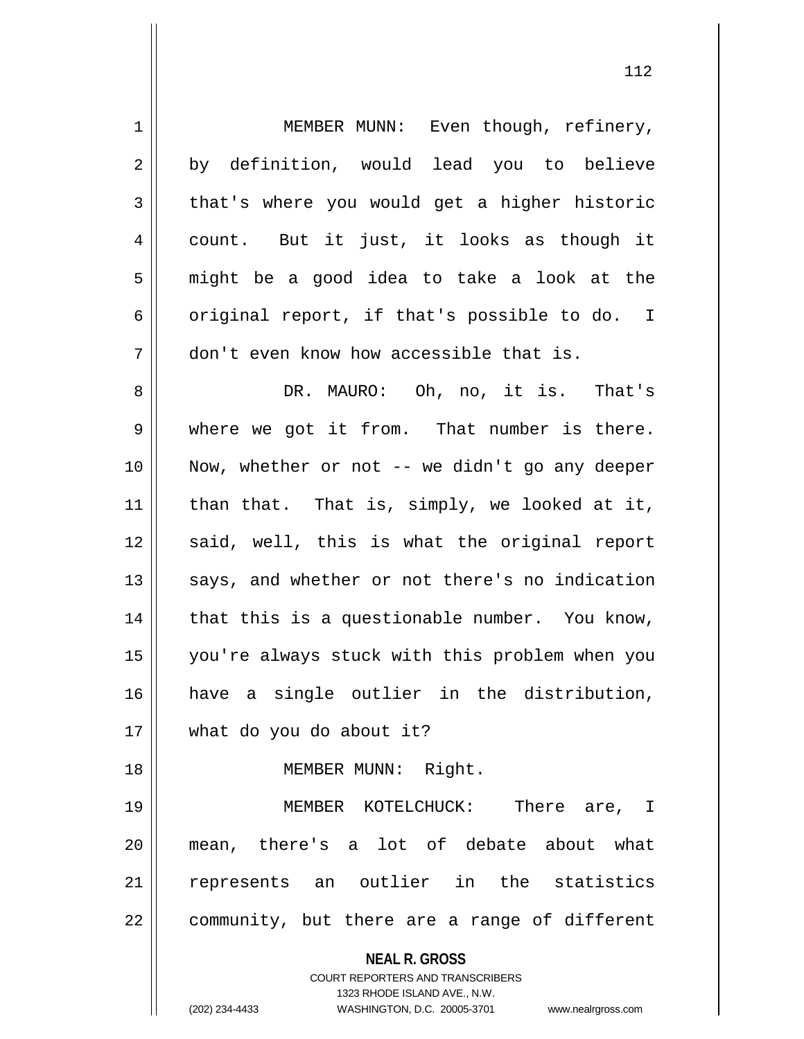MEMBER MUNN: Even though, refinery, by definition, would lead you to believe that's where you would get a higher historic count. But it just, it looks as though it might be a good idea to take a look at the original report, if that's possible to do. I don't even know how accessible that is.

DR. MAURO: Oh, no, it is. That's where we got it from. That number is there. Now, whether or not -- we didn't go any deeper than that. That is, simply, we looked at it, said, well, this is what the original report says, and whether or not there's no indication that this is a questionable number. You know, you're always stuck with this problem when you have a single outlier in the distribution, what do you do about it?

MEMBER MUNN: Right.

MEMBER KOTELCHUCK: There are, I mean, there's a lot of debate about what represents an outlier in the statistics community, but there are a range of different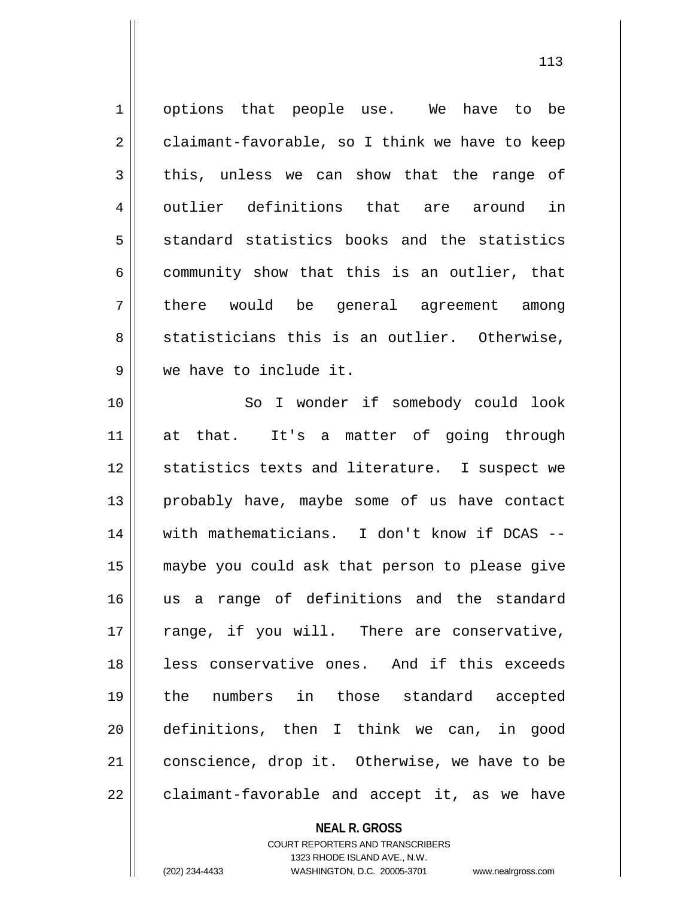options that people use. We have to be claimant-favorable, so I think we have to keep this, unless we can show that the range of outlier definitions that are around in standard statistics books and the statistics community show that this is an outlier, that there would be general agreement among statisticians this is an outlier. Otherwise, we have to include it.

So I wonder if somebody could look at that. It's a matter of going through statistics texts and literature. I suspect we probably have, maybe some of us have contact with mathematicians. I don't know if DCAS -- maybe you could ask that person to please give us a range of definitions and the standard range, if you will. There are conservative, less conservative ones. And if this exceeds the numbers in those standard accepted definitions, then I think we can, in good conscience, drop it. Otherwise, we have to be claimant-favorable and accept it, as we have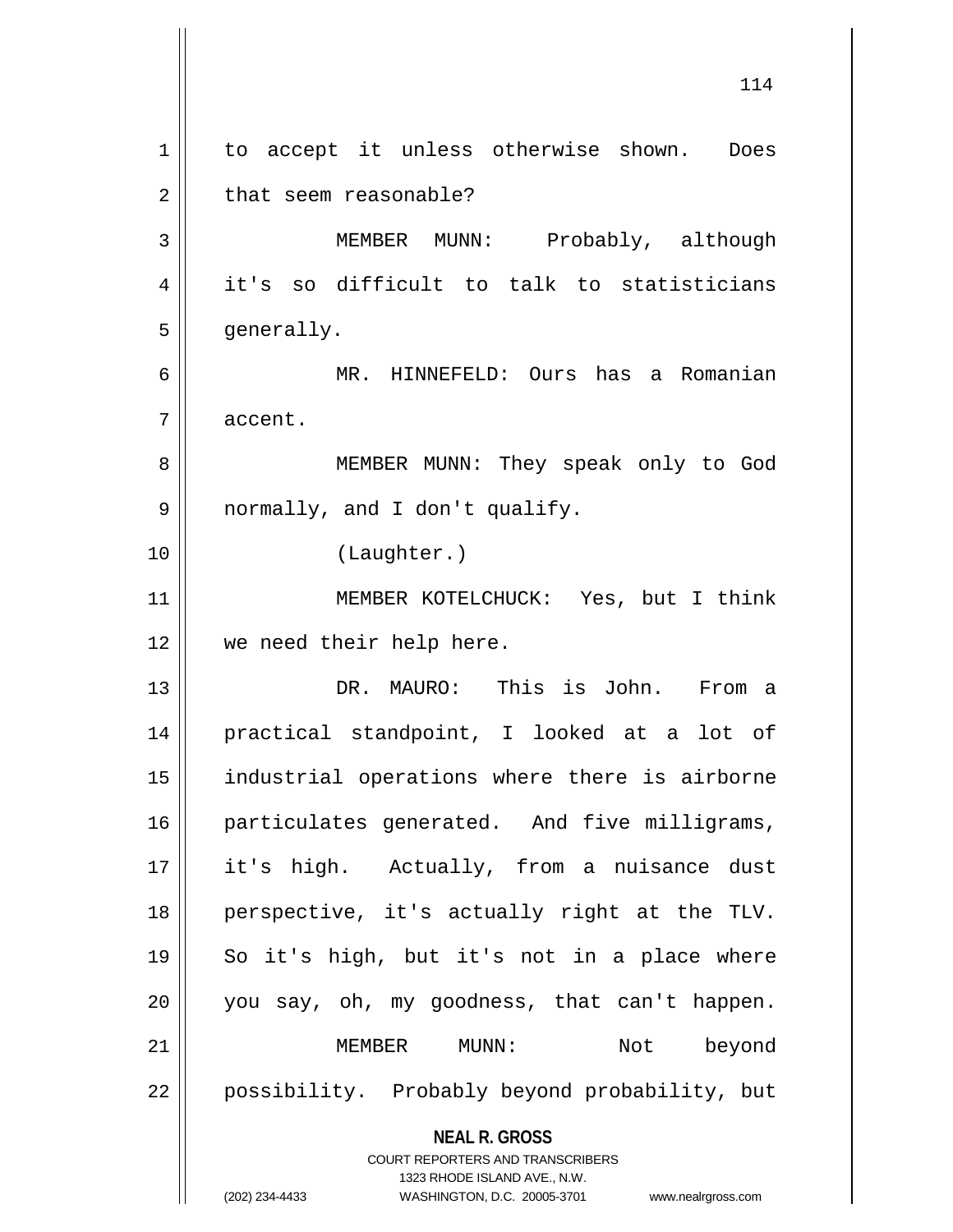to accept it unless otherwise shown. Does that seem reasonable?

MEMBER MUNN: Probably, although it's so difficult to talk to statisticians generally.

MR. HINNEFELD: Ours has a Romanian accent.

MEMBER MUNN: They speak only to God normally, and I don't qualify.

(Laughter.)

MEMBER KOTELCHUCK: Yes, but I think we need their help here.

DR. MAURO: This is John. From a practical standpoint, I looked at a lot of industrial operations where there is airborne particulates generated. And five milligrams, it's high. Actually, from a nuisance dust perspective, it's actually right at the TLV. So it's high, but it's not in a place where you say, oh, my goodness, that can't happen.

MEMBER MUNN: Not beyond possibility. Probably beyond probability, but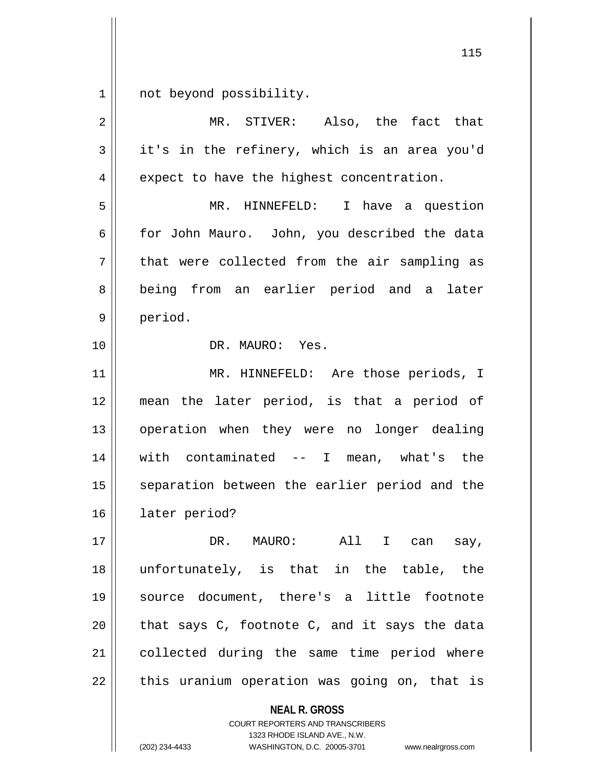not beyond possibility.

MR. STIVER: Also, the fact that it's in the refinery, which is an area you'd expect to have the highest concentration.

MR. HINNEFELD: I have a question for John Mauro. John, you described the data that were collected from the air sampling as being from an earlier period and a later period.

DR. MAURO: Yes.

MR. HINNEFELD: Are those periods, I mean the later period, is that a period of operation when they were no longer dealing with contaminated -- I mean, what's the separation between the earlier period and the later period?

DR. MAURO: All I can say, unfortunately, is that in the table, the source document, there's a little footnote that says C, footnote C, and it says the data collected during the same time period where this uranium operation was going on, that is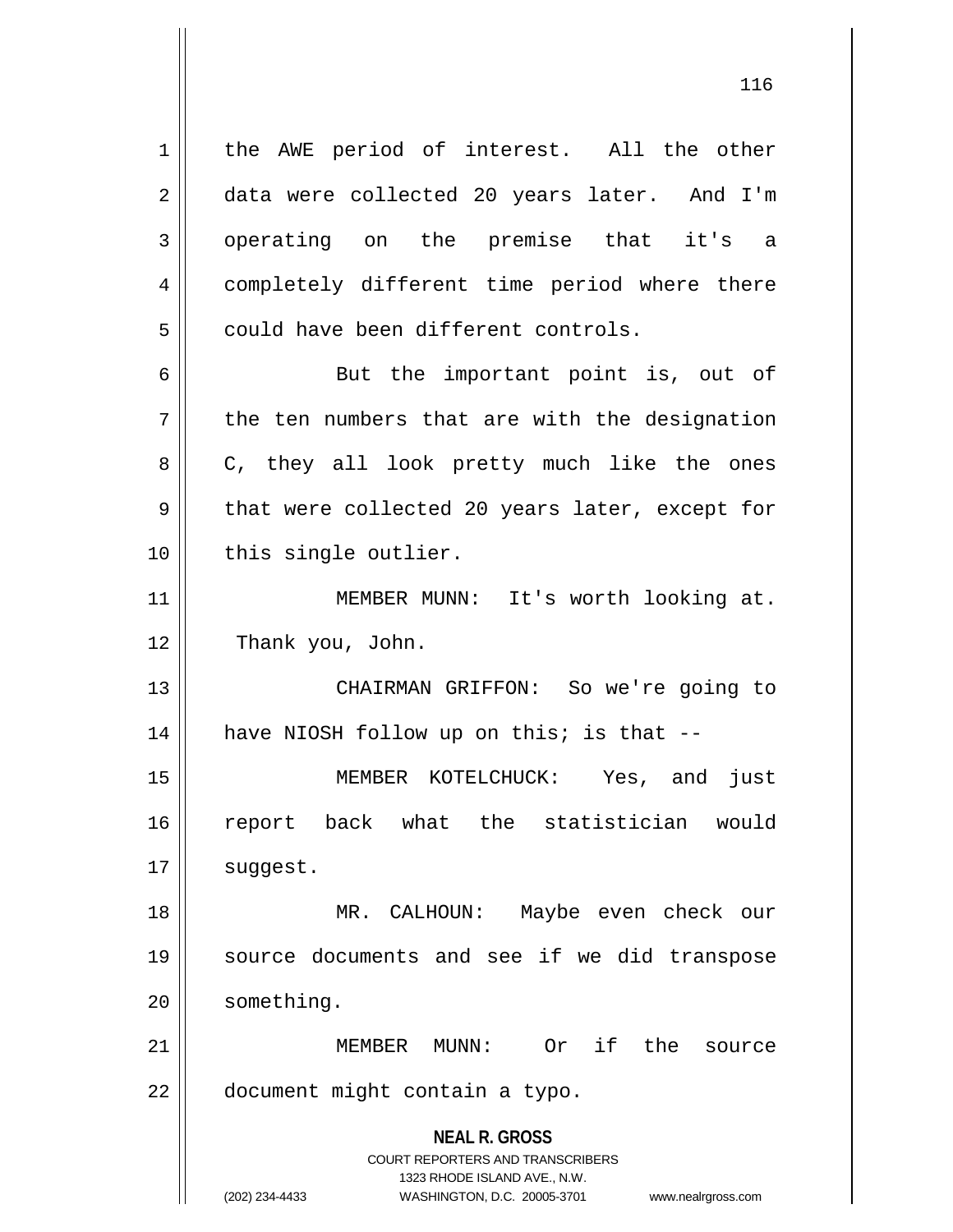the AWE period of interest. All the other data were collected 20 years later. And I'm operating on the premise that it's a completely different time period where there could have been different controls.

But the important point is, out of the ten numbers that are with the designation C, they all look pretty much like the ones that were collected 20 years later, except for this single outlier.

MEMBER MUNN: It's worth looking at. Thank you, John.

CHAIRMAN GRIFFON: So we're going to have NIOSH follow up on this; is that --

MEMBER KOTELCHUCK: Yes, and just report back what the statistician would suggest.

MR. CALHOUN: Maybe even check our source documents and see if we did transpose something.

MEMBER MUNN: Or if the source document might contain a typo.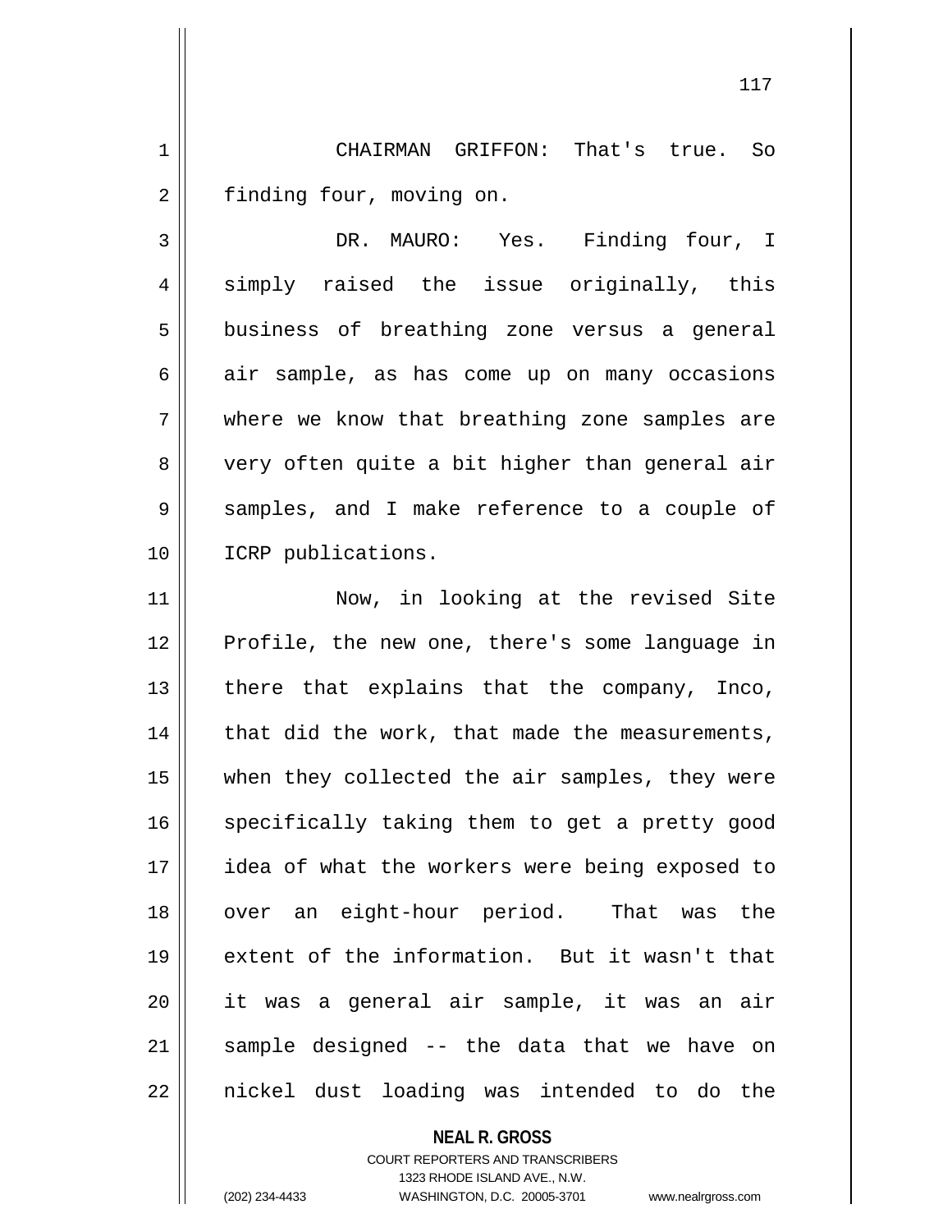CHAIRMAN GRIFFON: That's true. So finding four, moving on.

DR. MAURO: Yes. Finding four, I simply raised the issue originally, this business of breathing zone versus a general air sample, as has come up on many occasions where we know that breathing zone samples are very often quite a bit higher than general air samples, and I make reference to a couple of ICRP publications.

Now, in looking at the revised Site Profile, the new one, there's some language in there that explains that the company, Inco, that did the work, that made the measurements, when they collected the air samples, they were specifically taking them to get a pretty good idea of what the workers were being exposed to over an eight-hour period. That was the extent of the information. But it wasn't that it was a general air sample, it was an air sample designed -- the data that we have on nickel dust loading was intended to do the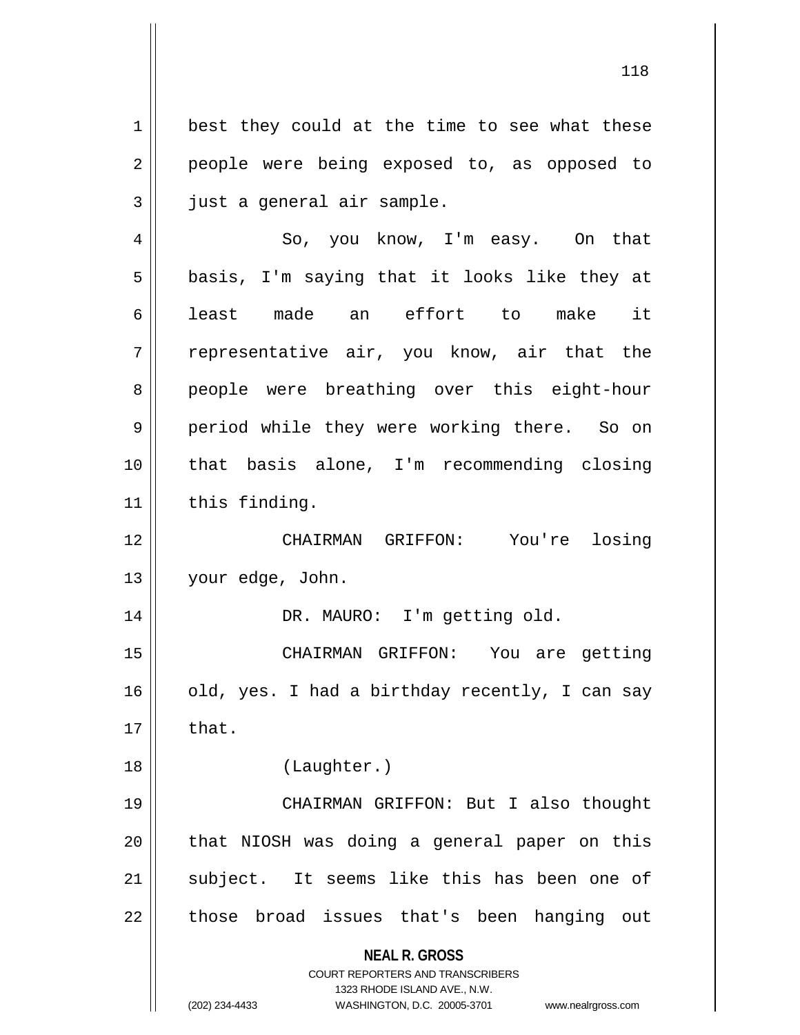best they could at the time to see what these people were being exposed to, as opposed to just a general air sample.

So, you know, I'm easy. On that basis, I'm saying that it looks like they at least made an effort to make it representative air, you know, air that the people were breathing over this eight-hour period while they were working there. So on that basis alone, I'm recommending closing this finding.

CHAIRMAN GRIFFON: You're losing your edge, John.

DR. MAURO: I'm getting old.

CHAIRMAN GRIFFON: You are getting old, yes. I had a birthday recently, I can say that.

(Laughter.)

CHAIRMAN GRIFFON: But I also thought that NIOSH was doing a general paper on this subject. It seems like this has been one of those broad issues that's been hanging out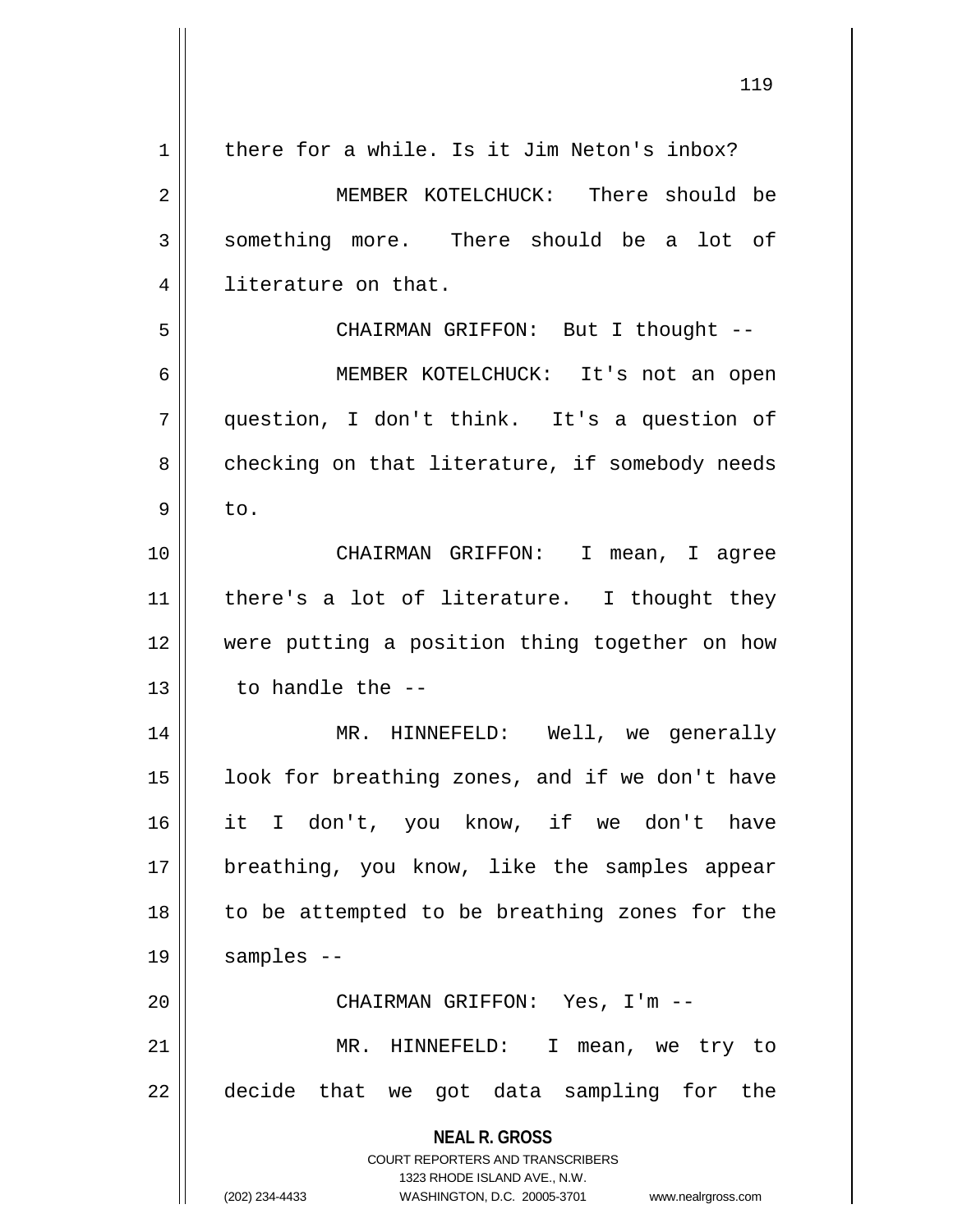there for a while. Is it Jim Neton's inbox?

MEMBER KOTELCHUCK: There should be something more. There should be a lot of literature on that.

CHAIRMAN GRIFFON: But I thought --

MEMBER KOTELCHUCK: It's not an open question, I don't think. It's a question of checking on that literature, if somebody needs to.

CHAIRMAN GRIFFON: I mean, I agree there's a lot of literature. I thought they were putting a position thing together on how to handle the --

MR. HINNEFELD: Well, we generally look for breathing zones, and if we don't have it I don't, you know, if we don't have breathing, you know, like the samples appear to be attempted to be breathing zones for the samples --

CHAIRMAN GRIFFON: Yes, I'm --

MR. HINNEFELD: I mean, we try to decide that we got data sampling for the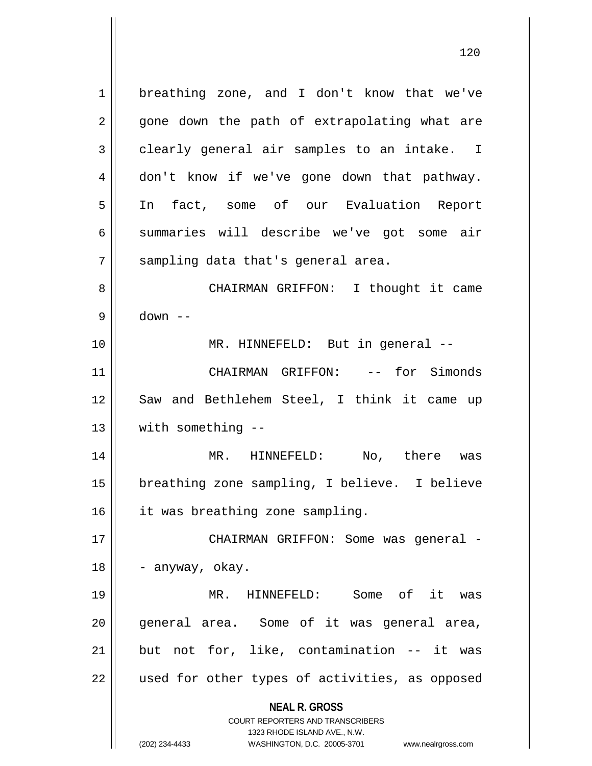breathing zone, and I don't know that we've gone down the path of extrapolating what are clearly general air samples to an intake. I don't know if we've gone down that pathway. In fact, some of our Evaluation Report summaries will describe we've got some air sampling data that's general area.

CHAIRMAN GRIFFON: I thought it came down --

MR. HINNEFELD: But in general --

CHAIRMAN GRIFFON: -- for Simonds Saw and Bethlehem Steel, I think it came up with something --

MR. HINNEFELD: No, there was breathing zone sampling, I believe. I believe it was breathing zone sampling.

CHAIRMAN GRIFFON: Some was general -- anyway, okay.

MR. HINNEFELD: Some of it was general area. Some of it was general area, but not for, like, contamination -- it was used for other types of activities, as opposed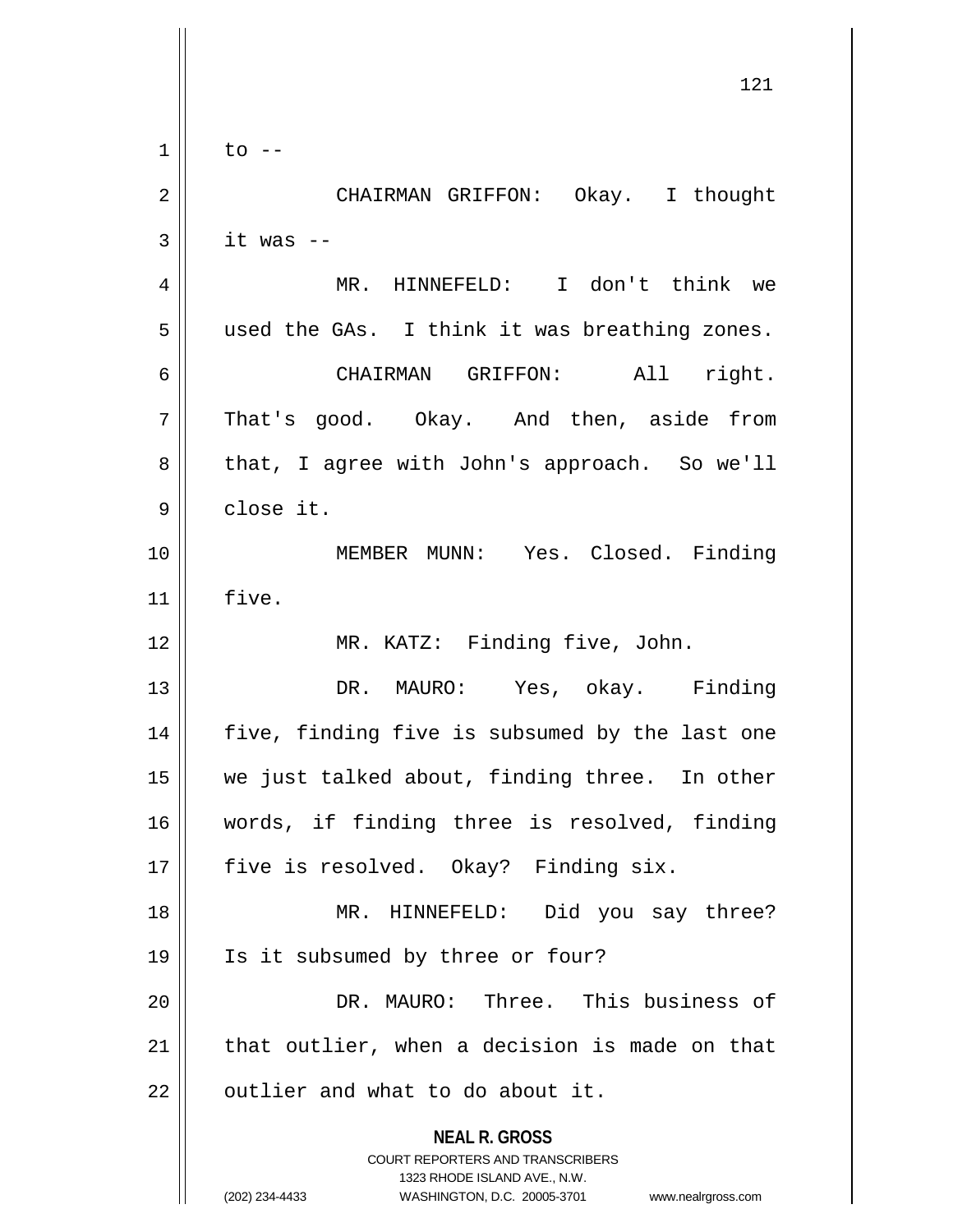to --

CHAIRMAN GRIFFON: Okay. I thought it was --

MR. HINNEFELD: I don't think we used the GAs. I think it was breathing zones.

CHAIRMAN GRIFFON: All right. That's good. Okay. And then, aside from that, I agree with John's approach. So we'll close it.

MEMBER MUNN: Yes. Closed. Finding five.

MR. KATZ: Finding five, John.

DR. MAURO: Yes, okay. Finding five, finding five is subsumed by the last one we just talked about, finding three. In other words, if finding three is resolved, finding five is resolved. Okay? Finding six.

MR. HINNEFELD: Did you say three? Is it subsumed by three or four?

DR. MAURO: Three. This business of that outlier, when a decision is made on that outlier and what to do about it.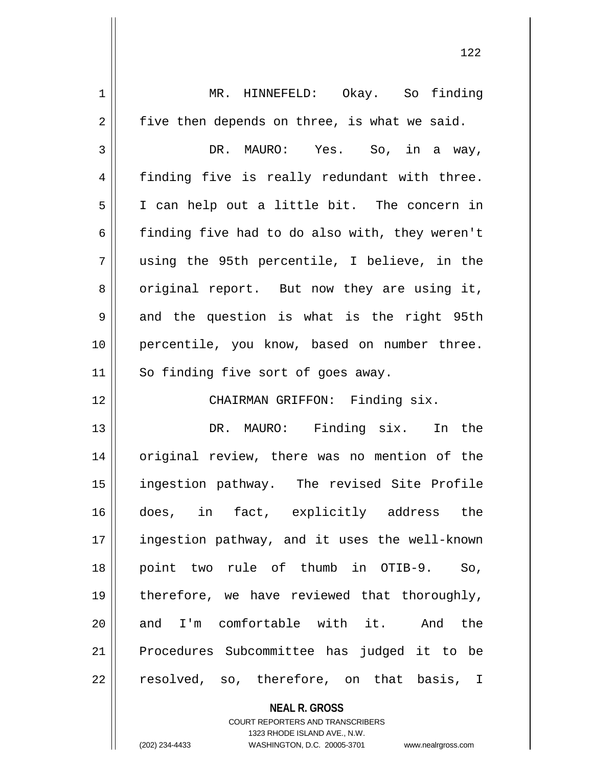MR. HINNEFELD: Okay. So finding five then depends on three, is what we said.

DR. MAURO: Yes. So, in a way, finding five is really redundant with three. I can help out a little bit. The concern in finding five had to do also with, they weren't using the 95th percentile, I believe, in the original report. But now they are using it, and the question is what is the right 95th percentile, you know, based on number three. So finding five sort of goes away.

CHAIRMAN GRIFFON: Finding six.

DR. MAURO: Finding six. In the original review, there was no mention of the ingestion pathway. The revised Site Profile does, in fact, explicitly address the ingestion pathway, and it uses the well-known point two rule of thumb in OTIB-9. So, therefore, we have reviewed that thoroughly, and I'm comfortable with it. And the Procedures Subcommittee has judged it to be resolved, so, therefore, on that basis, I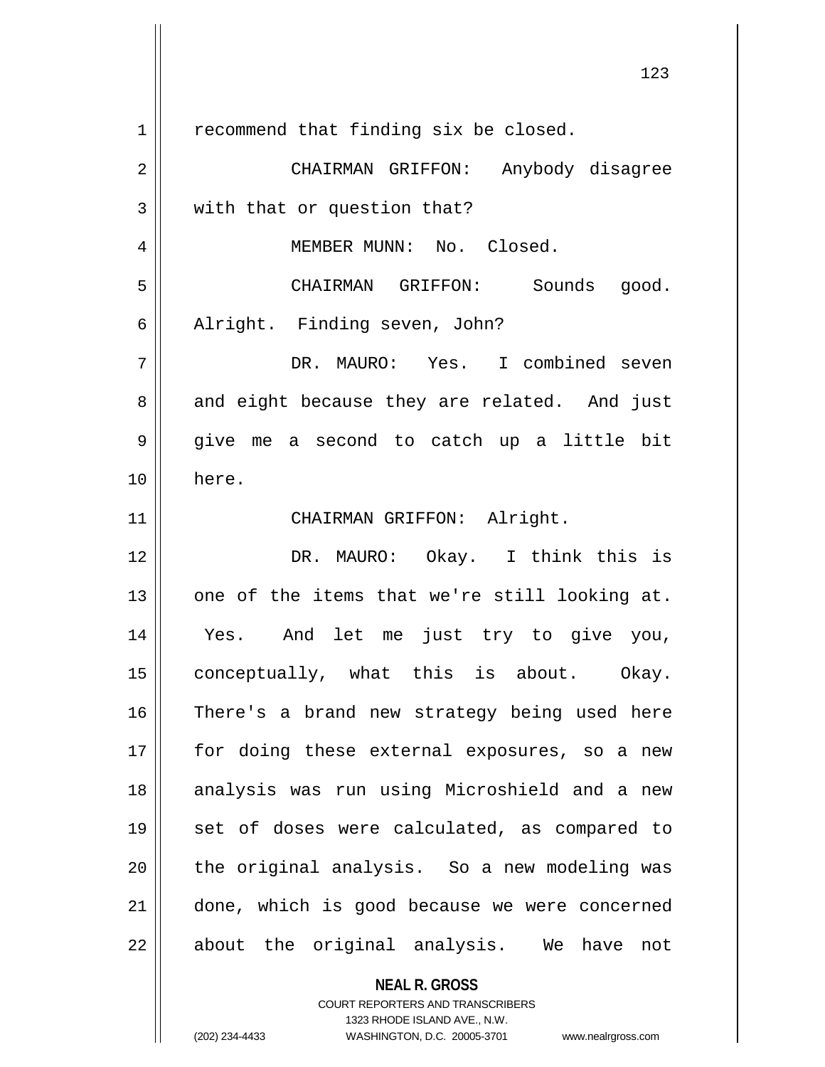recommend that finding six be closed.

CHAIRMAN GRIFFON: Anybody disagree with that or question that?

MEMBER MUNN: No. Closed.

CHAIRMAN GRIFFON: Sounds good. Alright. Finding seven, John?

DR. MAURO: Yes. I combined seven and eight because they are related. And just give me a second to catch up a little bit here.

CHAIRMAN GRIFFON: Alright.

DR. MAURO: Okay. I think this is one of the items that we're still looking at. Yes. And let me just try to give you, conceptually, what this is about. Okay. There's a brand new strategy being used here for doing these external exposures, so a new analysis was run using Microshield and a new set of doses were calculated, as compared to the original analysis. So a new modeling was done, which is good because we were concerned about the original analysis. We have not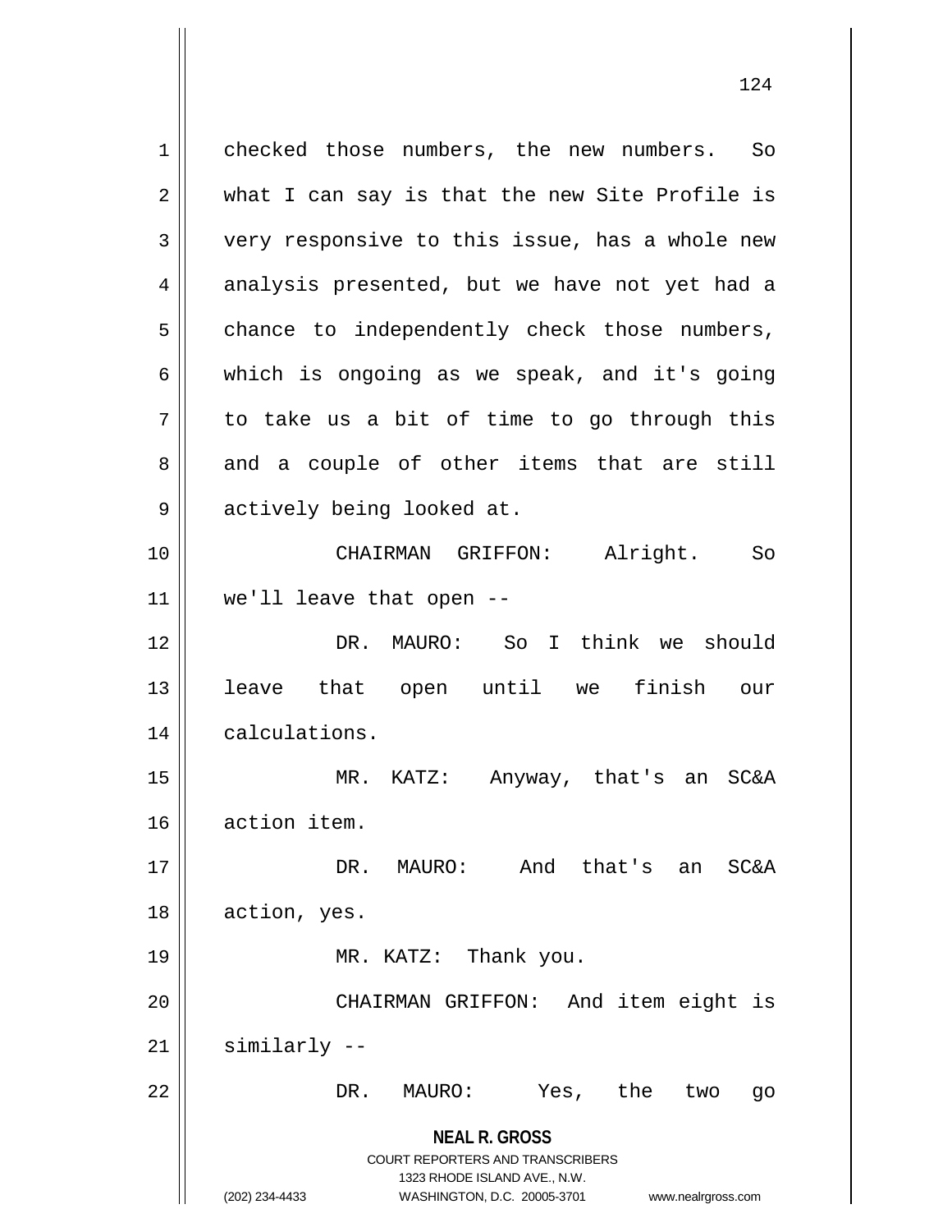checked those numbers, the new numbers. So what I can say is that the new Site Profile is very responsive to this issue, has a whole new analysis presented, but we have not yet had a chance to independently check those numbers, which is ongoing as we speak, and it's going to take us a bit of time to go through this and a couple of other items that are still actively being looked at.

CHAIRMAN GRIFFON: Alright. So we'll leave that open --

DR. MAURO: So I think we should leave that open until we finish our calculations.

MR. KATZ: Anyway, that's an SC&A action item.

DR. MAURO: And that's an SC&A action, yes.

MR. KATZ: Thank you.

CHAIRMAN GRIFFON: And item eight is similarly --

DR. MAURO: Yes, the two go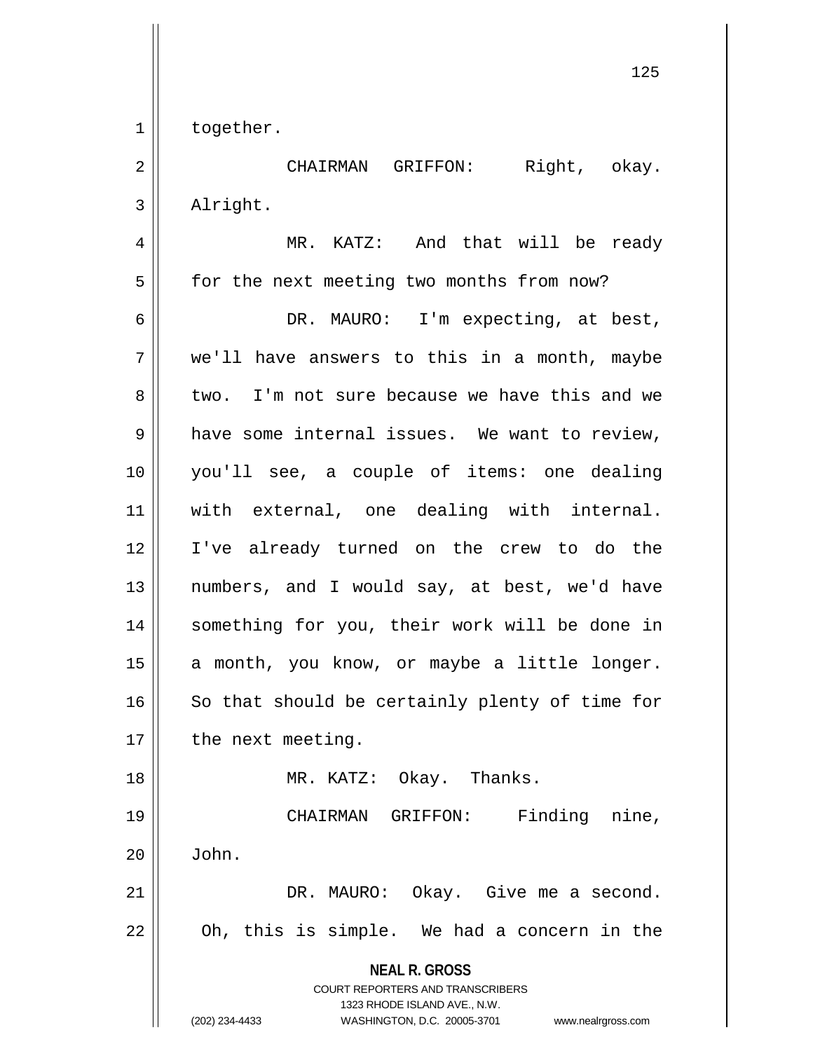together.

CHAIRMAN GRIFFON: Right, okay. Alright.

MR. KATZ: And that will be ready for the next meeting two months from now?

DR. MAURO: I'm expecting, at best, we'll have answers to this in a month, maybe two. I'm not sure because we have this and we have some internal issues. We want to review, you'll see, a couple of items: one dealing with external, one dealing with internal. I've already turned on the crew to do the numbers, and I would say, at best, we'd have something for you, their work will be done in a month, you know, or maybe a little longer. So that should be certainly plenty of time for the next meeting.

MR. KATZ: Okay. Thanks.

CHAIRMAN GRIFFON: Finding nine, John.

DR. MAURO: Okay. Give me a second. Oh, this is simple. We had a concern in the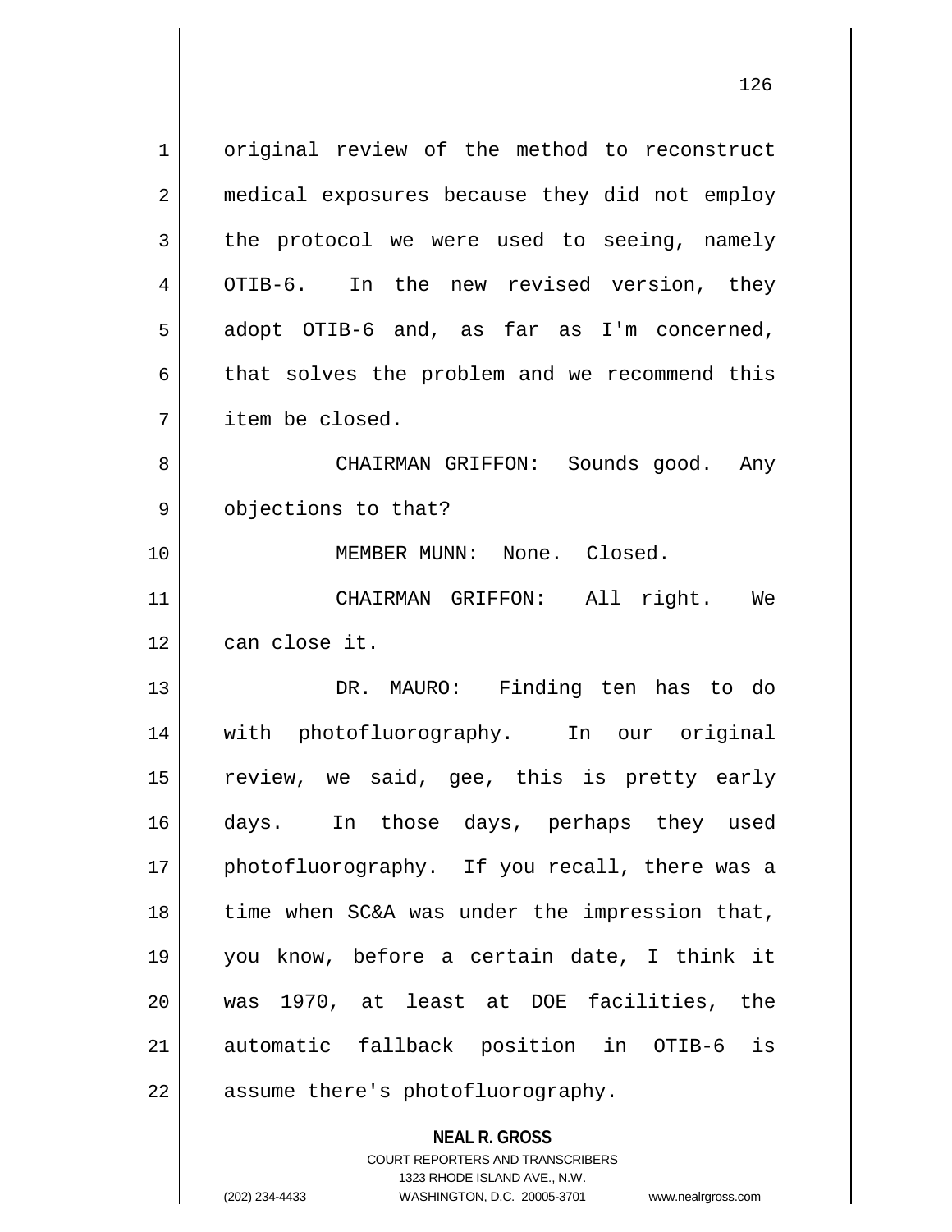original review of the method to reconstruct medical exposures because they did not employ the protocol we were used to seeing, namely OTIB-6. In the new revised version, they adopt OTIB-6 and, as far as I'm concerned, that solves the problem and we recommend this item be closed.

CHAIRMAN GRIFFON: Sounds good. Any objections to that?

MEMBER MUNN: None. Closed.

CHAIRMAN GRIFFON: All right. We can close it.

DR. MAURO: Finding ten has to do with photofluorography. In our original review, we said, gee, this is pretty early days. In those days, perhaps they used photofluorography. If you recall, there was a time when SC&A was under the impression that, you know, before a certain date, I think it was 1970, at least at DOE facilities, the automatic fallback position in OTIB-6 is assume there's photofluorography.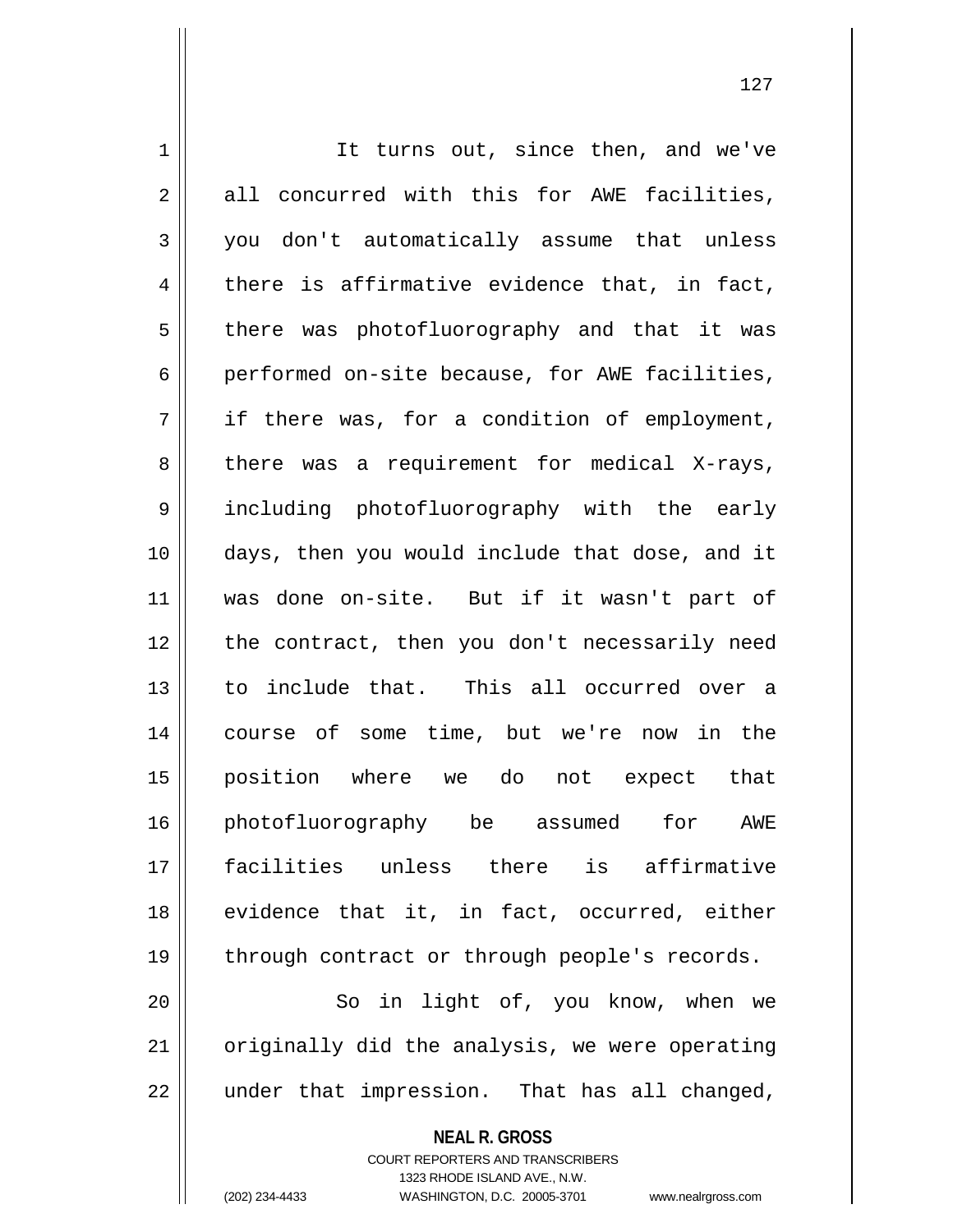It turns out, since then, and we've all concurred with this for AWE facilities, you don't automatically assume that unless there is affirmative evidence that, in fact, there was photofluorography and that it was performed on-site because, for AWE facilities, if there was, for a condition of employment, there was a requirement for medical X-rays, including photofluorography with the early days, then you would include that dose, and it was done on-site. But if it wasn't part of the contract, then you don't necessarily need to include that. This all occurred over a course of some time, but we're now in the position where we do not expect that photofluorography be assumed for AWE facilities unless there is affirmative evidence that it, in fact, occurred, either through contract or through people's records.

So in light of, you know, when we originally did the analysis, we were operating under that impression. That has all changed,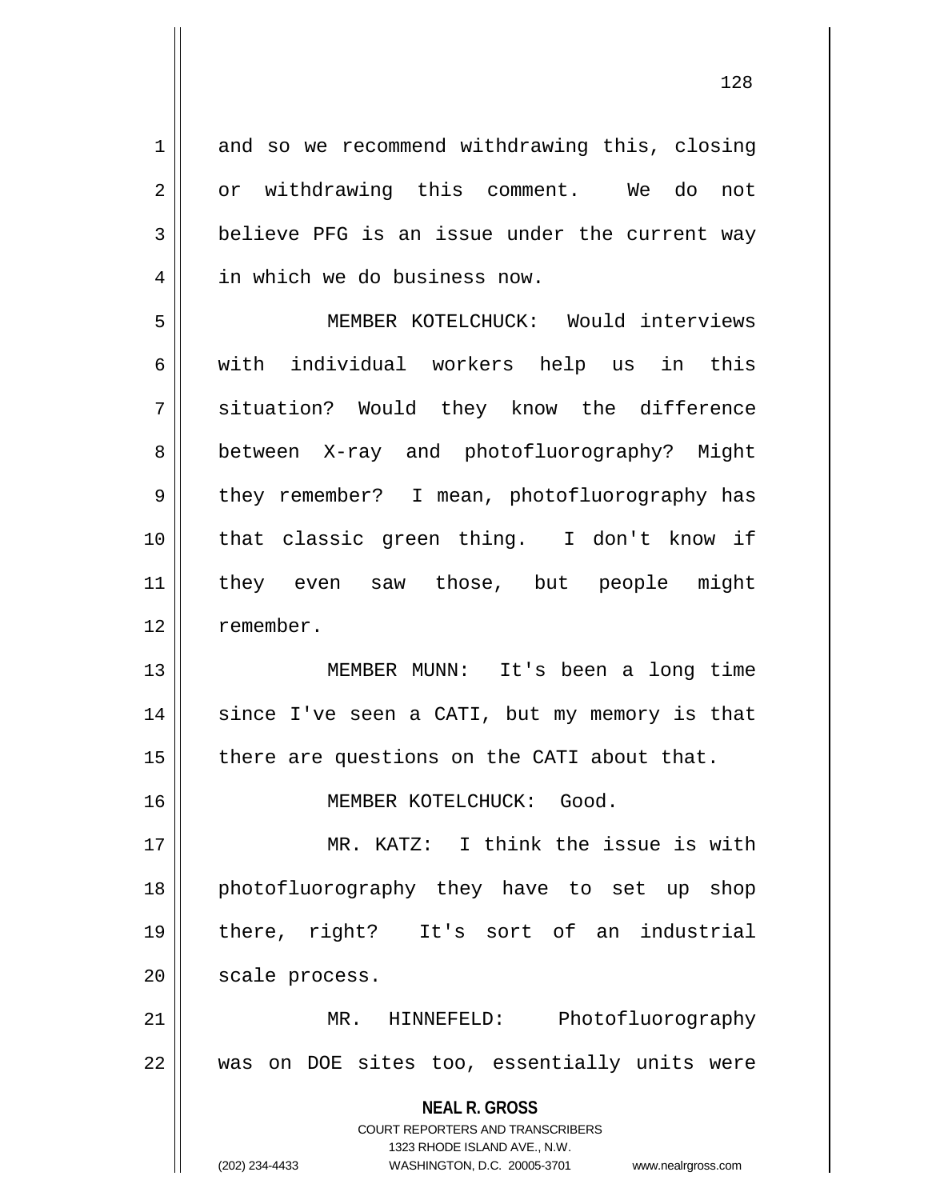and so we recommend withdrawing this, closing or withdrawing this comment. We do not believe PFG is an issue under the current way in which we do business now.

MEMBER KOTELCHUCK: Would interviews with individual workers help us in this situation? Would they know the difference between X-ray and photofluorography? Might they remember? I mean, photofluorography has that classic green thing. I don't know if they even saw those, but people might remember.

MEMBER MUNN: It's been a long time since I've seen a CATI, but my memory is that there are questions on the CATI about that.

MEMBER KOTELCHUCK: Good.

MR. KATZ: I think the issue is with photofluorography they have to set up shop there, right? It's sort of an industrial scale process.

MR. HINNEFELD: Photofluorography was on DOE sites too, essentially units were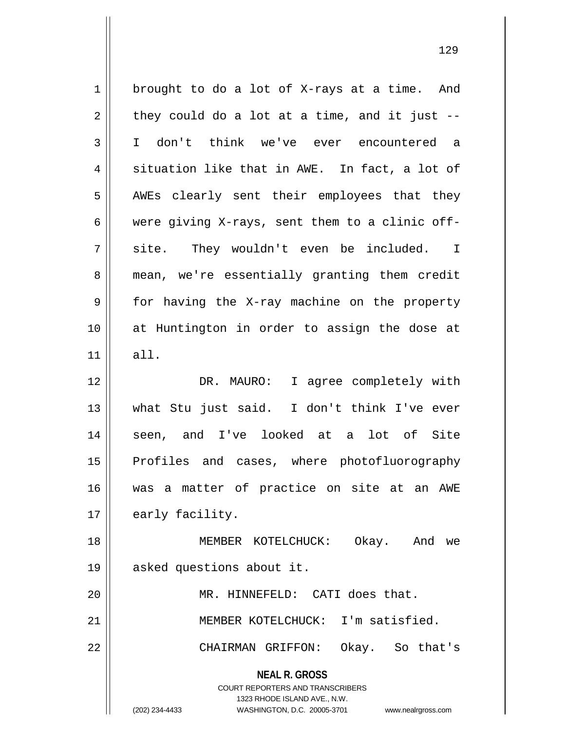brought to do a lot of X-rays at a time. And they could do a lot at a time, and it just -- I don't think we've ever encountered a situation like that in AWE. In fact, a lot of AWEs clearly sent their employees that they were giving X-rays, sent them to a clinic off-site. They wouldn't even be included. I mean, we're essentially granting them credit for having the X-ray machine on the property at Huntington in order to assign the dose at all.

DR. MAURO: I agree completely with what Stu just said. I don't think I've ever seen, and I've looked at a lot of Site Profiles and cases, where photofluorography was a matter of practice on site at an AWE early facility.

MEMBER KOTELCHUCK: Okay. And we asked questions about it.

MR. HINNEFELD: CATI does that.

MEMBER KOTELCHUCK: I'm satisfied.

CHAIRMAN GRIFFON: Okay. So that's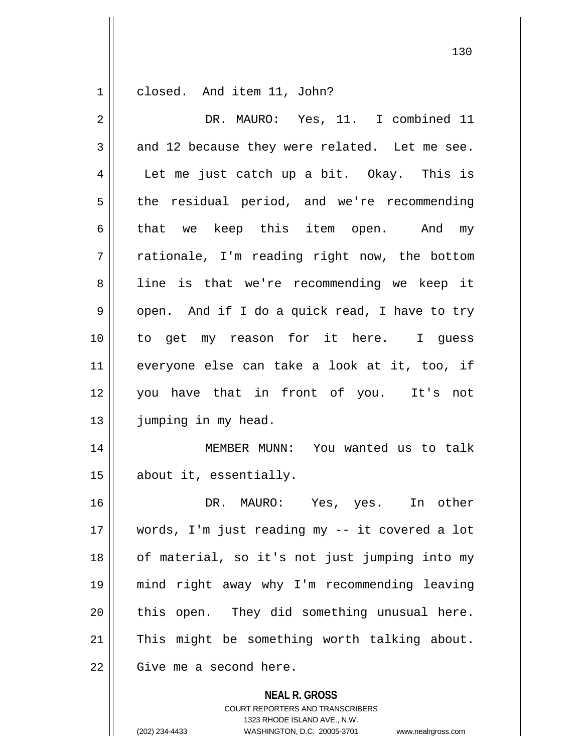closed. And item 11, John?

DR. MAURO: Yes, 11. I combined 11 and 12 because they were related. Let me see. Let me just catch up a bit. Okay. This is the residual period, and we're recommending that we keep this item open. And my rationale, I'm reading right now, the bottom line is that we're recommending we keep it open. And if I do a quick read, I have to try to get my reason for it here. I guess everyone else can take a look at it, too, if you have that in front of you. It's not jumping in my head.

MEMBER MUNN: You wanted us to talk about it, essentially.

DR. MAURO: Yes, yes. In other words, I'm just reading my -- it covered a lot of material, so it's not just jumping into my mind right away why I'm recommending leaving this open. They did something unusual here. This might be something worth talking about. Give me a second here.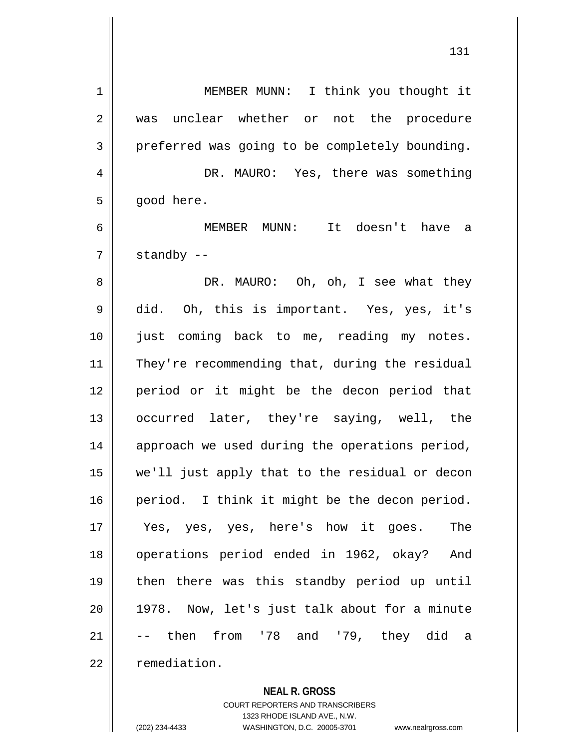MEMBER MUNN: I think you thought it was unclear whether or not the procedure preferred was going to be completely bounding.

DR. MAURO: Yes, there was something good here.

MEMBER MUNN: It doesn't have a standby --

DR. MAURO: Oh, oh, I see what they did. Oh, this is important. Yes, yes, it's just coming back to me, reading my notes. They're recommending that, during the residual period or it might be the decon period that occurred later, they're saying, well, the approach we used during the operations period, we'll just apply that to the residual or decon period. I think it might be the decon period. Yes, yes, yes, here's how it goes. The operations period ended in 1962, okay? And then there was this standby period up until 1978. Now, let's just talk about for a minute -- then from '78 and '79, they did a remediation.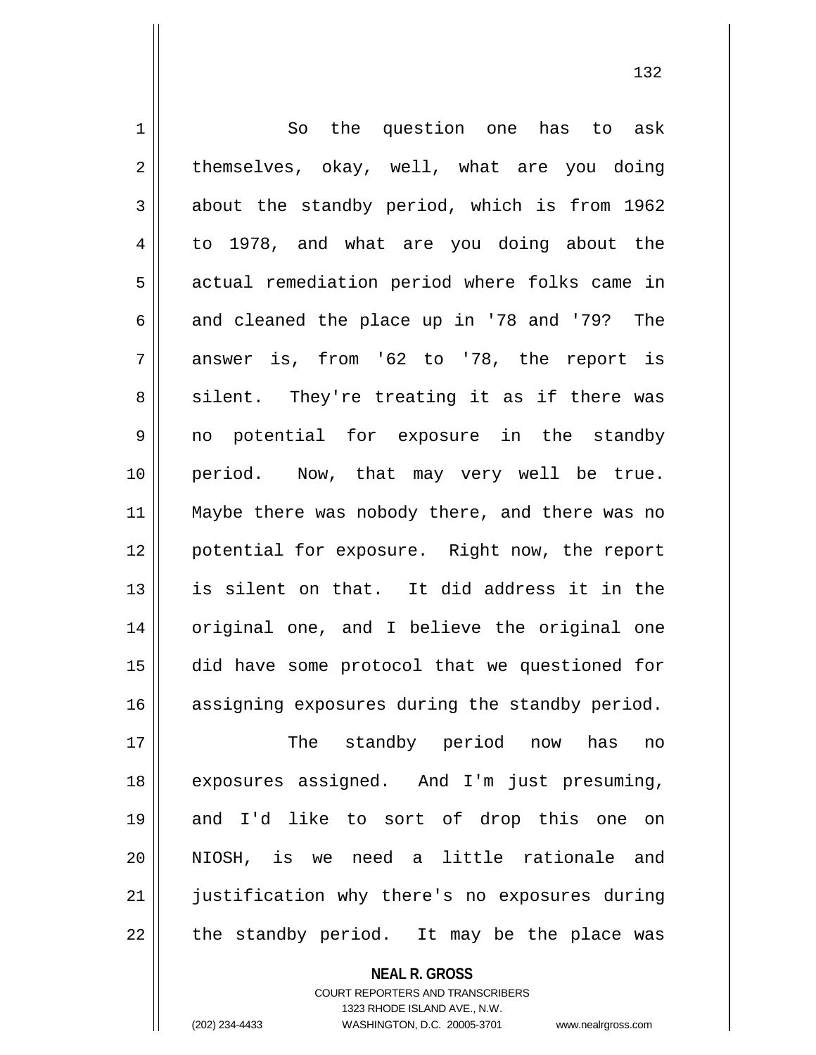So the question one has to ask themselves, okay, well, what are you doing about the standby period, which is from 1962 to 1978, and what are you doing about the actual remediation period where folks came in and cleaned the place up in '78 and '79? The answer is, from '62 to '78, the report is silent. They're treating it as if there was no potential for exposure in the standby period. Now, that may very well be true. Maybe there was nobody there, and there was no potential for exposure. Right now, the report is silent on that. It did address it in the original one, and I believe the original one did have some protocol that we questioned for assigning exposures during the standby period.

The standby period now has no exposures assigned. And I'm just presuming, and I'd like to sort of drop this one on NIOSH, is we need a little rationale and justification why there's no exposures during the standby period. It may be the place was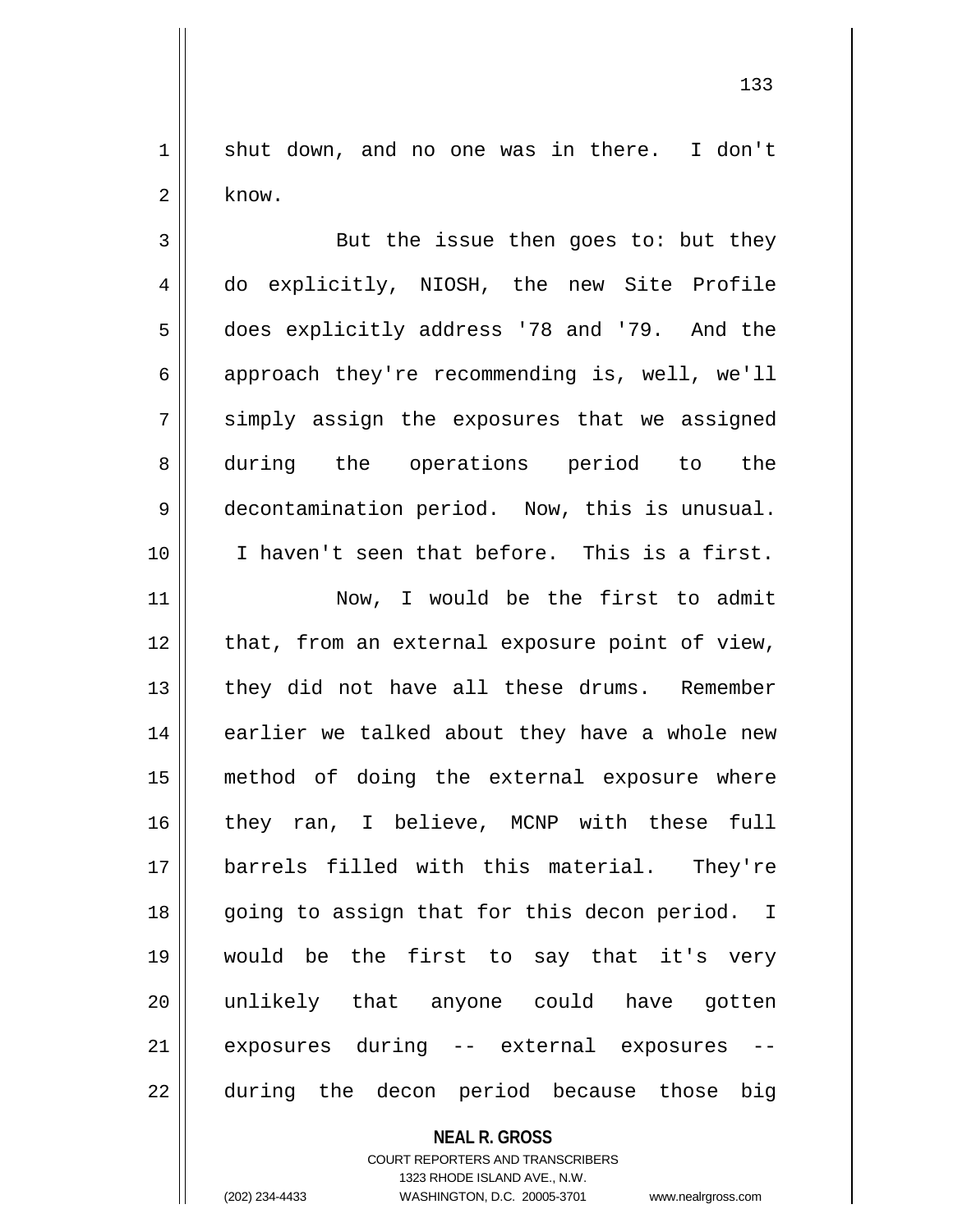shut down, and no one was in there. I don't know.

But the issue then goes to: but they do explicitly, NIOSH, the new Site Profile does explicitly address '78 and '79. And the approach they're recommending is, well, we'll simply assign the exposures that we assigned during the operations period to the decontamination period. Now, this is unusual. I haven't seen that before. This is a first.

Now, I would be the first to admit that, from an external exposure point of view, they did not have all these drums. Remember earlier we talked about they have a whole new method of doing the external exposure where they ran, I believe, MCNP with these full barrels filled with this material. They're going to assign that for this decon period. I would be the first to say that it's very unlikely that anyone could have gotten exposures during -- external exposures -- during the decon period because those big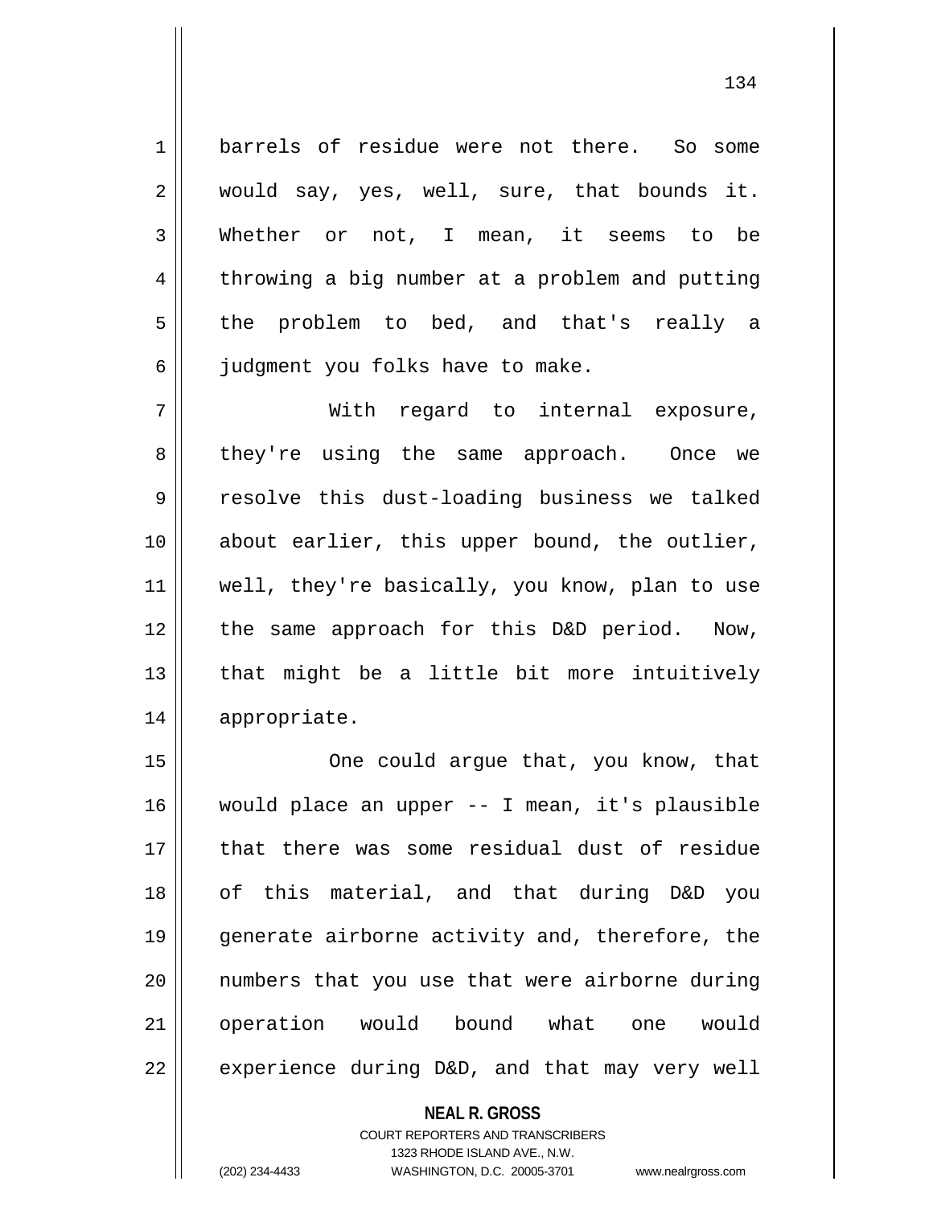barrels of residue were not there. So some would say, yes, well, sure, that bounds it. Whether or not, I mean, it seems to be throwing a big number at a problem and putting the problem to bed, and that's really a judgment you folks have to make.

With regard to internal exposure, they're using the same approach. Once we resolve this dust-loading business we talked about earlier, this upper bound, the outlier, well, they're basically, you know, plan to use the same approach for this D&D period. Now, that might be a little bit more intuitively appropriate.

One could argue that, you know, that would place an upper -- I mean, it's plausible that there was some residual dust of residue of this material, and that during D&D you generate airborne activity and, therefore, the numbers that you use that were airborne during operation would bound what one would experience during D&D, and that may very well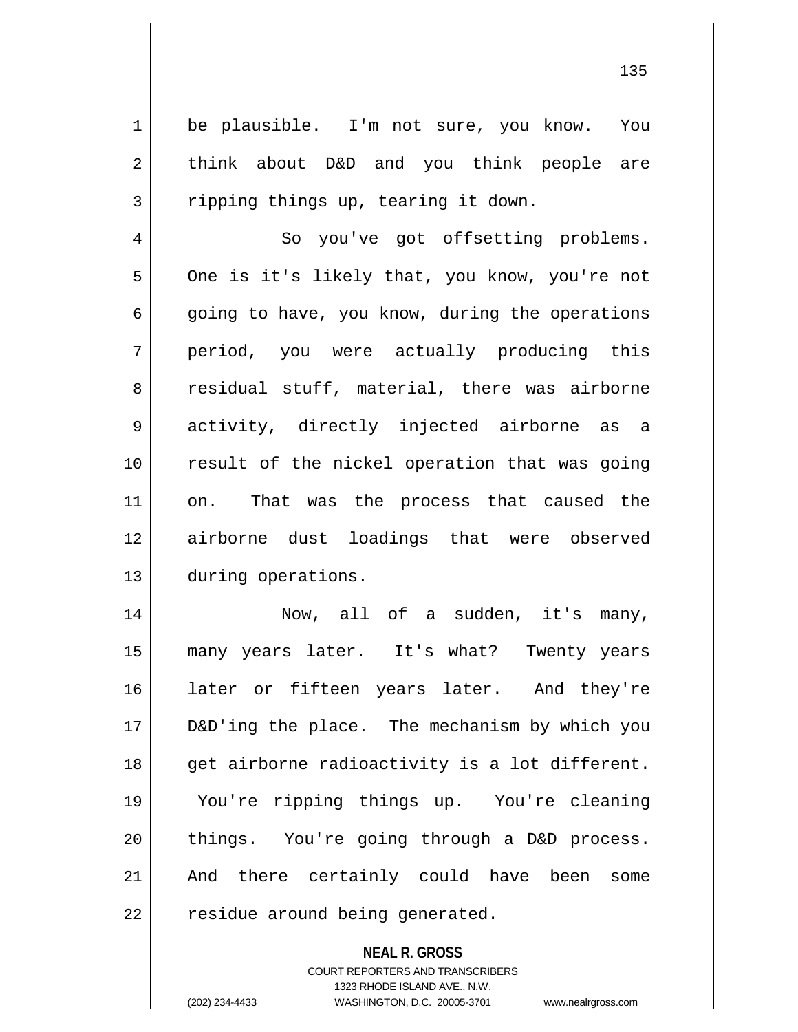be plausible. I'm not sure, you know. You think about D&D and you think people are ripping things up, tearing it down.

So you've got offsetting problems. One is it's likely that, you know, you're not going to have, you know, during the operations period, you were actually producing this residual stuff, material, there was airborne activity, directly injected airborne as a result of the nickel operation that was going on. That was the process that caused the airborne dust loadings that were observed during operations.

Now, all of a sudden, it's many, many years later. It's what? Twenty years later or fifteen years later. And they're D&D'ing the place. The mechanism by which you get airborne radioactivity is a lot different. You're ripping things up. You're cleaning things. You're going through a D&D process. And there certainly could have been some residue around being generated.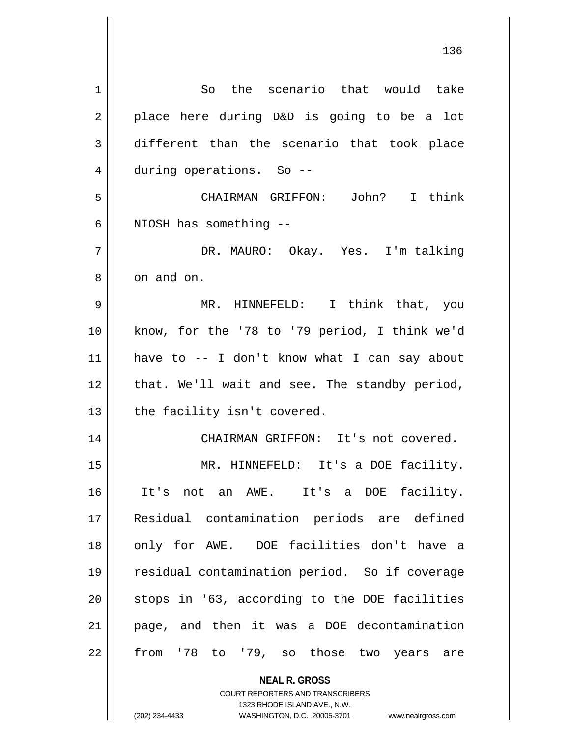So the scenario that would take place here during D&D is going to be a lot different than the scenario that took place during operations. So --

CHAIRMAN GRIFFON: John? I think NIOSH has something --

DR. MAURO: Okay. Yes. I'm talking on and on.

MR. HINNEFELD: I think that, you know, for the '78 to '79 period, I think we'd have to -- I don't know what I can say about that. We'll wait and see. The standby period, the facility isn't covered.

CHAIRMAN GRIFFON: It's not covered.

MR. HINNEFELD: It's a DOE facility. It's not an AWE. It's a DOE facility. Residual contamination periods are defined only for AWE. DOE facilities don't have a residual contamination period. So if coverage stops in '63, according to the DOE facilities page, and then it was a DOE decontamination from '78 to '79, so those two years are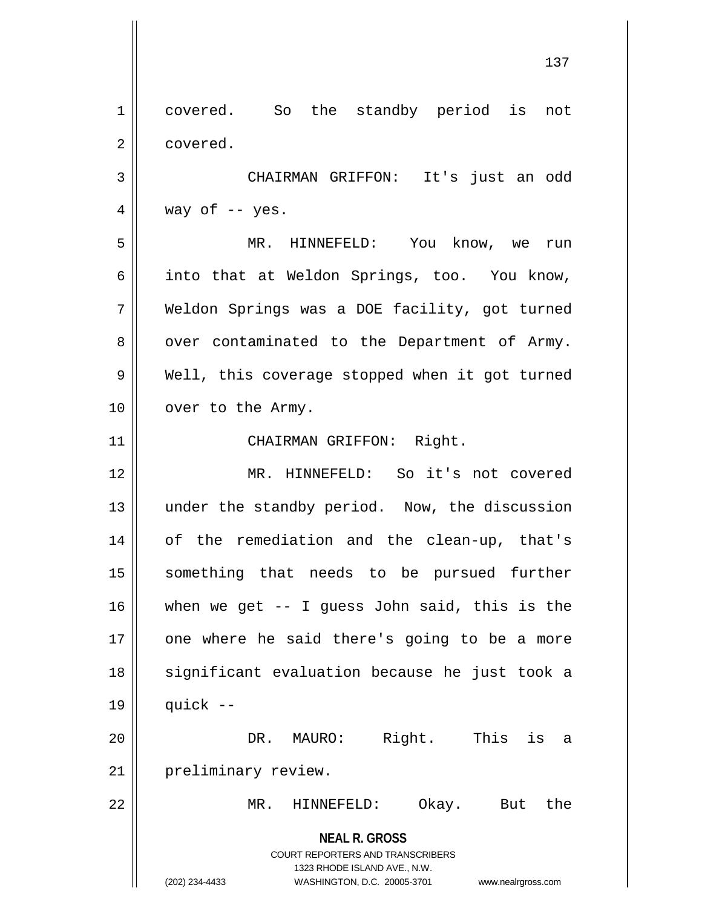covered. So the standby period is not covered.

CHAIRMAN GRIFFON: It's just an odd way of -- yes.

MR. HINNEFELD: You know, we run into that at Weldon Springs, too. You know, Weldon Springs was a DOE facility, got turned over contaminated to the Department of Army. Well, this coverage stopped when it got turned over to the Army.

CHAIRMAN GRIFFON: Right.

MR. HINNEFELD: So it's not covered under the standby period. Now, the discussion of the remediation and the clean-up, that's something that needs to be pursued further when we get -- I guess John said, this is the one where he said there's going to be a more significant evaluation because he just took a quick --

DR. MAURO: Right. This is a preliminary review.

MR. HINNEFELD: Okay. But the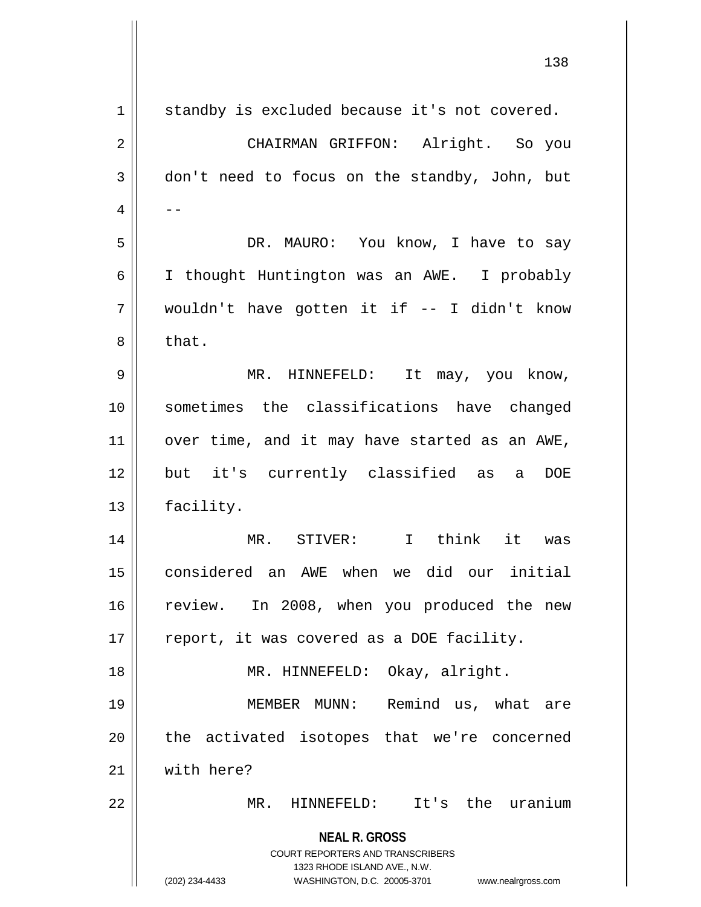standby is excluded because it's not covered.

CHAIRMAN GRIFFON: Alright. So you don't need to focus on the standby, John, but --

DR. MAURO: You know, I have to say I thought Huntington was an AWE. I probably wouldn't have gotten it if -- I didn't know that.

MR. HINNEFELD: It may, you know, sometimes the classifications have changed over time, and it may have started as an AWE, but it's currently classified as a DOE facility.

MR. STIVER: I think it was considered an AWE when we did our initial review. In 2008, when you produced the new report, it was covered as a DOE facility.

MR. HINNEFELD: Okay, alright.

MEMBER MUNN: Remind us, what are the activated isotopes that we're concerned with here?

MR. HINNEFELD: It's the uranium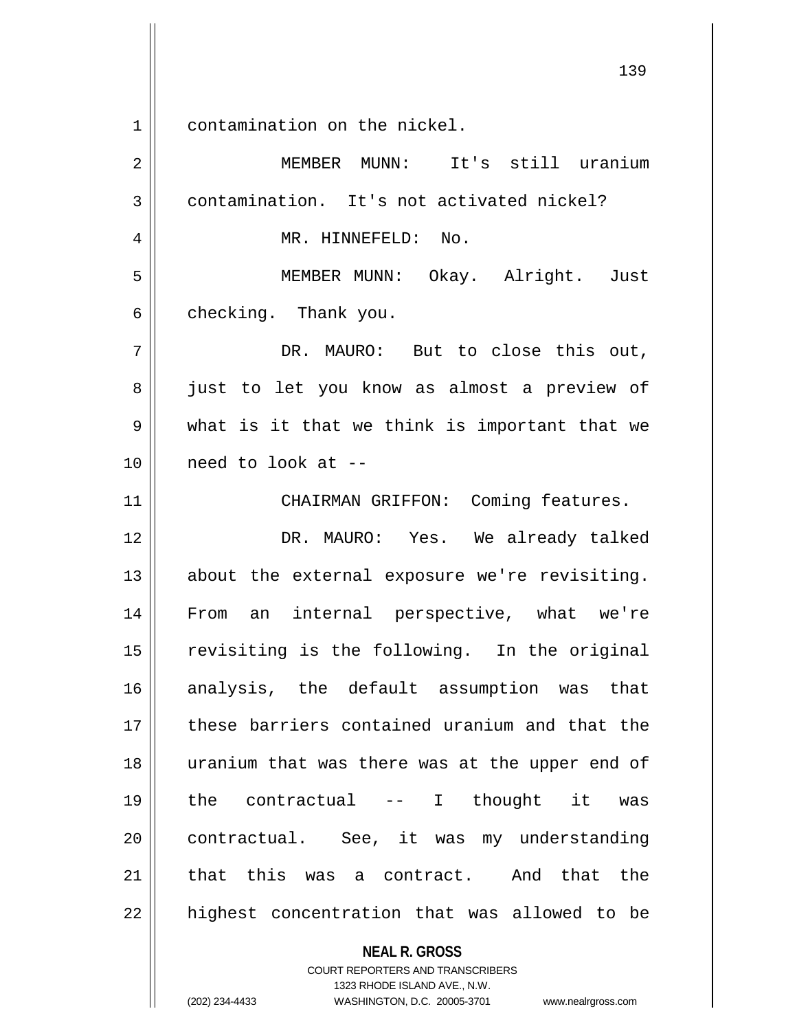contamination on the nickel.

MEMBER MUNN: It's still uranium contamination. It's not activated nickel?

MR. HINNEFELD: No.

MEMBER MUNN: Okay. Alright. Just checking. Thank you.

DR. MAURO: But to close this out, just to let you know as almost a preview of what is it that we think is important that we need to look at --

CHAIRMAN GRIFFON: Coming features.

DR. MAURO: Yes. We already talked about the external exposure we're revisiting. From an internal perspective, what we're revisiting is the following. In the original analysis, the default assumption was that these barriers contained uranium and that the uranium that was there was at the upper end of the contractual -- I thought it was contractual. See, it was my understanding that this was a contract. And that the highest concentration that was allowed to be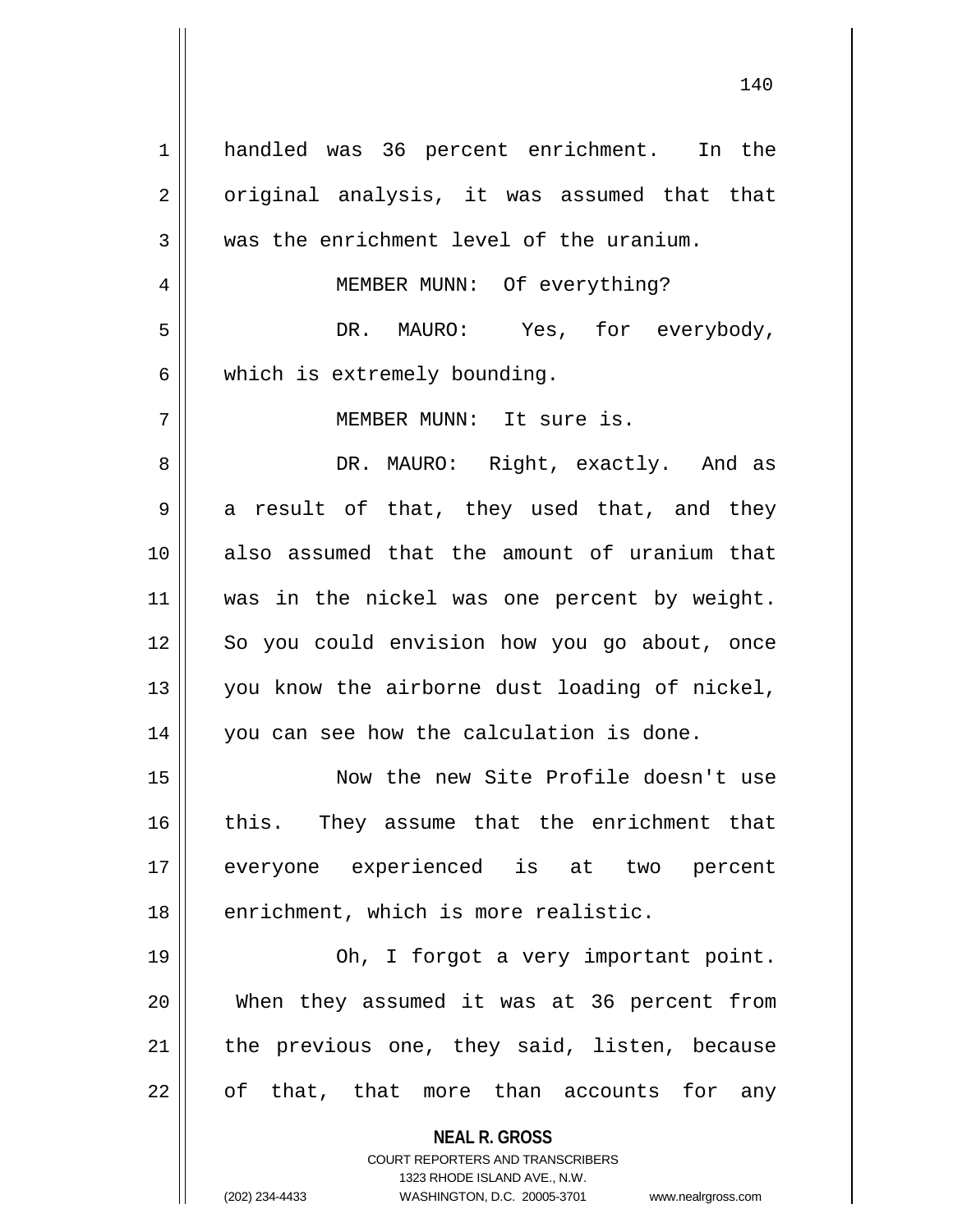handled was 36 percent enrichment. In the original analysis, it was assumed that that was the enrichment level of the uranium.

MEMBER MUNN: Of everything?

DR. MAURO: Yes, for everybody, which is extremely bounding.

MEMBER MUNN: It sure is.

DR. MAURO: Right, exactly. And as a result of that, they used that, and they also assumed that the amount of uranium that was in the nickel was one percent by weight. So you could envision how you go about, once you know the airborne dust loading of nickel, you can see how the calculation is done.

Now the new Site Profile doesn't use this. They assume that the enrichment that everyone experienced is at two percent enrichment, which is more realistic.

Oh, I forgot a very important point. When they assumed it was at 36 percent from the previous one, they said, listen, because of that, that more than accounts for any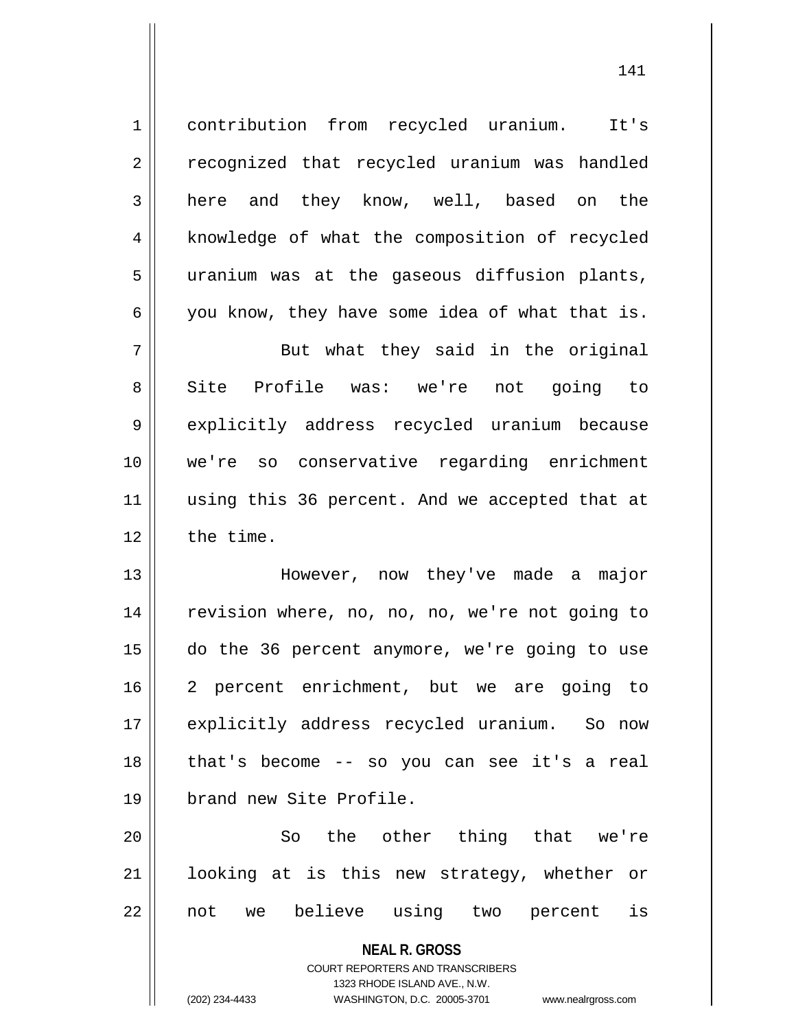contribution from recycled uranium. It's recognized that recycled uranium was handled here and they know, well, based on the knowledge of what the composition of recycled uranium was at the gaseous diffusion plants, you know, they have some idea of what that is.

But what they said in the original Site Profile was: we're not going to explicitly address recycled uranium because we're so conservative regarding enrichment using this 36 percent. And we accepted that at the time.

However, now they've made a major revision where, no, no, no, we're not going to do the 36 percent anymore, we're going to use 2 percent enrichment, but we are going to explicitly address recycled uranium. So now that's become -- so you can see it's a real brand new Site Profile.

So the other thing that we're looking at is this new strategy, whether or not we believe using two percent is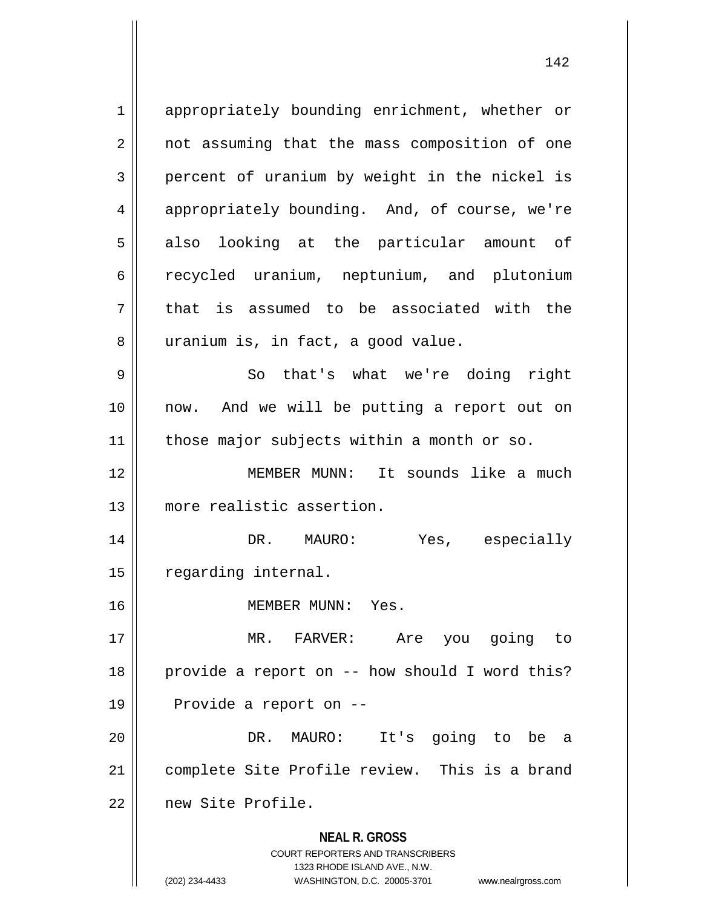appropriately bounding enrichment, whether or not assuming that the mass composition of one percent of uranium by weight in the nickel is appropriately bounding. And, of course, we're also looking at the particular amount of recycled uranium, neptunium, and plutonium that is assumed to be associated with the uranium is, in fact, a good value.

So that's what we're doing right now. And we will be putting a report out on those major subjects within a month or so.

MEMBER MUNN: It sounds like a much more realistic assertion.

DR. MAURO: Yes, especially regarding internal.

MEMBER MUNN: Yes.

MR. FARVER: Are you going to provide a report on -- how should I word this? Provide a report on --

DR. MAURO: It's going to be a complete Site Profile review. This is a brand new Site Profile.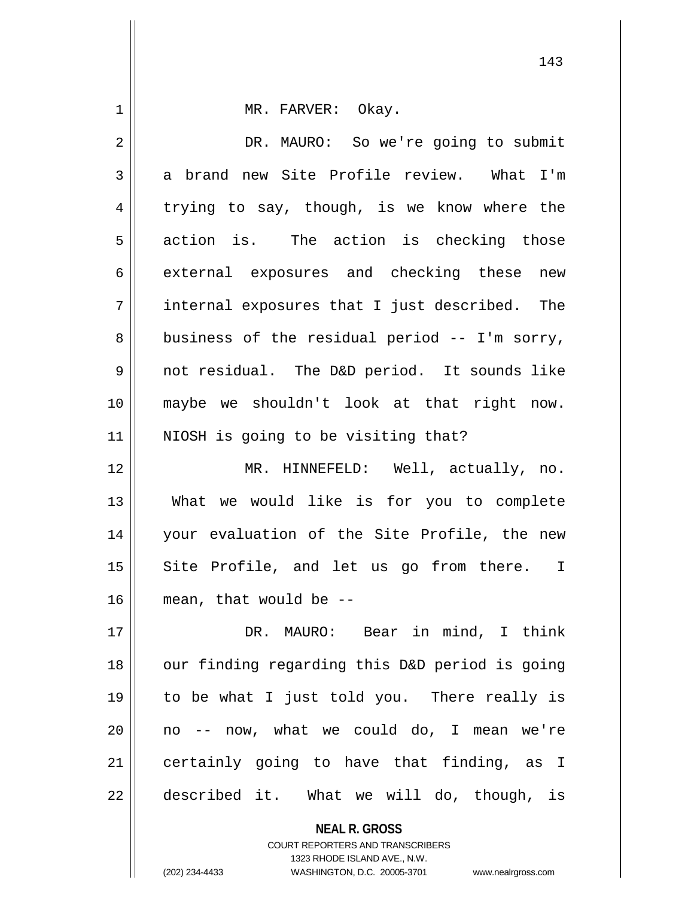MR. FARVER: Okay.

DR. MAURO: So we're going to submit a brand new Site Profile review. What I'm trying to say, though, is we know where the action is. The action is checking those external exposures and checking these new internal exposures that I just described. The business of the residual period -- I'm sorry, not residual. The D&D period. It sounds like maybe we shouldn't look at that right now. NIOSH is going to be visiting that?

MR. HINNEFELD: Well, actually, no. What we would like is for you to complete your evaluation of the Site Profile, the new Site Profile, and let us go from there. I mean, that would be --

DR. MAURO: Bear in mind, I think our finding regarding this D&D period is going to be what I just told you. There really is no -- now, what we could do, I mean we're certainly going to have that finding, as I described it. What we will do, though, is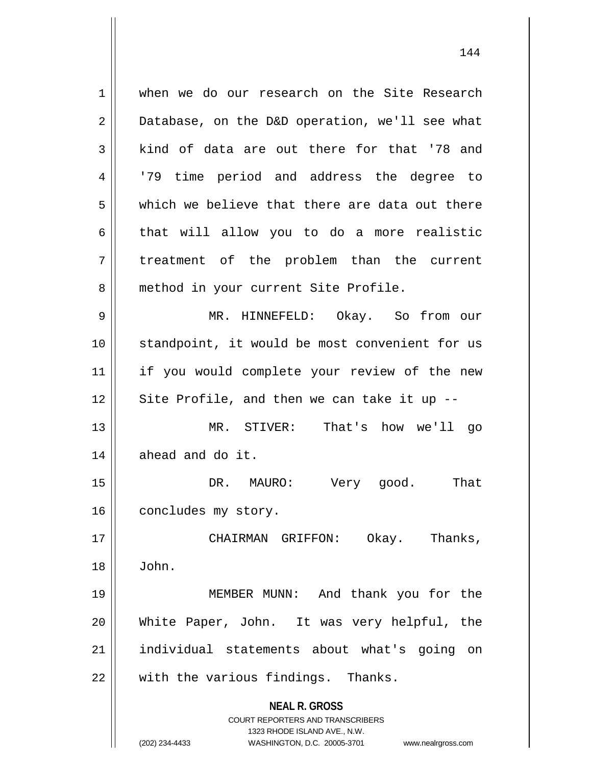when we do our research on the Site Research Database, on the D&D operation, we'll see what kind of data are out there for that '78 and '79 time period and address the degree to which we believe that there are data out there that will allow you to do a more realistic treatment of the problem than the current method in your current Site Profile.

MR. HINNEFELD: Okay. So from our standpoint, it would be most convenient for us if you would complete your review of the new Site Profile, and then we can take it up --

MR. STIVER: That's how we'll go ahead and do it.

DR. MAURO: Very good. That concludes my story.

CHAIRMAN GRIFFON: Okay. Thanks, John.

MEMBER MUNN: And thank you for the White Paper, John. It was very helpful, the individual statements about what's going on with the various findings. Thanks.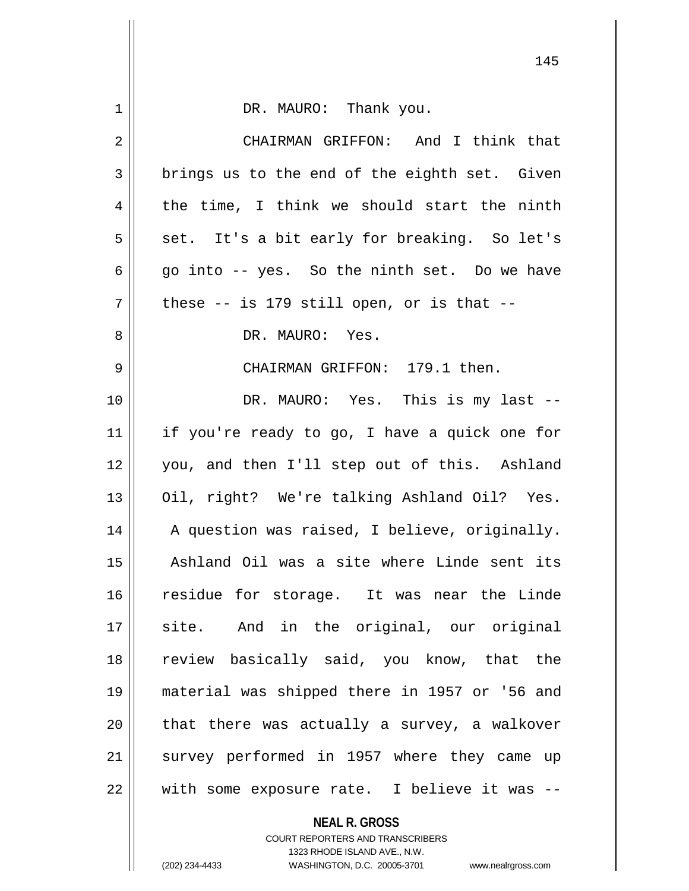DR. MAURO: Thank you.

CHAIRMAN GRIFFON: And I think that brings us to the end of the eighth set. Given the time, I think we should start the ninth set. It's a bit early for breaking. So let's go into -- yes. So the ninth set. Do we have these -- is 179 still open, or is that --

DR. MAURO: Yes.

CHAIRMAN GRIFFON: 179.1 then.

DR. MAURO: Yes. This is my last -- if you're ready to go, I have a quick one for you, and then I'll step out of this. Ashland Oil, right? We're talking Ashland Oil? Yes. A question was raised, I believe, originally. Ashland Oil was a site where Linde sent its residue for storage. It was near the Linde site. And in the original, our original review basically said, you know, that the material was shipped there in 1957 or '56 and that there was actually a survey, a walkover survey performed in 1957 where they came up with some exposure rate. I believe it was --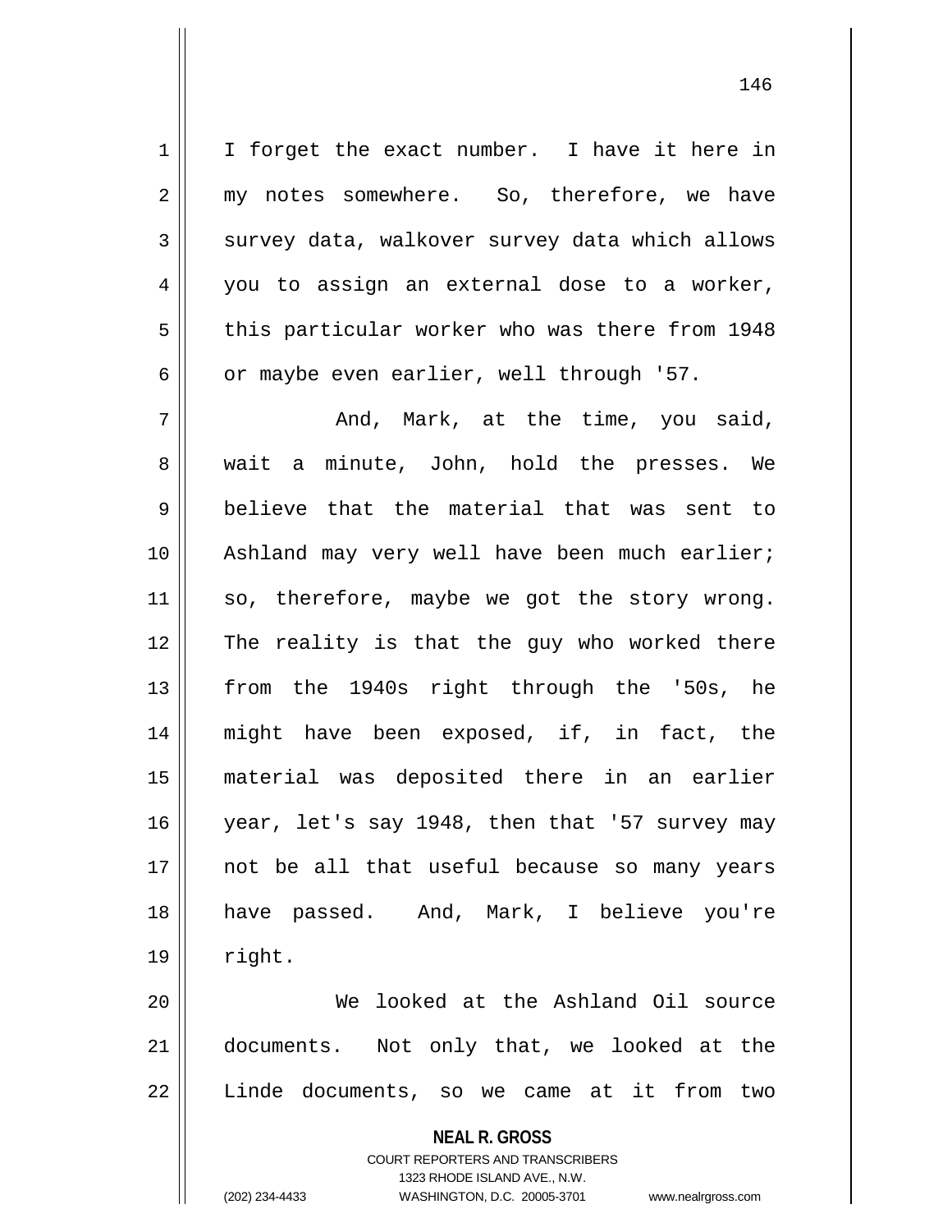I forget the exact number. I have it here in my notes somewhere. So, therefore, we have survey data, walkover survey data which allows you to assign an external dose to a worker, this particular worker who was there from 1948 or maybe even earlier, well through '57.

And, Mark, at the time, you said, wait a minute, John, hold the presses. We believe that the material that was sent to Ashland may very well have been much earlier; so, therefore, maybe we got the story wrong. The reality is that the guy who worked there from the 1940s right through the '50s, he might have been exposed, if, in fact, the material was deposited there in an earlier year, let's say 1948, then that '57 survey may not be all that useful because so many years have passed. And, Mark, I believe you're right.

We looked at the Ashland Oil source documents. Not only that, we looked at the Linde documents, so we came at it from two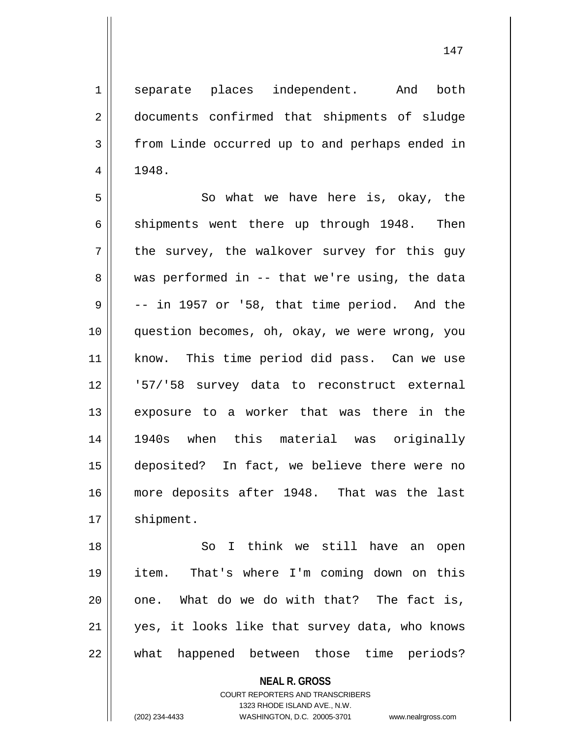separate places independent. And both documents confirmed that shipments of sludge from Linde occurred up to and perhaps ended in 1948.

So what we have here is, okay, the shipments went there up through 1948. Then the survey, the walkover survey for this guy was performed in -- that we're using, the data -- in 1957 or '58, that time period. And the question becomes, oh, okay, we were wrong, you know. This time period did pass. Can we use '57/'58 survey data to reconstruct external exposure to a worker that was there in the 1940s when this material was originally deposited? In fact, we believe there were no more deposits after 1948. That was the last shipment.

So I think we still have an open item. That's where I'm coming down on this one. What do we do with that? The fact is, yes, it looks like that survey data, who knows what happened between those time periods?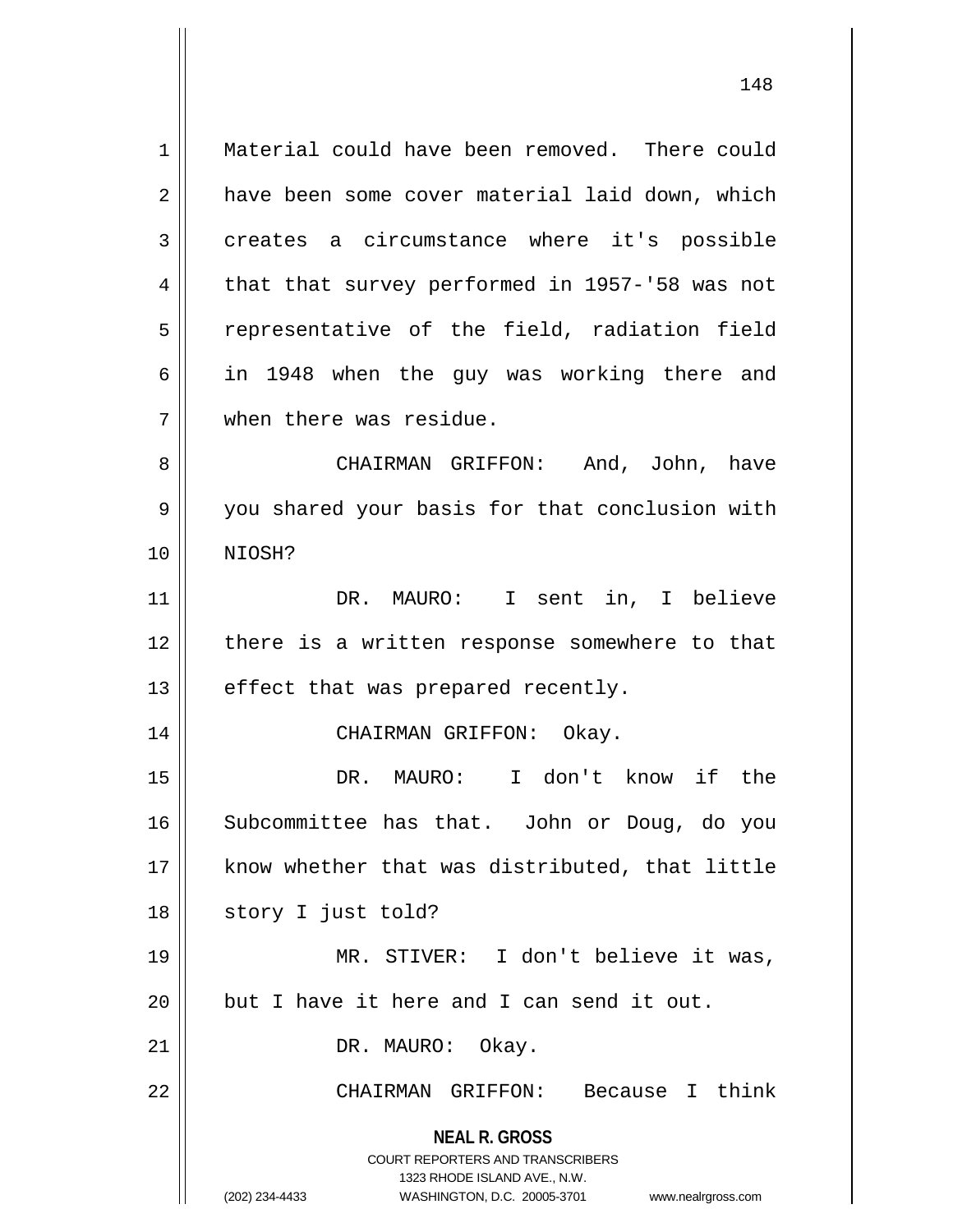Material could have been removed. There could have been some cover material laid down, which creates a circumstance where it's possible that that survey performed in 1957-'58 was not representative of the field, radiation field in 1948 when the guy was working there and when there was residue.

CHAIRMAN GRIFFON: And, John, have you shared your basis for that conclusion with NIOSH?

DR. MAURO: I sent in, I believe there is a written response somewhere to that effect that was prepared recently.

CHAIRMAN GRIFFON: Okay.

DR. MAURO: I don't know if the Subcommittee has that. John or Doug, do you know whether that was distributed, that little story I just told?

MR. STIVER: I don't believe it was, but I have it here and I can send it out.

DR. MAURO: Okay.

CHAIRMAN GRIFFON: Because I think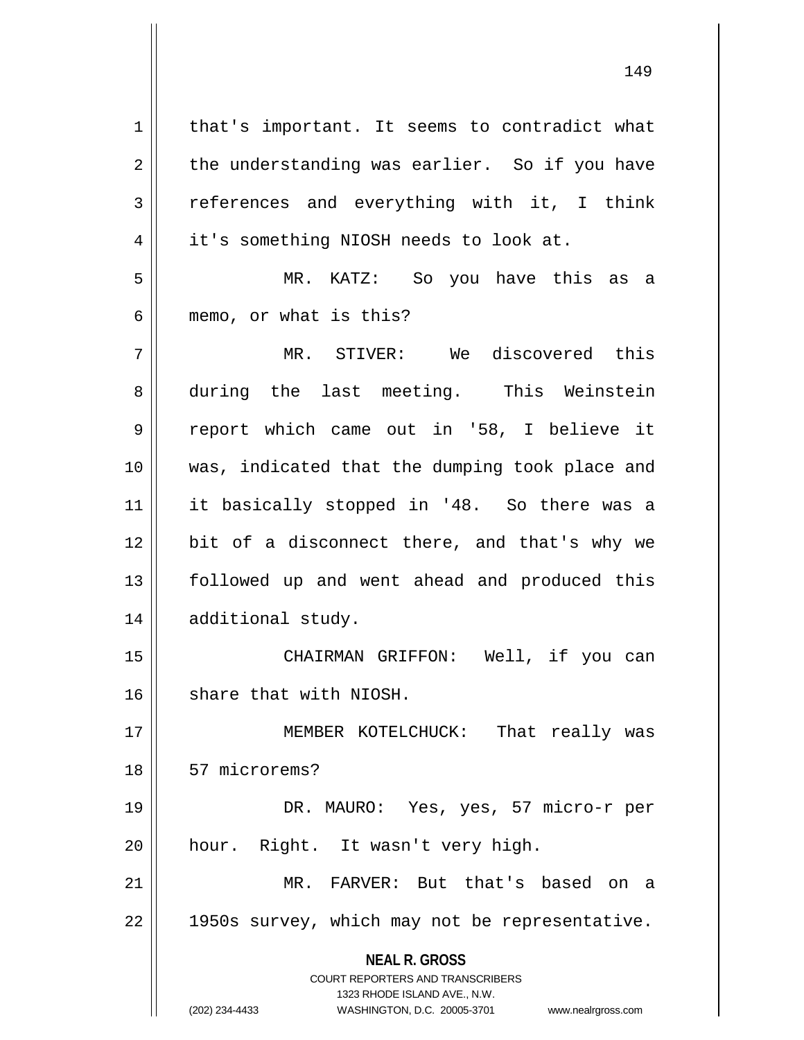that's important. It seems to contradict what the understanding was earlier. So if you have references and everything with it, I think it's something NIOSH needs to look at.

MR. KATZ: So you have this as a memo, or what is this?

MR. STIVER: We discovered this during the last meeting. This Weinstein report which came out in '58, I believe it was, indicated that the dumping took place and it basically stopped in '48. So there was a bit of a disconnect there, and that's why we followed up and went ahead and produced this additional study.

CHAIRMAN GRIFFON: Well, if you can share that with NIOSH.

MEMBER KOTELCHUCK: That really was 57 microrems?

DR. MAURO: Yes, yes, 57 micro-r per hour. Right. It wasn't very high.

MR. FARVER: But that's based on a 1950s survey, which may not be representative.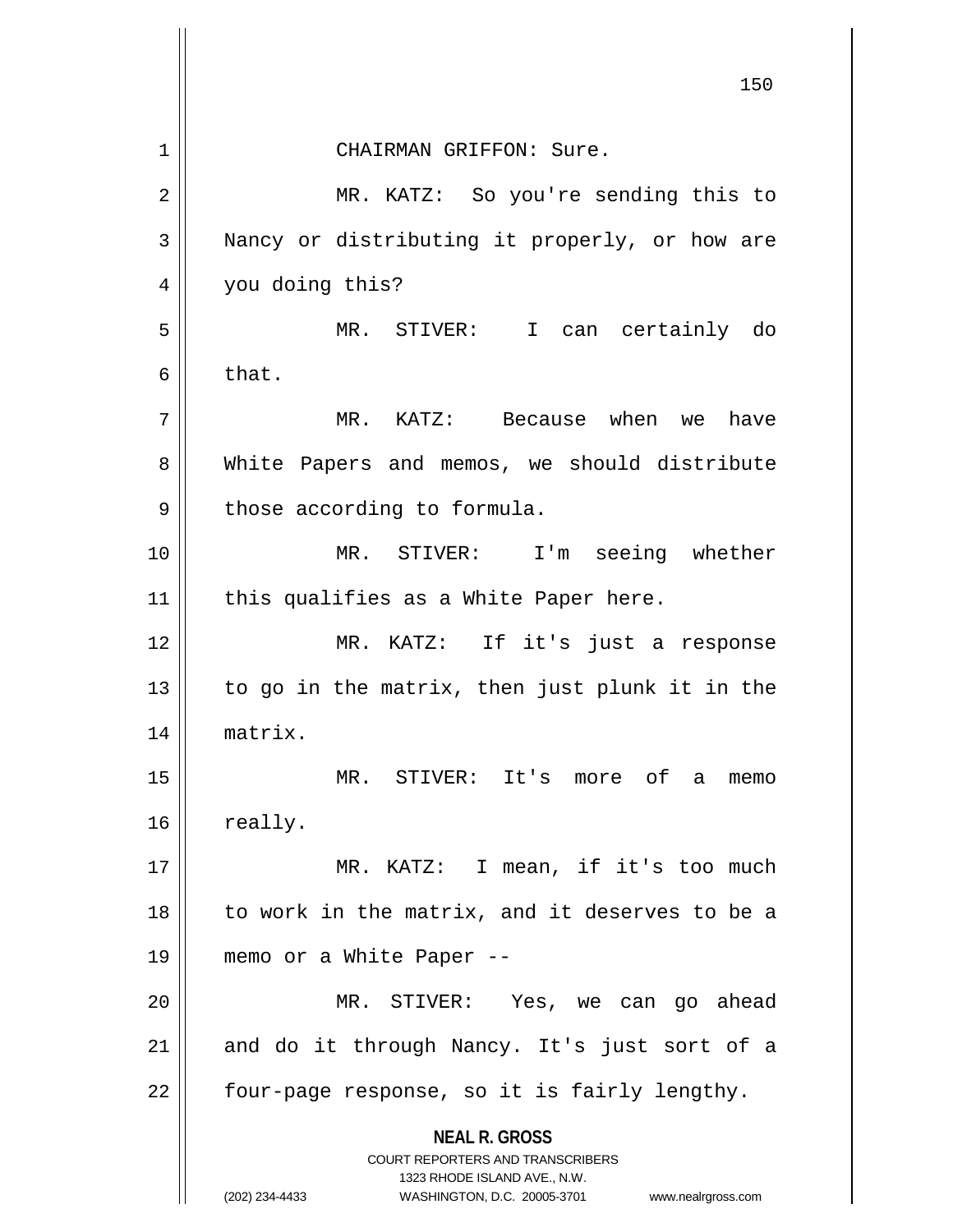CHAIRMAN GRIFFON: Sure.

MR. KATZ: So you're sending this to Nancy or distributing it properly, or how are you doing this?

MR. STIVER: I can certainly do that.

MR. KATZ: Because when we have White Papers and memos, we should distribute those according to formula.

MR. STIVER: I'm seeing whether this qualifies as a White Paper here.

MR. KATZ: If it's just a response to go in the matrix, then just plunk it in the matrix.

MR. STIVER: It's more of a memo really.

MR. KATZ: I mean, if it's too much to work in the matrix, and it deserves to be a memo or a White Paper --

MR. STIVER: Yes, we can go ahead and do it through Nancy. It's just sort of a four-page response, so it is fairly lengthy.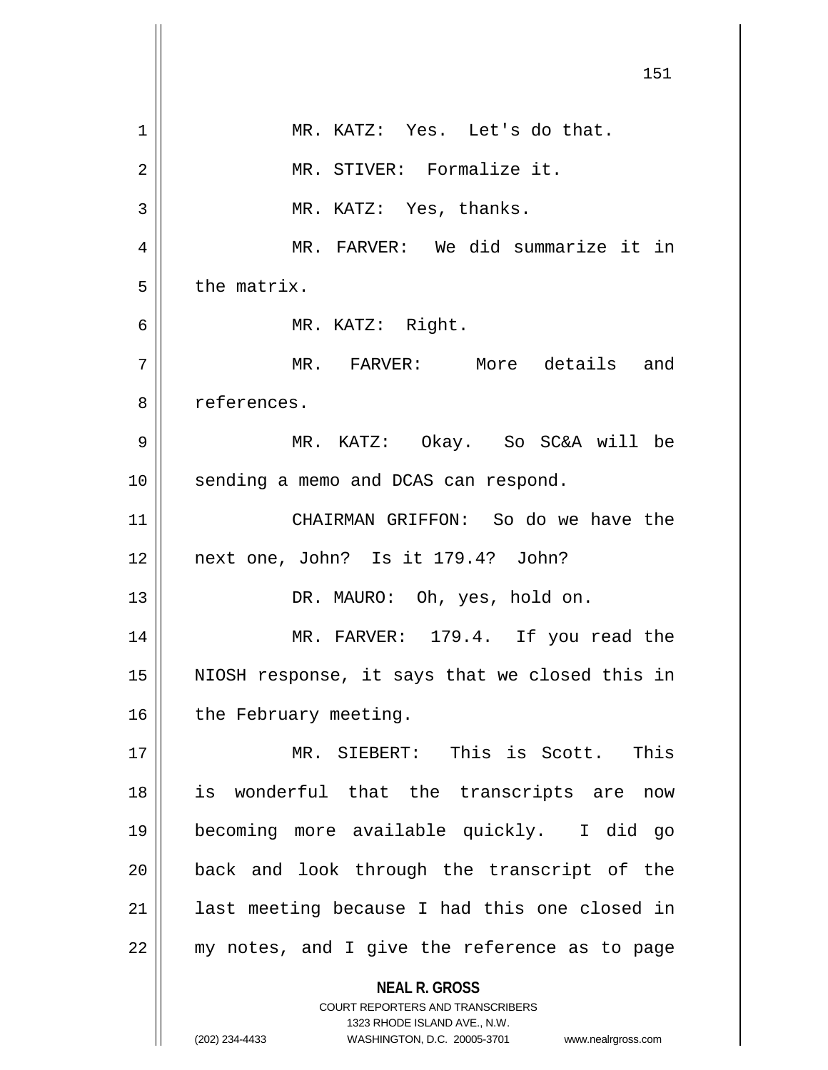MR. KATZ: Yes. Let's do that.

MR. STIVER: Formalize it.

MR. KATZ: Yes, thanks.

MR. FARVER: We did summarize it in the matrix.

MR. KATZ: Right.

MR. FARVER: More details and references.

MR. KATZ: Okay. So SC&A will be sending a memo and DCAS can respond.

CHAIRMAN GRIFFON: So do we have the next one, John? Is it 179.4? John?

DR. MAURO: Oh, yes, hold on.

MR. FARVER: 179.4. If you read the NIOSH response, it says that we closed this in the February meeting.

MR. SIEBERT: This is Scott. This is wonderful that the transcripts are now becoming more available quickly. I did go back and look through the transcript of the last meeting because I had this one closed in my notes, and I give the reference as to page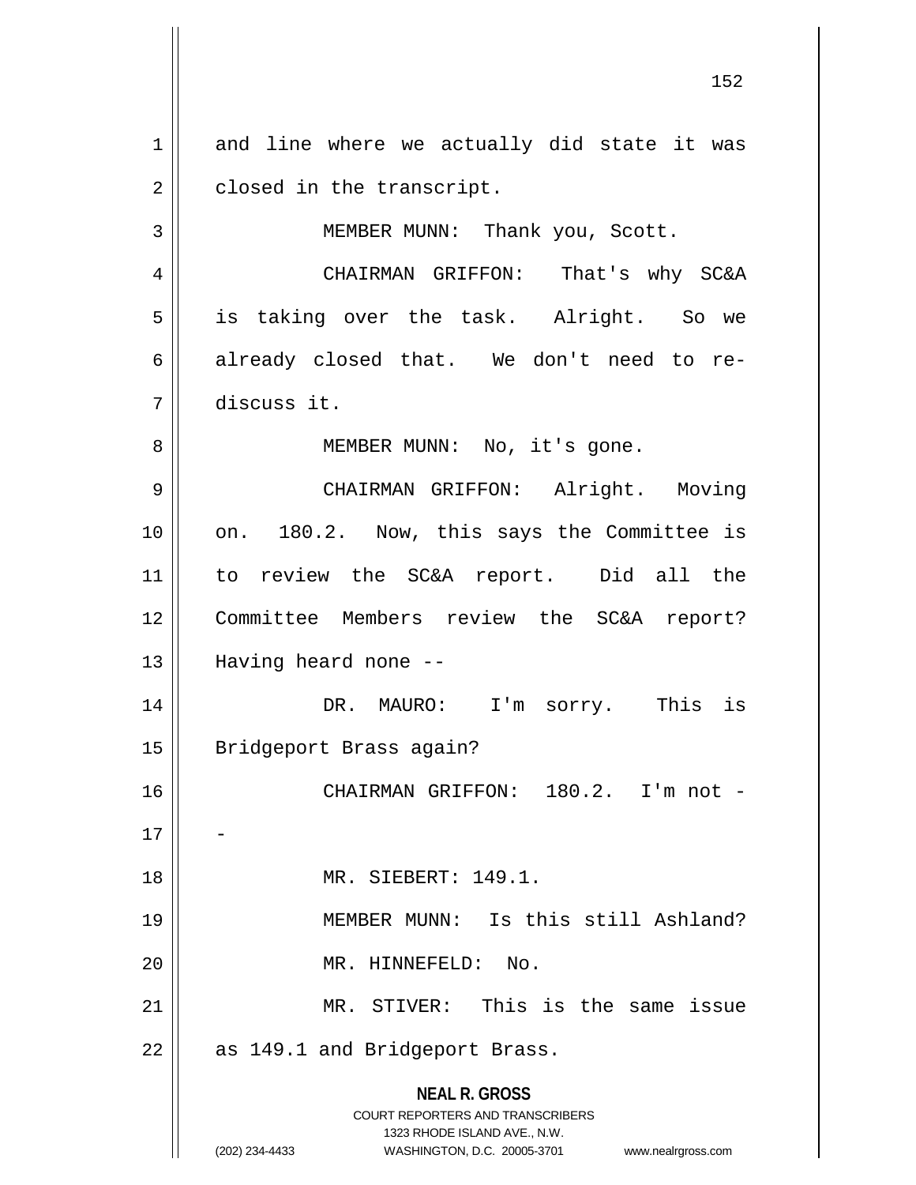and line where we actually did state it was closed in the transcript.

MEMBER MUNN: Thank you, Scott.

CHAIRMAN GRIFFON: That's why SC&A is taking over the task. Alright. So we already closed that. We don't need to re-discuss it.

MEMBER MUNN: No, it's gone.

CHAIRMAN GRIFFON: Alright. Moving on. 180.2. Now, this says the Committee is to review the SC&A report. Did all the Committee Members review the SC&A report? Having heard none --

DR. MAURO: I'm sorry. This is Bridgeport Brass again?

CHAIRMAN GRIFFON: 180.2. I'm not --

MR. SIEBERT: 149.1.

MEMBER MUNN: Is this still Ashland?

MR. HINNEFELD: No.

MR. STIVER: This is the same issue as 149.1 and Bridgeport Brass.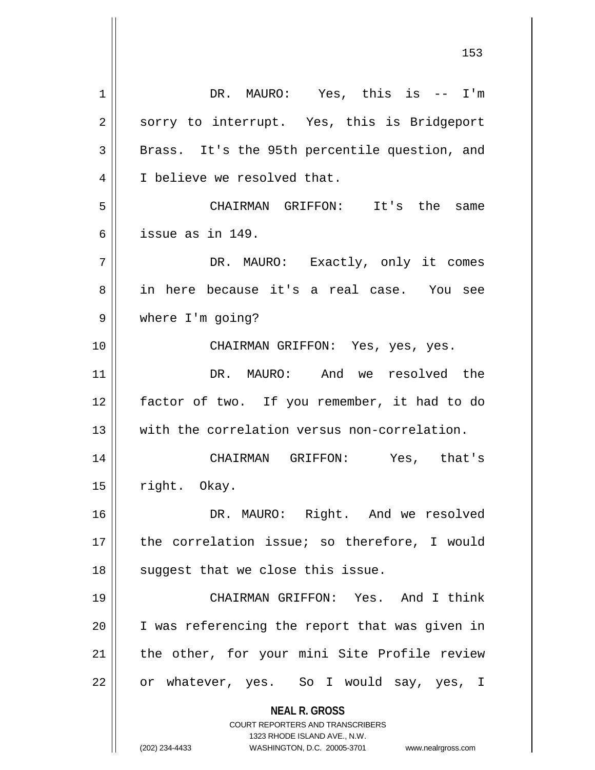DR. MAURO: Yes, this is -- I'm sorry to interrupt. Yes, this is Bridgeport Brass. It's the 95th percentile question, and I believe we resolved that.

CHAIRMAN GRIFFON: It's the same issue as in 149.

DR. MAURO: Exactly, only it comes in here because it's a real case. You see where I'm going?

CHAIRMAN GRIFFON: Yes, yes, yes.

DR. MAURO: And we resolved the factor of two. If you remember, it had to do with the correlation versus non-correlation.

CHAIRMAN GRIFFON: Yes, that's right. Okay.

DR. MAURO: Right. And we resolved the correlation issue; so therefore, I would suggest that we close this issue.

CHAIRMAN GRIFFON: Yes. And I think I was referencing the report that was given in the other, for your mini Site Profile review or whatever, yes. So I would say, yes, I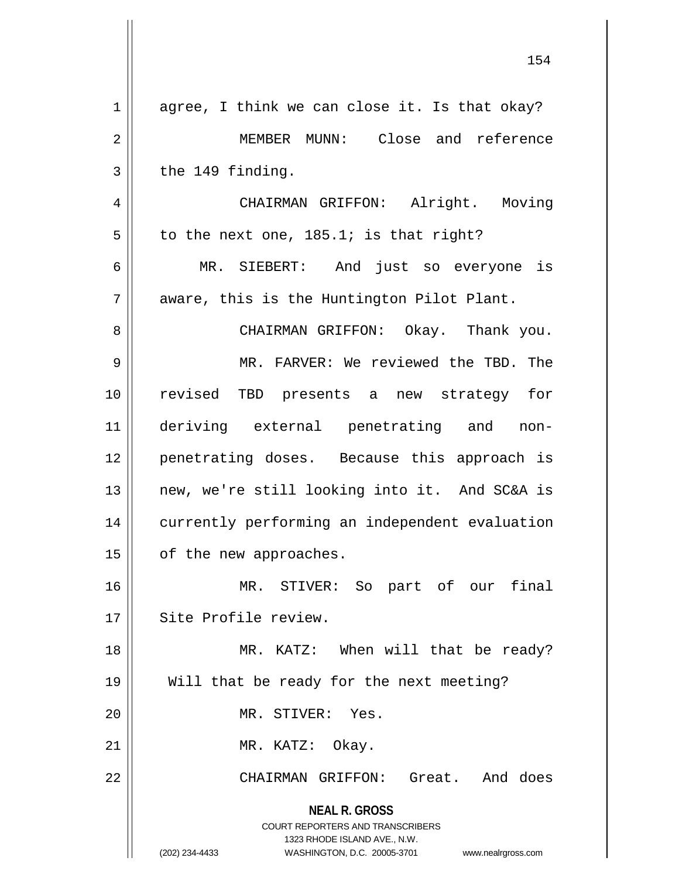agree, I think we can close it. Is that okay?

MEMBER MUNN: Close and reference the 149 finding.

CHAIRMAN GRIFFON: Alright. Moving to the next one, 185.1; is that right?

MR. SIEBERT: And just so everyone is aware, this is the Huntington Pilot Plant.

CHAIRMAN GRIFFON: Okay. Thank you.

MR. FARVER: We reviewed the TBD. The revised TBD presents a new strategy for deriving external penetrating and non-penetrating doses. Because this approach is new, we're still looking into it. And SC&A is currently performing an independent evaluation of the new approaches.

MR. STIVER: So part of our final Site Profile review.

MR. KATZ: When will that be ready? Will that be ready for the next meeting?

MR. STIVER: Yes.

MR. KATZ: Okay.

CHAIRMAN GRIFFON: Great. And does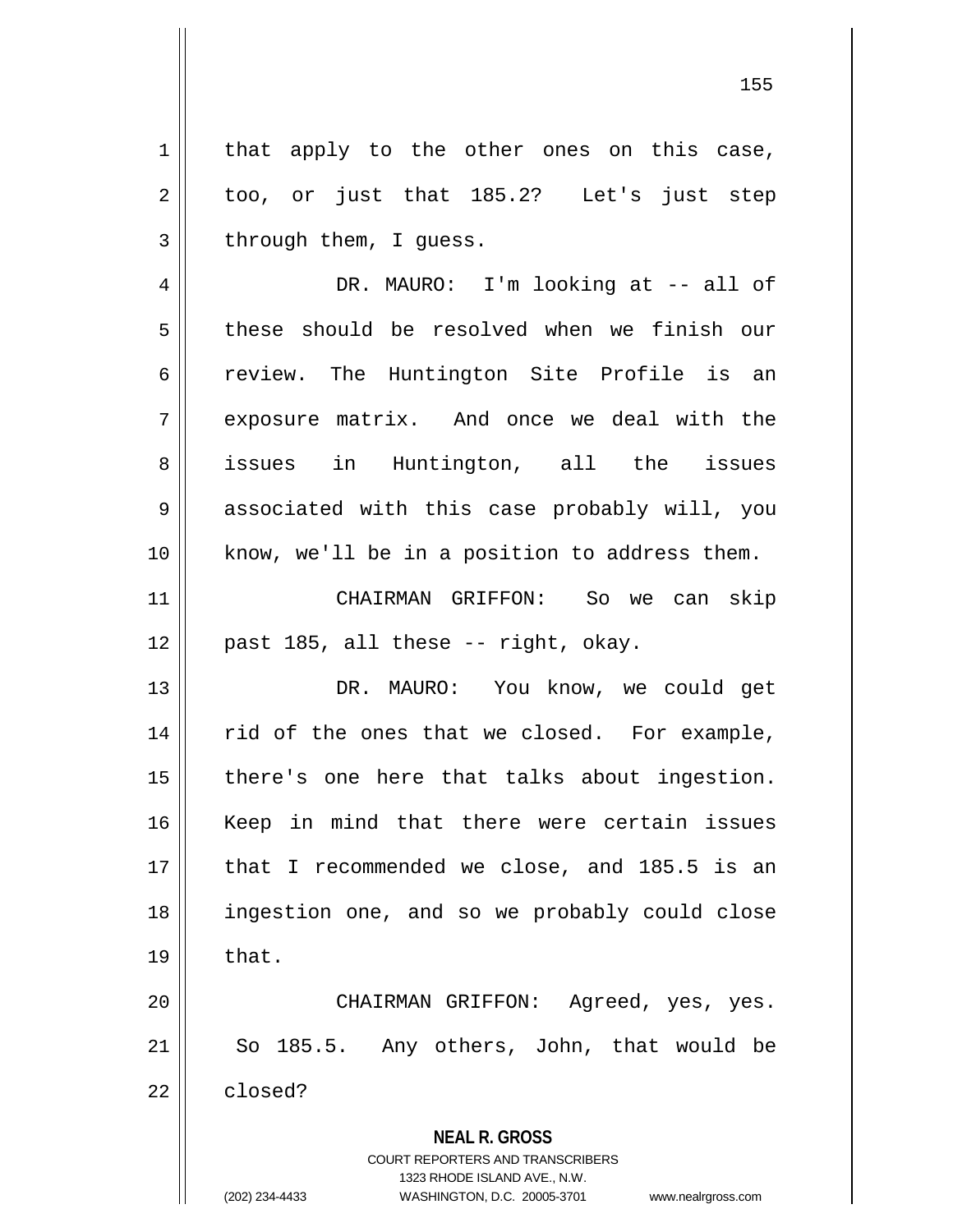that apply to the other ones on this case, too, or just that 185.2? Let's just step through them, I guess.

DR. MAURO: I'm looking at -- all of these should be resolved when we finish our review. The Huntington Site Profile is an exposure matrix. And once we deal with the issues in Huntington, all the issues associated with this case probably will, you know, we'll be in a position to address them.

CHAIRMAN GRIFFON: So we can skip past 185, all these -- right, okay.

DR. MAURO: You know, we could get rid of the ones that we closed. For example, there's one here that talks about ingestion. Keep in mind that there were certain issues that I recommended we close, and 185.5 is an ingestion one, and so we probably could close that.

CHAIRMAN GRIFFON: Agreed, yes, yes. So 185.5. Any others, John, that would be closed?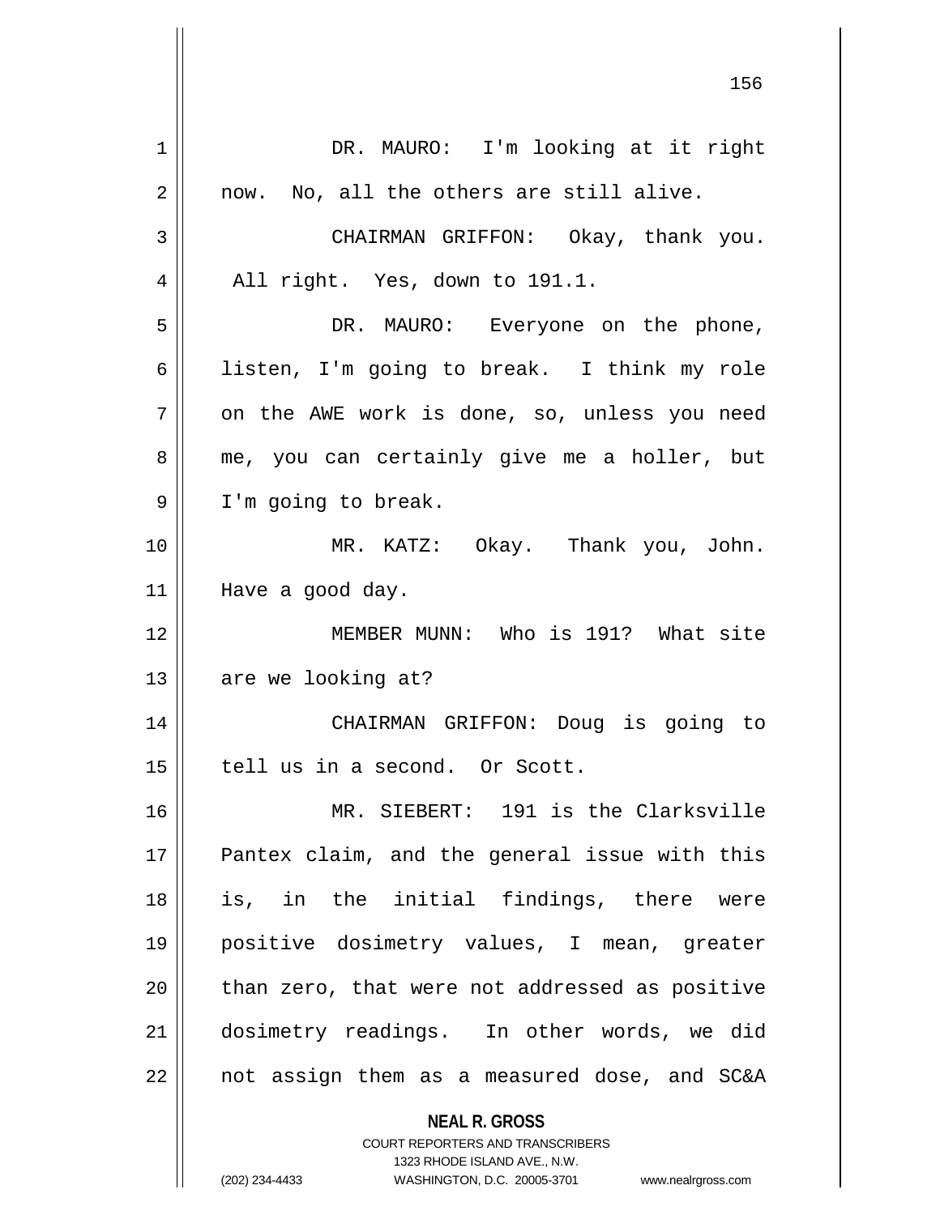DR. MAURO: I'm looking at it right now. No, all the others are still alive.

CHAIRMAN GRIFFON: Okay, thank you. All right. Yes, down to 191.1.

DR. MAURO: Everyone on the phone, listen, I'm going to break. I think my role on the AWE work is done, so, unless you need me, you can certainly give me a holler, but I'm going to break.

MR. KATZ: Okay. Thank you, John. Have a good day.

MEMBER MUNN: Who is 191? What site are we looking at?

CHAIRMAN GRIFFON: Doug is going to tell us in a second. Or Scott.

MR. SIEBERT: 191 is the Clarksville Pantex claim, and the general issue with this is, in the initial findings, there were positive dosimetry values, I mean, greater than zero, that were not addressed as positive dosimetry readings. In other words, we did not assign them as a measured dose, and SC&A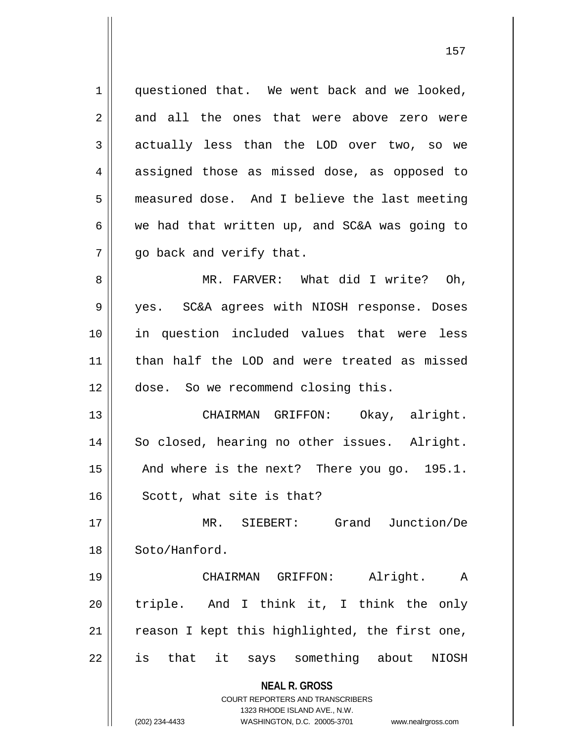questioned that. We went back and we looked, and all the ones that were above zero were actually less than the LOD over two, so we assigned those as missed dose, as opposed to measured dose. And I believe the last meeting we had that written up, and SC&A was going to go back and verify that.

MR. FARVER: What did I write? Oh, yes. SC&A agrees with NIOSH response. Doses in question included values that were less than half the LOD and were treated as missed dose. So we recommend closing this.

CHAIRMAN GRIFFON: Okay, alright. So closed, hearing no other issues. Alright. And where is the next? There you go. 195.1. Scott, what site is that?

MR. SIEBERT: Grand Junction/De Soto/Hanford.

CHAIRMAN GRIFFON: Alright. A triple. And I think it, I think the only reason I kept this highlighted, the first one, is that it says something about NIOSH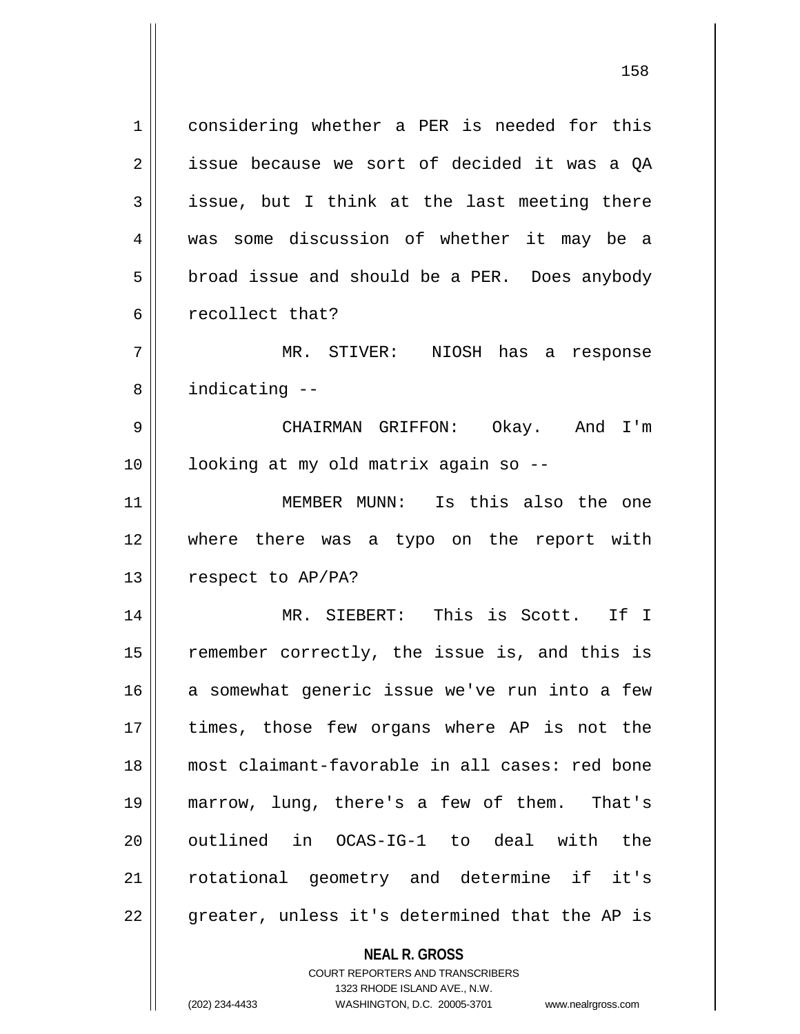considering whether a PER is needed for this issue because we sort of decided it was a QA issue, but I think at the last meeting there was some discussion of whether it may be a broad issue and should be a PER. Does anybody recollect that?

MR. STIVER: NIOSH has a response indicating --

CHAIRMAN GRIFFON: Okay. And I'm looking at my old matrix again so --

MEMBER MUNN: Is this also the one where there was a typo on the report with respect to AP/PA?

MR. SIEBERT: This is Scott. If I remember correctly, the issue is, and this is a somewhat generic issue we've run into a few times, those few organs where AP is not the most claimant-favorable in all cases: red bone marrow, lung, there's a few of them. That's outlined in OCAS-IG-1 to deal with the rotational geometry and determine if it's greater, unless it's determined that the AP is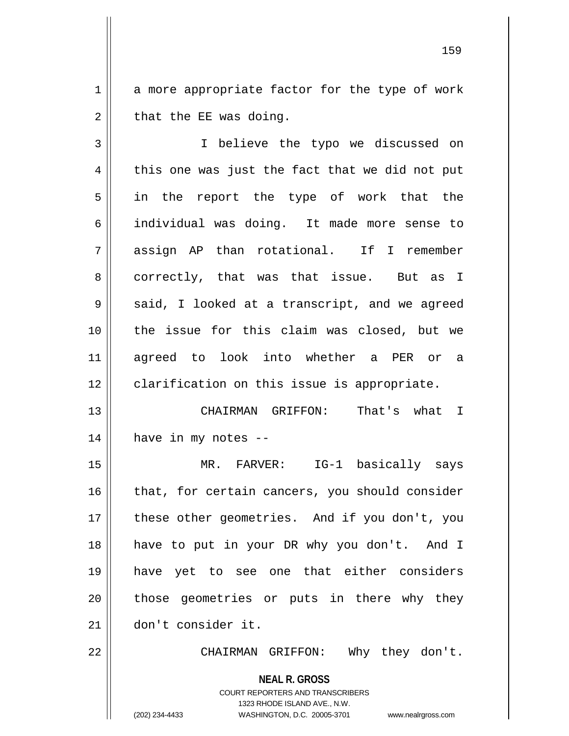a more appropriate factor for the type of work that the EE was doing.

I believe the typo we discussed on this one was just the fact that we did not put in the report the type of work that the individual was doing. It made more sense to assign AP than rotational. If I remember correctly, that was that issue. But as I said, I looked at a transcript, and we agreed the issue for this claim was closed, but we agreed to look into whether a PER or a clarification on this issue is appropriate.

CHAIRMAN GRIFFON: That's what I have in my notes --

MR. FARVER: IG-1 basically says that, for certain cancers, you should consider these other geometries. And if you don't, you have to put in your DR why you don't. And I have yet to see one that either considers those geometries or puts in there why they don't consider it.

CHAIRMAN GRIFFON: Why they don't.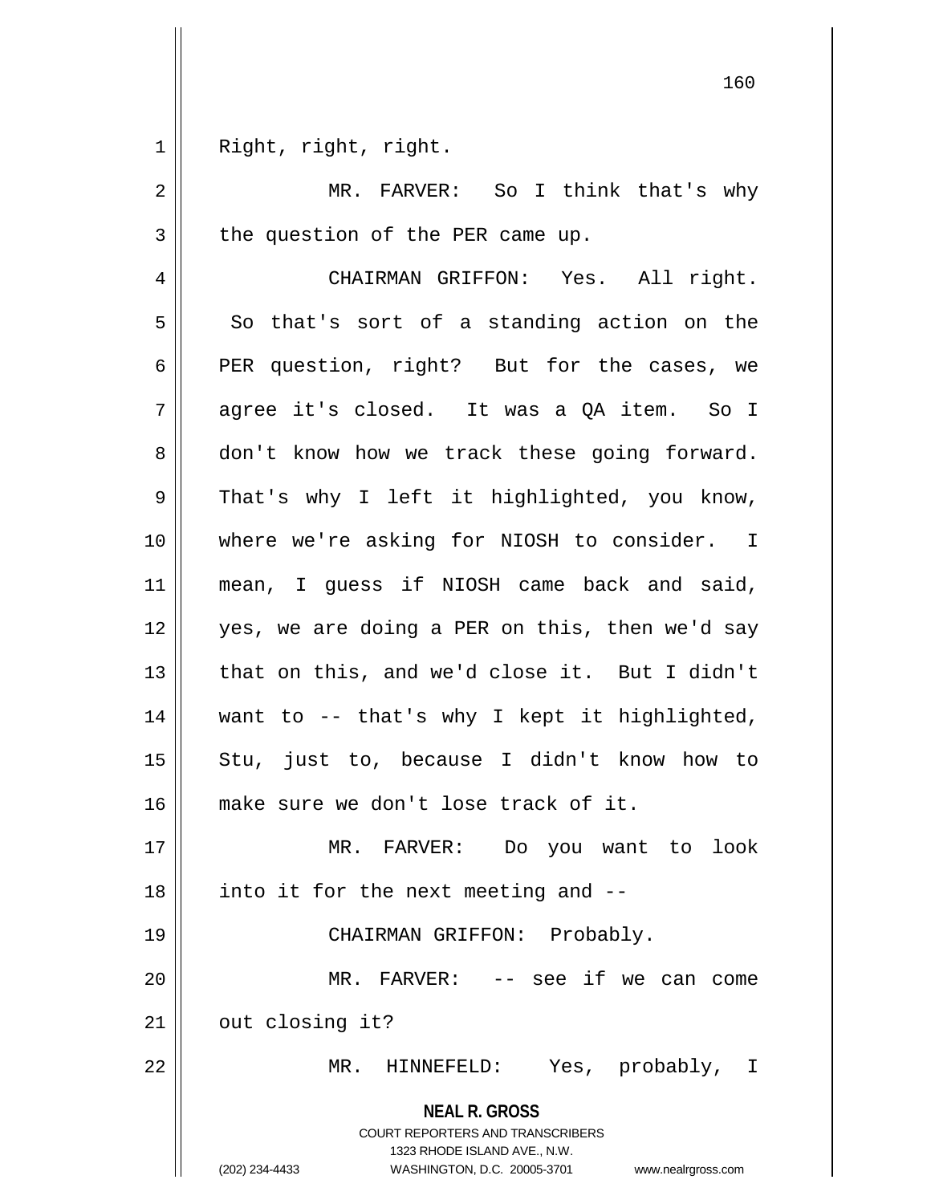Right, right, right.

MR. FARVER: So I think that's why the question of the PER came up.

CHAIRMAN GRIFFON: Yes. All right. So that's sort of a standing action on the PER question, right? But for the cases, we agree it's closed. It was a QA item. So I don't know how we track these going forward. That's why I left it highlighted, you know, where we're asking for NIOSH to consider. I mean, I guess if NIOSH came back and said, yes, we are doing a PER on this, then we'd say that on this, and we'd close it. But I didn't want to -- that's why I kept it highlighted, Stu, just to, because I didn't know how to make sure we don't lose track of it.

MR. FARVER: Do you want to look into it for the next meeting and --

CHAIRMAN GRIFFON: Probably.

MR. FARVER: -- see if we can come out closing it?

MR. HINNEFELD: Yes, probably, I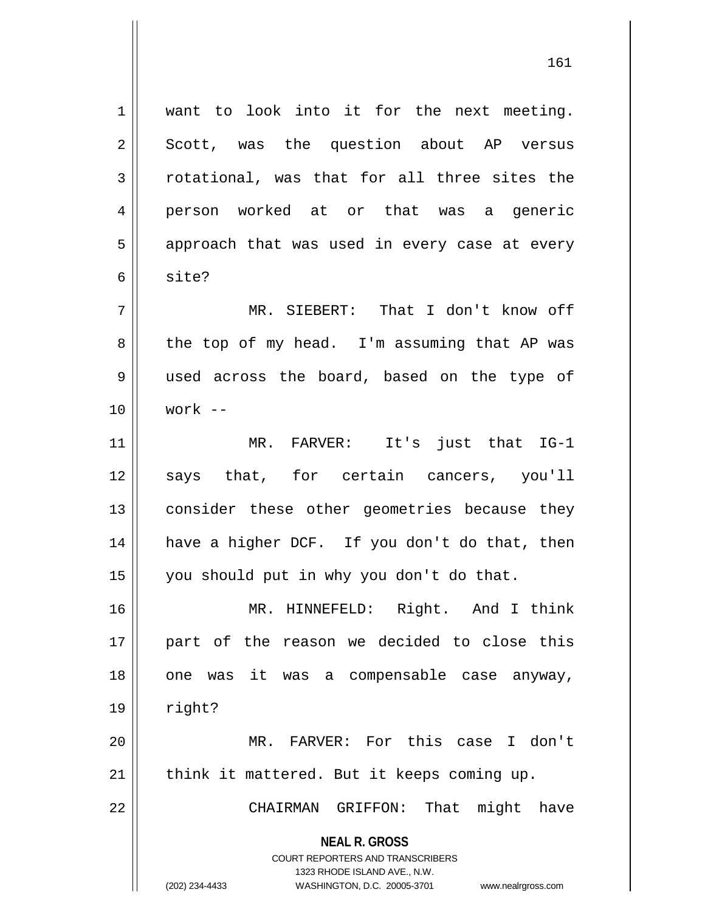want to look into it for the next meeting. Scott, was the question about AP versus rotational, was that for all three sites the person worked at or that was a generic approach that was used in every case at every site?

MR. SIEBERT: That I don't know off the top of my head. I'm assuming that AP was used across the board, based on the type of work --

MR. FARVER: It's just that IG-1 says that, for certain cancers, you'll consider these other geometries because they have a higher DCF. If you don't do that, then you should put in why you don't do that.

MR. HINNEFELD: Right. And I think part of the reason we decided to close this one was it was a compensable case anyway, right?

MR. FARVER: For this case I don't think it mattered. But it keeps coming up.

CHAIRMAN GRIFFON: That might have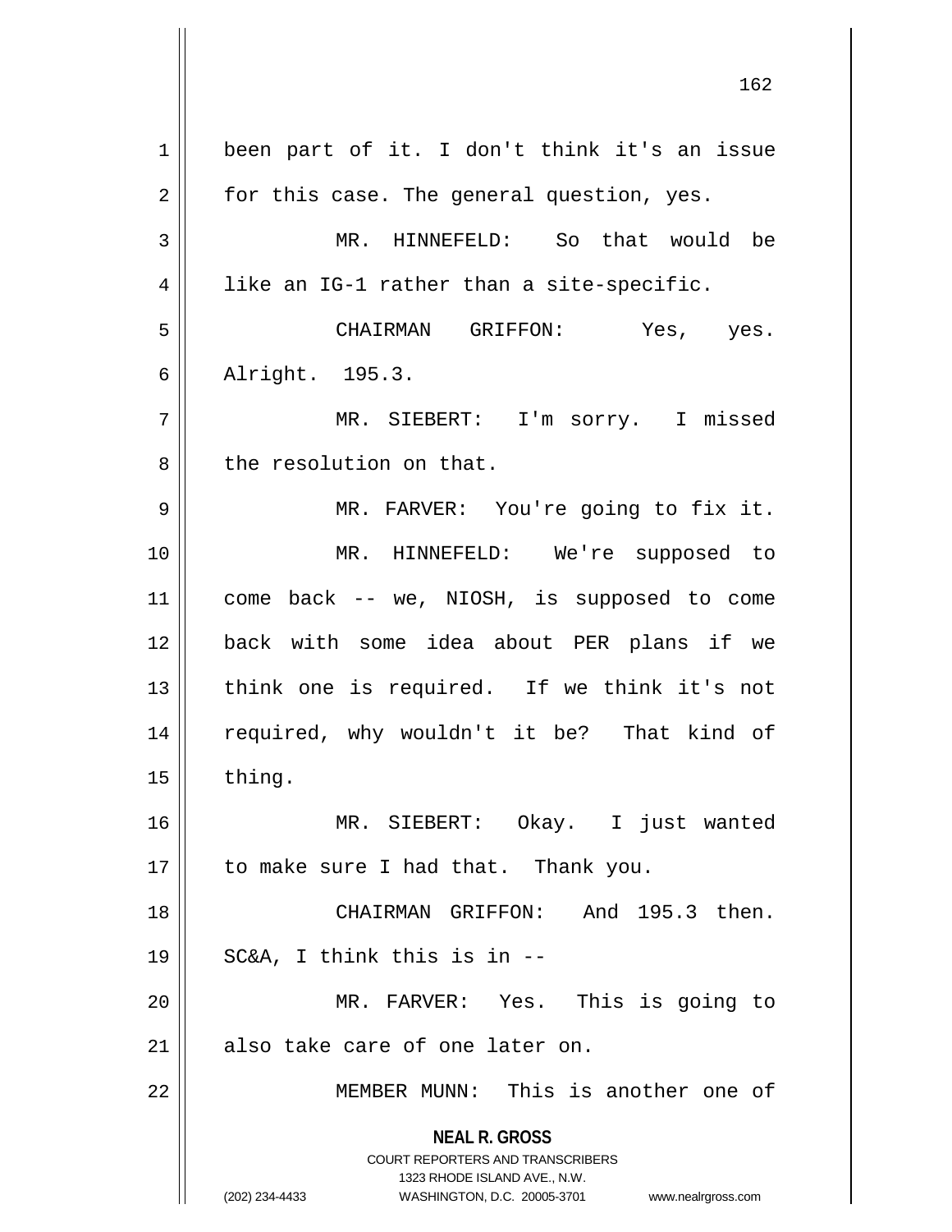been part of it. I don't think it's an issue for this case. The general question, yes.

MR. HINNEFELD: So that would be like an IG-1 rather than a site-specific.

CHAIRMAN GRIFFON: Yes, yes. Alright. 195.3.

MR. SIEBERT: I'm sorry. I missed the resolution on that.

MR. FARVER: You're going to fix it.

MR. HINNEFELD: We're supposed to come back -- we, NIOSH, is supposed to come back with some idea about PER plans if we think one is required. If we think it's not required, why wouldn't it be? That kind of thing.

MR. SIEBERT: Okay. I just wanted to make sure I had that. Thank you.

CHAIRMAN GRIFFON: And 195.3 then. SC&A, I think this is in --

MR. FARVER: Yes. This is going to also take care of one later on.

MEMBER MUNN: This is another one of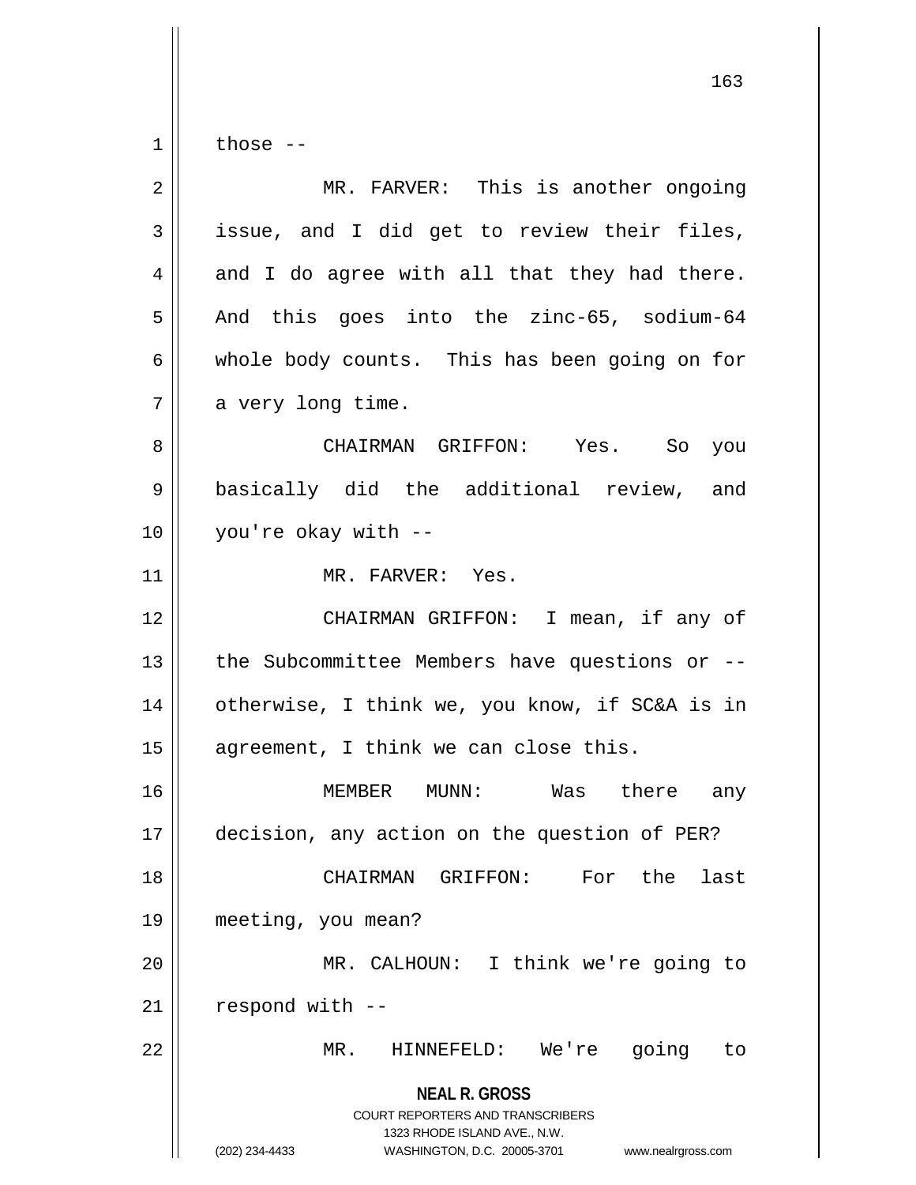those --

MR. FARVER: This is another ongoing issue, and I did get to review their files, and I do agree with all that they had there. And this goes into the zinc-65, sodium-64 whole body counts. This has been going on for a very long time.

CHAIRMAN GRIFFON: Yes. So you basically did the additional review, and you're okay with --

MR. FARVER: Yes.

CHAIRMAN GRIFFON: I mean, if any of the Subcommittee Members have questions or -- otherwise, I think we, you know, if SC&A is in agreement, I think we can close this.

MEMBER MUNN: Was there any decision, any action on the question of PER?

CHAIRMAN GRIFFON: For the last meeting, you mean?

MR. CALHOUN: I think we're going to respond with --

MR. HINNEFELD: We're going to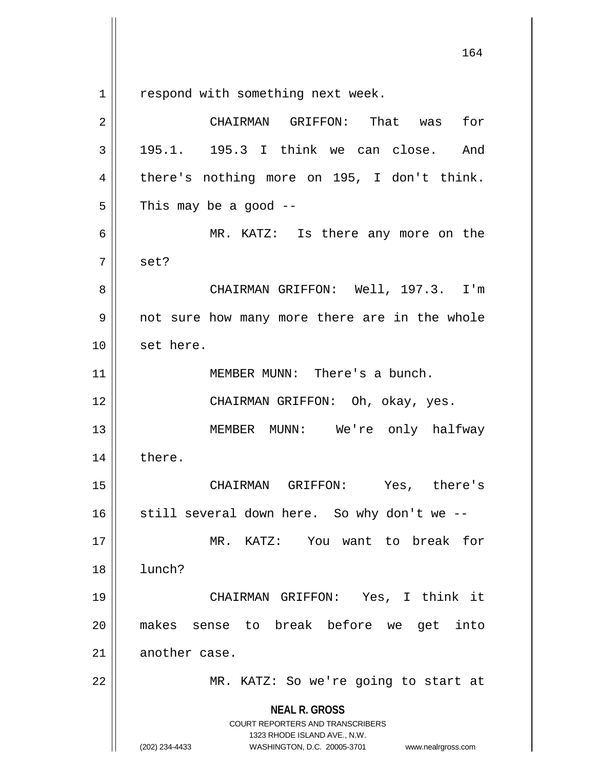respond with something next week.

CHAIRMAN GRIFFON: That was for 195.1. 195.3 I think we can close. And there's nothing more on 195, I don't think. This may be a good --

MR. KATZ: Is there any more on the set?

CHAIRMAN GRIFFON: Well, 197.3. I'm not sure how many more there are in the whole set here.

MEMBER MUNN: There's a bunch.

CHAIRMAN GRIFFON: Oh, okay, yes.

MEMBER MUNN: We're only halfway there.

CHAIRMAN GRIFFON: Yes, there's still several down here. So why don't we --

MR. KATZ: You want to break for lunch?

CHAIRMAN GRIFFON: Yes, I think it makes sense to break before we get into another case.

MR. KATZ: So we're going to start at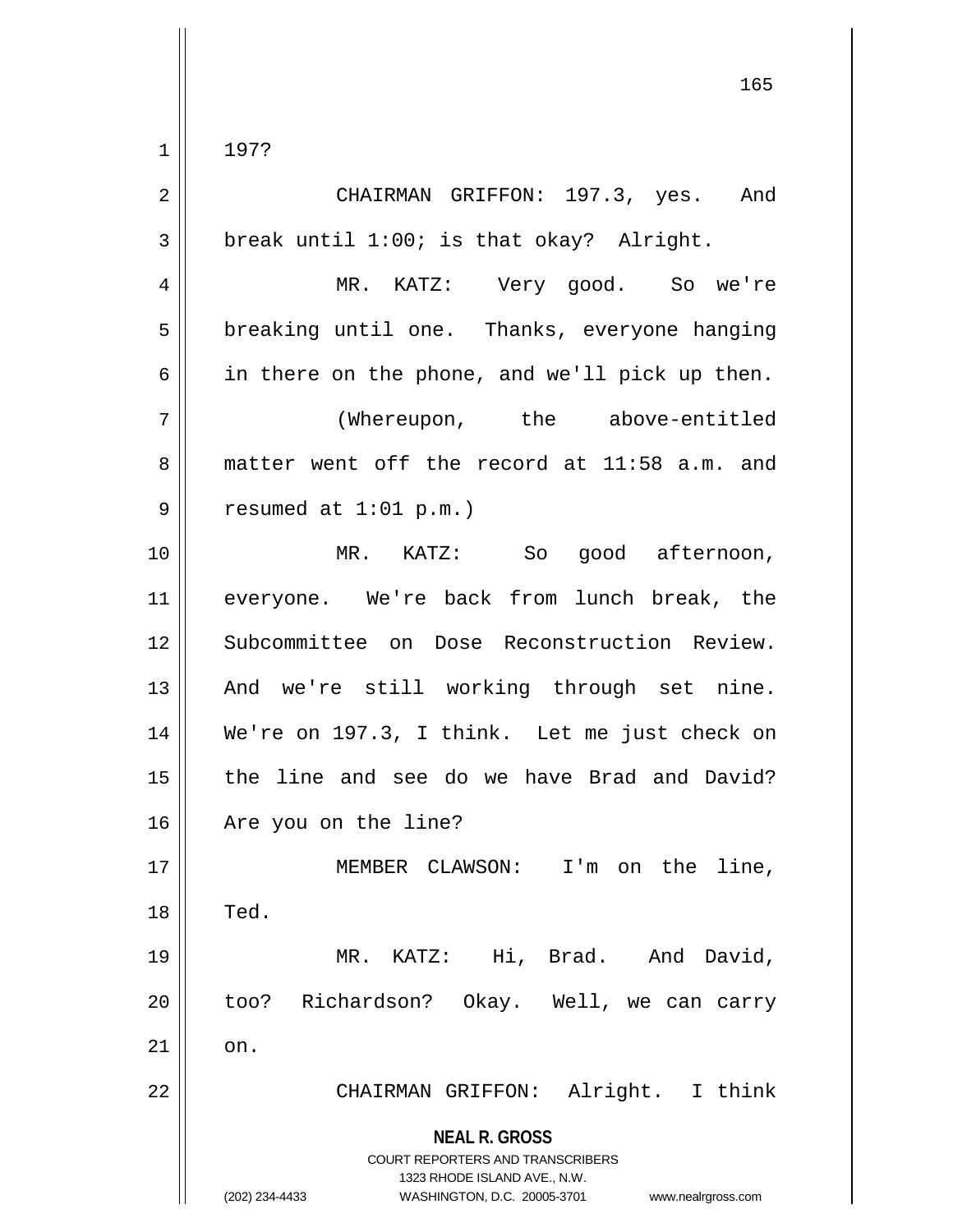197?

CHAIRMAN GRIFFON: 197.3, yes. And break until 1:00; is that okay? Alright.

MR. KATZ: Very good. So we're breaking until one. Thanks, everyone hanging in there on the phone, and we'll pick up then.

(Whereupon, the above-entitled matter went off the record at 11:58 a.m. and resumed at 1:01 p.m.)

MR. KATZ: So good afternoon, everyone. We're back from lunch break, the Subcommittee on Dose Reconstruction Review. And we're still working through set nine. We're on 197.3, I think. Let me just check on the line and see do we have Brad and David? Are you on the line?

MEMBER CLAWSON: I'm on the line, Ted.

MR. KATZ: Hi, Brad. And David, too? Richardson? Okay. Well, we can carry on.

CHAIRMAN GRIFFON: Alright. I think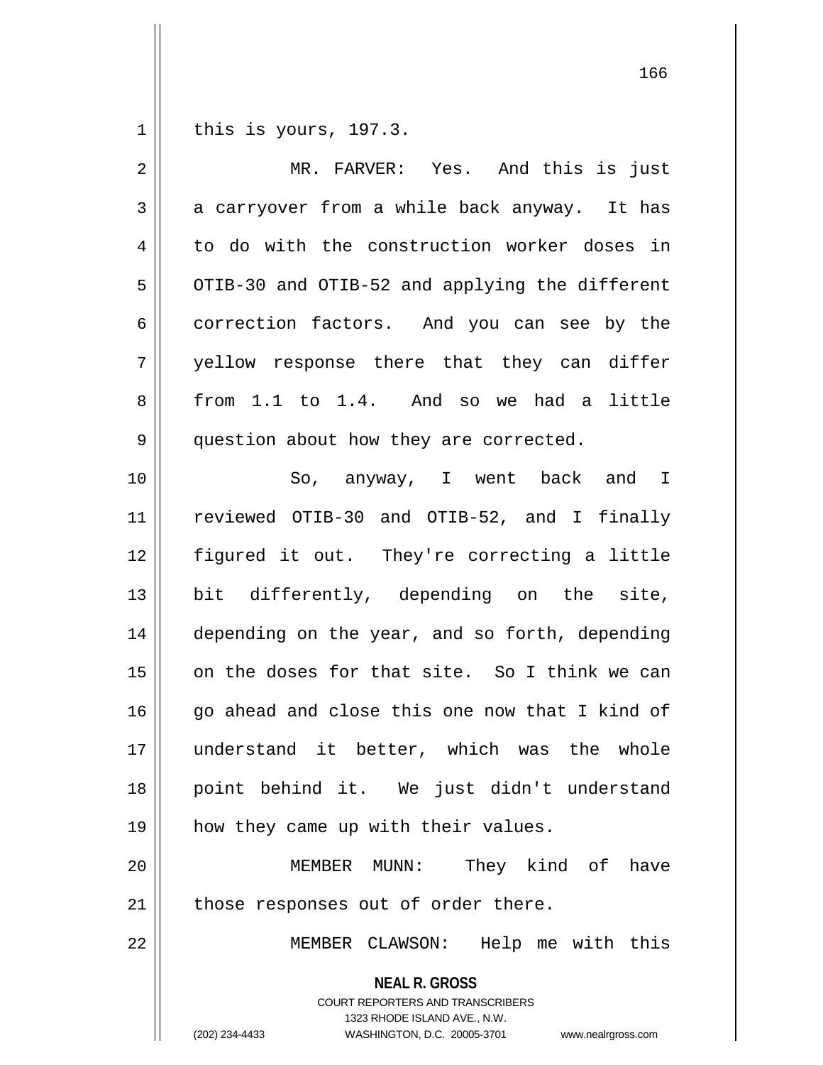this is yours, 197.3.

MR. FARVER: Yes. And this is just a carryover from a while back anyway. It has to do with the construction worker doses in OTIB-30 and OTIB-52 and applying the different correction factors. And you can see by the yellow response there that they can differ from 1.1 to 1.4. And so we had a little question about how they are corrected.

So, anyway, I went back and I reviewed OTIB-30 and OTIB-52, and I finally figured it out. They're correcting a little bit differently, depending on the site, depending on the year, and so forth, depending on the doses for that site. So I think we can go ahead and close this one now that I kind of understand it better, which was the whole point behind it. We just didn't understand how they came up with their values.

MEMBER MUNN: They kind of have those responses out of order there.

MEMBER CLAWSON: Help me with this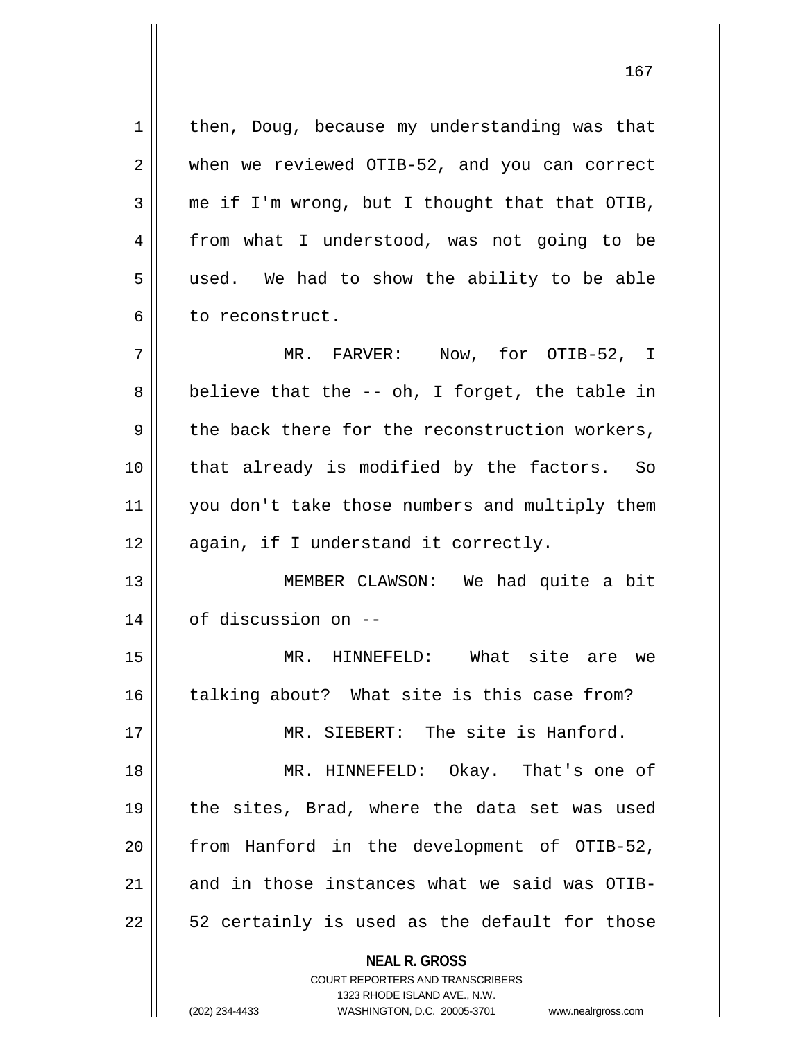then, Doug, because my understanding was that when we reviewed OTIB-52, and you can correct me if I'm wrong, but I thought that that OTIB, from what I understood, was not going to be used. We had to show the ability to be able to reconstruct.

MR. FARVER: Now, for OTIB-52, I believe that the -- oh, I forget, the table in the back there for the reconstruction workers, that already is modified by the factors. So you don't take those numbers and multiply them again, if I understand it correctly.

MEMBER CLAWSON: We had quite a bit of discussion on --

MR. HINNEFELD: What site are we talking about? What site is this case from?

MR. SIEBERT: The site is Hanford.

MR. HINNEFELD: Okay. That's one of the sites, Brad, where the data set was used from Hanford in the development of OTIB-52, and in those instances what we said was OTIB-52 certainly is used as the default for those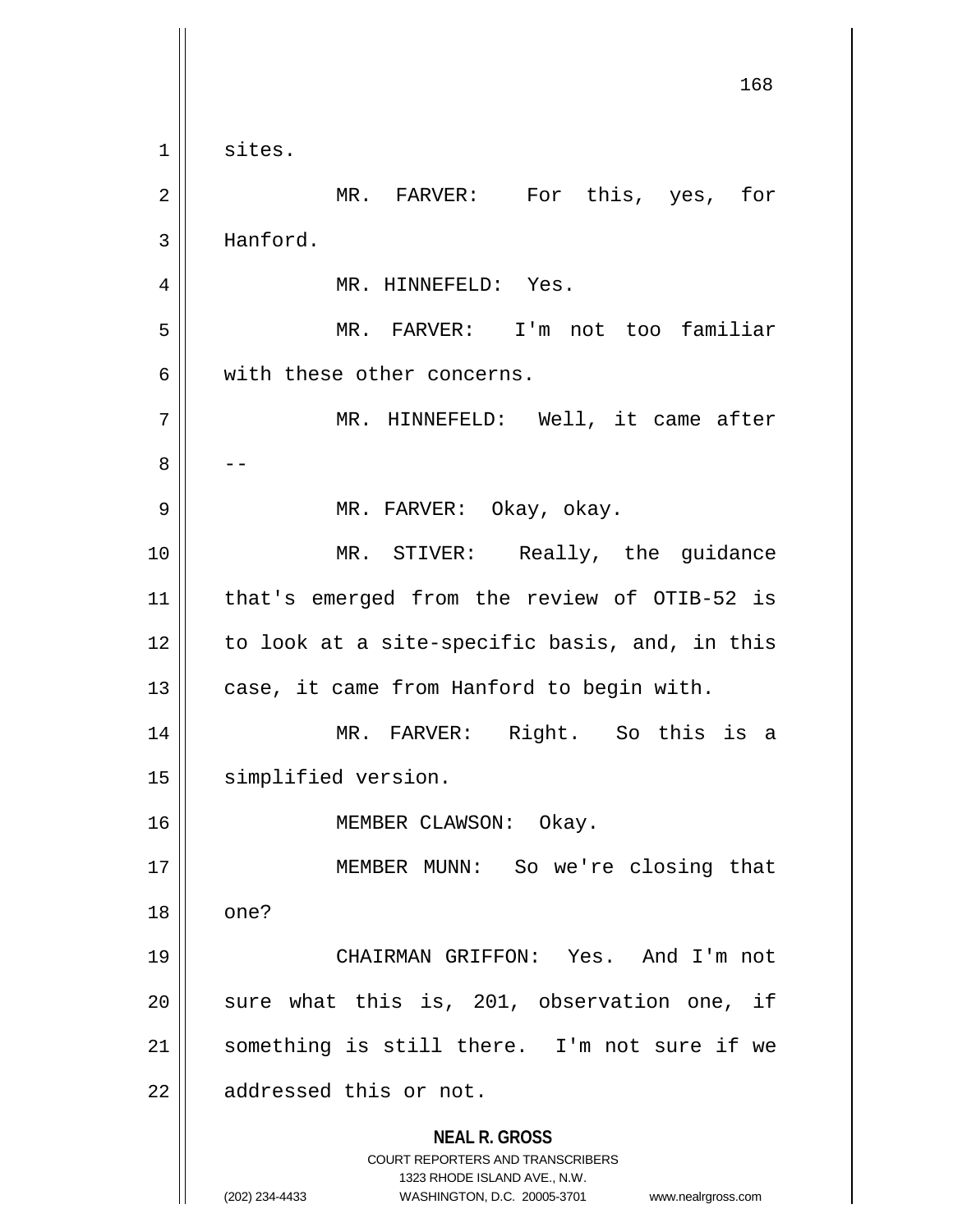sites.

MR. FARVER: For this, yes, for Hanford.

MR. HINNEFELD: Yes.

MR. FARVER: I'm not too familiar with these other concerns.

MR. HINNEFELD: Well, it came after --

MR. FARVER: Okay, okay.

MR. STIVER: Really, the guidance that's emerged from the review of OTIB-52 is to look at a site-specific basis, and, in this case, it came from Hanford to begin with.

MR. FARVER: Right. So this is a simplified version.

MEMBER CLAWSON: Okay.

MEMBER MUNN: So we're closing that one?

CHAIRMAN GRIFFON: Yes. And I'm not sure what this is, 201, observation one, if something is still there. I'm not sure if we addressed this or not.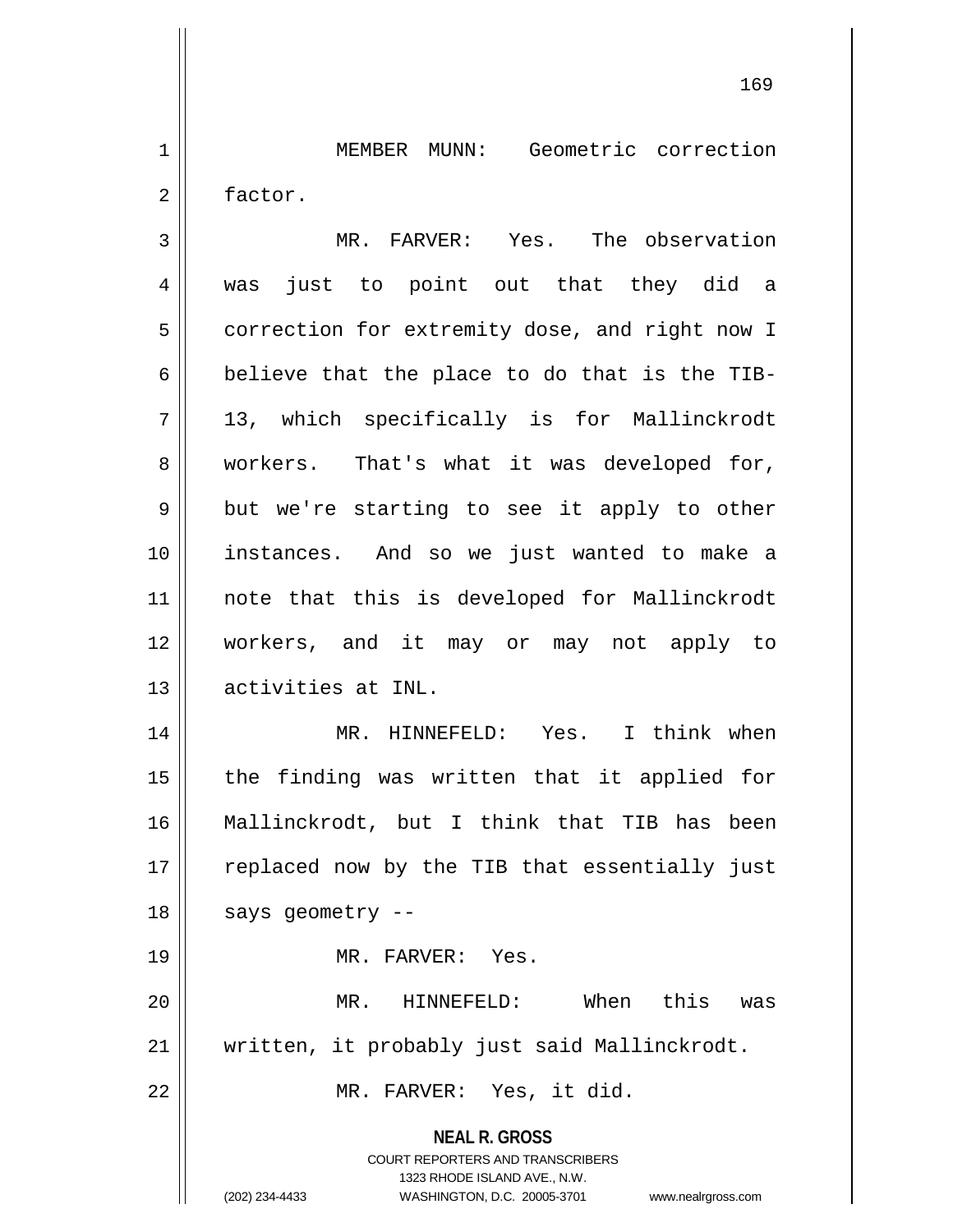MEMBER MUNN: Geometric correction factor.

MR. FARVER: Yes. The observation was just to point out that they did a correction for extremity dose, and right now I believe that the place to do that is the TIB-13, which specifically is for Mallinckrodt workers. That's what it was developed for, but we're starting to see it apply to other instances. And so we just wanted to make a note that this is developed for Mallinckrodt workers, and it may or may not apply to activities at INL.

MR. HINNEFELD: Yes. I think when the finding was written that it applied for Mallinckrodt, but I think that TIB has been replaced now by the TIB that essentially just says geometry --

MR. FARVER: Yes.

MR. HINNEFELD: When this was written, it probably just said Mallinckrodt.

MR. FARVER: Yes, it did.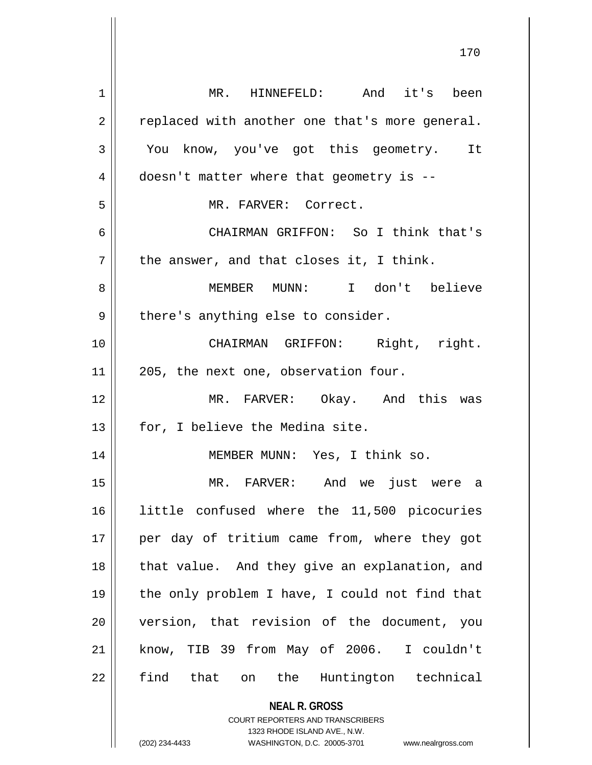MR. HINNEFELD: And it's been replaced with another one that's more general. You know, you've got this geometry. It doesn't matter where that geometry is --

MR. FARVER: Correct.

CHAIRMAN GRIFFON: So I think that's the answer, and that closes it, I think.

MEMBER MUNN: I don't believe there's anything else to consider.

CHAIRMAN GRIFFON: Right, right. 205, the next one, observation four.

MR. FARVER: Okay. And this was for, I believe the Medina site.

MEMBER MUNN: Yes, I think so.

MR. FARVER: And we just were a little confused where the 11,500 picocuries per day of tritium came from, where they got that value. And they give an explanation, and the only problem I have, I could not find that version, that revision of the document, you know, TIB 39 from May of 2006. I couldn't find that on the Huntington technical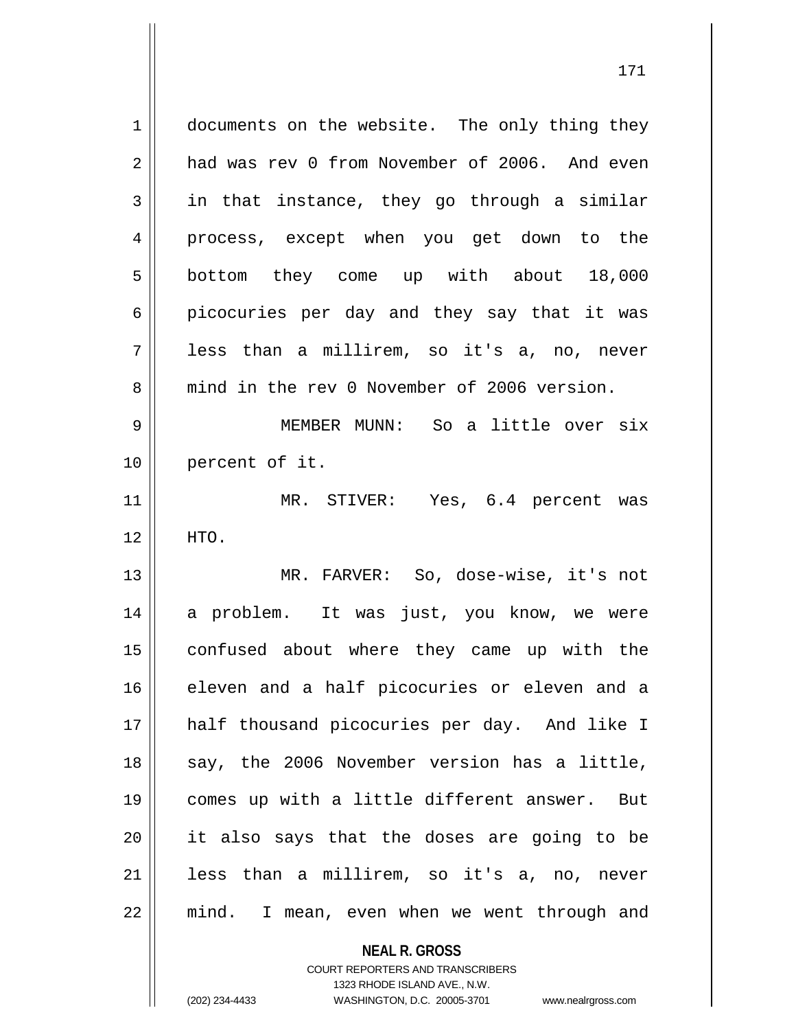documents on the website. The only thing they had was rev 0 from November of 2006. And even in that instance, they go through a similar process, except when you get down to the bottom they come up with about 18,000 picocuries per day and they say that it was less than a millirem, so it's a, no, never mind in the rev 0 November of 2006 version.

MEMBER MUNN: So a little over six percent of it.

MR. STIVER: Yes, 6.4 percent was HTO.

MR. FARVER: So, dose-wise, it's not a problem. It was just, you know, we were confused about where they came up with the eleven and a half picocuries or eleven and a half thousand picocuries per day. And like I say, the 2006 November version has a little, comes up with a little different answer. But it also says that the doses are going to be less than a millirem, so it's a, no, never mind. I mean, even when we went through and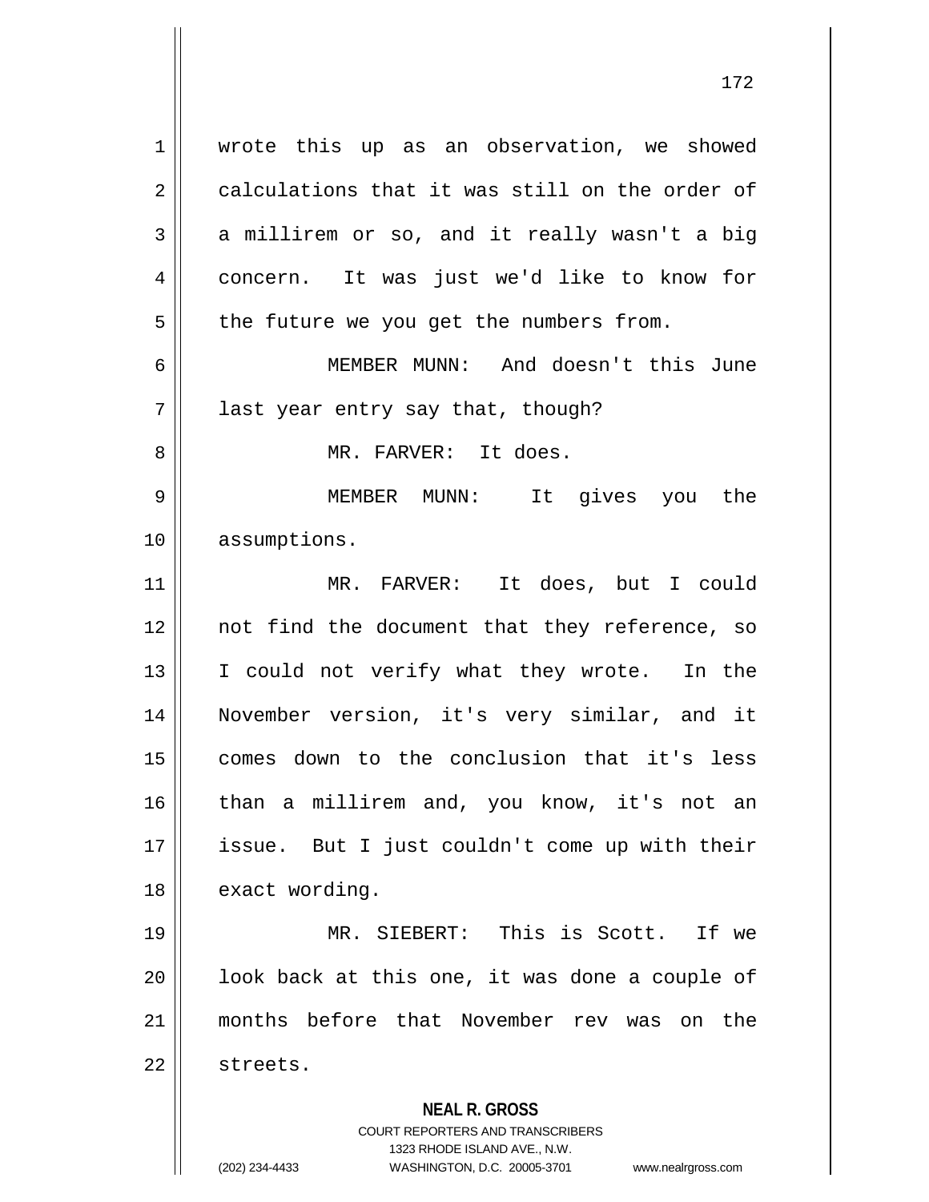wrote this up as an observation, we showed calculations that it was still on the order of a millirem or so, and it really wasn't a big concern. It was just we'd like to know for the future we you get the numbers from.

MEMBER MUNN: And doesn't this June last year entry say that, though?

MR. FARVER: It does.

MEMBER MUNN: It gives you the assumptions.

MR. FARVER: It does, but I could not find the document that they reference, so I could not verify what they wrote. In the November version, it's very similar, and it comes down to the conclusion that it's less than a millirem and, you know, it's not an issue. But I just couldn't come up with their exact wording.

MR. SIEBERT: This is Scott. If we look back at this one, it was done a couple of months before that November rev was on the streets.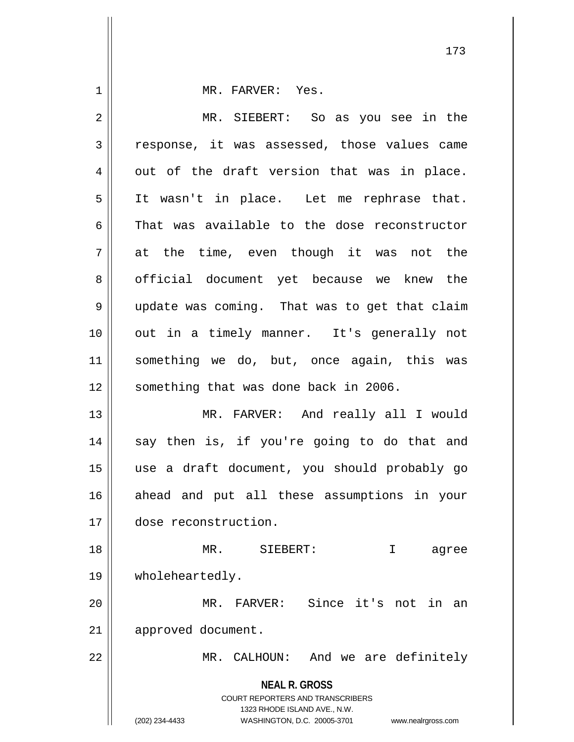MR. FARVER: Yes.

MR. SIEBERT: So as you see in the response, it was assessed, those values came out of the draft version that was in place. It wasn't in place. Let me rephrase that. That was available to the dose reconstructor at the time, even though it was not the official document yet because we knew the update was coming. That was to get that claim out in a timely manner. It's generally not something we do, but, once again, this was something that was done back in 2006.

MR. FARVER: And really all I would say then is, if you're going to do that and use a draft document, you should probably go ahead and put all these assumptions in your dose reconstruction.

MR. SIEBERT: I agree wholeheartedly.

MR. FARVER: Since it's not in an approved document.

MR. CALHOUN: And we are definitely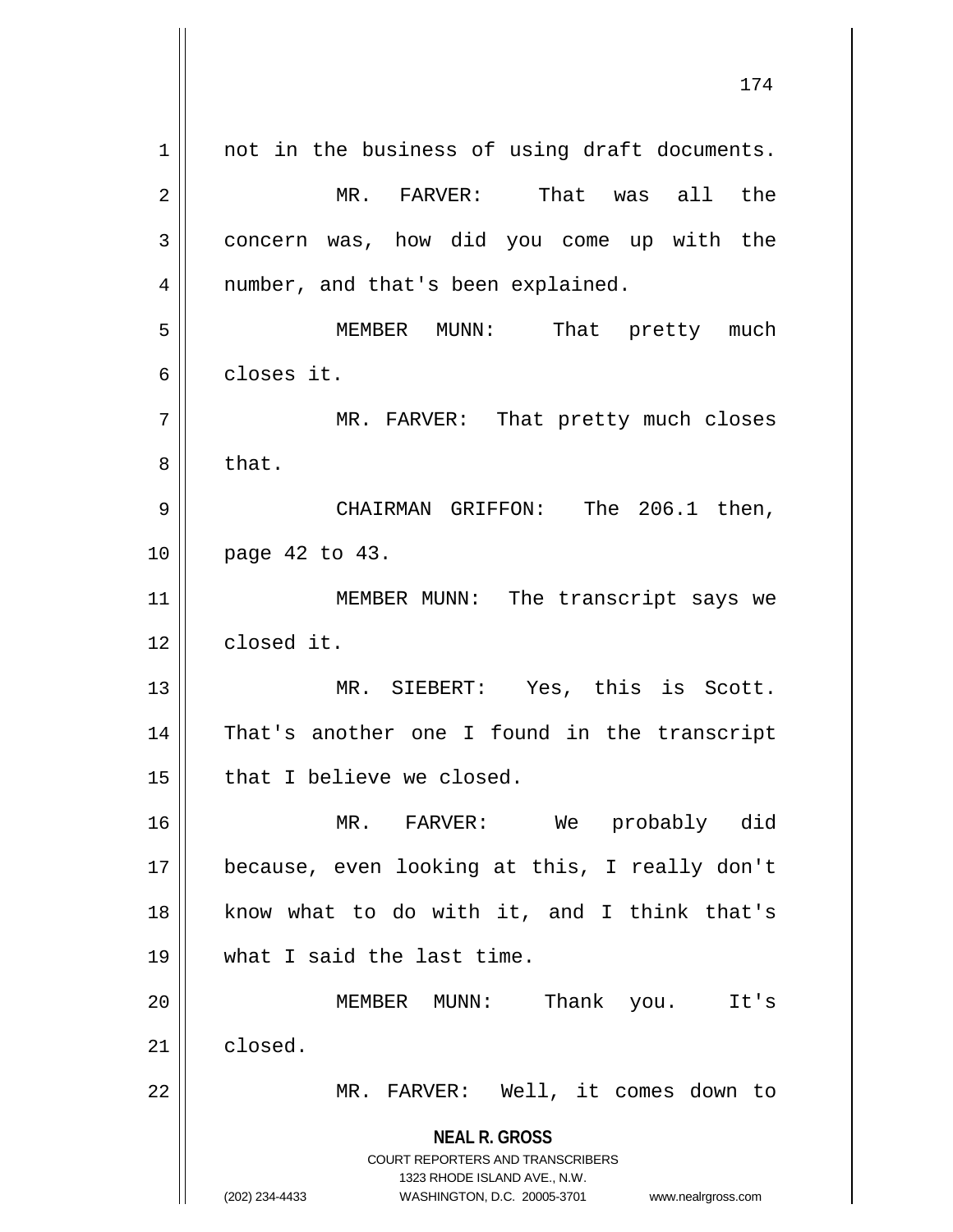not in the business of using draft documents.

MR. FARVER: That was all the concern was, how did you come up with the number, and that's been explained.

MEMBER MUNN: That pretty much closes it.

MR. FARVER: That pretty much closes that.

CHAIRMAN GRIFFON: The 206.1 then, page 42 to 43.

MEMBER MUNN: The transcript says we closed it.

MR. SIEBERT: Yes, this is Scott. That's another one I found in the transcript that I believe we closed.

MR. FARVER: We probably did because, even looking at this, I really don't know what to do with it, and I think that's what I said the last time.

MEMBER MUNN: Thank you. It's closed.

MR. FARVER: Well, it comes down to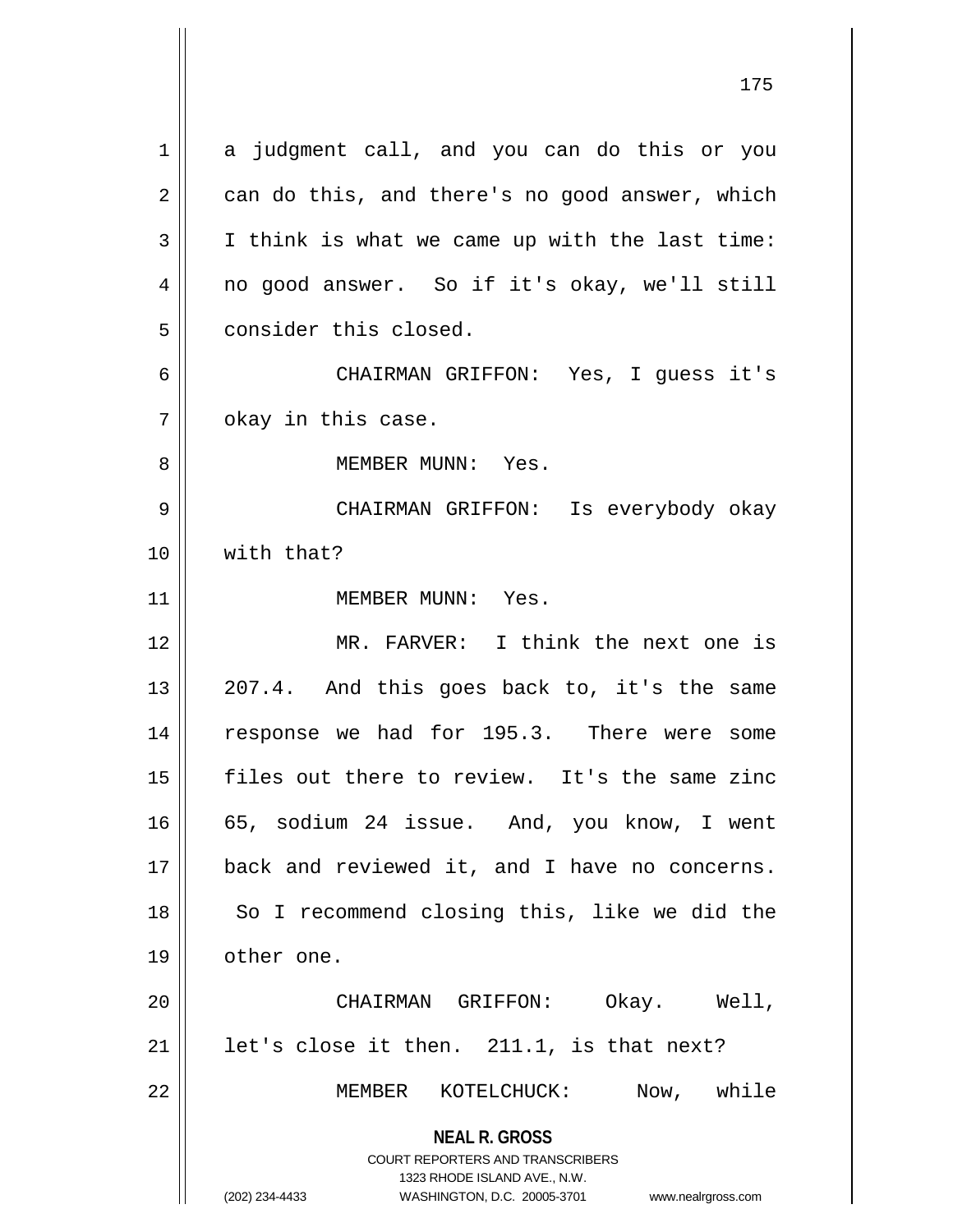a judgment call, and you can do this or you can do this, and there's no good answer, which I think is what we came up with the last time: no good answer. So if it's okay, we'll still consider this closed.

CHAIRMAN GRIFFON: Yes, I guess it's okay in this case.

MEMBER MUNN: Yes.

CHAIRMAN GRIFFON: Is everybody okay with that?

MEMBER MUNN: Yes.

MR. FARVER: I think the next one is 207.4. And this goes back to, it's the same response we had for 195.3. There were some files out there to review. It's the same zinc 65, sodium 24 issue. And, you know, I went back and reviewed it, and I have no concerns. So I recommend closing this, like we did the other one.

CHAIRMAN GRIFFON: Okay. Well, let's close it then. 211.1, is that next?

MEMBER KOTELCHUCK: Now, while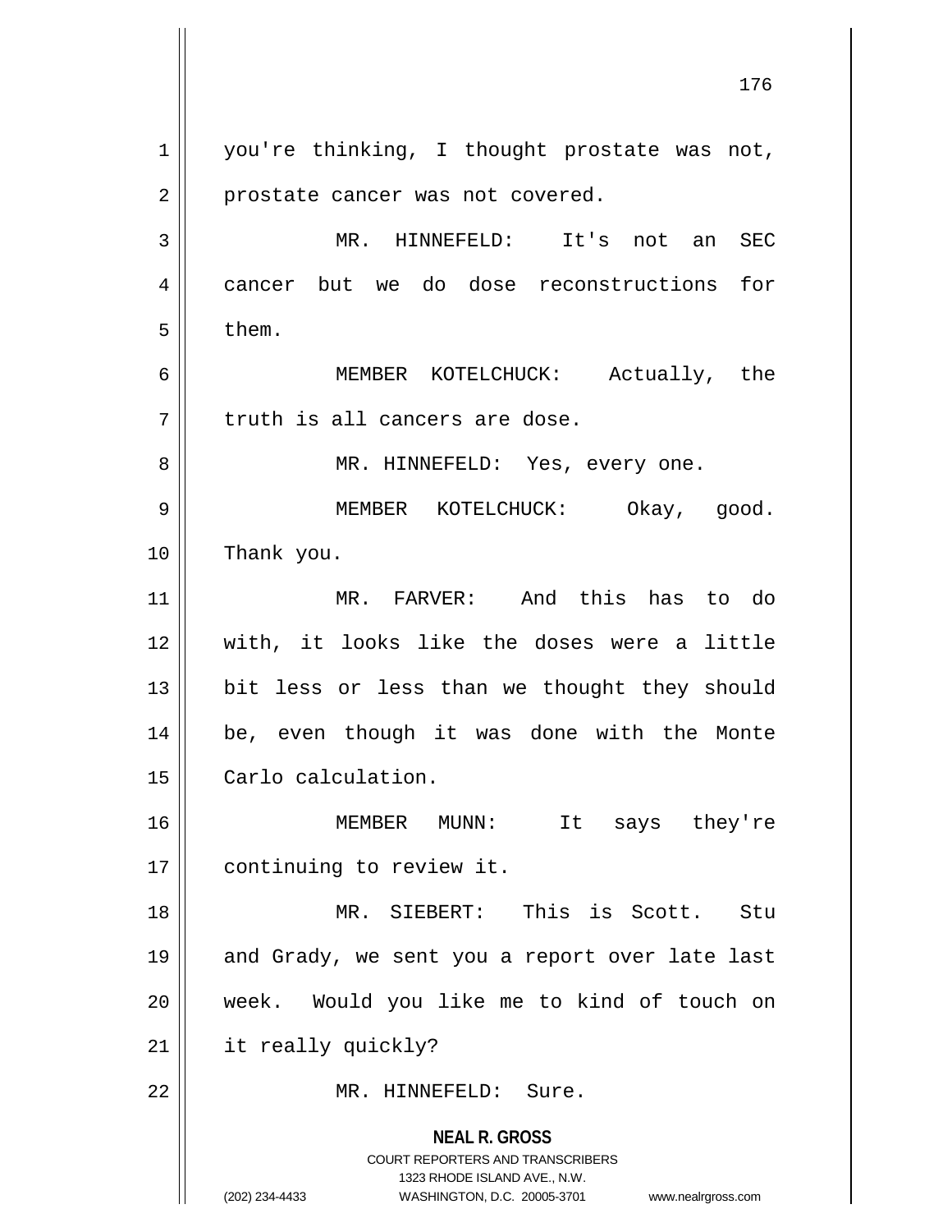you're thinking, I thought prostate was not, prostate cancer was not covered.

MR. HINNEFELD: It's not an SEC cancer but we do dose reconstructions for them.

MEMBER KOTELCHUCK: Actually, the truth is all cancers are dose.

MR. HINNEFELD: Yes, every one.

MEMBER KOTELCHUCK: Okay, good. Thank you.

MR. FARVER: And this has to do with, it looks like the doses were a little bit less or less than we thought they should be, even though it was done with the Monte Carlo calculation.

MEMBER MUNN: It says they're continuing to review it.

MR. SIEBERT: This is Scott. Stu and Grady, we sent you a report over late last week. Would you like me to kind of touch on it really quickly?

MR. HINNEFELD: Sure.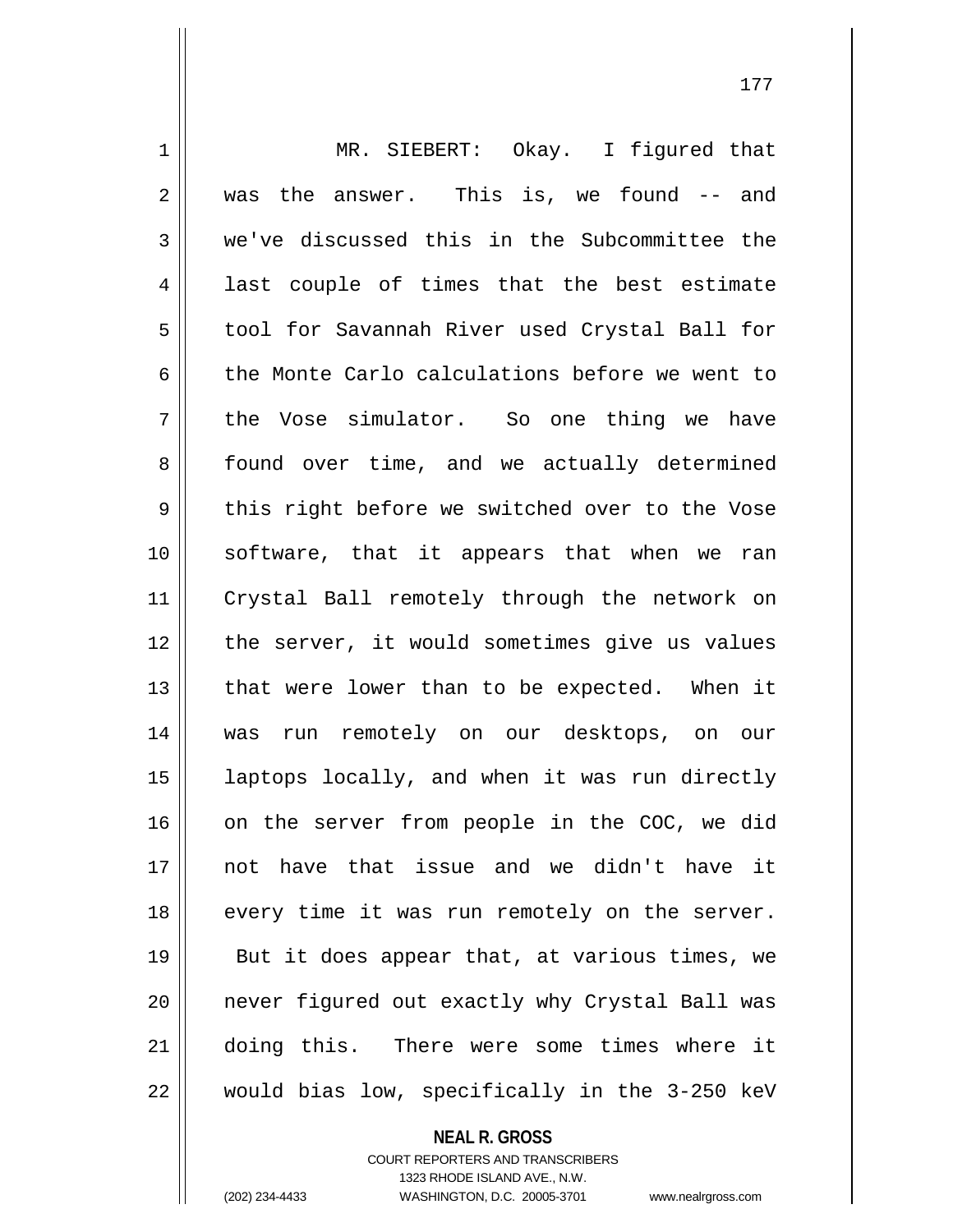MR. SIEBERT: Okay. I figured that was the answer. This is, we found -- and we've discussed this in the Subcommittee the last couple of times that the best estimate tool for Savannah River used Crystal Ball for the Monte Carlo calculations before we went to the Vose simulator. So one thing we have found over time, and we actually determined this right before we switched over to the Vose software, that it appears that when we ran Crystal Ball remotely through the network on the server, it would sometimes give us values that were lower than to be expected. When it was run remotely on our desktops, on our laptops locally, and when it was run directly on the server from people in the COC, we did not have that issue and we didn't have it every time it was run remotely on the server. But it does appear that, at various times, we never figured out exactly why Crystal Ball was doing this. There were some times where it would bias low, specifically in the 3-250 keV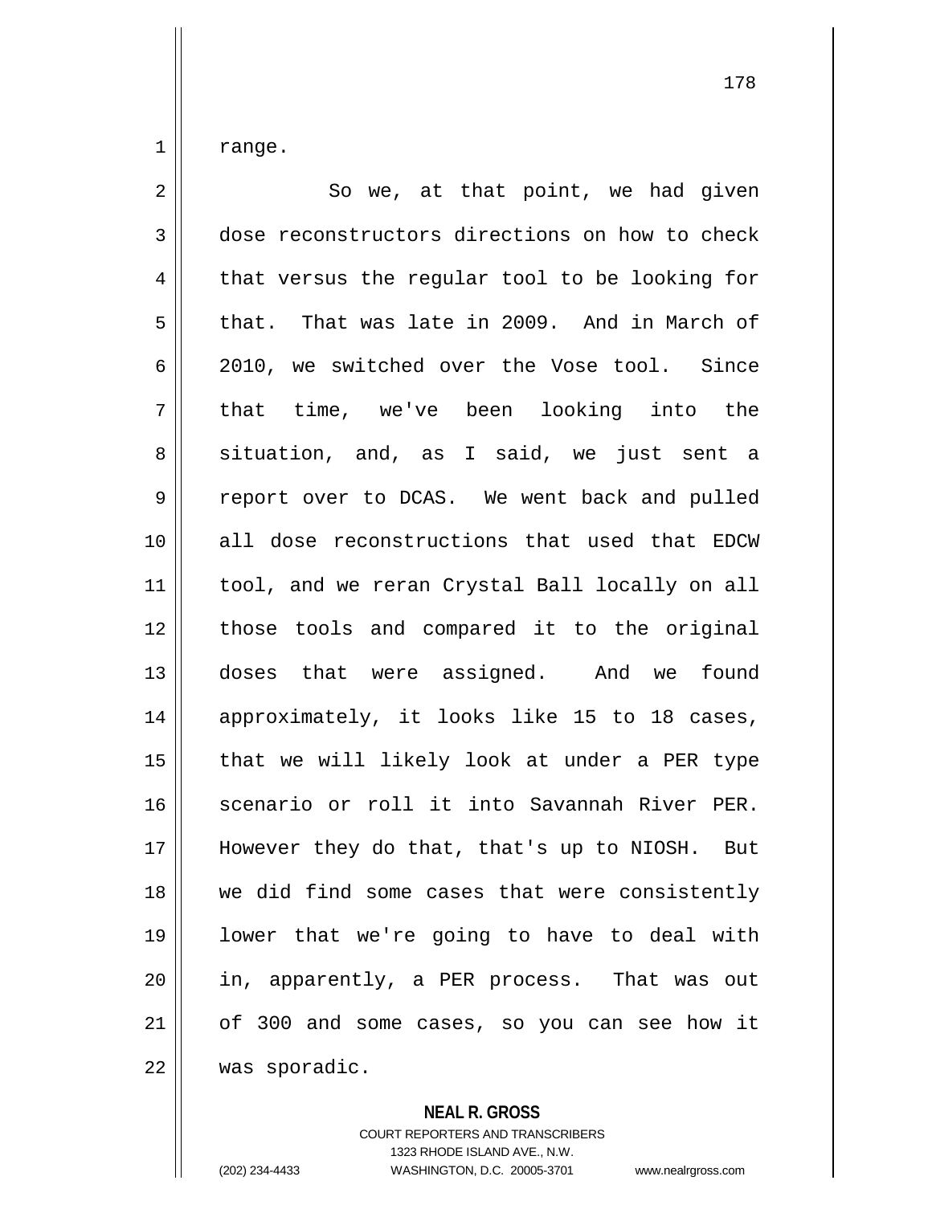range.

So we, at that point, we had given dose reconstructors directions on how to check that versus the regular tool to be looking for that. That was late in 2009. And in March of 2010, we switched over the Vose tool. Since that time, we've been looking into the situation, and, as I said, we just sent a report over to DCAS. We went back and pulled all dose reconstructions that used that EDCW tool, and we reran Crystal Ball locally on all those tools and compared it to the original doses that were assigned. And we found approximately, it looks like 15 to 18 cases, that we will likely look at under a PER type scenario or roll it into Savannah River PER. However they do that, that's up to NIOSH. But we did find some cases that were consistently lower that we're going to have to deal with in, apparently, a PER process. That was out of 300 and some cases, so you can see how it was sporadic.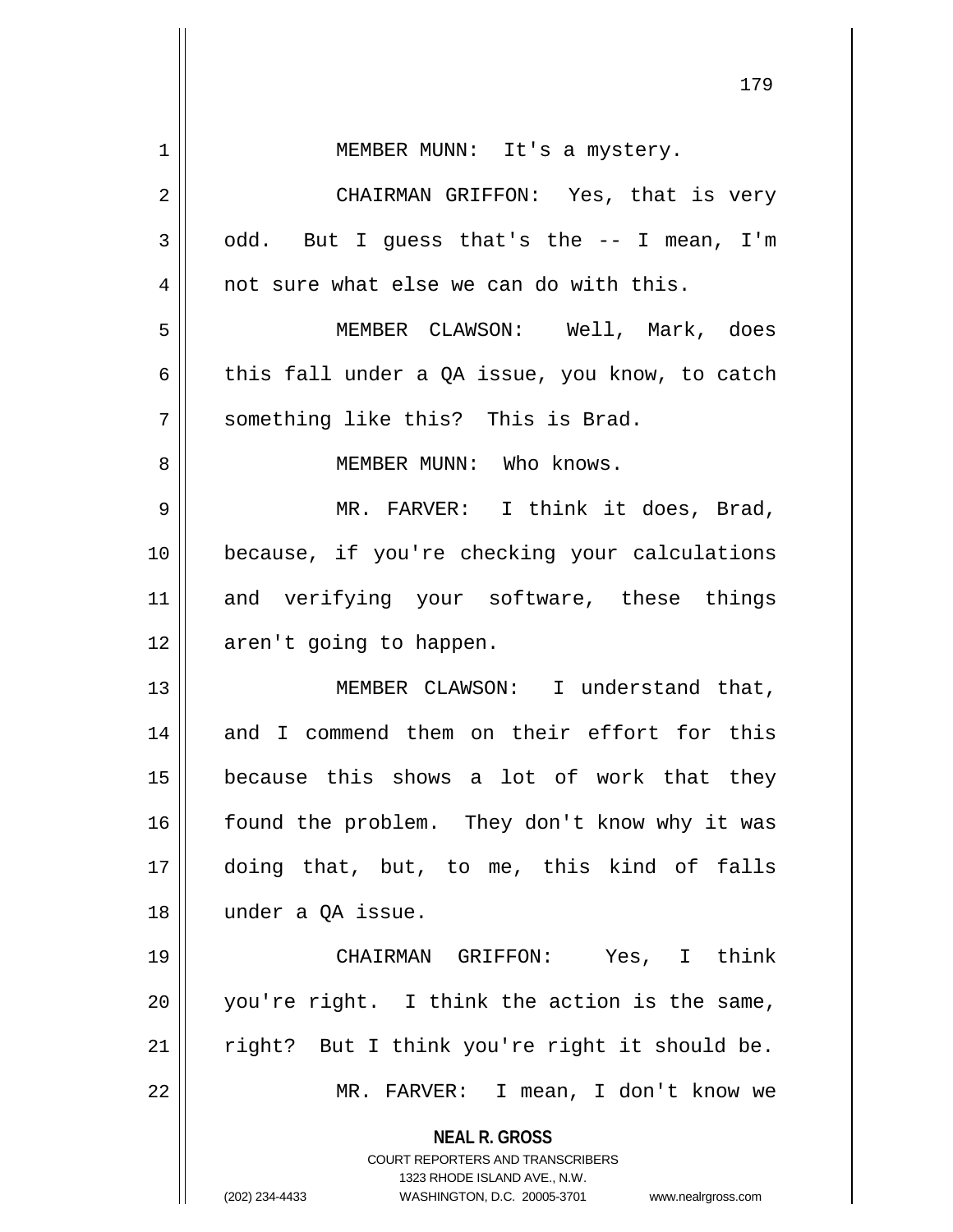MEMBER MUNN: It's a mystery.

CHAIRMAN GRIFFON: Yes, that is very odd. But I guess that's the -- I mean, I'm not sure what else we can do with this.

MEMBER CLAWSON: Well, Mark, does this fall under a QA issue, you know, to catch something like this? This is Brad.

MEMBER MUNN: Who knows.

MR. FARVER: I think it does, Brad, because, if you're checking your calculations and verifying your software, these things aren't going to happen.

MEMBER CLAWSON: I understand that, and I commend them on their effort for this because this shows a lot of work that they found the problem. They don't know why it was doing that, but, to me, this kind of falls under a QA issue.

CHAIRMAN GRIFFON: Yes, I think you're right. I think the action is the same, right? But I think you're right it should be.

MR. FARVER: I mean, I don't know we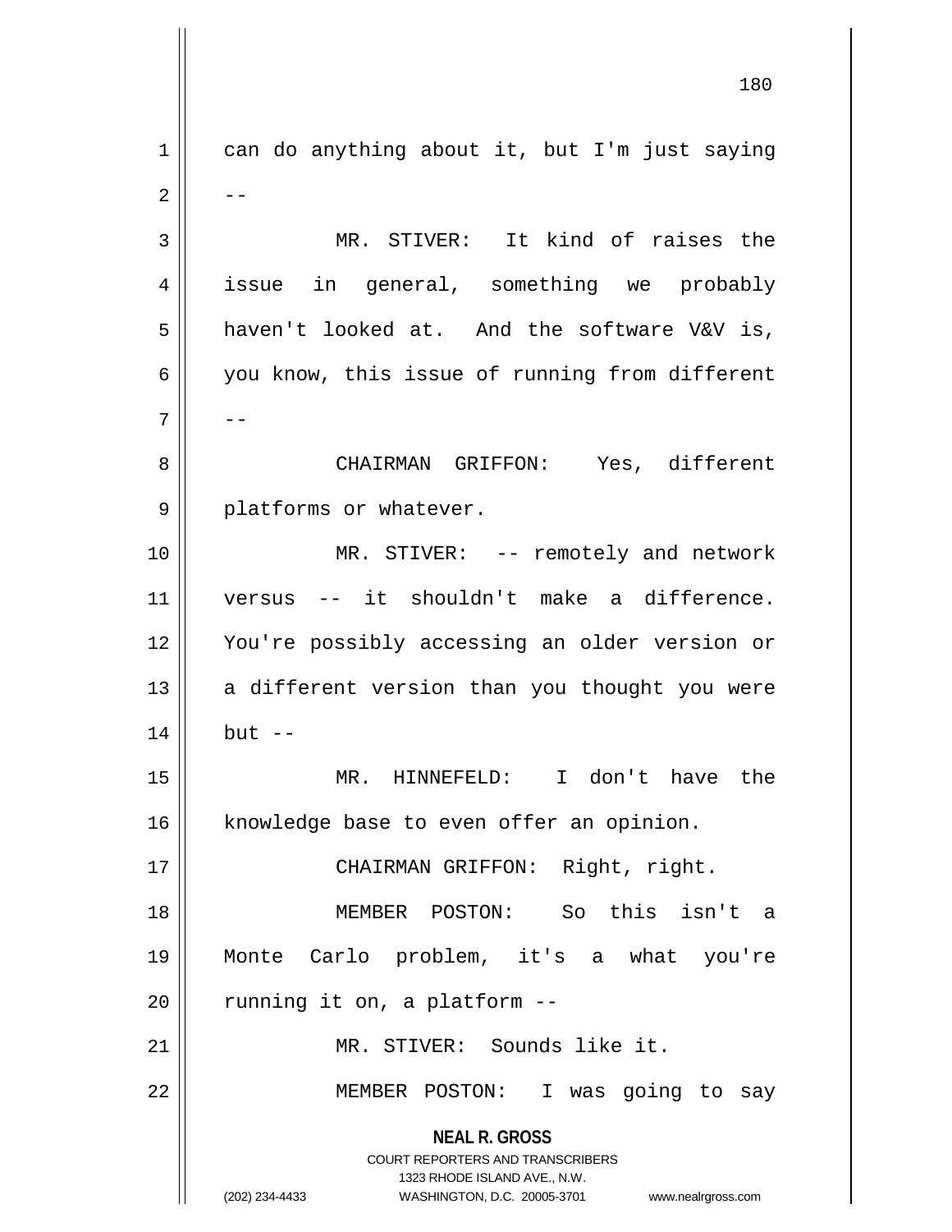can do anything about it, but I'm just saying --

MR. STIVER: It kind of raises the issue in general, something we probably haven't looked at. And the software V&V is, you know, this issue of running from different --

CHAIRMAN GRIFFON: Yes, different platforms or whatever.

MR. STIVER: -- remotely and network versus -- it shouldn't make a difference. You're possibly accessing an older version or a different version than you thought you were but --

MR. HINNEFELD: I don't have the knowledge base to even offer an opinion.

CHAIRMAN GRIFFON: Right, right.

MEMBER POSTON: So this isn't a Monte Carlo problem, it's a what you're running it on, a platform --

MR. STIVER: Sounds like it.

MEMBER POSTON: I was going to say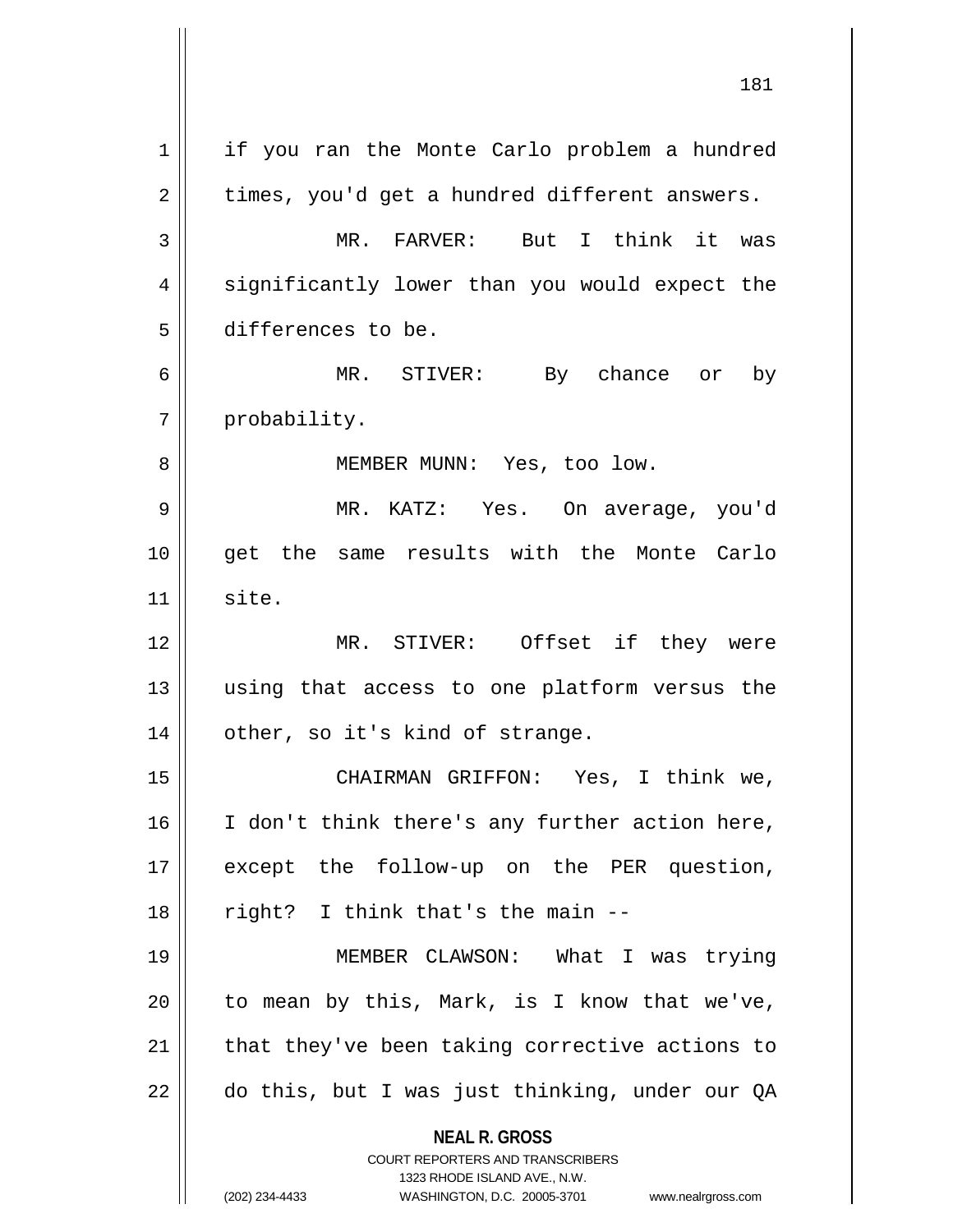if you ran the Monte Carlo problem a hundred times, you'd get a hundred different answers.

MR. FARVER: But I think it was significantly lower than you would expect the differences to be.

MR. STIVER: By chance or by probability.

MEMBER MUNN: Yes, too low.

MR. KATZ: Yes. On average, you'd get the same results with the Monte Carlo site.

MR. STIVER: Offset if they were using that access to one platform versus the other, so it's kind of strange.

CHAIRMAN GRIFFON: Yes, I think we, I don't think there's any further action here, except the follow-up on the PER question, right? I think that's the main --

MEMBER CLAWSON: What I was trying to mean by this, Mark, is I know that we've, that they've been taking corrective actions to do this, but I was just thinking, under our QA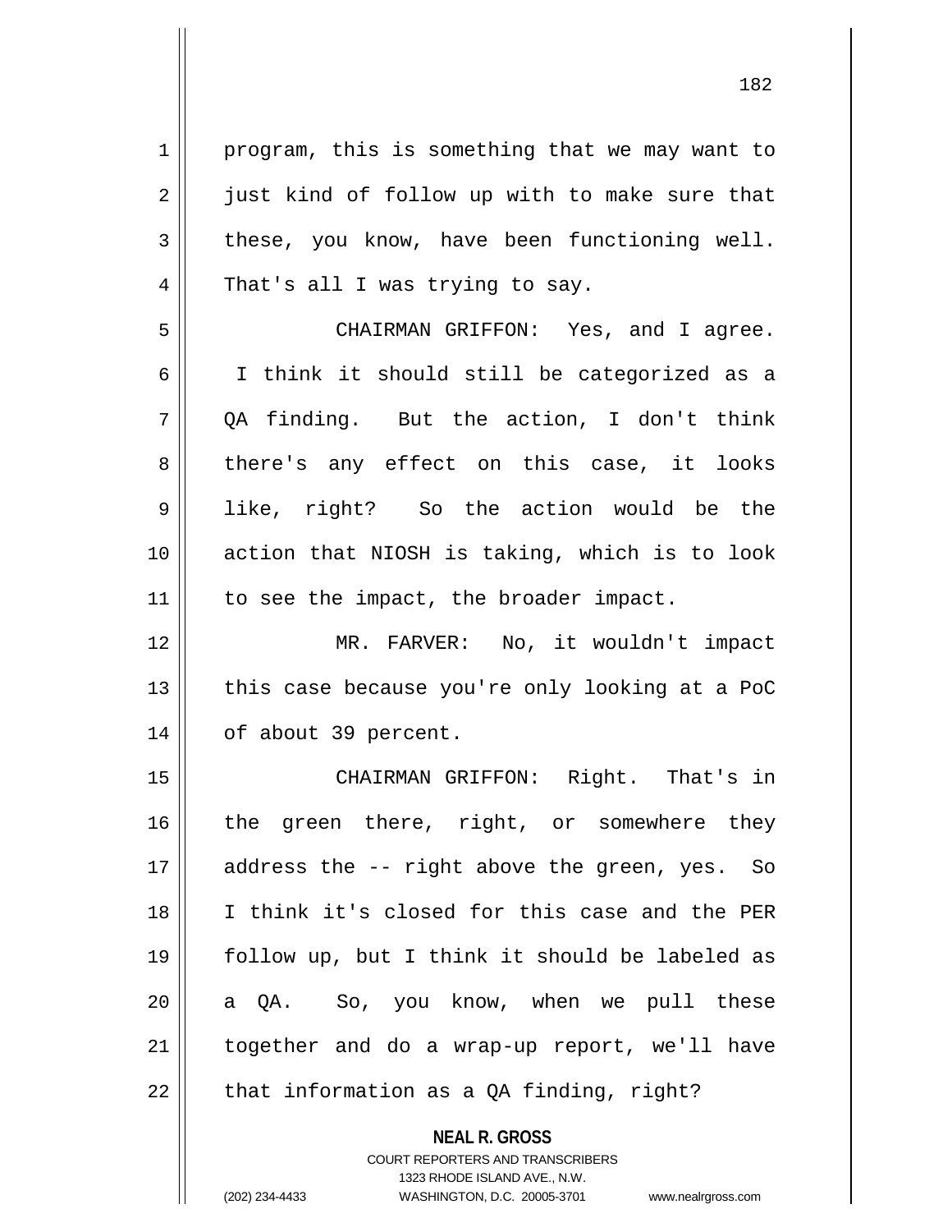program, this is something that we may want to just kind of follow up with to make sure that these, you know, have been functioning well. That's all I was trying to say.

CHAIRMAN GRIFFON: Yes, and I agree. I think it should still be categorized as a QA finding. But the action, I don't think there's any effect on this case, it looks like, right? So the action would be the action that NIOSH is taking, which is to look to see the impact, the broader impact.

MR. FARVER: No, it wouldn't impact this case because you're only looking at a PoC of about 39 percent.

CHAIRMAN GRIFFON: Right. That's in the green there, right, or somewhere they address the -- right above the green, yes. So I think it's closed for this case and the PER follow up, but I think it should be labeled as a QA. So, you know, when we pull these together and do a wrap-up report, we'll have that information as a QA finding, right?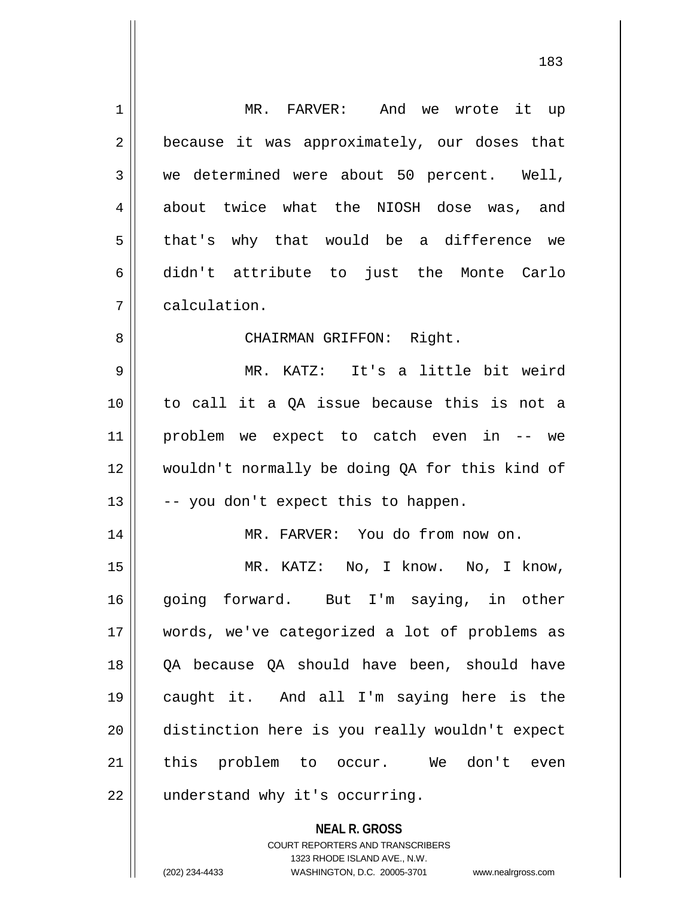MR. FARVER: And we wrote it up because it was approximately, our doses that we determined were about 50 percent. Well, about twice what the NIOSH dose was, and that's why that would be a difference we didn't attribute to just the Monte Carlo calculation.

CHAIRMAN GRIFFON: Right.

MR. KATZ: It's a little bit weird to call it a QA issue because this is not a problem we expect to catch even in -- we wouldn't normally be doing QA for this kind of -- you don't expect this to happen.

MR. FARVER: You do from now on.

MR. KATZ: No, I know. No, I know, going forward. But I'm saying, in other words, we've categorized a lot of problems as QA because QA should have been, should have caught it. And all I'm saying here is the distinction here is you really wouldn't expect this problem to occur. We don't even understand why it's occurring.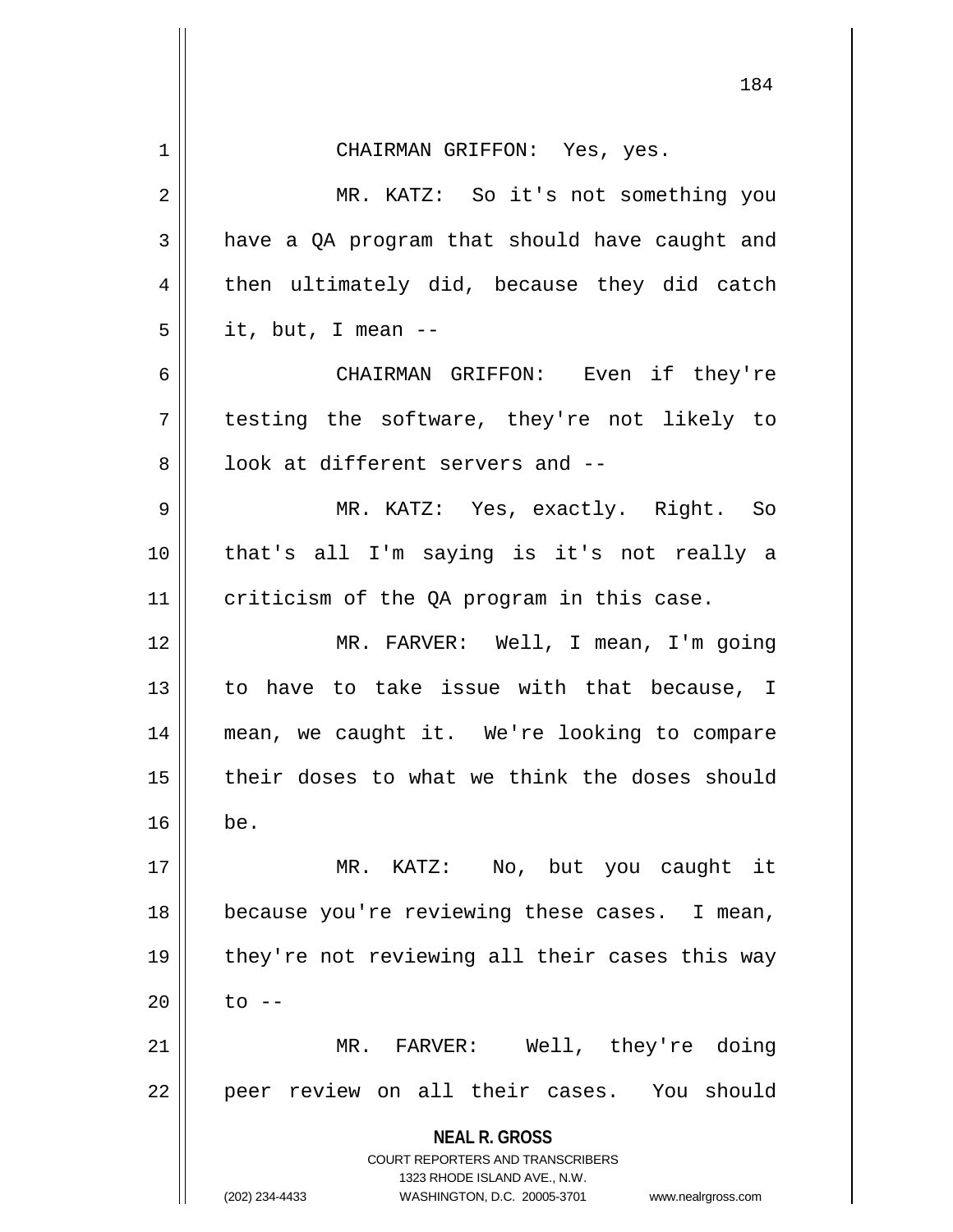CHAIRMAN GRIFFON: Yes, yes.

MR. KATZ: So it's not something you have a QA program that should have caught and then ultimately did, because they did catch it, but, I mean --

CHAIRMAN GRIFFON: Even if they're testing the software, they're not likely to look at different servers and --

MR. KATZ: Yes, exactly. Right. So that's all I'm saying is it's not really a criticism of the QA program in this case.

MR. FARVER: Well, I mean, I'm going to have to take issue with that because, I mean, we caught it. We're looking to compare their doses to what we think the doses should be.

MR. KATZ: No, but you caught it because you're reviewing these cases. I mean, they're not reviewing all their cases this way to --

MR. FARVER: Well, they're doing peer review on all their cases. You should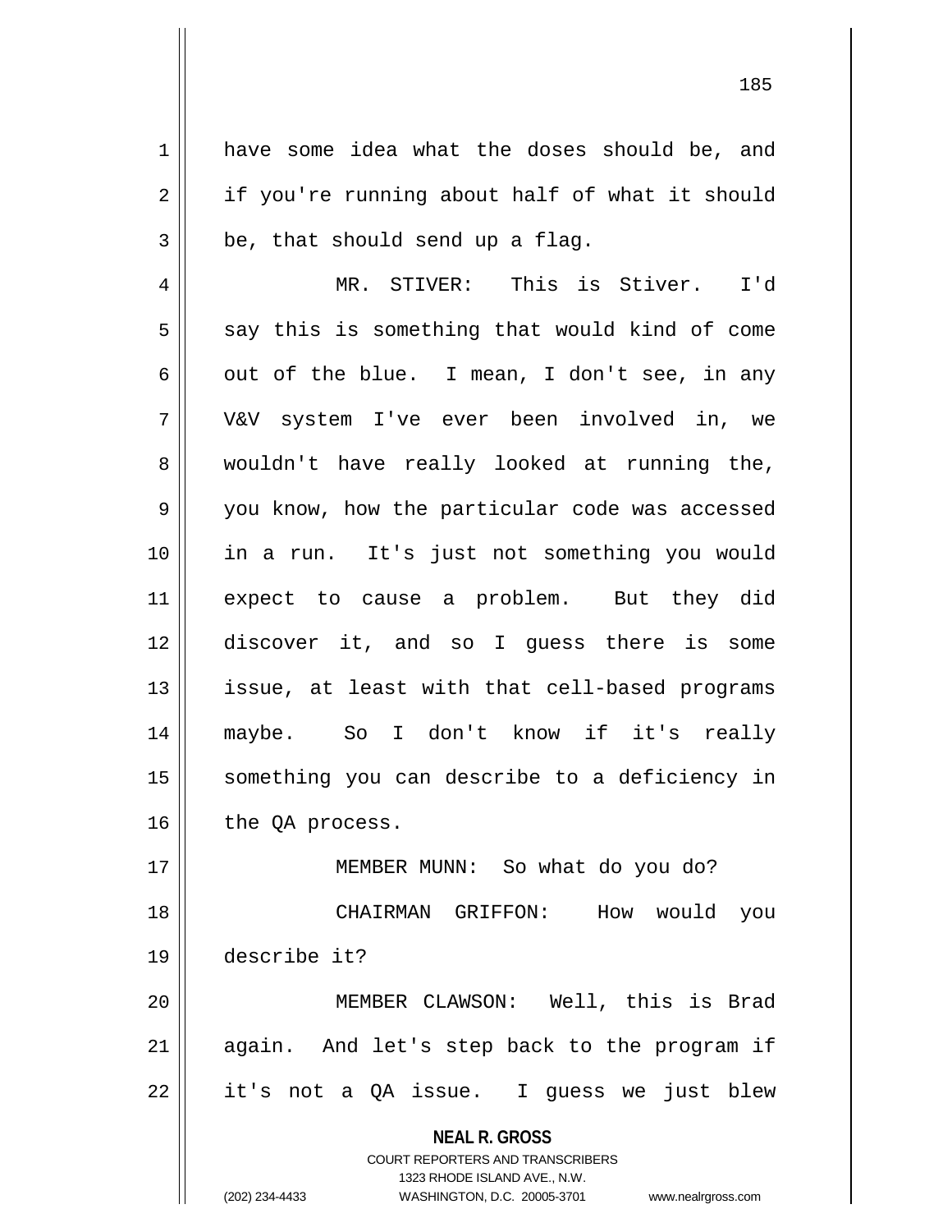have some idea what the doses should be, and if you're running about half of what it should be, that should send up a flag.

MR. STIVER: This is Stiver. I'd say this is something that would kind of come out of the blue. I mean, I don't see, in any V&V system I've ever been involved in, we wouldn't have really looked at running the, you know, how the particular code was accessed in a run. It's just not something you would expect to cause a problem. But they did discover it, and so I guess there is some issue, at least with that cell-based programs maybe. So I don't know if it's really something you can describe to a deficiency in the QA process.

MEMBER MUNN: So what do you do?

CHAIRMAN GRIFFON: How would you describe it?

MEMBER CLAWSON: Well, this is Brad again. And let's step back to the program if it's not a QA issue. I guess we just blew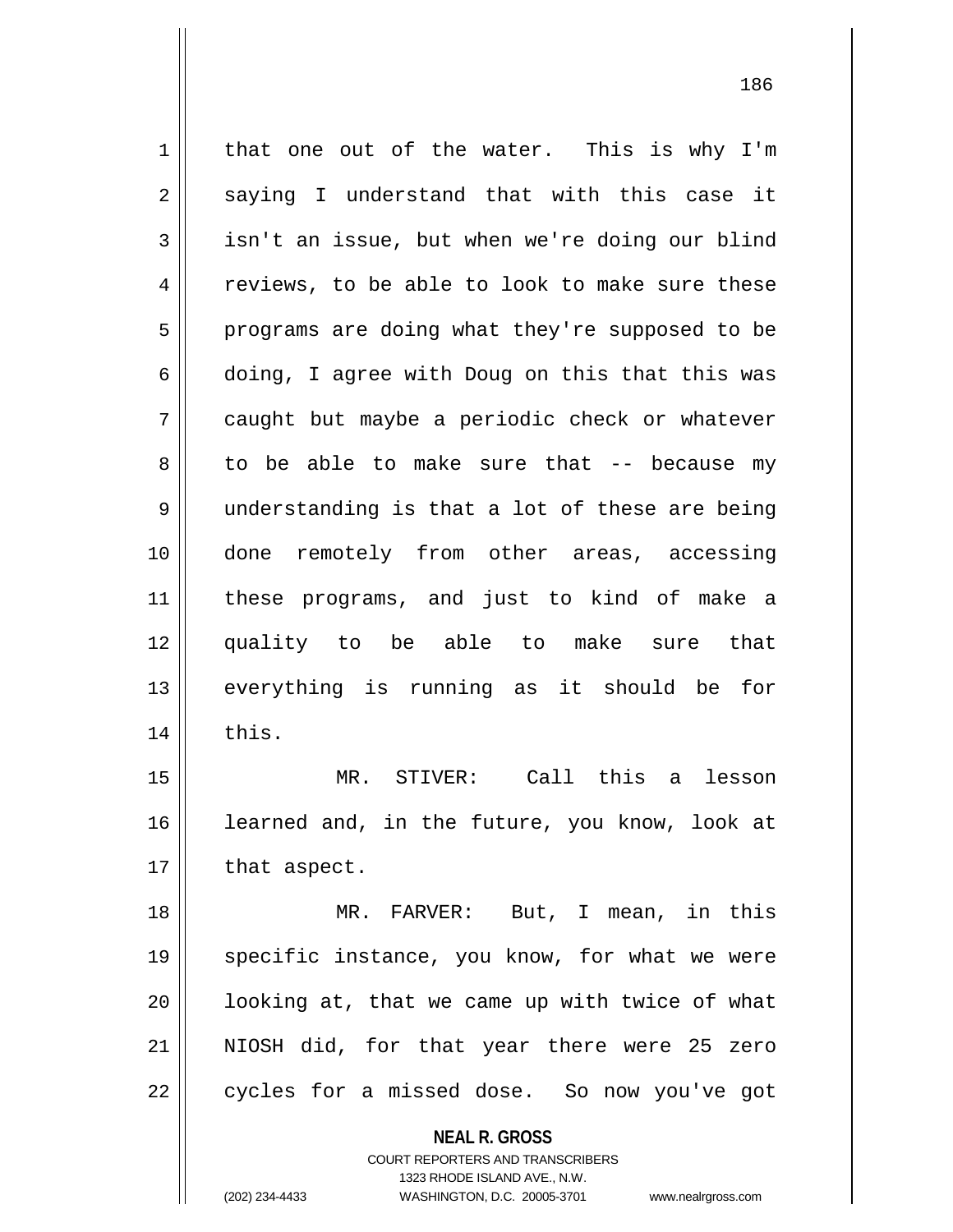that one out of the water. This is why I'm saying I understand that with this case it isn't an issue, but when we're doing our blind reviews, to be able to look to make sure these programs are doing what they're supposed to be doing, I agree with Doug on this that this was caught but maybe a periodic check or whatever to be able to make sure that -- because my understanding is that a lot of these are being done remotely from other areas, accessing these programs, and just to kind of make a quality to be able to make sure that everything is running as it should be for this.

MR. STIVER: Call this a lesson learned and, in the future, you know, look at that aspect.

MR. FARVER: But, I mean, in this specific instance, you know, for what we were looking at, that we came up with twice of what NIOSH did, for that year there were 25 zero cycles for a missed dose. So now you've got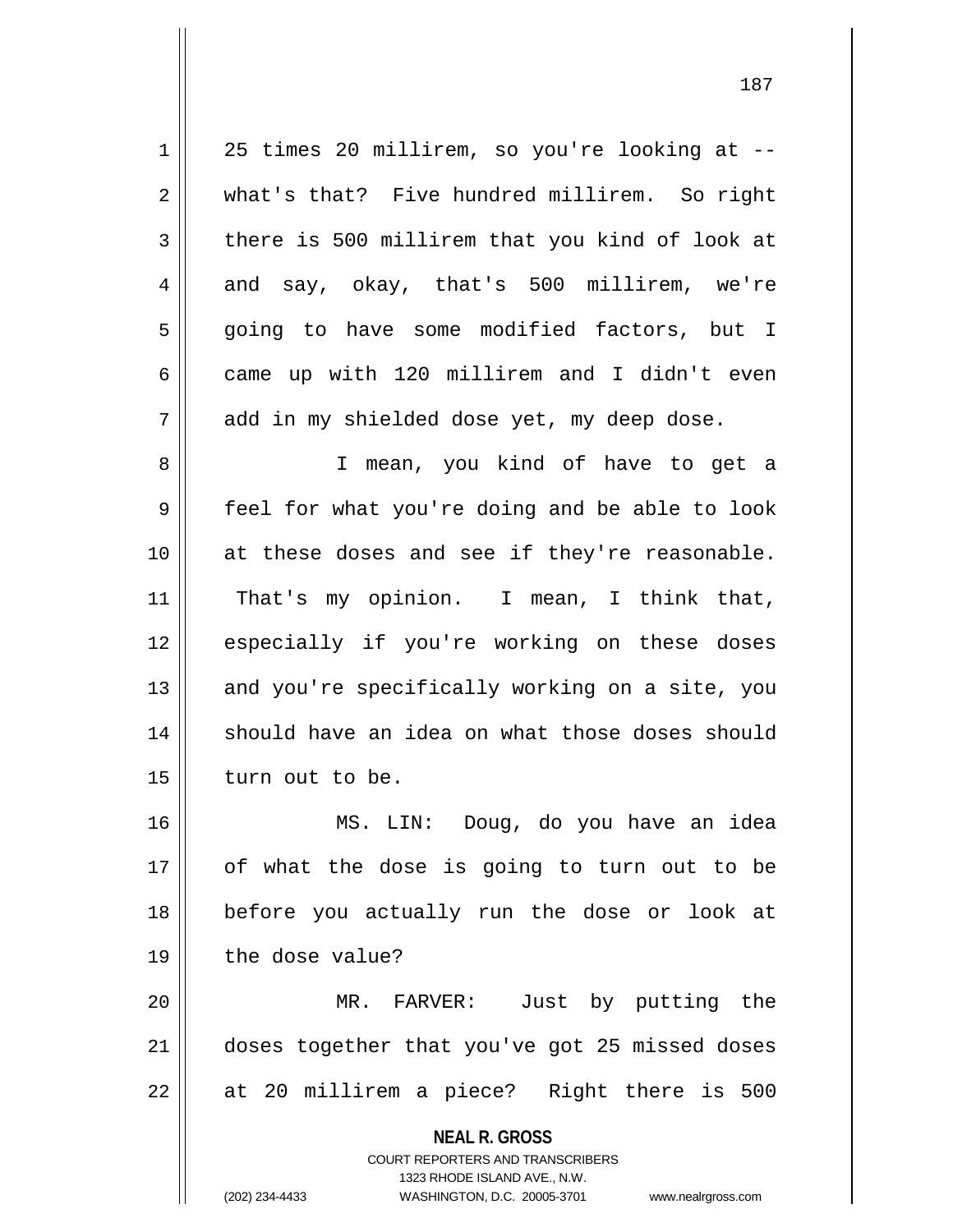25 times 20 millirem, so you're looking at -- what's that? Five hundred millirem. So right there is 500 millirem that you kind of look at and say, okay, that's 500 millirem, we're going to have some modified factors, but I came up with 120 millirem and I didn't even add in my shielded dose yet, my deep dose.

I mean, you kind of have to get a feel for what you're doing and be able to look at these doses and see if they're reasonable. That's my opinion. I mean, I think that, especially if you're working on these doses and you're specifically working on a site, you should have an idea on what those doses should turn out to be.

MS. LIN: Doug, do you have an idea of what the dose is going to turn out to be before you actually run the dose or look at the dose value?

MR. FARVER: Just by putting the doses together that you've got 25 missed doses at 20 millirem a piece? Right there is 500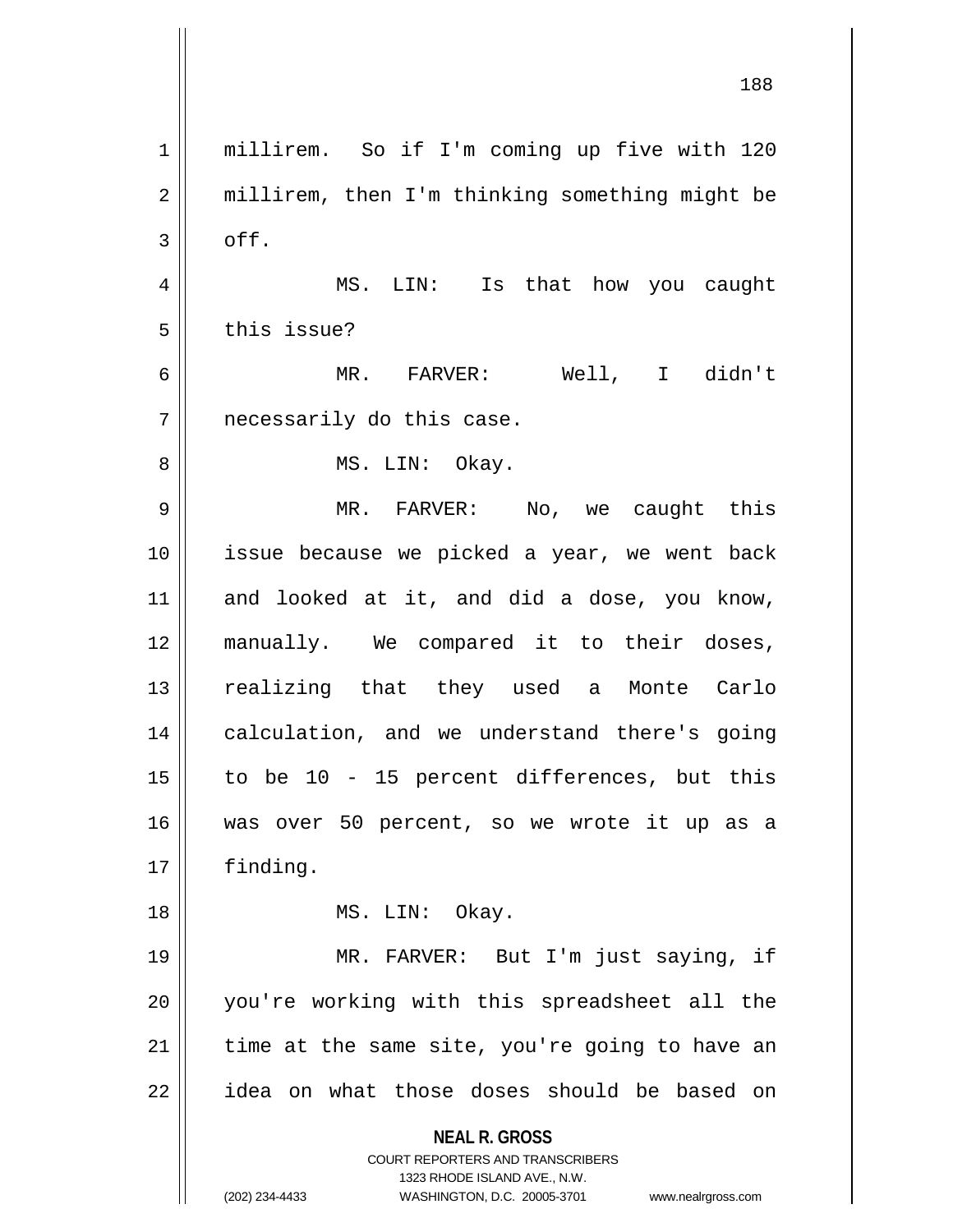millirem. So if I'm coming up five with 120 millirem, then I'm thinking something might be off.

MS. LIN: Is that how you caught this issue?

MR. FARVER: Well, I didn't necessarily do this case.

MS. LIN: Okay.

MR. FARVER: No, we caught this issue because we picked a year, we went back and looked at it, and did a dose, you know, manually. We compared it to their doses, realizing that they used a Monte Carlo calculation, and we understand there's going to be 10 - 15 percent differences, but this was over 50 percent, so we wrote it up as a finding.

MS. LIN: Okay.

MR. FARVER: But I'm just saying, if you're working with this spreadsheet all the time at the same site, you're going to have an idea on what those doses should be based on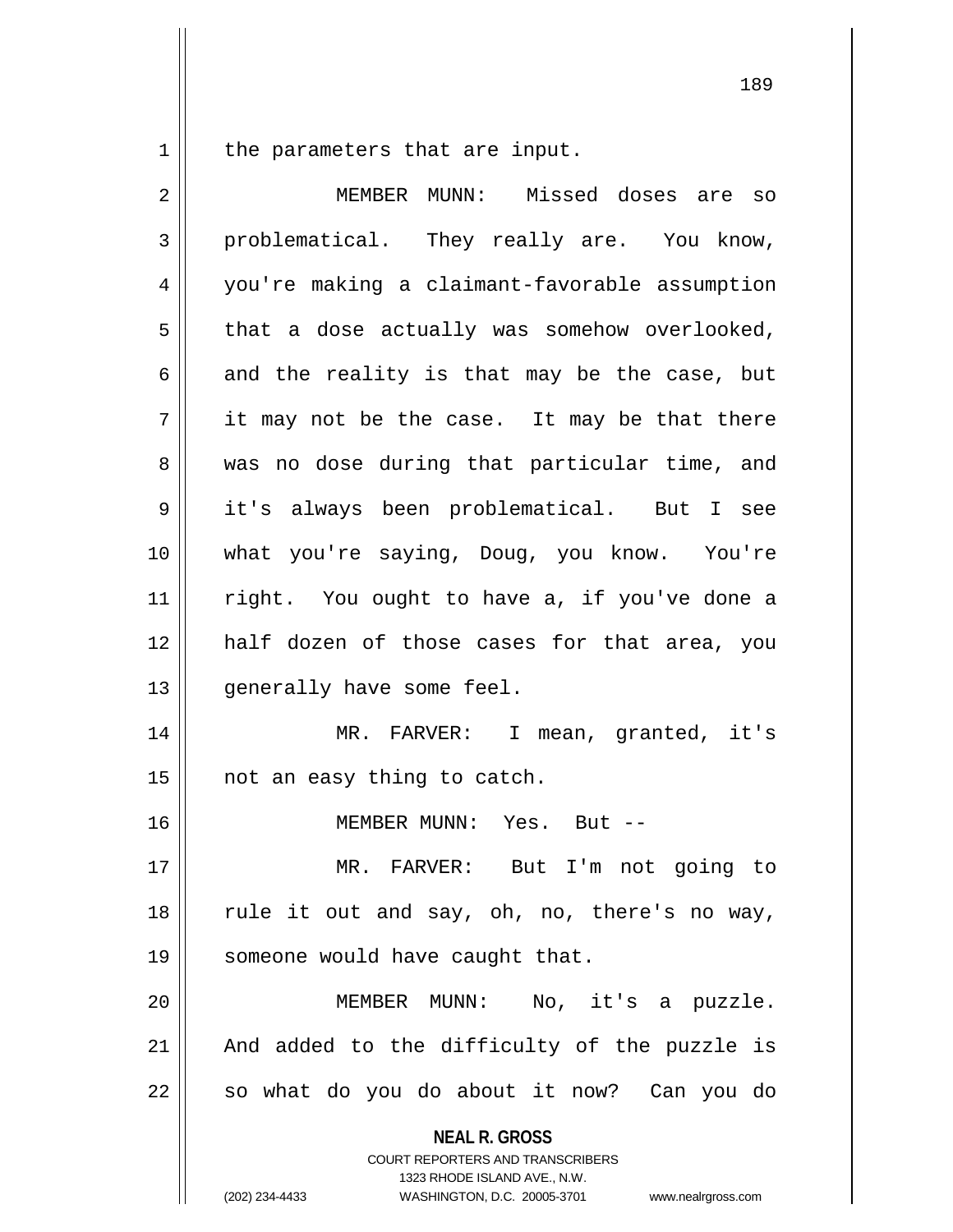the parameters that are input.

MEMBER MUNN: Missed doses are so problematical. They really are. You know, you're making a claimant-favorable assumption that a dose actually was somehow overlooked, and the reality is that may be the case, but it may not be the case. It may be that there was no dose during that particular time, and it's always been problematical. But I see what you're saying, Doug, you know. You're right. You ought to have a, if you've done a half dozen of those cases for that area, you generally have some feel.

MR. FARVER: I mean, granted, it's not an easy thing to catch.

MEMBER MUNN: Yes. But --

MR. FARVER: But I'm not going to rule it out and say, oh, no, there's no way, someone would have caught that.

MEMBER MUNN: No, it's a puzzle. And added to the difficulty of the puzzle is so what do you do about it now? Can you do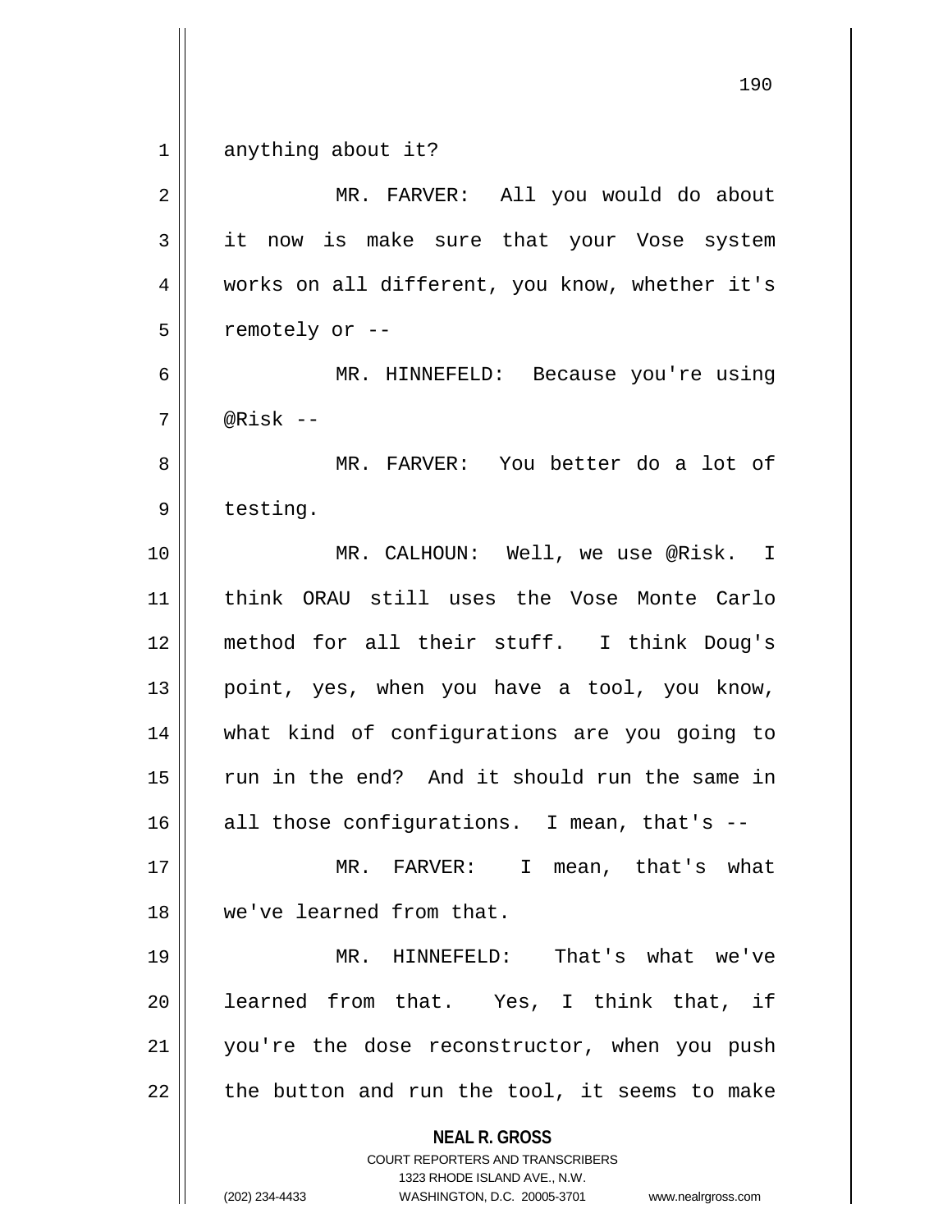anything about it?

MR. FARVER: All you would do about it now is make sure that your Vose system works on all different, you know, whether it's remotely or --

MR. HINNEFELD: Because you're using @Risk --

MR. FARVER: You better do a lot of testing.

MR. CALHOUN: Well, we use @Risk. I think ORAU still uses the Vose Monte Carlo method for all their stuff. I think Doug's point, yes, when you have a tool, you know, what kind of configurations are you going to run in the end? And it should run the same in all those configurations. I mean, that's --

MR. FARVER: I mean, that's what we've learned from that.

MR. HINNEFELD: That's what we've learned from that. Yes, I think that, if you're the dose reconstructor, when you push the button and run the tool, it seems to make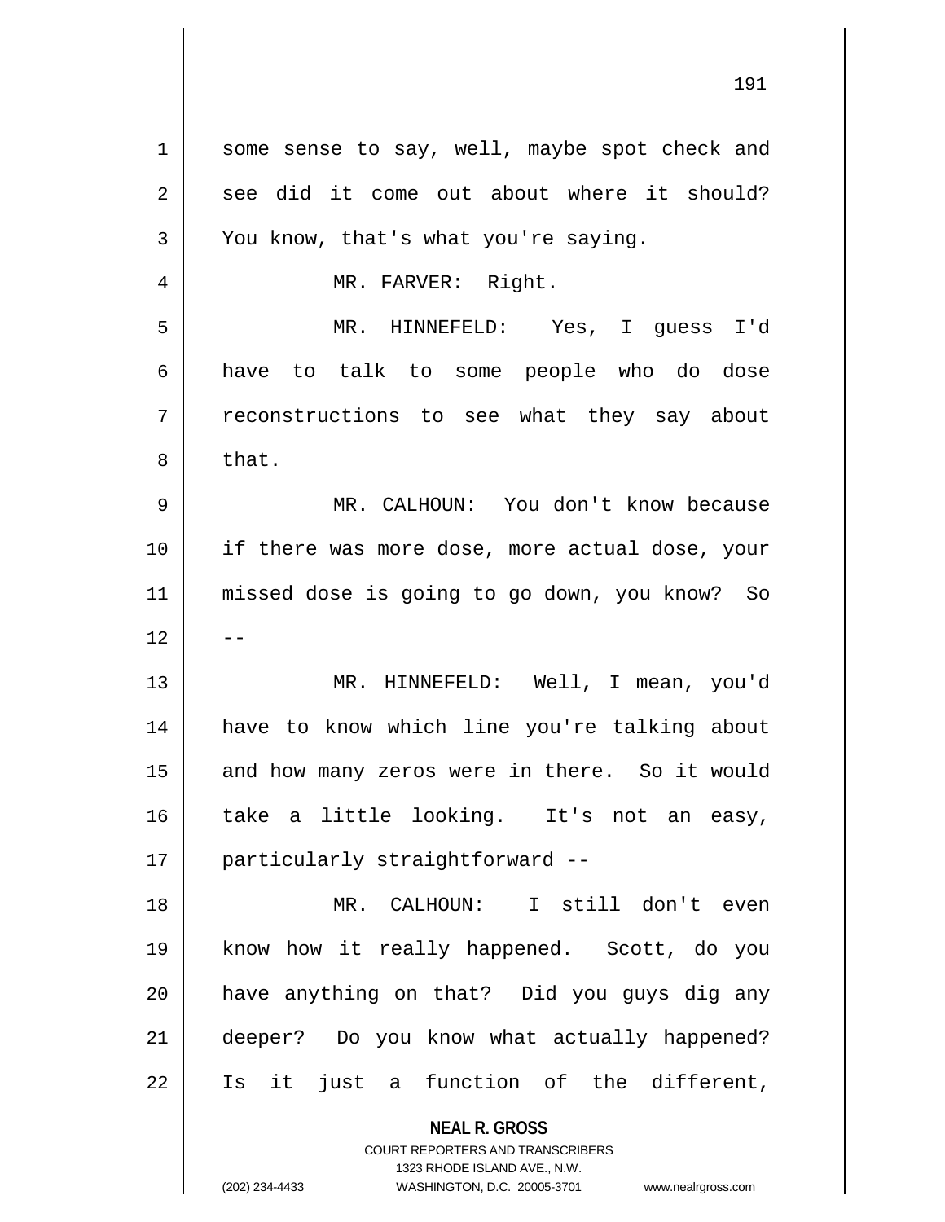some sense to say, well, maybe spot check and see did it come out about where it should? You know, that's what you're saying.

MR. FARVER: Right.

MR. HINNEFELD: Yes, I guess I'd have to talk to some people who do dose reconstructions to see what they say about that.

MR. CALHOUN: You don't know because if there was more dose, more actual dose, your missed dose is going to go down, you know? So --

MR. HINNEFELD: Well, I mean, you'd have to know which line you're talking about and how many zeros were in there. So it would take a little looking. It's not an easy, particularly straightforward --

MR. CALHOUN: I still don't even know how it really happened. Scott, do you have anything on that? Did you guys dig any deeper? Do you know what actually happened? Is it just a function of the different,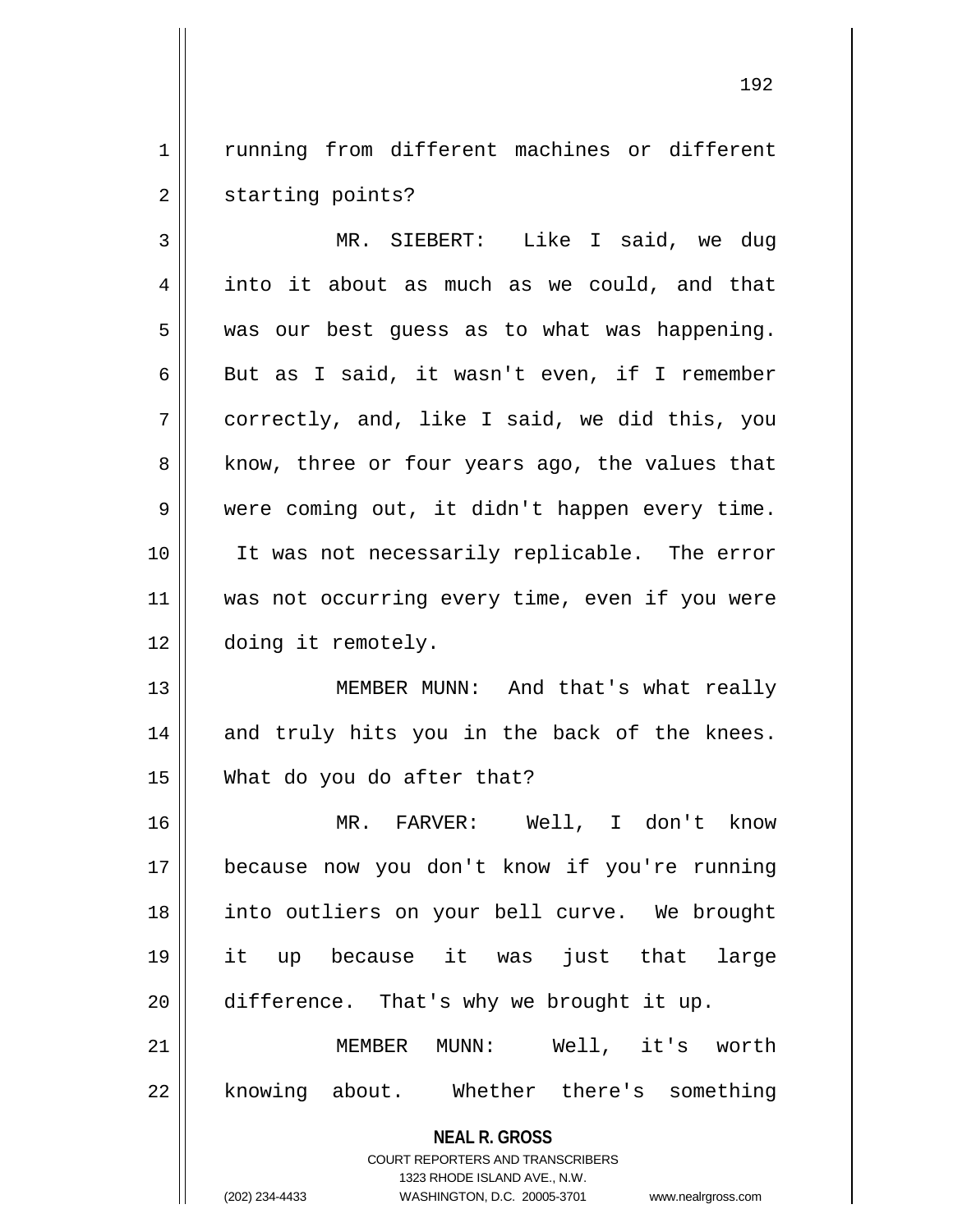running from different machines or different starting points?

MR. SIEBERT: Like I said, we dug into it about as much as we could, and that was our best guess as to what was happening. But as I said, it wasn't even, if I remember correctly, and, like I said, we did this, you know, three or four years ago, the values that were coming out, it didn't happen every time. It was not necessarily replicable. The error was not occurring every time, even if you were doing it remotely.

MEMBER MUNN: And that's what really and truly hits you in the back of the knees. What do you do after that?

MR. FARVER: Well, I don't know because now you don't know if you're running into outliers on your bell curve. We brought it up because it was just that large difference. That's why we brought it up.

MEMBER MUNN: Well, it's worth knowing about. Whether there's something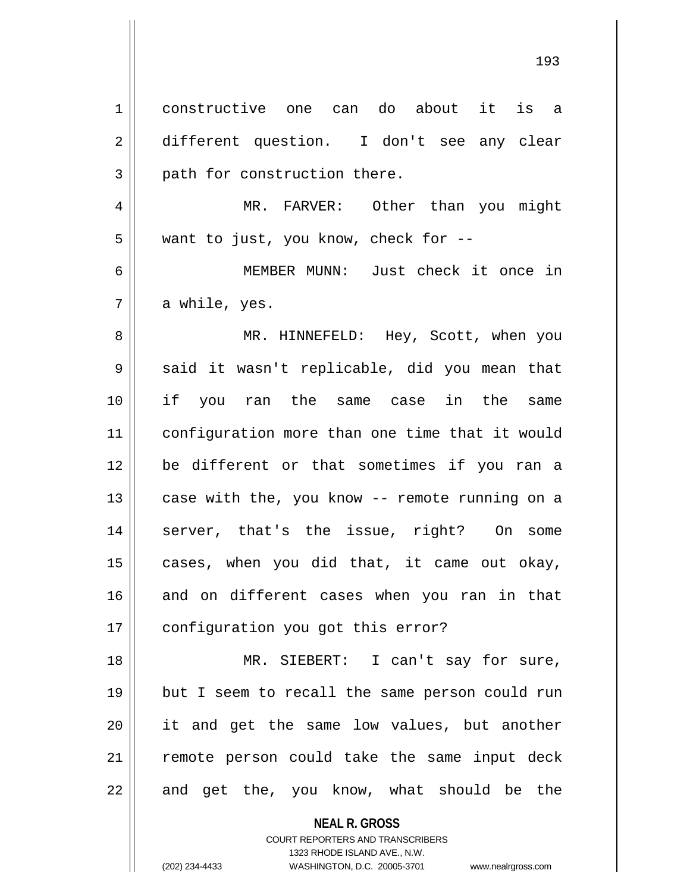constructive one can do about it is a different question. I don't see any clear path for construction there.

MR. FARVER: Other than you might want to just, you know, check for --

MEMBER MUNN: Just check it once in a while, yes.

MR. HINNEFELD: Hey, Scott, when you said it wasn't replicable, did you mean that if you ran the same case in the same configuration more than one time that it would be different or that sometimes if you ran a case with the, you know -- remote running on a server, that's the issue, right? On some cases, when you did that, it came out okay, and on different cases when you ran in that configuration you got this error?

MR. SIEBERT: I can't say for sure, but I seem to recall the same person could run it and get the same low values, but another remote person could take the same input deck and get the, you know, what should be the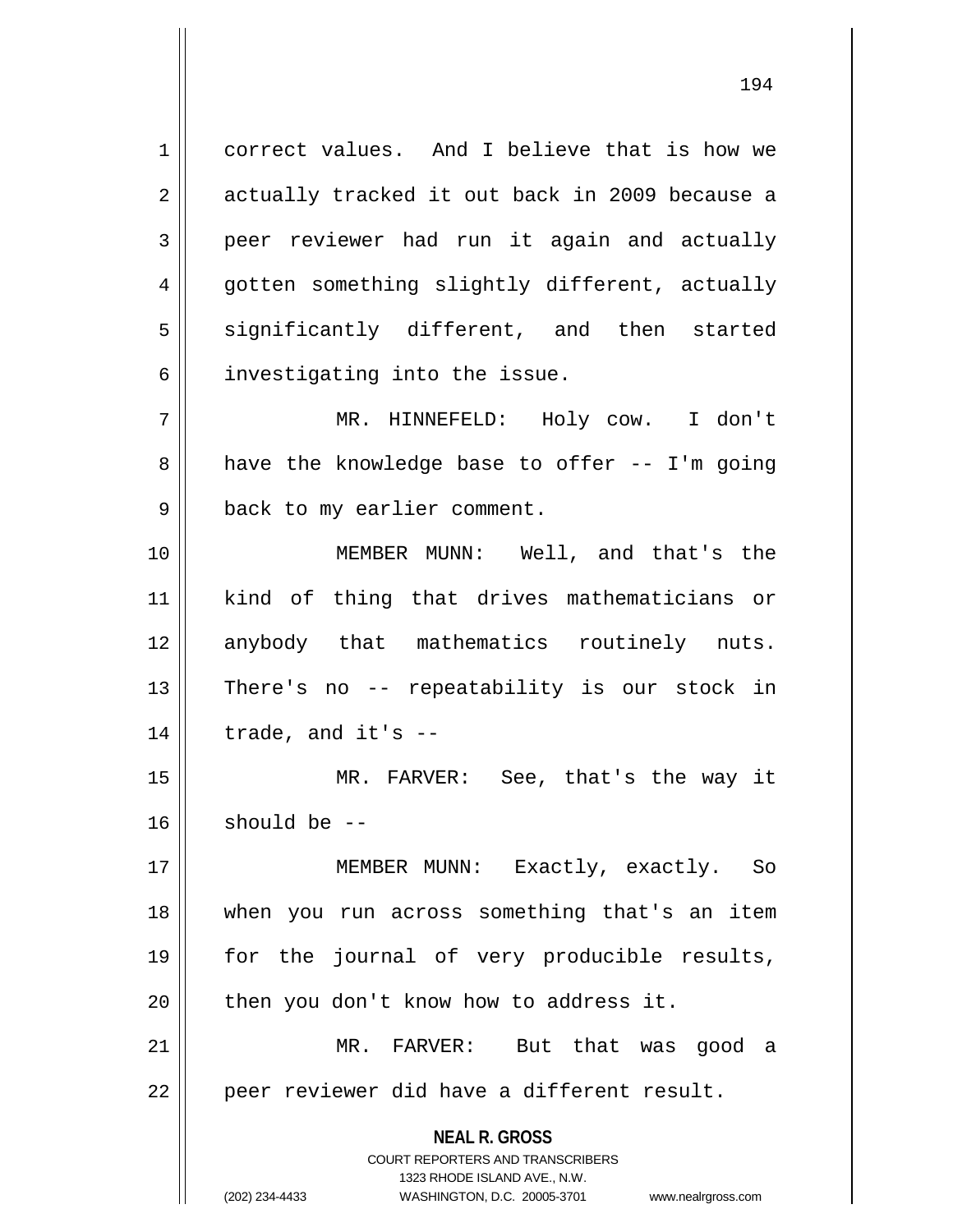correct values. And I believe that is how we actually tracked it out back in 2009 because a peer reviewer had run it again and actually gotten something slightly different, actually significantly different, and then started investigating into the issue.

MR. HINNEFELD: Holy cow. I don't have the knowledge base to offer -- I'm going back to my earlier comment.

MEMBER MUNN: Well, and that's the kind of thing that drives mathematicians or anybody that mathematics routinely nuts. There's no -- repeatability is our stock in trade, and it's --

MR. FARVER: See, that's the way it should be --

MEMBER MUNN: Exactly, exactly. So when you run across something that's an item for the journal of very producible results, then you don't know how to address it.

MR. FARVER: But that was good a peer reviewer did have a different result.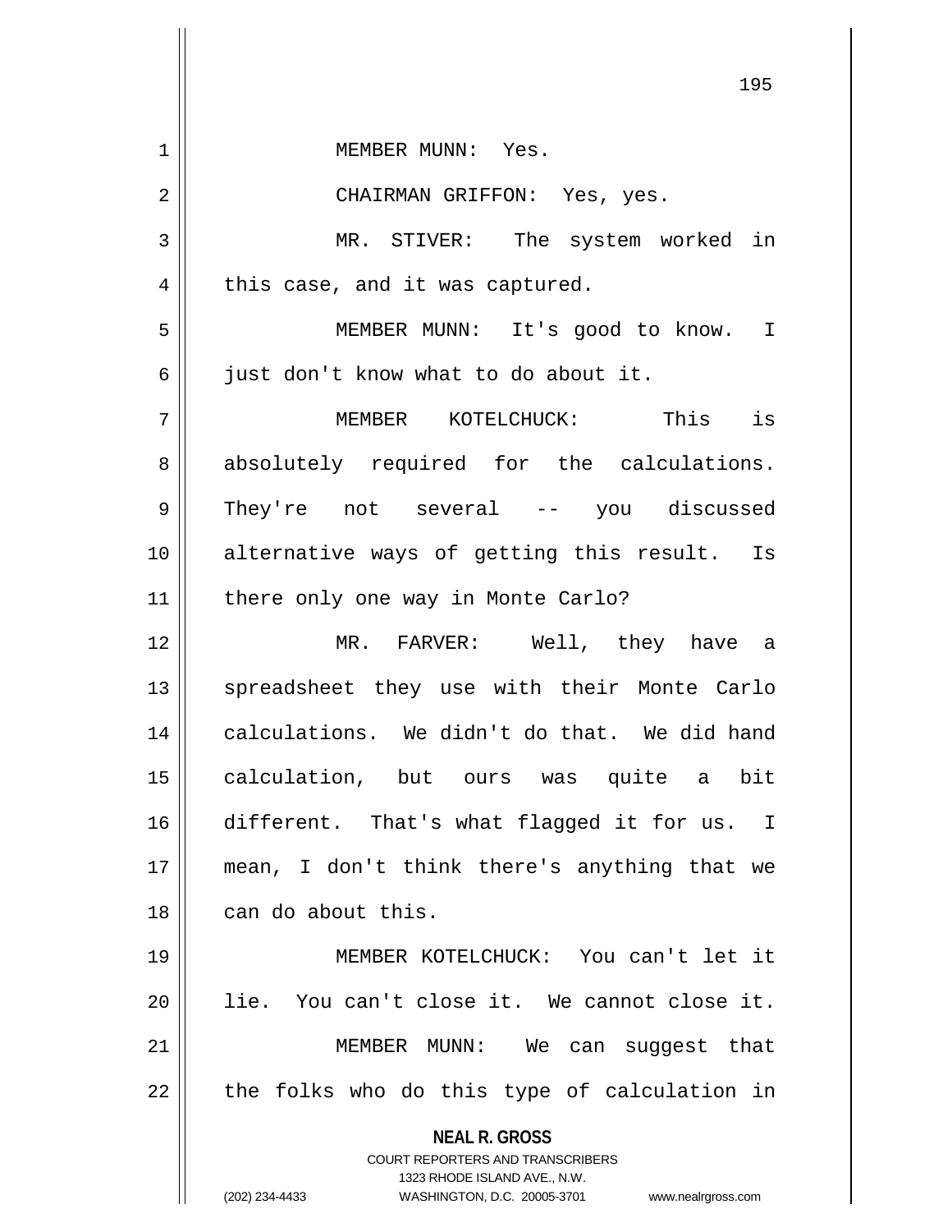MEMBER MUNN: Yes.

CHAIRMAN GRIFFON: Yes, yes.

MR. STIVER: The system worked in this case, and it was captured.

MEMBER MUNN: It's good to know. I just don't know what to do about it.

MEMBER KOTELCHUCK: This is absolutely required for the calculations. They're not several -- you discussed alternative ways of getting this result. Is there only one way in Monte Carlo?

MR. FARVER: Well, they have a spreadsheet they use with their Monte Carlo calculations. We didn't do that. We did hand calculation, but ours was quite a bit different. That's what flagged it for us. I mean, I don't think there's anything that we can do about this.

MEMBER KOTELCHUCK: You can't let it lie. You can't close it. We cannot close it.

MEMBER MUNN: We can suggest that the folks who do this type of calculation in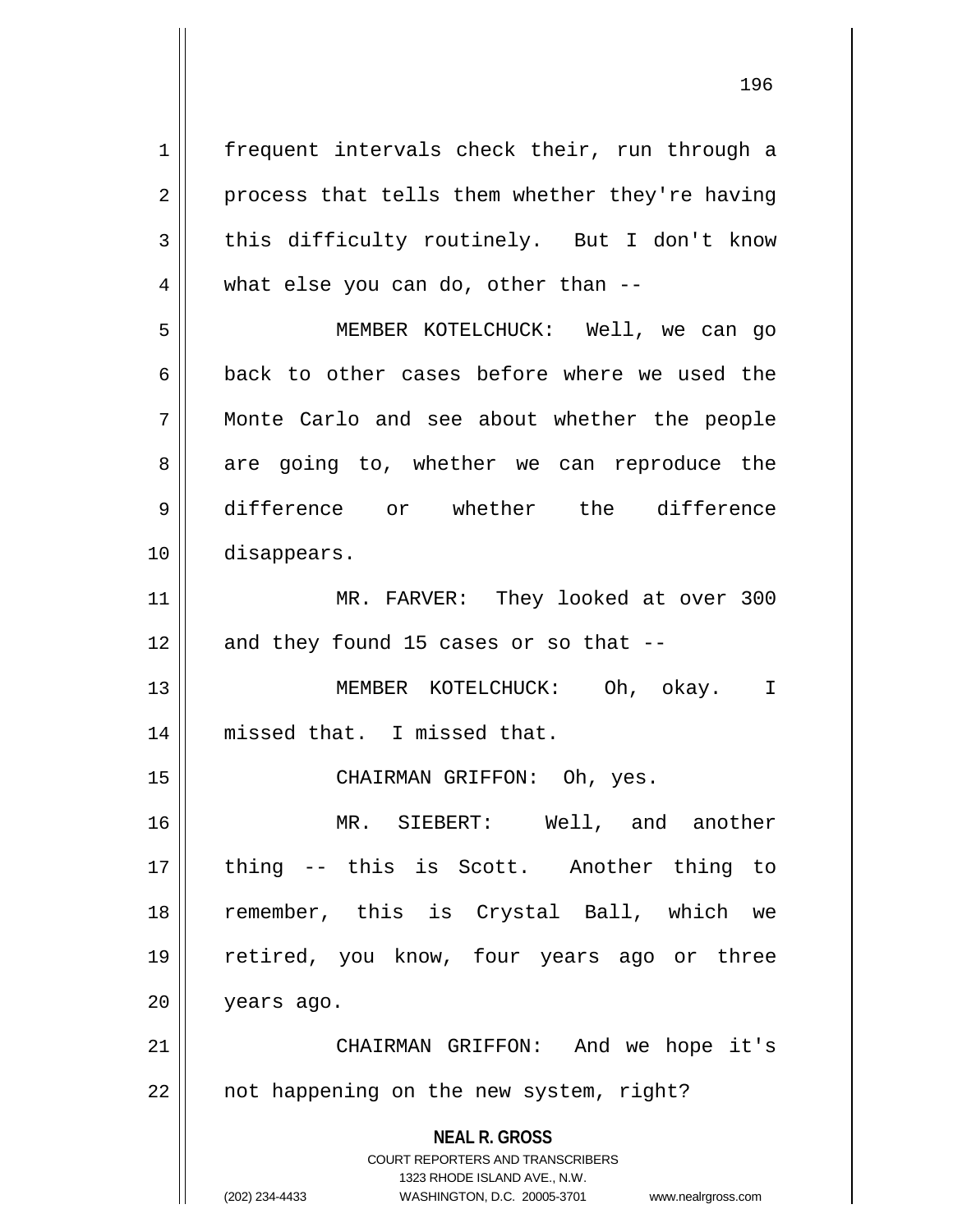frequent intervals check their, run through a process that tells them whether they're having this difficulty routinely. But I don't know what else you can do, other than --

MEMBER KOTELCHUCK: Well, we can go back to other cases before where we used the Monte Carlo and see about whether the people are going to, whether we can reproduce the difference or whether the difference disappears.

MR. FARVER: They looked at over 300 and they found 15 cases or so that --

MEMBER KOTELCHUCK: Oh, okay. I missed that. I missed that.

CHAIRMAN GRIFFON: Oh, yes.

MR. SIEBERT: Well, and another thing -- this is Scott. Another thing to remember, this is Crystal Ball, which we retired, you know, four years ago or three years ago.

CHAIRMAN GRIFFON: And we hope it's not happening on the new system, right?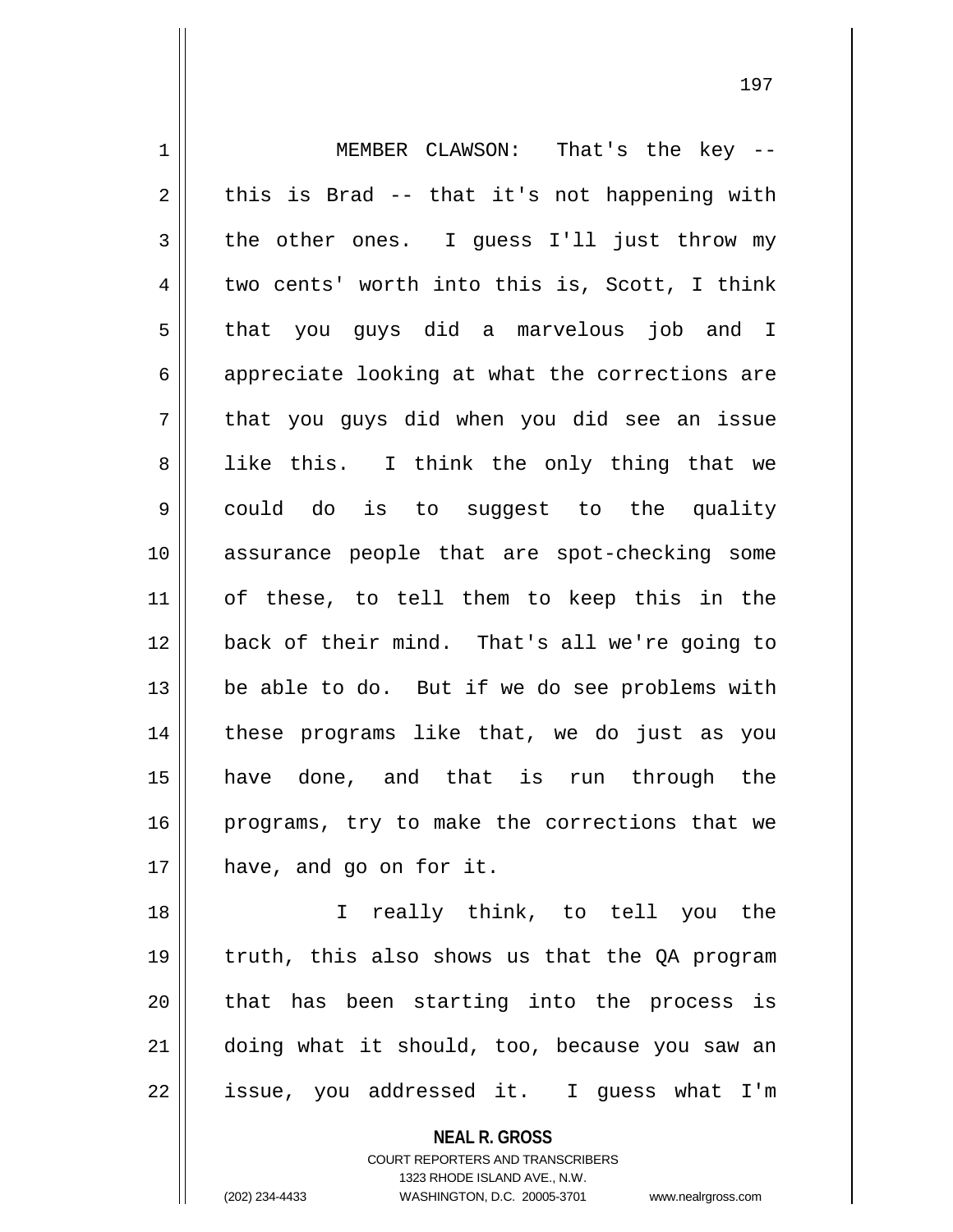MEMBER CLAWSON: That's the key -- this is Brad -- that it's not happening with the other ones. I guess I'll just throw my two cents' worth into this is, Scott, I think that you guys did a marvelous job and I appreciate looking at what the corrections are that you guys did when you did see an issue like this. I think the only thing that we could do is to suggest to the quality assurance people that are spot-checking some of these, to tell them to keep this in the back of their mind. That's all we're going to be able to do. But if we do see problems with these programs like that, we do just as you have done, and that is run through the programs, try to make the corrections that we have, and go on for it.

I really think, to tell you the truth, this also shows us that the QA program that has been starting into the process is doing what it should, too, because you saw an issue, you addressed it. I guess what I'm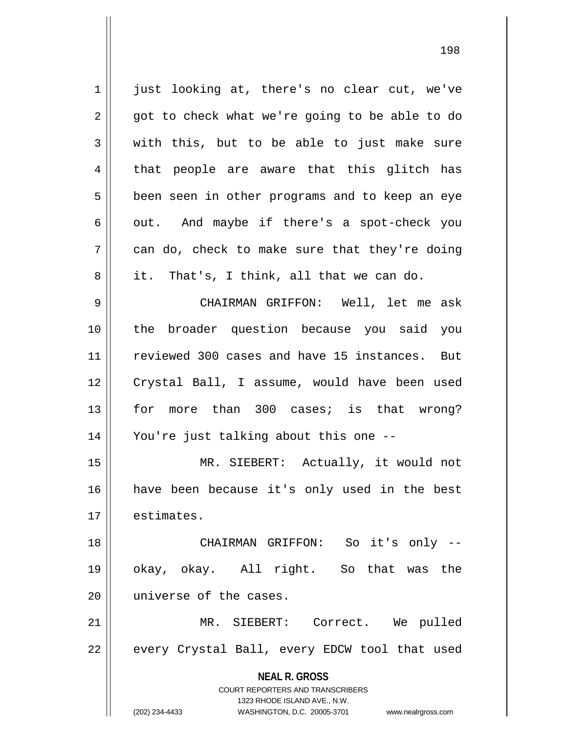just looking at, there's no clear cut, we've got to check what we're going to be able to do with this, but to be able to just make sure that people are aware that this glitch has been seen in other programs and to keep an eye out. And maybe if there's a spot-check you can do, check to make sure that they're doing it. That's, I think, all that we can do.

CHAIRMAN GRIFFON: Well, let me ask the broader question because you said you reviewed 300 cases and have 15 instances. But Crystal Ball, I assume, would have been used for more than 300 cases; is that wrong? You're just talking about this one --

MR. SIEBERT: Actually, it would not have been because it's only used in the best estimates.

CHAIRMAN GRIFFON: So it's only -- okay, okay. All right. So that was the universe of the cases.

MR. SIEBERT: Correct. We pulled every Crystal Ball, every EDCW tool that used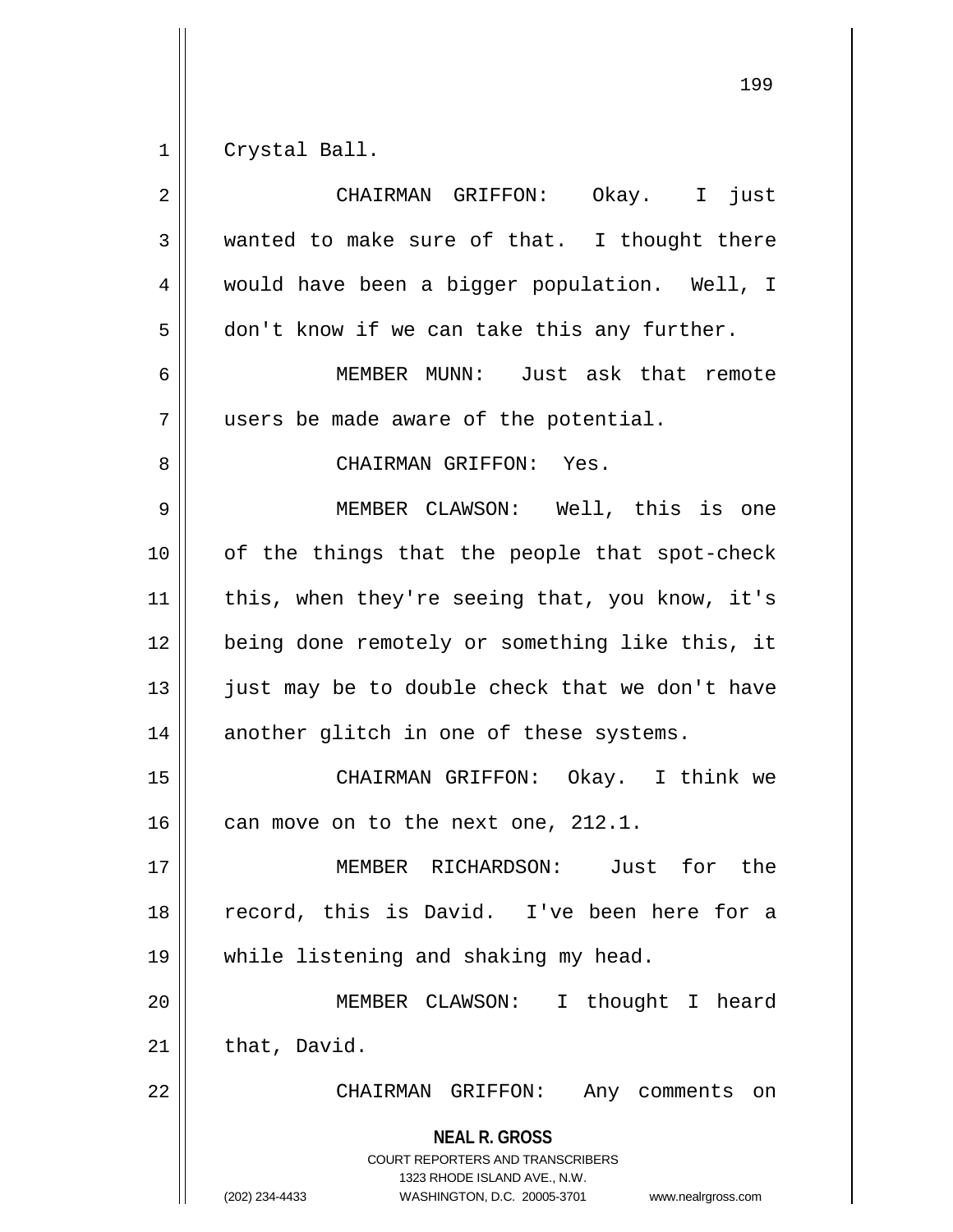Crystal Ball.

CHAIRMAN GRIFFON: Okay. I just wanted to make sure of that. I thought there would have been a bigger population. Well, I don't know if we can take this any further.

MEMBER MUNN: Just ask that remote users be made aware of the potential.

CHAIRMAN GRIFFON: Yes.

MEMBER CLAWSON: Well, this is one of the things that the people that spot-check this, when they're seeing that, you know, it's being done remotely or something like this, it just may be to double check that we don't have another glitch in one of these systems.

CHAIRMAN GRIFFON: Okay. I think we can move on to the next one, 212.1.

MEMBER RICHARDSON: Just for the record, this is David. I've been here for a while listening and shaking my head.

MEMBER CLAWSON: I thought I heard that, David.

CHAIRMAN GRIFFON: Any comments on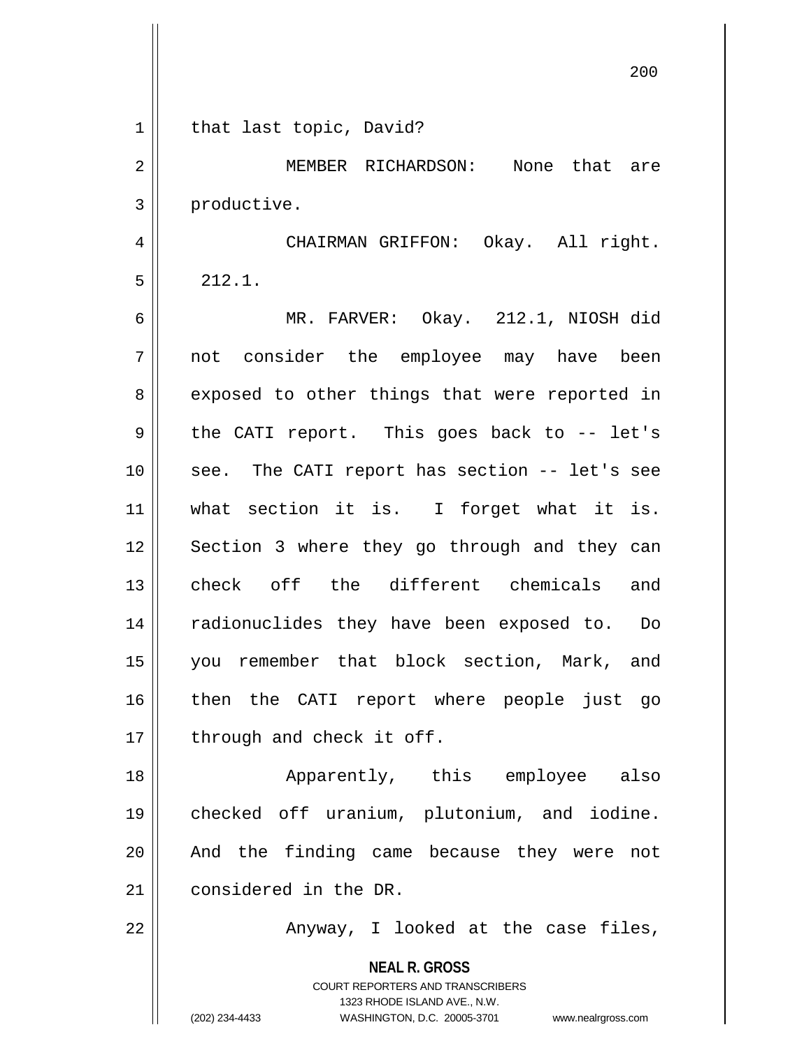that last topic, David?

MEMBER RICHARDSON: None that are productive.

CHAIRMAN GRIFFON: Okay. All right. 212.1.

MR. FARVER: Okay. 212.1, NIOSH did not consider the employee may have been exposed to other things that were reported in the CATI report. This goes back to -- let's see. The CATI report has section -- let's see what section it is. I forget what it is. Section 3 where they go through and they can check off the different chemicals and radionuclides they have been exposed to. Do you remember that block section, Mark, and then the CATI report where people just go through and check it off.

Apparently, this employee also checked off uranium, plutonium, and iodine. And the finding came because they were not considered in the DR.

Anyway, I looked at the case files,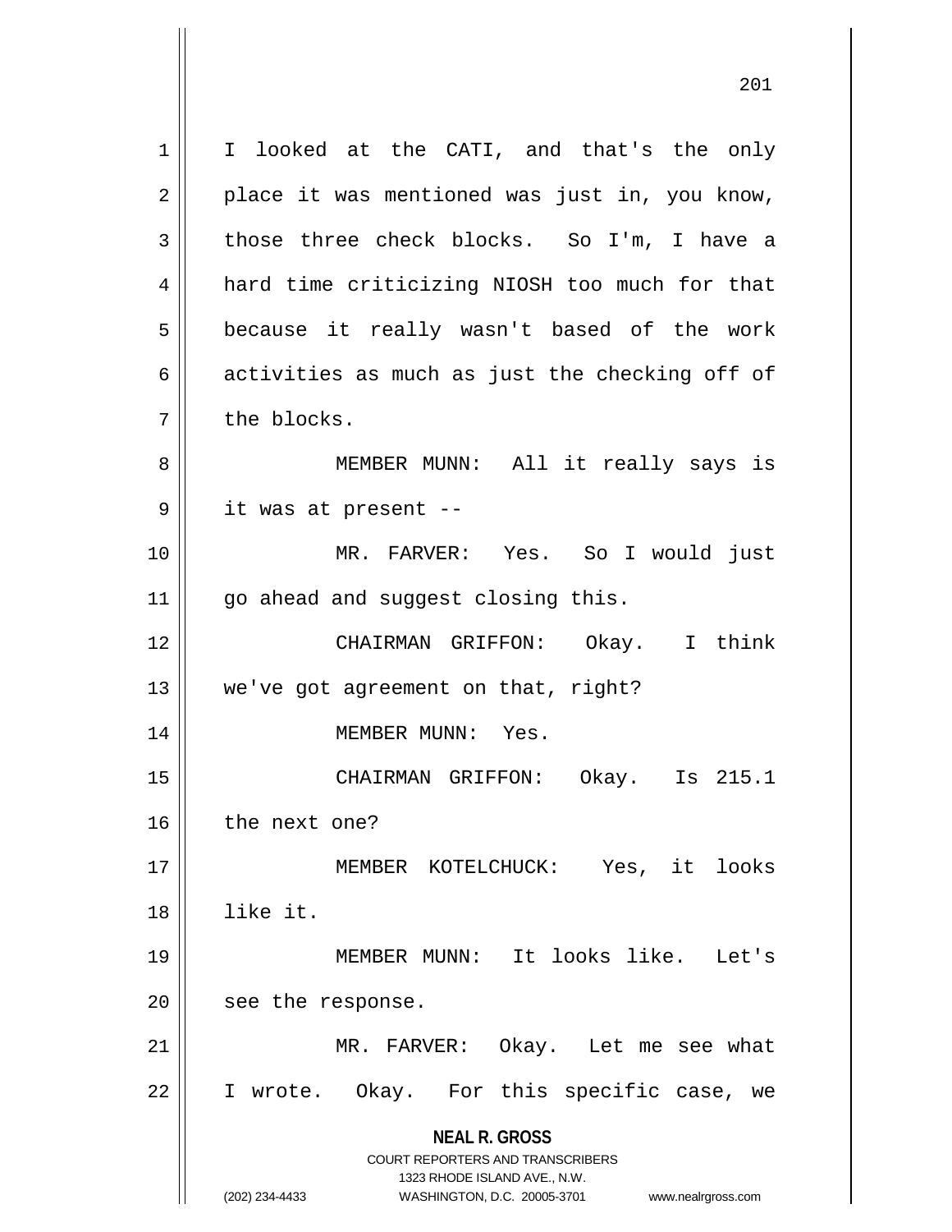I looked at the CATI, and that's the only place it was mentioned was just in, you know, those three check blocks. So I'm, I have a hard time criticizing NIOSH too much for that because it really wasn't based of the work activities as much as just the checking off of the blocks.

MEMBER MUNN: All it really says is it was at present --

MR. FARVER: Yes. So I would just go ahead and suggest closing this.

CHAIRMAN GRIFFON: Okay. I think we've got agreement on that, right?

MEMBER MUNN: Yes.

CHAIRMAN GRIFFON: Okay. Is 215.1 the next one?

MEMBER KOTELCHUCK: Yes, it looks like it.

MEMBER MUNN: It looks like. Let's see the response.

MR. FARVER: Okay. Let me see what I wrote. Okay. For this specific case, we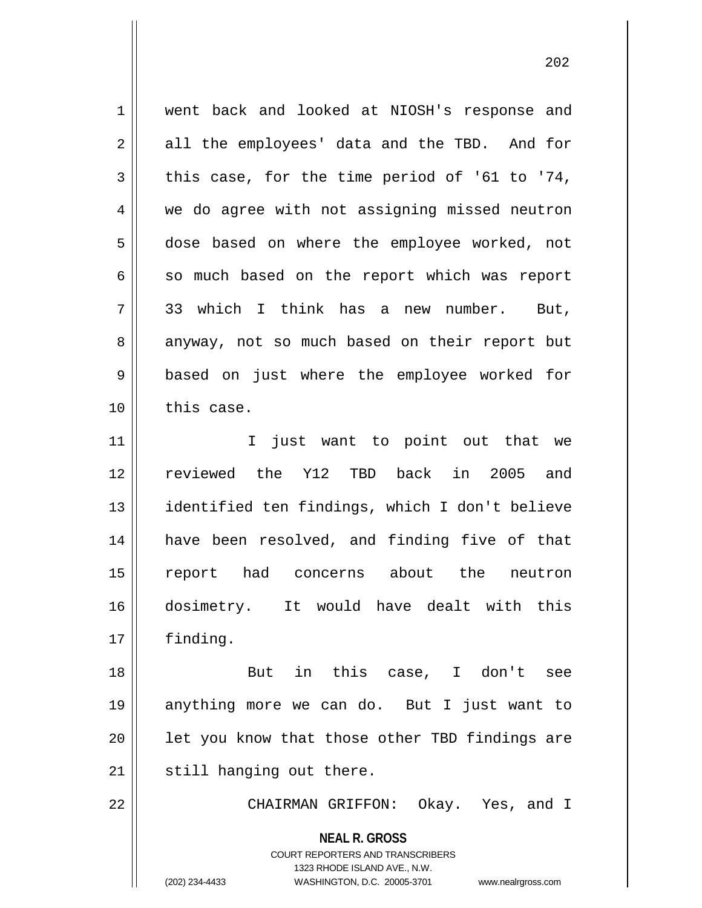went back and looked at NIOSH's response and all the employees' data and the TBD. And for this case, for the time period of '61 to '74, we do agree with not assigning missed neutron dose based on where the employee worked, not so much based on the report which was report 33 which I think has a new number. But, anyway, not so much based on their report but based on just where the employee worked for this case.

I just want to point out that we reviewed the Y12 TBD back in 2005 and identified ten findings, which I don't believe have been resolved, and finding five of that report had concerns about the neutron dosimetry. It would have dealt with this finding.

But in this case, I don't see anything more we can do. But I just want to let you know that those other TBD findings are still hanging out there.

CHAIRMAN GRIFFON: Okay. Yes, and I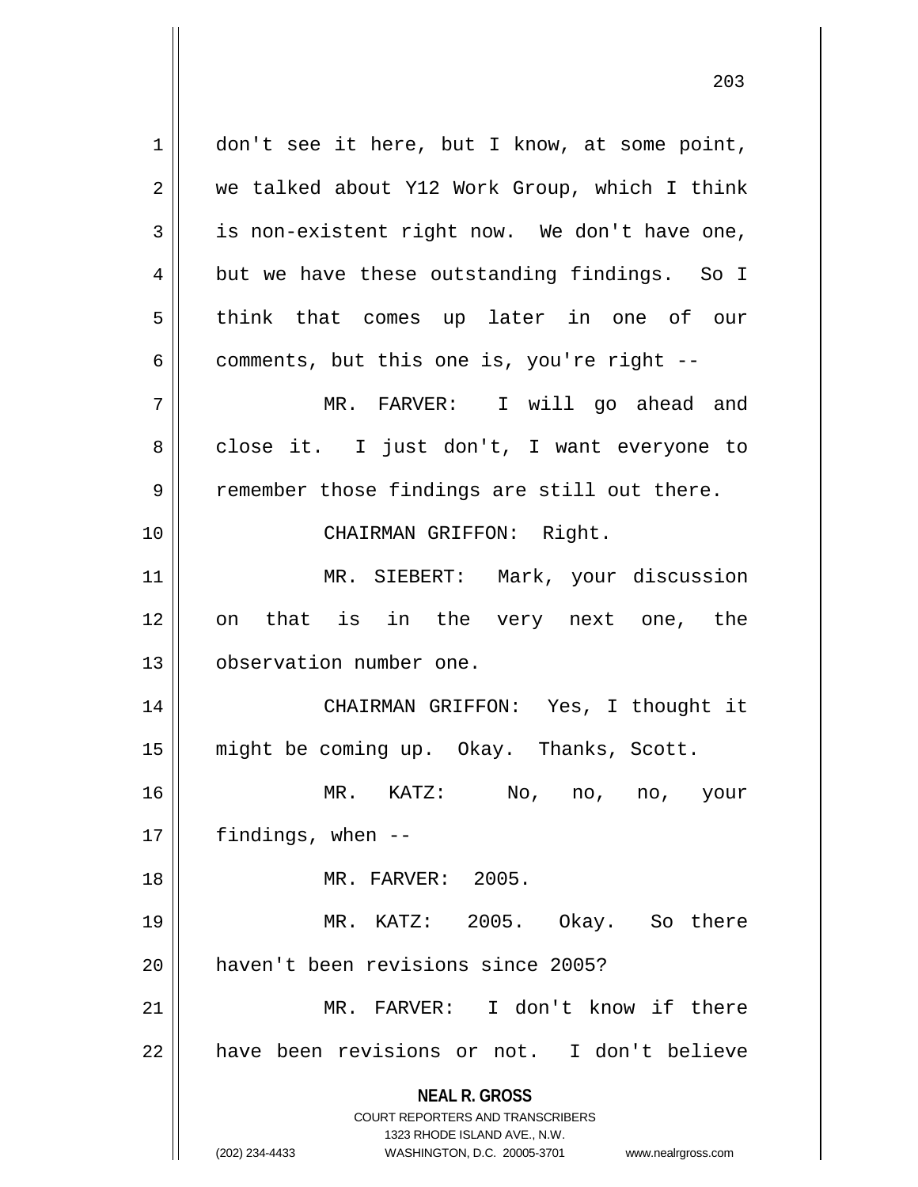don't see it here, but I know, at some point, we talked about Y12 Work Group, which I think is non-existent right now. We don't have one, but we have these outstanding findings. So I think that comes up later in one of our comments, but this one is, you're right --

MR. FARVER: I will go ahead and close it. I just don't, I want everyone to remember those findings are still out there.

CHAIRMAN GRIFFON: Right.

MR. SIEBERT: Mark, your discussion on that is in the very next one, the observation number one.

CHAIRMAN GRIFFON: Yes, I thought it might be coming up. Okay. Thanks, Scott.

MR. KATZ: No, no, no, your findings, when --

MR. FARVER: 2005.

MR. KATZ: 2005. Okay. So there haven't been revisions since 2005?

MR. FARVER: I don't know if there have been revisions or not. I don't believe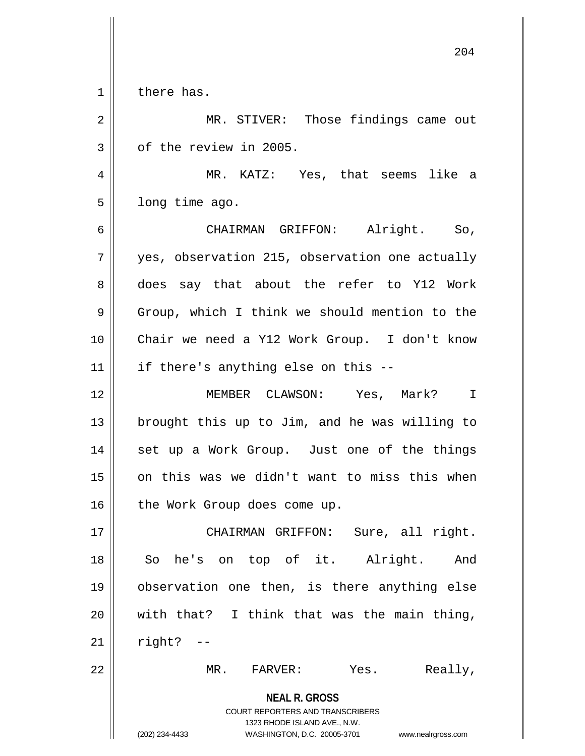there has.

MR. STIVER: Those findings came out of the review in 2005.

MR. KATZ: Yes, that seems like a long time ago.

CHAIRMAN GRIFFON: Alright. So, yes, observation 215, observation one actually does say that about the refer to Y12 Work Group, which I think we should mention to the Chair we need a Y12 Work Group. I don't know if there's anything else on this --

MEMBER CLAWSON: Yes, Mark? I brought this up to Jim, and he was willing to set up a Work Group. Just one of the things on this was we didn't want to miss this when the Work Group does come up.

CHAIRMAN GRIFFON: Sure, all right. So he's on top of it. Alright. And observation one then, is there anything else with that? I think that was the main thing, right? --

MR. FARVER: Yes. Really,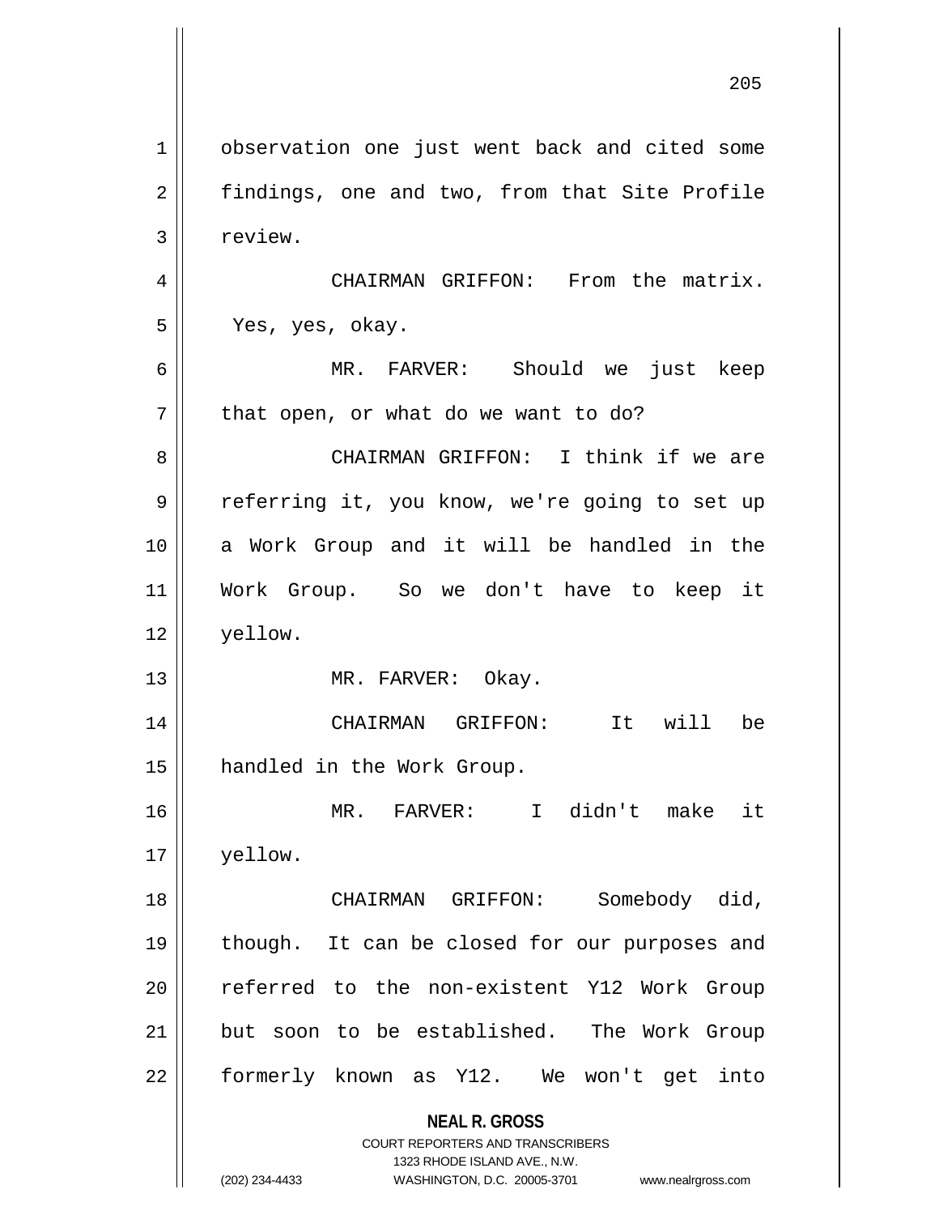observation one just went back and cited some findings, one and two, from that Site Profile review.

CHAIRMAN GRIFFON: From the matrix. Yes, yes, okay.

MR. FARVER: Should we just keep that open, or what do we want to do?

CHAIRMAN GRIFFON: I think if we are referring it, you know, we're going to set up a Work Group and it will be handled in the Work Group. So we don't have to keep it yellow.

MR. FARVER: Okay.

CHAIRMAN GRIFFON: It will be handled in the Work Group.

MR. FARVER: I didn't make it yellow.

CHAIRMAN GRIFFON: Somebody did, though. It can be closed for our purposes and referred to the non-existent Y12 Work Group but soon to be established. The Work Group formerly known as Y12. We won't get into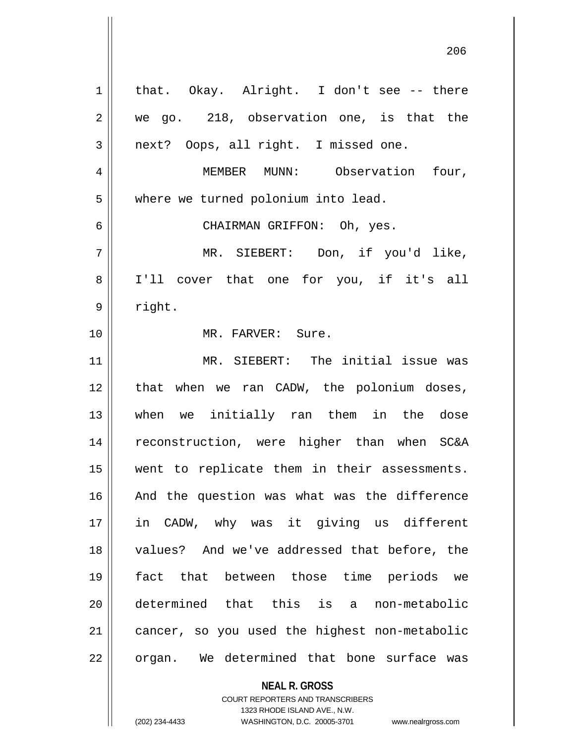that. Okay. Alright. I don't see -- there we go. 218, observation one, is that the next? Oops, all right. I missed one.

MEMBER MUNN: Observation four, where we turned polonium into lead.

CHAIRMAN GRIFFON: Oh, yes.

MR. SIEBERT: Don, if you'd like, I'll cover that one for you, if it's all right.

MR. FARVER: Sure.

MR. SIEBERT: The initial issue was that when we ran CADW, the polonium doses, when we initially ran them in the dose reconstruction, were higher than when SC&A went to replicate them in their assessments. And the question was what was the difference in CADW, why was it giving us different values? And we've addressed that before, the fact that between those time periods we determined that this is a non-metabolic cancer, so you used the highest non-metabolic organ. We determined that bone surface was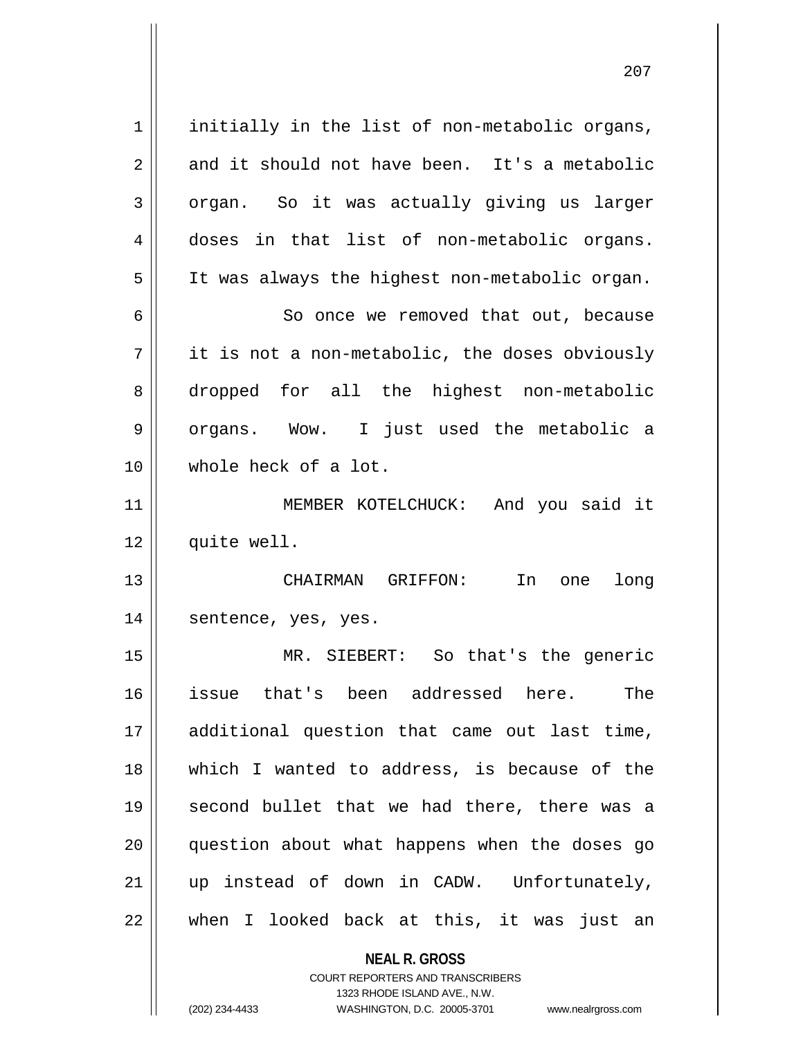initially in the list of non-metabolic organs, and it should not have been. It's a metabolic organ. So it was actually giving us larger doses in that list of non-metabolic organs. It was always the highest non-metabolic organ.

So once we removed that out, because it is not a non-metabolic, the doses obviously dropped for all the highest non-metabolic organs. Wow. I just used the metabolic a whole heck of a lot.

MEMBER KOTELCHUCK: And you said it quite well.

CHAIRMAN GRIFFON: In one long sentence, yes, yes.

MR. SIEBERT: So that's the generic issue that's been addressed here. The additional question that came out last time, which I wanted to address, is because of the second bullet that we had there, there was a question about what happens when the doses go up instead of down in CADW. Unfortunately, when I looked back at this, it was just an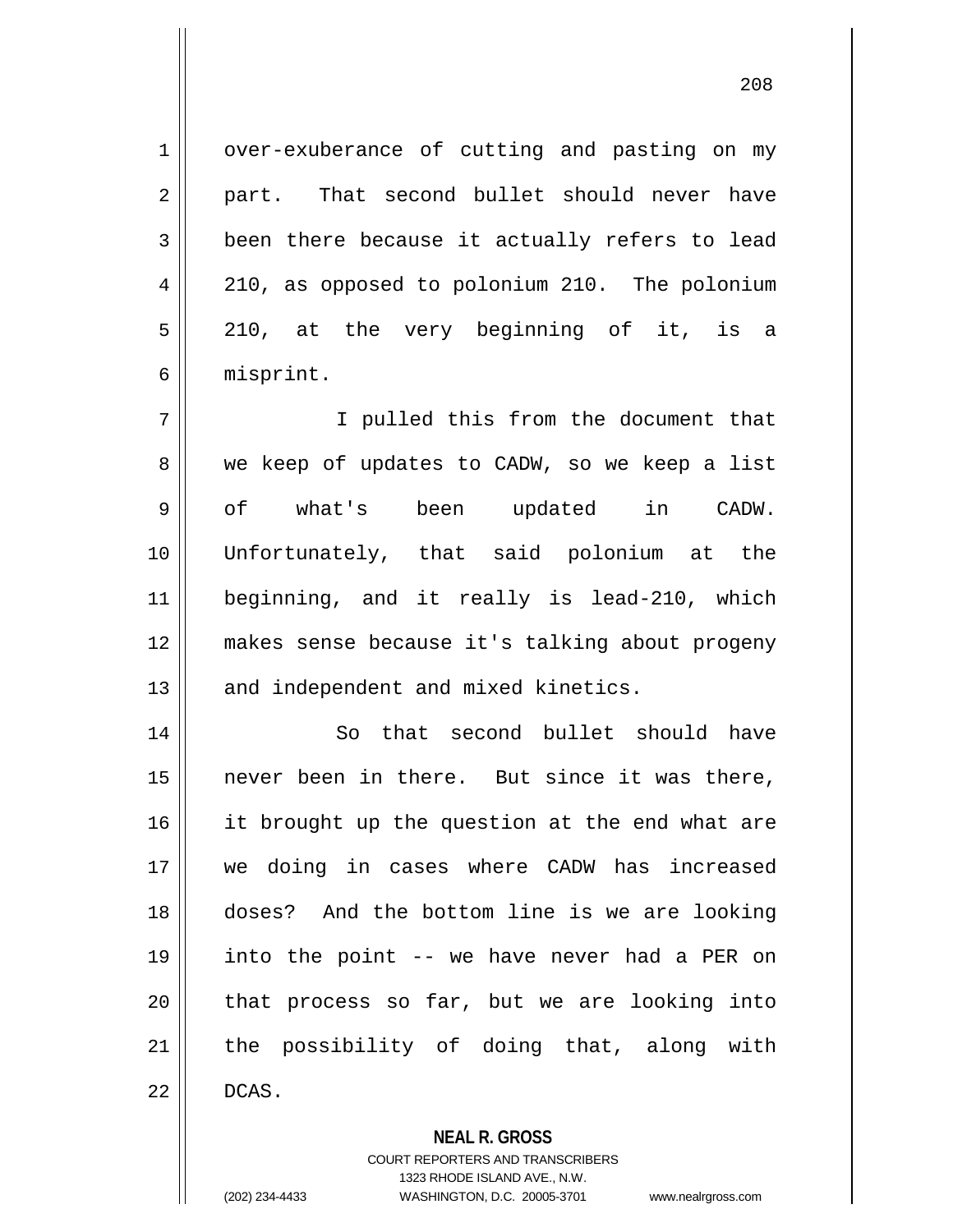over-exuberance of cutting and pasting on my part. That second bullet should never have been there because it actually refers to lead 210, as opposed to polonium 210. The polonium 210, at the very beginning of it, is a misprint.

I pulled this from the document that we keep of updates to CADW, so we keep a list of what's been updated in CADW. Unfortunately, that said polonium at the beginning, and it really is lead-210, which makes sense because it's talking about progeny and independent and mixed kinetics.

So that second bullet should have never been in there. But since it was there, it brought up the question at the end what are we doing in cases where CADW has increased doses? And the bottom line is we are looking into the point -- we have never had a PER on that process so far, but we are looking into the possibility of doing that, along with DCAS.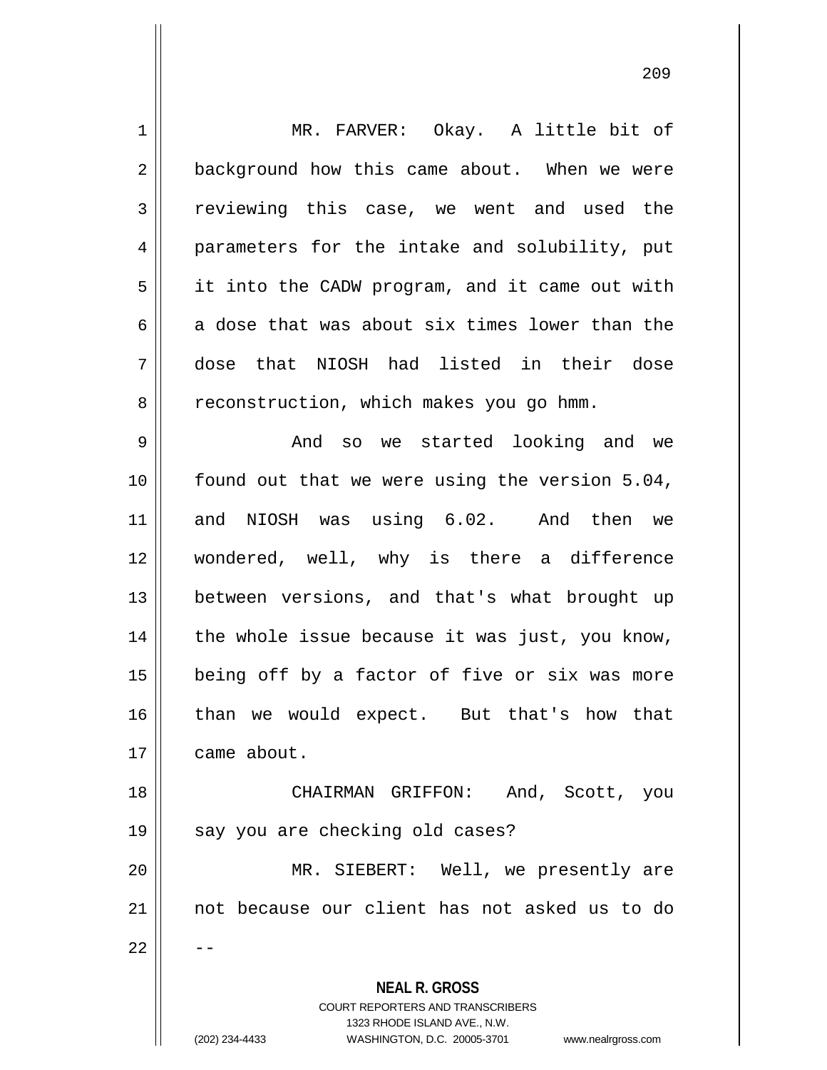MR. FARVER: Okay. A little bit of background how this came about. When we were reviewing this case, we went and used the parameters for the intake and solubility, put it into the CADW program, and it came out with a dose that was about six times lower than the dose that NIOSH had listed in their dose reconstruction, which makes you go hmm.

And so we started looking and we found out that we were using the version 5.04, and NIOSH was using 6.02. And then we wondered, well, why is there a difference between versions, and that's what brought up the whole issue because it was just, you know, being off by a factor of five or six was more than we would expect. But that's how that came about.

CHAIRMAN GRIFFON: And, Scott, you say you are checking old cases?

MR. SIEBERT: Well, we presently are not because our client has not asked us to do --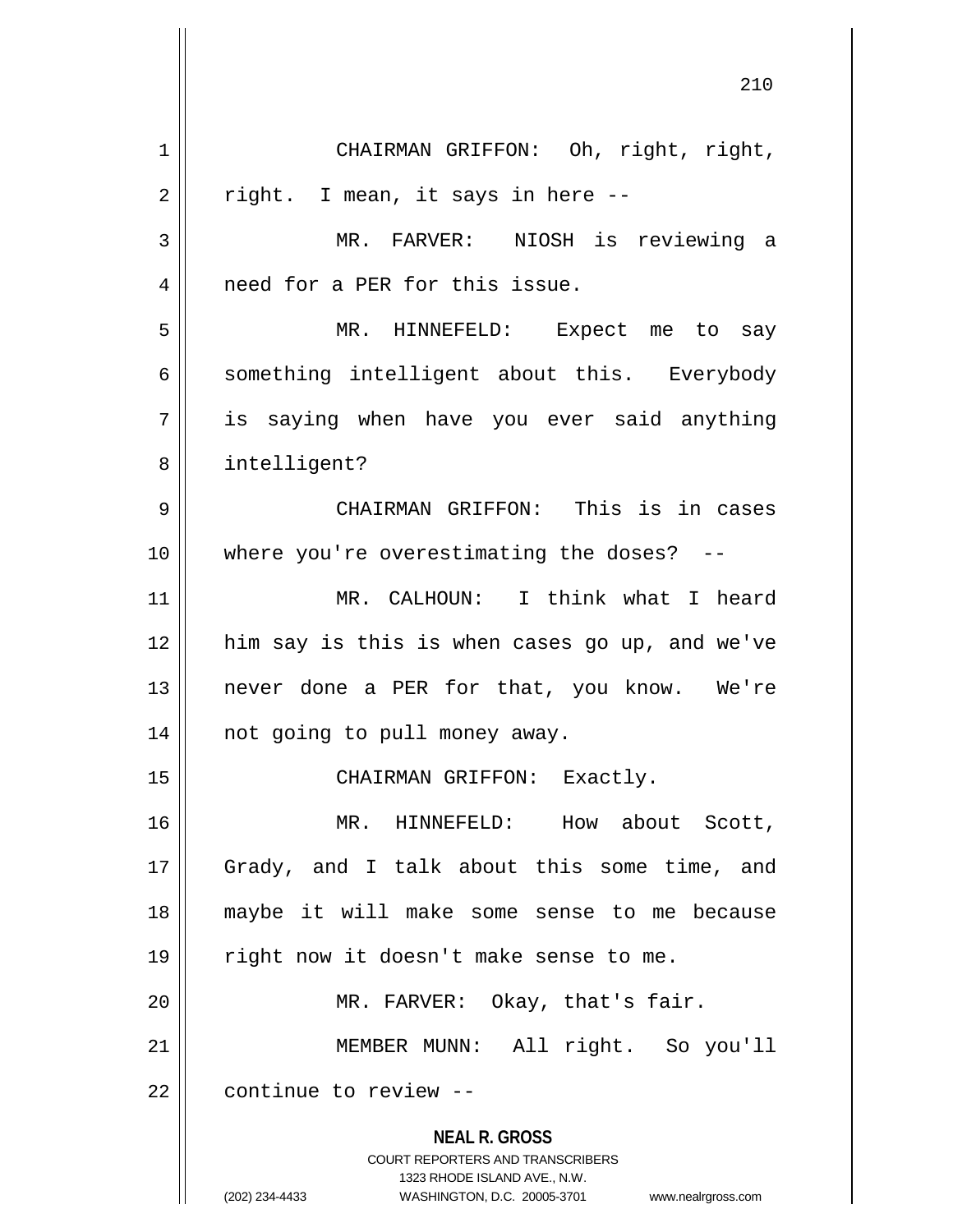CHAIRMAN GRIFFON: Oh, right, right, right. I mean, it says in here --

MR. FARVER: NIOSH is reviewing a need for a PER for this issue.

MR. HINNEFELD: Expect me to say something intelligent about this. Everybody is saying when have you ever said anything intelligent?

CHAIRMAN GRIFFON: This is in cases where you're overestimating the doses? --

MR. CALHOUN: I think what I heard him say is this is when cases go up, and we've never done a PER for that, you know. We're not going to pull money away.

CHAIRMAN GRIFFON: Exactly.

MR. HINNEFELD: How about Scott, Grady, and I talk about this some time, and maybe it will make some sense to me because right now it doesn't make sense to me.

MR. FARVER: Okay, that's fair.

MEMBER MUNN: All right. So you'll continue to review --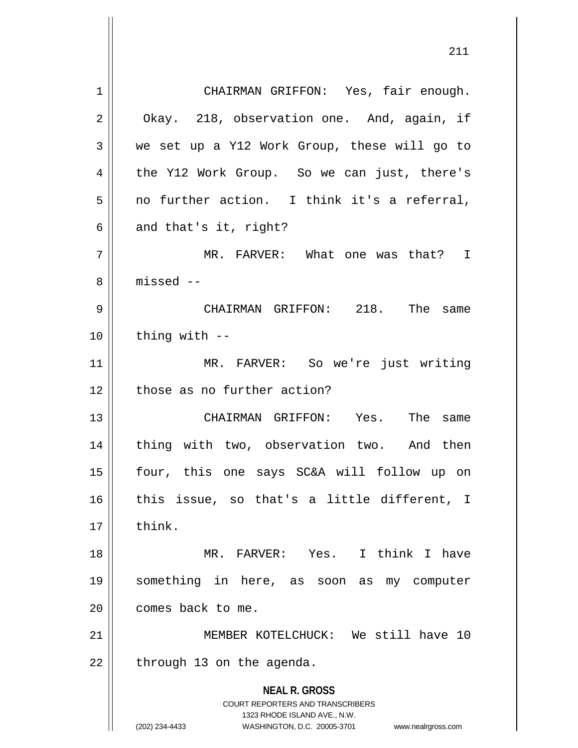CHAIRMAN GRIFFON: Yes, fair enough. Okay. 218, observation one. And, again, if we set up a Y12 Work Group, these will go to the Y12 Work Group. So we can just, there's no further action. I think it's a referral, and that's it, right?

MR. FARVER: What one was that? I missed --

CHAIRMAN GRIFFON: 218. The same thing with --

MR. FARVER: So we're just writing those as no further action?

CHAIRMAN GRIFFON: Yes. The same thing with two, observation two. And then four, this one says SC&A will follow up on this issue, so that's a little different, I think.

MR. FARVER: Yes. I think I have something in here, as soon as my computer comes back to me.

MEMBER KOTELCHUCK: We still have 10 through 13 on the agenda.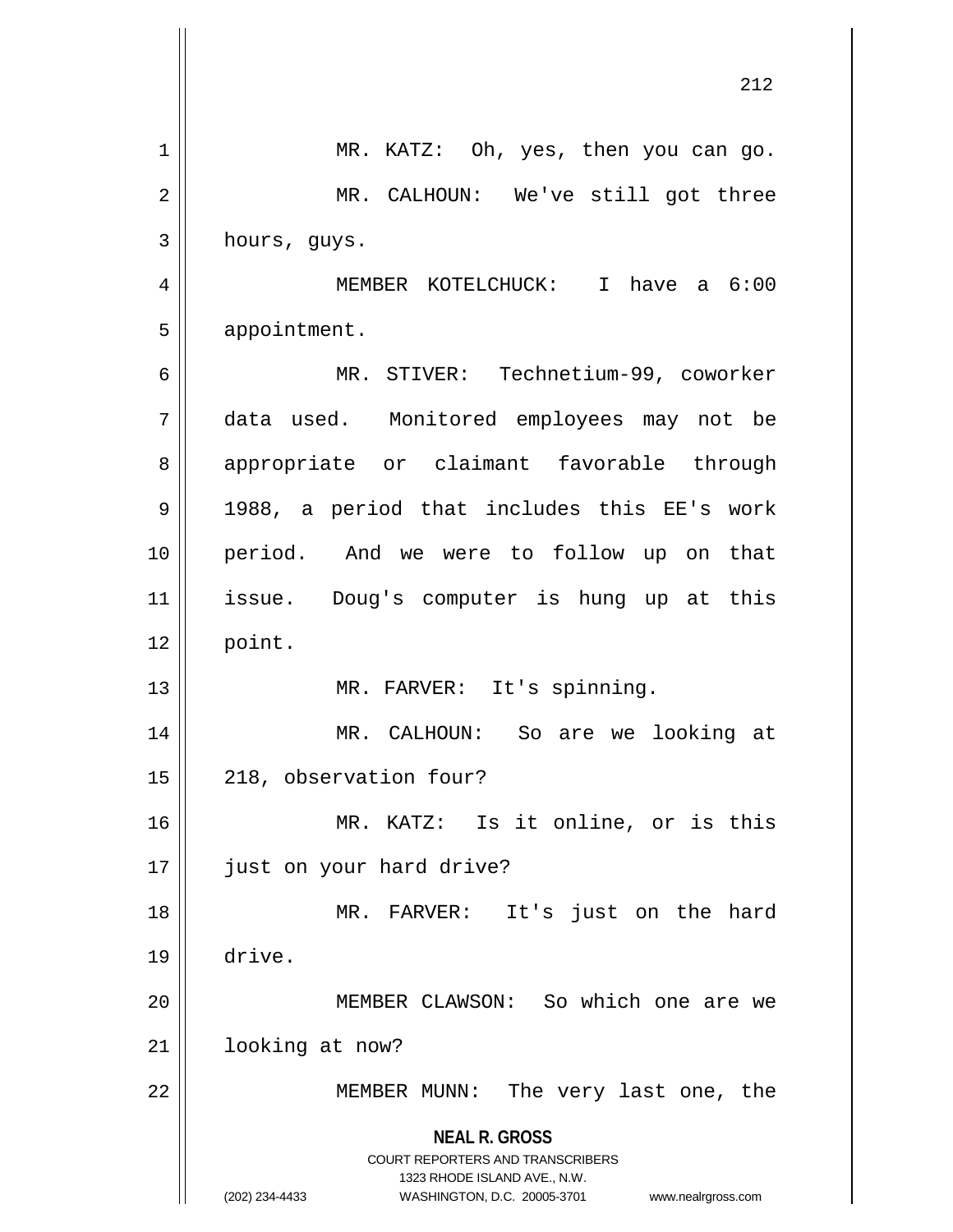MR. KATZ: Oh, yes, then you can go.

MR. CALHOUN: We've still got three hours, guys.

MEMBER KOTELCHUCK: I have a 6:00 appointment.

MR. STIVER: Technetium-99, coworker data used. Monitored employees may not be appropriate or claimant favorable through 1988, a period that includes this EE's work period. And we were to follow up on that issue. Doug's computer is hung up at this point.

MR. FARVER: It's spinning.

MR. CALHOUN: So are we looking at 218, observation four?

MR. KATZ: Is it online, or is this just on your hard drive?

MR. FARVER: It's just on the hard drive.

MEMBER CLAWSON: So which one are we looking at now?

MEMBER MUNN: The very last one, the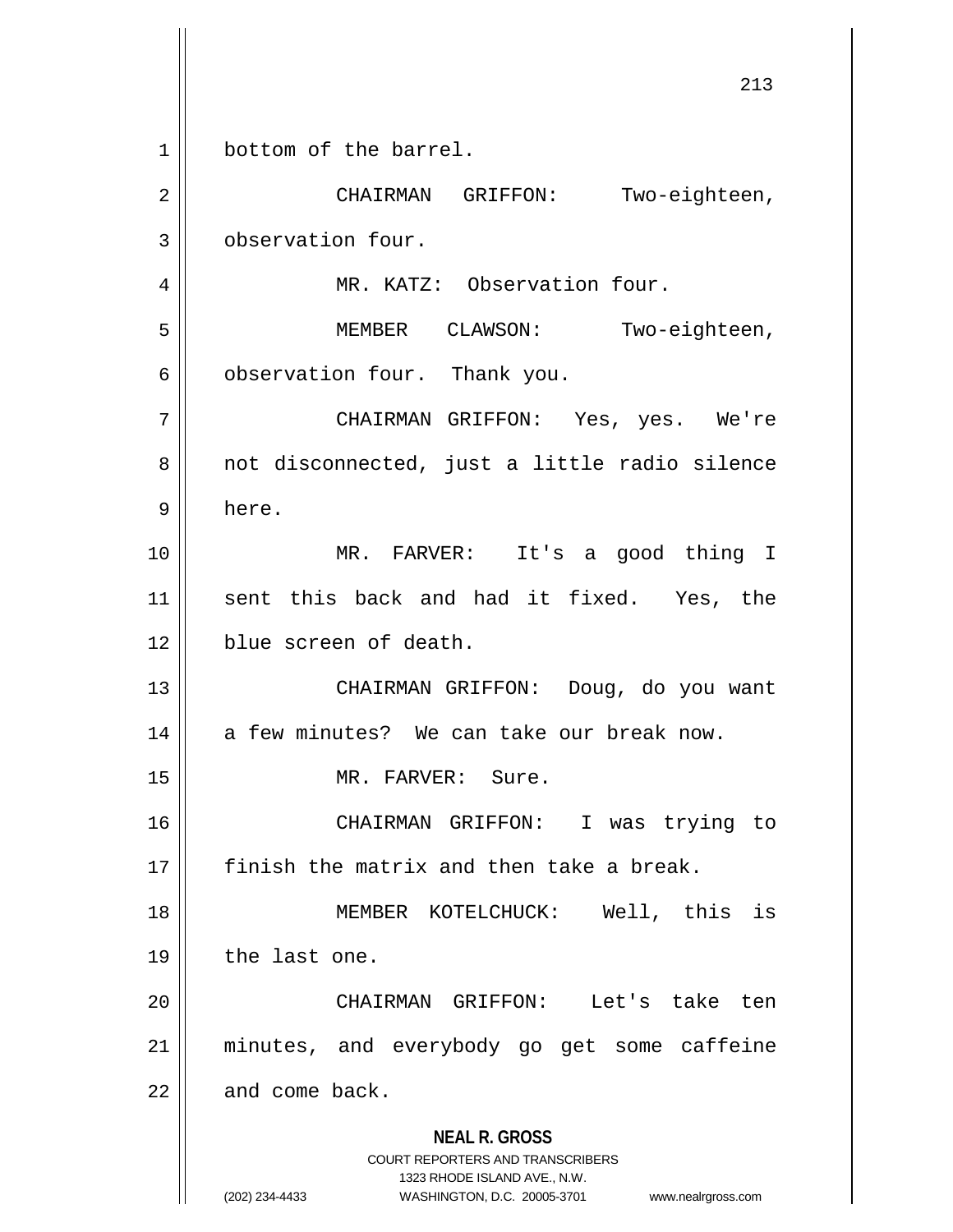bottom of the barrel.

CHAIRMAN GRIFFON: Two-eighteen, observation four.

MR. KATZ: Observation four.

MEMBER CLAWSON: Two-eighteen, observation four. Thank you.

CHAIRMAN GRIFFON: Yes, yes. We're not disconnected, just a little radio silence here.

MR. FARVER: It's a good thing I sent this back and had it fixed. Yes, the blue screen of death.

CHAIRMAN GRIFFON: Doug, do you want a few minutes? We can take our break now.

MR. FARVER: Sure.

CHAIRMAN GRIFFON: I was trying to finish the matrix and then take a break.

MEMBER KOTELCHUCK: Well, this is the last one.

CHAIRMAN GRIFFON: Let's take ten minutes, and everybody go get some caffeine and come back.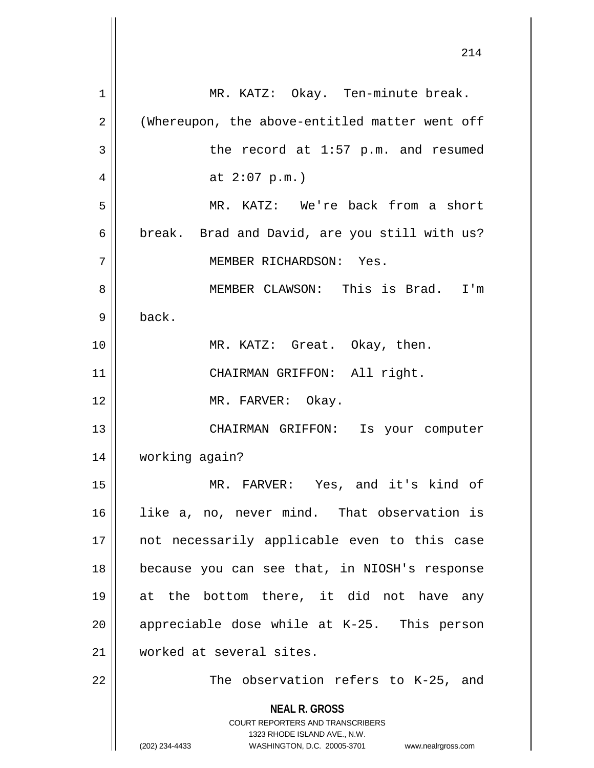MR. KATZ: Okay. Ten-minute break.

(Whereupon, the above-entitled matter went off the record at 1:57 p.m. and resumed at 2:07 p.m.)

MR. KATZ: We're back from a short break. Brad and David, are you still with us?

MEMBER RICHARDSON: Yes.

MEMBER CLAWSON: This is Brad. I'm back.

MR. KATZ: Great. Okay, then.

CHAIRMAN GRIFFON: All right.

MR. FARVER: Okay.

CHAIRMAN GRIFFON: Is your computer working again?

MR. FARVER: Yes, and it's kind of like a, no, never mind. That observation is not necessarily applicable even to this case because you can see that, in NIOSH's response at the bottom there, it did not have any appreciable dose while at K-25. This person worked at several sites.

The observation refers to K-25, and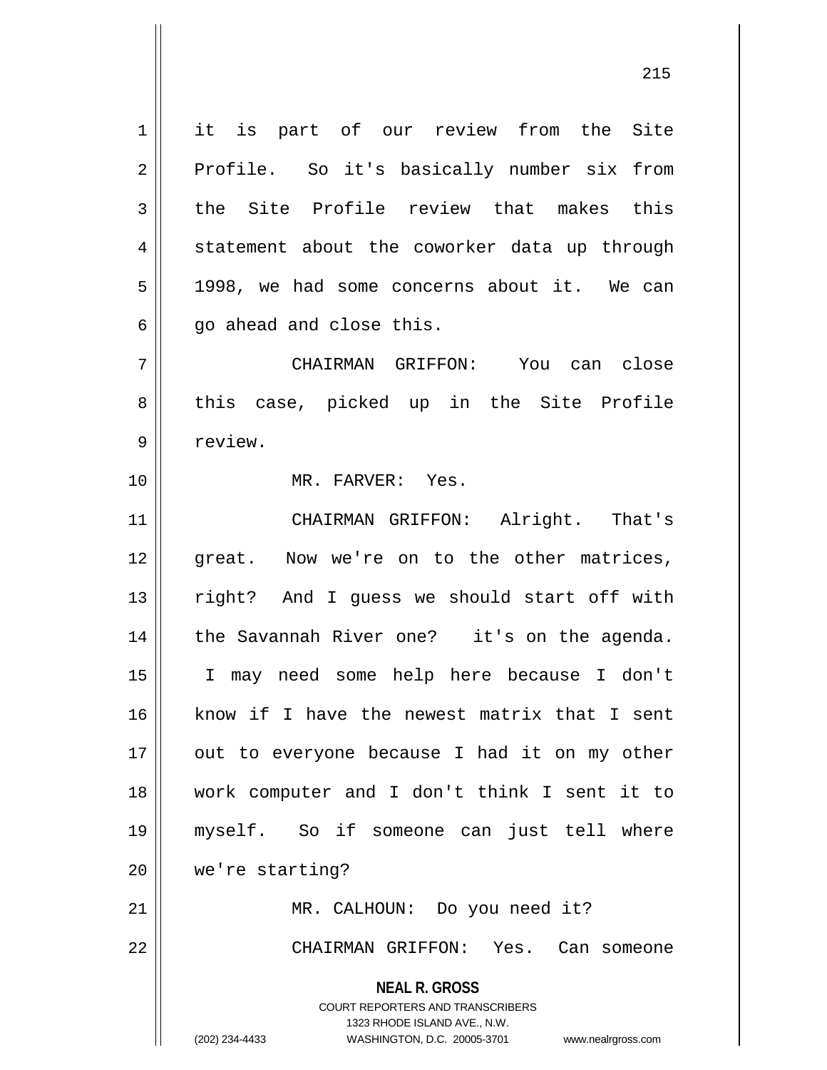it is part of our review from the Site Profile. So it's basically number six from the Site Profile review that makes this statement about the coworker data up through 1998, we had some concerns about it. We can go ahead and close this.

CHAIRMAN GRIFFON: You can close this case, picked up in the Site Profile review.

MR. FARVER: Yes.

CHAIRMAN GRIFFON: Alright. That's great. Now we're on to the other matrices, right? And I guess we should start off with the Savannah River one? it's on the agenda. I may need some help here because I don't know if I have the newest matrix that I sent out to everyone because I had it on my other work computer and I don't think I sent it to myself. So if someone can just tell where we're starting?

MR. CALHOUN: Do you need it?

CHAIRMAN GRIFFON: Yes. Can someone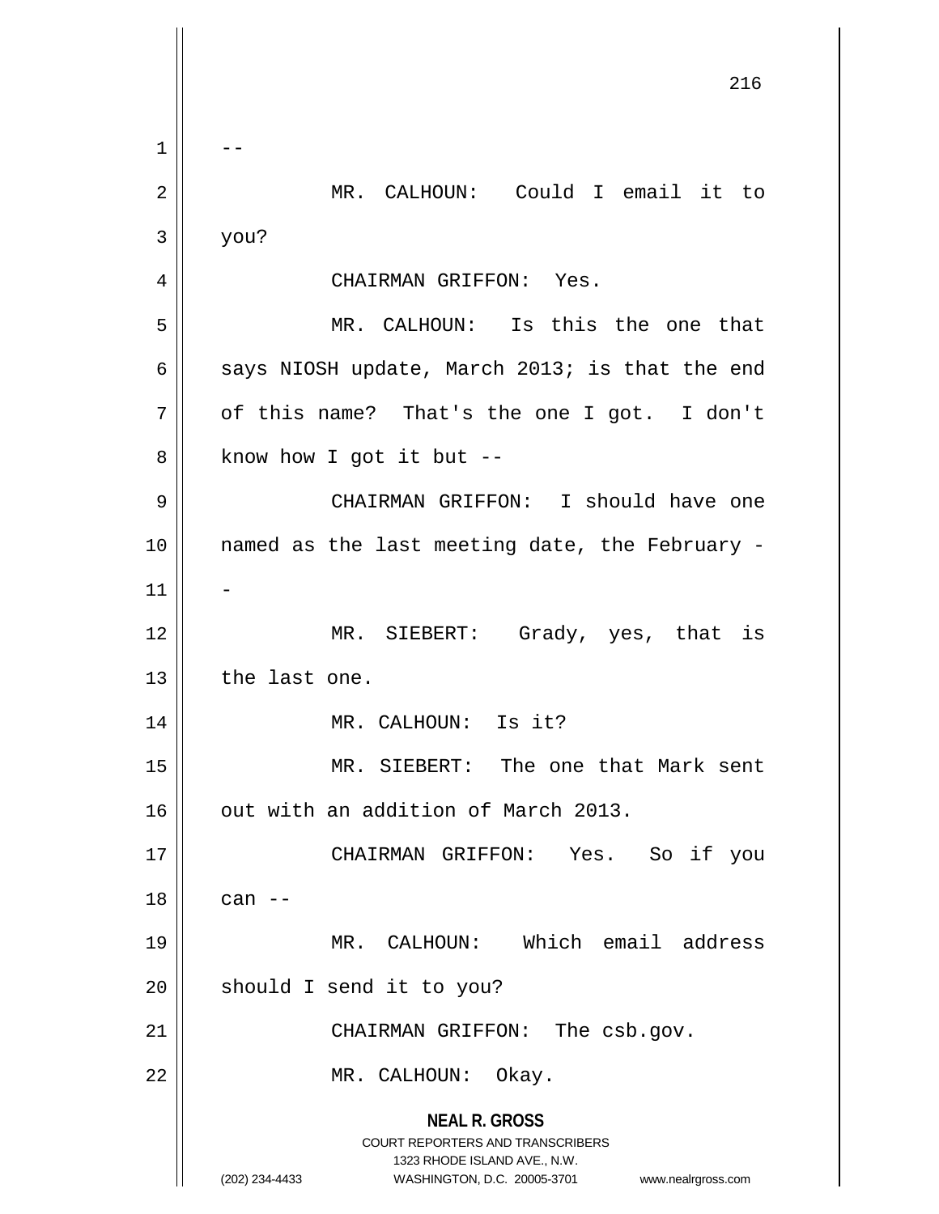--

MR. CALHOUN: Could I email it to you?

CHAIRMAN GRIFFON: Yes.

MR. CALHOUN: Is this the one that says NIOSH update, March 2013; is that the end of this name? That's the one I got. I don't know how I got it but --

CHAIRMAN GRIFFON: I should have one named as the last meeting date, the February --

MR. SIEBERT: Grady, yes, that is the last one.

MR. CALHOUN: Is it?

MR. SIEBERT: The one that Mark sent out with an addition of March 2013.

CHAIRMAN GRIFFON: Yes. So if you can --

MR. CALHOUN: Which email address should I send it to you?

CHAIRMAN GRIFFON: The csb.gov.

MR. CALHOUN: Okay.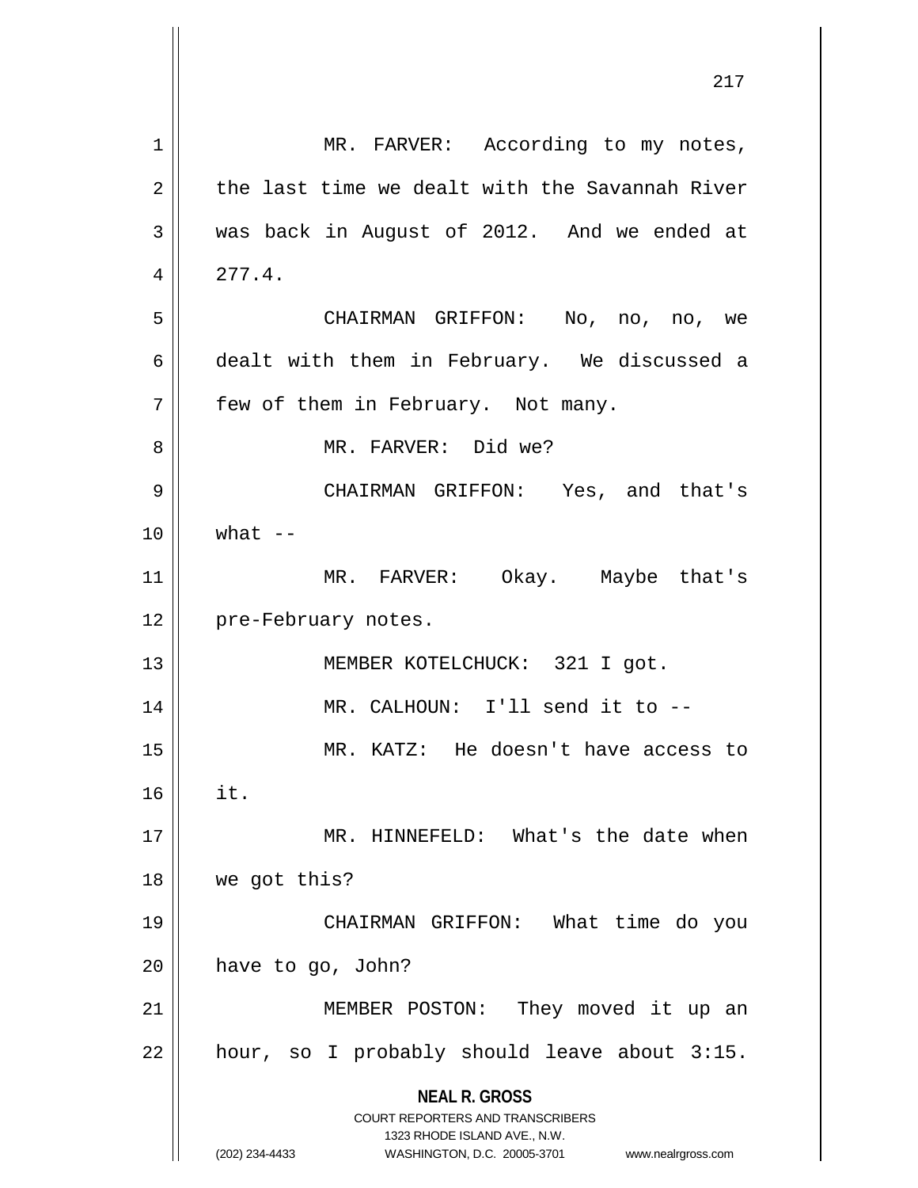MR. FARVER: According to my notes, the last time we dealt with the Savannah River was back in August of 2012. And we ended at 277.4.

CHAIRMAN GRIFFON: No, no, no, we dealt with them in February. We discussed a few of them in February. Not many.

MR. FARVER: Did we?

CHAIRMAN GRIFFON: Yes, and that's what --

MR. FARVER: Okay. Maybe that's pre-February notes.

MEMBER KOTELCHUCK: 321 I got.

MR. CALHOUN: I'll send it to --

MR. KATZ: He doesn't have access to it.

MR. HINNEFELD: What's the date when we got this?

CHAIRMAN GRIFFON: What time do you have to go, John?

MEMBER POSTON: They moved it up an hour, so I probably should leave about 3:15.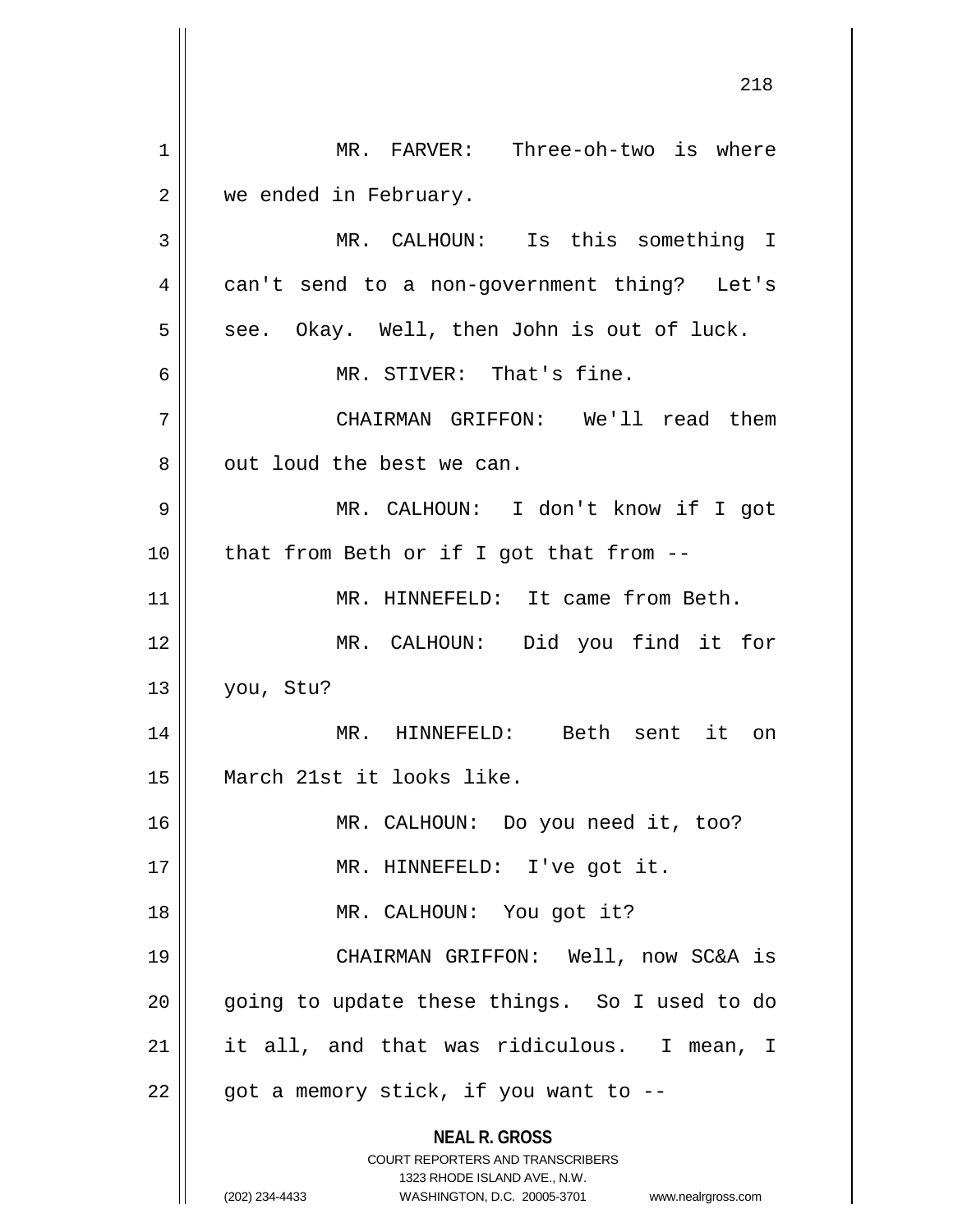MR. FARVER: Three-oh-two is where we ended in February.

MR. CALHOUN: Is this something I can't send to a non-government thing? Let's see. Okay. Well, then John is out of luck.

MR. STIVER: That's fine.

CHAIRMAN GRIFFON: We'll read them out loud the best we can.

MR. CALHOUN: I don't know if I got that from Beth or if I got that from --

MR. HINNEFELD: It came from Beth.

MR. CALHOUN: Did you find it for you, Stu?

MR. HINNEFELD: Beth sent it on March 21st it looks like.

MR. CALHOUN: Do you need it, too?

MR. HINNEFELD: I've got it.

MR. CALHOUN: You got it?

CHAIRMAN GRIFFON: Well, now SC&A is going to update these things. So I used to do it all, and that was ridiculous. I mean, I got a memory stick, if you want to --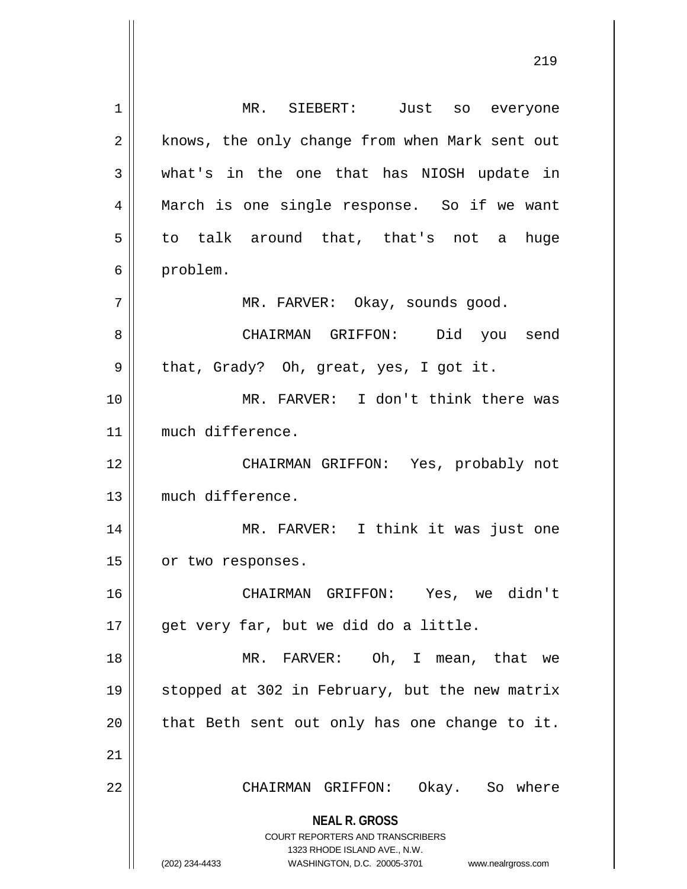MR. SIEBERT: Just so everyone knows, the only change from when Mark sent out what's in the one that has NIOSH update in March is one single response. So if we want to talk around that, that's not a huge problem.

MR. FARVER: Okay, sounds good.

CHAIRMAN GRIFFON: Did you send that, Grady? Oh, great, yes, I got it.

MR. FARVER: I don't think there was much difference.

CHAIRMAN GRIFFON: Yes, probably not much difference.

MR. FARVER: I think it was just one or two responses.

CHAIRMAN GRIFFON: Yes, we didn't get very far, but we did do a little.

MR. FARVER: Oh, I mean, that we stopped at 302 in February, but the new matrix that Beth sent out only has one change to it.

CHAIRMAN GRIFFON: Okay. So where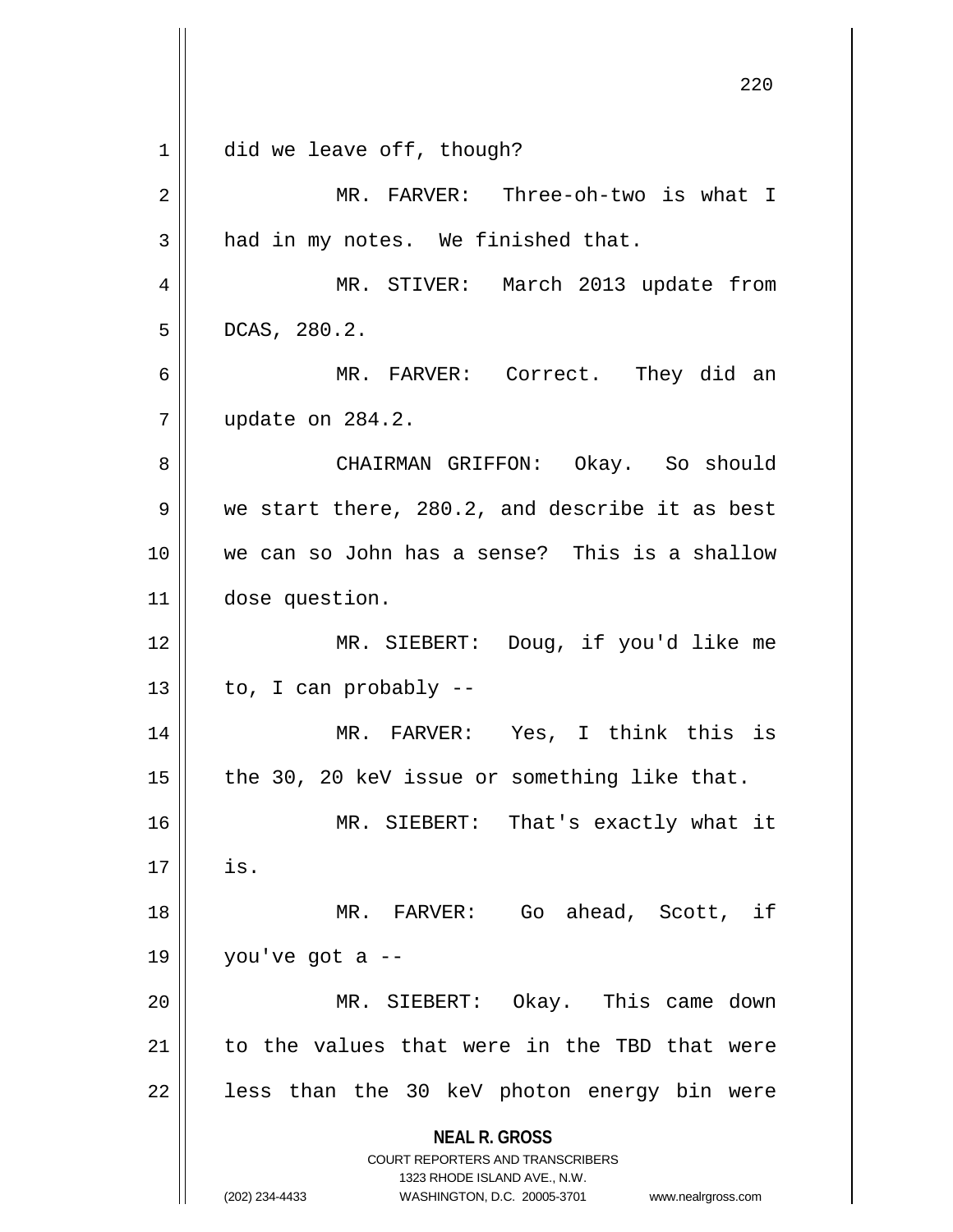did we leave off, though?

MR. FARVER: Three-oh-two is what I had in my notes. We finished that.

MR. STIVER: March 2013 update from DCAS, 280.2.

MR. FARVER: Correct. They did an update on 284.2.

CHAIRMAN GRIFFON: Okay. So should we start there, 280.2, and describe it as best we can so John has a sense? This is a shallow dose question.

MR. SIEBERT: Doug, if you'd like me to, I can probably --

MR. FARVER: Yes, I think this is the 30, 20 keV issue or something like that.

MR. SIEBERT: That's exactly what it is.

MR. FARVER: Go ahead, Scott, if you've got a --

MR. SIEBERT: Okay. This came down to the values that were in the TBD that were less than the 30 keV photon energy bin were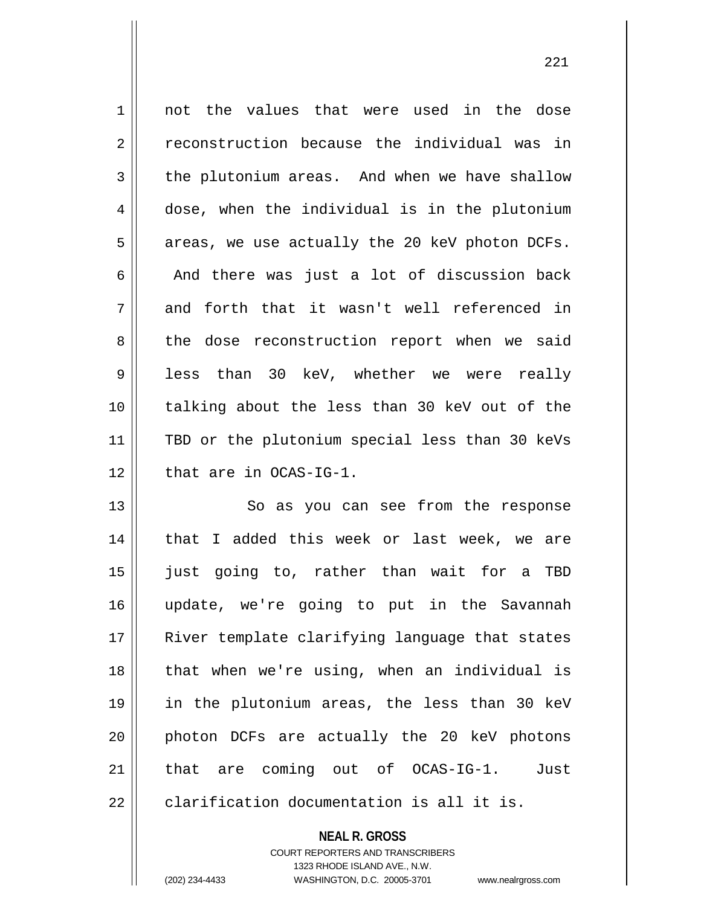not the values that were used in the dose reconstruction because the individual was in the plutonium areas. And when we have shallow dose, when the individual is in the plutonium areas, we use actually the 20 keV photon DCFs. And there was just a lot of discussion back and forth that it wasn't well referenced in the dose reconstruction report when we said less than 30 keV, whether we were really talking about the less than 30 keV out of the TBD or the plutonium special less than 30 keVs that are in OCAS-IG-1.

So as you can see from the response that I added this week or last week, we are just going to, rather than wait for a TBD update, we're going to put in the Savannah River template clarifying language that states that when we're using, when an individual is in the plutonium areas, the less than 30 keV photon DCFs are actually the 20 keV photons that are coming out of OCAS-IG-1. Just clarification documentation is all it is.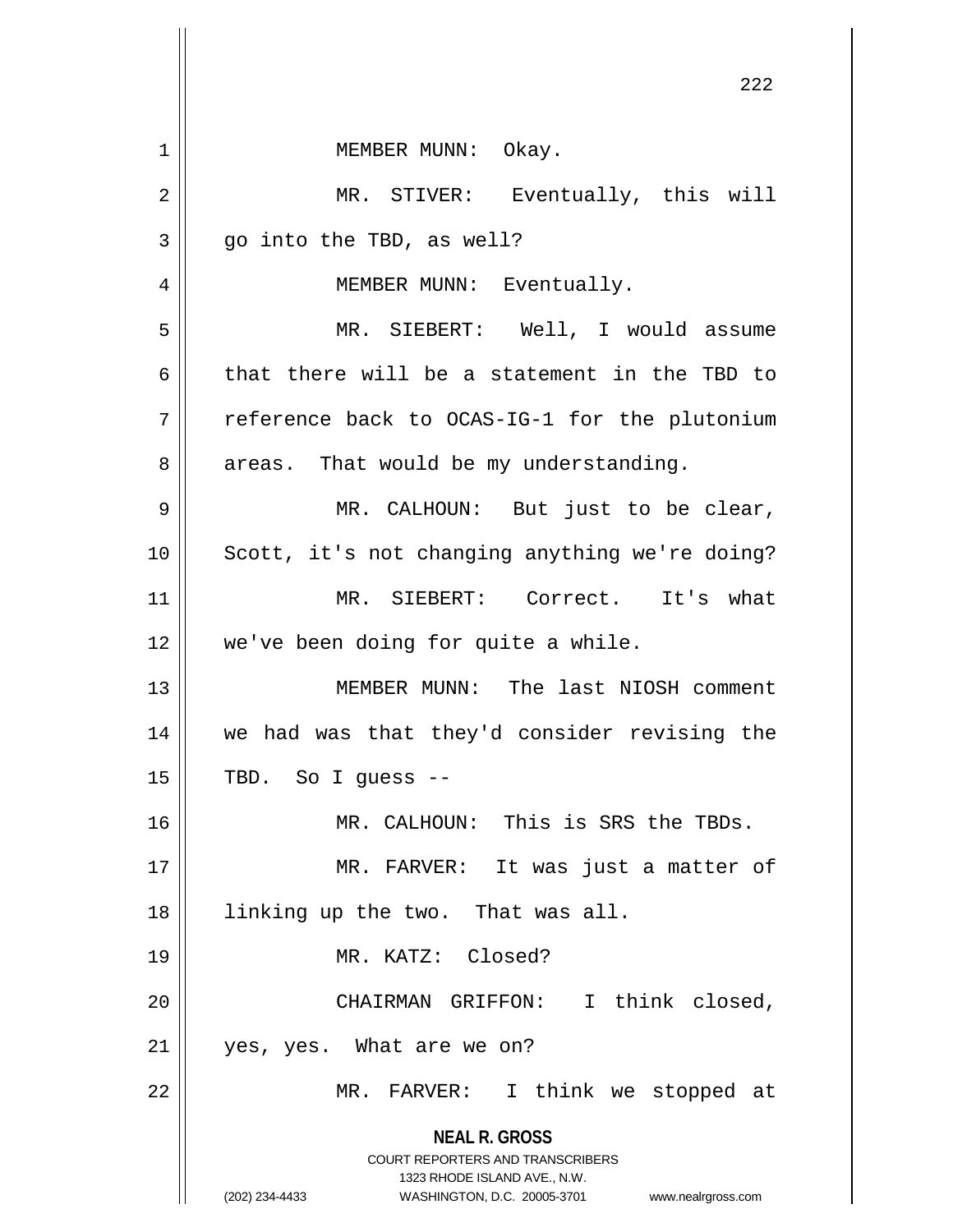MEMBER MUNN: Okay.

MR. STIVER: Eventually, this will go into the TBD, as well?

MEMBER MUNN: Eventually.

MR. SIEBERT: Well, I would assume that there will be a statement in the TBD to reference back to OCAS-IG-1 for the plutonium areas. That would be my understanding.

MR. CALHOUN: But just to be clear, Scott, it's not changing anything we're doing?

MR. SIEBERT: Correct. It's what we've been doing for quite a while.

MEMBER MUNN: The last NIOSH comment we had was that they'd consider revising the TBD. So I guess --

MR. CALHOUN: This is SRS the TBDs.

MR. FARVER: It was just a matter of linking up the two. That was all.

MR. KATZ: Closed?

CHAIRMAN GRIFFON: I think closed, yes, yes. What are we on?

MR. FARVER: I think we stopped at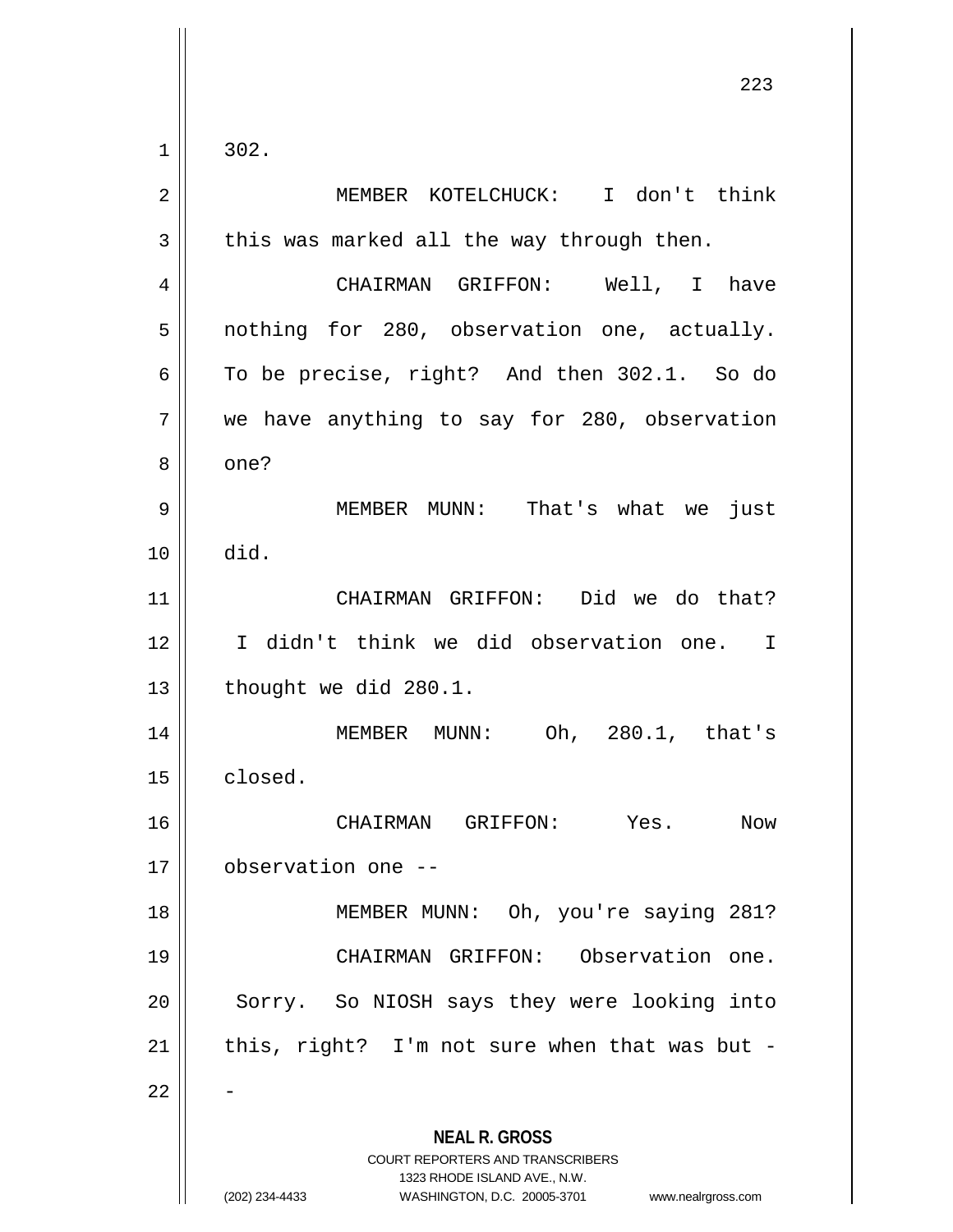302.

MEMBER KOTELCHUCK: I don't think this was marked all the way through then.

CHAIRMAN GRIFFON: Well, I have nothing for 280, observation one, actually. To be precise, right? And then 302.1. So do we have anything to say for 280, observation one?

MEMBER MUNN: That's what we just did.

CHAIRMAN GRIFFON: Did we do that? I didn't think we did observation one. I thought we did 280.1.

MEMBER MUNN: Oh, 280.1, that's closed.

CHAIRMAN GRIFFON: Yes. Now observation one --

MEMBER MUNN: Oh, you're saying 281?

CHAIRMAN GRIFFON: Observation one. Sorry. So NIOSH says they were looking into this, right? I'm not sure when that was but --

**NEAL R. GROSS**
COURT REPORTERS AND TRANSCRIBERS
1323 RHODE ISLAND AVE., N.W.
(202) 234-4433 WASHINGTON, D.C. 20005-3701 www.nealrgross.com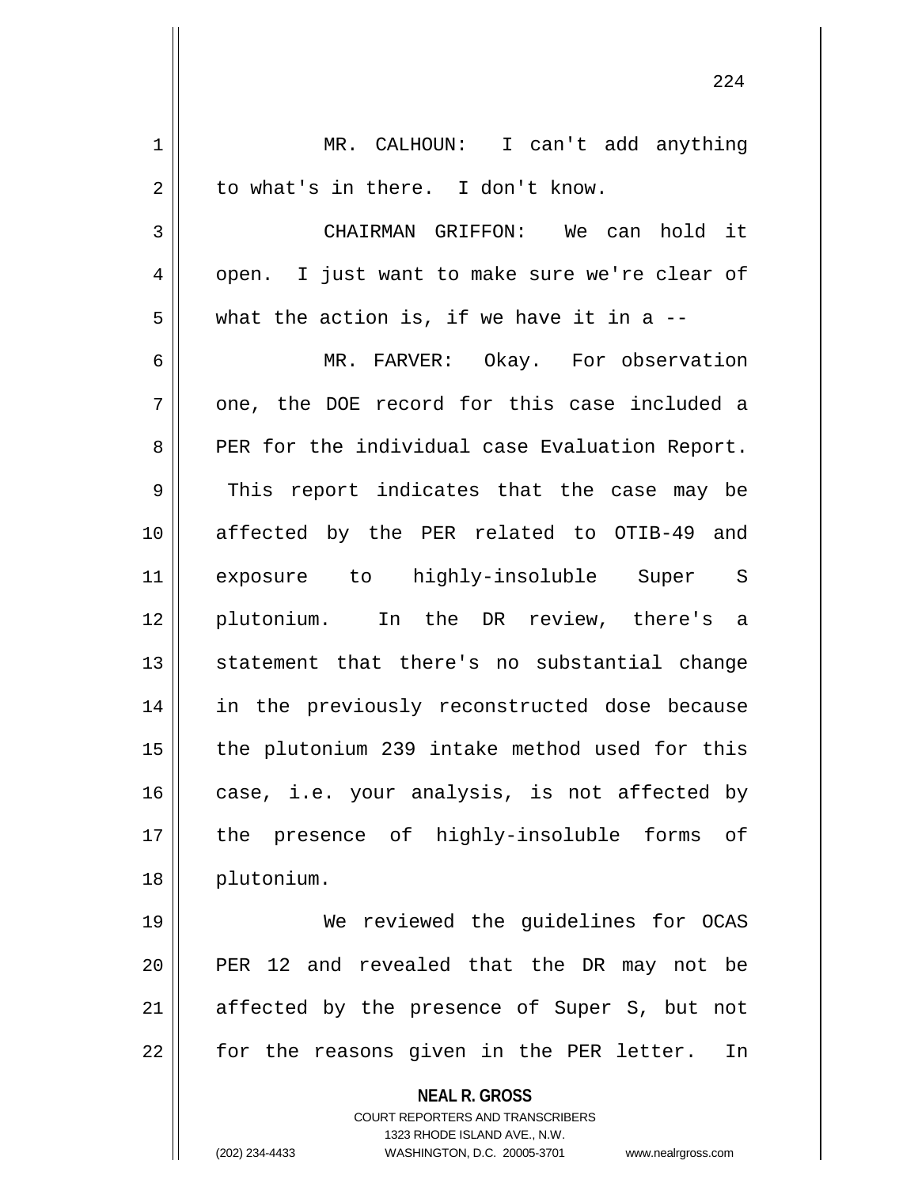MR. CALHOUN: I can't add anything to what's in there. I don't know.

CHAIRMAN GRIFFON: We can hold it open. I just want to make sure we're clear of what the action is, if we have it in a --

MR. FARVER: Okay. For observation one, the DOE record for this case included a PER for the individual case Evaluation Report. This report indicates that the case may be affected by the PER related to OTIB-49 and exposure to highly-insoluble Super S plutonium. In the DR review, there's a statement that there's no substantial change in the previously reconstructed dose because the plutonium 239 intake method used for this case, i.e. your analysis, is not affected by the presence of highly-insoluble forms of plutonium.

We reviewed the guidelines for OCAS PER 12 and revealed that the DR may not be affected by the presence of Super S, but not for the reasons given in the PER letter. In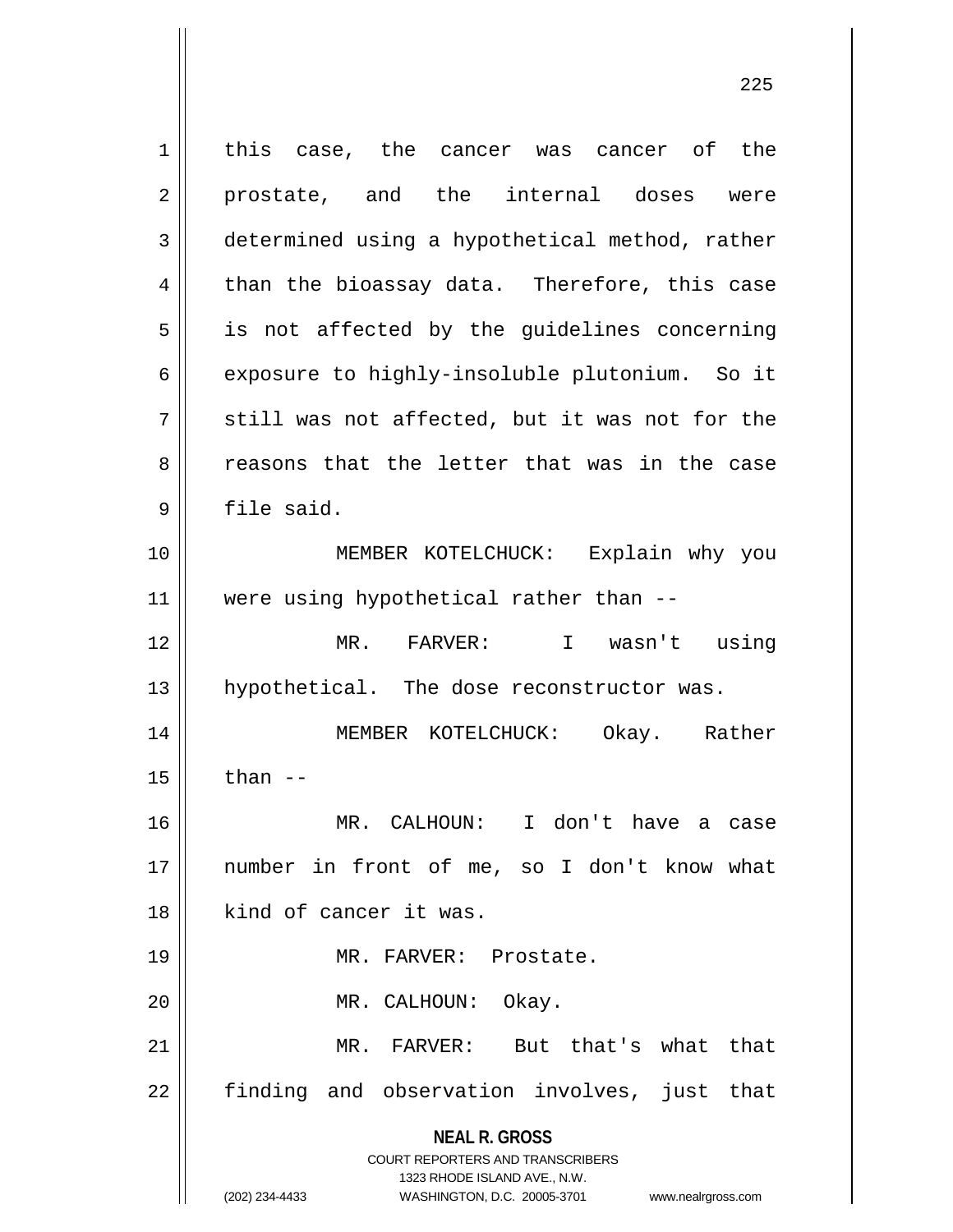this case, the cancer was cancer of the prostate, and the internal doses were determined using a hypothetical method, rather than the bioassay data. Therefore, this case is not affected by the guidelines concerning exposure to highly-insoluble plutonium. So it still was not affected, but it was not for the reasons that the letter that was in the case file said.

MEMBER KOTELCHUCK: Explain why you were using hypothetical rather than --

MR. FARVER: I wasn't using hypothetical. The dose reconstructor was.

MEMBER KOTELCHUCK: Okay. Rather than --

MR. CALHOUN: I don't have a case number in front of me, so I don't know what kind of cancer it was.

MR. FARVER: Prostate.

MR. CALHOUN: Okay.

MR. FARVER: But that's what that finding and observation involves, just that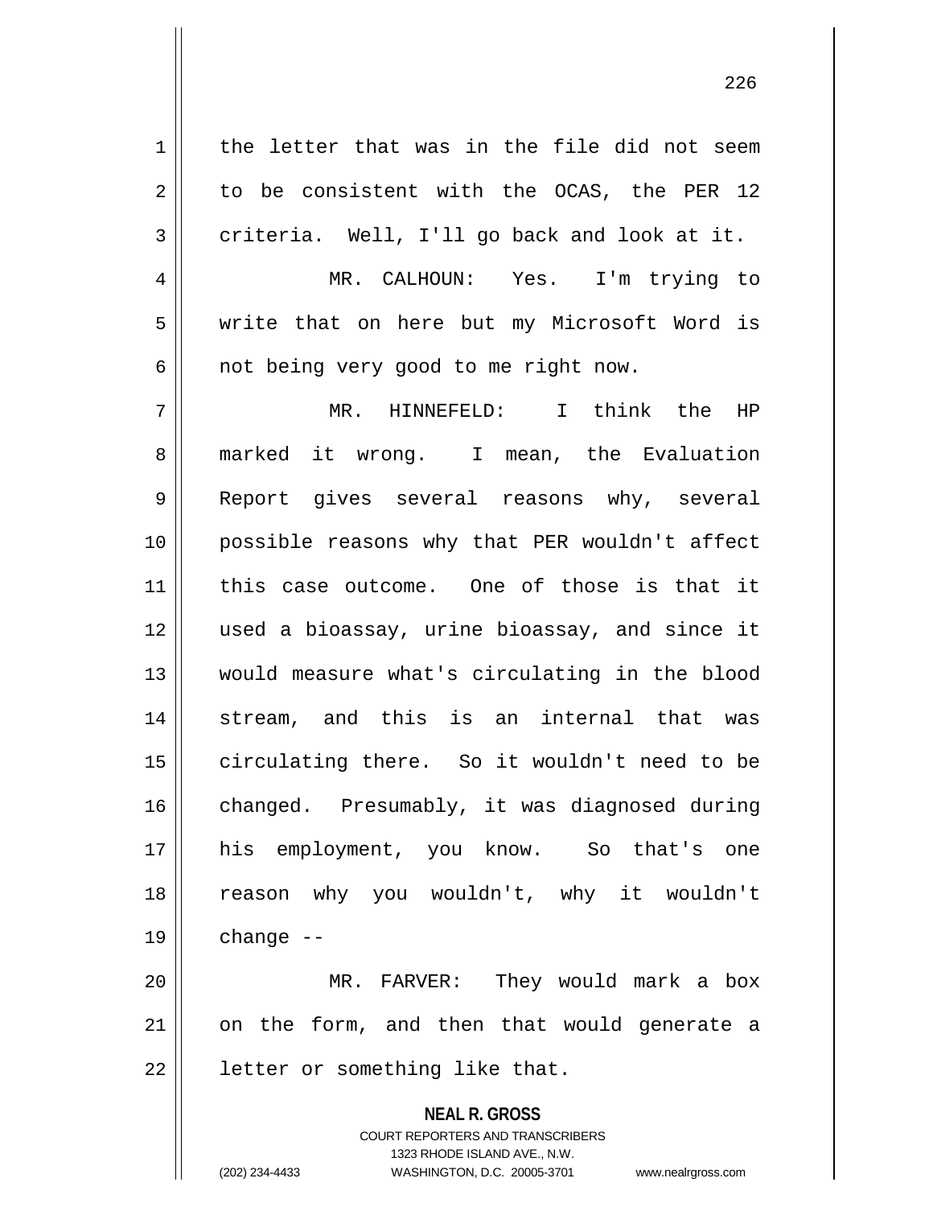the letter that was in the file did not seem to be consistent with the OCAS, the PER 12 criteria. Well, I'll go back and look at it.

MR. CALHOUN: Yes. I'm trying to write that on here but my Microsoft Word is not being very good to me right now.

MR. HINNEFELD: I think the HP marked it wrong. I mean, the Evaluation Report gives several reasons why, several possible reasons why that PER wouldn't affect this case outcome. One of those is that it used a bioassay, urine bioassay, and since it would measure what's circulating in the blood stream, and this is an internal that was circulating there. So it wouldn't need to be changed. Presumably, it was diagnosed during his employment, you know. So that's one reason why you wouldn't, why it wouldn't change --

MR. FARVER: They would mark a box on the form, and then that would generate a letter or something like that.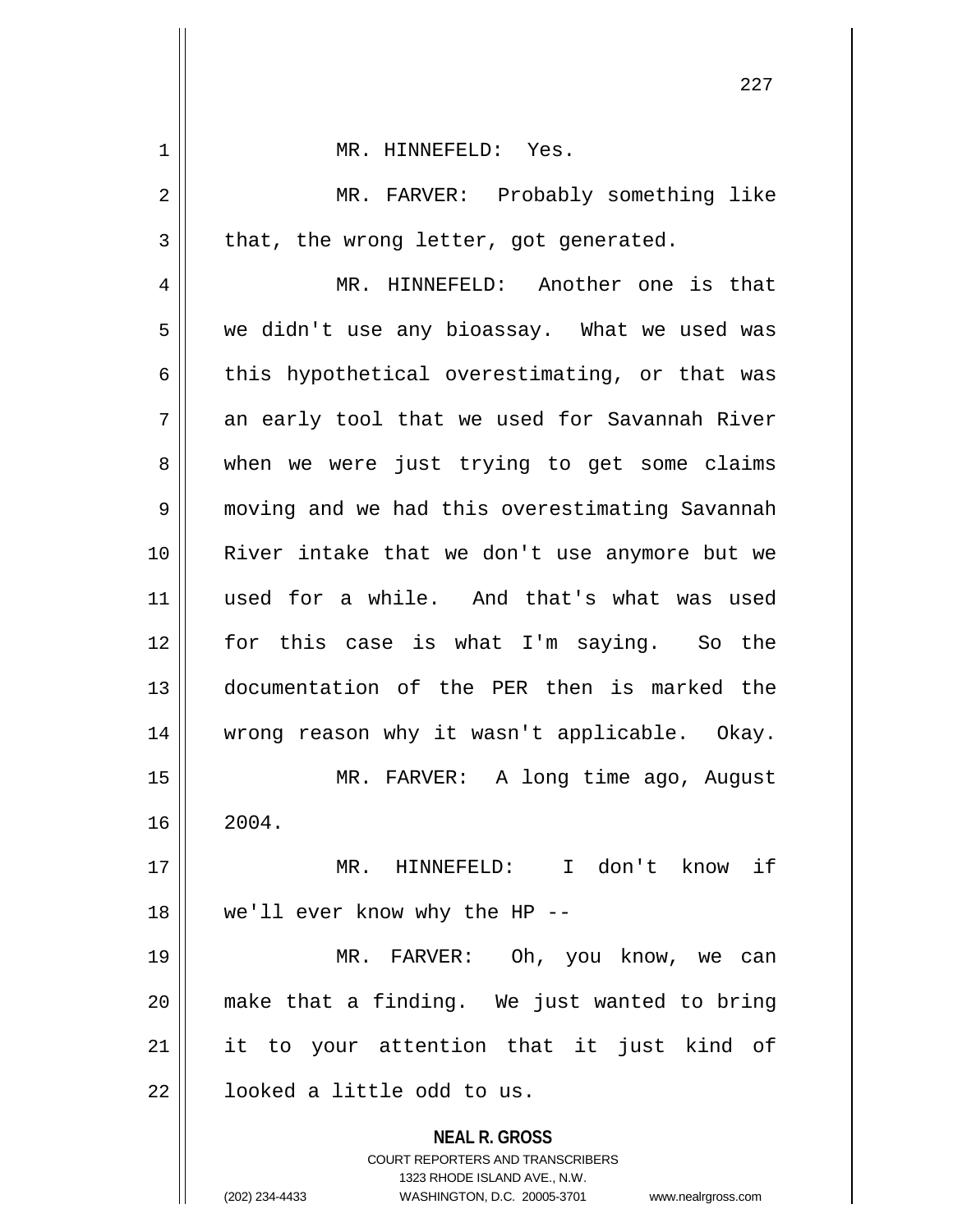MR. HINNEFELD: Yes.

MR. FARVER: Probably something like that, the wrong letter, got generated.

MR. HINNEFELD: Another one is that we didn't use any bioassay. What we used was this hypothetical overestimating, or that was an early tool that we used for Savannah River when we were just trying to get some claims moving and we had this overestimating Savannah River intake that we don't use anymore but we used for a while. And that's what was used for this case is what I'm saying. So the documentation of the PER then is marked the wrong reason why it wasn't applicable. Okay.

MR. FARVER: A long time ago, August 2004.

MR. HINNEFELD: I don't know if we'll ever know why the HP --

MR. FARVER: Oh, you know, we can make that a finding. We just wanted to bring it to your attention that it just kind of looked a little odd to us.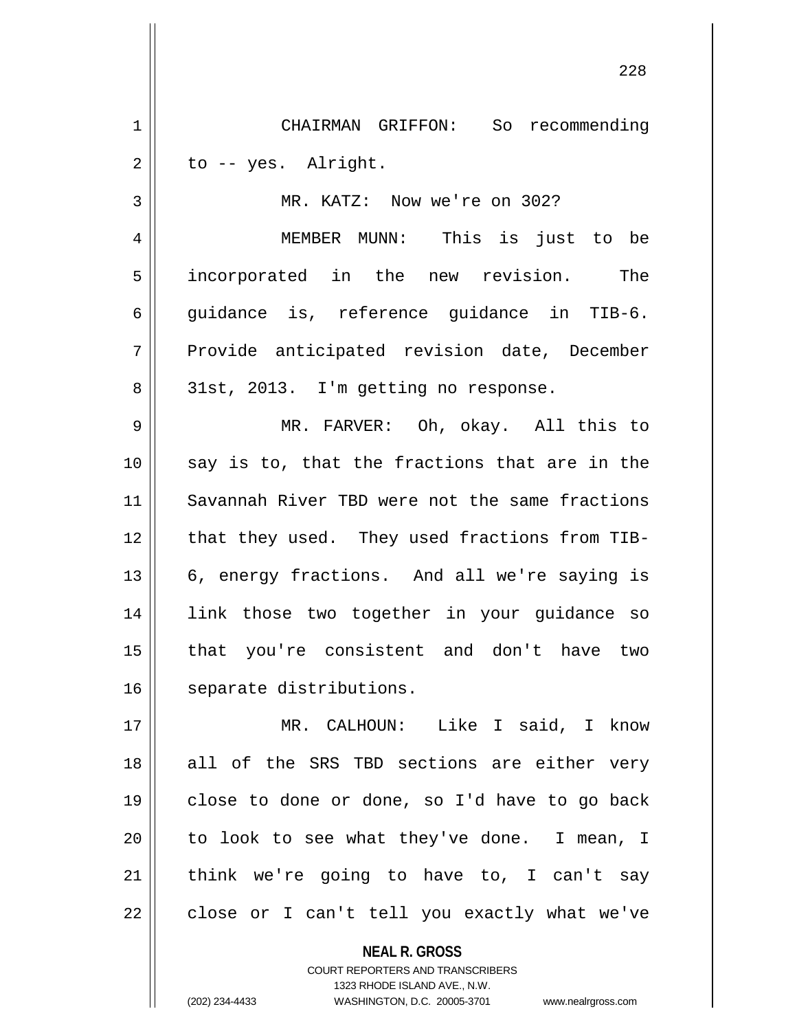CHAIRMAN GRIFFON: So recommending to -- yes. Alright.

MR. KATZ: Now we're on 302?

MEMBER MUNN: This is just to be incorporated in the new revision. The guidance is, reference guidance in TIB-6. Provide anticipated revision date, December 31st, 2013. I'm getting no response.

MR. FARVER: Oh, okay. All this to say is to, that the fractions that are in the Savannah River TBD were not the same fractions that they used. They used fractions from TIB-6, energy fractions. And all we're saying is link those two together in your guidance so that you're consistent and don't have two separate distributions.

MR. CALHOUN: Like I said, I know all of the SRS TBD sections are either very close to done or done, so I'd have to go back to look to see what they've done. I mean, I think we're going to have to, I can't say close or I can't tell you exactly what we've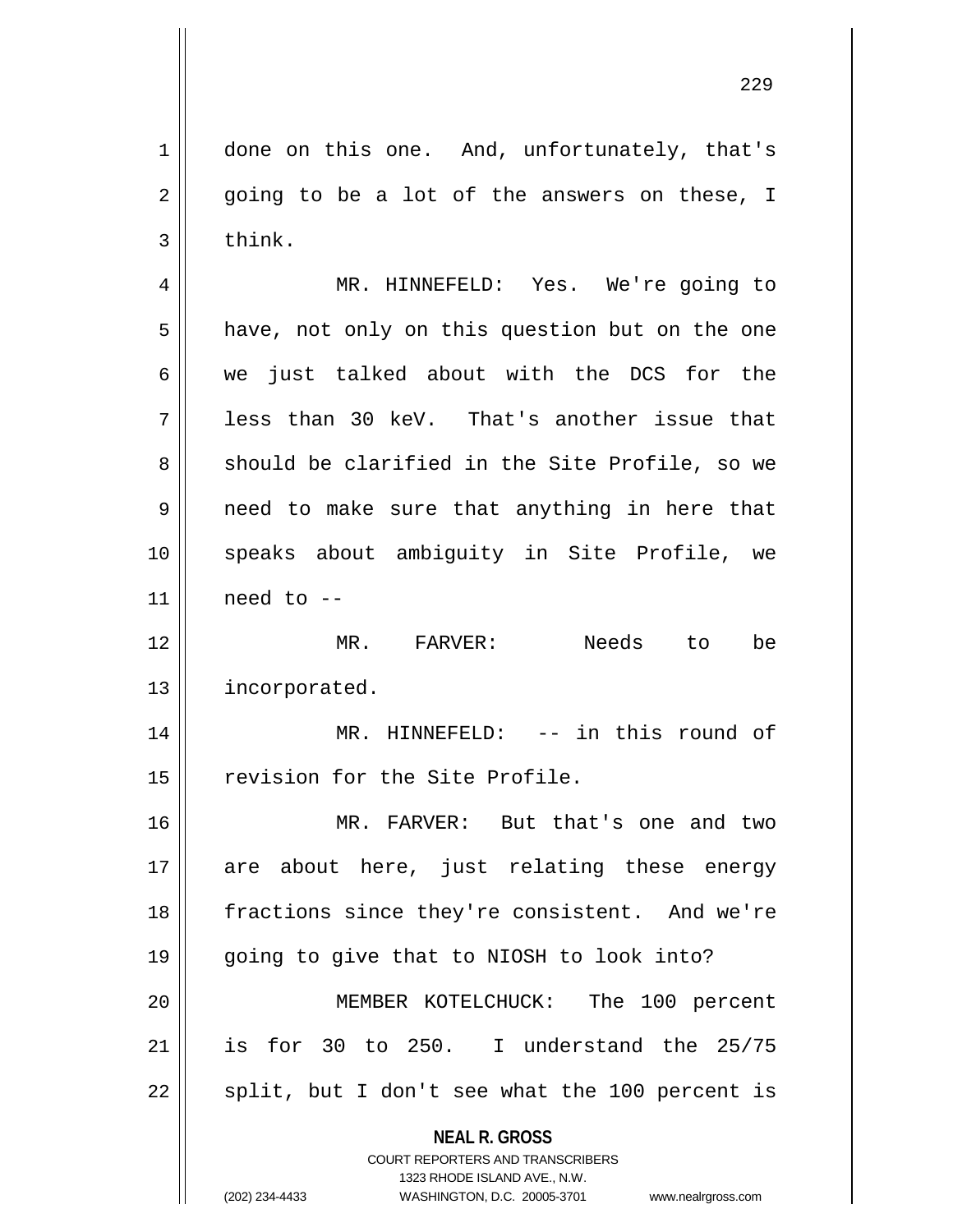done on this one. And, unfortunately, that's going to be a lot of the answers on these, I think.

MR. HINNEFELD: Yes. We're going to have, not only on this question but on the one we just talked about with the DCS for the less than 30 keV. That's another issue that should be clarified in the Site Profile, so we need to make sure that anything in here that speaks about ambiguity in Site Profile, we need to --

MR. FARVER: Needs to be incorporated.

MR. HINNEFELD: -- in this round of revision for the Site Profile.

MR. FARVER: But that's one and two are about here, just relating these energy fractions since they're consistent. And we're going to give that to NIOSH to look into?

MEMBER KOTELCHUCK: The 100 percent is for 30 to 250. I understand the 25/75 split, but I don't see what the 100 percent is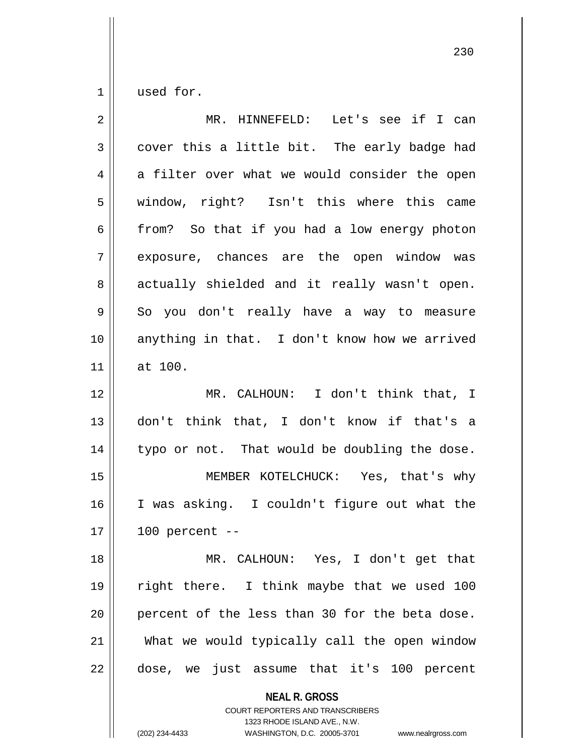used for.

MR. HINNEFELD: Let's see if I can cover this a little bit. The early badge had a filter over what we would consider the open window, right? Isn't this where this came from? So that if you had a low energy photon exposure, chances are the open window was actually shielded and it really wasn't open. So you don't really have a way to measure anything in that. I don't know how we arrived at 100.

MR. CALHOUN: I don't think that, I don't think that, I don't know if that's a typo or not. That would be doubling the dose.

MEMBER KOTELCHUCK: Yes, that's why I was asking. I couldn't figure out what the 100 percent --

MR. CALHOUN: Yes, I don't get that right there. I think maybe that we used 100 percent of the less than 30 for the beta dose. What we would typically call the open window dose, we just assume that it's 100 percent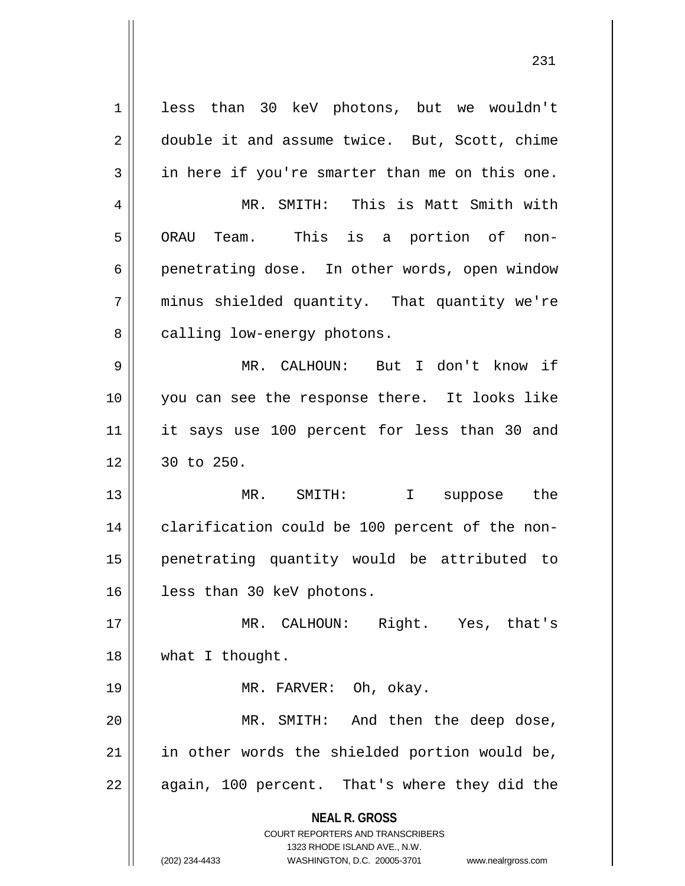less than 30 keV photons, but we wouldn't double it and assume twice. But, Scott, chime in here if you're smarter than me on this one.

MR. SMITH: This is Matt Smith with ORAU Team. This is a portion of non-penetrating dose. In other words, open window minus shielded quantity. That quantity we're calling low-energy photons.

MR. CALHOUN: But I don't know if you can see the response there. It looks like it says use 100 percent for less than 30 and 30 to 250.

MR. SMITH: I suppose the clarification could be 100 percent of the non-penetrating quantity would be attributed to less than 30 keV photons.

MR. CALHOUN: Right. Yes, that's what I thought.

MR. FARVER: Oh, okay.

MR. SMITH: And then the deep dose, in other words the shielded portion would be, again, 100 percent. That's where they did the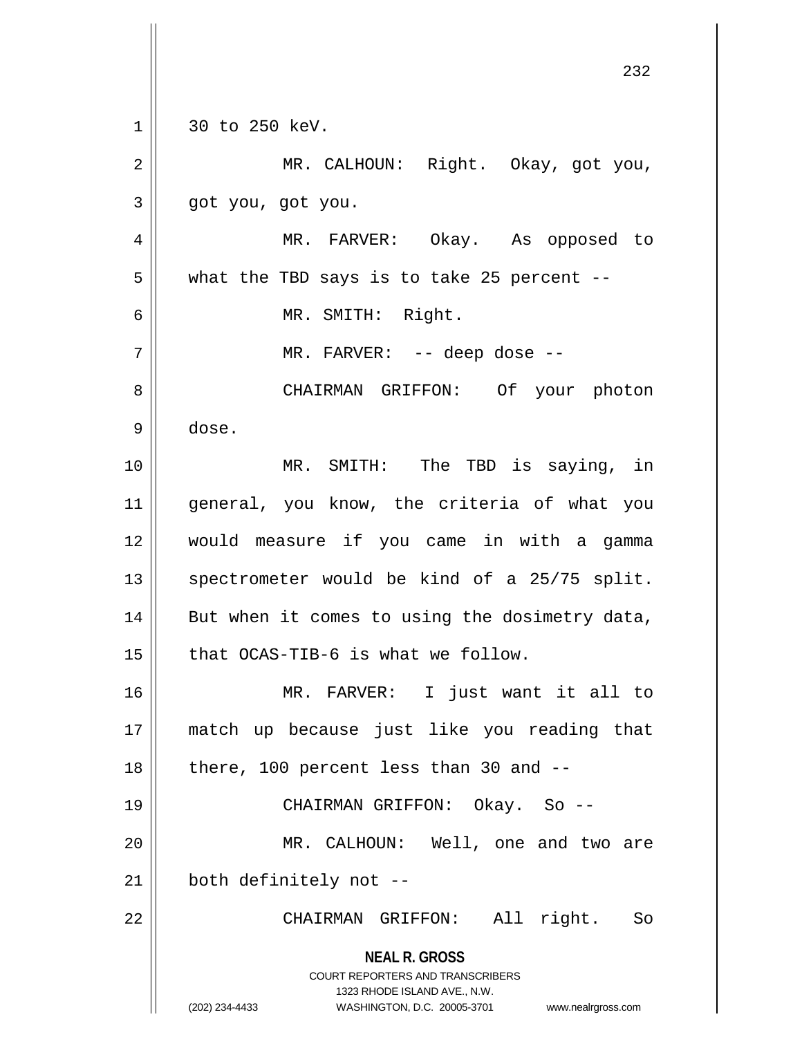30 to 250 keV.

MR. CALHOUN: Right. Okay, got you, got you, got you.

MR. FARVER: Okay. As opposed to what the TBD says is to take 25 percent --

MR. SMITH: Right.

MR. FARVER: -- deep dose --

CHAIRMAN GRIFFON: Of your photon dose.

MR. SMITH: The TBD is saying, in general, you know, the criteria of what you would measure if you came in with a gamma spectrometer would be kind of a 25/75 split. But when it comes to using the dosimetry data, that OCAS-TIB-6 is what we follow.

MR. FARVER: I just want it all to match up because just like you reading that there, 100 percent less than 30 and --

CHAIRMAN GRIFFON: Okay. So --

MR. CALHOUN: Well, one and two are both definitely not --

CHAIRMAN GRIFFON: All right. So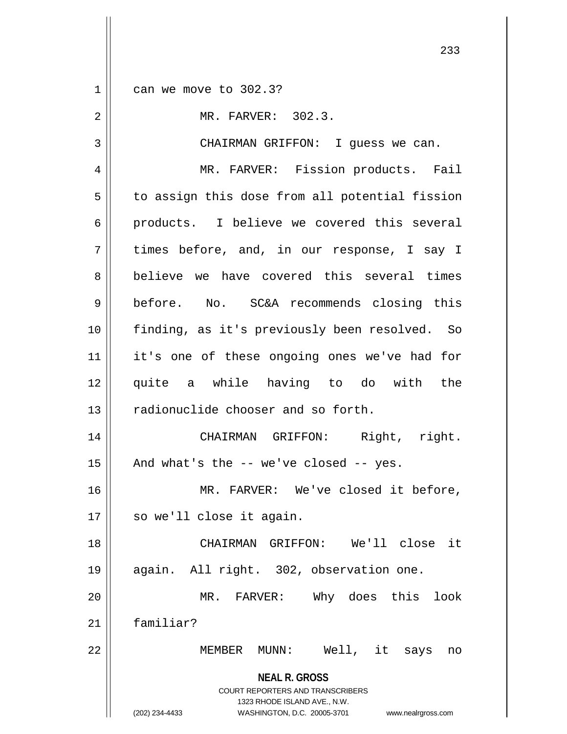can we move to 302.3?

MR. FARVER: 302.3.

CHAIRMAN GRIFFON: I guess we can.

MR. FARVER: Fission products. Fail to assign this dose from all potential fission products. I believe we covered this several times before, and, in our response, I say I believe we have covered this several times before. No. SC&A recommends closing this finding, as it's previously been resolved. So it's one of these ongoing ones we've had for quite a while having to do with the radionuclide chooser and so forth.

CHAIRMAN GRIFFON: Right, right. And what's the -- we've closed -- yes.

MR. FARVER: We've closed it before, so we'll close it again.

CHAIRMAN GRIFFON: We'll close it again. All right. 302, observation one.

MR. FARVER: Why does this look familiar?

MEMBER MUNN: Well, it says no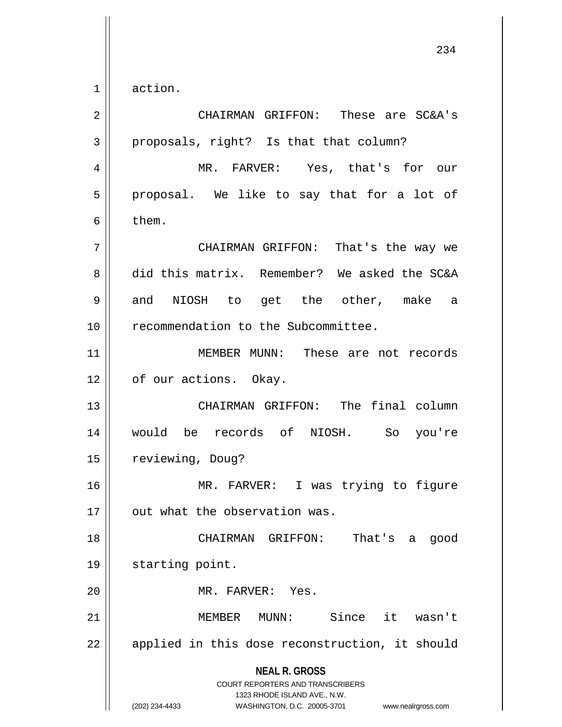action.

CHAIRMAN GRIFFON: These are SC&A's proposals, right? Is that that column?

MR. FARVER: Yes, that's for our proposal. We like to say that for a lot of them.

CHAIRMAN GRIFFON: That's the way we did this matrix. Remember? We asked the SC&A and NIOSH to get the other, make a recommendation to the Subcommittee.

MEMBER MUNN: These are not records of our actions. Okay.

CHAIRMAN GRIFFON: The final column would be records of NIOSH. So you're reviewing, Doug?

MR. FARVER: I was trying to figure out what the observation was.

CHAIRMAN GRIFFON: That's a good starting point.

MR. FARVER: Yes.

MEMBER MUNN: Since it wasn't applied in this dose reconstruction, it should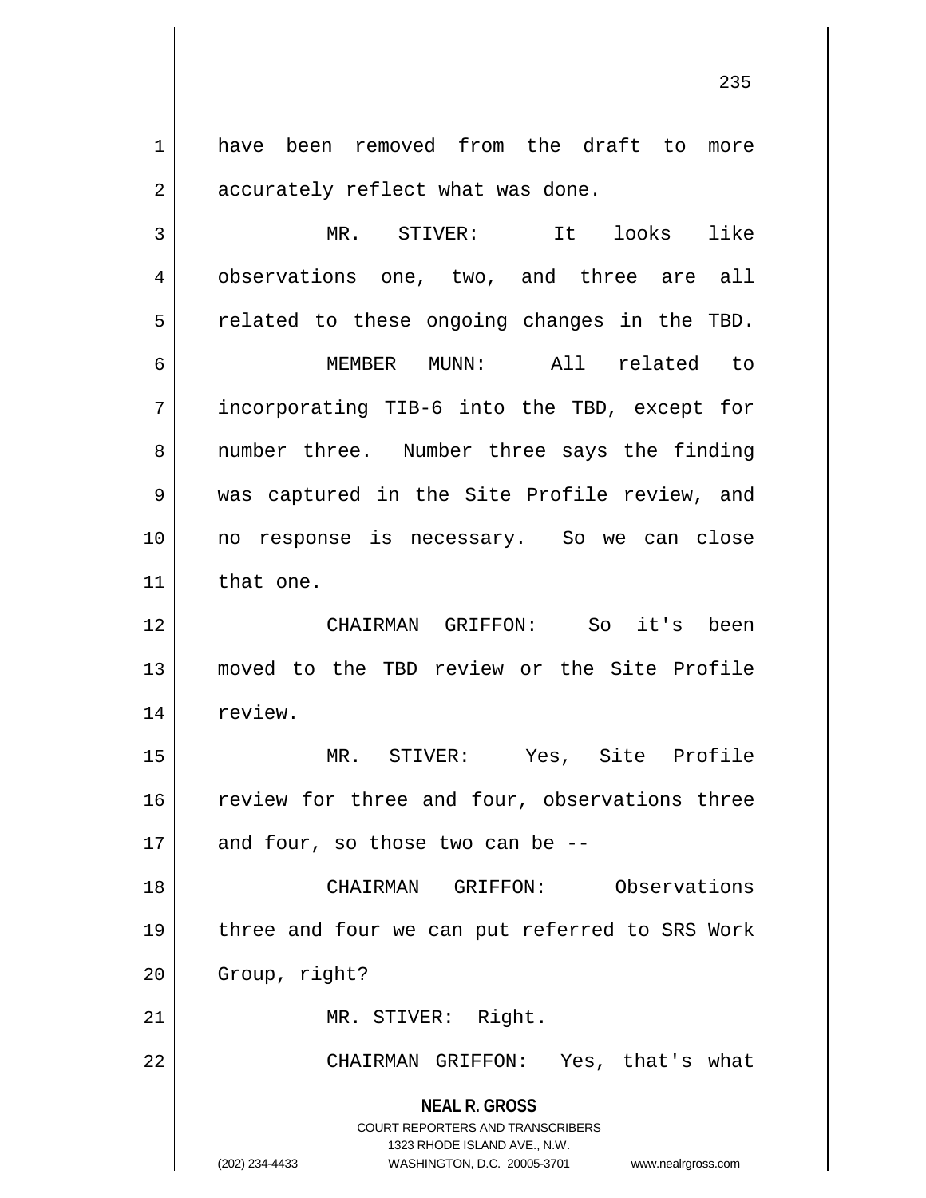have been removed from the draft to more accurately reflect what was done.

MR. STIVER: It looks like observations one, two, and three are all related to these ongoing changes in the TBD.

MEMBER MUNN: All related to incorporating TIB-6 into the TBD, except for number three. Number three says the finding was captured in the Site Profile review, and no response is necessary. So we can close that one.

CHAIRMAN GRIFFON: So it's been moved to the TBD review or the Site Profile review.

MR. STIVER: Yes, Site Profile review for three and four, observations three and four, so those two can be --

CHAIRMAN GRIFFON: Observations three and four we can put referred to SRS Work Group, right?

MR. STIVER: Right.

CHAIRMAN GRIFFON: Yes, that's what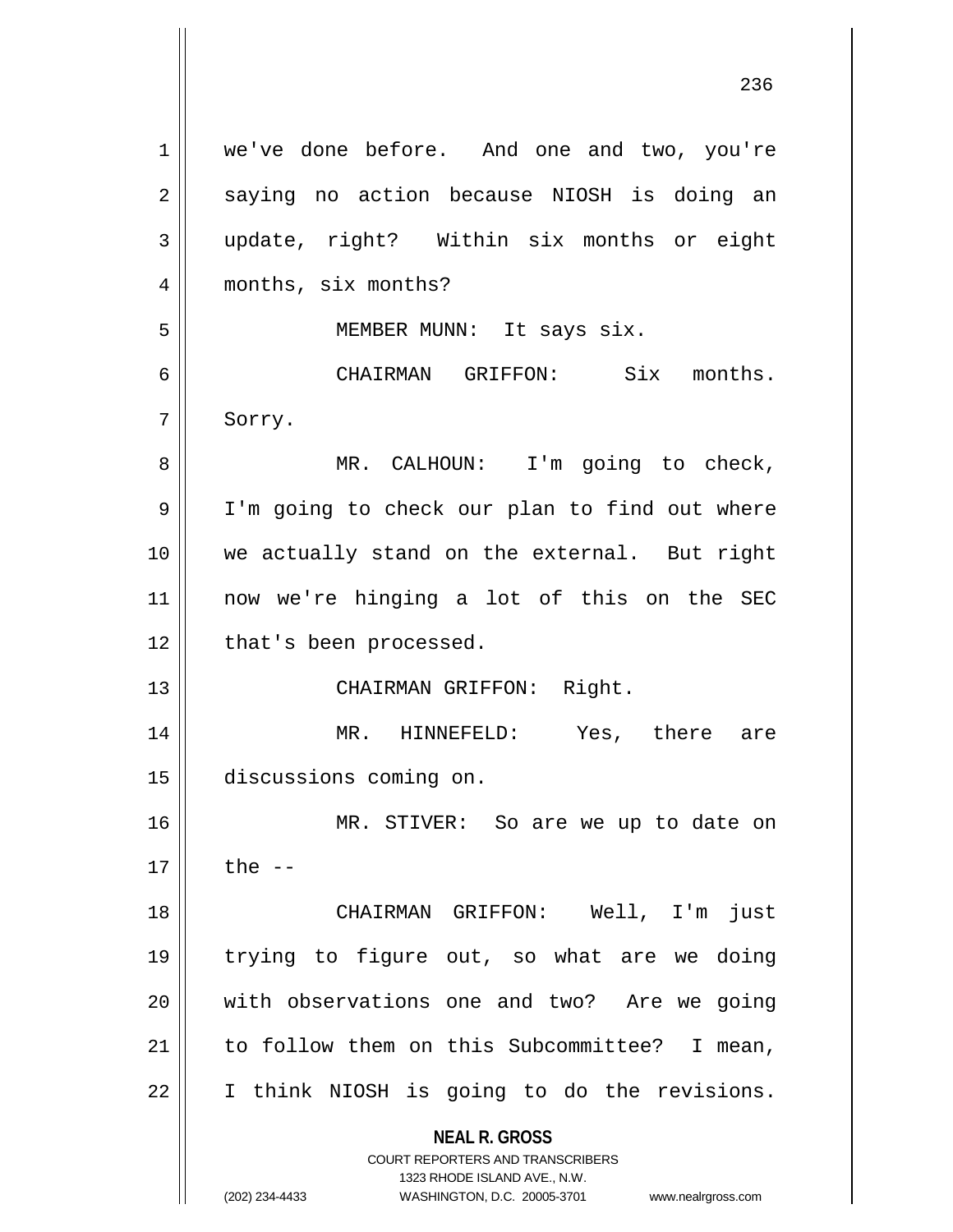we've done before. And one and two, you're saying no action because NIOSH is doing an update, right? Within six months or eight months, six months?

MEMBER MUNN: It says six.

CHAIRMAN GRIFFON: Six months. Sorry.

MR. CALHOUN: I'm going to check, I'm going to check our plan to find out where we actually stand on the external. But right now we're hinging a lot of this on the SEC that's been processed.

CHAIRMAN GRIFFON: Right.

MR. HINNEFELD: Yes, there are discussions coming on.

MR. STIVER: So are we up to date on the --

CHAIRMAN GRIFFON: Well, I'm just trying to figure out, so what are we doing with observations one and two? Are we going to follow them on this Subcommittee? I mean, I think NIOSH is going to do the revisions.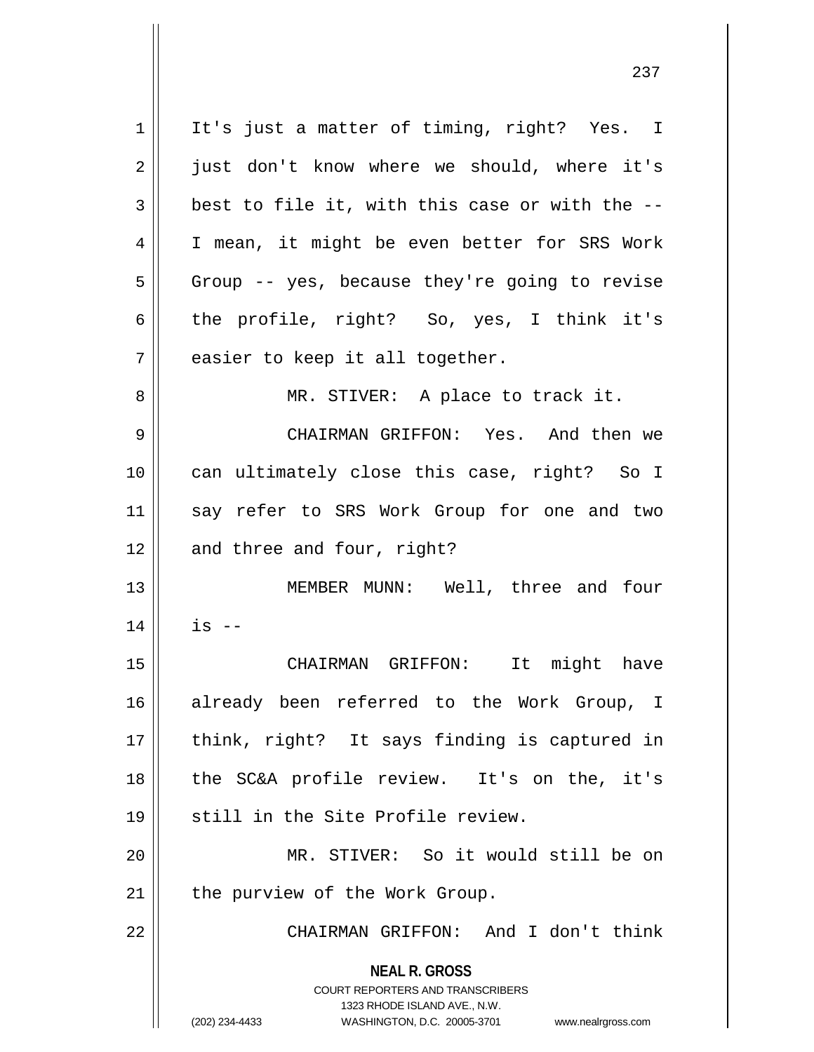It's just a matter of timing, right? Yes. I just don't know where we should, where it's best to file it, with this case or with the -- I mean, it might be even better for SRS Work Group -- yes, because they're going to revise the profile, right? So, yes, I think it's easier to keep it all together.

MR. STIVER: A place to track it.

CHAIRMAN GRIFFON: Yes. And then we can ultimately close this case, right? So I say refer to SRS Work Group for one and two and three and four, right?

MEMBER MUNN: Well, three and four is --

CHAIRMAN GRIFFON: It might have already been referred to the Work Group, I think, right? It says finding is captured in the SC&A profile review. It's on the, it's still in the Site Profile review.

MR. STIVER: So it would still be on the purview of the Work Group.

CHAIRMAN GRIFFON: And I don't think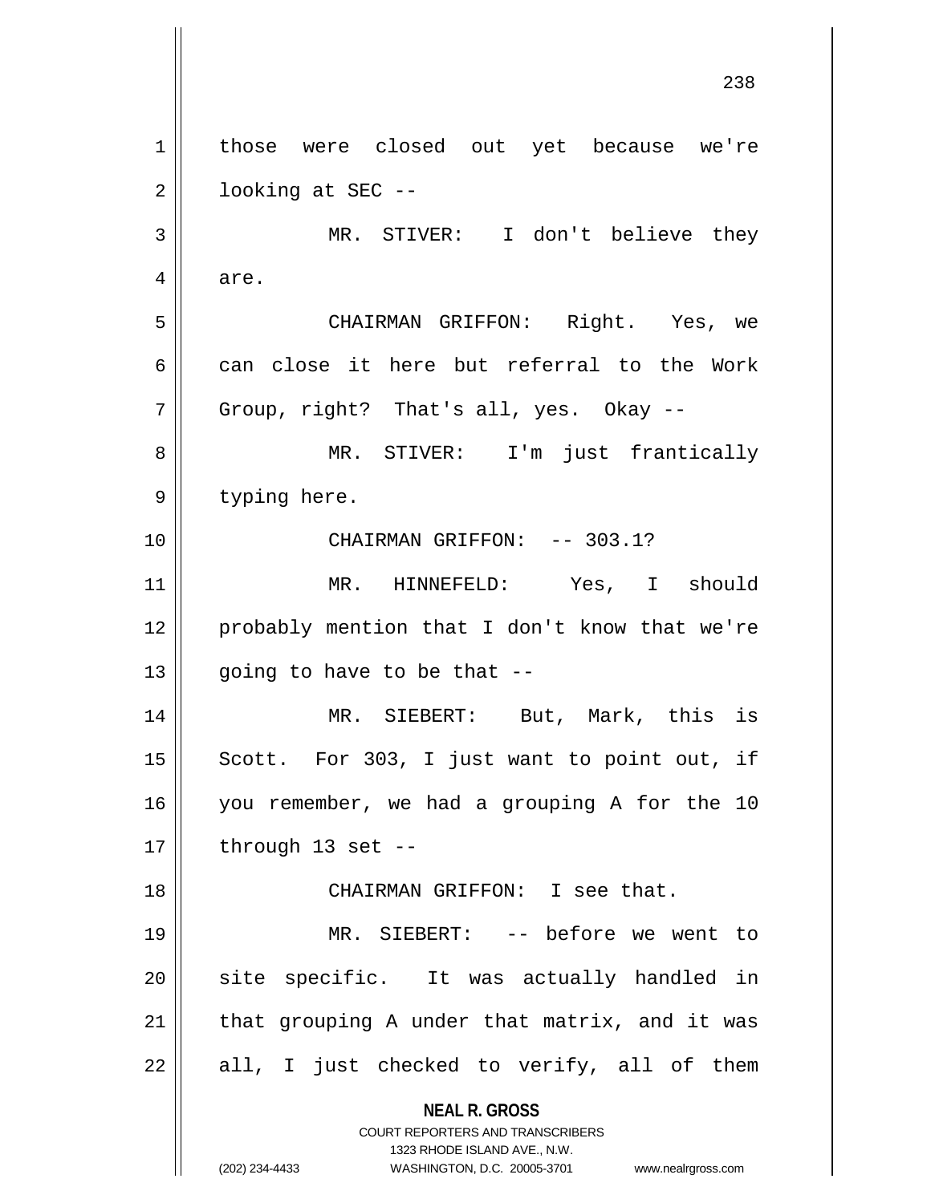those were closed out yet because we're looking at SEC --

MR. STIVER: I don't believe they are.

CHAIRMAN GRIFFON: Right. Yes, we can close it here but referral to the Work Group, right? That's all, yes. Okay --

MR. STIVER: I'm just frantically typing here.

CHAIRMAN GRIFFON: -- 303.1?

MR. HINNEFELD: Yes, I should probably mention that I don't know that we're going to have to be that --

MR. SIEBERT: But, Mark, this is Scott. For 303, I just want to point out, if you remember, we had a grouping A for the 10 through 13 set --

CHAIRMAN GRIFFON: I see that.

MR. SIEBERT: -- before we went to site specific. It was actually handled in that grouping A under that matrix, and it was all, I just checked to verify, all of them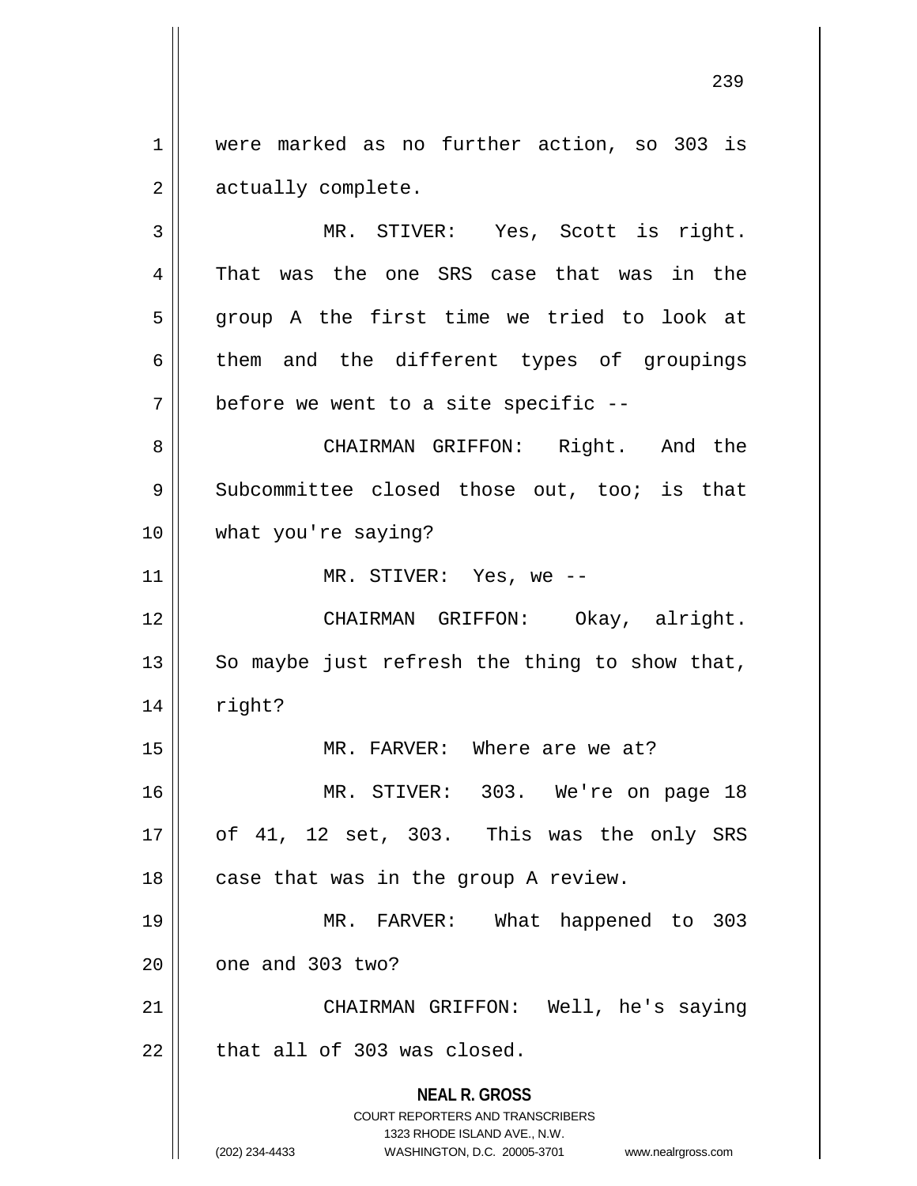were marked as no further action, so 303 is actually complete.

MR. STIVER: Yes, Scott is right. That was the one SRS case that was in the group A the first time we tried to look at them and the different types of groupings before we went to a site specific --

CHAIRMAN GRIFFON: Right. And the Subcommittee closed those out, too; is that what you're saying?

MR. STIVER: Yes, we --

CHAIRMAN GRIFFON: Okay, alright. So maybe just refresh the thing to show that, right?

MR. FARVER: Where are we at?

MR. STIVER: 303. We're on page 18 of 41, 12 set, 303. This was the only SRS case that was in the group A review.

MR. FARVER: What happened to 303 one and 303 two?

CHAIRMAN GRIFFON: Well, he's saying that all of 303 was closed.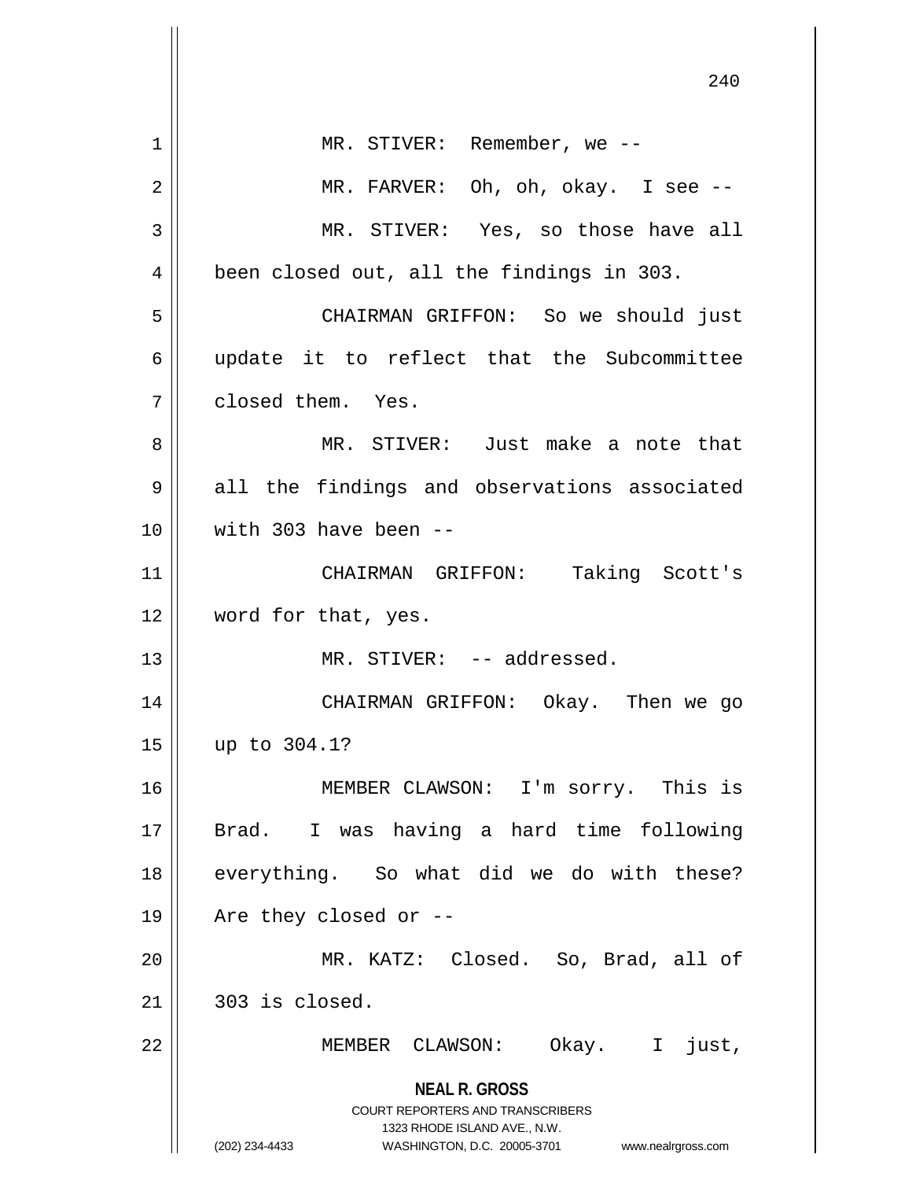MR. STIVER: Remember, we --

MR. FARVER: Oh, oh, okay. I see --

MR. STIVER: Yes, so those have all been closed out, all the findings in 303.

CHAIRMAN GRIFFON: So we should just update it to reflect that the Subcommittee closed them. Yes.

MR. STIVER: Just make a note that all the findings and observations associated with 303 have been --

CHAIRMAN GRIFFON: Taking Scott's word for that, yes.

MR. STIVER: -- addressed.

CHAIRMAN GRIFFON: Okay. Then we go up to 304.1?

MEMBER CLAWSON: I'm sorry. This is Brad. I was having a hard time following everything. So what did we do with these? Are they closed or --

MR. KATZ: Closed. So, Brad, all of 303 is closed.

MEMBER CLAWSON: Okay. I just,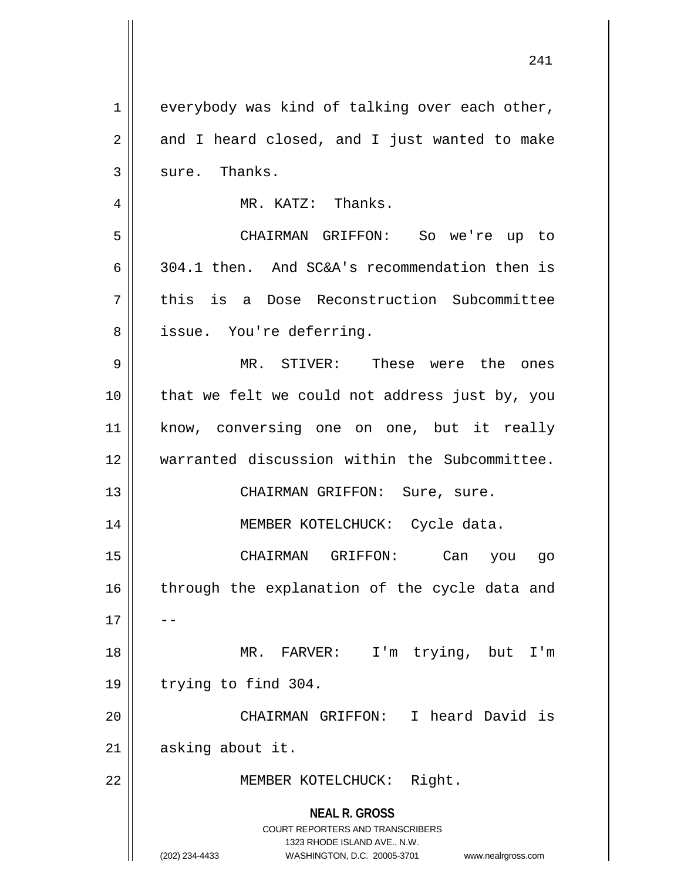everybody was kind of talking over each other, and I heard closed, and I just wanted to make sure. Thanks.

MR. KATZ: Thanks.

CHAIRMAN GRIFFON: So we're up to 304.1 then. And SC&A's recommendation then is this is a Dose Reconstruction Subcommittee issue. You're deferring.

MR. STIVER: These were the ones that we felt we could not address just by, you know, conversing one on one, but it really warranted discussion within the Subcommittee.

CHAIRMAN GRIFFON: Sure, sure.

MEMBER KOTELCHUCK: Cycle data.

CHAIRMAN GRIFFON: Can you go through the explanation of the cycle data and --

MR. FARVER: I'm trying, but I'm trying to find 304.

CHAIRMAN GRIFFON: I heard David is asking about it.

MEMBER KOTELCHUCK: Right.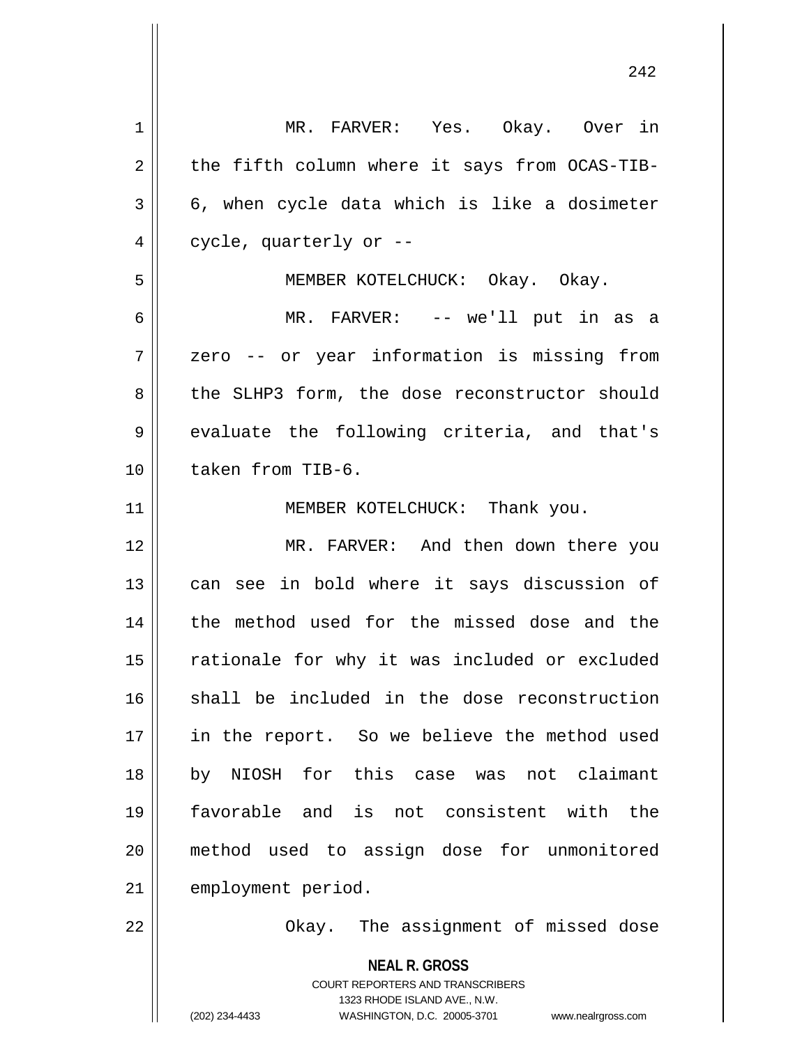MR. FARVER: Yes. Okay. Over in the fifth column where it says from OCAS-TIB-6, when cycle data which is like a dosimeter cycle, quarterly or --

MEMBER KOTELCHUCK: Okay. Okay.

MR. FARVER: -- we'll put in as a zero -- or year information is missing from the SLHP3 form, the dose reconstructor should evaluate the following criteria, and that's taken from TIB-6.

MEMBER KOTELCHUCK: Thank you.

MR. FARVER: And then down there you can see in bold where it says discussion of the method used for the missed dose and the rationale for why it was included or excluded shall be included in the dose reconstruction in the report. So we believe the method used by NIOSH for this case was not claimant favorable and is not consistent with the method used to assign dose for unmonitored employment period.

Okay. The assignment of missed dose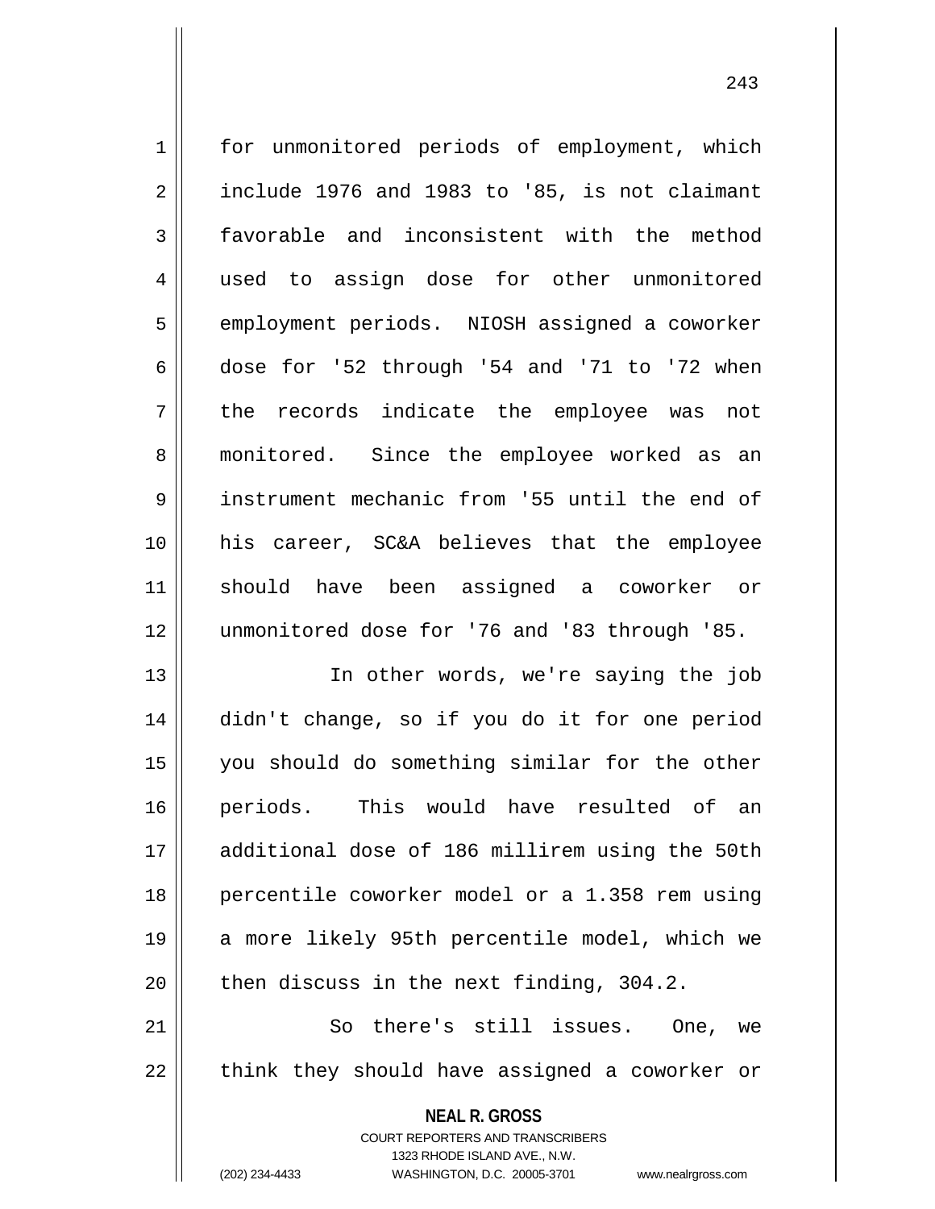for unmonitored periods of employment, which include 1976 and 1983 to '85, is not claimant favorable and inconsistent with the method used to assign dose for other unmonitored employment periods. NIOSH assigned a coworker dose for '52 through '54 and '71 to '72 when the records indicate the employee was not monitored. Since the employee worked as an instrument mechanic from '55 until the end of his career, SC&A believes that the employee should have been assigned a coworker or unmonitored dose for '76 and '83 through '85.

In other words, we're saying the job didn't change, so if you do it for one period you should do something similar for the other periods. This would have resulted of an additional dose of 186 millirem using the 50th percentile coworker model or a 1.358 rem using a more likely 95th percentile model, which we then discuss in the next finding, 304.2.

So there's still issues. One, we think they should have assigned a coworker or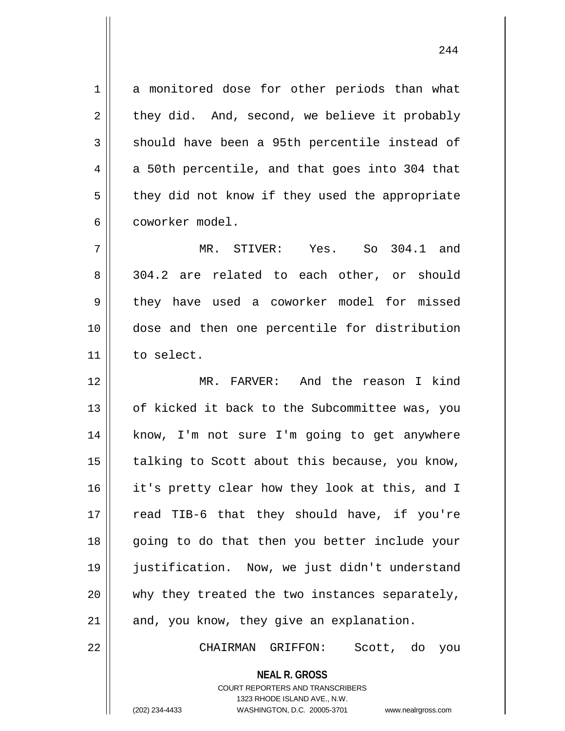a monitored dose for other periods than what they did. And, second, we believe it probably should have been a 95th percentile instead of a 50th percentile, and that goes into 304 that they did not know if they used the appropriate coworker model.

MR. STIVER: Yes. So 304.1 and 304.2 are related to each other, or should they have used a coworker model for missed dose and then one percentile for distribution to select.

MR. FARVER: And the reason I kind of kicked it back to the Subcommittee was, you know, I'm not sure I'm going to get anywhere talking to Scott about this because, you know, it's pretty clear how they look at this, and I read TIB-6 that they should have, if you're going to do that then you better include your justification. Now, we just didn't understand why they treated the two instances separately, and, you know, they give an explanation.

CHAIRMAN GRIFFON: Scott, do you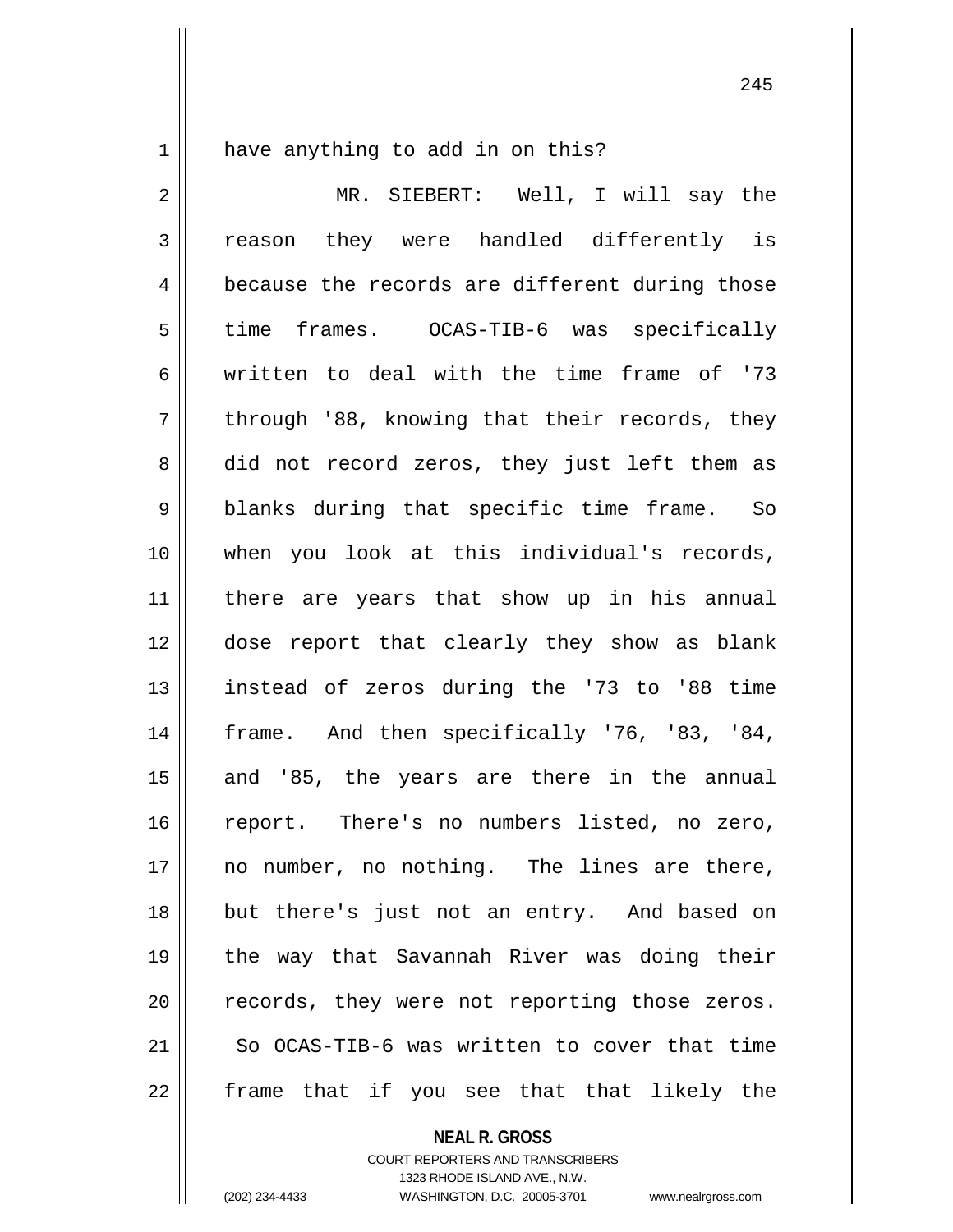have anything to add in on this?

MR. SIEBERT: Well, I will say the reason they were handled differently is because the records are different during those time frames. OCAS-TIB-6 was specifically written to deal with the time frame of '73 through '88, knowing that their records, they did not record zeros, they just left them as blanks during that specific time frame. So when you look at this individual's records, there are years that show up in his annual dose report that clearly they show as blank instead of zeros during the '73 to '88 time frame. And then specifically '76, '83, '84, and '85, the years are there in the annual report. There's no numbers listed, no zero, no number, no nothing. The lines are there, but there's just not an entry. And based on the way that Savannah River was doing their records, they were not reporting those zeros. So OCAS-TIB-6 was written to cover that time frame that if you see that that likely the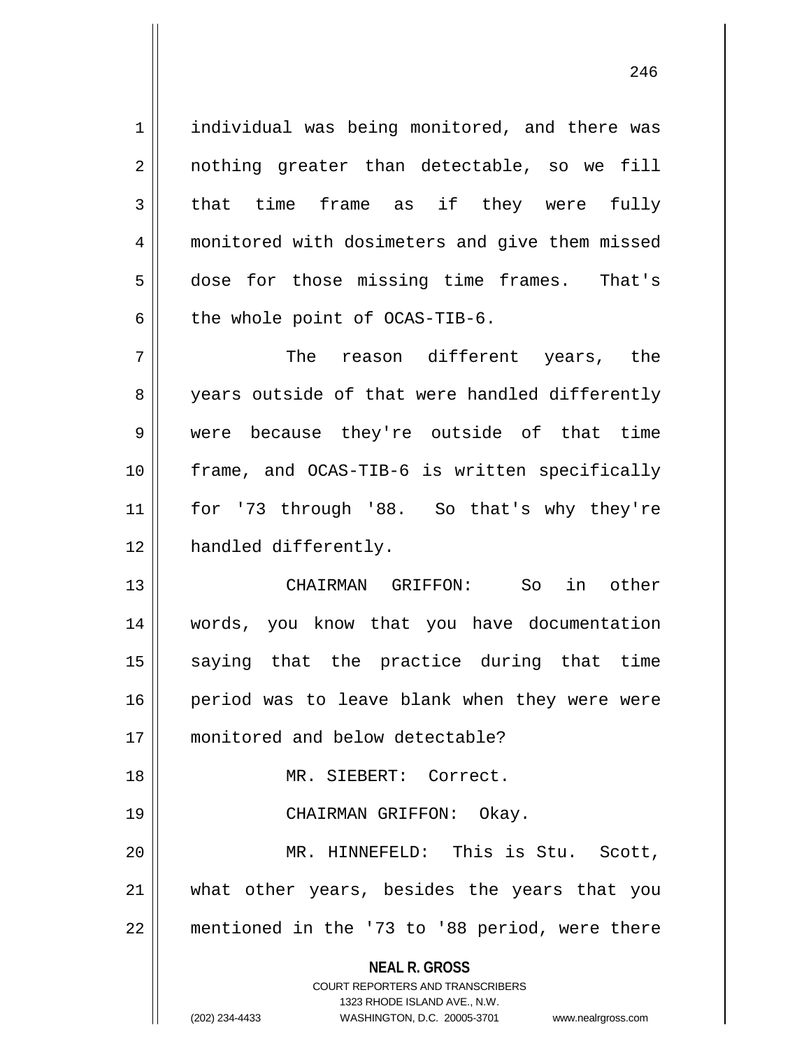individual was being monitored, and there was nothing greater than detectable, so we fill that time frame as if they were fully monitored with dosimeters and give them missed dose for those missing time frames. That's the whole point of OCAS-TIB-6.

The reason different years, the years outside of that were handled differently were because they're outside of that time frame, and OCAS-TIB-6 is written specifically for '73 through '88. So that's why they're handled differently.

CHAIRMAN GRIFFON: So in other words, you know that you have documentation saying that the practice during that time period was to leave blank when they were were monitored and below detectable?

MR. SIEBERT: Correct.

CHAIRMAN GRIFFON: Okay.

MR. HINNEFELD: This is Stu. Scott, what other years, besides the years that you mentioned in the '73 to '88 period, were there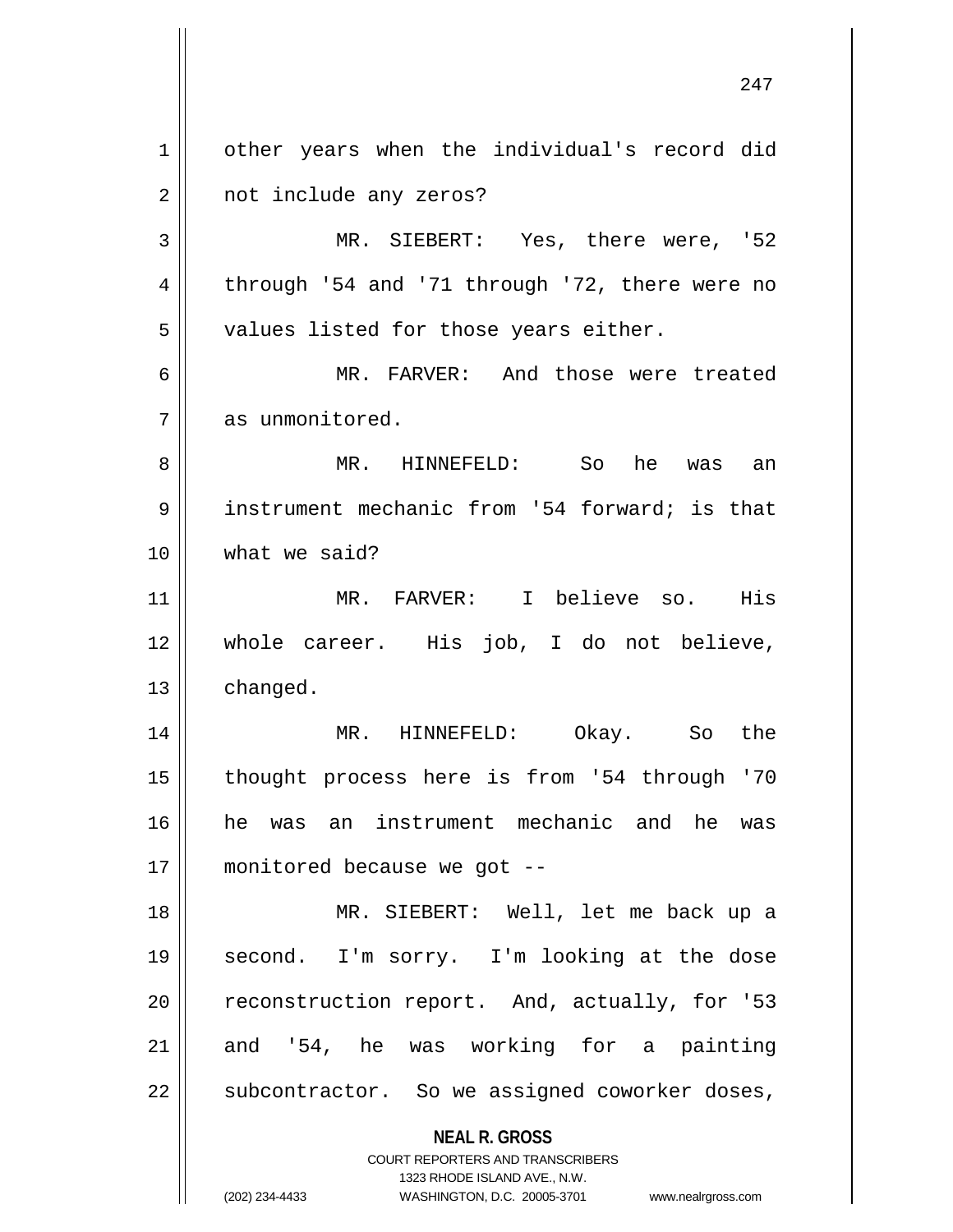other years when the individual's record did not include any zeros?

MR. SIEBERT: Yes, there were, '52 through '54 and '71 through '72, there were no values listed for those years either.

MR. FARVER: And those were treated as unmonitored.

MR. HINNEFELD: So he was an instrument mechanic from '54 forward; is that what we said?

MR. FARVER: I believe so. His whole career. His job, I do not believe, changed.

MR. HINNEFELD: Okay. So the thought process here is from '54 through '70 he was an instrument mechanic and he was monitored because we got --

MR. SIEBERT: Well, let me back up a second. I'm sorry. I'm looking at the dose reconstruction report. And, actually, for '53 and '54, he was working for a painting subcontractor. So we assigned coworker doses,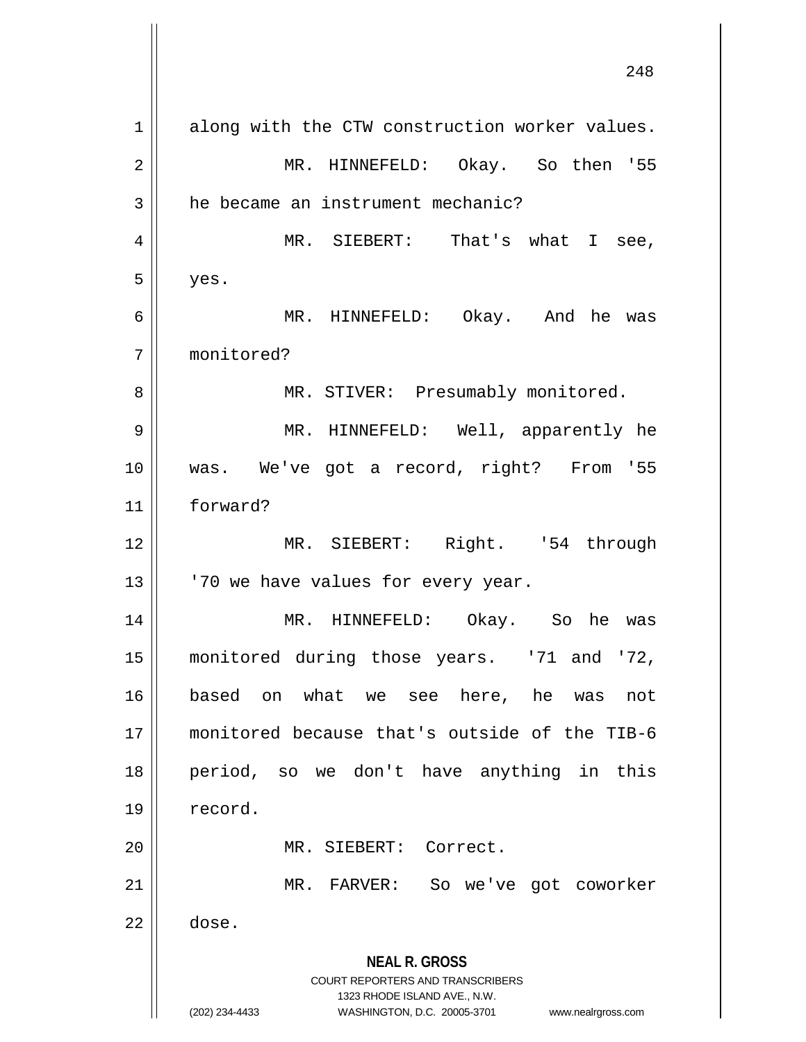along with the CTW construction worker values.

MR. HINNEFELD: Okay. So then '55 he became an instrument mechanic?

MR. SIEBERT: That's what I see, yes.

MR. HINNEFELD: Okay. And he was monitored?

MR. STIVER: Presumably monitored.

MR. HINNEFELD: Well, apparently he was. We've got a record, right? From '55 forward?

MR. SIEBERT: Right. '54 through '70 we have values for every year.

MR. HINNEFELD: Okay. So he was monitored during those years. '71 and '72, based on what we see here, he was not monitored because that's outside of the TIB-6 period, so we don't have anything in this record.

MR. SIEBERT: Correct.

MR. FARVER: So we've got coworker dose.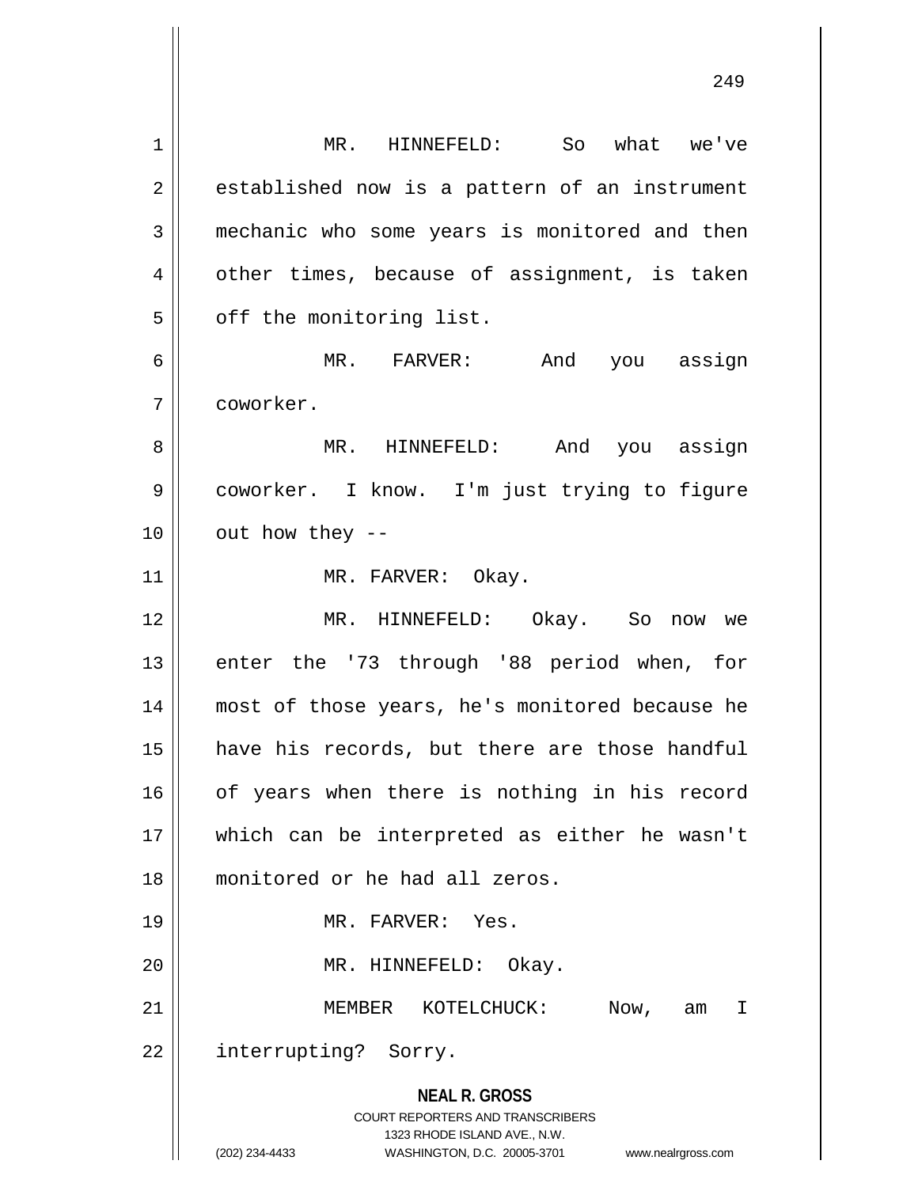MR. HINNEFELD: So what we've established now is a pattern of an instrument mechanic who some years is monitored and then other times, because of assignment, is taken off the monitoring list.

MR. FARVER: And you assign coworker.

MR. HINNEFELD: And you assign coworker. I know. I'm just trying to figure out how they --

MR. FARVER: Okay.

MR. HINNEFELD: Okay. So now we enter the '73 through '88 period when, for most of those years, he's monitored because he have his records, but there are those handful of years when there is nothing in his record which can be interpreted as either he wasn't monitored or he had all zeros.

MR. FARVER: Yes.

MR. HINNEFELD: Okay.

MEMBER KOTELCHUCK: Now, am I interrupting? Sorry.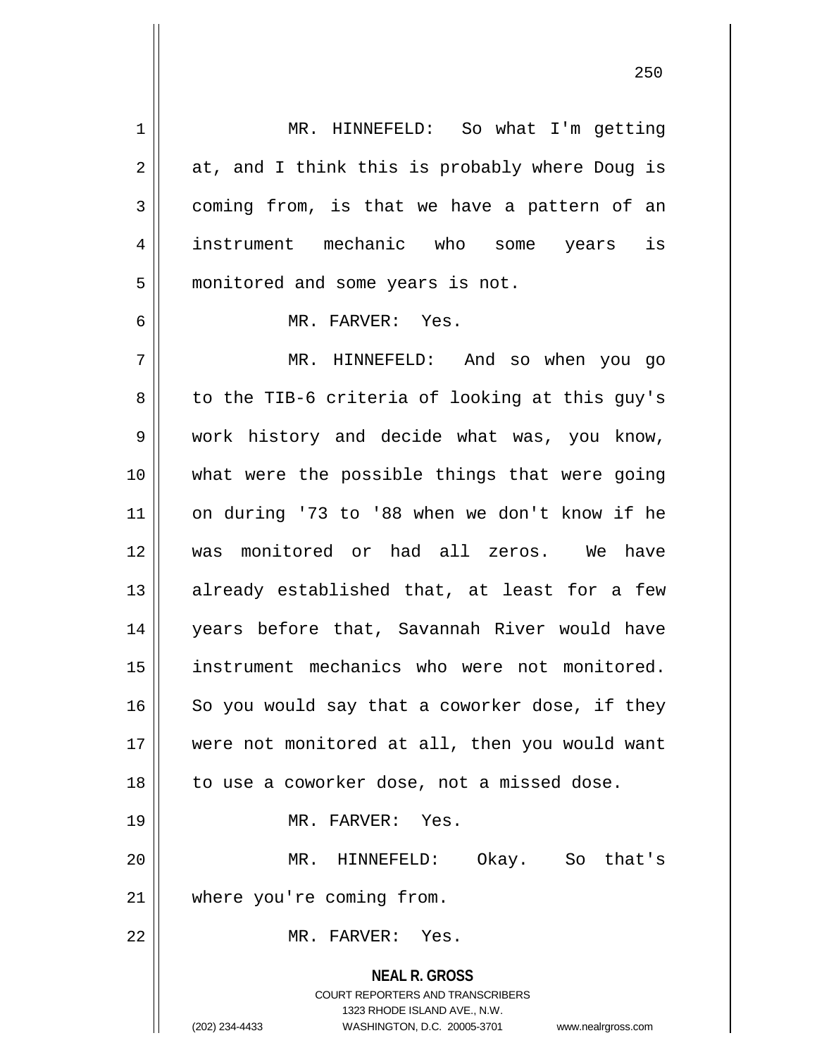MR. HINNEFELD: So what I'm getting at, and I think this is probably where Doug is coming from, is that we have a pattern of an instrument mechanic who some years is monitored and some years is not.

MR. FARVER: Yes.

MR. HINNEFELD: And so when you go to the TIB-6 criteria of looking at this guy's work history and decide what was, you know, what were the possible things that were going on during '73 to '88 when we don't know if he was monitored or had all zeros. We have already established that, at least for a few years before that, Savannah River would have instrument mechanics who were not monitored. So you would say that a coworker dose, if they were not monitored at all, then you would want to use a coworker dose, not a missed dose.

MR. FARVER: Yes.

MR. HINNEFELD: Okay. So that's where you're coming from.

MR. FARVER: Yes.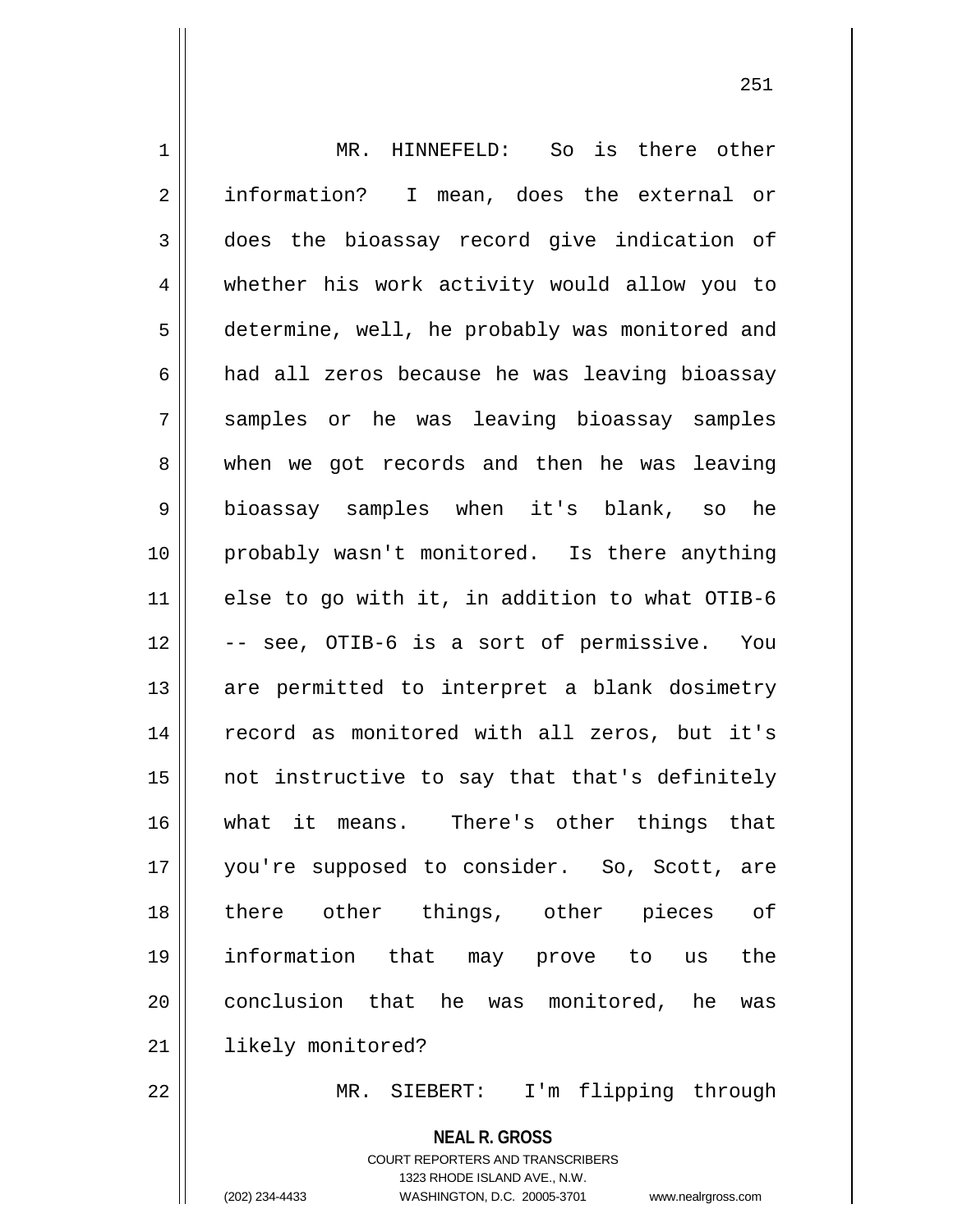MR. HINNEFELD: So is there other information? I mean, does the external or does the bioassay record give indication of whether his work activity would allow you to determine, well, he probably was monitored and had all zeros because he was leaving bioassay samples or he was leaving bioassay samples when we got records and then he was leaving bioassay samples when it's blank, so he probably wasn't monitored. Is there anything else to go with it, in addition to what OTIB-6 -- see, OTIB-6 is a sort of permissive. You are permitted to interpret a blank dosimetry record as monitored with all zeros, but it's not instructive to say that that's definitely what it means. There's other things that you're supposed to consider. So, Scott, are there other things, other pieces of information that may prove to us the conclusion that he was monitored, he was likely monitored?

MR. SIEBERT: I'm flipping through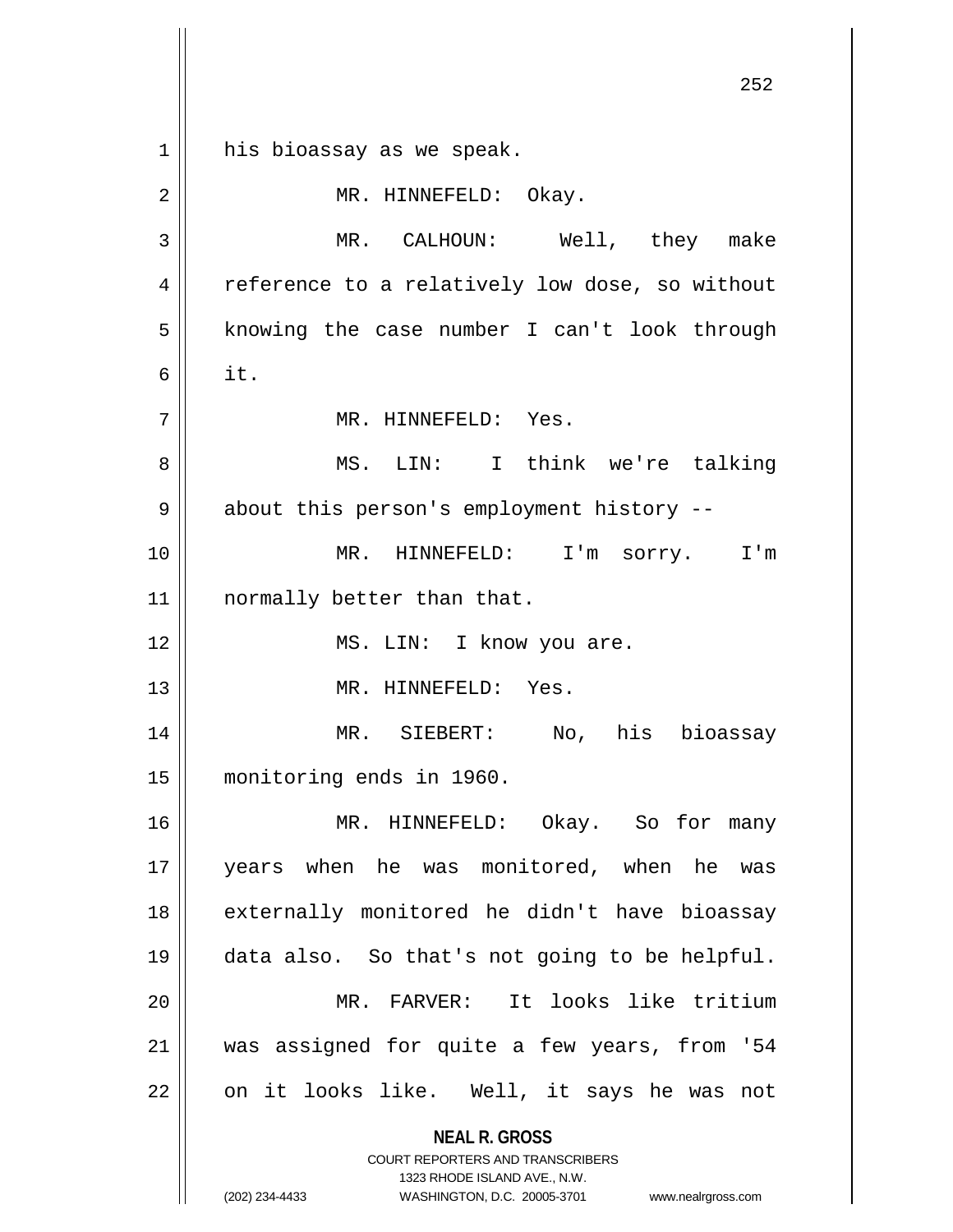his bioassay as we speak.

MR. HINNEFELD: Okay.

MR. CALHOUN: Well, they make reference to a relatively low dose, so without knowing the case number I can't look through it.

MR. HINNEFELD: Yes.

MS. LIN: I think we're talking about this person's employment history --

MR. HINNEFELD: I'm sorry. I'm normally better than that.

MS. LIN: I know you are.

MR. HINNEFELD: Yes.

MR. SIEBERT: No, his bioassay monitoring ends in 1960.

MR. HINNEFELD: Okay. So for many years when he was monitored, when he was externally monitored he didn't have bioassay data also. So that's not going to be helpful.

MR. FARVER: It looks like tritium was assigned for quite a few years, from '54 on it looks like. Well, it says he was not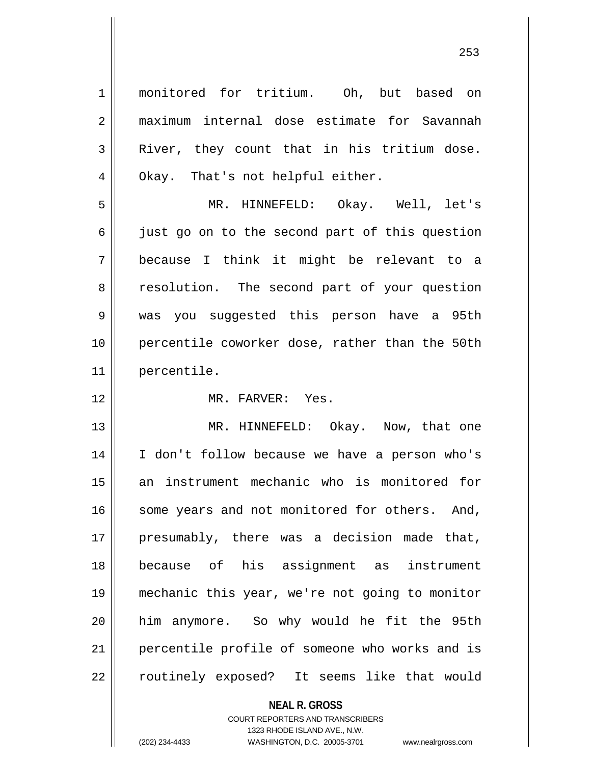monitored for tritium. Oh, but based on maximum internal dose estimate for Savannah River, they count that in his tritium dose. Okay. That's not helpful either.

MR. HINNEFELD: Okay. Well, let's just go on to the second part of this question because I think it might be relevant to a resolution. The second part of your question was you suggested this person have a 95th percentile coworker dose, rather than the 50th percentile.

MR. FARVER: Yes.

MR. HINNEFELD: Okay. Now, that one I don't follow because we have a person who's an instrument mechanic who is monitored for some years and not monitored for others. And, presumably, there was a decision made that, because of his assignment as instrument mechanic this year, we're not going to monitor him anymore. So why would he fit the 95th percentile profile of someone who works and is routinely exposed? It seems like that would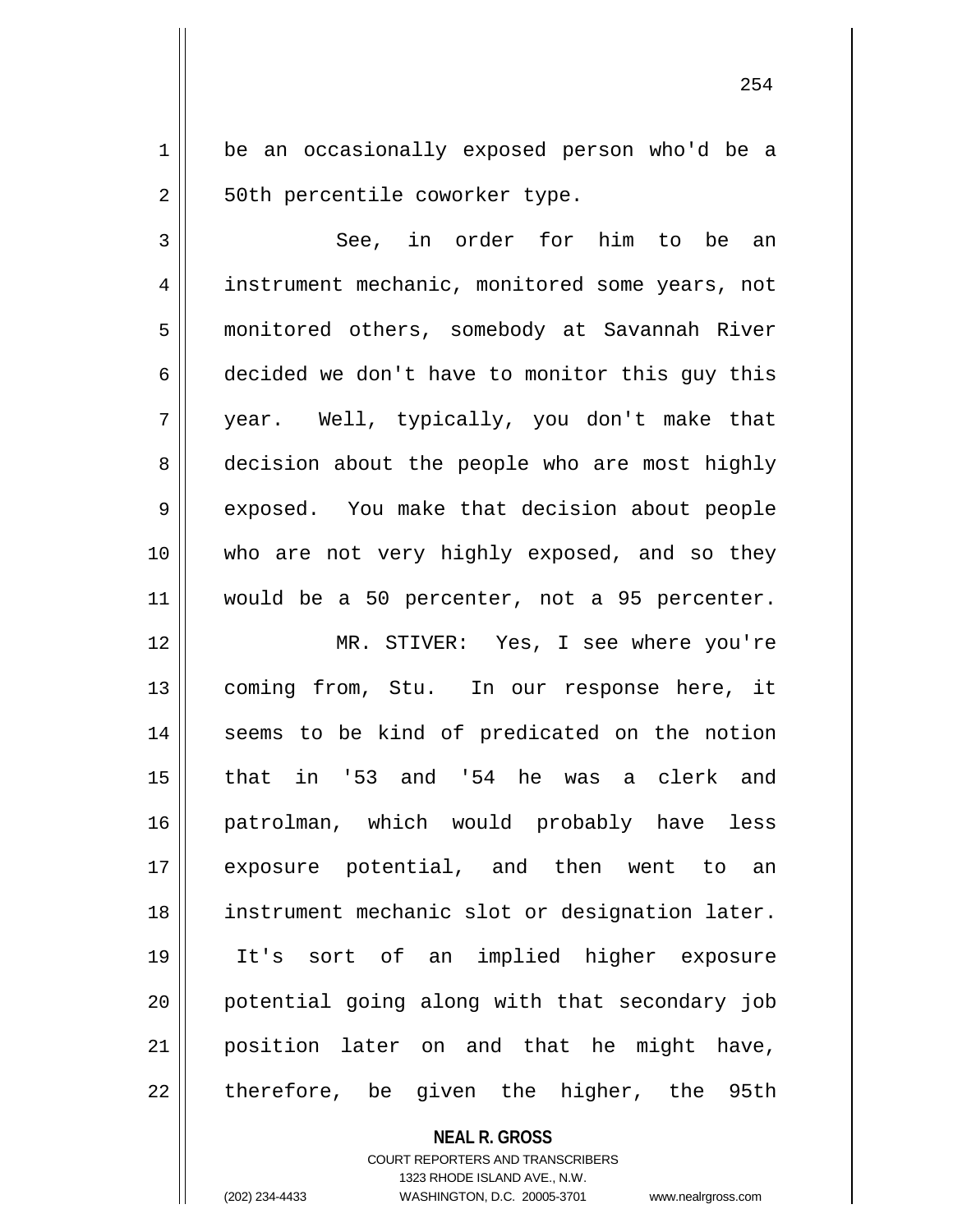be an occasionally exposed person who'd be a 50th percentile coworker type.

See, in order for him to be an instrument mechanic, monitored some years, not monitored others, somebody at Savannah River decided we don't have to monitor this guy this year. Well, typically, you don't make that decision about the people who are most highly exposed. You make that decision about people who are not very highly exposed, and so they would be a 50 percenter, not a 95 percenter.

MR. STIVER: Yes, I see where you're coming from, Stu. In our response here, it seems to be kind of predicated on the notion that in '53 and '54 he was a clerk and patrolman, which would probably have less exposure potential, and then went to an instrument mechanic slot or designation later. It's sort of an implied higher exposure potential going along with that secondary job position later on and that he might have, therefore, be given the higher, the 95th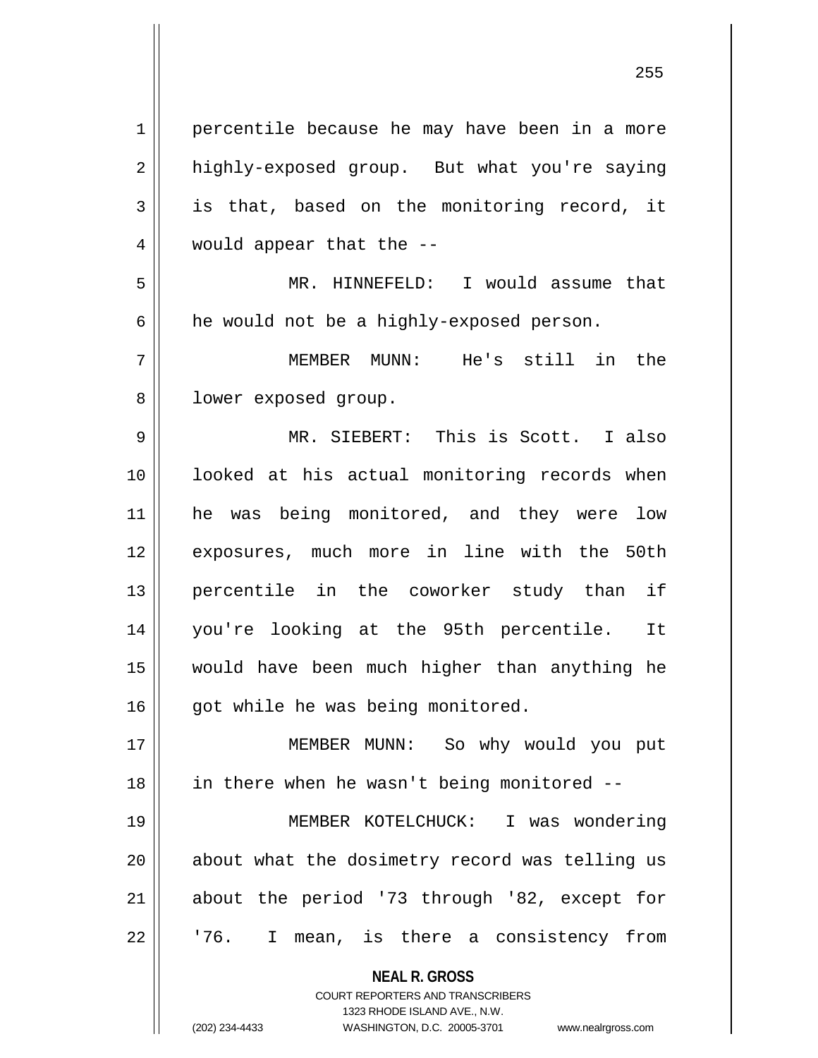percentile because he may have been in a more highly-exposed group. But what you're saying is that, based on the monitoring record, it would appear that the --

MR. HINNEFELD: I would assume that he would not be a highly-exposed person.

MEMBER MUNN: He's still in the lower exposed group.

MR. SIEBERT: This is Scott. I also looked at his actual monitoring records when he was being monitored, and they were low exposures, much more in line with the 50th percentile in the coworker study than if you're looking at the 95th percentile. It would have been much higher than anything he got while he was being monitored.

MEMBER MUNN: So why would you put in there when he wasn't being monitored --

MEMBER KOTELCHUCK: I was wondering about what the dosimetry record was telling us about the period '73 through '82, except for '76. I mean, is there a consistency from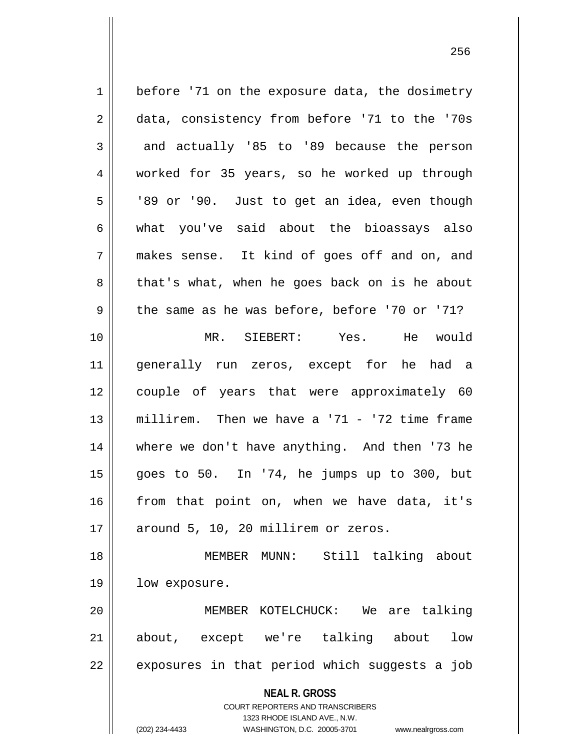before '71 on the exposure data, the dosimetry data, consistency from before '71 to the '70s and actually '85 to '89 because the person worked for 35 years, so he worked up through '89 or '90. Just to get an idea, even though what you've said about the bioassays also makes sense. It kind of goes off and on, and that's what, when he goes back on is he about the same as he was before, before '70 or '71?

MR. SIEBERT: Yes. He would generally run zeros, except for he had a couple of years that were approximately 60 millirem. Then we have a '71 - '72 time frame where we don't have anything. And then '73 he goes to 50. In '74, he jumps up to 300, but from that point on, when we have data, it's around 5, 10, 20 millirem or zeros.

MEMBER MUNN: Still talking about low exposure.

MEMBER KOTELCHUCK: We are talking about, except we're talking about low exposures in that period which suggests a job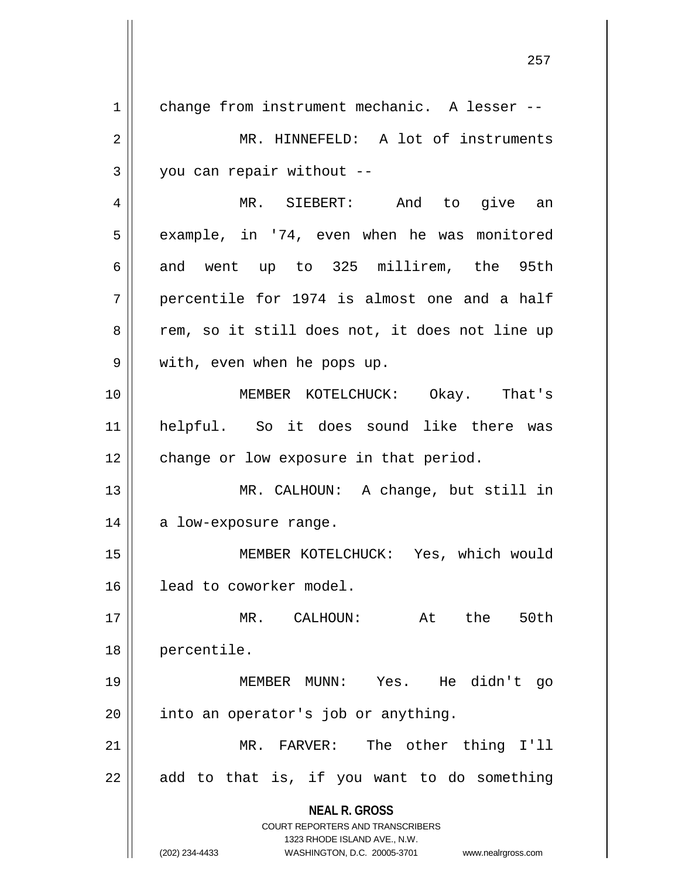change from instrument mechanic. A lesser --

MR. HINNEFELD: A lot of instruments you can repair without --

MR. SIEBERT: And to give an example, in '74, even when he was monitored and went up to 325 millirem, the 95th percentile for 1974 is almost one and a half rem, so it still does not, it does not line up with, even when he pops up.

MEMBER KOTELCHUCK: Okay. That's helpful. So it does sound like there was change or low exposure in that period.

MR. CALHOUN: A change, but still in a low-exposure range.

MEMBER KOTELCHUCK: Yes, which would lead to coworker model.

MR. CALHOUN: At the 50th percentile.

MEMBER MUNN: Yes. He didn't go into an operator's job or anything.

MR. FARVER: The other thing I'll add to that is, if you want to do something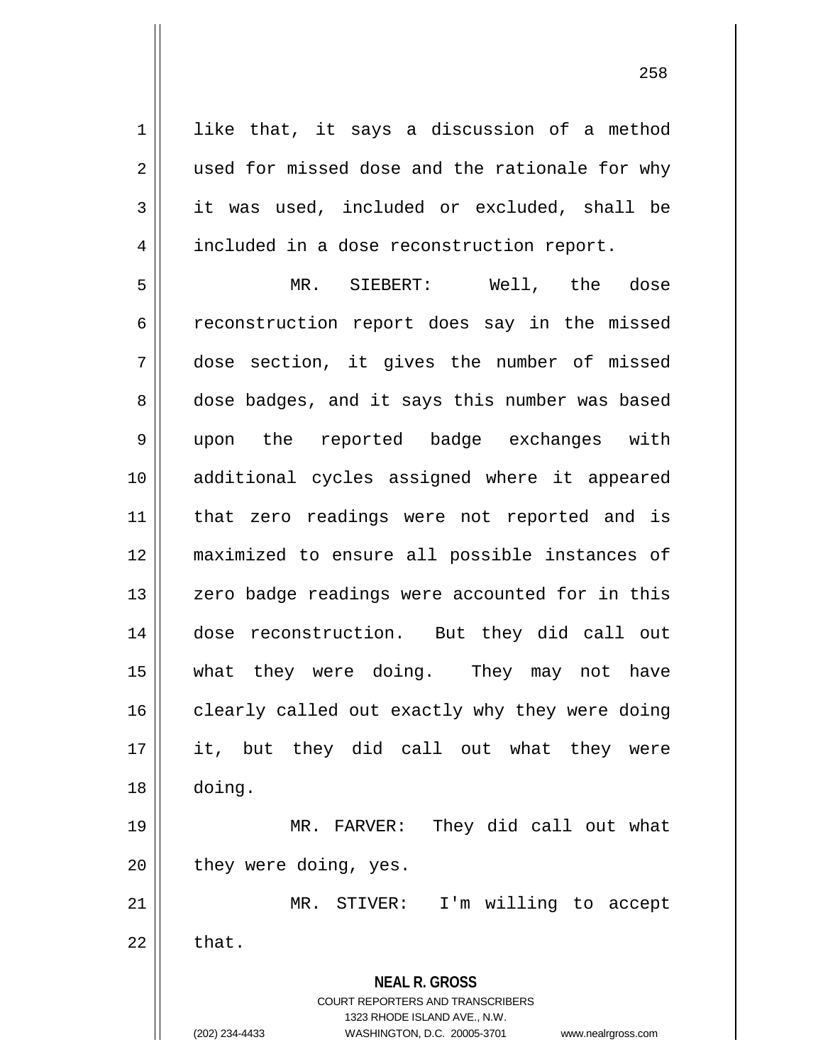like that, it says a discussion of a method used for missed dose and the rationale for why it was used, included or excluded, shall be included in a dose reconstruction report.

MR. SIEBERT: Well, the dose reconstruction report does say in the missed dose section, it gives the number of missed dose badges, and it says this number was based upon the reported badge exchanges with additional cycles assigned where it appeared that zero readings were not reported and is maximized to ensure all possible instances of zero badge readings were accounted for in this dose reconstruction. But they did call out what they were doing. They may not have clearly called out exactly why they were doing it, but they did call out what they were doing.

MR. FARVER: They did call out what they were doing, yes.

MR. STIVER: I'm willing to accept that.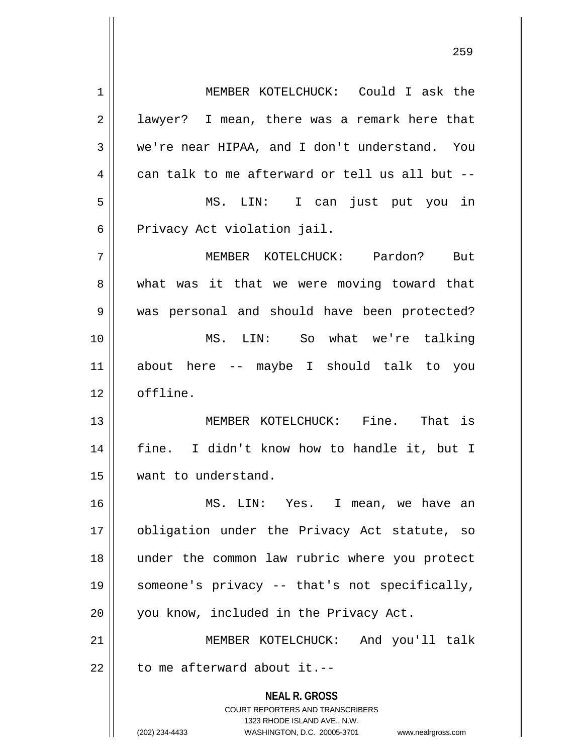MEMBER KOTELCHUCK: Could I ask the lawyer? I mean, there was a remark here that we're near HIPAA, and I don't understand. You can talk to me afterward or tell us all but --

MS. LIN: I can just put you in Privacy Act violation jail.

MEMBER KOTELCHUCK: Pardon? But what was it that we were moving toward that was personal and should have been protected?

MS. LIN: So what we're talking about here -- maybe I should talk to you offline.

MEMBER KOTELCHUCK: Fine. That is fine. I didn't know how to handle it, but I want to understand.

MS. LIN: Yes. I mean, we have an obligation under the Privacy Act statute, so under the common law rubric where you protect someone's privacy -- that's not specifically, you know, included in the Privacy Act.

MEMBER KOTELCHUCK: And you'll talk to me afterward about it.--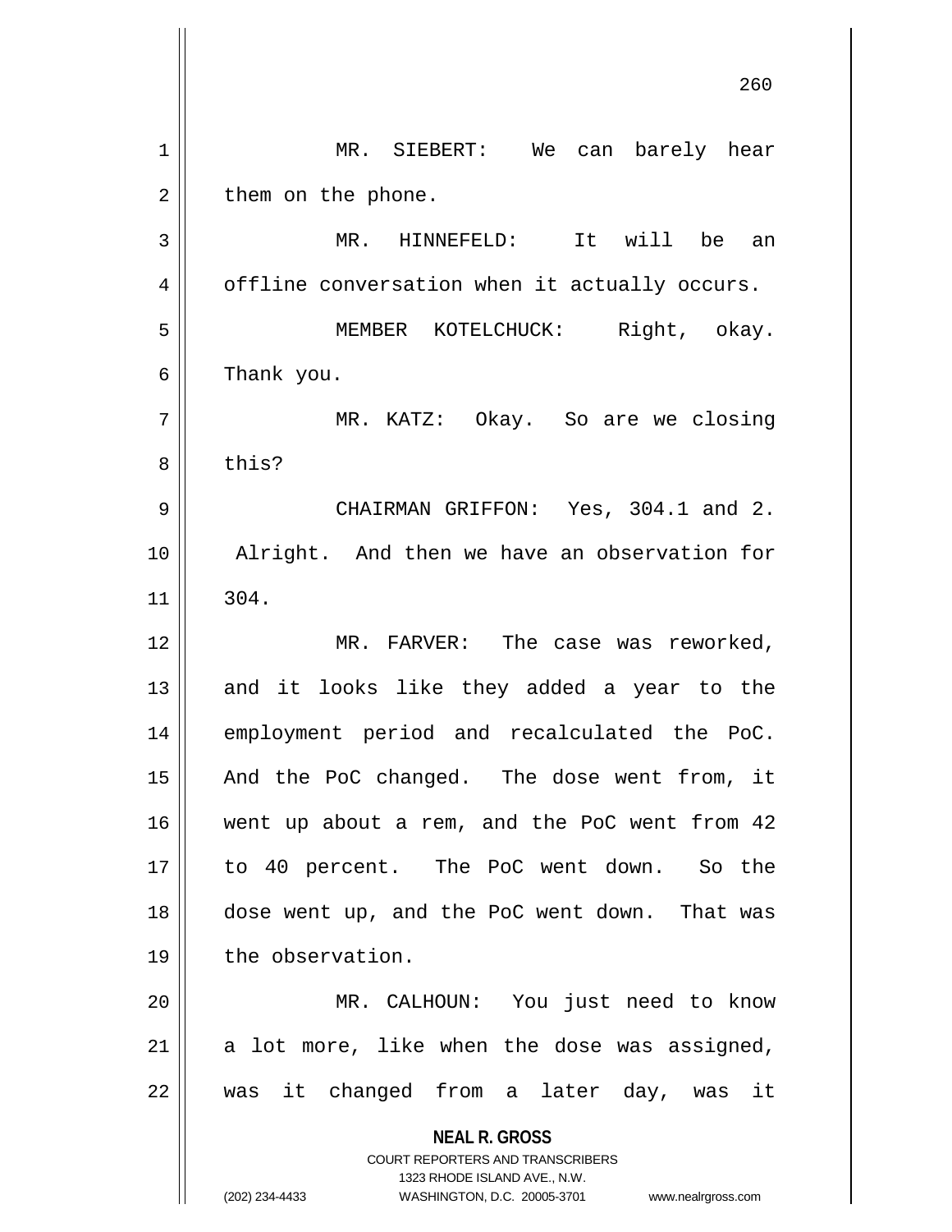MR. SIEBERT: We can barely hear them on the phone.

MR. HINNEFELD: It will be an offline conversation when it actually occurs.

MEMBER KOTELCHUCK: Right, okay. Thank you.

MR. KATZ: Okay. So are we closing this?

CHAIRMAN GRIFFON: Yes, 304.1 and 2. Alright. And then we have an observation for 304.

MR. FARVER: The case was reworked, and it looks like they added a year to the employment period and recalculated the PoC. And the PoC changed. The dose went from, it went up about a rem, and the PoC went from 42 to 40 percent. The PoC went down. So the dose went up, and the PoC went down. That was the observation.

MR. CALHOUN: You just need to know a lot more, like when the dose was assigned, was it changed from a later day, was it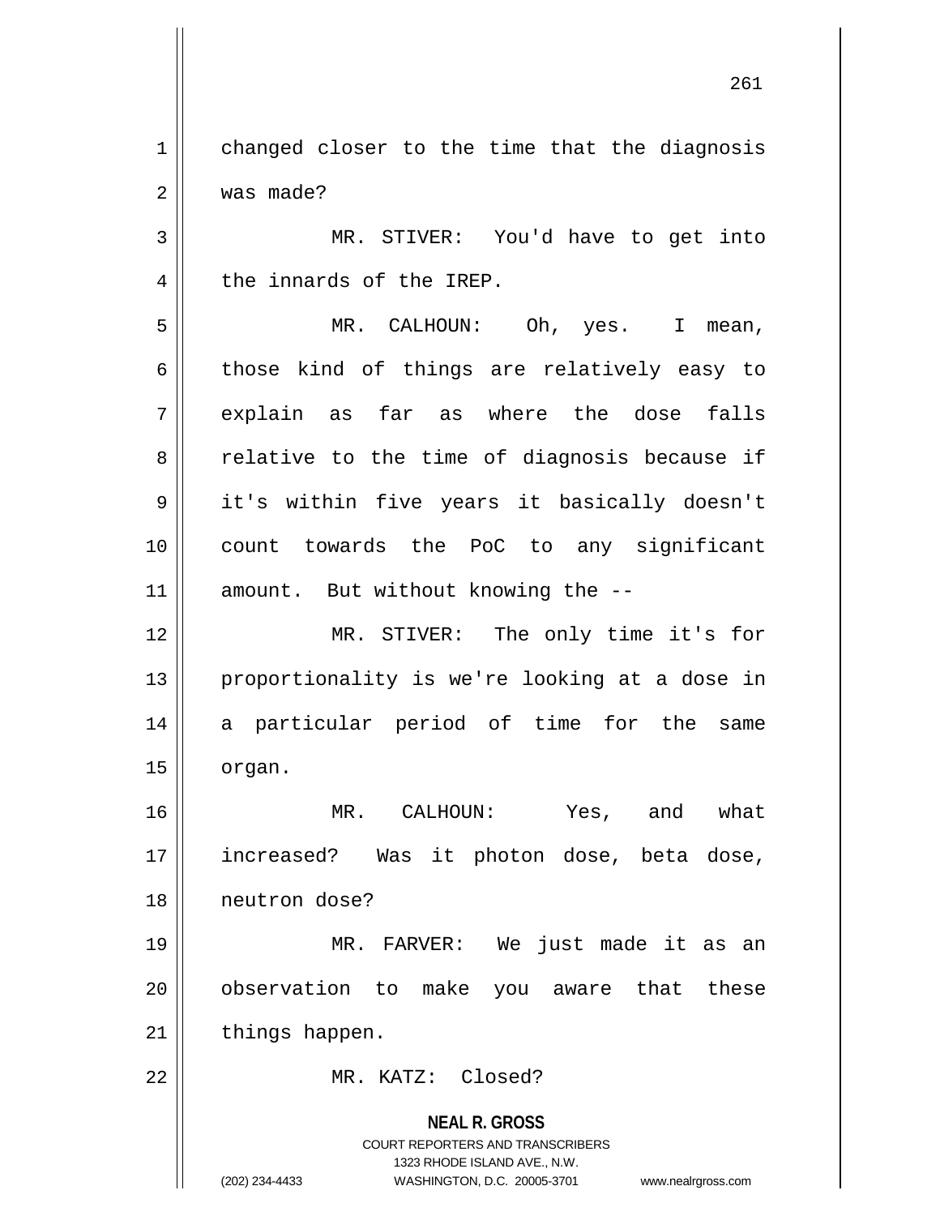changed closer to the time that the diagnosis was made?

MR. STIVER: You'd have to get into the innards of the IREP.

MR. CALHOUN: Oh, yes. I mean, those kind of things are relatively easy to explain as far as where the dose falls relative to the time of diagnosis because if it's within five years it basically doesn't count towards the PoC to any significant amount. But without knowing the --

MR. STIVER: The only time it's for proportionality is we're looking at a dose in a particular period of time for the same organ.

MR. CALHOUN: Yes, and what increased? Was it photon dose, beta dose, neutron dose?

MR. FARVER: We just made it as an observation to make you aware that these things happen.

MR. KATZ: Closed?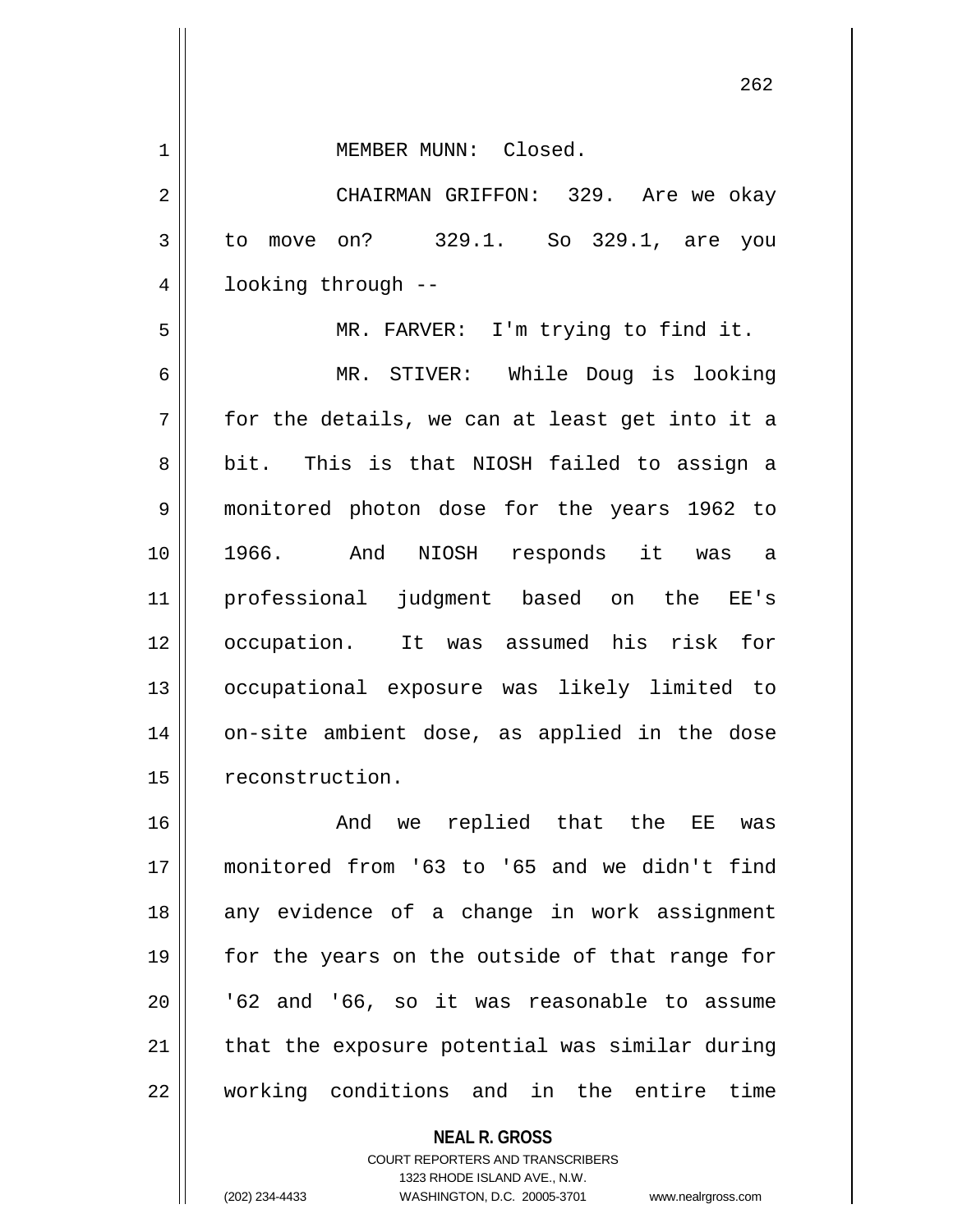MEMBER MUNN: Closed.

CHAIRMAN GRIFFON: 329. Are we okay to move on? 329.1. So 329.1, are you looking through --

MR. FARVER: I'm trying to find it.

MR. STIVER: While Doug is looking for the details, we can at least get into it a bit. This is that NIOSH failed to assign a monitored photon dose for the years 1962 to 1966. And NIOSH responds it was a professional judgment based on the EE's occupation. It was assumed his risk for occupational exposure was likely limited to on-site ambient dose, as applied in the dose reconstruction.

And we replied that the EE was monitored from '63 to '65 and we didn't find any evidence of a change in work assignment for the years on the outside of that range for '62 and '66, so it was reasonable to assume that the exposure potential was similar during working conditions and in the entire time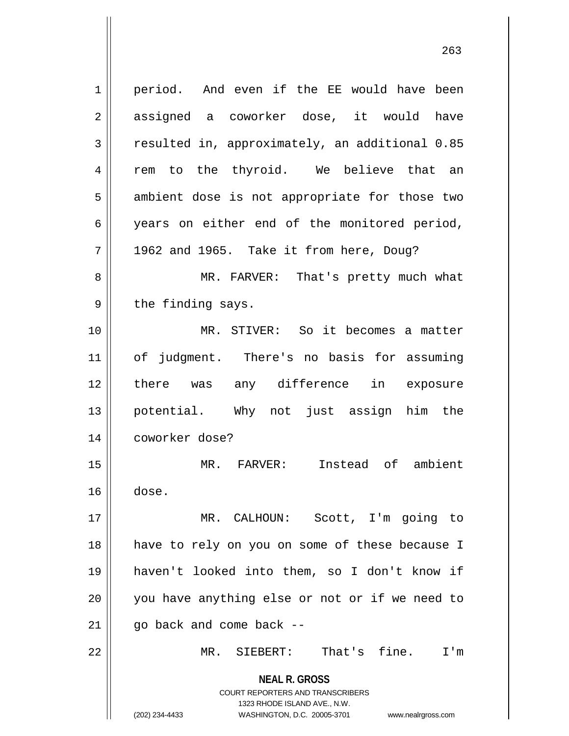period. And even if the EE would have been assigned a coworker dose, it would have resulted in, approximately, an additional 0.85 rem to the thyroid. We believe that an ambient dose is not appropriate for those two years on either end of the monitored period, 1962 and 1965. Take it from here, Doug?

MR. FARVER: That's pretty much what the finding says.

MR. STIVER: So it becomes a matter of judgment. There's no basis for assuming there was any difference in exposure potential. Why not just assign him the coworker dose?

MR. FARVER: Instead of ambient dose.

MR. CALHOUN: Scott, I'm going to have to rely on you on some of these because I haven't looked into them, so I don't know if you have anything else or not or if we need to go back and come back --

MR. SIEBERT: That's fine. I'm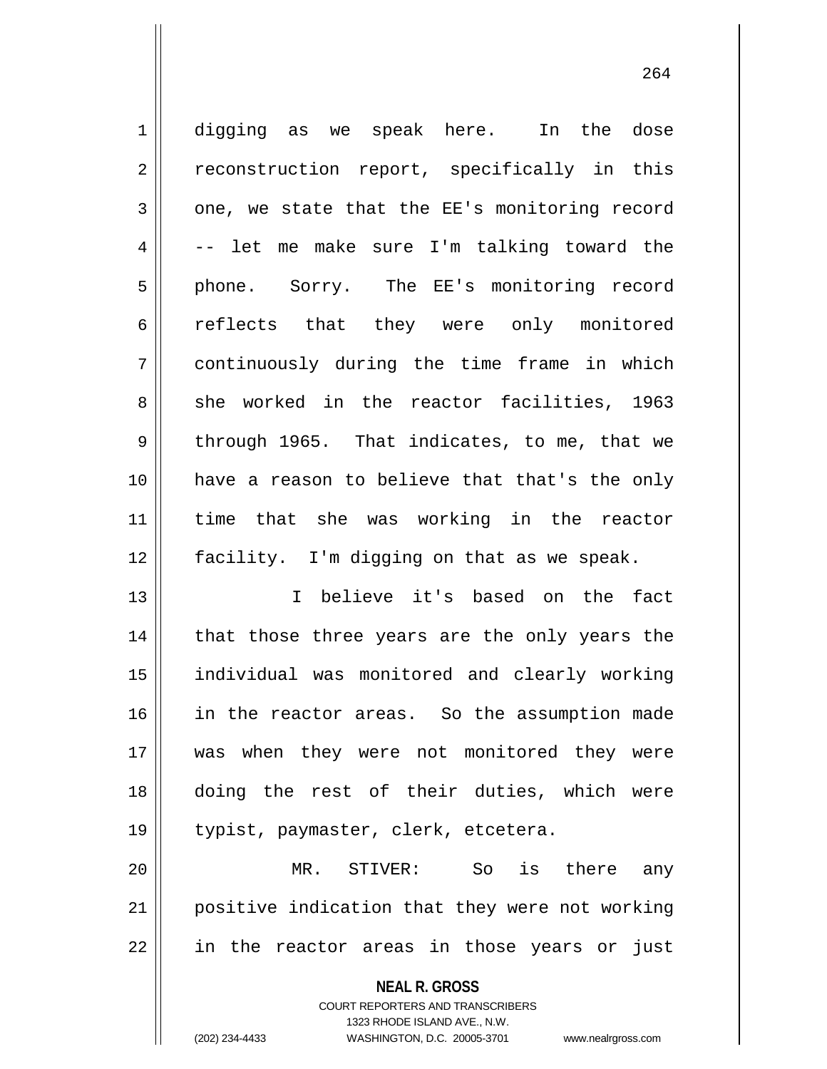digging as we speak here. In the dose reconstruction report, specifically in this one, we state that the EE's monitoring record -- let me make sure I'm talking toward the phone. Sorry. The EE's monitoring record reflects that they were only monitored continuously during the time frame in which she worked in the reactor facilities, 1963 through 1965. That indicates, to me, that we have a reason to believe that that's the only time that she was working in the reactor facility. I'm digging on that as we speak.

I believe it's based on the fact that those three years are the only years the individual was monitored and clearly working in the reactor areas. So the assumption made was when they were not monitored they were doing the rest of their duties, which were typist, paymaster, clerk, etcetera.

MR. STIVER: So is there any positive indication that they were not working in the reactor areas in those years or just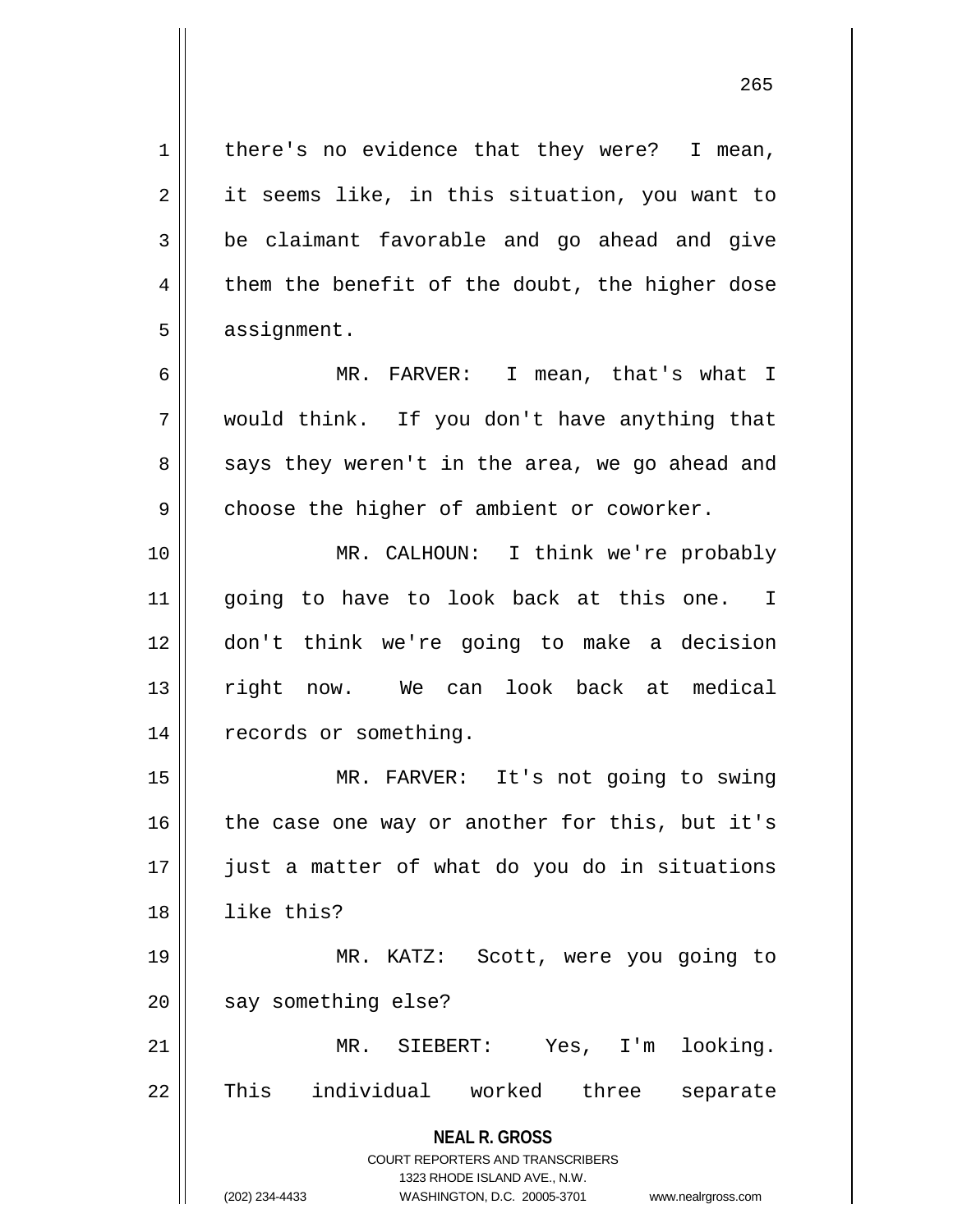there's no evidence that they were? I mean, it seems like, in this situation, you want to be claimant favorable and go ahead and give them the benefit of the doubt, the higher dose assignment.

MR. FARVER: I mean, that's what I would think. If you don't have anything that says they weren't in the area, we go ahead and choose the higher of ambient or coworker.

MR. CALHOUN: I think we're probably going to have to look back at this one. I don't think we're going to make a decision right now. We can look back at medical records or something.

MR. FARVER: It's not going to swing the case one way or another for this, but it's just a matter of what do you do in situations like this?

MR. KATZ: Scott, were you going to say something else?

MR. SIEBERT: Yes, I'm looking. This individual worked three separate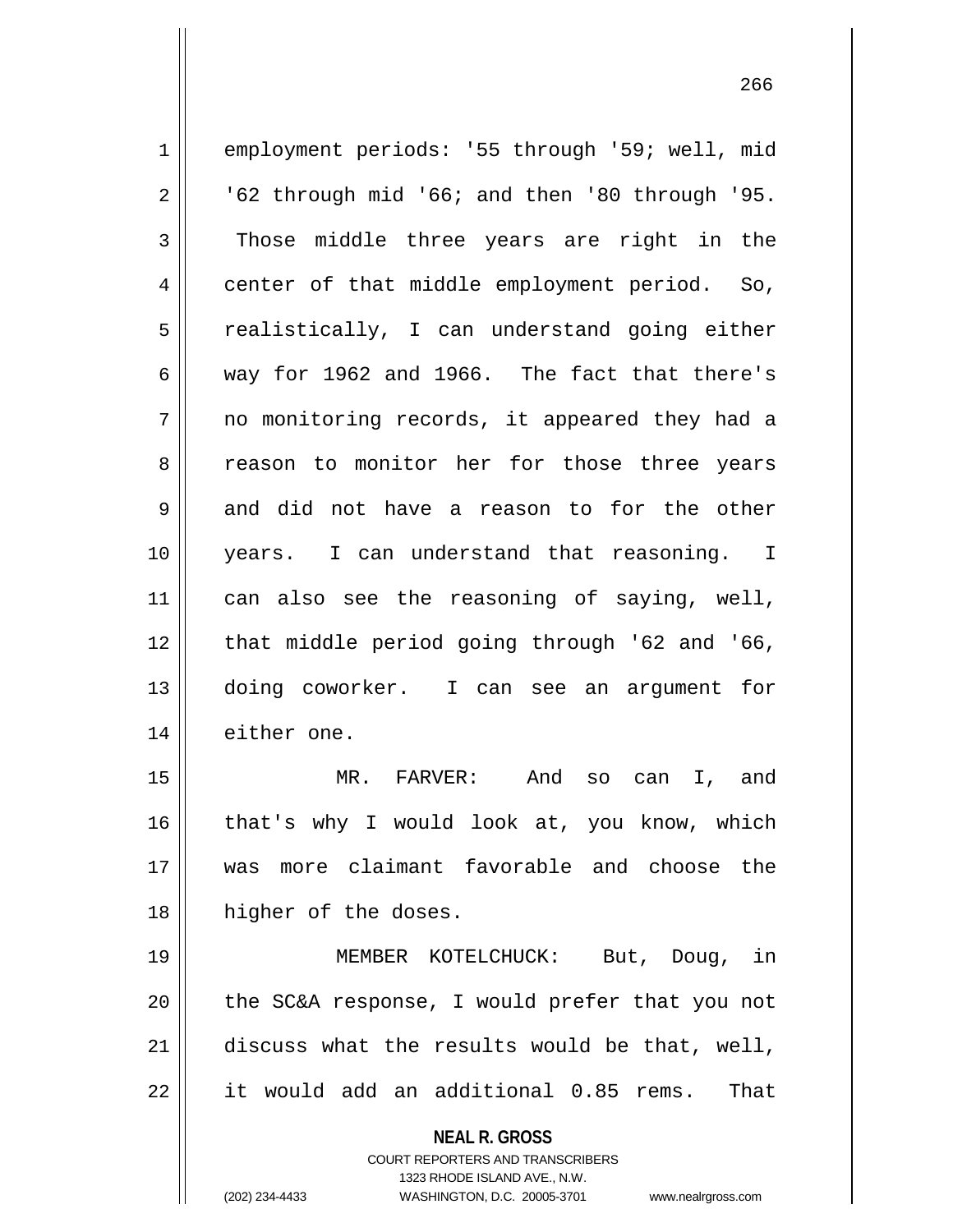employment periods: '55 through '59; well, mid '62 through mid '66; and then '80 through '95. Those middle three years are right in the center of that middle employment period. So, realistically, I can understand going either way for 1962 and 1966. The fact that there's no monitoring records, it appeared they had a reason to monitor her for those three years and did not have a reason to for the other years. I can understand that reasoning. I can also see the reasoning of saying, well, that middle period going through '62 and '66, doing coworker. I can see an argument for either one.

MR. FARVER: And so can I, and that's why I would look at, you know, which was more claimant favorable and choose the higher of the doses.

MEMBER KOTELCHUCK: But, Doug, in the SC&A response, I would prefer that you not discuss what the results would be that, well, it would add an additional 0.85 rems. That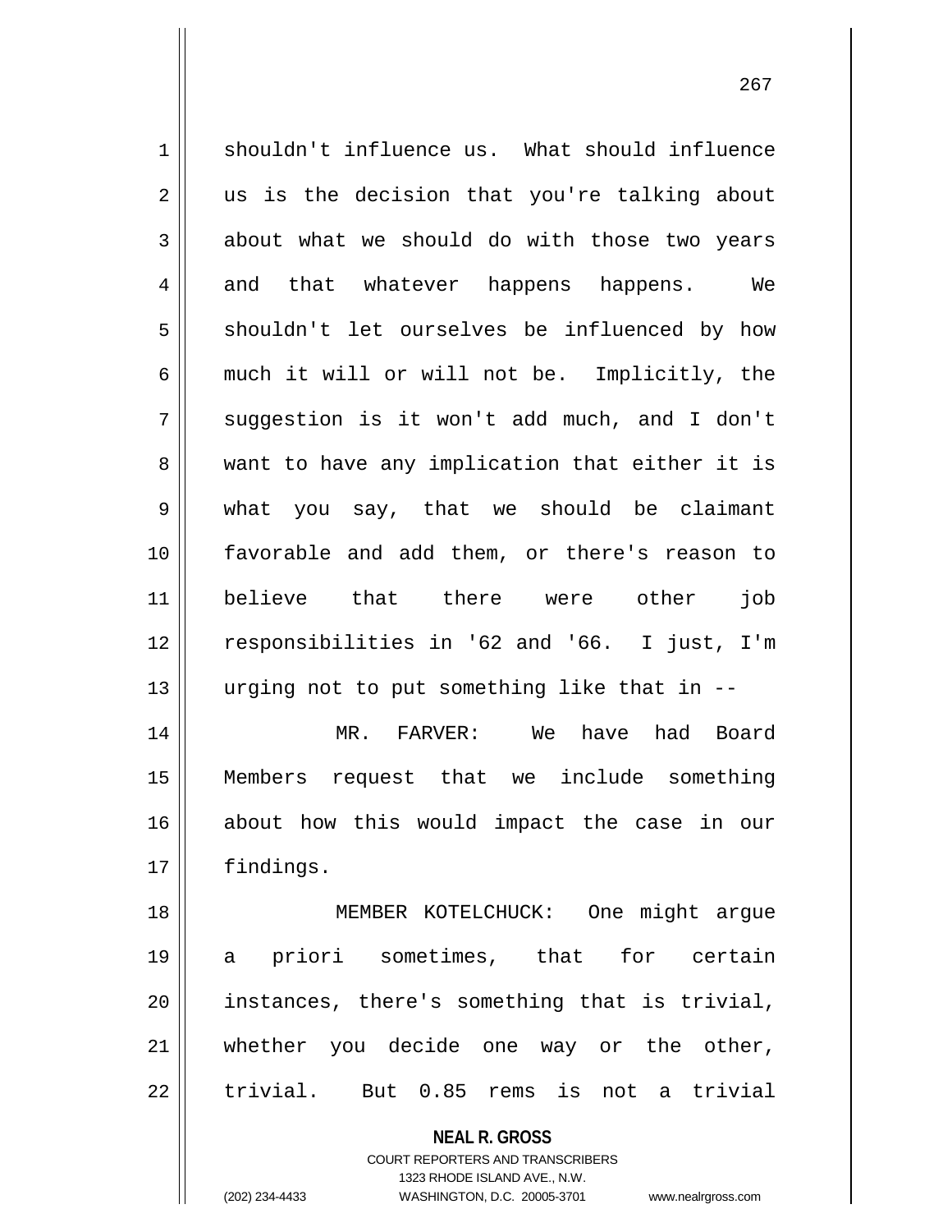shouldn't influence us. What should influence us is the decision that you're talking about about what we should do with those two years and that whatever happens happens. We shouldn't let ourselves be influenced by how much it will or will not be. Implicitly, the suggestion is it won't add much, and I don't want to have any implication that either it is what you say, that we should be claimant favorable and add them, or there's reason to believe that there were other job responsibilities in '62 and '66. I just, I'm urging not to put something like that in --

MR. FARVER: We have had Board Members request that we include something about how this would impact the case in our findings.

MEMBER KOTELCHUCK: One might argue a priori sometimes, that for certain instances, there's something that is trivial, whether you decide one way or the other, trivial. But 0.85 rems is not a trivial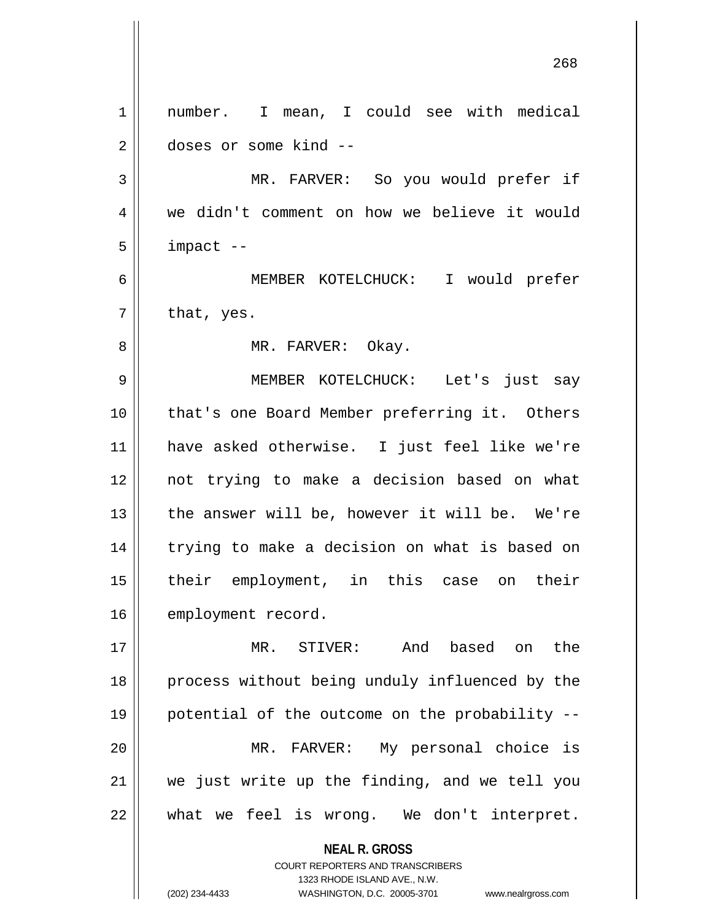number. I mean, I could see with medical doses or some kind --

MR. FARVER: So you would prefer if we didn't comment on how we believe it would impact --

MEMBER KOTELCHUCK: I would prefer that, yes.

MR. FARVER: Okay.

MEMBER KOTELCHUCK: Let's just say that's one Board Member preferring it. Others have asked otherwise. I just feel like we're not trying to make a decision based on what the answer will be, however it will be. We're trying to make a decision on what is based on their employment, in this case on their employment record.

MR. STIVER: And based on the process without being unduly influenced by the potential of the outcome on the probability --

MR. FARVER: My personal choice is we just write up the finding, and we tell you what we feel is wrong. We don't interpret.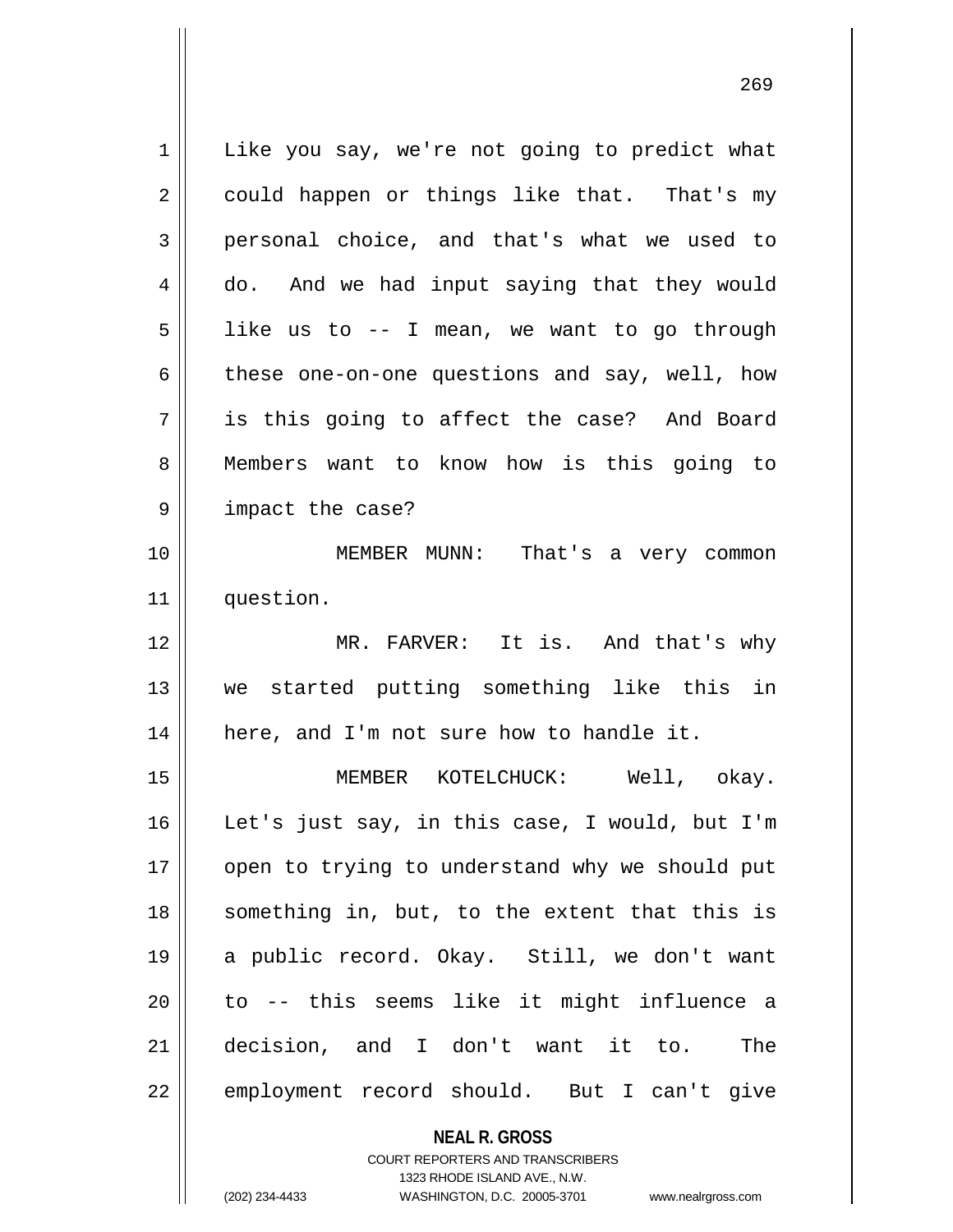Like you say, we're not going to predict what could happen or things like that. That's my personal choice, and that's what we used to do. And we had input saying that they would like us to -- I mean, we want to go through these one-on-one questions and say, well, how is this going to affect the case? And Board Members want to know how is this going to impact the case?

MEMBER MUNN: That's a very common question.

MR. FARVER: It is. And that's why we started putting something like this in here, and I'm not sure how to handle it.

MEMBER KOTELCHUCK: Well, okay. Let's just say, in this case, I would, but I'm open to trying to understand why we should put something in, but, to the extent that this is a public record. Okay. Still, we don't want to -- this seems like it might influence a decision, and I don't want it to. The employment record should. But I can't give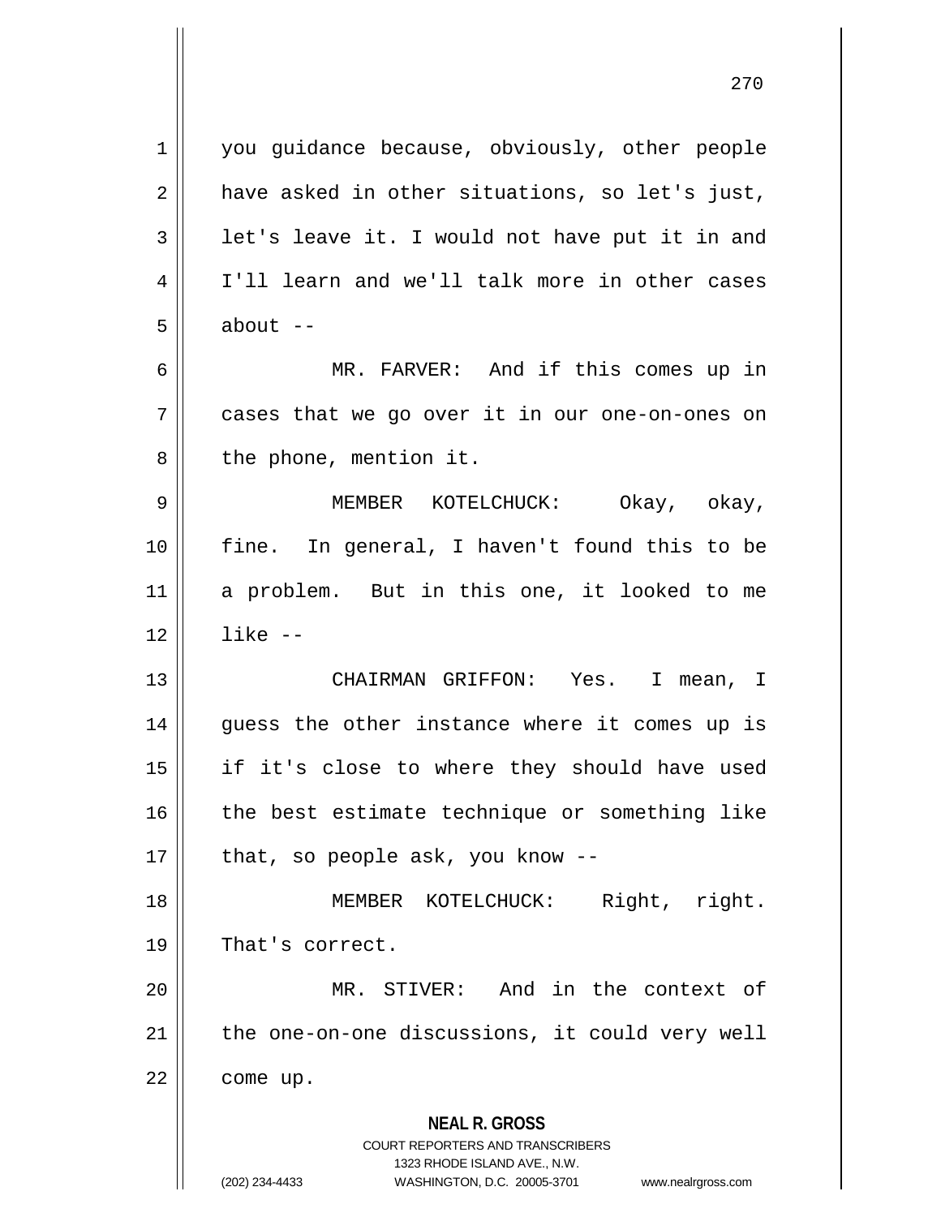you guidance because, obviously, other people have asked in other situations, so let's just, let's leave it. I would not have put it in and I'll learn and we'll talk more in other cases about --

MR. FARVER: And if this comes up in cases that we go over it in our one-on-ones on the phone, mention it.

MEMBER KOTELCHUCK: Okay, okay, fine. In general, I haven't found this to be a problem. But in this one, it looked to me like --

CHAIRMAN GRIFFON: Yes. I mean, I guess the other instance where it comes up is if it's close to where they should have used the best estimate technique or something like that, so people ask, you know --

MEMBER KOTELCHUCK: Right, right. That's correct.

MR. STIVER: And in the context of the one-on-one discussions, it could very well come up.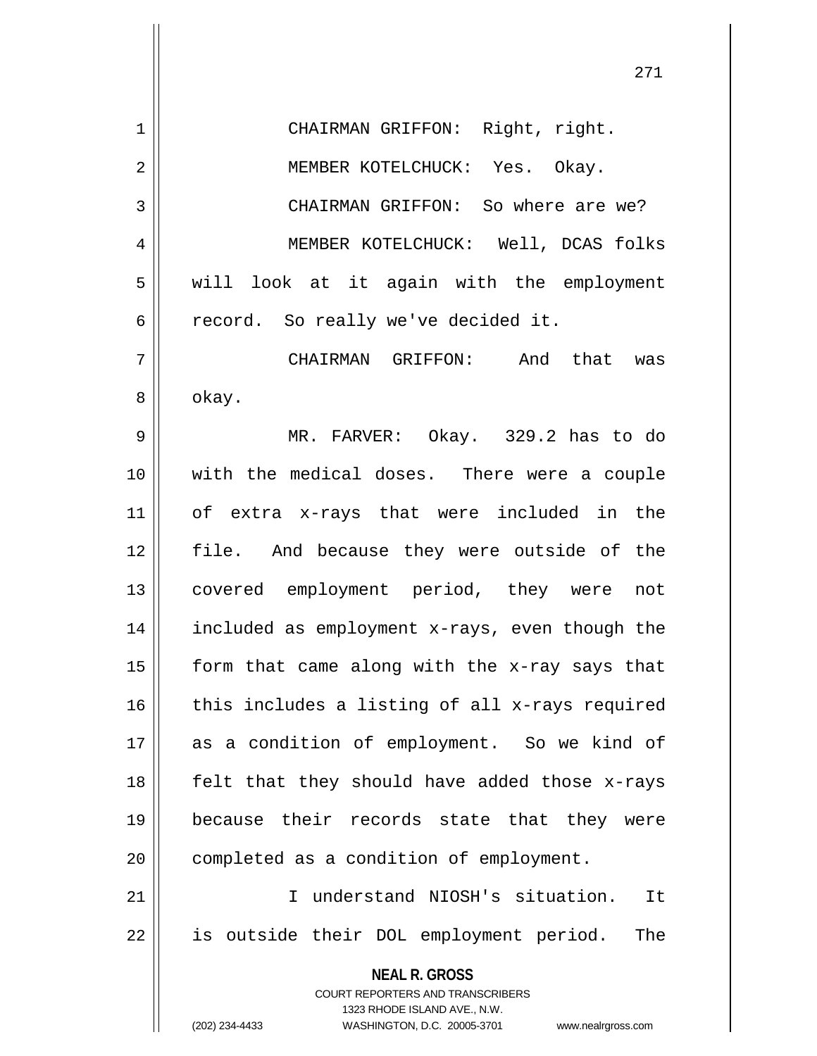CHAIRMAN GRIFFON: Right, right.

MEMBER KOTELCHUCK: Yes. Okay.

CHAIRMAN GRIFFON: So where are we?

MEMBER KOTELCHUCK: Well, DCAS folks will look at it again with the employment record. So really we've decided it.

CHAIRMAN GRIFFON: And that was okay.

MR. FARVER: Okay. 329.2 has to do with the medical doses. There were a couple of extra x-rays that were included in the file. And because they were outside of the covered employment period, they were not included as employment x-rays, even though the form that came along with the x-ray says that this includes a listing of all x-rays required as a condition of employment. So we kind of felt that they should have added those x-rays because their records state that they were completed as a condition of employment.

I understand NIOSH's situation. It is outside their DOL employment period. The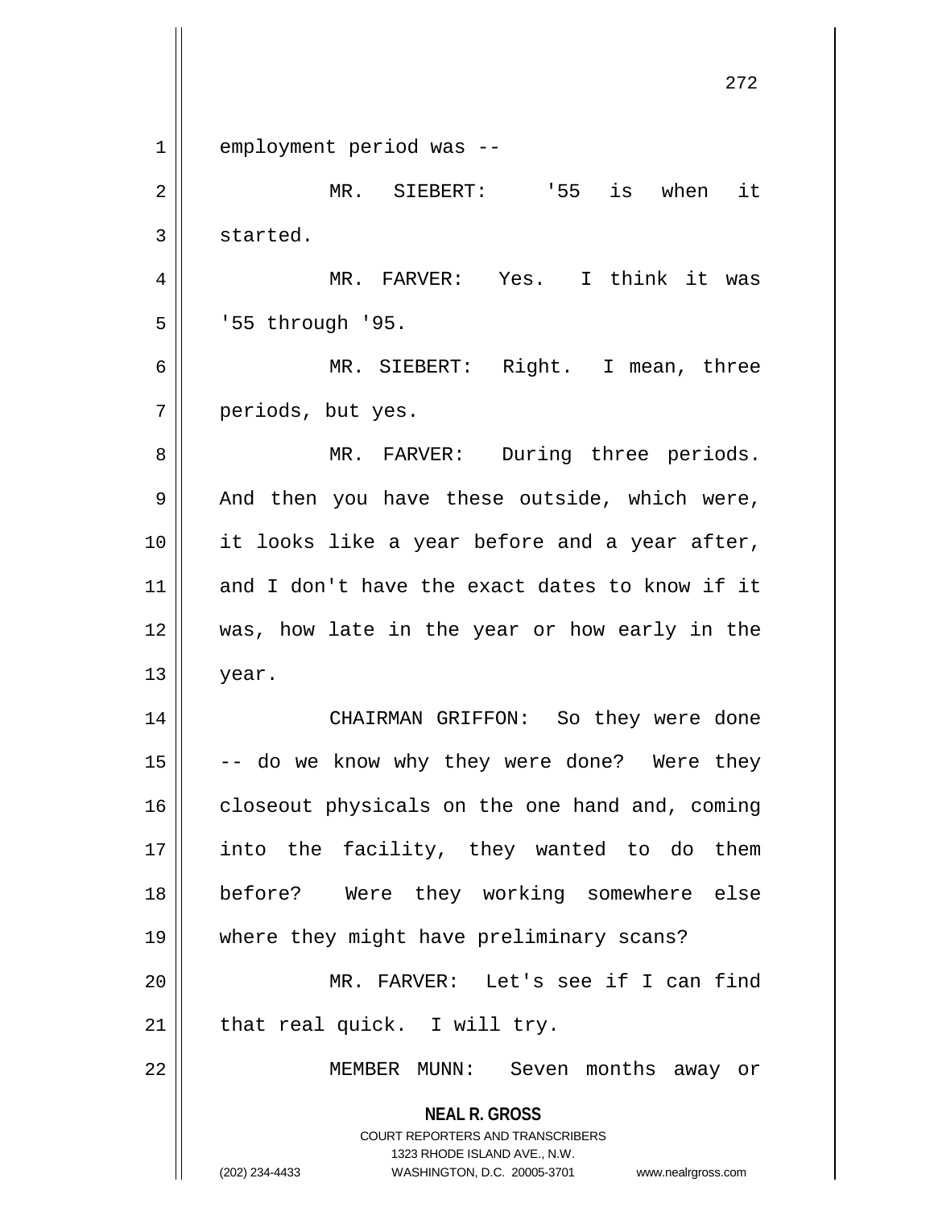employment period was --

MR. SIEBERT: '55 is when it started.

MR. FARVER: Yes. I think it was '55 through '95.

MR. SIEBERT: Right. I mean, three periods, but yes.

MR. FARVER: During three periods. And then you have these outside, which were, it looks like a year before and a year after, and I don't have the exact dates to know if it was, how late in the year or how early in the year.

CHAIRMAN GRIFFON: So they were done -- do we know why they were done? Were they closeout physicals on the one hand and, coming into the facility, they wanted to do them before? Were they working somewhere else where they might have preliminary scans?

MR. FARVER: Let's see if I can find that real quick. I will try.

MEMBER MUNN: Seven months away or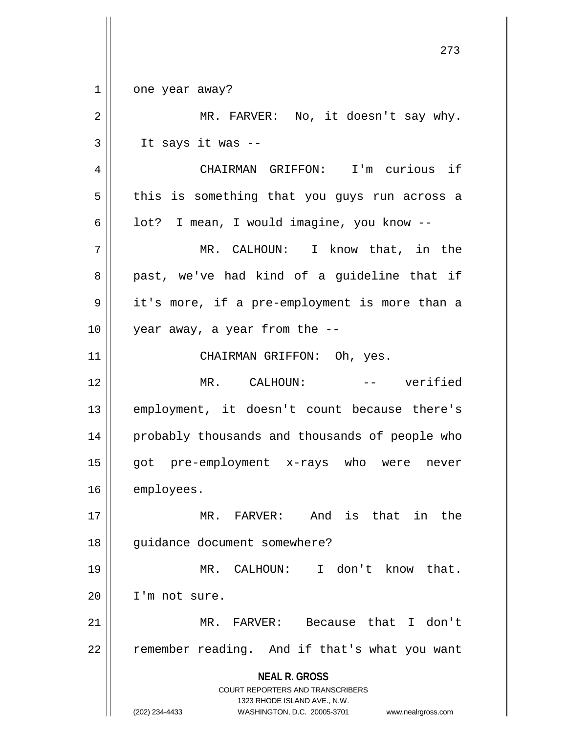one year away?

MR. FARVER: No, it doesn't say why. It says it was --

CHAIRMAN GRIFFON: I'm curious if this is something that you guys run across a lot? I mean, I would imagine, you know --

MR. CALHOUN: I know that, in the past, we've had kind of a guideline that if it's more, if a pre-employment is more than a year away, a year from the --

CHAIRMAN GRIFFON: Oh, yes.

MR. CALHOUN: -- verified employment, it doesn't count because there's probably thousands and thousands of people who got pre-employment x-rays who were never employees.

MR. FARVER: And is that in the guidance document somewhere?

MR. CALHOUN: I don't know that. I'm not sure.

MR. FARVER: Because that I don't remember reading. And if that's what you want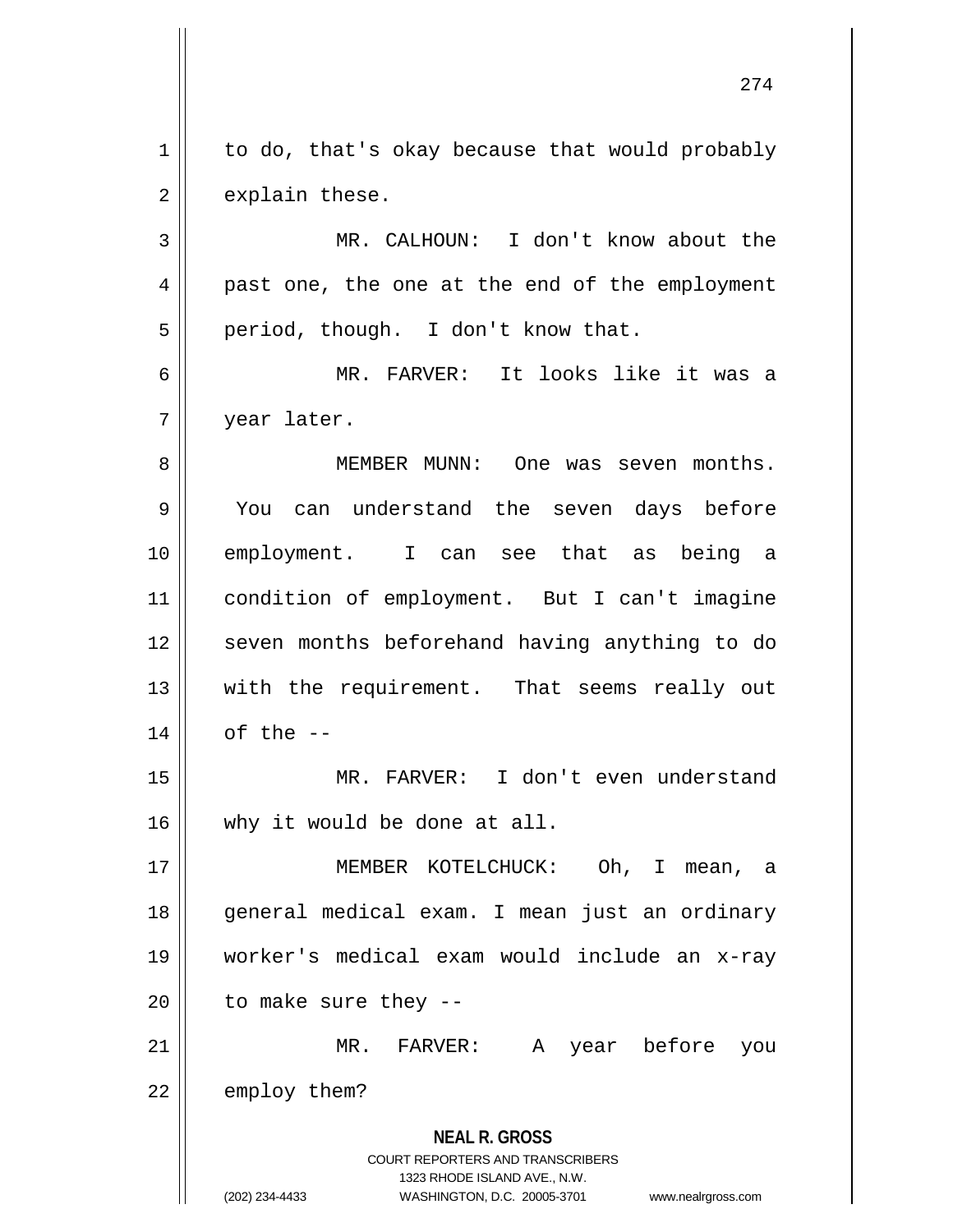to do, that's okay because that would probably explain these.

MR. CALHOUN: I don't know about the past one, the one at the end of the employment period, though. I don't know that.

MR. FARVER: It looks like it was a year later.

MEMBER MUNN: One was seven months. You can understand the seven days before employment. I can see that as being a condition of employment. But I can't imagine seven months beforehand having anything to do with the requirement. That seems really out of the --

MR. FARVER: I don't even understand why it would be done at all.

MEMBER KOTELCHUCK: Oh, I mean, a general medical exam. I mean just an ordinary worker's medical exam would include an x-ray to make sure they --

MR. FARVER: A year before you employ them?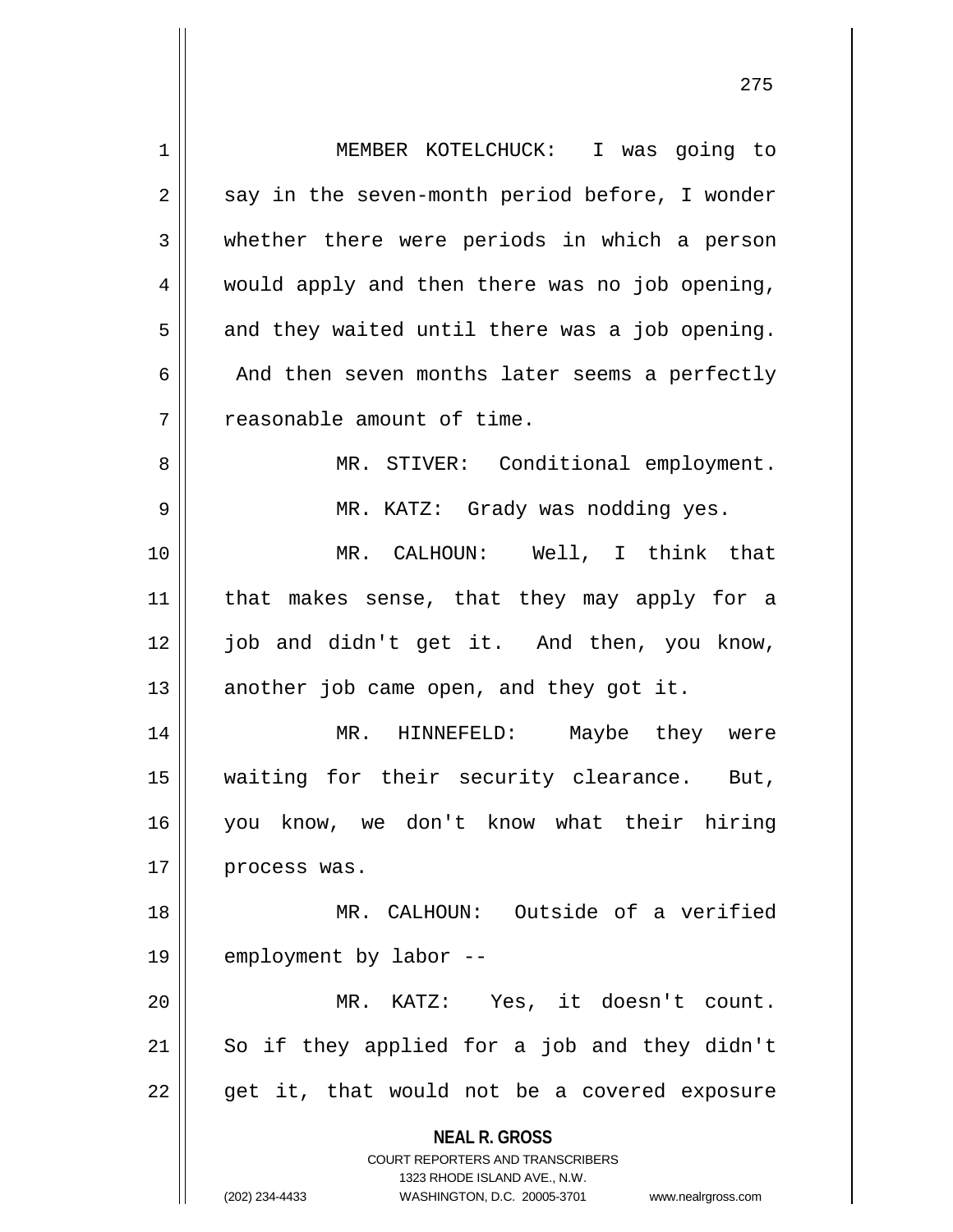MEMBER KOTELCHUCK: I was going to say in the seven-month period before, I wonder whether there were periods in which a person would apply and then there was no job opening, and they waited until there was a job opening. And then seven months later seems a perfectly reasonable amount of time.

MR. STIVER: Conditional employment.

MR. KATZ: Grady was nodding yes.

MR. CALHOUN: Well, I think that that makes sense, that they may apply for a job and didn't get it. And then, you know, another job came open, and they got it.

MR. HINNEFELD: Maybe they were waiting for their security clearance. But, you know, we don't know what their hiring process was.

MR. CALHOUN: Outside of a verified employment by labor --

MR. KATZ: Yes, it doesn't count. So if they applied for a job and they didn't get it, that would not be a covered exposure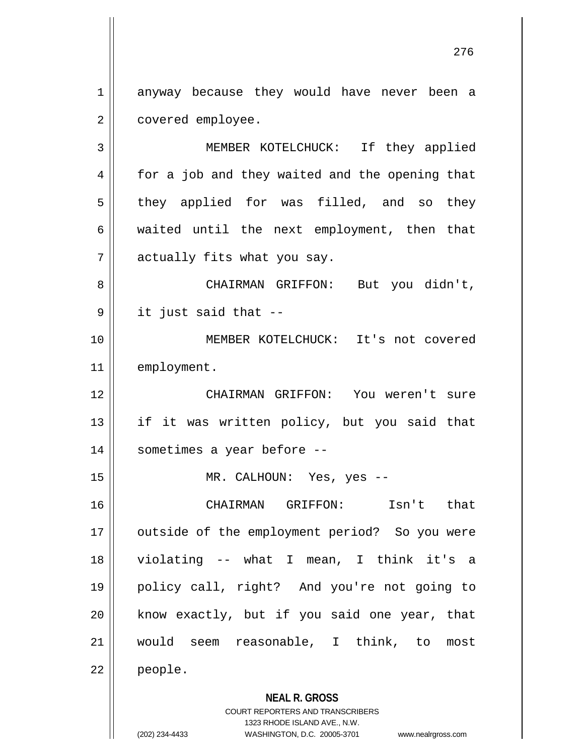anyway because they would have never been a covered employee.

MEMBER KOTELCHUCK: If they applied for a job and they waited and the opening that they applied for was filled, and so they waited until the next employment, then that actually fits what you say.

CHAIRMAN GRIFFON: But you didn't, it just said that --

MEMBER KOTELCHUCK: It's not covered employment.

CHAIRMAN GRIFFON: You weren't sure if it was written policy, but you said that sometimes a year before --

MR. CALHOUN: Yes, yes --

CHAIRMAN GRIFFON: Isn't that outside of the employment period? So you were violating -- what I mean, I think it's a policy call, right? And you're not going to know exactly, but if you said one year, that would seem reasonable, I think, to most people.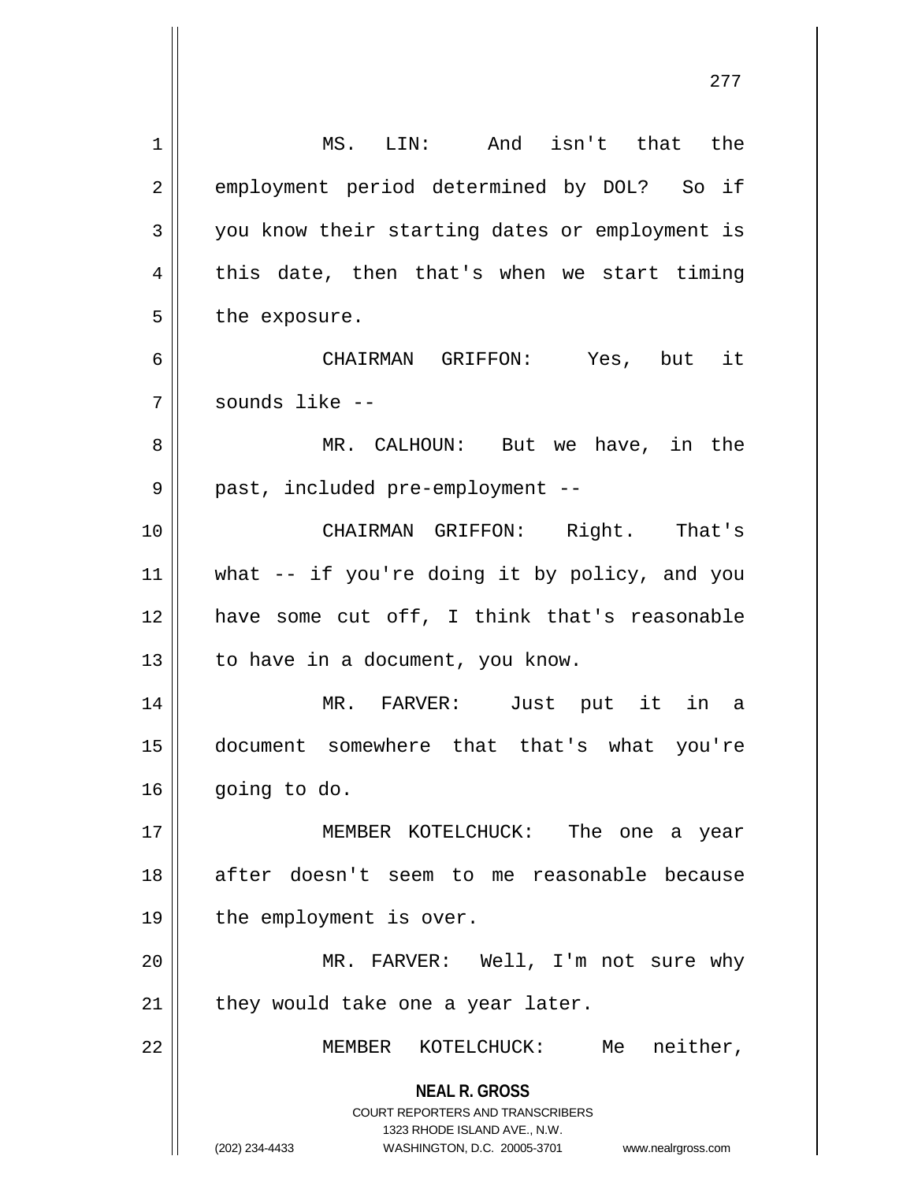MS. LIN: And isn't that the employment period determined by DOL? So if you know their starting dates or employment is this date, then that's when we start timing the exposure.

CHAIRMAN GRIFFON: Yes, but it sounds like --

MR. CALHOUN: But we have, in the past, included pre-employment --

CHAIRMAN GRIFFON: Right. That's what -- if you're doing it by policy, and you have some cut off, I think that's reasonable to have in a document, you know.

MR. FARVER: Just put it in a document somewhere that that's what you're going to do.

MEMBER KOTELCHUCK: The one a year after doesn't seem to me reasonable because the employment is over.

MR. FARVER: Well, I'm not sure why they would take one a year later.

MEMBER KOTELCHUCK: Me neither,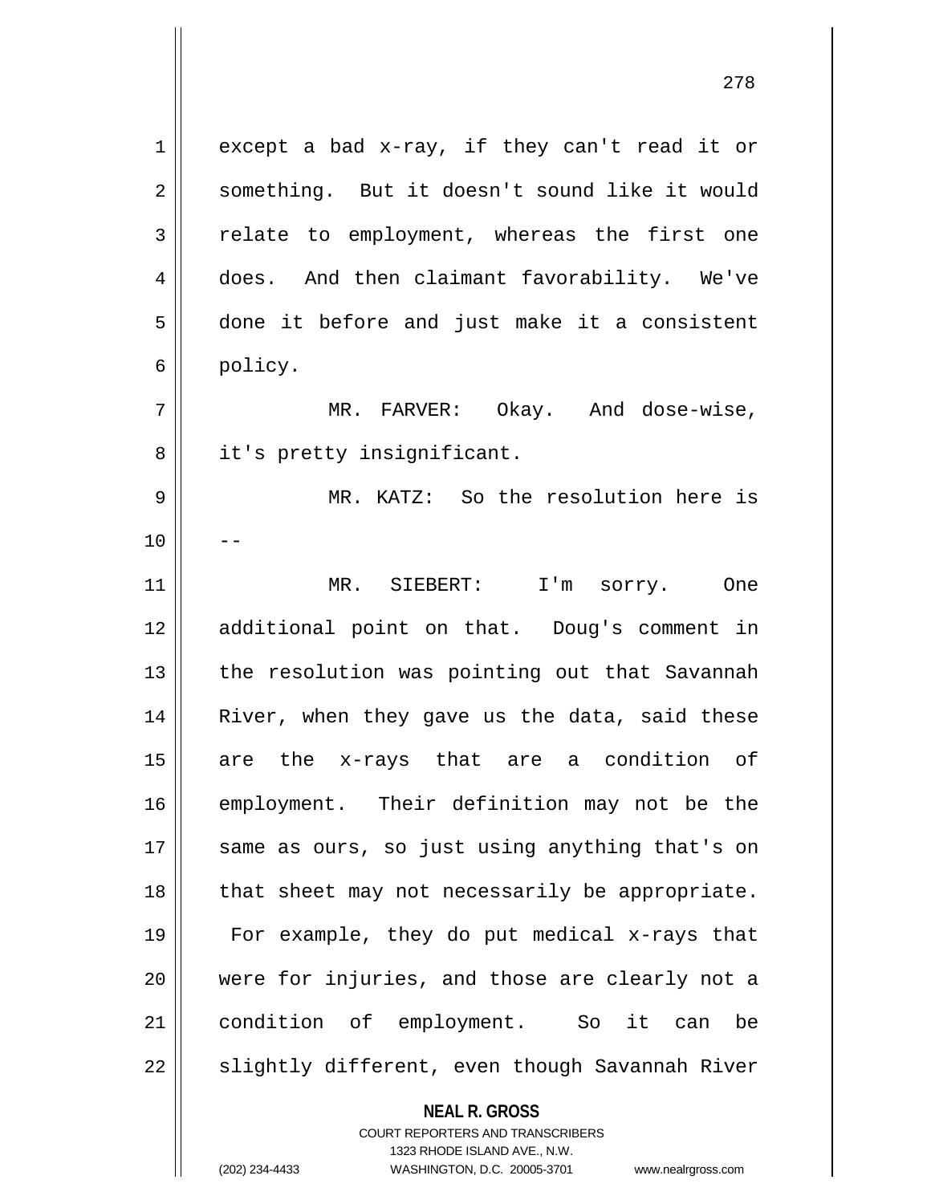except a bad x-ray, if they can't read it or something. But it doesn't sound like it would relate to employment, whereas the first one does. And then claimant favorability. We've done it before and just make it a consistent policy.

MR. FARVER: Okay. And dose-wise, it's pretty insignificant.

MR. KATZ: So the resolution here is --

MR. SIEBERT: I'm sorry. One additional point on that. Doug's comment in the resolution was pointing out that Savannah River, when they gave us the data, said these are the x-rays that are a condition of employment. Their definition may not be the same as ours, so just using anything that's on that sheet may not necessarily be appropriate. For example, they do put medical x-rays that were for injuries, and those are clearly not a condition of employment. So it can be slightly different, even though Savannah River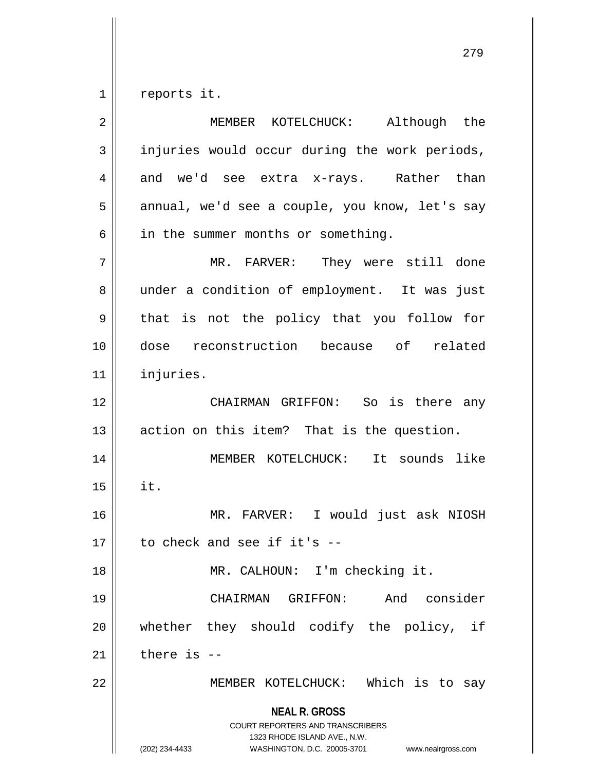reports it.

MEMBER KOTELCHUCK: Although the injuries would occur during the work periods, and we'd see extra x-rays. Rather than annual, we'd see a couple, you know, let's say in the summer months or something.

MR. FARVER: They were still done under a condition of employment. It was just that is not the policy that you follow for dose reconstruction because of related injuries.

CHAIRMAN GRIFFON: So is there any action on this item? That is the question.

MEMBER KOTELCHUCK: It sounds like it.

MR. FARVER: I would just ask NIOSH to check and see if it's --

MR. CALHOUN: I'm checking it.

CHAIRMAN GRIFFON: And consider whether they should codify the policy, if there is --

MEMBER KOTELCHUCK: Which is to say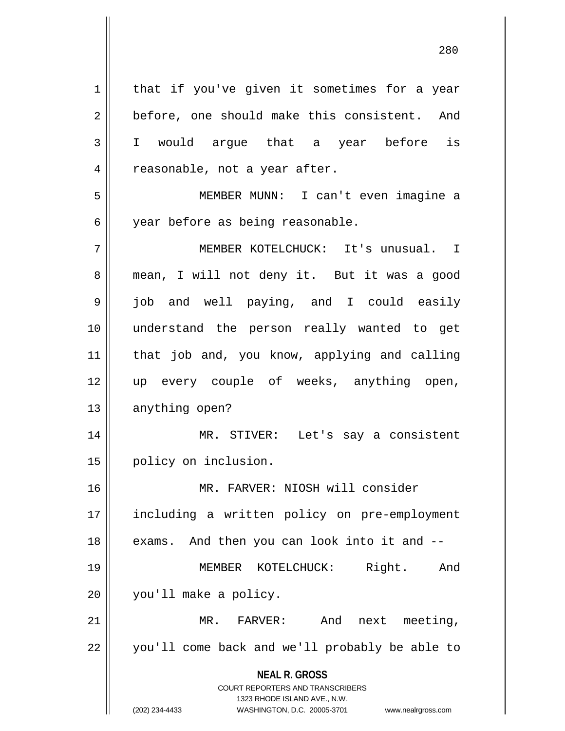that if you've given it sometimes for a year before, one should make this consistent. And I would argue that a year before is reasonable, not a year after.

MEMBER MUNN: I can't even imagine a year before as being reasonable.

MEMBER KOTELCHUCK: It's unusual. I mean, I will not deny it. But it was a good job and well paying, and I could easily understand the person really wanted to get that job and, you know, applying and calling up every couple of weeks, anything open, anything open?

MR. STIVER: Let's say a consistent policy on inclusion.

MR. FARVER: NIOSH will consider including a written policy on pre-employment exams. And then you can look into it and --

MEMBER KOTELCHUCK: Right. And you'll make a policy.

MR. FARVER: And next meeting, you'll come back and we'll probably be able to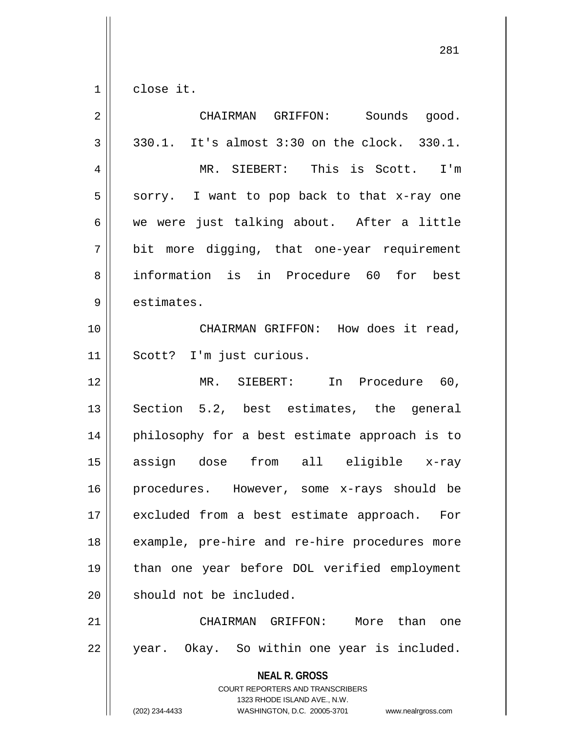close it.

CHAIRMAN GRIFFON: Sounds good. 330.1. It's almost 3:30 on the clock. 330.1.

MR. SIEBERT: This is Scott. I'm sorry. I want to pop back to that x-ray one we were just talking about. After a little bit more digging, that one-year requirement information is in Procedure 60 for best estimates.

CHAIRMAN GRIFFON: How does it read, Scott? I'm just curious.

MR. SIEBERT: In Procedure 60, Section 5.2, best estimates, the general philosophy for a best estimate approach is to assign dose from all eligible x-ray procedures. However, some x-rays should be excluded from a best estimate approach. For example, pre-hire and re-hire procedures more than one year before DOL verified employment should not be included.

CHAIRMAN GRIFFON: More than one year. Okay. So within one year is included.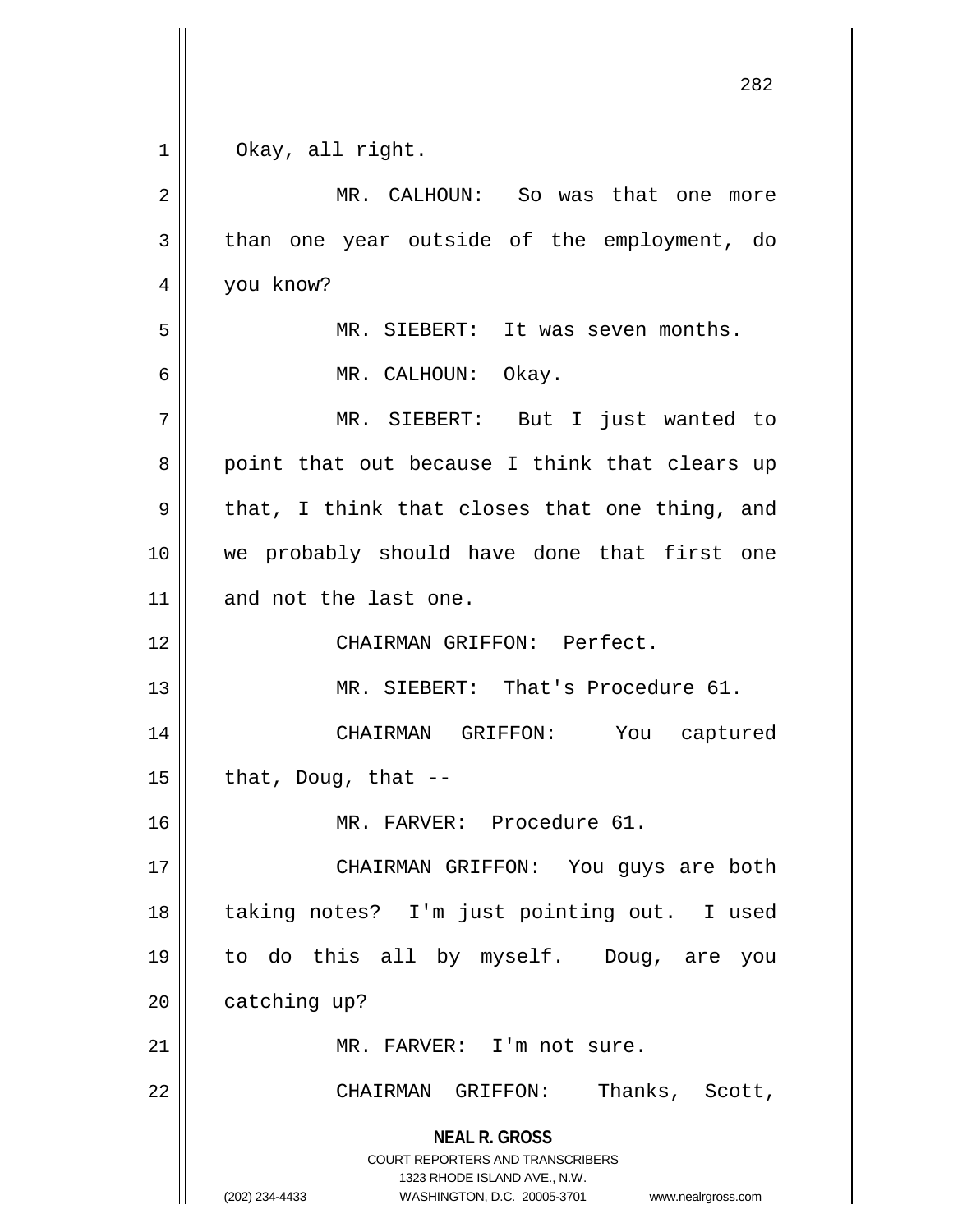Okay, all right.

MR. CALHOUN: So was that one more than one year outside of the employment, do you know?

MR. SIEBERT: It was seven months.

MR. CALHOUN: Okay.

MR. SIEBERT: But I just wanted to point that out because I think that clears up that, I think that closes that one thing, and we probably should have done that first one and not the last one.

CHAIRMAN GRIFFON: Perfect.

MR. SIEBERT: That's Procedure 61.

CHAIRMAN GRIFFON: You captured that, Doug, that --

MR. FARVER: Procedure 61.

CHAIRMAN GRIFFON: You guys are both taking notes? I'm just pointing out. I used to do this all by myself. Doug, are you catching up?

MR. FARVER: I'm not sure.

CHAIRMAN GRIFFON: Thanks, Scott,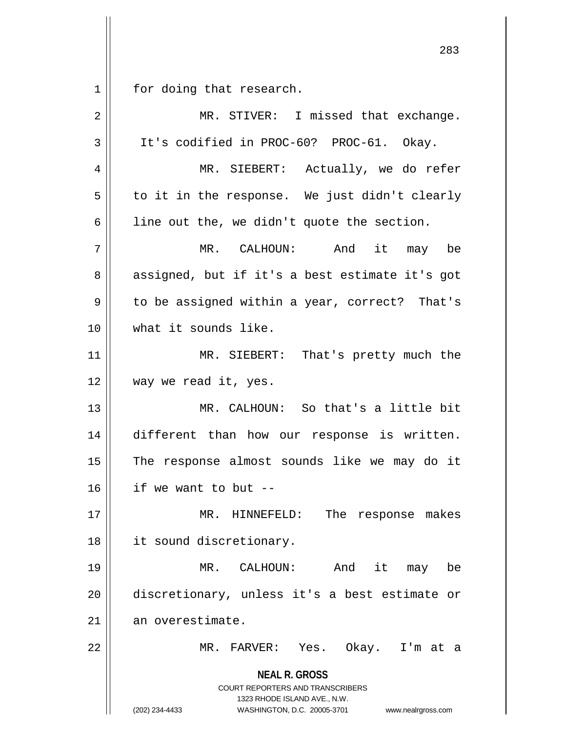for doing that research.

MR. STIVER: I missed that exchange. It's codified in PROC-60? PROC-61. Okay.

MR. SIEBERT: Actually, we do refer to it in the response. We just didn't clearly line out the, we didn't quote the section.

MR. CALHOUN: And it may be assigned, but if it's a best estimate it's got to be assigned within a year, correct? That's what it sounds like.

MR. SIEBERT: That's pretty much the way we read it, yes.

MR. CALHOUN: So that's a little bit different than how our response is written. The response almost sounds like we may do it if we want to but --

MR. HINNEFELD: The response makes it sound discretionary.

MR. CALHOUN: And it may be discretionary, unless it's a best estimate or an overestimate.

MR. FARVER: Yes. Okay. I'm at a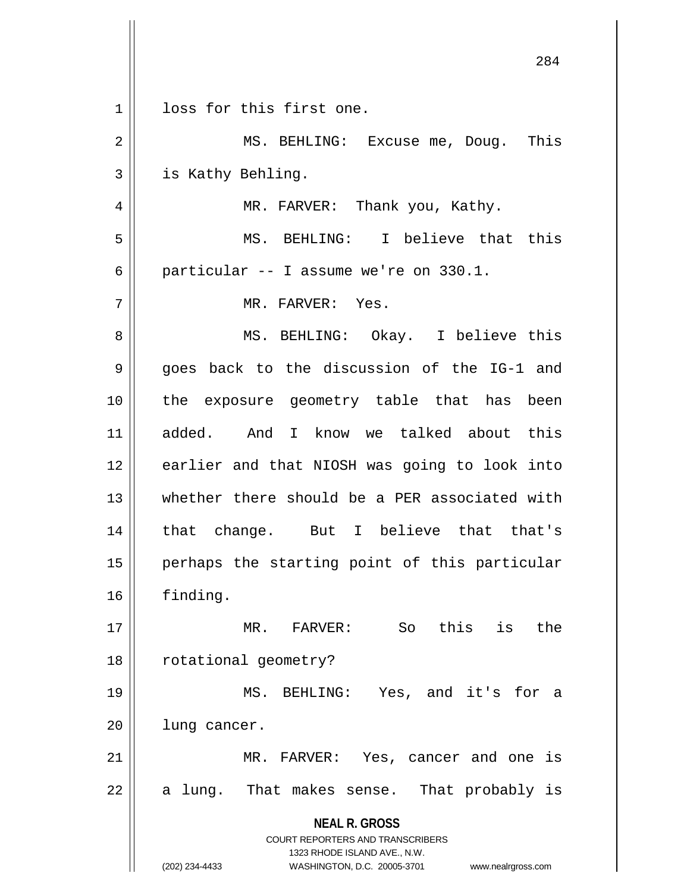loss for this first one.

MS. BEHLING: Excuse me, Doug. This is Kathy Behling.

MR. FARVER: Thank you, Kathy.

MS. BEHLING: I believe that this particular -- I assume we're on 330.1.

MR. FARVER: Yes.

MS. BEHLING: Okay. I believe this goes back to the discussion of the IG-1 and the exposure geometry table that has been added. And I know we talked about this earlier and that NIOSH was going to look into whether there should be a PER associated with that change. But I believe that that's perhaps the starting point of this particular finding.

MR. FARVER: So this is the rotational geometry?

MS. BEHLING: Yes, and it's for a lung cancer.

MR. FARVER: Yes, cancer and one is a lung. That makes sense. That probably is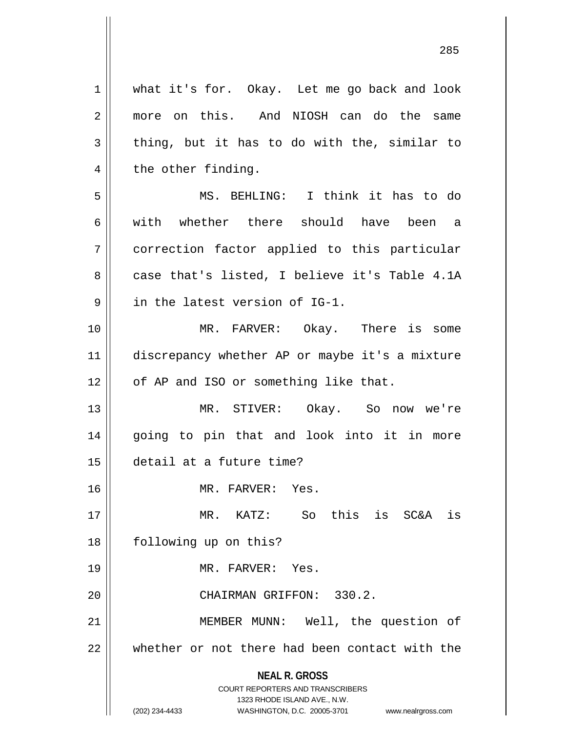what it's for. Okay. Let me go back and look more on this. And NIOSH can do the same thing, but it has to do with the, similar to the other finding.

MS. BEHLING: I think it has to do with whether there should have been a correction factor applied to this particular case that's listed, I believe it's Table 4.1A in the latest version of IG-1.

MR. FARVER: Okay. There is some discrepancy whether AP or maybe it's a mixture of AP and ISO or something like that.

MR. STIVER: Okay. So now we're going to pin that and look into it in more detail at a future time?

MR. FARVER: Yes.

MR. KATZ: So this is SC&A is following up on this?

MR. FARVER: Yes.

CHAIRMAN GRIFFON: 330.2.

MEMBER MUNN: Well, the question of whether or not there had been contact with the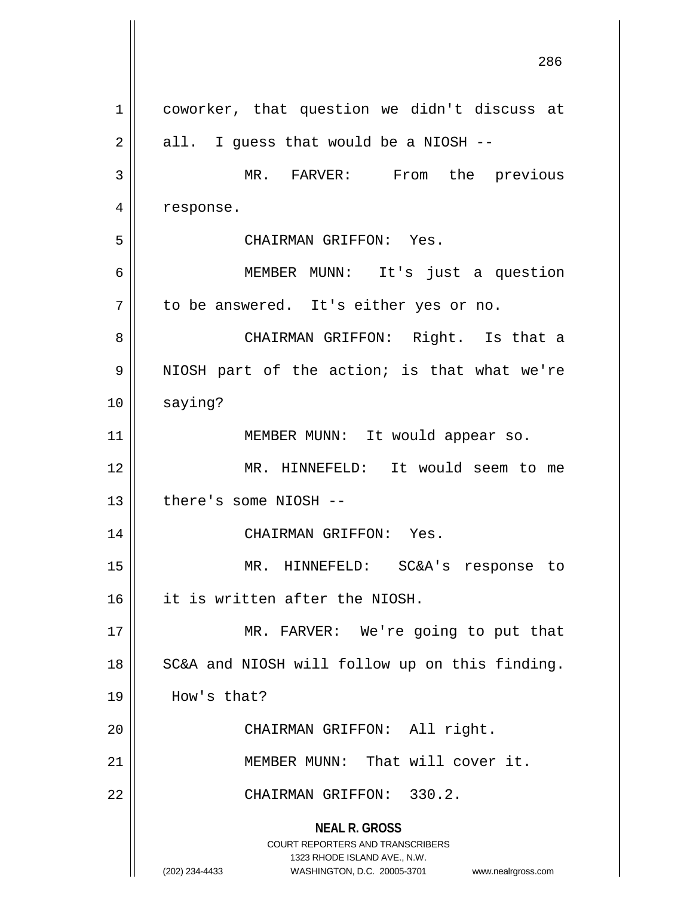coworker, that question we didn't discuss at all. I guess that would be a NIOSH --

MR. FARVER: From the previous response.

CHAIRMAN GRIFFON: Yes.

MEMBER MUNN: It's just a question to be answered. It's either yes or no.

CHAIRMAN GRIFFON: Right. Is that a NIOSH part of the action; is that what we're saying?

MEMBER MUNN: It would appear so.

MR. HINNEFELD: It would seem to me there's some NIOSH --

CHAIRMAN GRIFFON: Yes.

MR. HINNEFELD: SC&A's response to it is written after the NIOSH.

MR. FARVER: We're going to put that SC&A and NIOSH will follow up on this finding. How's that?

CHAIRMAN GRIFFON: All right.

MEMBER MUNN: That will cover it.

CHAIRMAN GRIFFON: 330.2.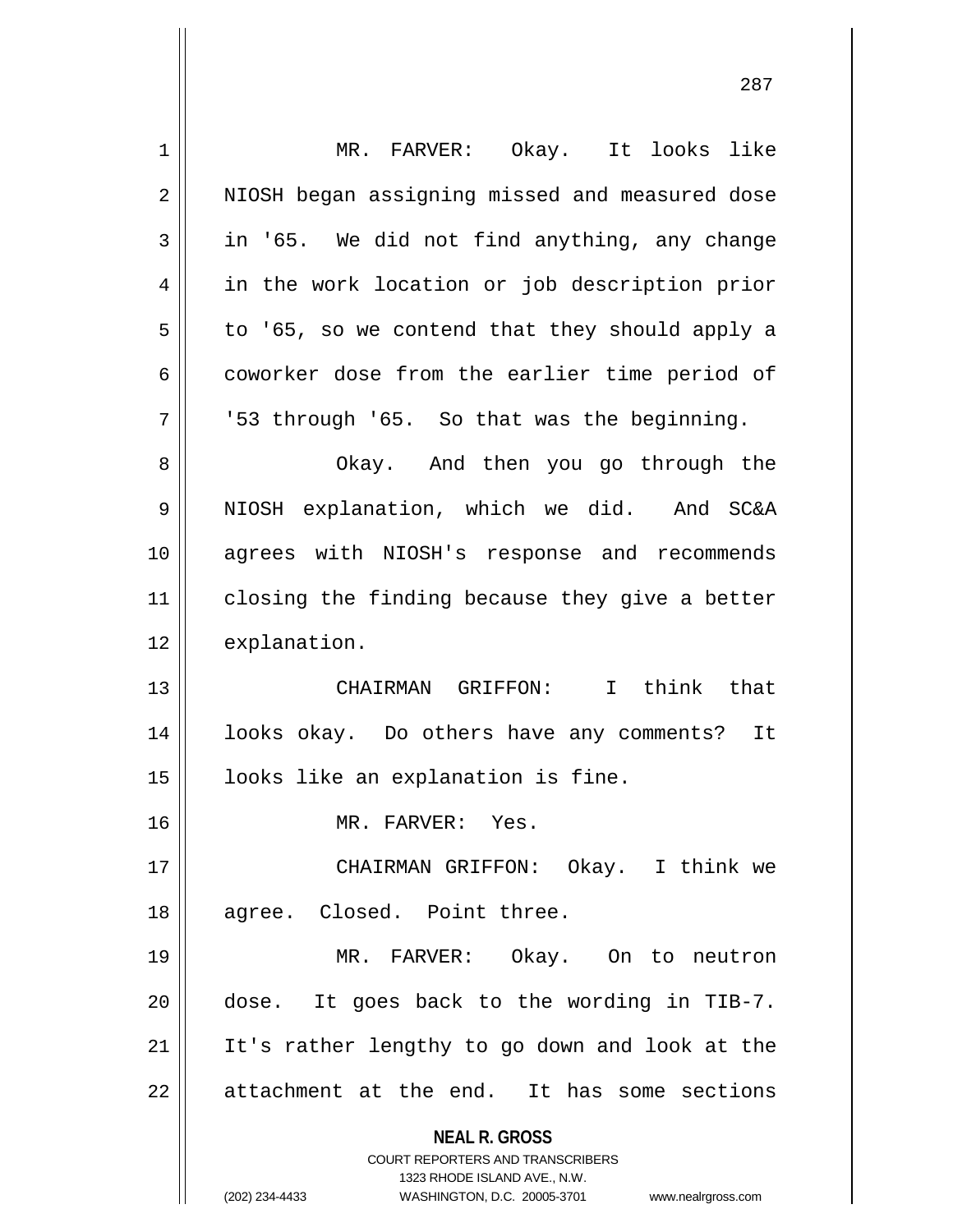MR. FARVER: Okay. It looks like NIOSH began assigning missed and measured dose in '65. We did not find anything, any change in the work location or job description prior to '65, so we contend that they should apply a coworker dose from the earlier time period of '53 through '65. So that was the beginning.

Okay. And then you go through the NIOSH explanation, which we did. And SC&A agrees with NIOSH's response and recommends closing the finding because they give a better explanation.

CHAIRMAN GRIFFON: I think that looks okay. Do others have any comments? It looks like an explanation is fine.

MR. FARVER: Yes.

CHAIRMAN GRIFFON: Okay. I think we agree. Closed. Point three.

MR. FARVER: Okay. On to neutron dose. It goes back to the wording in TIB-7. It's rather lengthy to go down and look at the attachment at the end. It has some sections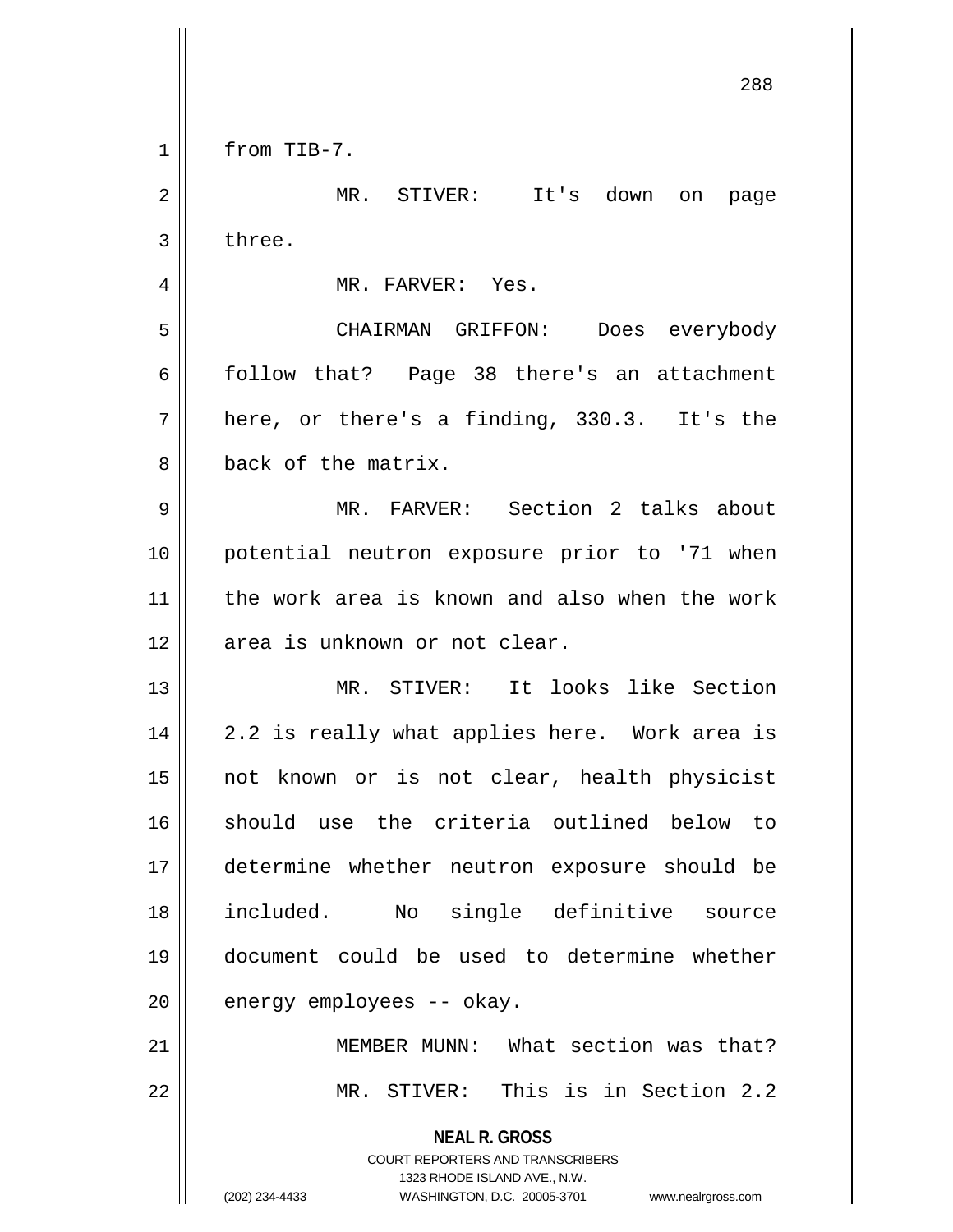from TIB-7.

MR. STIVER: It's down on page three.

MR. FARVER: Yes.

CHAIRMAN GRIFFON: Does everybody follow that? Page 38 there's an attachment here, or there's a finding, 330.3. It's the back of the matrix.

MR. FARVER: Section 2 talks about potential neutron exposure prior to '71 when the work area is known and also when the work area is unknown or not clear.

MR. STIVER: It looks like Section 2.2 is really what applies here. Work area is not known or is not clear, health physicist should use the criteria outlined below to determine whether neutron exposure should be included. No single definitive source document could be used to determine whether energy employees -- okay.

MEMBER MUNN: What section was that?

MR. STIVER: This is in Section 2.2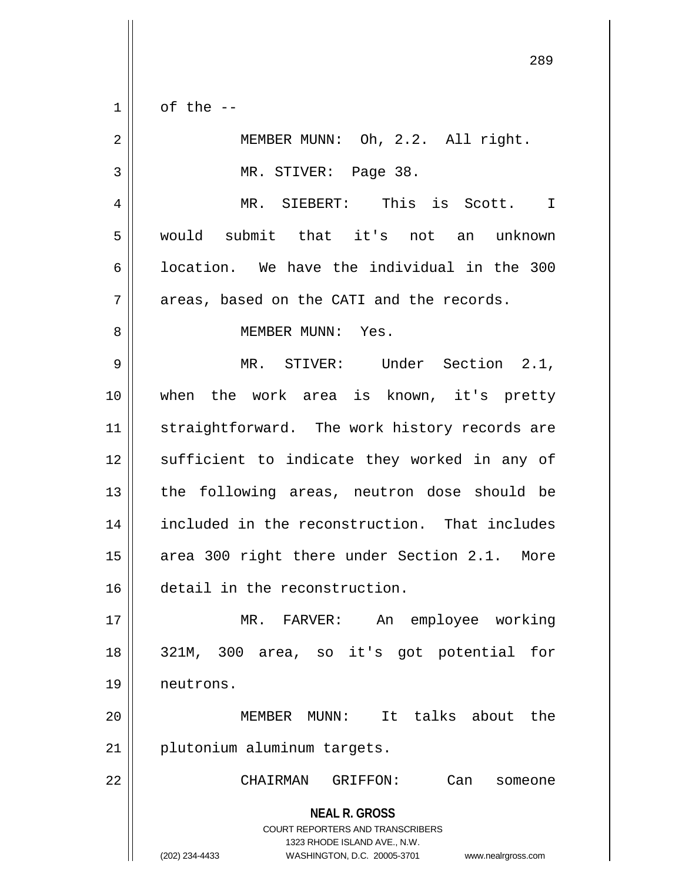of the --

MEMBER MUNN: Oh, 2.2. All right.

MR. STIVER: Page 38.

MR. SIEBERT: This is Scott. I would submit that it's not an unknown location. We have the individual in the 300 areas, based on the CATI and the records.

MEMBER MUNN: Yes.

MR. STIVER: Under Section 2.1, when the work area is known, it's pretty straightforward. The work history records are sufficient to indicate they worked in any of the following areas, neutron dose should be included in the reconstruction. That includes area 300 right there under Section 2.1. More detail in the reconstruction.

MR. FARVER: An employee working 321M, 300 area, so it's got potential for neutrons.

MEMBER MUNN: It talks about the plutonium aluminum targets.

CHAIRMAN GRIFFON: Can someone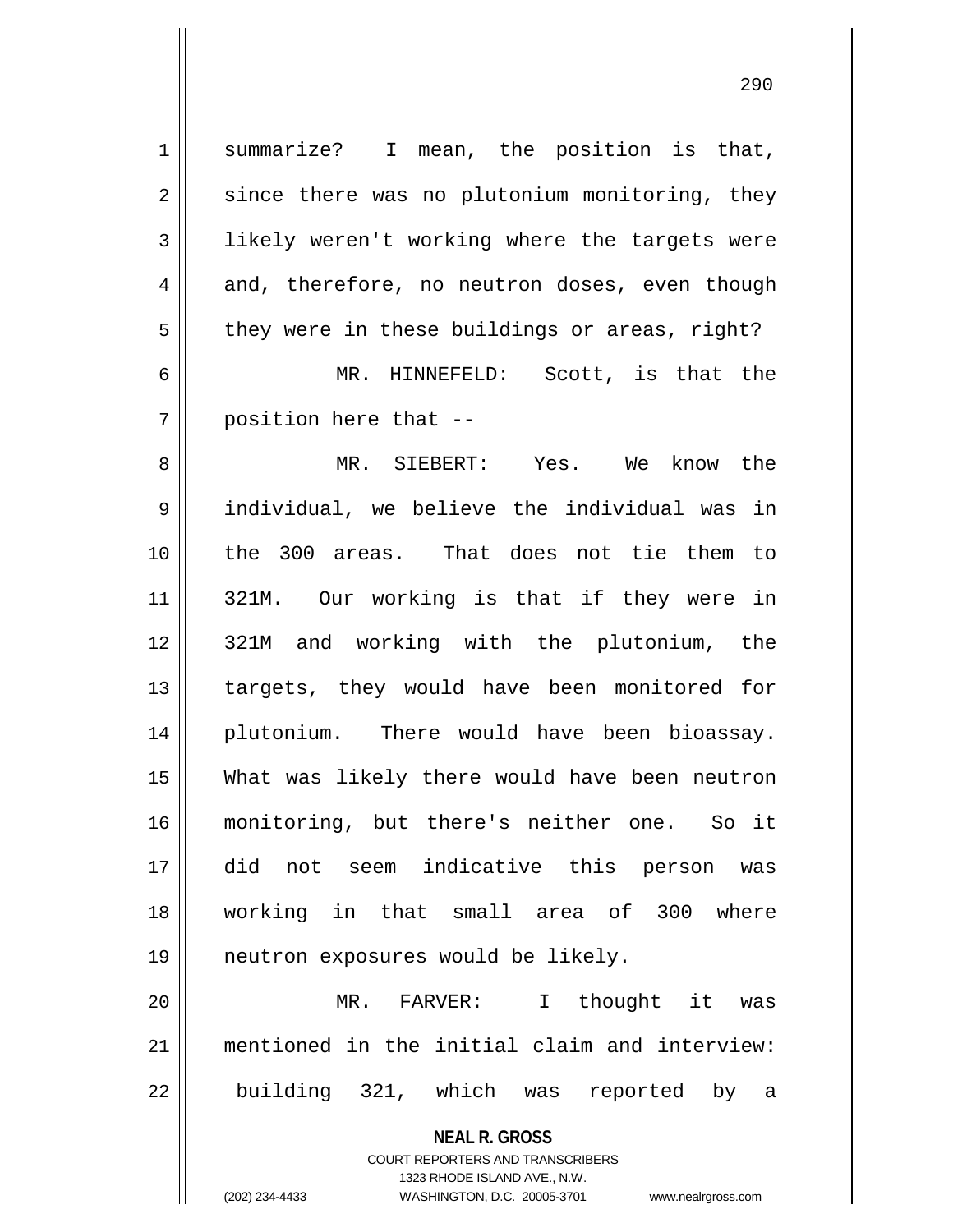summarize? I mean, the position is that, since there was no plutonium monitoring, they likely weren't working where the targets were and, therefore, no neutron doses, even though they were in these buildings or areas, right?

MR. HINNEFELD: Scott, is that the position here that --

MR. SIEBERT: Yes. We know the individual, we believe the individual was in the 300 areas. That does not tie them to 321M. Our working is that if they were in 321M and working with the plutonium, the targets, they would have been monitored for plutonium. There would have been bioassay. What was likely there would have been neutron monitoring, but there's neither one. So it did not seem indicative this person was working in that small area of 300 where neutron exposures would be likely.

MR. FARVER: I thought it was mentioned in the initial claim and interview: building 321, which was reported by a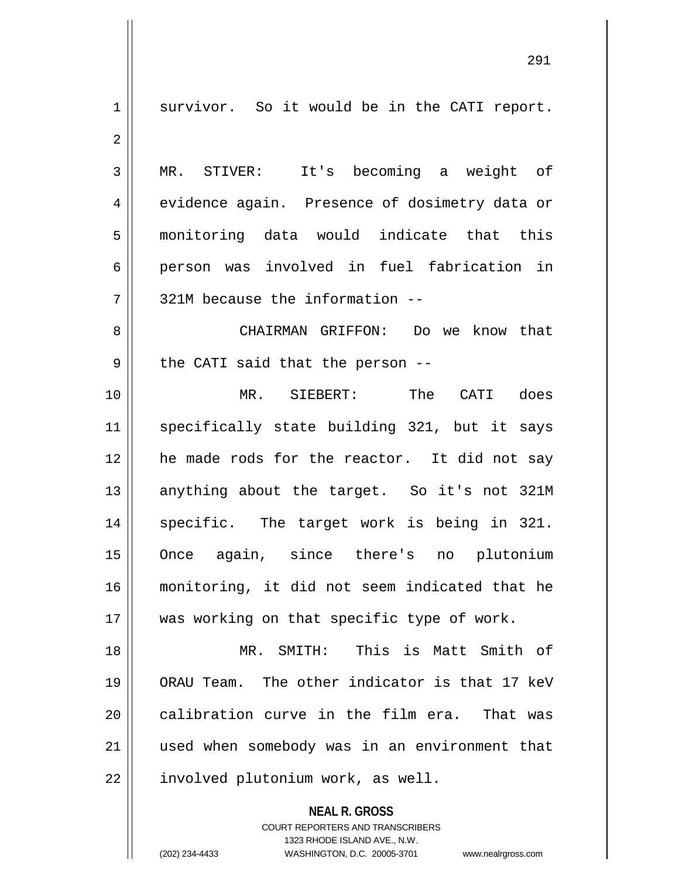survivor. So it would be in the CATI report.

MR. STIVER: It's becoming a weight of evidence again. Presence of dosimetry data or monitoring data would indicate that this person was involved in fuel fabrication in 321M because the information --

CHAIRMAN GRIFFON: Do we know that the CATI said that the person --

MR. SIEBERT: The CATI does specifically state building 321, but it says he made rods for the reactor. It did not say anything about the target. So it's not 321M specific. The target work is being in 321. Once again, since there's no plutonium monitoring, it did not seem indicated that he was working on that specific type of work.

MR. SMITH: This is Matt Smith of ORAU Team. The other indicator is that 17 keV calibration curve in the film era. That was used when somebody was in an environment that involved plutonium work, as well.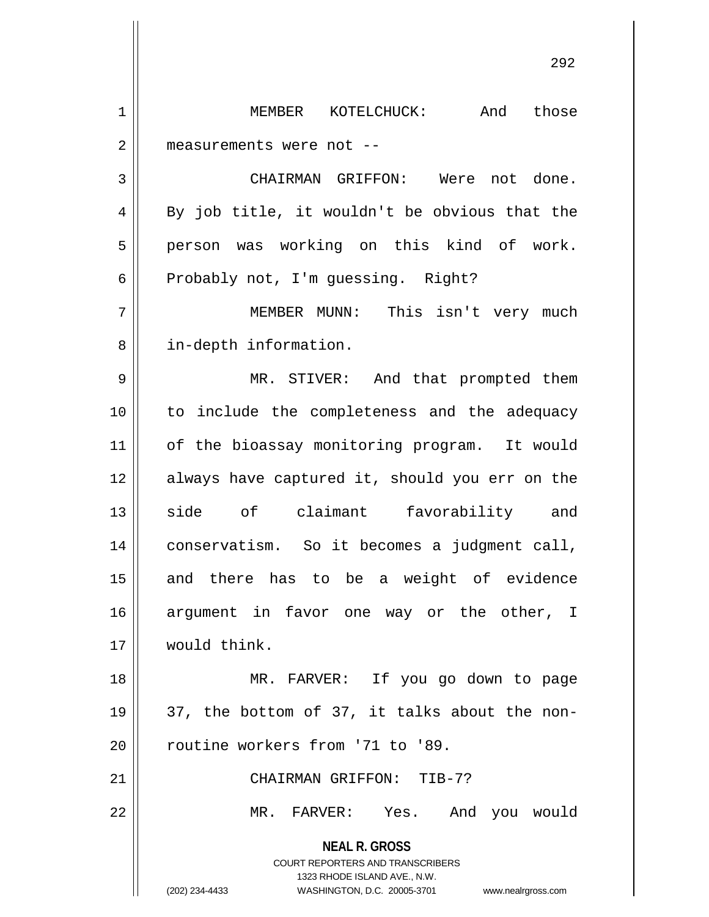MEMBER KOTELCHUCK: And those measurements were not --

CHAIRMAN GRIFFON: Were not done. By job title, it wouldn't be obvious that the person was working on this kind of work. Probably not, I'm guessing. Right?

MEMBER MUNN: This isn't very much in-depth information.

MR. STIVER: And that prompted them to include the completeness and the adequacy of the bioassay monitoring program. It would always have captured it, should you err on the side of claimant favorability and conservatism. So it becomes a judgment call, and there has to be a weight of evidence argument in favor one way or the other, I would think.

MR. FARVER: If you go down to page 37, the bottom of 37, it talks about the non-routine workers from '71 to '89.

CHAIRMAN GRIFFON: TIB-7?

MR. FARVER: Yes. And you would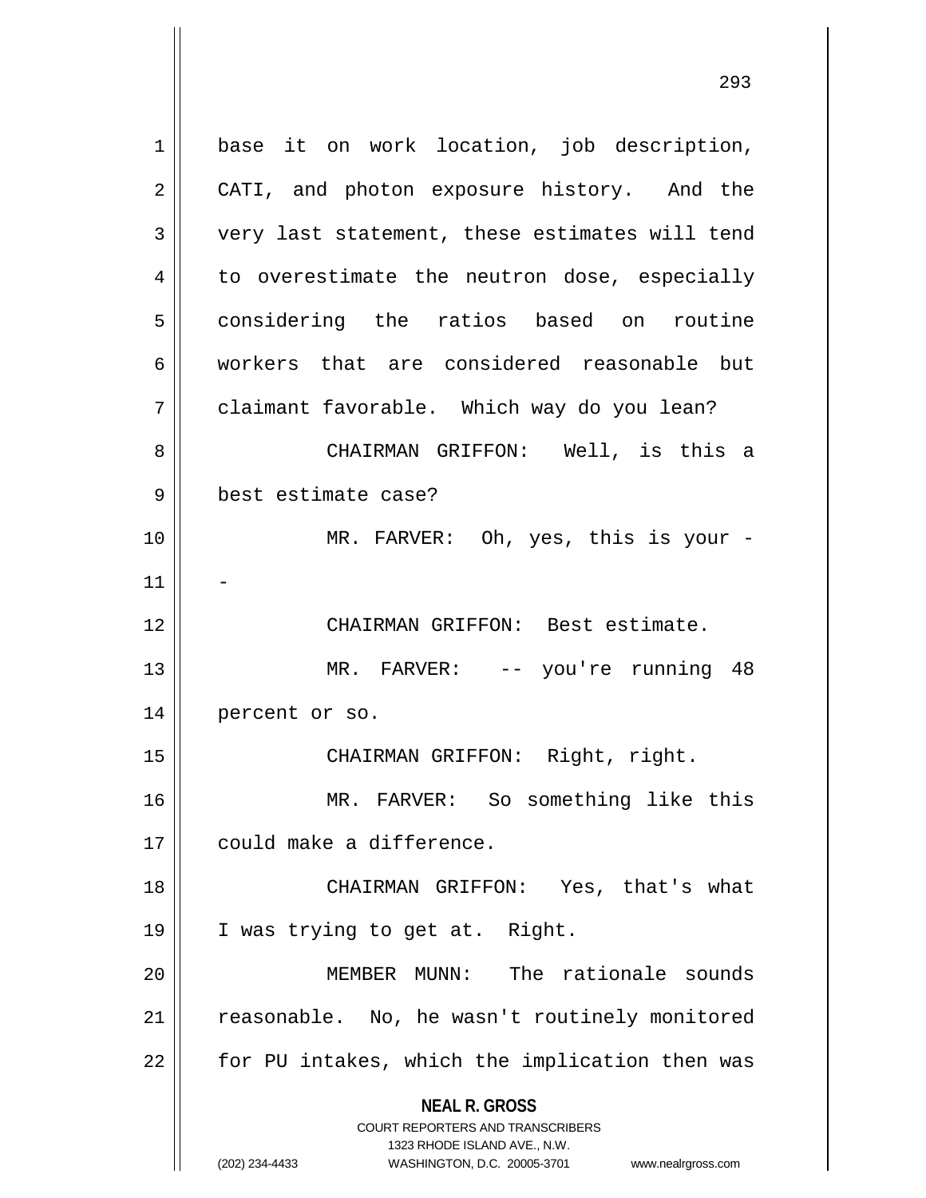base it on work location, job description, CATI, and photon exposure history. And the very last statement, these estimates will tend to overestimate the neutron dose, especially considering the ratios based on routine workers that are considered reasonable but claimant favorable. Which way do you lean?

CHAIRMAN GRIFFON: Well, is this a best estimate case?

MR. FARVER: Oh, yes, this is your --

CHAIRMAN GRIFFON: Best estimate.

MR. FARVER: -- you're running 48 percent or so.

CHAIRMAN GRIFFON: Right, right.

MR. FARVER: So something like this could make a difference.

CHAIRMAN GRIFFON: Yes, that's what I was trying to get at. Right.

MEMBER MUNN: The rationale sounds reasonable. No, he wasn't routinely monitored for PU intakes, which the implication then was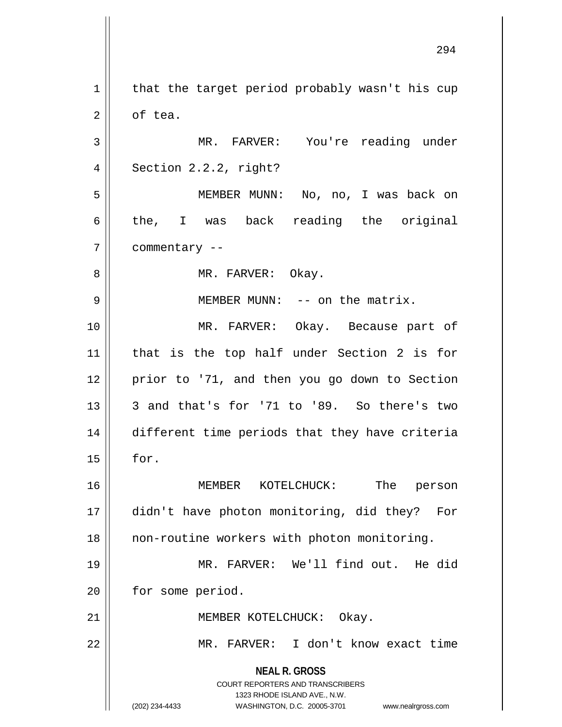that the target period probably wasn't his cup of tea.

MR. FARVER: You're reading under Section 2.2.2, right?

MEMBER MUNN: No, no, I was back on the, I was back reading the original commentary --

MR. FARVER: Okay.

MEMBER MUNN: -- on the matrix.

MR. FARVER: Okay. Because part of that is the top half under Section 2 is for prior to '71, and then you go down to Section 3 and that's for '71 to '89. So there's two different time periods that they have criteria for.

MEMBER KOTELCHUCK: The person didn't have photon monitoring, did they? For non-routine workers with photon monitoring.

MR. FARVER: We'll find out. He did for some period.

MEMBER KOTELCHUCK: Okay.

MR. FARVER: I don't know exact time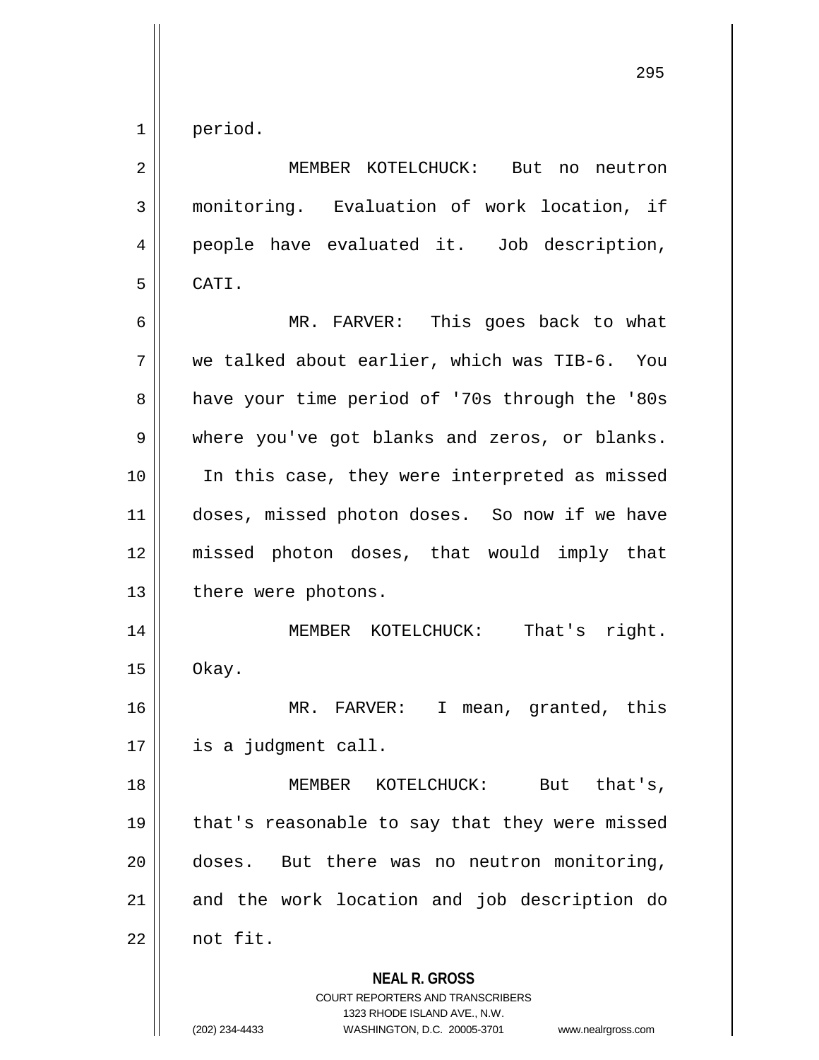period.

MEMBER KOTELCHUCK: But no neutron monitoring. Evaluation of work location, if people have evaluated it. Job description, CATI.

MR. FARVER: This goes back to what we talked about earlier, which was TIB-6. You have your time period of '70s through the '80s where you've got blanks and zeros, or blanks. In this case, they were interpreted as missed doses, missed photon doses. So now if we have missed photon doses, that would imply that there were photons.

MEMBER KOTELCHUCK: That's right. Okay.

MR. FARVER: I mean, granted, this is a judgment call.

MEMBER KOTELCHUCK: But that's, that's reasonable to say that they were missed doses. But there was no neutron monitoring, and the work location and job description do not fit.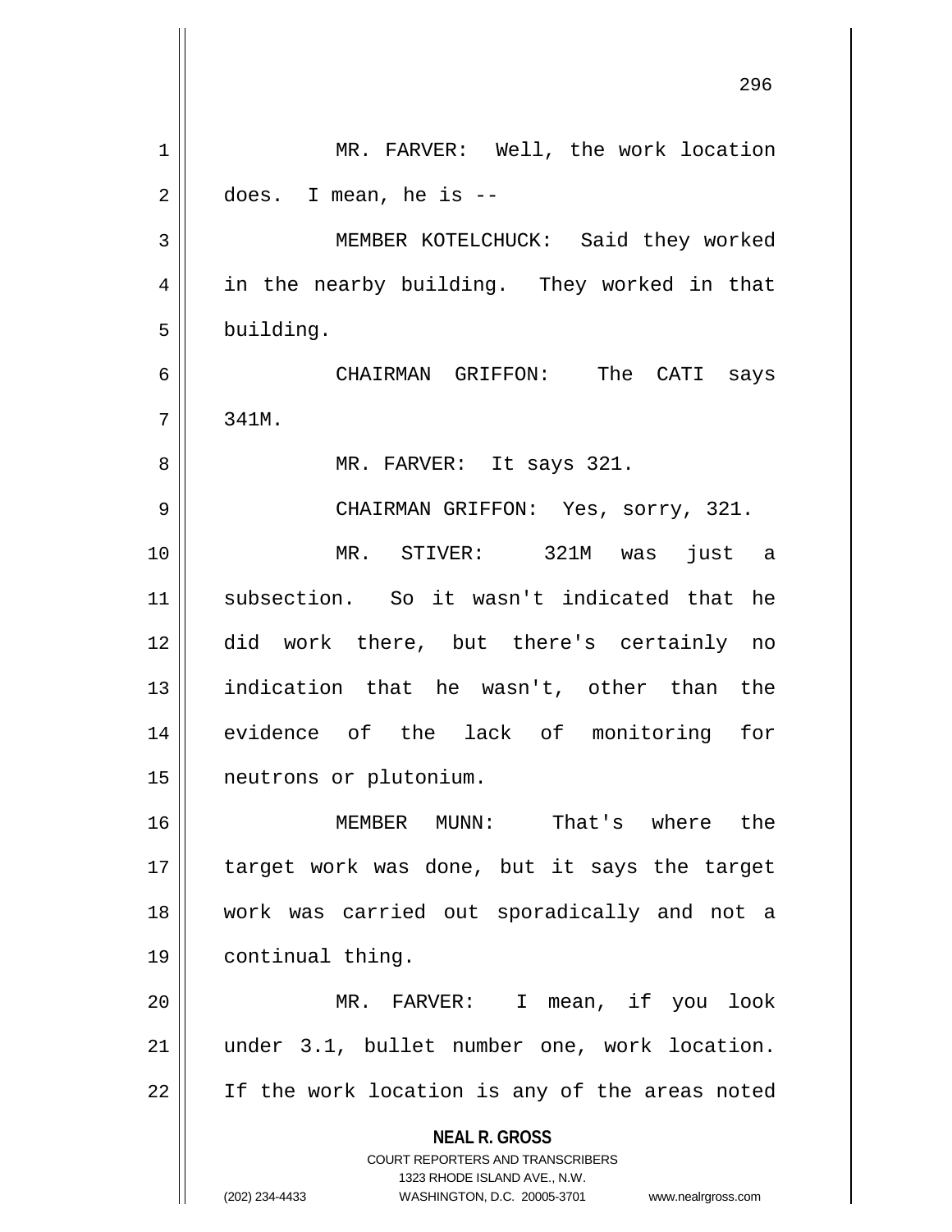MR. FARVER: Well, the work location does. I mean, he is --

MEMBER KOTELCHUCK: Said they worked in the nearby building. They worked in that building.

CHAIRMAN GRIFFON: The CATI says 341M.

MR. FARVER: It says 321.

CHAIRMAN GRIFFON: Yes, sorry, 321.

MR. STIVER: 321M was just a subsection. So it wasn't indicated that he did work there, but there's certainly no indication that he wasn't, other than the evidence of the lack of monitoring for neutrons or plutonium.

MEMBER MUNN: That's where the target work was done, but it says the target work was carried out sporadically and not a continual thing.

MR. FARVER: I mean, if you look under 3.1, bullet number one, work location. If the work location is any of the areas noted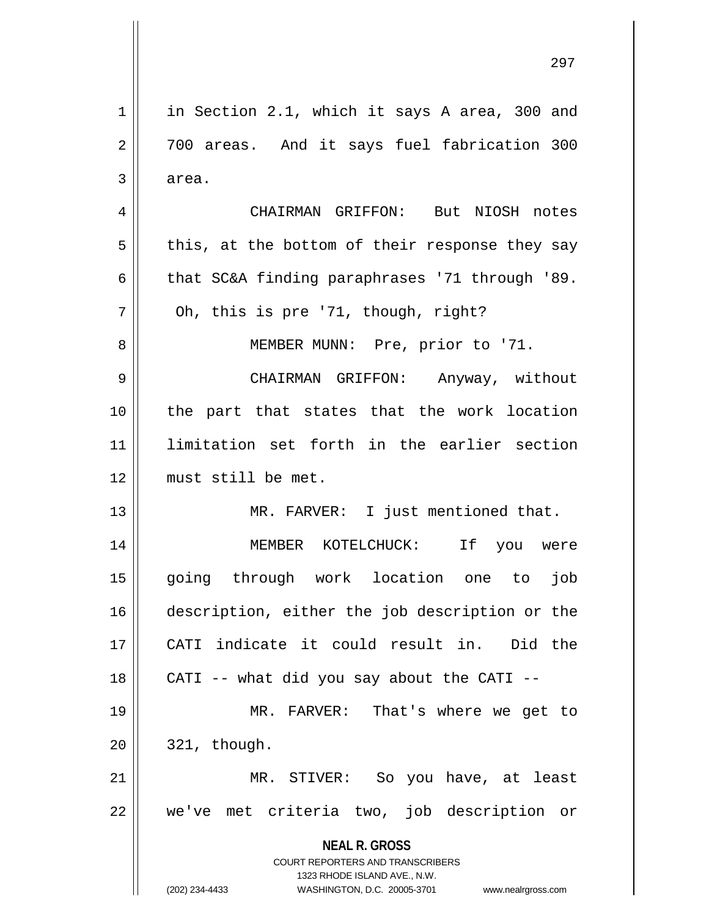in Section 2.1, which it says A area, 300 and 700 areas. And it says fuel fabrication 300 area.

CHAIRMAN GRIFFON: But NIOSH notes this, at the bottom of their response they say that SC&A finding paraphrases '71 through '89. Oh, this is pre '71, though, right?

MEMBER MUNN: Pre, prior to '71.

CHAIRMAN GRIFFON: Anyway, without the part that states that the work location limitation set forth in the earlier section must still be met.

MR. FARVER: I just mentioned that.

MEMBER KOTELCHUCK: If you were going through work location one to job description, either the job description or the CATI indicate it could result in. Did the CATI -- what did you say about the CATI --

MR. FARVER: That's where we get to 321, though.

MR. STIVER: So you have, at least we've met criteria two, job description or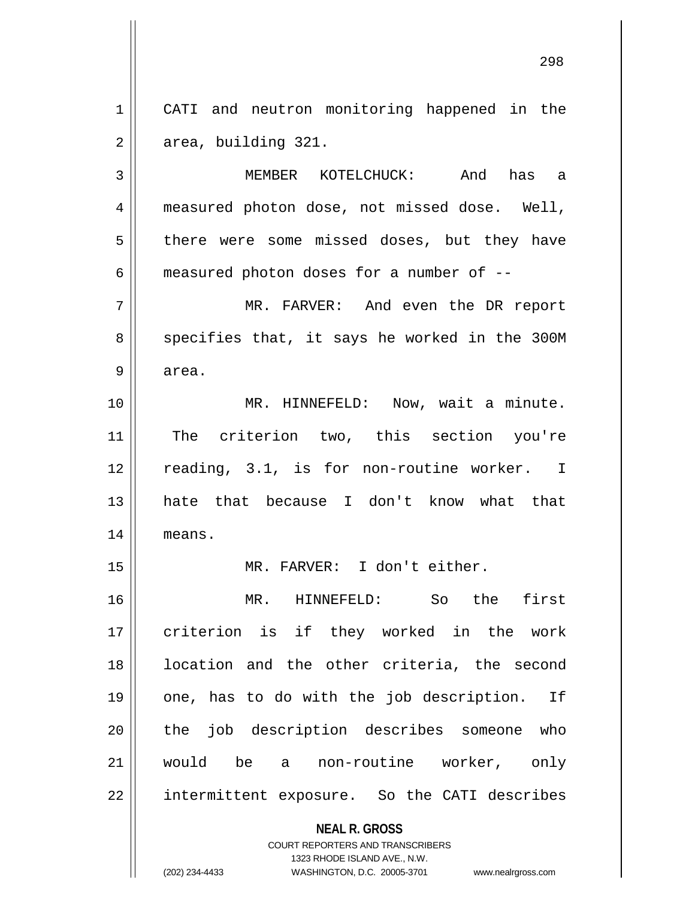CATI and neutron monitoring happened in the area, building 321.

MEMBER KOTELCHUCK: And has a measured photon dose, not missed dose. Well, there were some missed doses, but they have measured photon doses for a number of --

MR. FARVER: And even the DR report specifies that, it says he worked in the 300M area.

MR. HINNEFELD: Now, wait a minute. The criterion two, this section you're reading, 3.1, is for non-routine worker. I hate that because I don't know what that means.

MR. FARVER: I don't either.

MR. HINNEFELD: So the first criterion is if they worked in the work location and the other criteria, the second one, has to do with the job description. If the job description describes someone who would be a non-routine worker, only intermittent exposure. So the CATI describes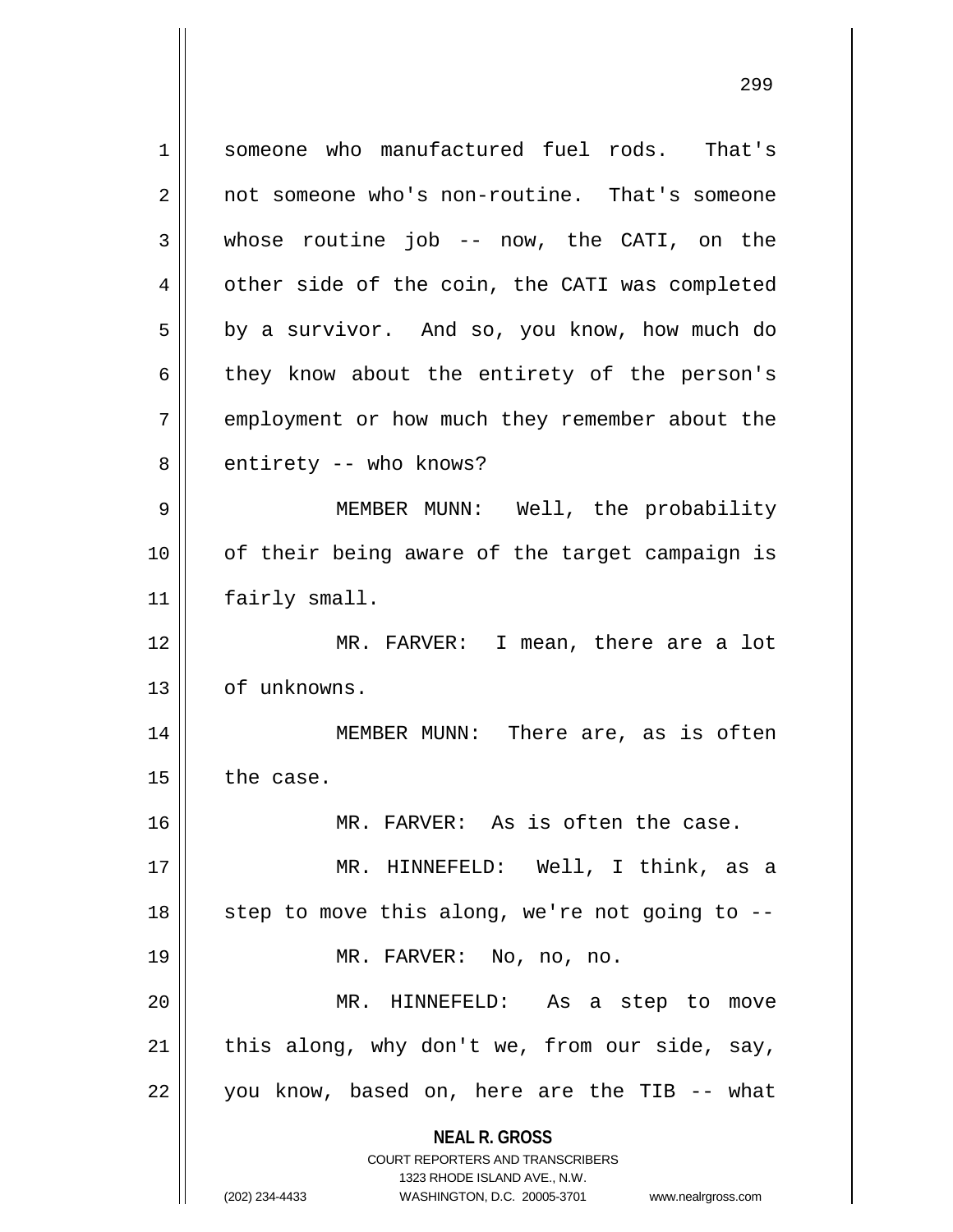someone who manufactured fuel rods. That's not someone who's non-routine. That's someone whose routine job -- now, the CATI, on the other side of the coin, the CATI was completed by a survivor. And so, you know, how much do they know about the entirety of the person's employment or how much they remember about the entirety -- who knows?

MEMBER MUNN: Well, the probability of their being aware of the target campaign is fairly small.

MR. FARVER: I mean, there are a lot of unknowns.

MEMBER MUNN: There are, as is often the case.

MR. FARVER: As is often the case.

MR. HINNEFELD: Well, I think, as a step to move this along, we're not going to --

MR. FARVER: No, no, no.

MR. HINNEFELD: As a step to move this along, why don't we, from our side, say, you know, based on, here are the TIB -- what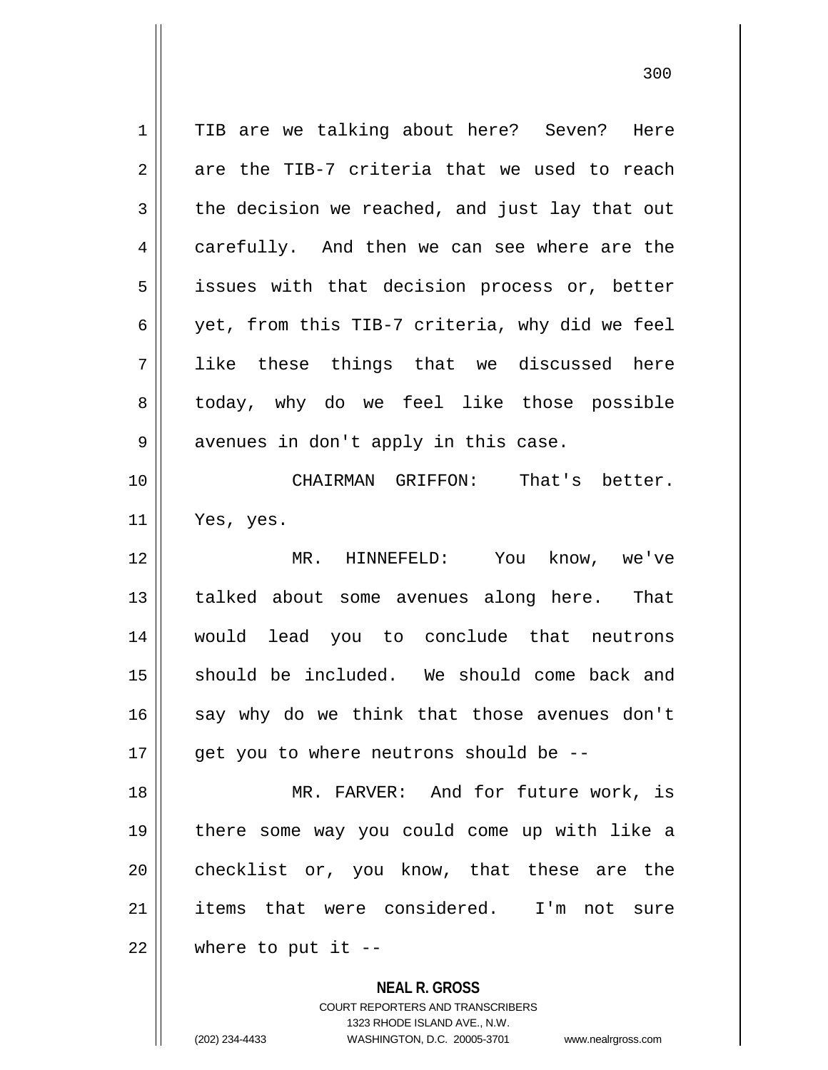TIB are we talking about here? Seven? Here are the TIB-7 criteria that we used to reach the decision we reached, and just lay that out carefully. And then we can see where are the issues with that decision process or, better yet, from this TIB-7 criteria, why did we feel like these things that we discussed here today, why do we feel like those possible avenues in don't apply in this case.

CHAIRMAN GRIFFON: That's better. Yes, yes.

MR. HINNEFELD: You know, we've talked about some avenues along here. That would lead you to conclude that neutrons should be included. We should come back and say why do we think that those avenues don't get you to where neutrons should be --

MR. FARVER: And for future work, is there some way you could come up with like a checklist or, you know, that these are the items that were considered. I'm not sure where to put it --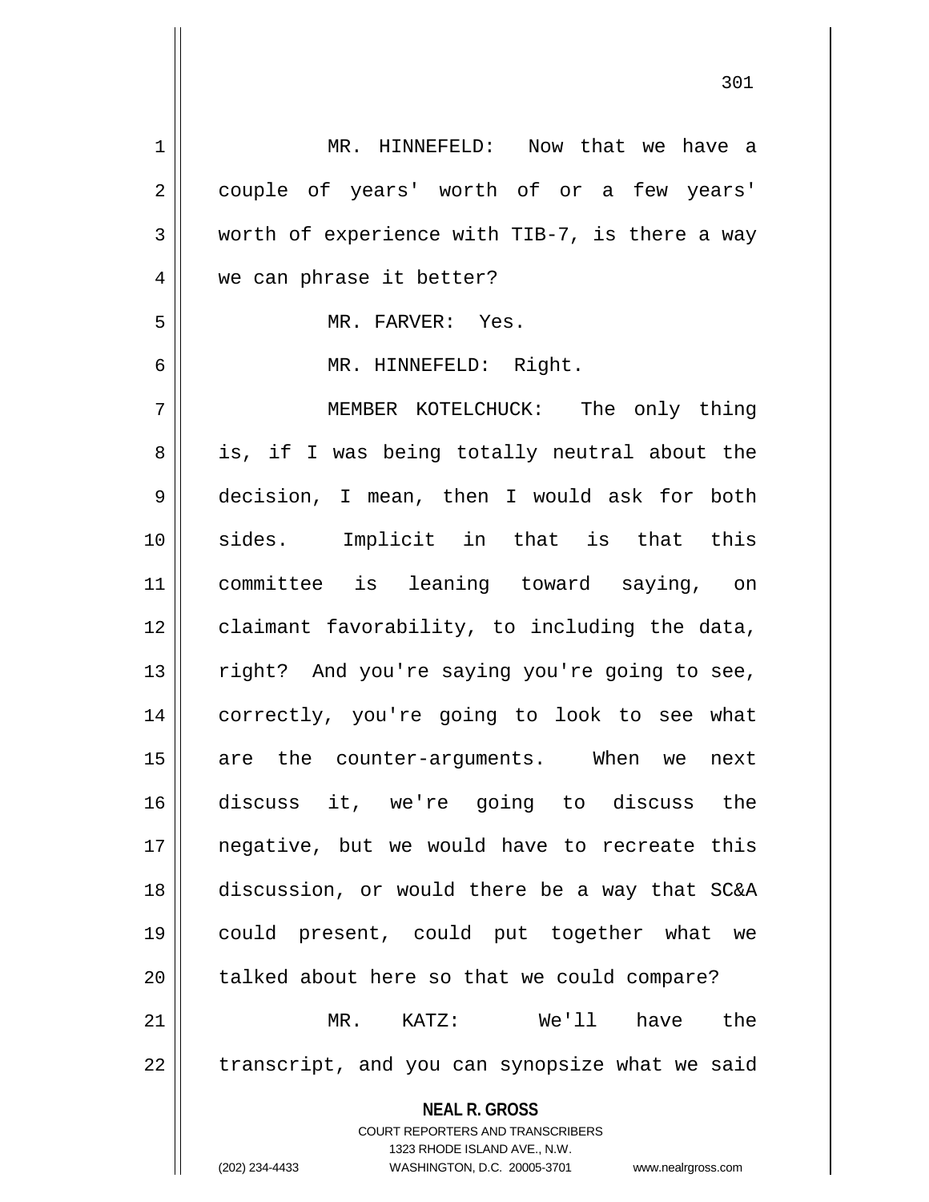MR. HINNEFELD: Now that we have a couple of years' worth of or a few years' worth of experience with TIB-7, is there a way we can phrase it better?

MR. FARVER: Yes.

MR. HINNEFELD: Right.

MEMBER KOTELCHUCK: The only thing is, if I was being totally neutral about the decision, I mean, then I would ask for both sides. Implicit in that is that this committee is leaning toward saying, on claimant favorability, to including the data, right? And you're saying you're going to see, correctly, you're going to look to see what are the counter-arguments. When we next discuss it, we're going to discuss the negative, but we would have to recreate this discussion, or would there be a way that SC&A could present, could put together what we talked about here so that we could compare?

MR. KATZ: We'll have the transcript, and you can synopsize what we said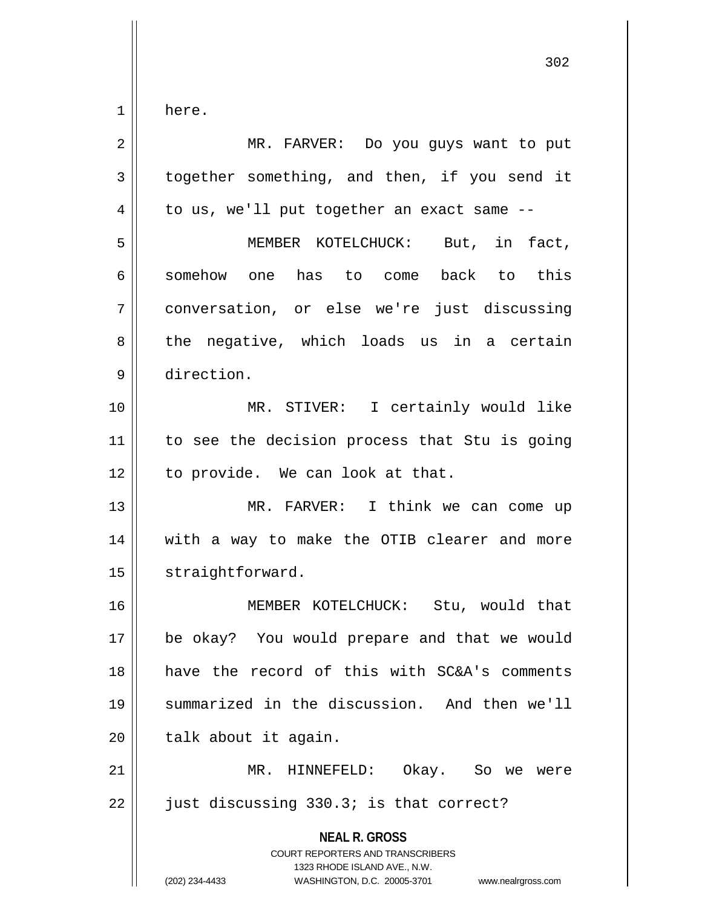here.

MR. FARVER: Do you guys want to put together something, and then, if you send it to us, we'll put together an exact same --

MEMBER KOTELCHUCK: But, in fact, somehow one has to come back to this conversation, or else we're just discussing the negative, which loads us in a certain direction.

MR. STIVER: I certainly would like to see the decision process that Stu is going to provide. We can look at that.

MR. FARVER: I think we can come up with a way to make the OTIB clearer and more straightforward.

MEMBER KOTELCHUCK: Stu, would that be okay? You would prepare and that we would have the record of this with SC&A's comments summarized in the discussion. And then we'll talk about it again.

MR. HINNEFELD: Okay. So we were just discussing 330.3; is that correct?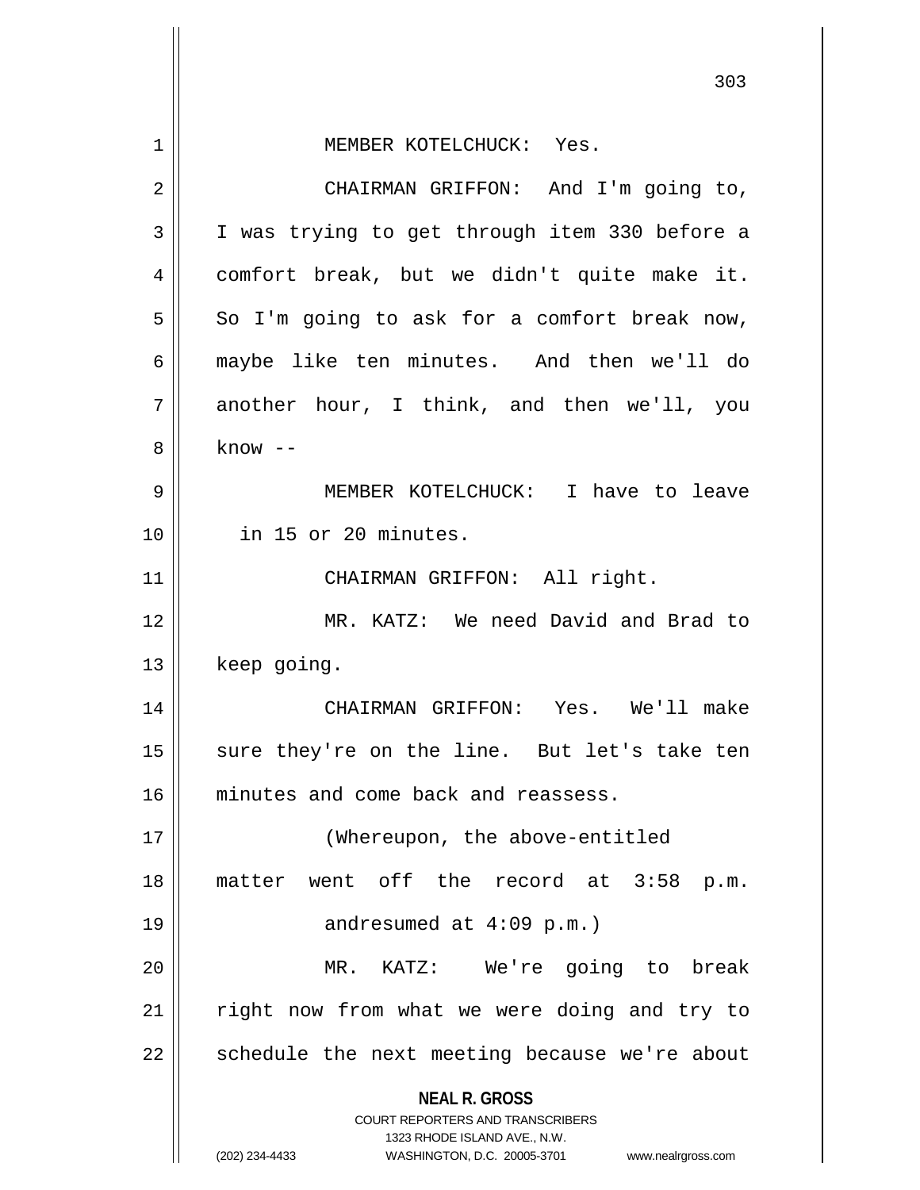MEMBER KOTELCHUCK: Yes.

CHAIRMAN GRIFFON: And I'm going to, I was trying to get through item 330 before a comfort break, but we didn't quite make it. So I'm going to ask for a comfort break now, maybe like ten minutes. And then we'll do another hour, I think, and then we'll, you know --

MEMBER KOTELCHUCK: I have to leave in 15 or 20 minutes.

CHAIRMAN GRIFFON: All right.

MR. KATZ: We need David and Brad to keep going.

CHAIRMAN GRIFFON: Yes. We'll make sure they're on the line. But let's take ten minutes and come back and reassess.

(Whereupon, the above-entitled matter went off the record at 3:58 p.m. andresumed at 4:09 p.m.)

MR. KATZ: We're going to break right now from what we were doing and try to schedule the next meeting because we're about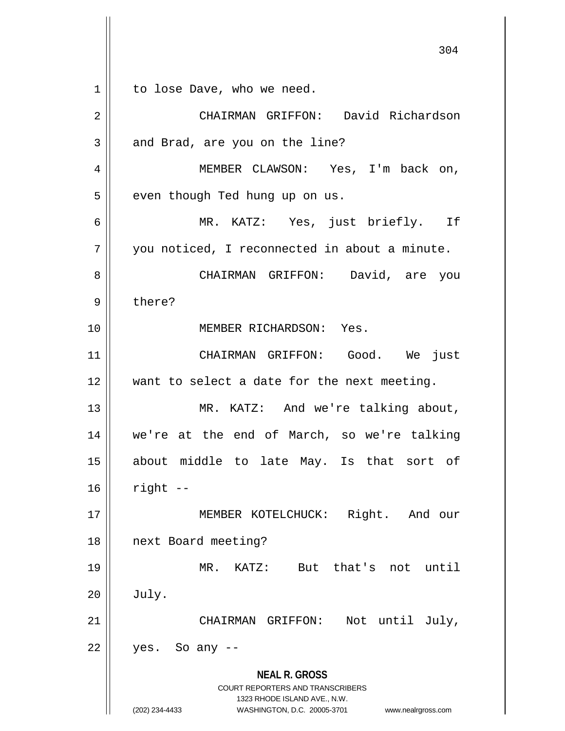to lose Dave, who we need.

CHAIRMAN GRIFFON: David Richardson and Brad, are you on the line?

MEMBER CLAWSON: Yes, I'm back on, even though Ted hung up on us.

MR. KATZ: Yes, just briefly. If you noticed, I reconnected in about a minute.

CHAIRMAN GRIFFON: David, are you there?

MEMBER RICHARDSON: Yes.

CHAIRMAN GRIFFON: Good. We just want to select a date for the next meeting.

MR. KATZ: And we're talking about, we're at the end of March, so we're talking about middle to late May. Is that sort of right --

MEMBER KOTELCHUCK: Right. And our next Board meeting?

MR. KATZ: But that's not until July.

CHAIRMAN GRIFFON: Not until July, yes. So any --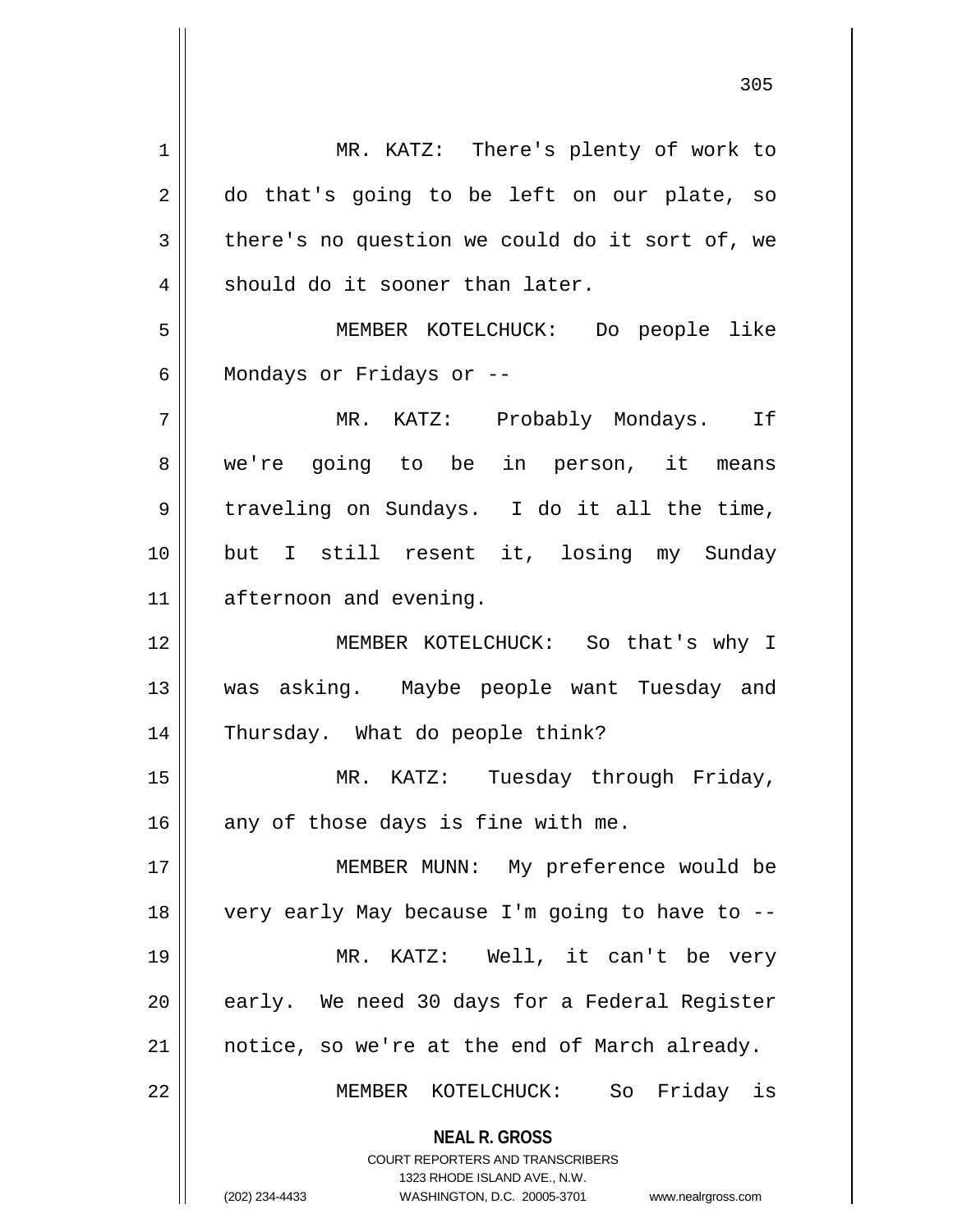MR. KATZ: There's plenty of work to do that's going to be left on our plate, so there's no question we could do it sort of, we should do it sooner than later.

MEMBER KOTELCHUCK: Do people like Mondays or Fridays or --

MR. KATZ: Probably Mondays. If we're going to be in person, it means traveling on Sundays. I do it all the time, but I still resent it, losing my Sunday afternoon and evening.

MEMBER KOTELCHUCK: So that's why I was asking. Maybe people want Tuesday and Thursday. What do people think?

MR. KATZ: Tuesday through Friday, any of those days is fine with me.

MEMBER MUNN: My preference would be very early May because I'm going to have to --

MR. KATZ: Well, it can't be very early. We need 30 days for a Federal Register notice, so we're at the end of March already.

MEMBER KOTELCHUCK: So Friday is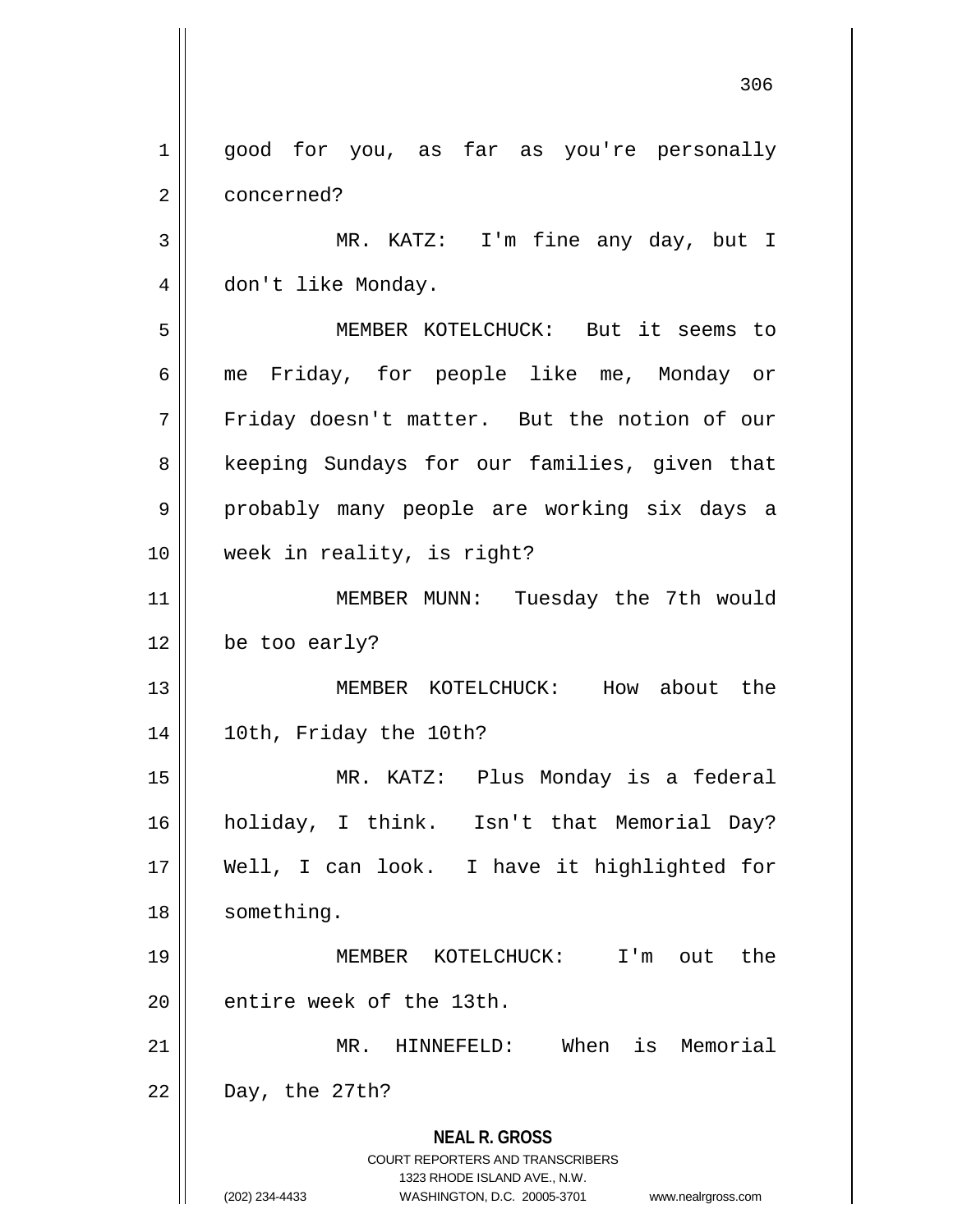good for you, as far as you're personally concerned?

MR. KATZ: I'm fine any day, but I don't like Monday.

MEMBER KOTELCHUCK: But it seems to me Friday, for people like me, Monday or Friday doesn't matter. But the notion of our keeping Sundays for our families, given that probably many people are working six days a week in reality, is right?

MEMBER MUNN: Tuesday the 7th would be too early?

MEMBER KOTELCHUCK: How about the 10th, Friday the 10th?

MR. KATZ: Plus Monday is a federal holiday, I think. Isn't that Memorial Day? Well, I can look. I have it highlighted for something.

MEMBER KOTELCHUCK: I'm out the entire week of the 13th.

MR. HINNEFELD: When is Memorial Day, the 27th?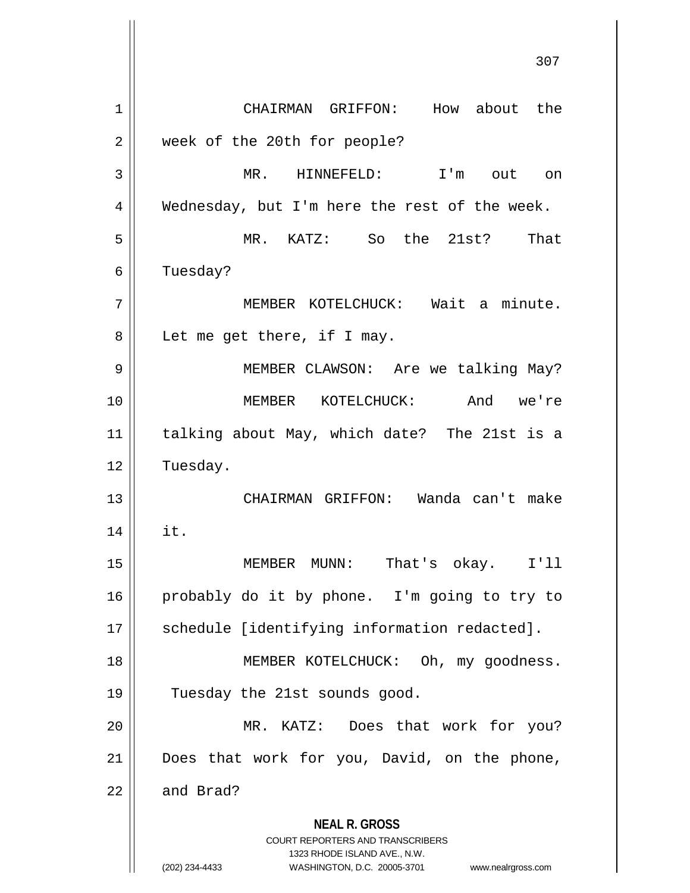CHAIRMAN GRIFFON: How about the week of the 20th for people?

MR. HINNEFELD: I'm out on Wednesday, but I'm here the rest of the week.

MR. KATZ: So the 21st? That Tuesday?

MEMBER KOTELCHUCK: Wait a minute. Let me get there, if I may.

MEMBER CLAWSON: Are we talking May?

MEMBER KOTELCHUCK: And we're talking about May, which date? The 21st is a Tuesday.

CHAIRMAN GRIFFON: Wanda can't make it.

MEMBER MUNN: That's okay. I'll probably do it by phone. I'm going to try to schedule [identifying information redacted].

MEMBER KOTELCHUCK: Oh, my goodness. Tuesday the 21st sounds good.

MR. KATZ: Does that work for you? Does that work for you, David, on the phone, and Brad?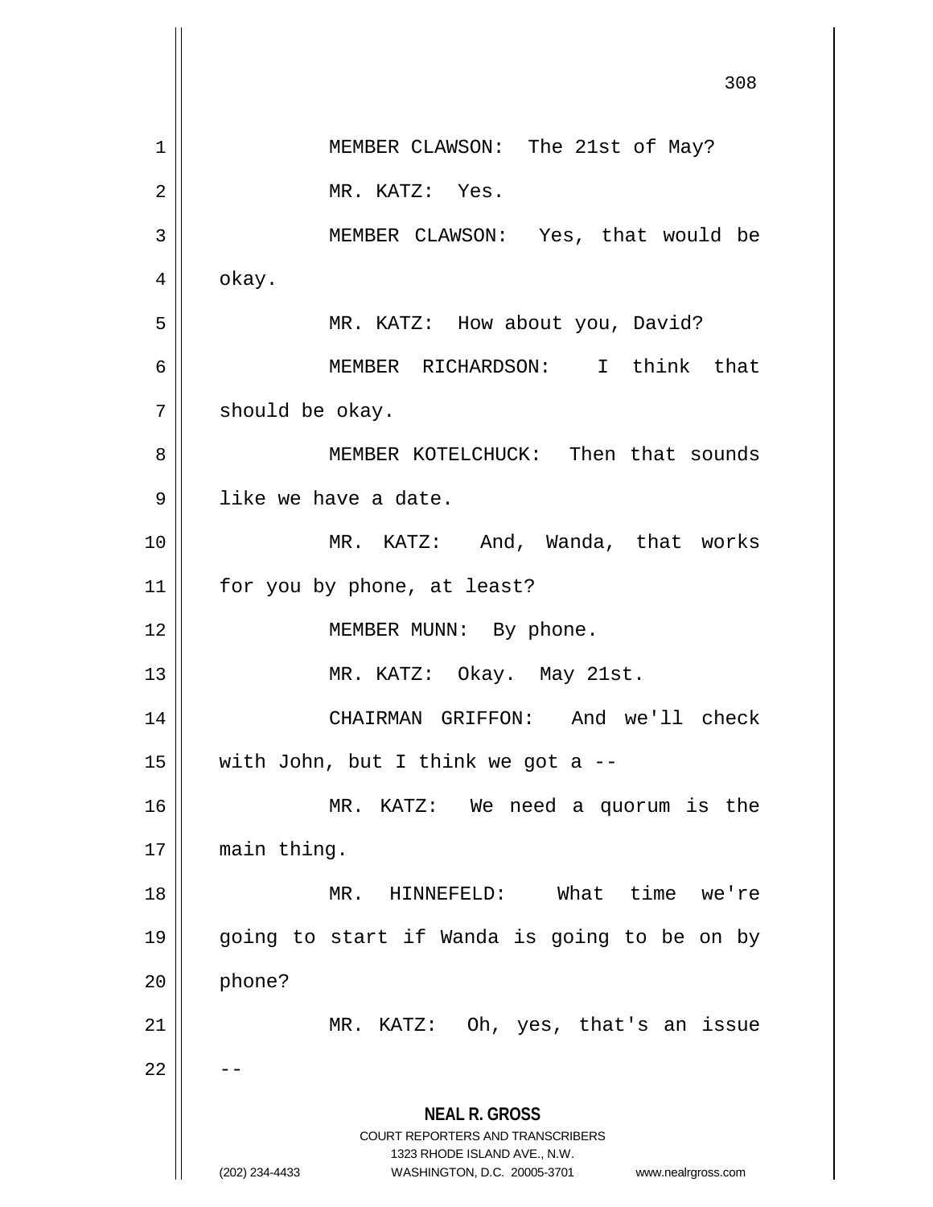MEMBER CLAWSON: The 21st of May?

MR. KATZ: Yes.

MEMBER CLAWSON: Yes, that would be okay.

MR. KATZ: How about you, David?

MEMBER RICHARDSON: I think that should be okay.

MEMBER KOTELCHUCK: Then that sounds like we have a date.

MR. KATZ: And, Wanda, that works for you by phone, at least?

MEMBER MUNN: By phone.

MR. KATZ: Okay. May 21st.

CHAIRMAN GRIFFON: And we'll check with John, but I think we got a --

MR. KATZ: We need a quorum is the main thing.

MR. HINNEFELD: What time we're going to start if Wanda is going to be on by phone?

MR. KATZ: Oh, yes, that's an issue --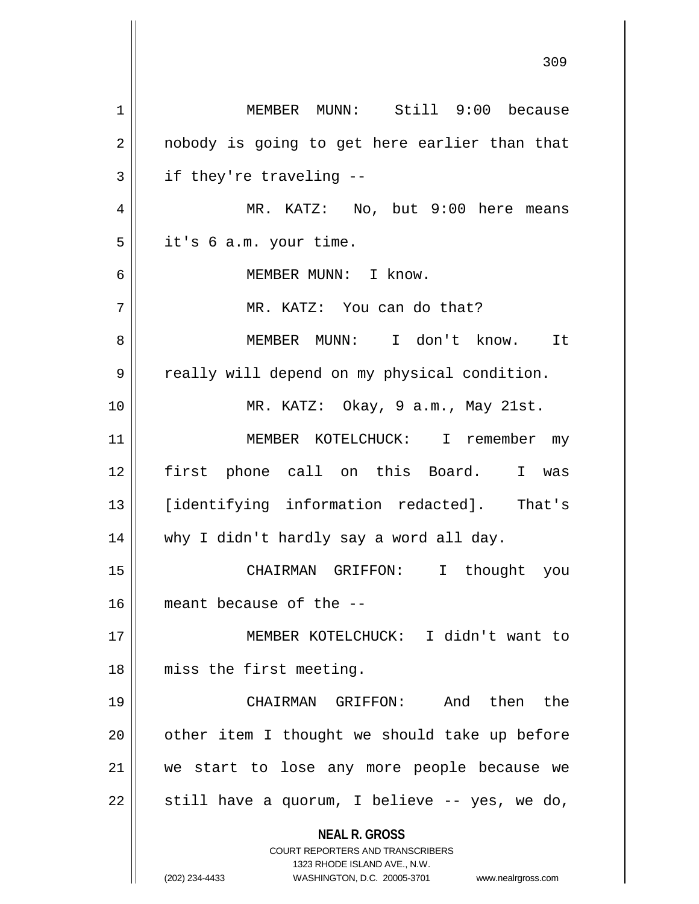MEMBER MUNN: Still 9:00 because nobody is going to get here earlier than that if they're traveling --

MR. KATZ: No, but 9:00 here means it's 6 a.m. your time.

MEMBER MUNN: I know.

MR. KATZ: You can do that?

MEMBER MUNN: I don't know. It really will depend on my physical condition.

MR. KATZ: Okay, 9 a.m., May 21st.

MEMBER KOTELCHUCK: I remember my first phone call on this Board. I was [identifying information redacted]. That's why I didn't hardly say a word all day.

CHAIRMAN GRIFFON: I thought you meant because of the --

MEMBER KOTELCHUCK: I didn't want to miss the first meeting.

CHAIRMAN GRIFFON: And then the other item I thought we should take up before we start to lose any more people because we still have a quorum, I believe -- yes, we do,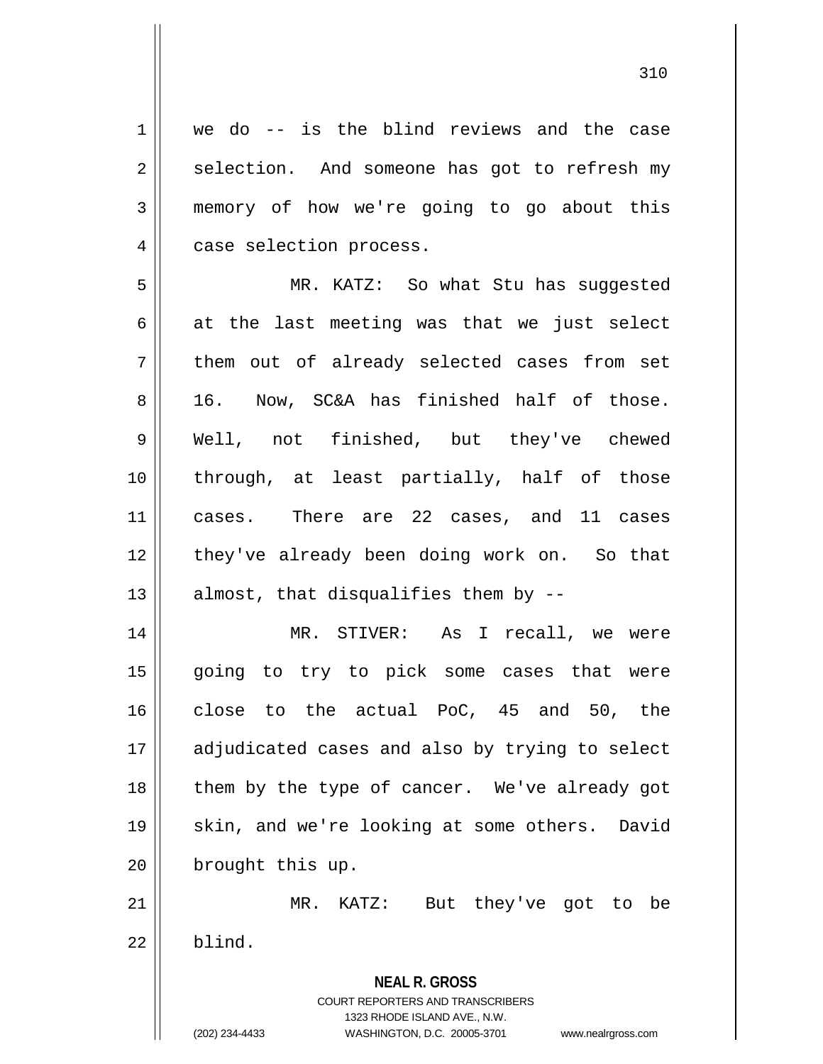we do -- is the blind reviews and the case selection. And someone has got to refresh my memory of how we're going to go about this case selection process.

MR. KATZ: So what Stu has suggested at the last meeting was that we just select them out of already selected cases from set 16. Now, SC&A has finished half of those. Well, not finished, but they've chewed through, at least partially, half of those cases. There are 22 cases, and 11 cases they've already been doing work on. So that almost, that disqualifies them by --

MR. STIVER: As I recall, we were going to try to pick some cases that were close to the actual PoC, 45 and 50, the adjudicated cases and also by trying to select them by the type of cancer. We've already got skin, and we're looking at some others. David brought this up.

MR. KATZ: But they've got to be blind.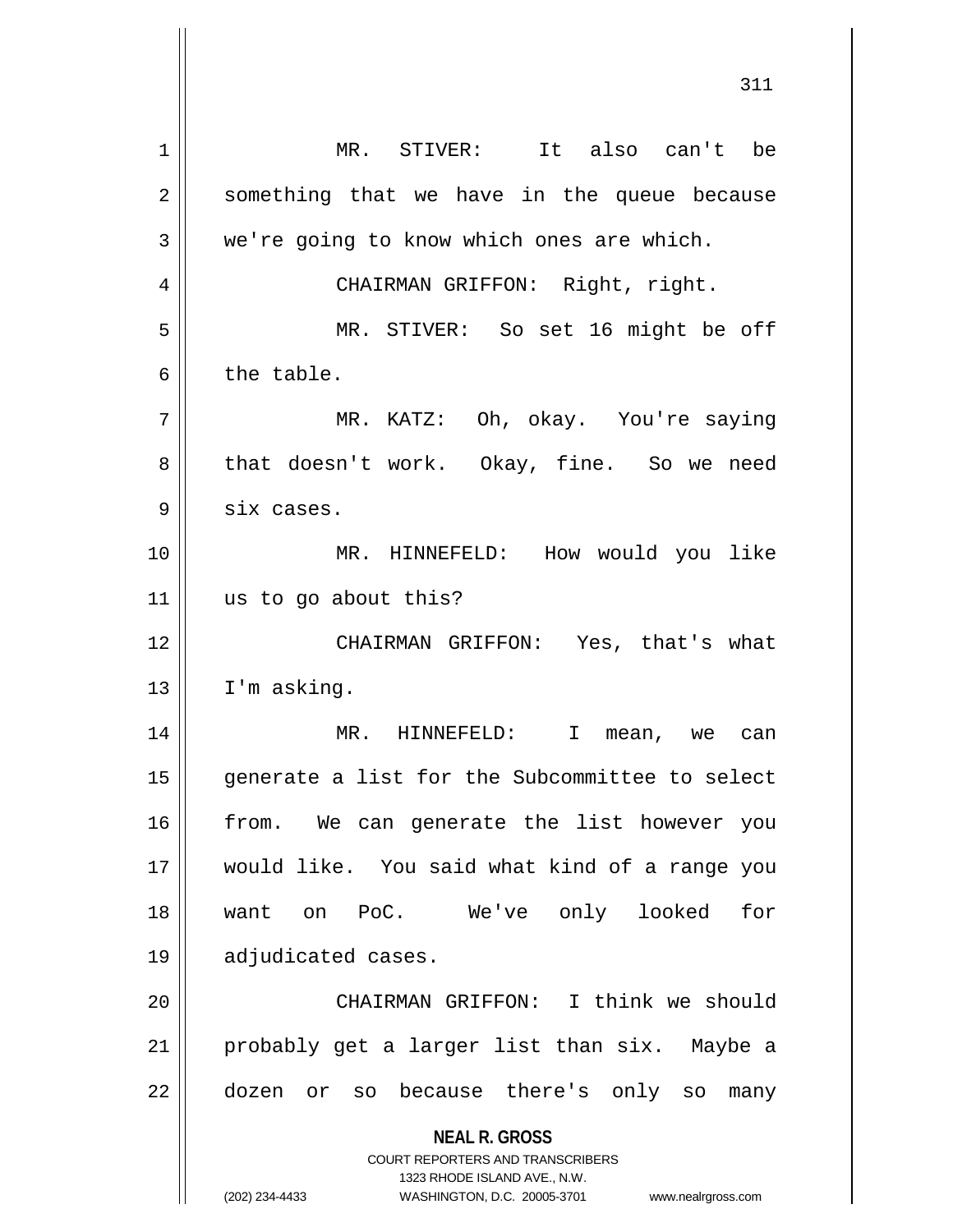MR. STIVER: It also can't be something that we have in the queue because we're going to know which ones are which.

CHAIRMAN GRIFFON: Right, right.

MR. STIVER: So set 16 might be off the table.

MR. KATZ: Oh, okay. You're saying that doesn't work. Okay, fine. So we need six cases.

MR. HINNEFELD: How would you like us to go about this?

CHAIRMAN GRIFFON: Yes, that's what I'm asking.

MR. HINNEFELD: I mean, we can generate a list for the Subcommittee to select from. We can generate the list however you would like. You said what kind of a range you want on PoC. We've only looked for adjudicated cases.

CHAIRMAN GRIFFON: I think we should probably get a larger list than six. Maybe a dozen or so because there's only so many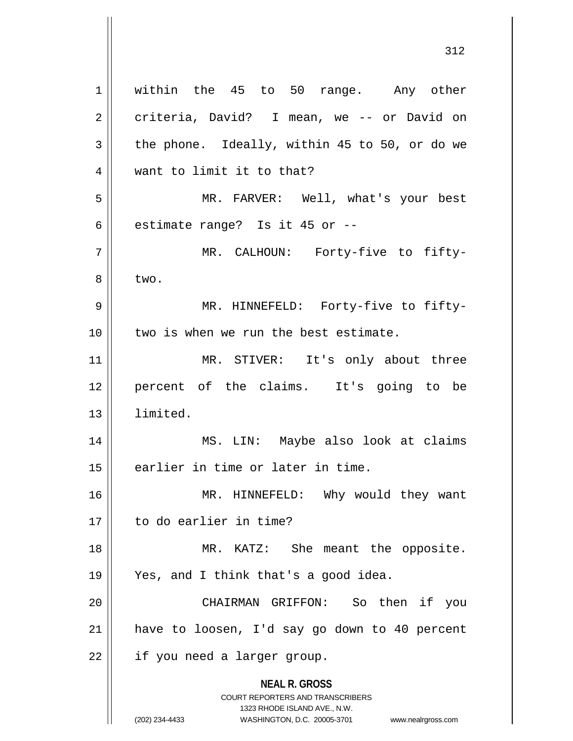within the 45 to 50 range. Any other criteria, David? I mean, we -- or David on the phone. Ideally, within 45 to 50, or do we want to limit it to that?

MR. FARVER: Well, what's your best estimate range? Is it 45 or --

MR. CALHOUN: Forty-five to fifty-two.

MR. HINNEFELD: Forty-five to fifty-two is when we run the best estimate.

MR. STIVER: It's only about three percent of the claims. It's going to be limited.

MS. LIN: Maybe also look at claims earlier in time or later in time.

MR. HINNEFELD: Why would they want to do earlier in time?

MR. KATZ: She meant the opposite. Yes, and I think that's a good idea.

CHAIRMAN GRIFFON: So then if you have to loosen, I'd say go down to 40 percent if you need a larger group.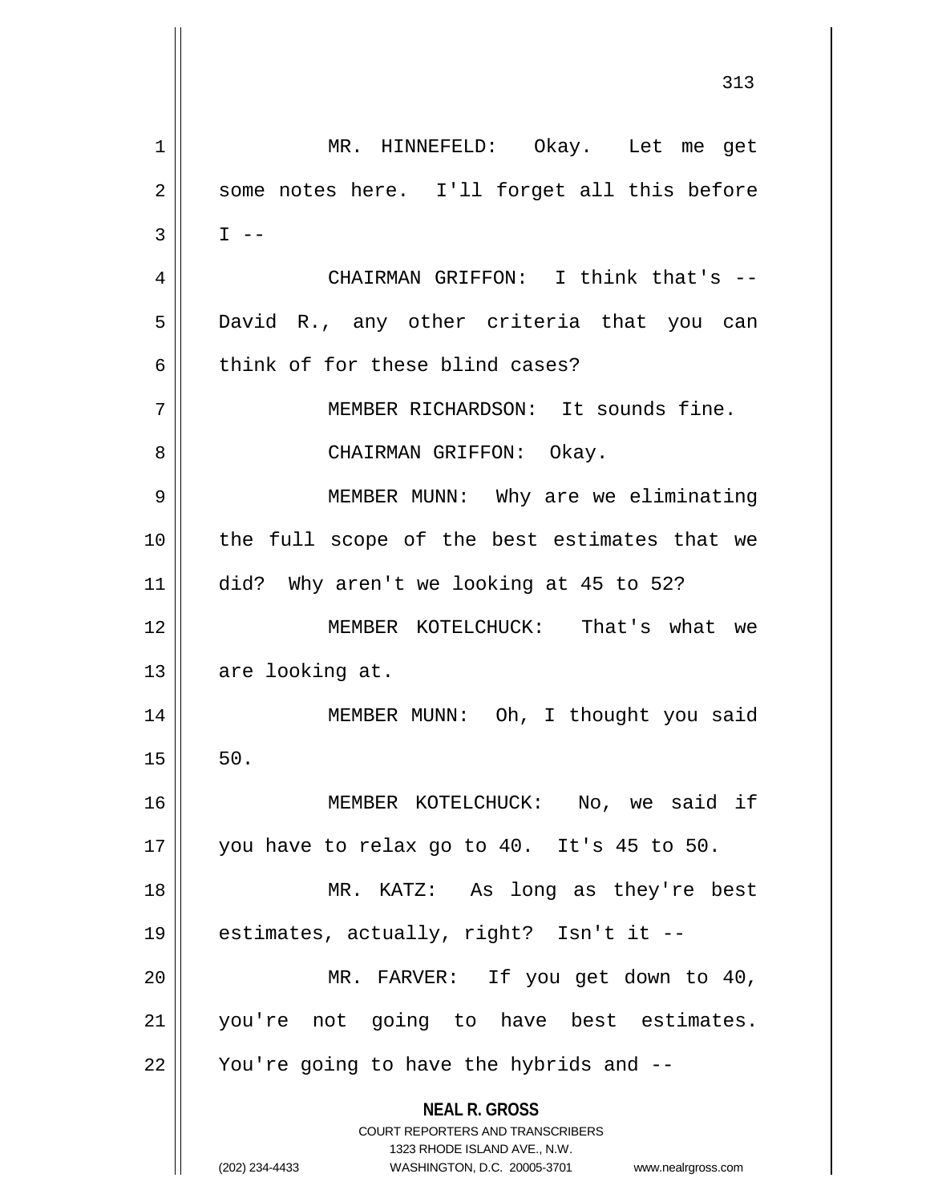MR. HINNEFELD: Okay. Let me get some notes here. I'll forget all this before I --

CHAIRMAN GRIFFON: I think that's -- David R., any other criteria that you can think of for these blind cases?

MEMBER RICHARDSON: It sounds fine.

CHAIRMAN GRIFFON: Okay.

MEMBER MUNN: Why are we eliminating the full scope of the best estimates that we did? Why aren't we looking at 45 to 52?

MEMBER KOTELCHUCK: That's what we are looking at.

MEMBER MUNN: Oh, I thought you said 50.

MEMBER KOTELCHUCK: No, we said if you have to relax go to 40. It's 45 to 50.

MR. KATZ: As long as they're best estimates, actually, right? Isn't it --

MR. FARVER: If you get down to 40, you're not going to have best estimates. You're going to have the hybrids and --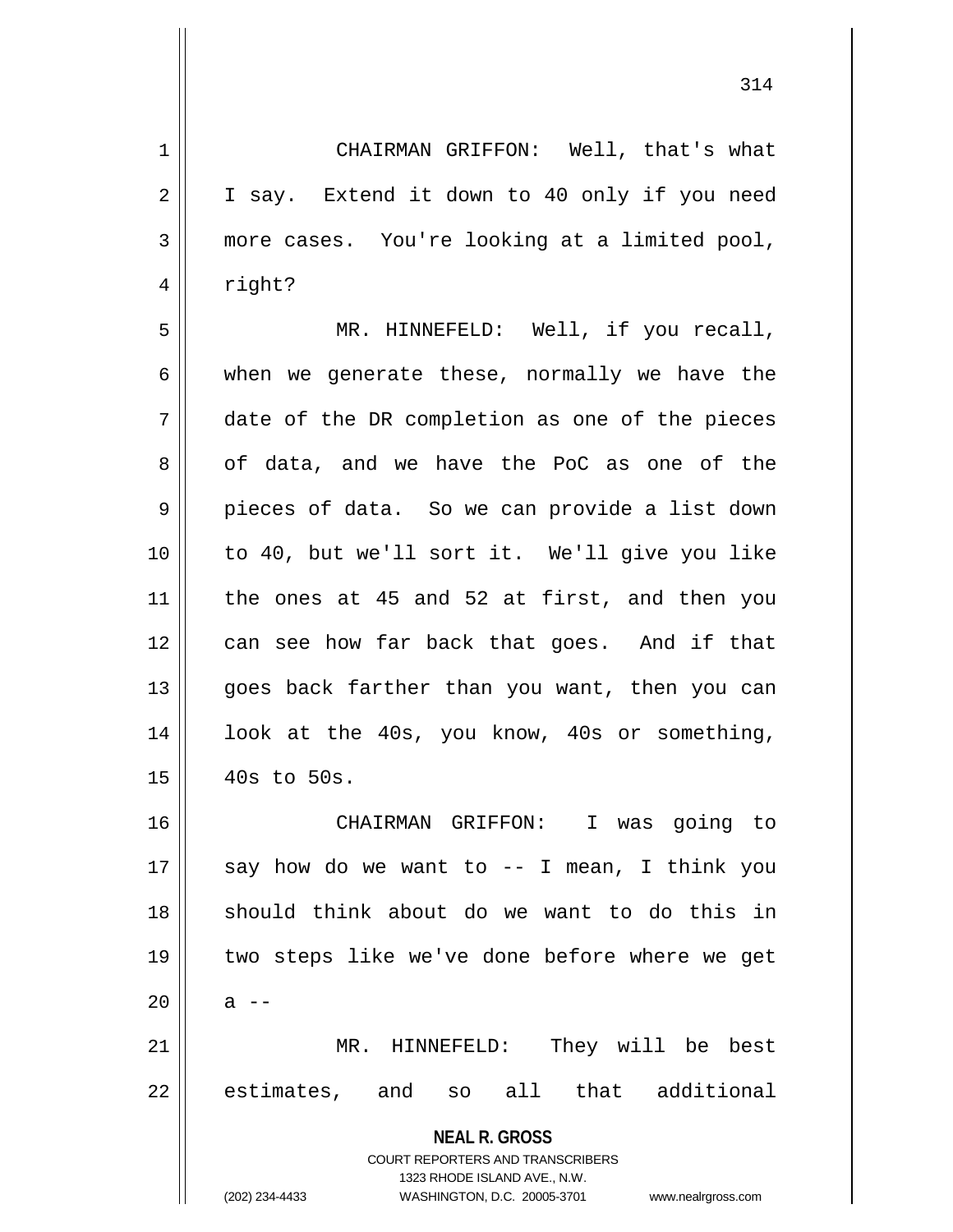CHAIRMAN GRIFFON: Well, that's what I say. Extend it down to 40 only if you need more cases. You're looking at a limited pool, right?

MR. HINNEFELD: Well, if you recall, when we generate these, normally we have the date of the DR completion as one of the pieces of data, and we have the PoC as one of the pieces of data. So we can provide a list down to 40, but we'll sort it. We'll give you like the ones at 45 and 52 at first, and then you can see how far back that goes. And if that goes back farther than you want, then you can look at the 40s, you know, 40s or something, 40s to 50s.

CHAIRMAN GRIFFON: I was going to say how do we want to -- I mean, I think you should think about do we want to do this in two steps like we've done before where we get a --

MR. HINNEFELD: They will be best estimates, and so all that additional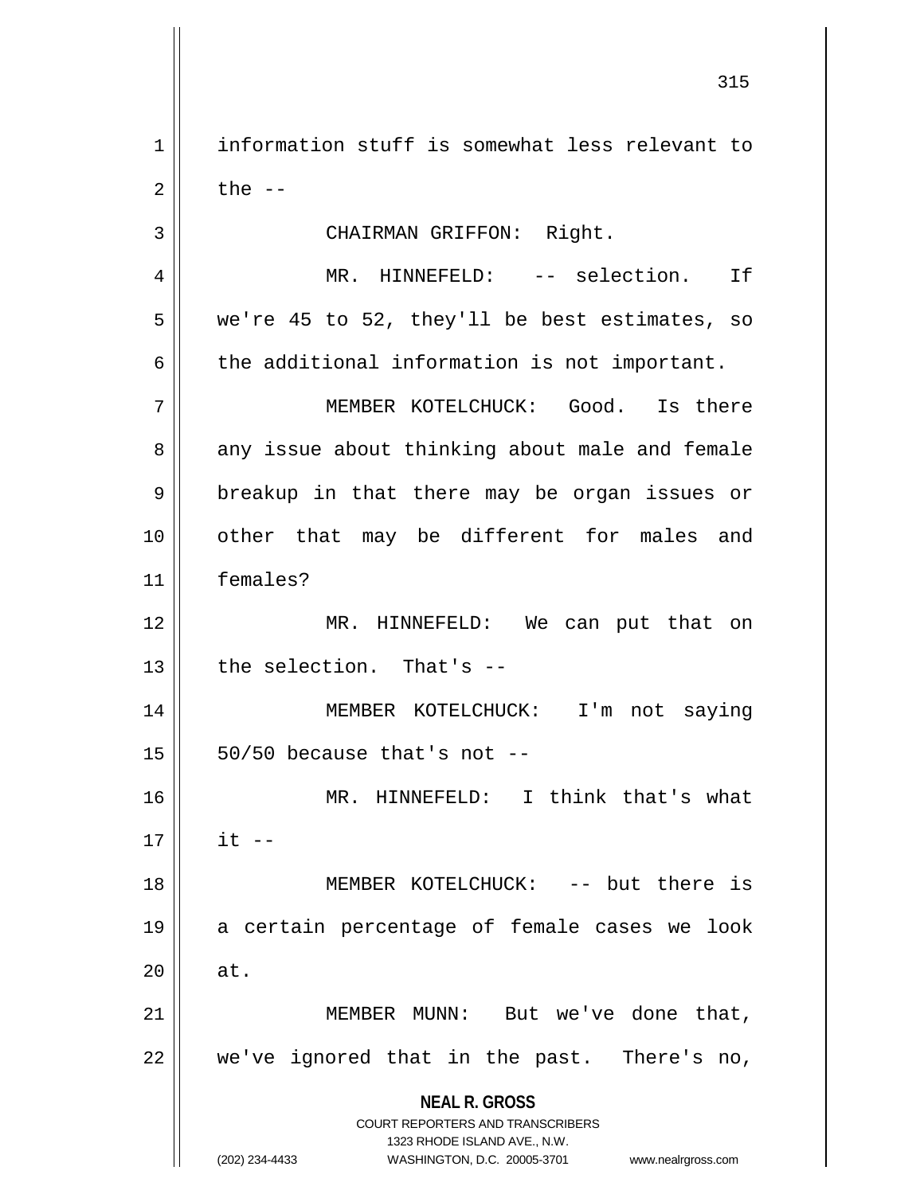information stuff is somewhat less relevant to the --

CHAIRMAN GRIFFON: Right.

MR. HINNEFELD: -- selection. If we're 45 to 52, they'll be best estimates, so the additional information is not important.

MEMBER KOTELCHUCK: Good. Is there any issue about thinking about male and female breakup in that there may be organ issues or other that may be different for males and females?

MR. HINNEFELD: We can put that on the selection. That's --

MEMBER KOTELCHUCK: I'm not saying 50/50 because that's not --

MR. HINNEFELD: I think that's what it --

MEMBER KOTELCHUCK: -- but there is a certain percentage of female cases we look at.

MEMBER MUNN: But we've done that, we've ignored that in the past. There's no,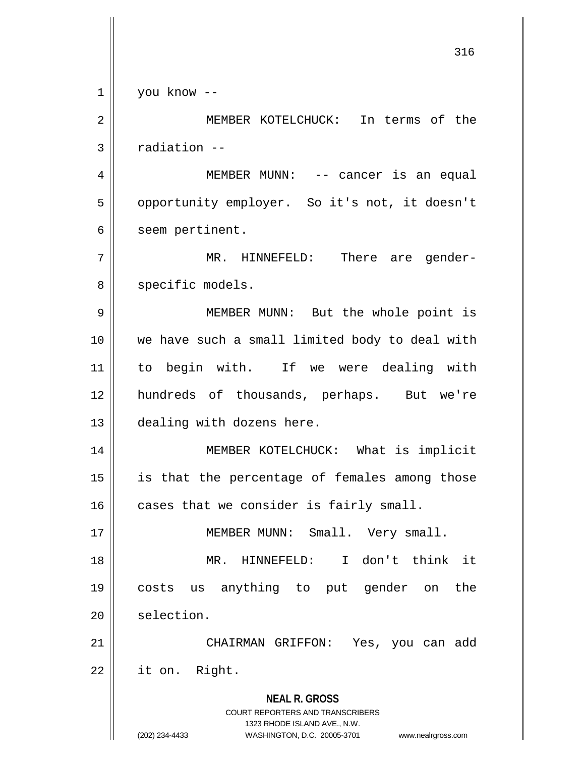you know --

MEMBER KOTELCHUCK: In terms of the radiation --

MEMBER MUNN: -- cancer is an equal opportunity employer. So it's not, it doesn't seem pertinent.

MR. HINNEFELD: There are gender-specific models.

MEMBER MUNN: But the whole point is we have such a small limited body to deal with to begin with. If we were dealing with hundreds of thousands, perhaps. But we're dealing with dozens here.

MEMBER KOTELCHUCK: What is implicit is that the percentage of females among those cases that we consider is fairly small.

MEMBER MUNN: Small. Very small.

MR. HINNEFELD: I don't think it costs us anything to put gender on the selection.

CHAIRMAN GRIFFON: Yes, you can add it on. Right.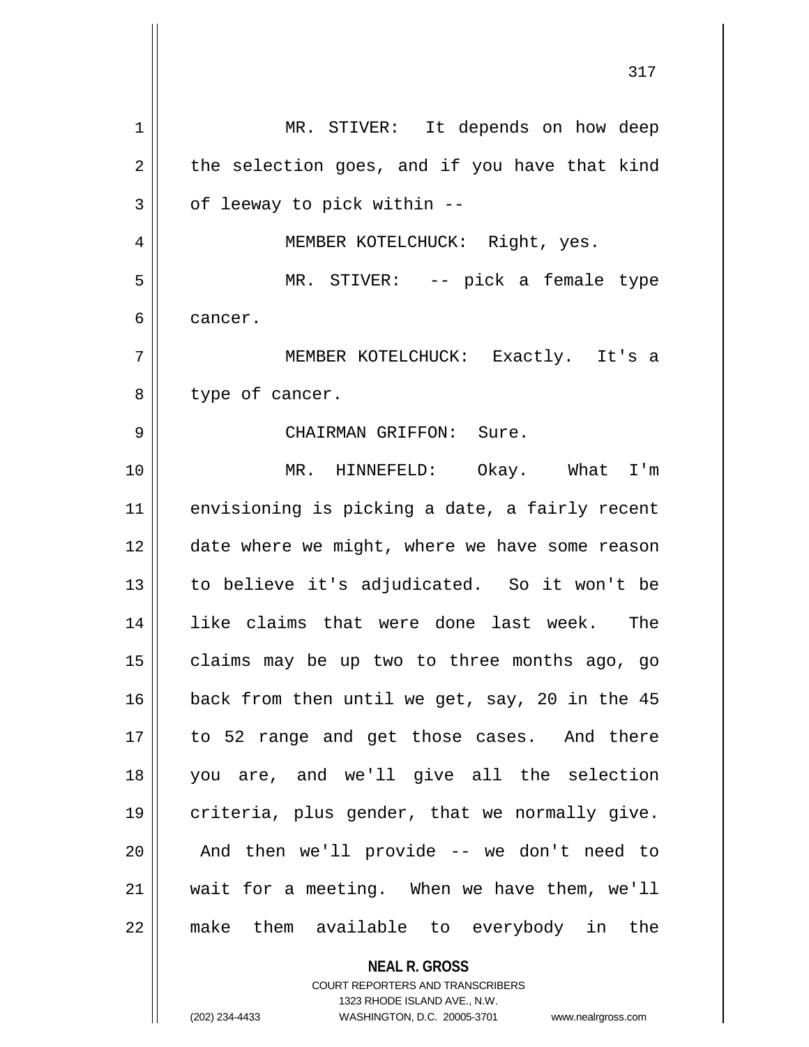MR. STIVER: It depends on how deep the selection goes, and if you have that kind of leeway to pick within --

MEMBER KOTELCHUCK: Right, yes.

MR. STIVER: -- pick a female type cancer.

MEMBER KOTELCHUCK: Exactly. It's a type of cancer.

CHAIRMAN GRIFFON: Sure.

MR. HINNEFELD: Okay. What I'm envisioning is picking a date, a fairly recent date where we might, where we have some reason to believe it's adjudicated. So it won't be like claims that were done last week. The claims may be up two to three months ago, go back from then until we get, say, 20 in the 45 to 52 range and get those cases. And there you are, and we'll give all the selection criteria, plus gender, that we normally give. And then we'll provide -- we don't need to wait for a meeting. When we have them, we'll make them available to everybody in the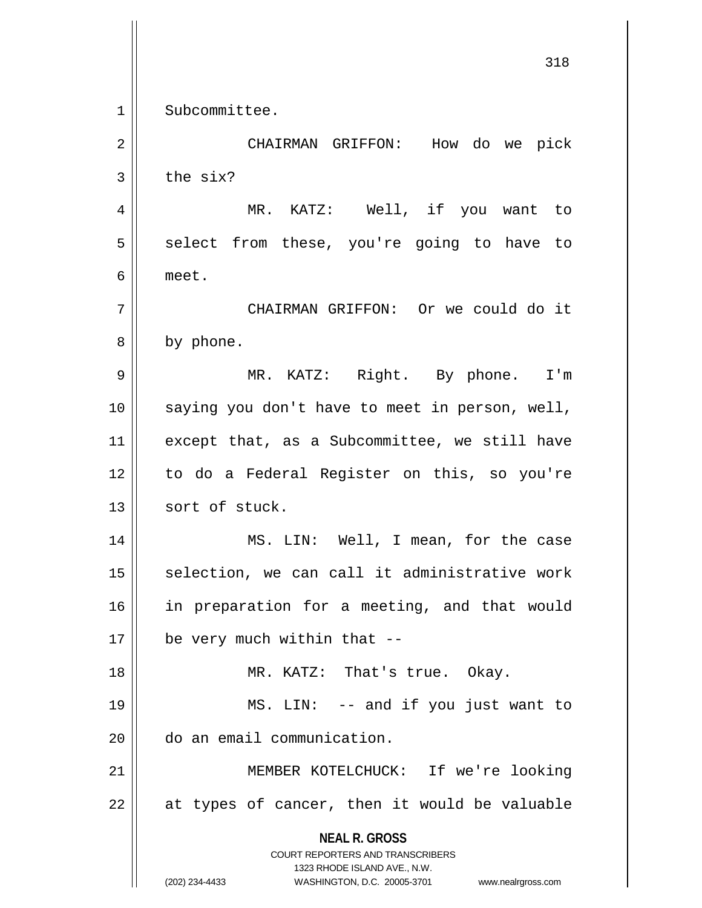Subcommittee.

CHAIRMAN GRIFFON: How do we pick the six?

MR. KATZ: Well, if you want to select from these, you're going to have to meet.

CHAIRMAN GRIFFON: Or we could do it by phone.

MR. KATZ: Right. By phone. I'm saying you don't have to meet in person, well, except that, as a Subcommittee, we still have to do a Federal Register on this, so you're sort of stuck.

MS. LIN: Well, I mean, for the case selection, we can call it administrative work in preparation for a meeting, and that would be very much within that --

MR. KATZ: That's true. Okay.

MS. LIN: -- and if you just want to do an email communication.

MEMBER KOTELCHUCK: If we're looking at types of cancer, then it would be valuable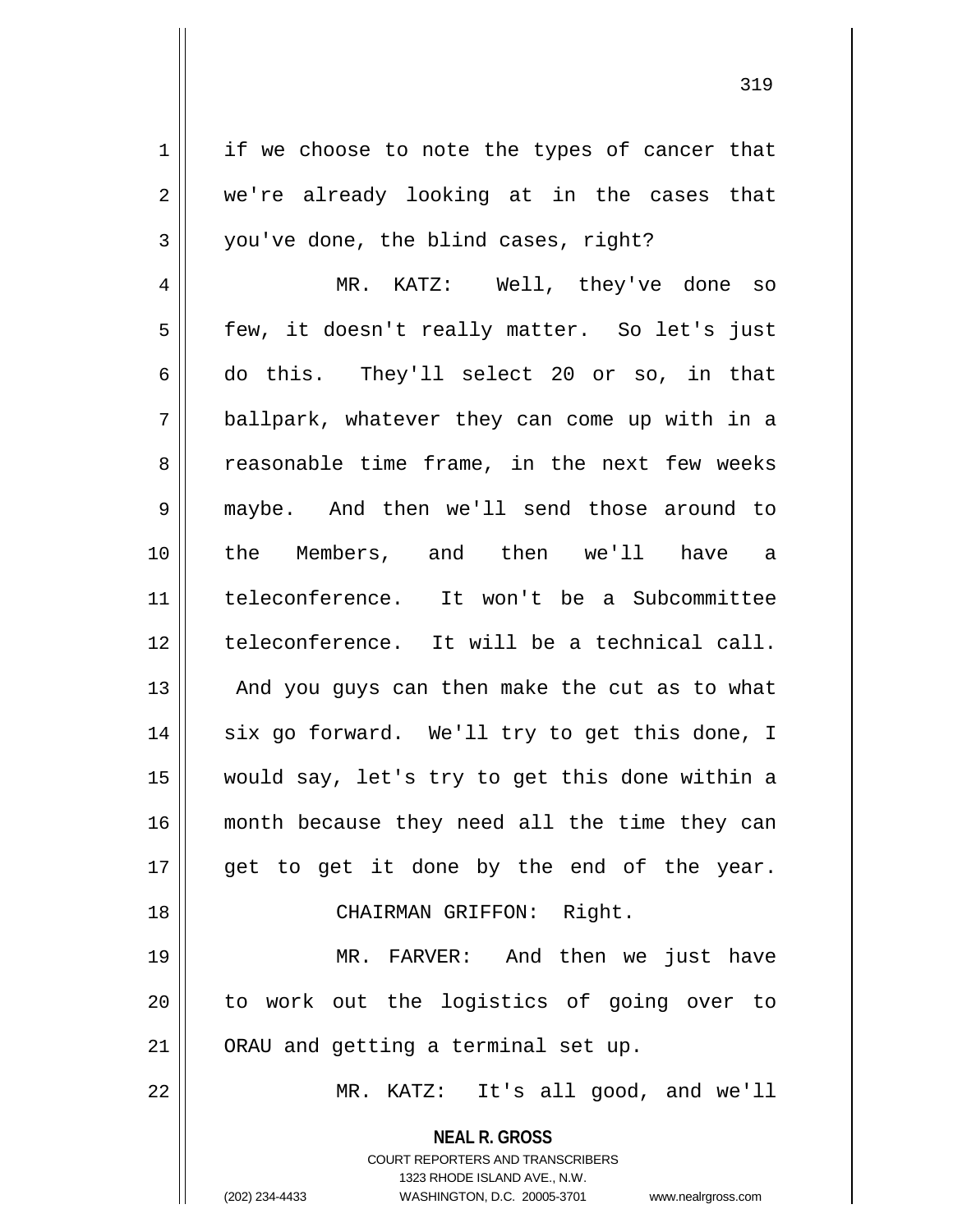if we choose to note the types of cancer that we're already looking at in the cases that you've done, the blind cases, right?

MR. KATZ: Well, they've done so few, it doesn't really matter. So let's just do this. They'll select 20 or so, in that ballpark, whatever they can come up with in a reasonable time frame, in the next few weeks maybe. And then we'll send those around to the Members, and then we'll have a teleconference. It won't be a Subcommittee teleconference. It will be a technical call. And you guys can then make the cut as to what six go forward. We'll try to get this done, I would say, let's try to get this done within a month because they need all the time they can get to get it done by the end of the year.

CHAIRMAN GRIFFON: Right.

MR. FARVER: And then we just have to work out the logistics of going over to ORAU and getting a terminal set up.

MR. KATZ: It's all good, and we'll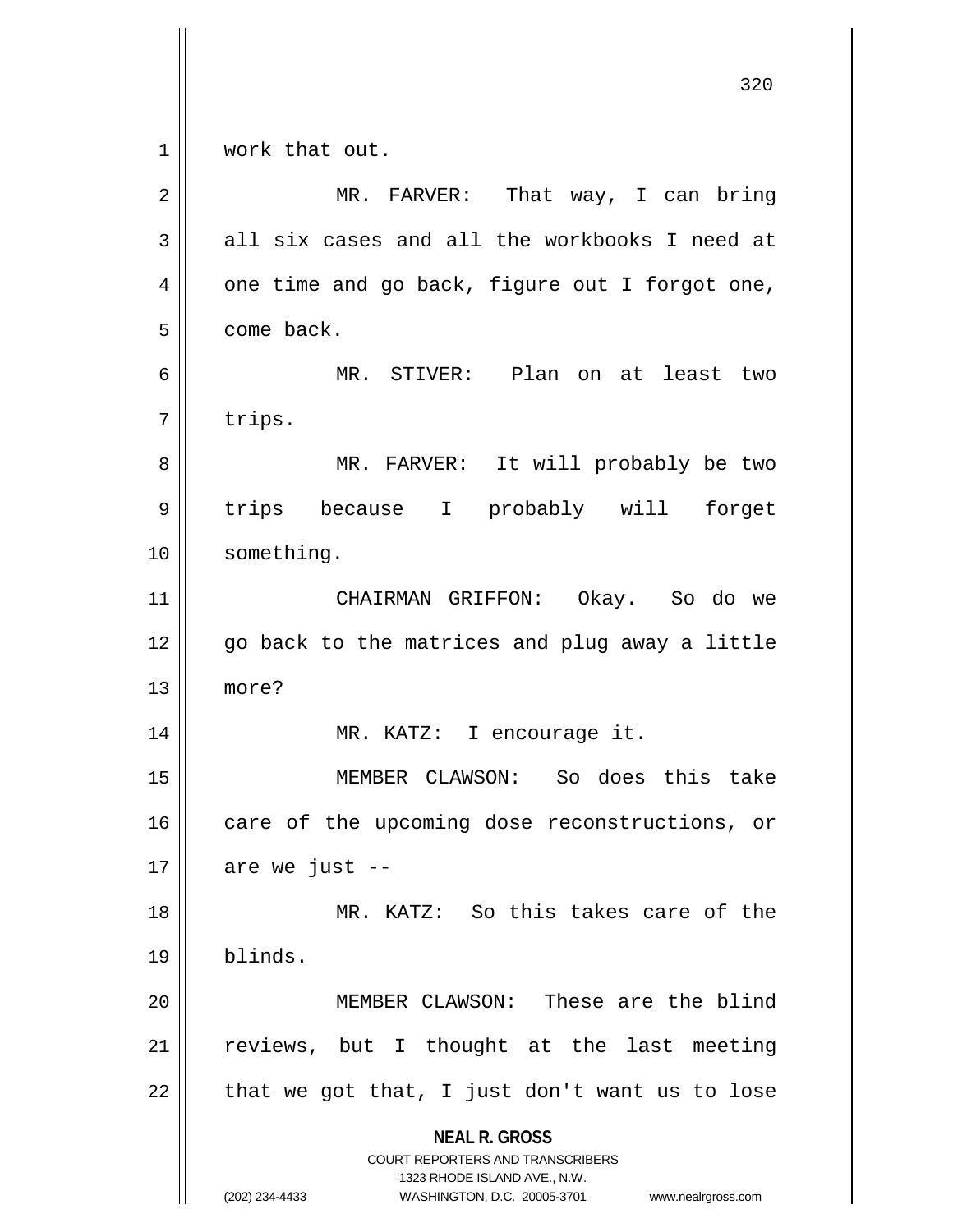work that out.

MR. FARVER: That way, I can bring all six cases and all the workbooks I need at one time and go back, figure out I forgot one, come back.

MR. STIVER: Plan on at least two trips.

MR. FARVER: It will probably be two trips because I probably will forget something.

CHAIRMAN GRIFFON: Okay. So do we go back to the matrices and plug away a little more?

MR. KATZ: I encourage it.

MEMBER CLAWSON: So does this take care of the upcoming dose reconstructions, or are we just --

MR. KATZ: So this takes care of the blinds.

MEMBER CLAWSON: These are the blind reviews, but I thought at the last meeting that we got that, I just don't want us to lose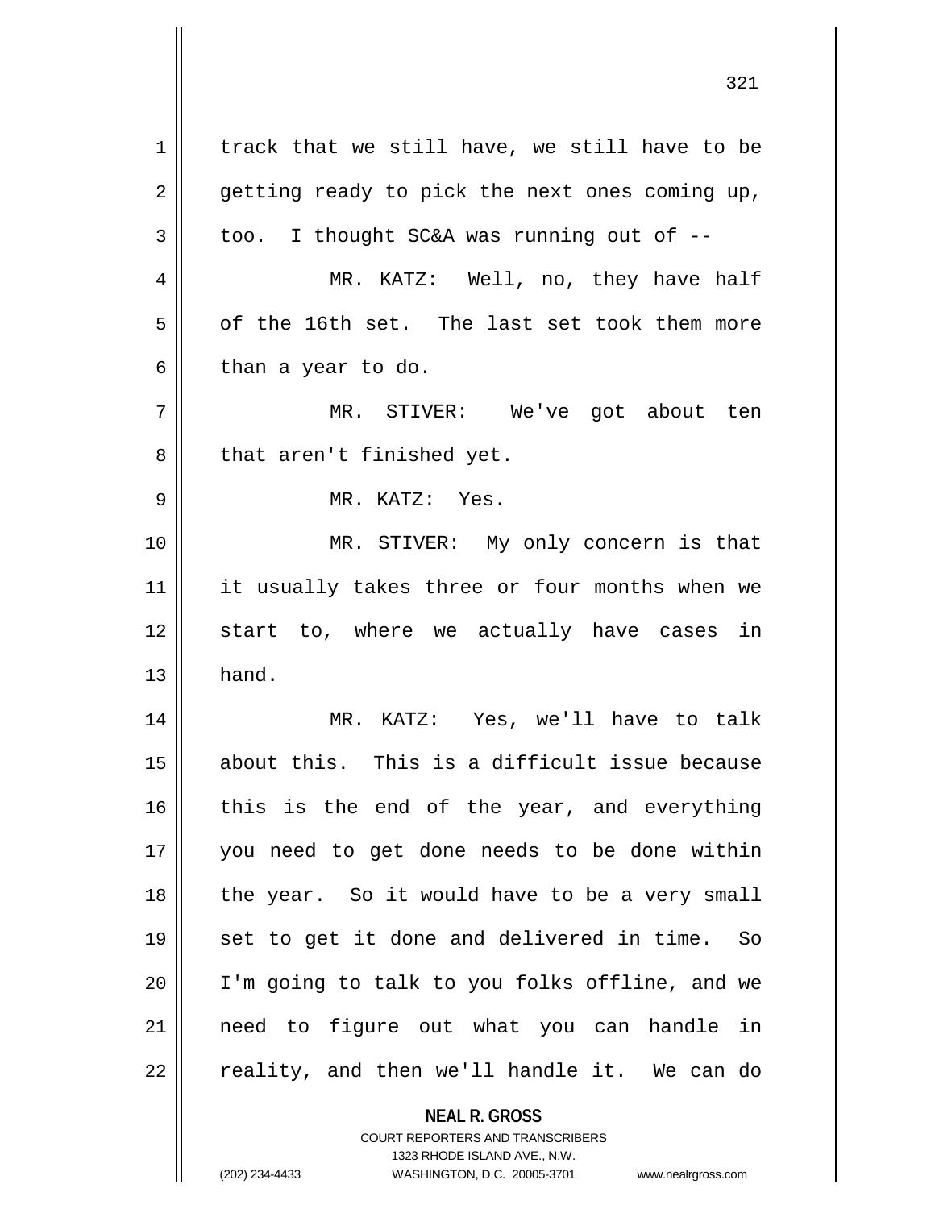track that we still have, we still have to be getting ready to pick the next ones coming up, too. I thought SC&A was running out of --

MR. KATZ: Well, no, they have half of the 16th set. The last set took them more than a year to do.

MR. STIVER: We've got about ten that aren't finished yet.

MR. KATZ: Yes.

MR. STIVER: My only concern is that it usually takes three or four months when we start to, where we actually have cases in hand.

MR. KATZ: Yes, we'll have to talk about this. This is a difficult issue because this is the end of the year, and everything you need to get done needs to be done within the year. So it would have to be a very small set to get it done and delivered in time. So I'm going to talk to you folks offline, and we need to figure out what you can handle in reality, and then we'll handle it. We can do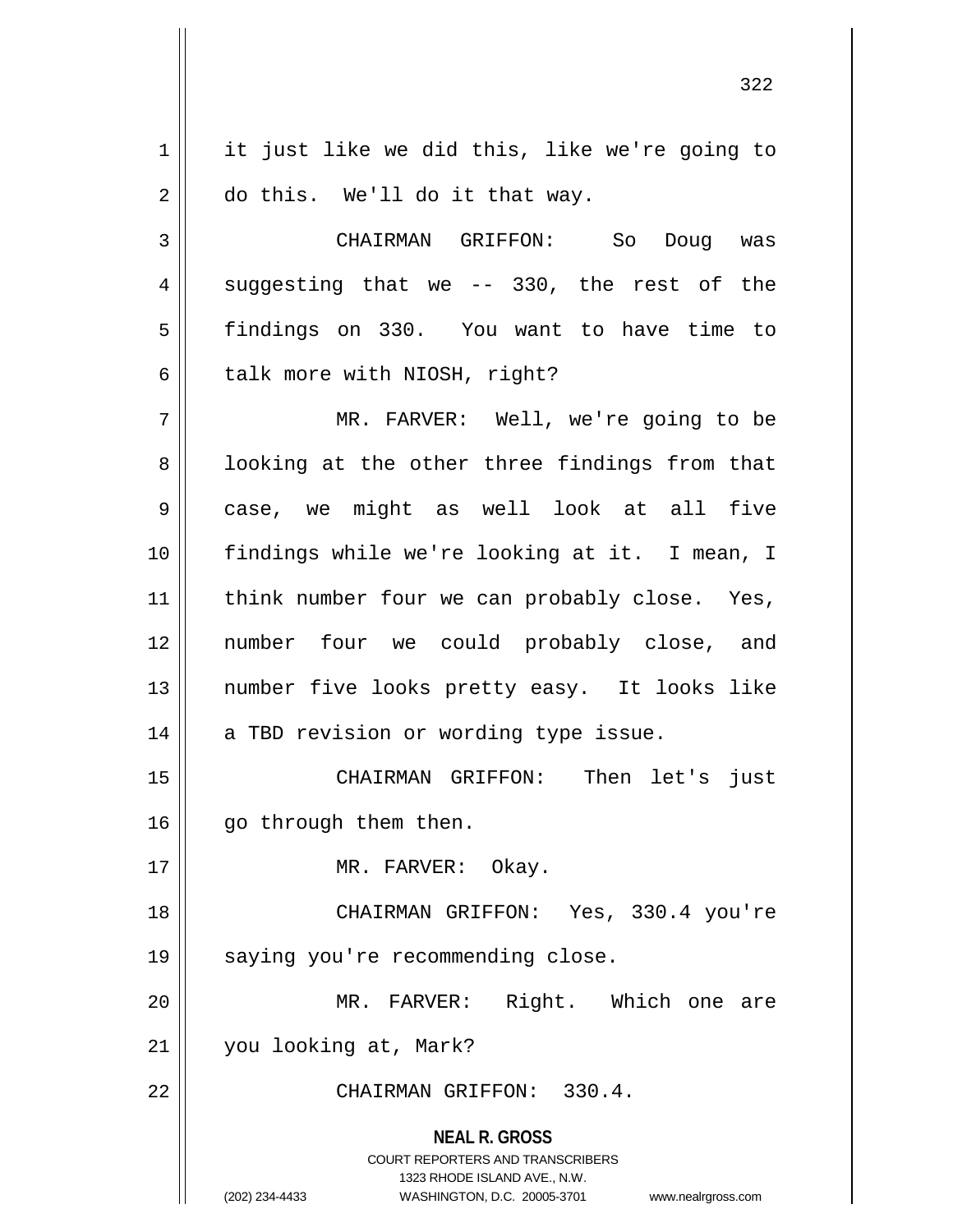it just like we did this, like we're going to do this. We'll do it that way.

CHAIRMAN GRIFFON: So Doug was suggesting that we -- 330, the rest of the findings on 330. You want to have time to talk more with NIOSH, right?

MR. FARVER: Well, we're going to be looking at the other three findings from that case, we might as well look at all five findings while we're looking at it. I mean, I think number four we can probably close. Yes, number four we could probably close, and number five looks pretty easy. It looks like a TBD revision or wording type issue.

CHAIRMAN GRIFFON: Then let's just go through them then.

MR. FARVER: Okay.

CHAIRMAN GRIFFON: Yes, 330.4 you're saying you're recommending close.

MR. FARVER: Right. Which one are you looking at, Mark?

CHAIRMAN GRIFFON: 330.4.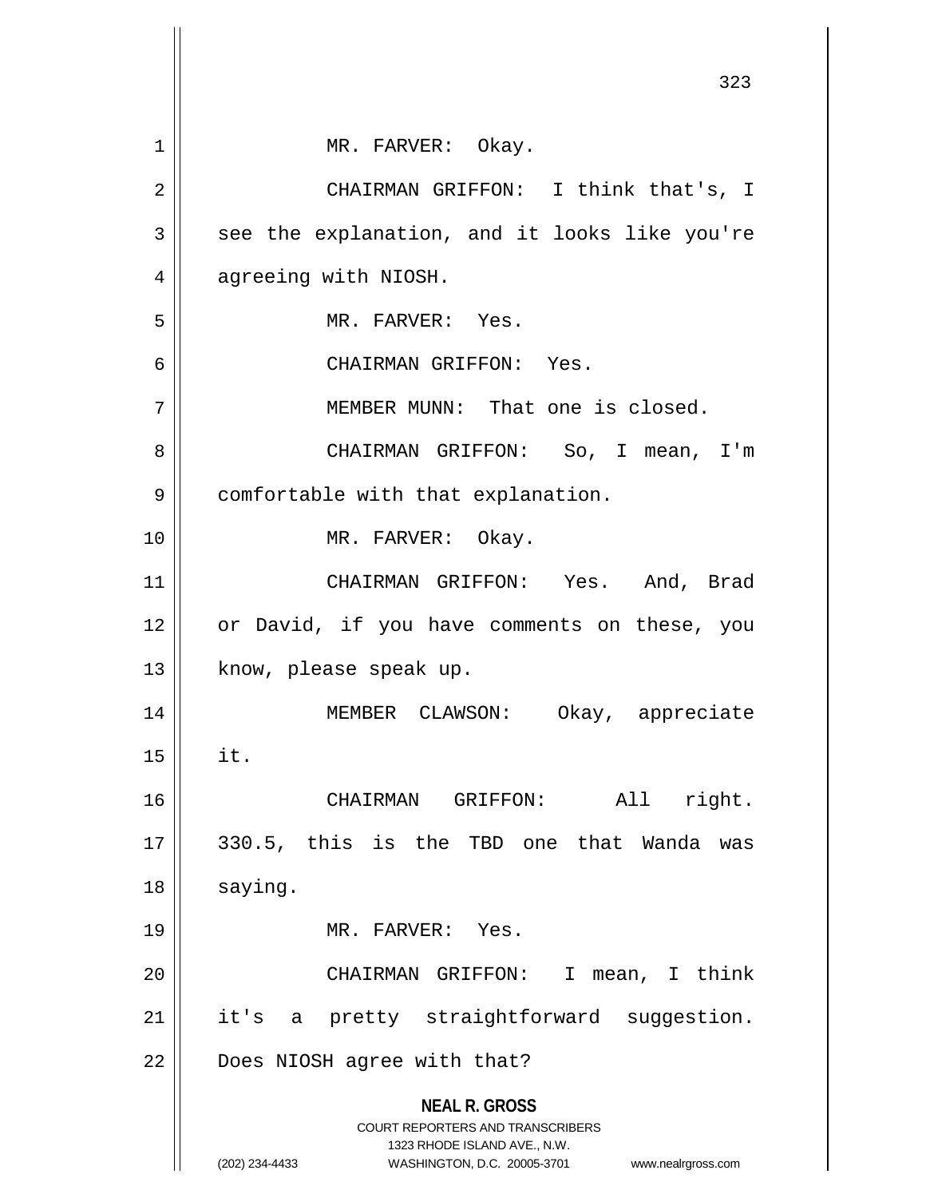MR. FARVER: Okay.

CHAIRMAN GRIFFON: I think that's, I see the explanation, and it looks like you're agreeing with NIOSH.

MR. FARVER: Yes.

CHAIRMAN GRIFFON: Yes.

MEMBER MUNN: That one is closed.

CHAIRMAN GRIFFON: So, I mean, I'm comfortable with that explanation.

MR. FARVER: Okay.

CHAIRMAN GRIFFON: Yes. And, Brad or David, if you have comments on these, you know, please speak up.

MEMBER CLAWSON: Okay, appreciate it.

CHAIRMAN GRIFFON: All right. 330.5, this is the TBD one that Wanda was saying.

MR. FARVER: Yes.

CHAIRMAN GRIFFON: I mean, I think it's a pretty straightforward suggestion. Does NIOSH agree with that?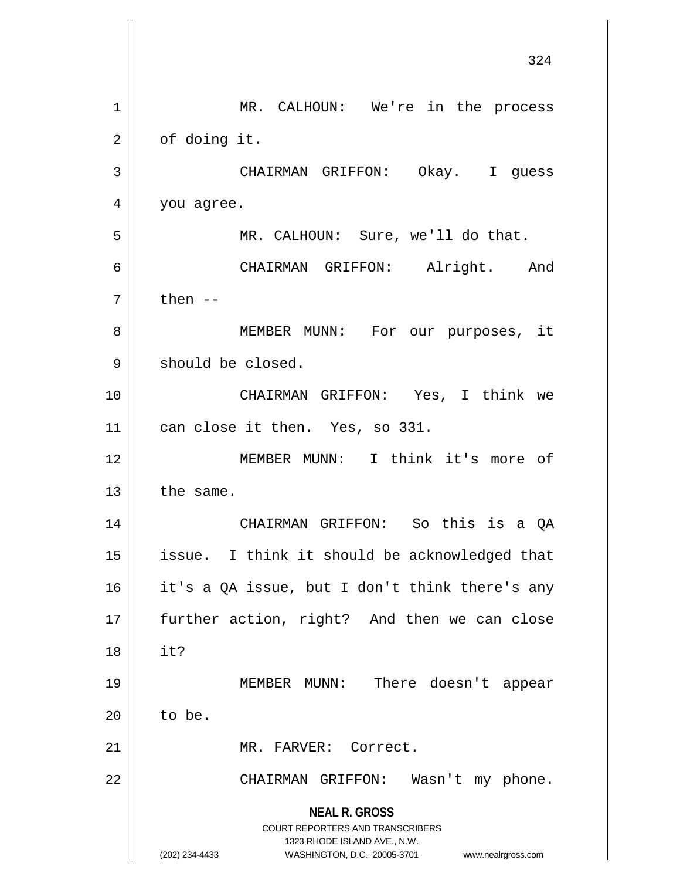MR. CALHOUN: We're in the process of doing it.

CHAIRMAN GRIFFON: Okay. I guess you agree.

MR. CALHOUN: Sure, we'll do that.

CHAIRMAN GRIFFON: Alright. And then --

MEMBER MUNN: For our purposes, it should be closed.

CHAIRMAN GRIFFON: Yes, I think we can close it then. Yes, so 331.

MEMBER MUNN: I think it's more of the same.

CHAIRMAN GRIFFON: So this is a QA issue. I think it should be acknowledged that it's a QA issue, but I don't think there's any further action, right? And then we can close it?

MEMBER MUNN: There doesn't appear to be.

MR. FARVER: Correct.

CHAIRMAN GRIFFON: Wasn't my phone.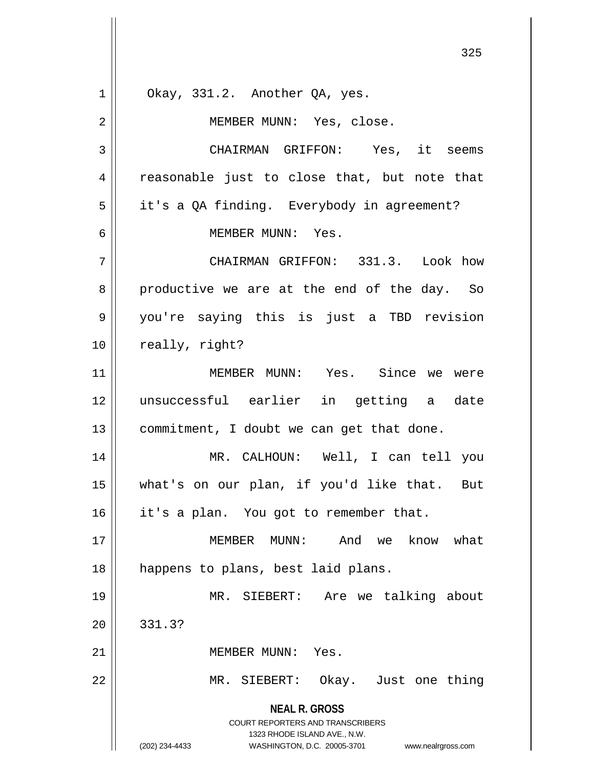Okay, 331.2. Another QA, yes.

MEMBER MUNN: Yes, close.

CHAIRMAN GRIFFON: Yes, it seems reasonable just to close that, but note that it's a QA finding. Everybody in agreement?

MEMBER MUNN: Yes.

CHAIRMAN GRIFFON: 331.3. Look how productive we are at the end of the day. So you're saying this is just a TBD revision really, right?

MEMBER MUNN: Yes. Since we were unsuccessful earlier in getting a date commitment, I doubt we can get that done.

MR. CALHOUN: Well, I can tell you what's on our plan, if you'd like that. But it's a plan. You got to remember that.

MEMBER MUNN: And we know what happens to plans, best laid plans.

MR. SIEBERT: Are we talking about 331.3?

MEMBER MUNN: Yes.

MR. SIEBERT: Okay. Just one thing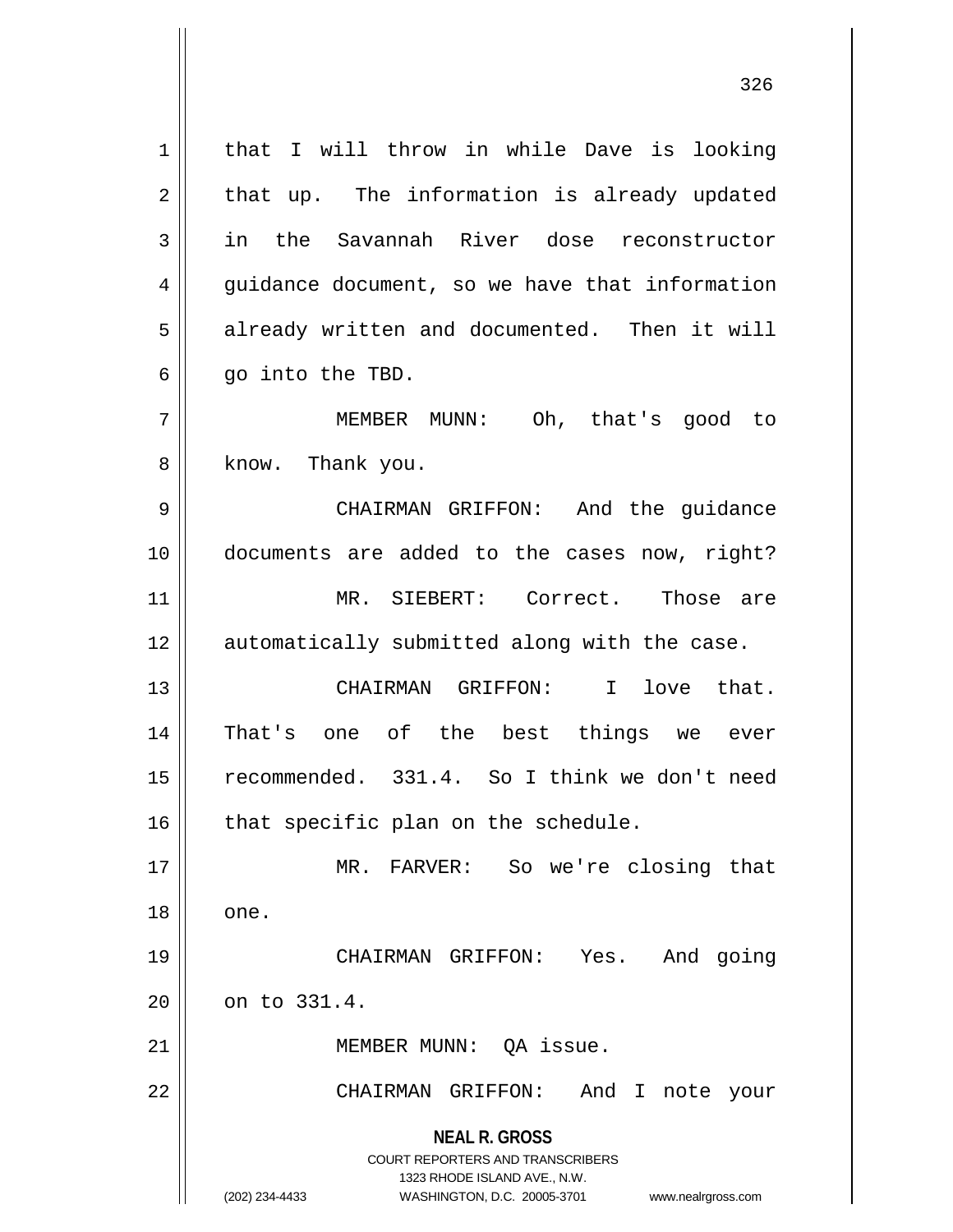that I will throw in while Dave is looking that up. The information is already updated in the Savannah River dose reconstructor guidance document, so we have that information already written and documented. Then it will go into the TBD.

MEMBER MUNN: Oh, that's good to know. Thank you.

CHAIRMAN GRIFFON: And the guidance documents are added to the cases now, right?

MR. SIEBERT: Correct. Those are automatically submitted along with the case.

CHAIRMAN GRIFFON: I love that. That's one of the best things we ever recommended. 331.4. So I think we don't need that specific plan on the schedule.

MR. FARVER: So we're closing that one.

CHAIRMAN GRIFFON: Yes. And going on to 331.4.

MEMBER MUNN: QA issue.

CHAIRMAN GRIFFON: And I note your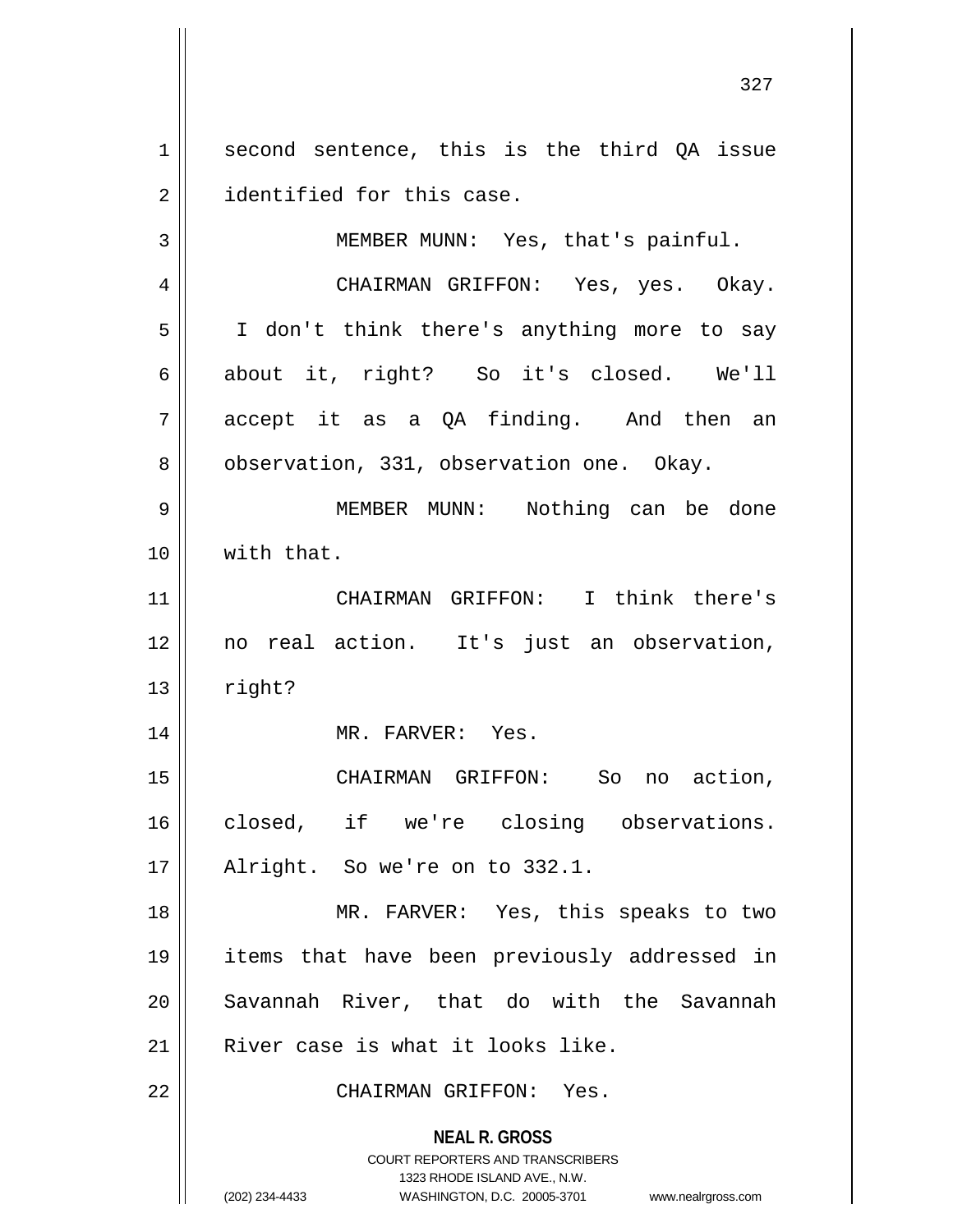second sentence, this is the third QA issue identified for this case.

MEMBER MUNN: Yes, that's painful.

CHAIRMAN GRIFFON: Yes, yes. Okay. I don't think there's anything more to say about it, right? So it's closed. We'll accept it as a QA finding. And then an observation, 331, observation one. Okay.

MEMBER MUNN: Nothing can be done with that.

CHAIRMAN GRIFFON: I think there's no real action. It's just an observation, right?

MR. FARVER: Yes.

CHAIRMAN GRIFFON: So no action, closed, if we're closing observations. Alright. So we're on to 332.1.

MR. FARVER: Yes, this speaks to two items that have been previously addressed in Savannah River, that do with the Savannah River case is what it looks like.

CHAIRMAN GRIFFON: Yes.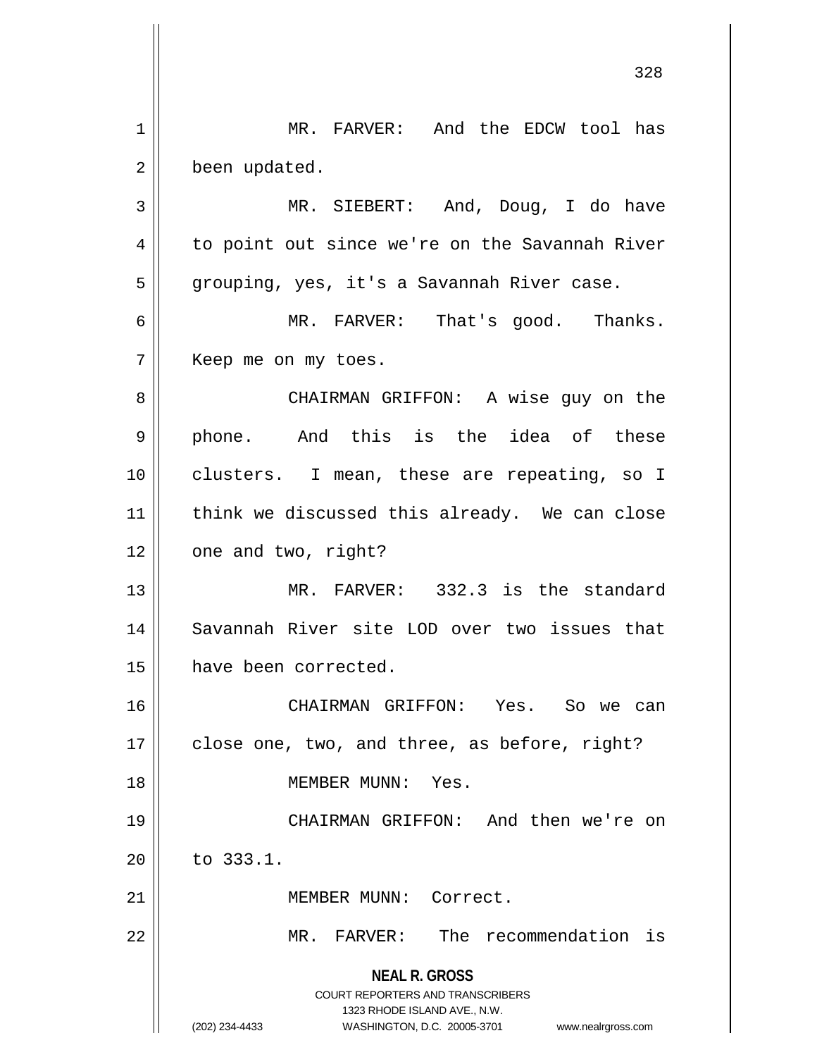MR. FARVER: And the EDCW tool has been updated.

MR. SIEBERT: And, Doug, I do have to point out since we're on the Savannah River grouping, yes, it's a Savannah River case.

MR. FARVER: That's good. Thanks. Keep me on my toes.

CHAIRMAN GRIFFON: A wise guy on the phone. And this is the idea of these clusters. I mean, these are repeating, so I think we discussed this already. We can close one and two, right?

MR. FARVER: 332.3 is the standard Savannah River site LOD over two issues that have been corrected.

CHAIRMAN GRIFFON: Yes. So we can close one, two, and three, as before, right?

MEMBER MUNN: Yes.

CHAIRMAN GRIFFON: And then we're on to 333.1.

MEMBER MUNN: Correct.

MR. FARVER: The recommendation is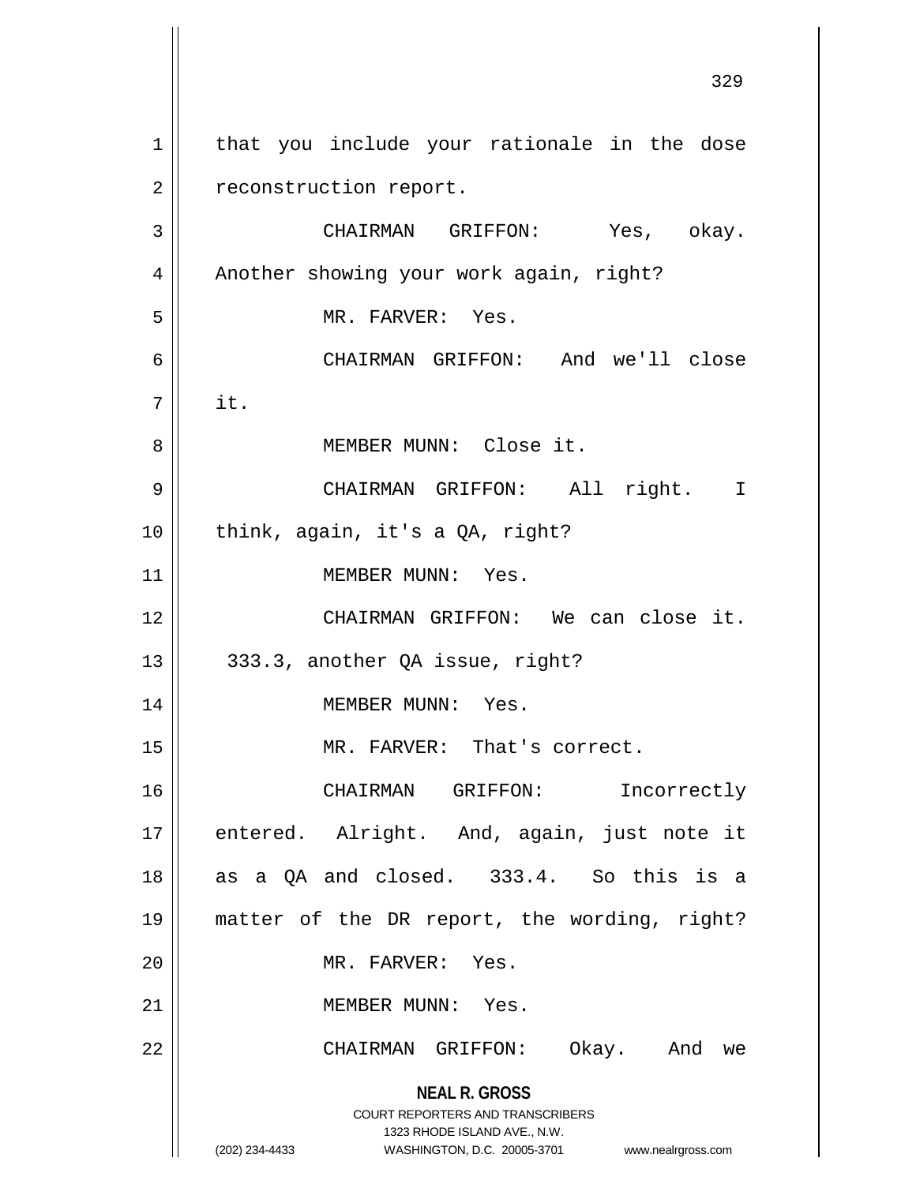that you include your rationale in the dose reconstruction report.

CHAIRMAN GRIFFON: Yes, okay. Another showing your work again, right?

MR. FARVER: Yes.

CHAIRMAN GRIFFON: And we'll close it.

MEMBER MUNN: Close it.

CHAIRMAN GRIFFON: All right. I think, again, it's a QA, right?

MEMBER MUNN: Yes.

CHAIRMAN GRIFFON: We can close it. 333.3, another QA issue, right?

MEMBER MUNN: Yes.

MR. FARVER: That's correct.

CHAIRMAN GRIFFON: Incorrectly entered. Alright. And, again, just note it as a QA and closed. 333.4. So this is a matter of the DR report, the wording, right?

MR. FARVER: Yes.

MEMBER MUNN: Yes.

CHAIRMAN GRIFFON: Okay. And we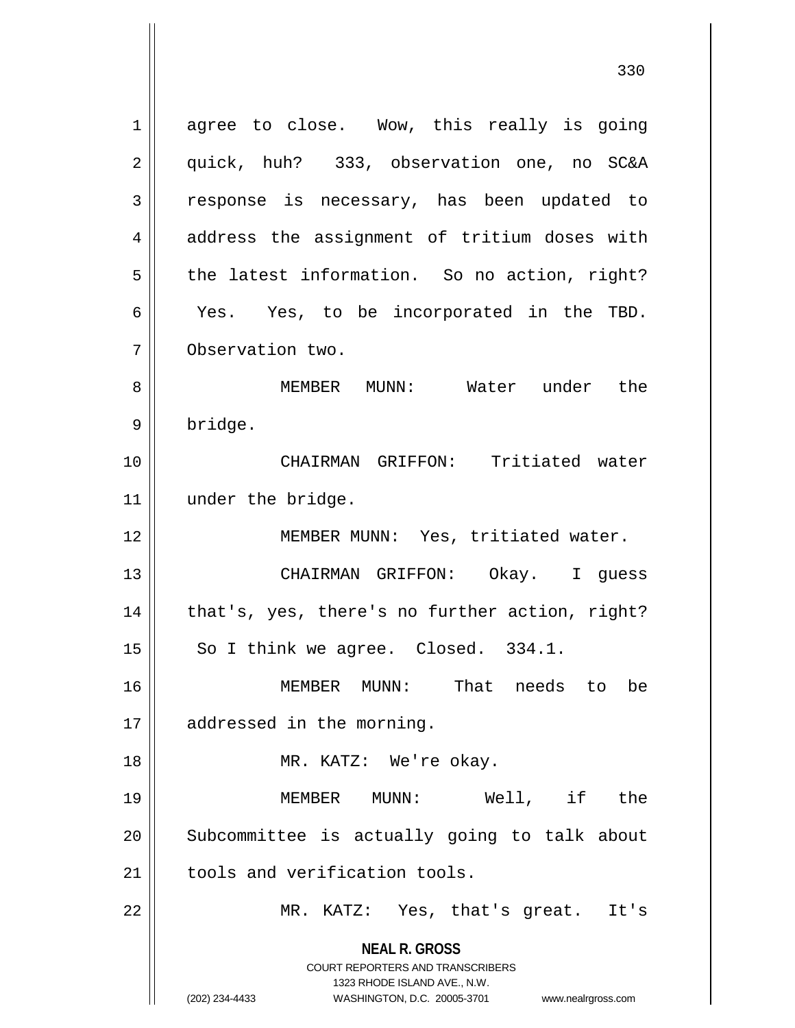agree to close. Wow, this really is going quick, huh? 333, observation one, no SC&A response is necessary, has been updated to address the assignment of tritium doses with the latest information. So no action, right? Yes. Yes, to be incorporated in the TBD. Observation two.

MEMBER MUNN: Water under the bridge.

CHAIRMAN GRIFFON: Tritiated water under the bridge.

MEMBER MUNN: Yes, tritiated water.

CHAIRMAN GRIFFON: Okay. I guess that's, yes, there's no further action, right? So I think we agree. Closed. 334.1.

MEMBER MUNN: That needs to be addressed in the morning.

MR. KATZ: We're okay.

MEMBER MUNN: Well, if the Subcommittee is actually going to talk about tools and verification tools.

MR. KATZ: Yes, that's great. It's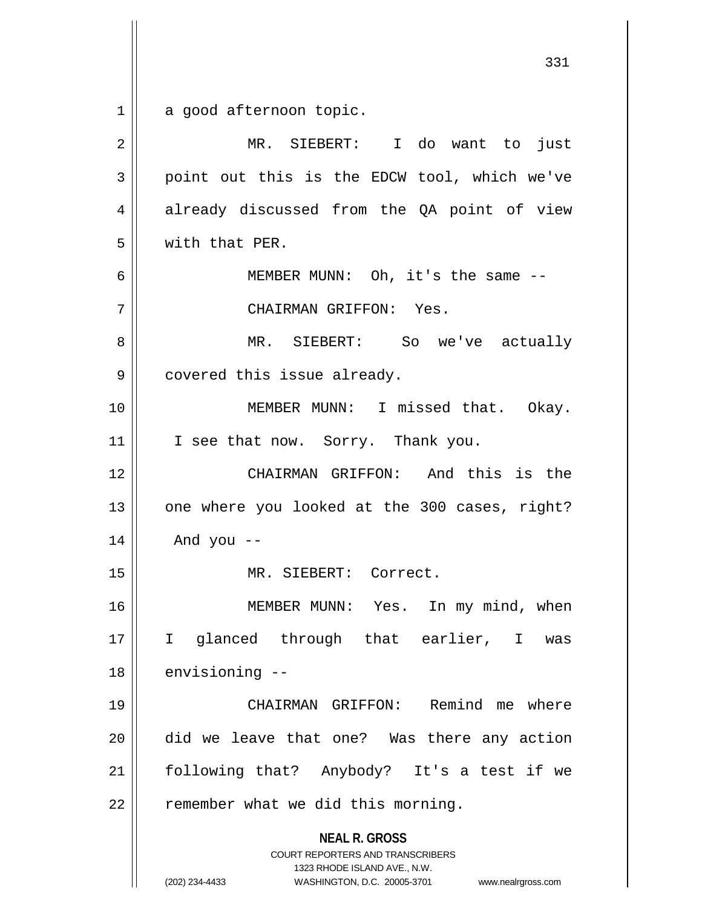a good afternoon topic.

MR. SIEBERT: I do want to just point out this is the EDCW tool, which we've already discussed from the QA point of view with that PER.

MEMBER MUNN: Oh, it's the same --

CHAIRMAN GRIFFON: Yes.

MR. SIEBERT: So we've actually covered this issue already.

MEMBER MUNN: I missed that. Okay. I see that now. Sorry. Thank you.

CHAIRMAN GRIFFON: And this is the one where you looked at the 300 cases, right? And you --

MR. SIEBERT: Correct.

MEMBER MUNN: Yes. In my mind, when I glanced through that earlier, I was envisioning --

CHAIRMAN GRIFFON: Remind me where did we leave that one? Was there any action following that? Anybody? It's a test if we remember what we did this morning.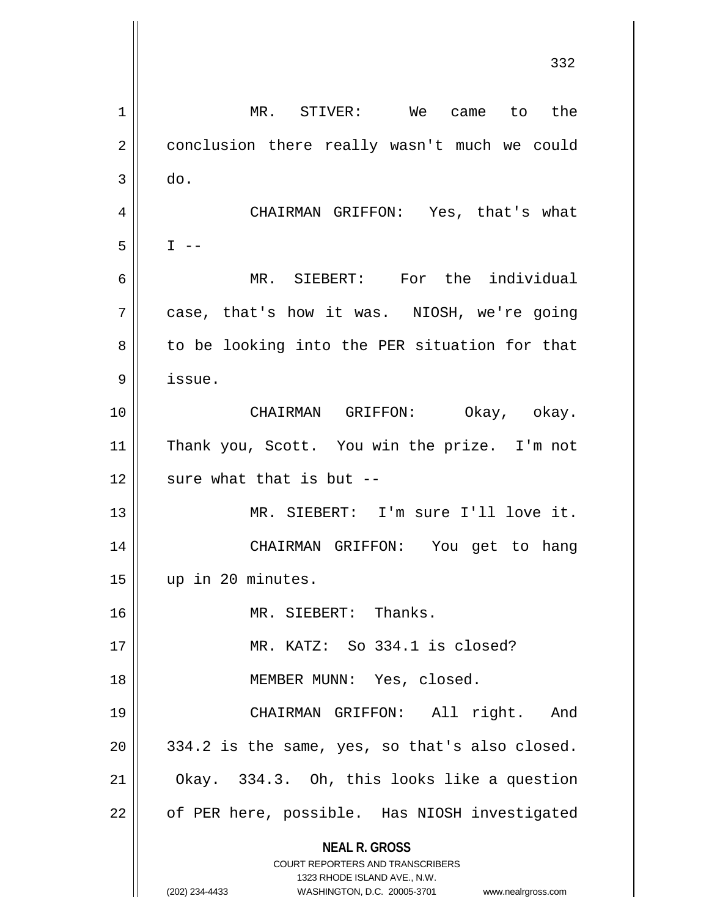MR. STIVER: We came to the conclusion there really wasn't much we could do.

CHAIRMAN GRIFFON: Yes, that's what I --

MR. SIEBERT: For the individual case, that's how it was. NIOSH, we're going to be looking into the PER situation for that issue.

CHAIRMAN GRIFFON: Okay, okay. Thank you, Scott. You win the prize. I'm not sure what that is but --

MR. SIEBERT: I'm sure I'll love it.

CHAIRMAN GRIFFON: You get to hang up in 20 minutes.

MR. SIEBERT: Thanks.

MR. KATZ: So 334.1 is closed?

MEMBER MUNN: Yes, closed.

CHAIRMAN GRIFFON: All right. And 334.2 is the same, yes, so that's also closed. Okay. 334.3. Oh, this looks like a question of PER here, possible. Has NIOSH investigated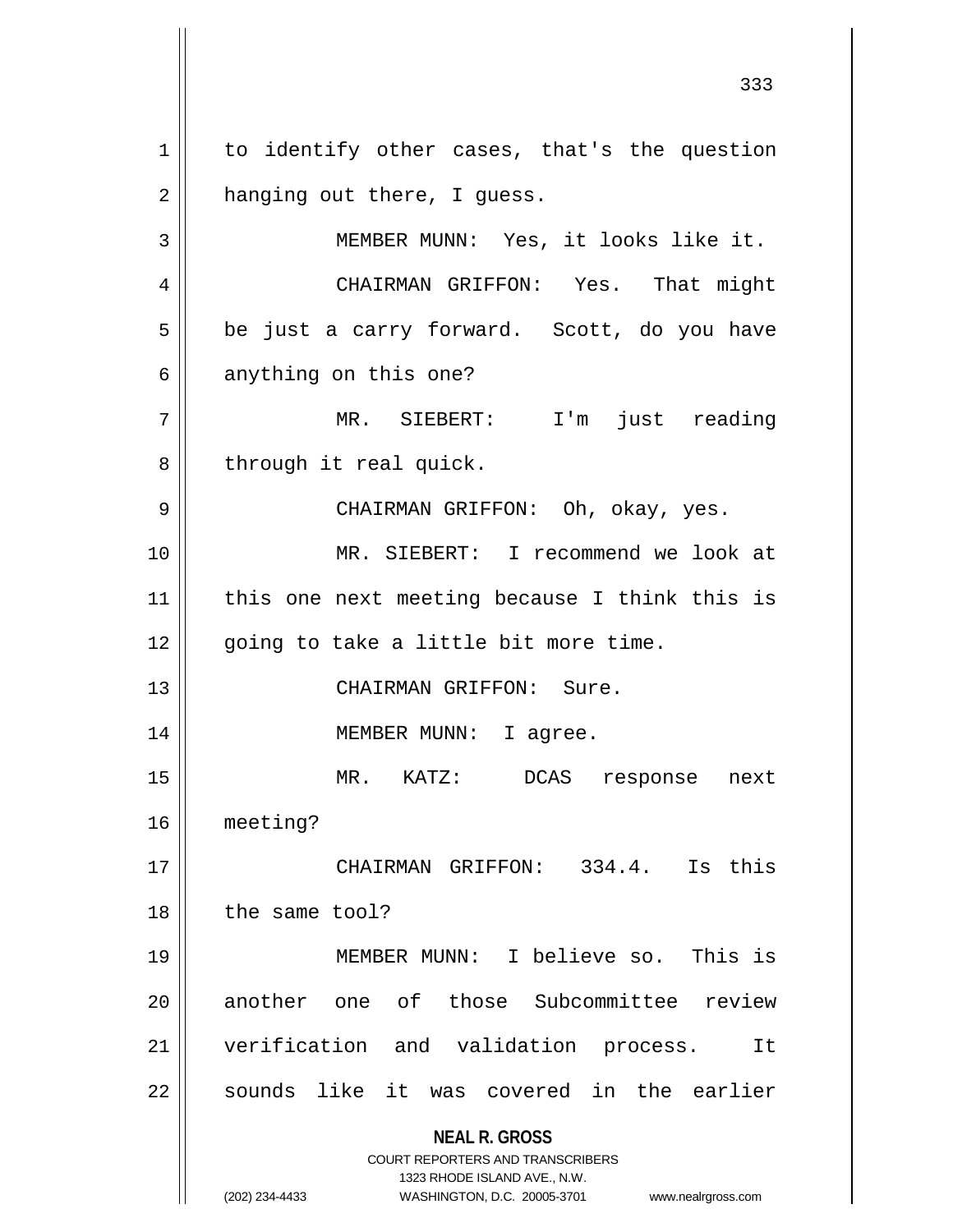to identify other cases, that's the question hanging out there, I guess.

MEMBER MUNN: Yes, it looks like it.

CHAIRMAN GRIFFON: Yes. That might be just a carry forward. Scott, do you have anything on this one?

MR. SIEBERT: I'm just reading through it real quick.

CHAIRMAN GRIFFON: Oh, okay, yes.

MR. SIEBERT: I recommend we look at this one next meeting because I think this is going to take a little bit more time.

CHAIRMAN GRIFFON: Sure.

MEMBER MUNN: I agree.

MR. KATZ: DCAS response next meeting?

CHAIRMAN GRIFFON: 334.4. Is this the same tool?

MEMBER MUNN: I believe so. This is another one of those Subcommittee review verification and validation process. It sounds like it was covered in the earlier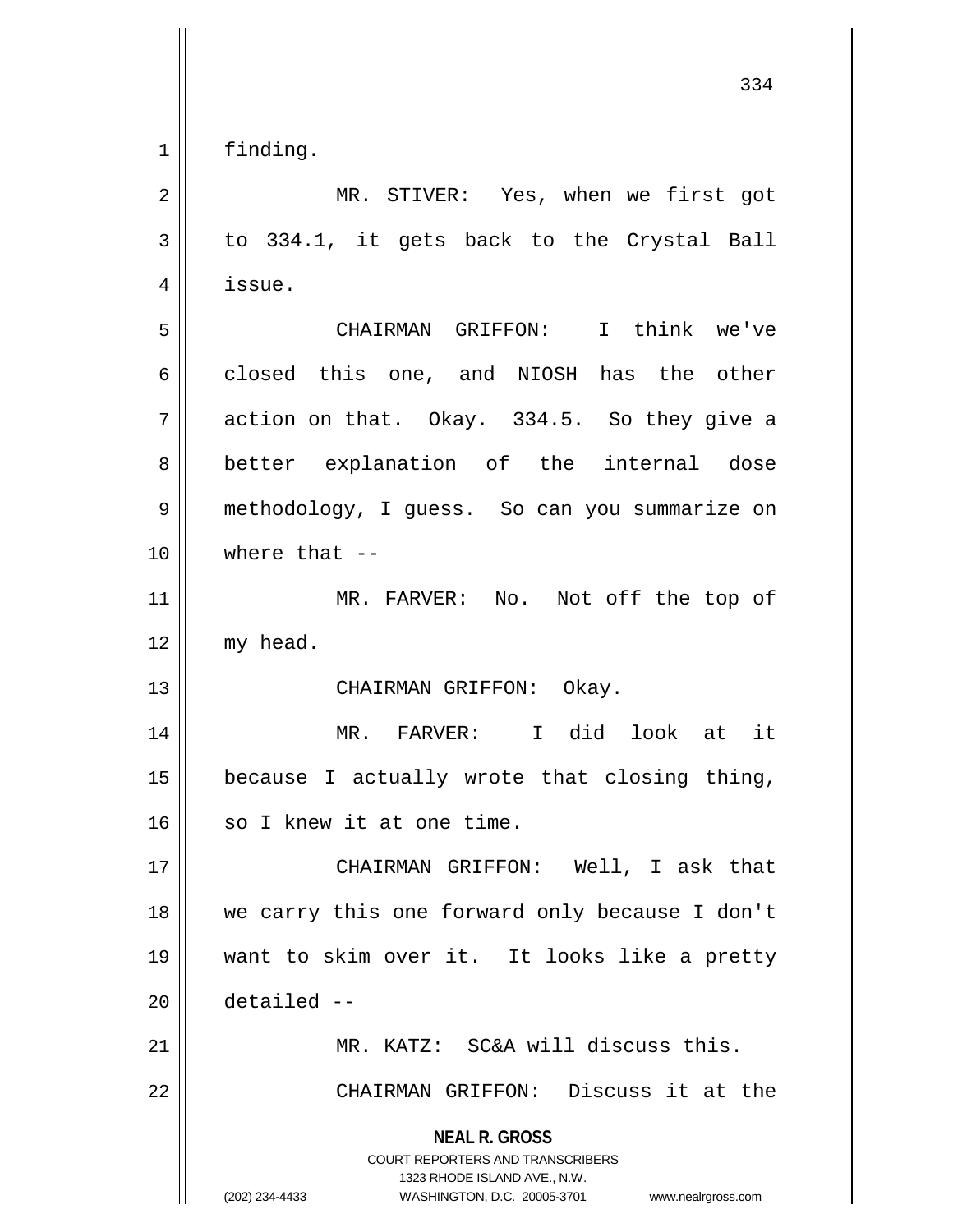finding.

MR. STIVER: Yes, when we first got to 334.1, it gets back to the Crystal Ball issue.

CHAIRMAN GRIFFON: I think we've closed this one, and NIOSH has the other action on that. Okay. 334.5. So they give a better explanation of the internal dose methodology, I guess. So can you summarize on where that --

MR. FARVER: No. Not off the top of my head.

CHAIRMAN GRIFFON: Okay.

MR. FARVER: I did look at it because I actually wrote that closing thing, so I knew it at one time.

CHAIRMAN GRIFFON: Well, I ask that we carry this one forward only because I don't want to skim over it. It looks like a pretty detailed --

MR. KATZ: SC&A will discuss this.

CHAIRMAN GRIFFON: Discuss it at the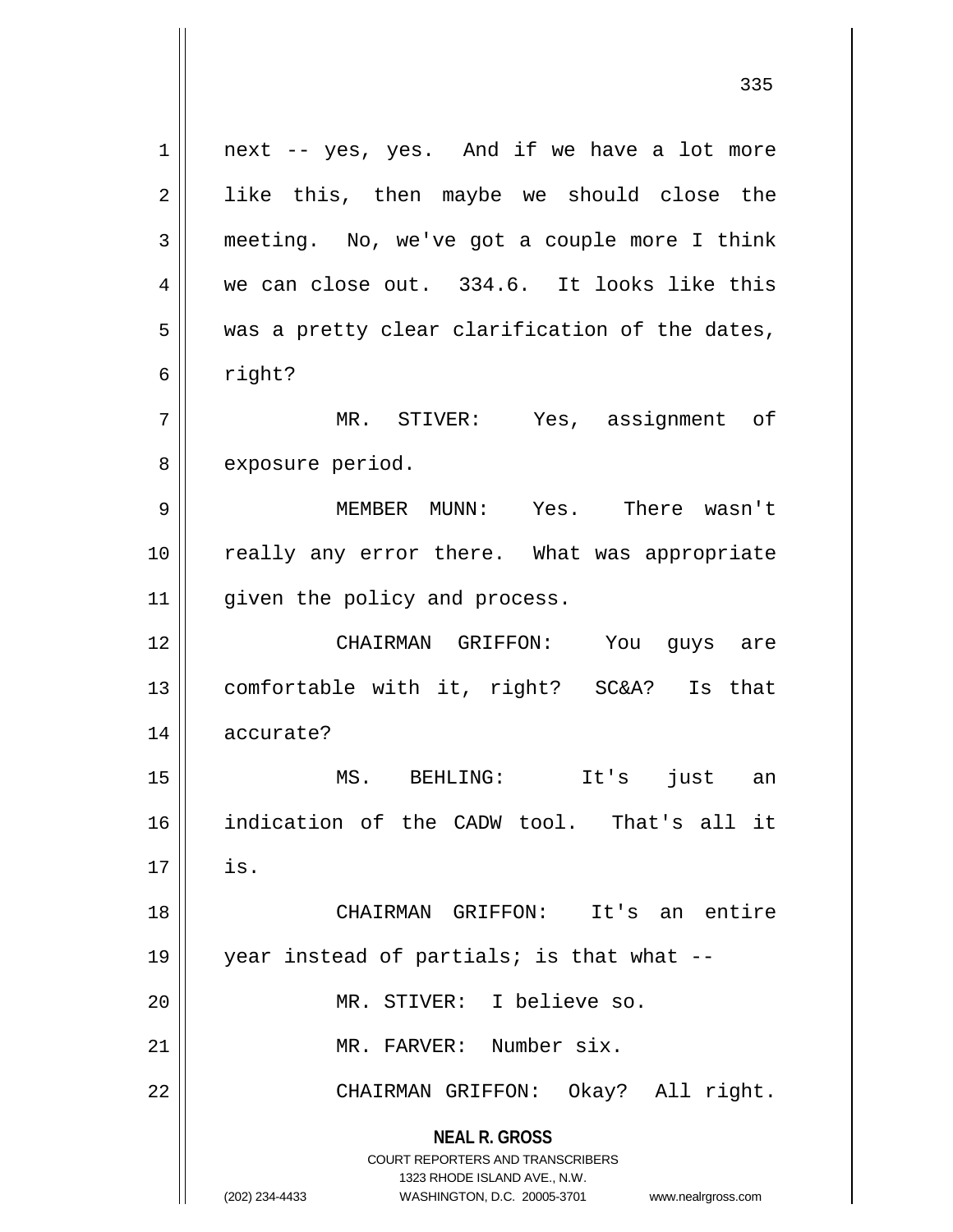next -- yes, yes. And if we have a lot more like this, then maybe we should close the meeting. No, we've got a couple more I think we can close out. 334.6. It looks like this was a pretty clear clarification of the dates, right?

MR. STIVER: Yes, assignment of exposure period.

MEMBER MUNN: Yes. There wasn't really any error there. What was appropriate given the policy and process.

CHAIRMAN GRIFFON: You guys are comfortable with it, right? SC&A? Is that accurate?

MS. BEHLING: It's just an indication of the CADW tool. That's all it is.

CHAIRMAN GRIFFON: It's an entire year instead of partials; is that what --

MR. STIVER: I believe so.

MR. FARVER: Number six.

CHAIRMAN GRIFFON: Okay? All right.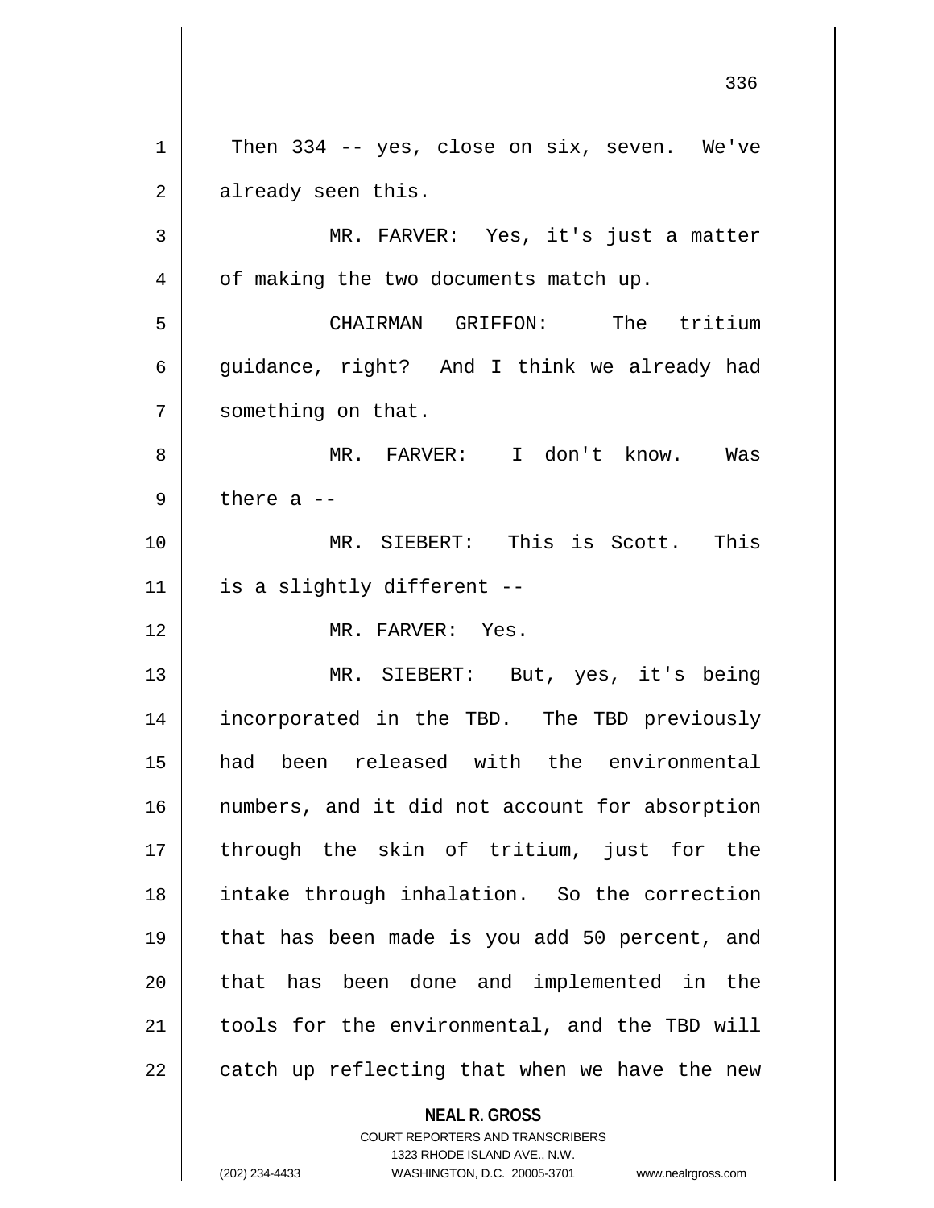Then 334 -- yes, close on six, seven. We've already seen this.

MR. FARVER: Yes, it's just a matter of making the two documents match up.

CHAIRMAN GRIFFON: The tritium guidance, right? And I think we already had something on that.

MR. FARVER: I don't know. Was there a --

MR. SIEBERT: This is Scott. This is a slightly different --

MR. FARVER: Yes.

MR. SIEBERT: But, yes, it's being incorporated in the TBD. The TBD previously had been released with the environmental numbers, and it did not account for absorption through the skin of tritium, just for the intake through inhalation. So the correction that has been made is you add 50 percent, and that has been done and implemented in the tools for the environmental, and the TBD will catch up reflecting that when we have the new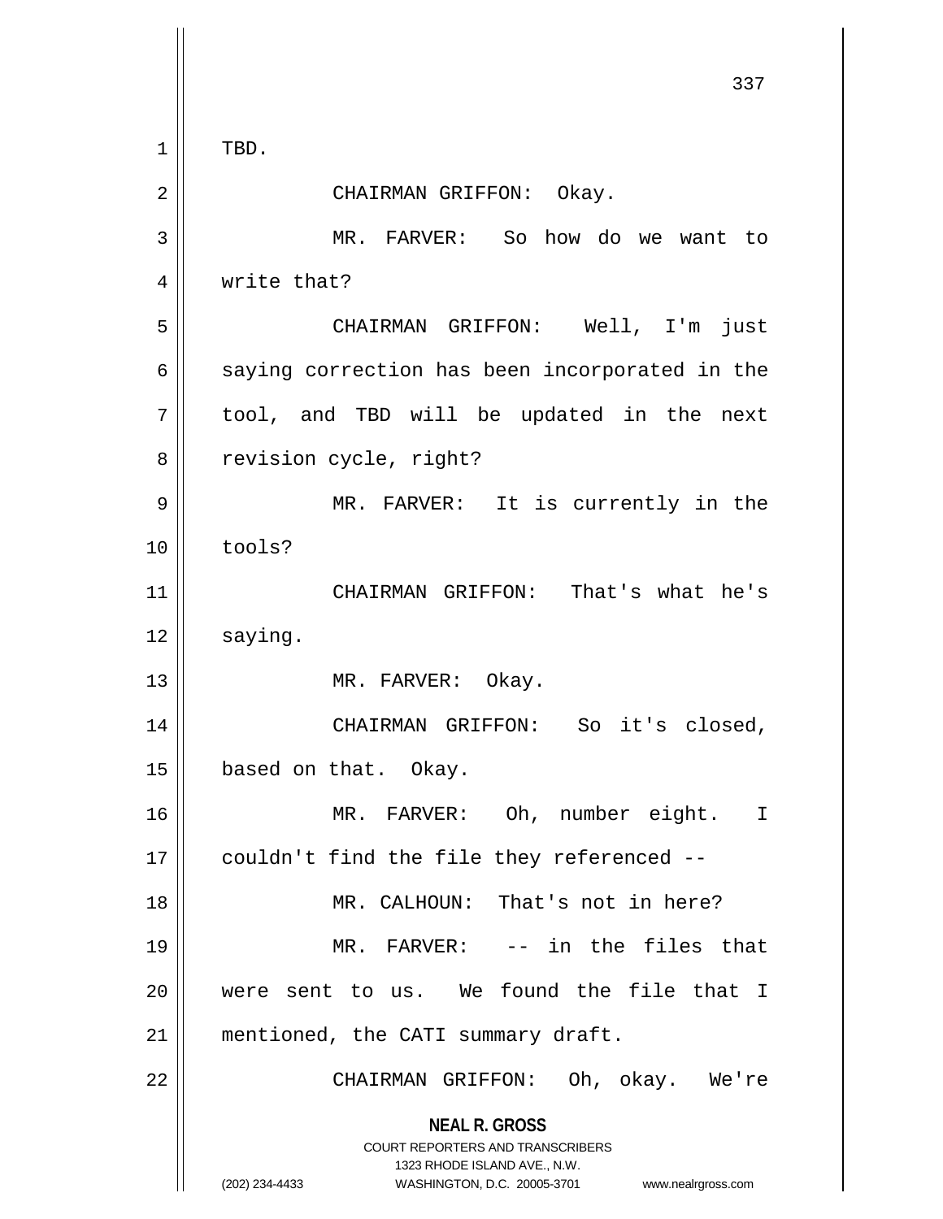TBD.

CHAIRMAN GRIFFON: Okay.

MR. FARVER: So how do we want to write that?

CHAIRMAN GRIFFON: Well, I'm just saying correction has been incorporated in the tool, and TBD will be updated in the next revision cycle, right?

MR. FARVER: It is currently in the tools?

CHAIRMAN GRIFFON: That's what he's saying.

MR. FARVER: Okay.

CHAIRMAN GRIFFON: So it's closed, based on that. Okay.

MR. FARVER: Oh, number eight. I couldn't find the file they referenced --

MR. CALHOUN: That's not in here?

MR. FARVER: -- in the files that were sent to us. We found the file that I mentioned, the CATI summary draft.

CHAIRMAN GRIFFON: Oh, okay. We're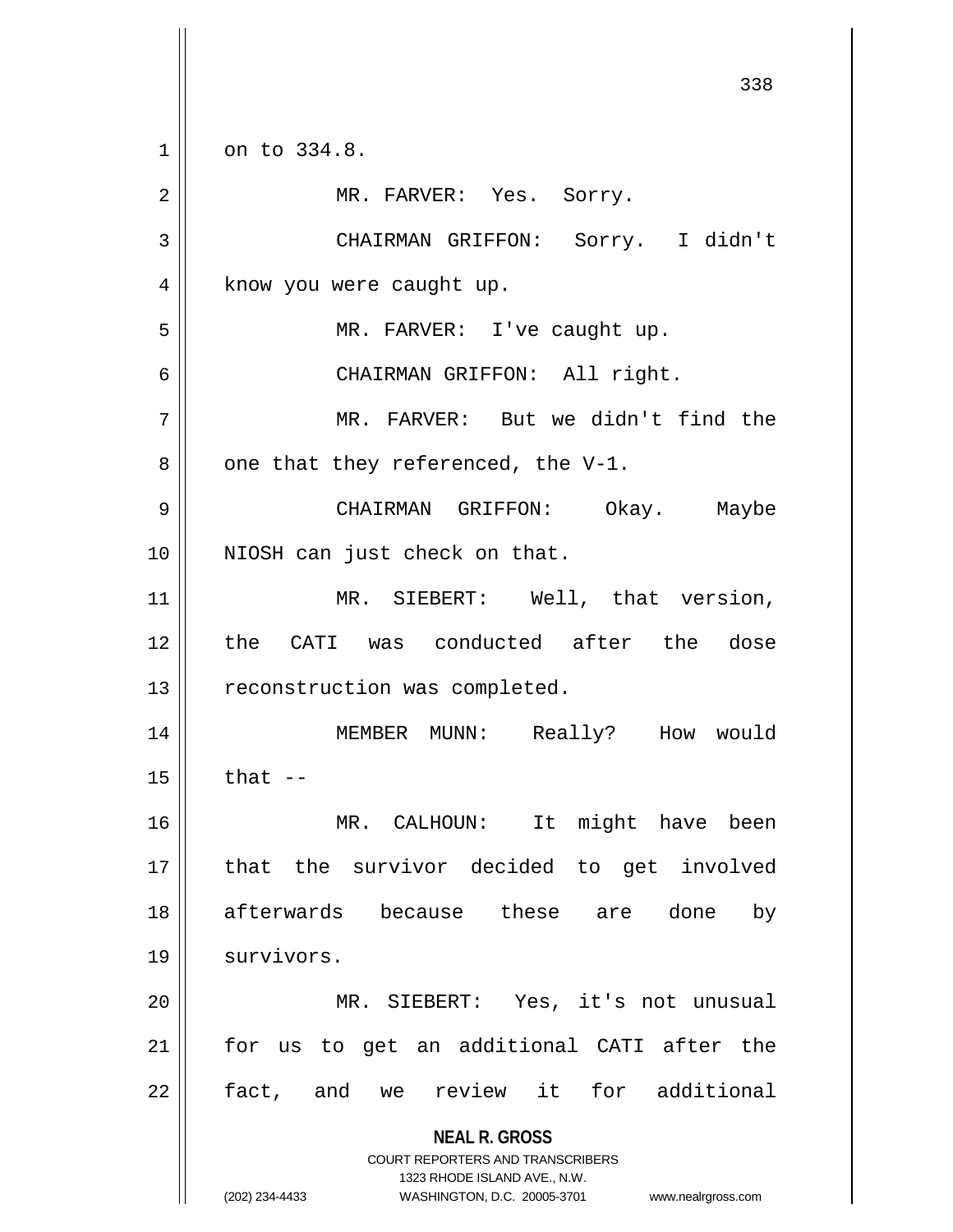on to 334.8.

MR. FARVER: Yes. Sorry.

CHAIRMAN GRIFFON: Sorry. I didn't know you were caught up.

MR. FARVER: I've caught up.

CHAIRMAN GRIFFON: All right.

MR. FARVER: But we didn't find the one that they referenced, the V-1.

CHAIRMAN GRIFFON: Okay. Maybe NIOSH can just check on that.

MR. SIEBERT: Well, that version, the CATI was conducted after the dose reconstruction was completed.

MEMBER MUNN: Really? How would that --

MR. CALHOUN: It might have been that the survivor decided to get involved afterwards because these are done by survivors.

MR. SIEBERT: Yes, it's not unusual for us to get an additional CATI after the fact, and we review it for additional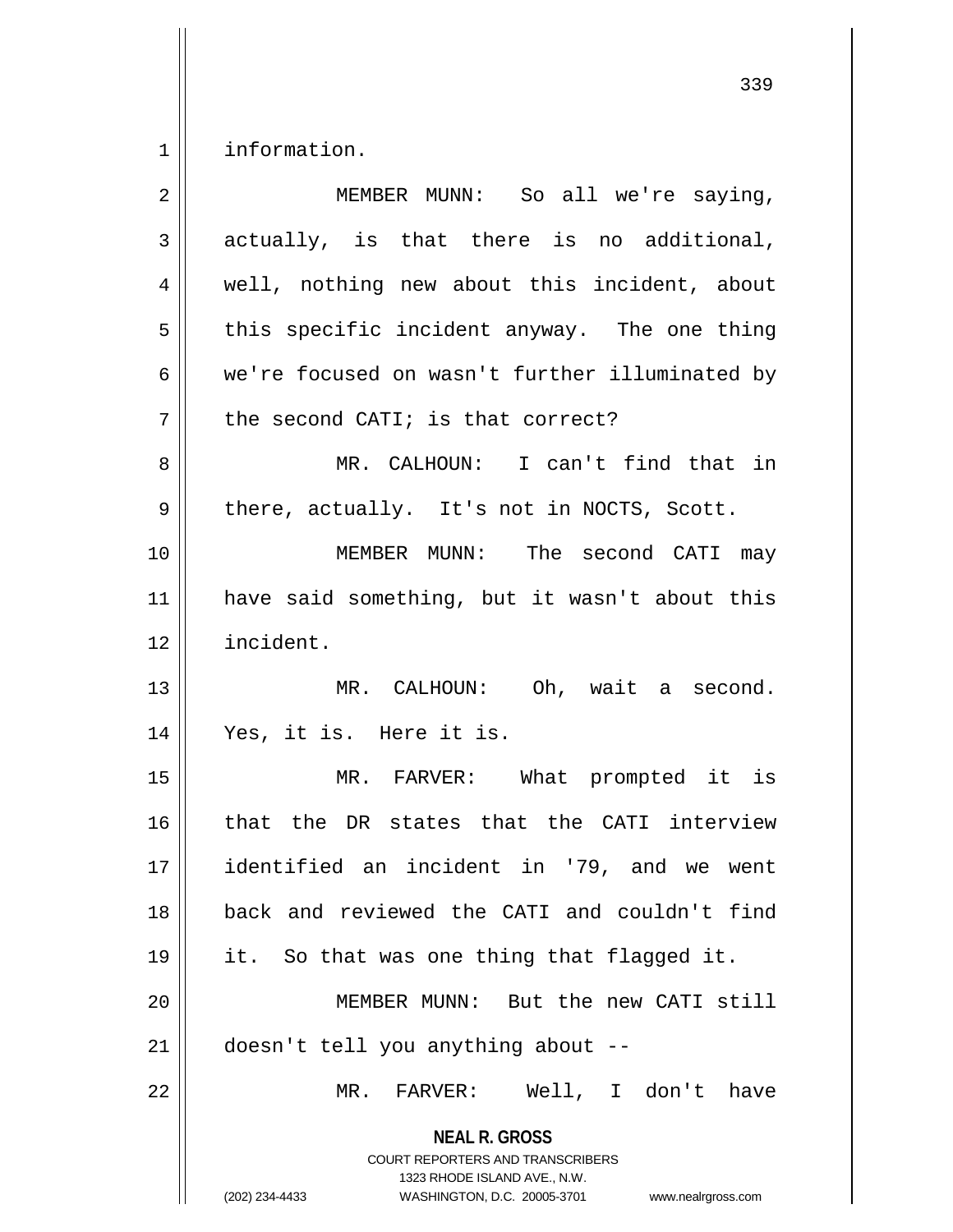information.

MEMBER MUNN: So all we're saying, actually, is that there is no additional, well, nothing new about this incident, about this specific incident anyway. The one thing we're focused on wasn't further illuminated by the second CATI; is that correct?

MR. CALHOUN: I can't find that in there, actually. It's not in NOCTS, Scott.

MEMBER MUNN: The second CATI may have said something, but it wasn't about this incident.

MR. CALHOUN: Oh, wait a second. Yes, it is. Here it is.

MR. FARVER: What prompted it is that the DR states that the CATI interview identified an incident in '79, and we went back and reviewed the CATI and couldn't find it. So that was one thing that flagged it.

MEMBER MUNN: But the new CATI still doesn't tell you anything about --

MR. FARVER: Well, I don't have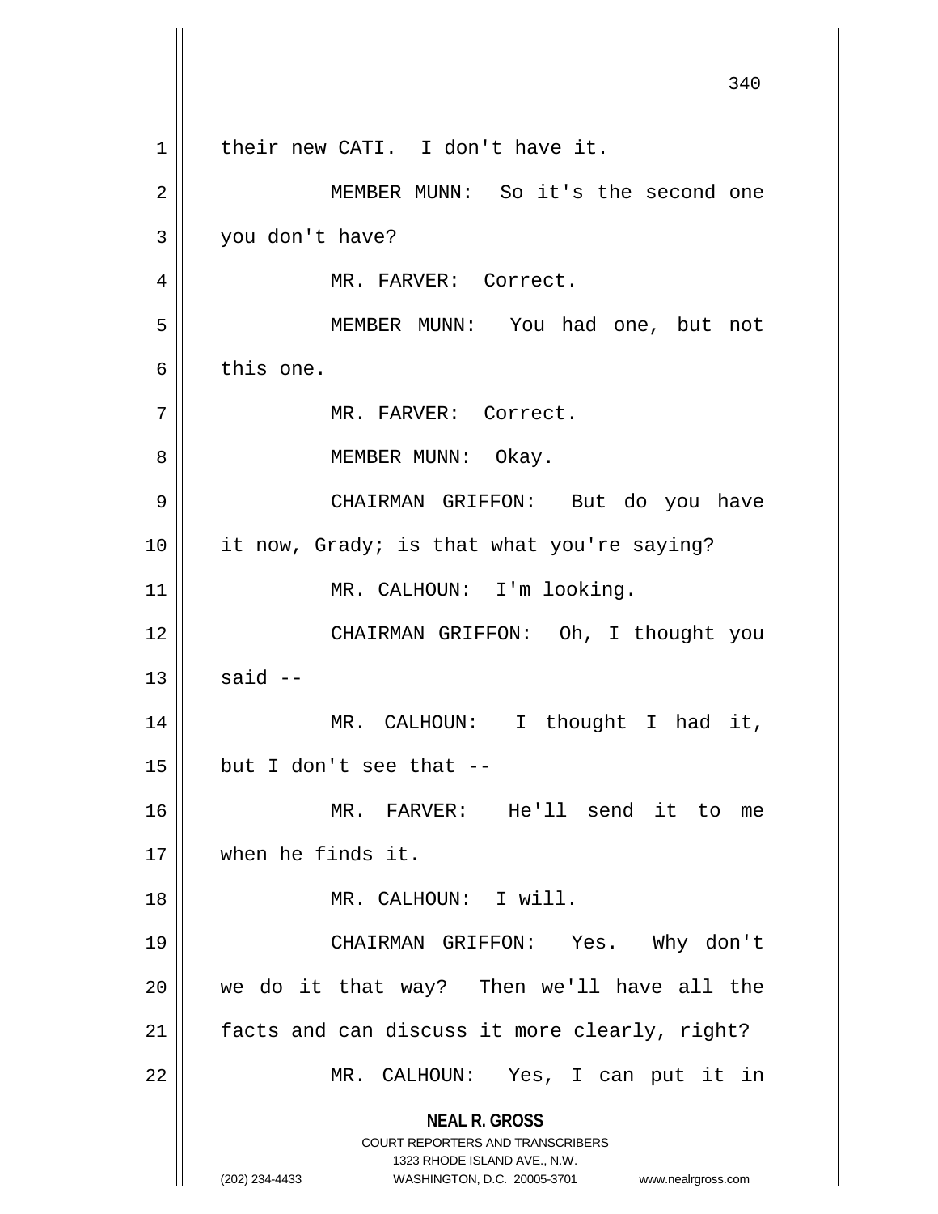their new CATI. I don't have it.

MEMBER MUNN: So it's the second one you don't have?

MR. FARVER: Correct.

MEMBER MUNN: You had one, but not this one.

MR. FARVER: Correct.

MEMBER MUNN: Okay.

CHAIRMAN GRIFFON: But do you have it now, Grady; is that what you're saying?

MR. CALHOUN: I'm looking.

CHAIRMAN GRIFFON: Oh, I thought you said --

MR. CALHOUN: I thought I had it, but I don't see that --

MR. FARVER: He'll send it to me when he finds it.

MR. CALHOUN: I will.

CHAIRMAN GRIFFON: Yes. Why don't we do it that way? Then we'll have all the facts and can discuss it more clearly, right?

MR. CALHOUN: Yes, I can put it in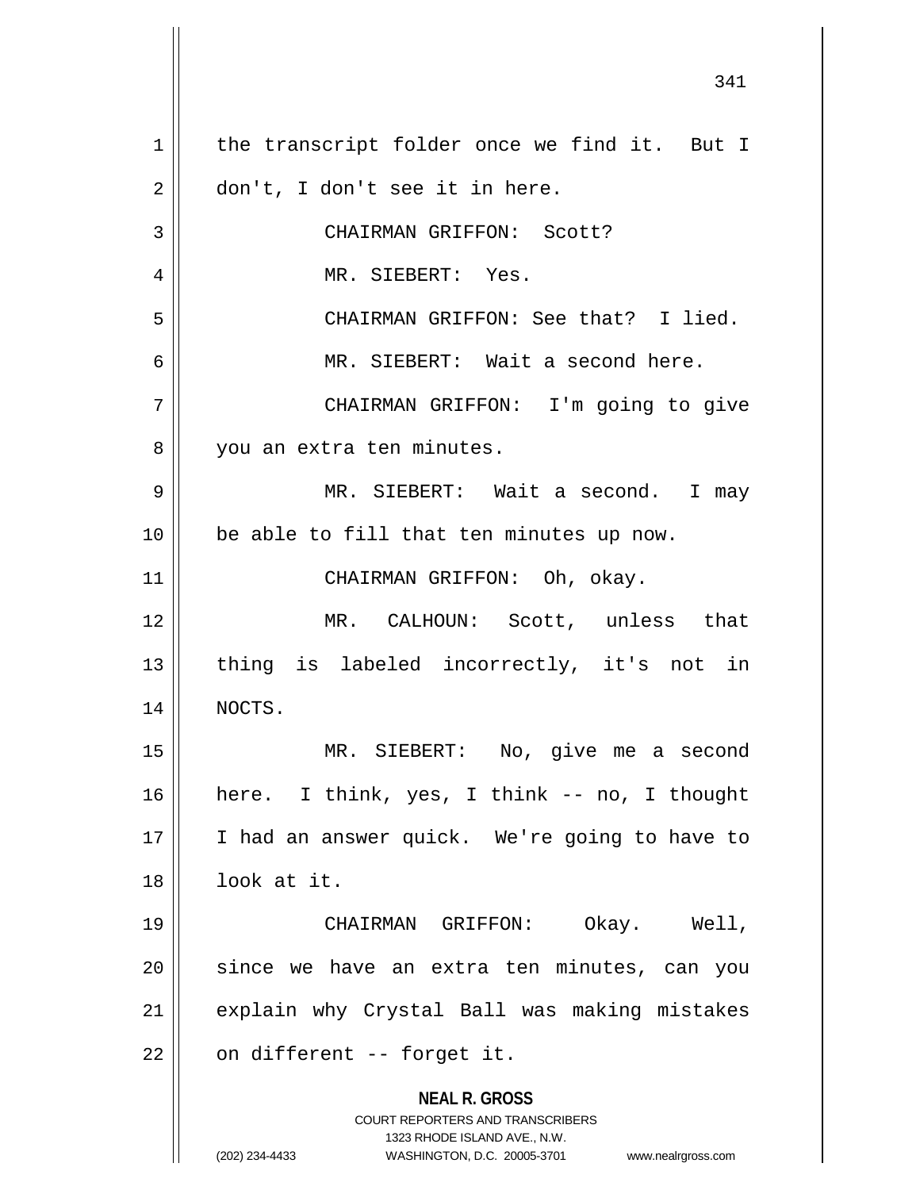the transcript folder once we find it. But I don't, I don't see it in here.

CHAIRMAN GRIFFON: Scott?

MR. SIEBERT: Yes.

CHAIRMAN GRIFFON: See that? I lied.

MR. SIEBERT: Wait a second here.

CHAIRMAN GRIFFON: I'm going to give you an extra ten minutes.

MR. SIEBERT: Wait a second. I may be able to fill that ten minutes up now.

CHAIRMAN GRIFFON: Oh, okay.

MR. CALHOUN: Scott, unless that thing is labeled incorrectly, it's not in NOCTS.

MR. SIEBERT: No, give me a second here. I think, yes, I think -- no, I thought I had an answer quick. We're going to have to look at it.

CHAIRMAN GRIFFON: Okay. Well, since we have an extra ten minutes, can you explain why Crystal Ball was making mistakes on different -- forget it.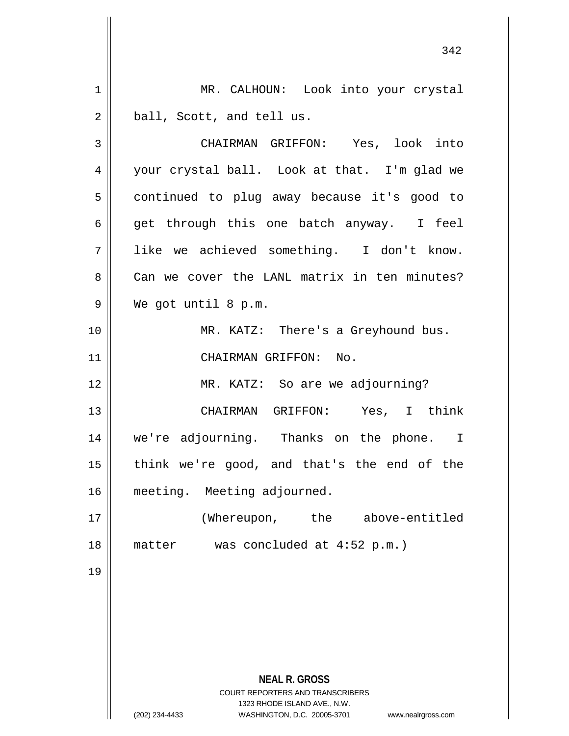MR. CALHOUN: Look into your crystal ball, Scott, and tell us.

CHAIRMAN GRIFFON: Yes, look into your crystal ball. Look at that. I'm glad we continued to plug away because it's good to get through this one batch anyway. I feel like we achieved something. I don't know. Can we cover the LANL matrix in ten minutes? We got until 8 p.m.

MR. KATZ: There's a Greyhound bus.

CHAIRMAN GRIFFON: No.

MR. KATZ: So are we adjourning?

CHAIRMAN GRIFFON: Yes, I think we're adjourning. Thanks on the phone. I think we're good, and that's the end of the meeting. Meeting adjourned.

(Whereupon, the above-entitled matter was concluded at 4:52 p.m.)